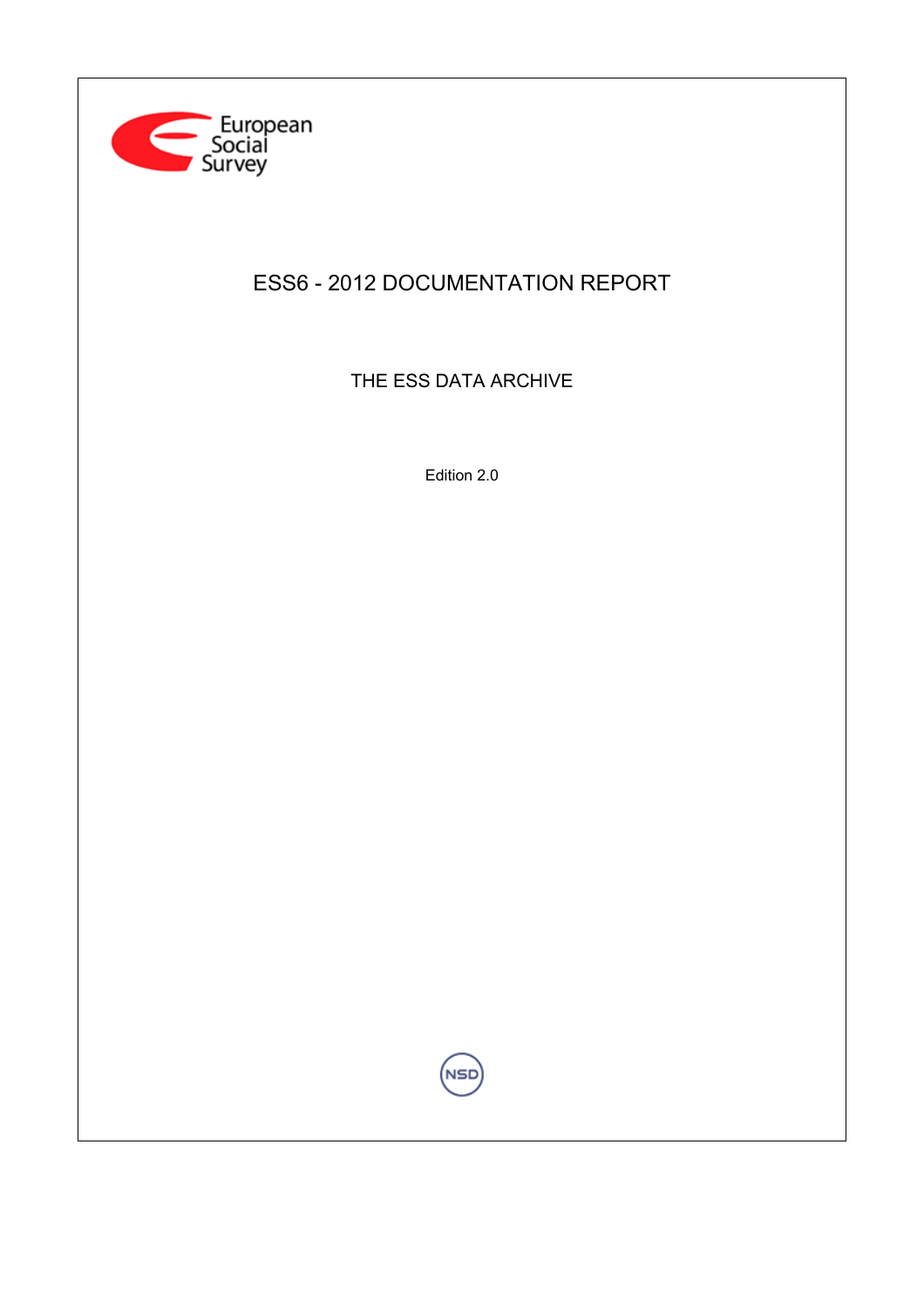European Social Survey

# ESS6 - 2012 DOCUMENTATION REPORT

## THE ESS DATA ARCHIVE

Edition 2.0

NSD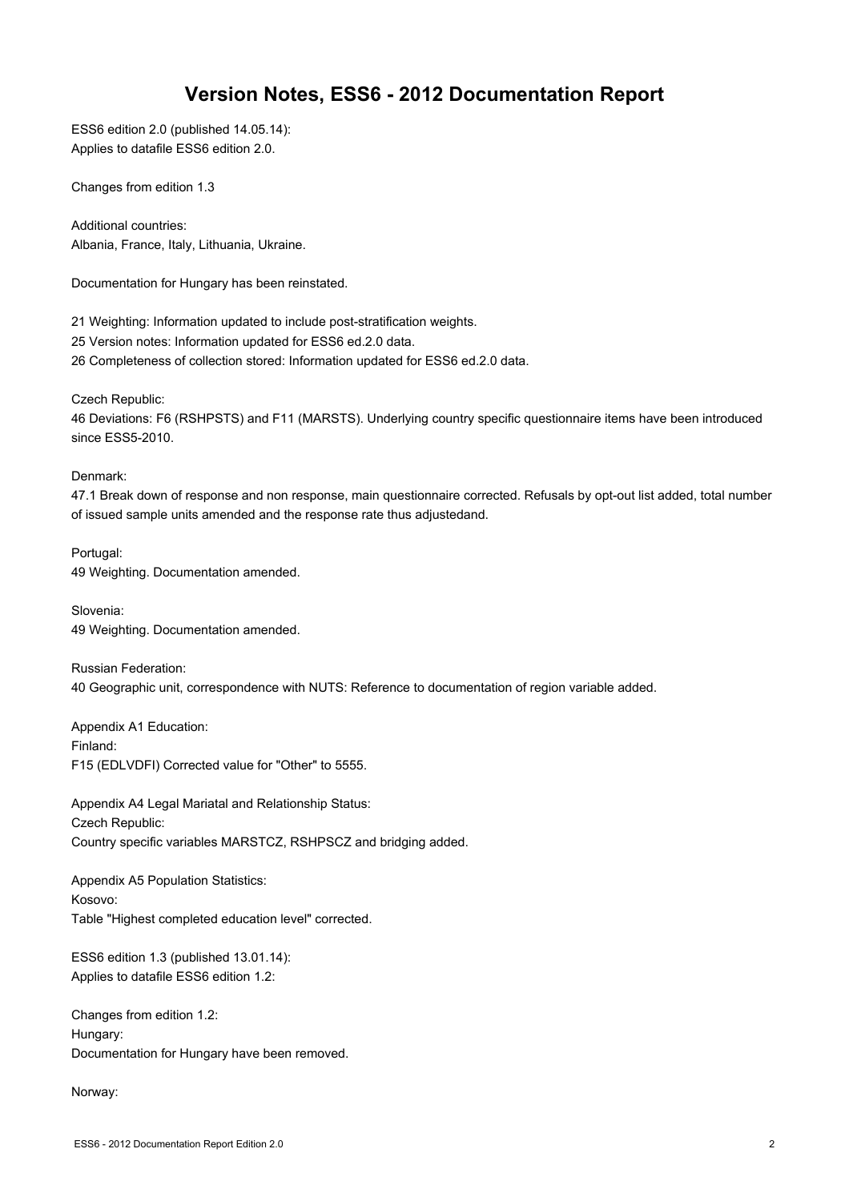# Version Notes, ESS6 - 2012 Documentation Report

ESS6 edition 2.0 (published 14.05.14):
Applies to datafile ESS6 edition 2.0.

Changes from edition 1.3

Additional countries:
Albania, France, Italy, Lithuania, Ukraine.

Documentation for Hungary has been reinstated.

21 Weighting: Information updated to include post-stratification weights.
25 Version notes: Information updated for ESS6 ed.2.0 data.
26 Completeness of collection stored: Information updated for ESS6 ed.2.0 data.

Czech Republic:
46 Deviations: F6 (RSHPSTS) and F11 (MARSTS). Underlying country specific questionnaire items have been introduced since ESS5-2010.

Denmark:
47.1 Break down of response and non response, main questionnaire corrected. Refusals by opt-out list added, total number of issued sample units amended and the response rate thus adjustedand.

Portugal:
49 Weighting. Documentation amended.

Slovenia:
49 Weighting. Documentation amended.

Russian Federation:
40 Geographic unit, correspondence with NUTS: Reference to documentation of region variable added.

Appendix A1 Education:
Finland:
F15 (EDLVDFI) Corrected value for "Other" to 5555.

Appendix A4 Legal Mariatal and Relationship Status:
Czech Republic:
Country specific variables MARSTCZ, RSHPSCZ and bridging added.

Appendix A5 Population Statistics:
Kosovo:
Table "Highest completed education level" corrected.

ESS6 edition 1.3 (published 13.01.14):
Applies to datafile ESS6 edition 1.2:

Changes from edition 1.2:
Hungary:
Documentation for Hungary have been removed.

Norway: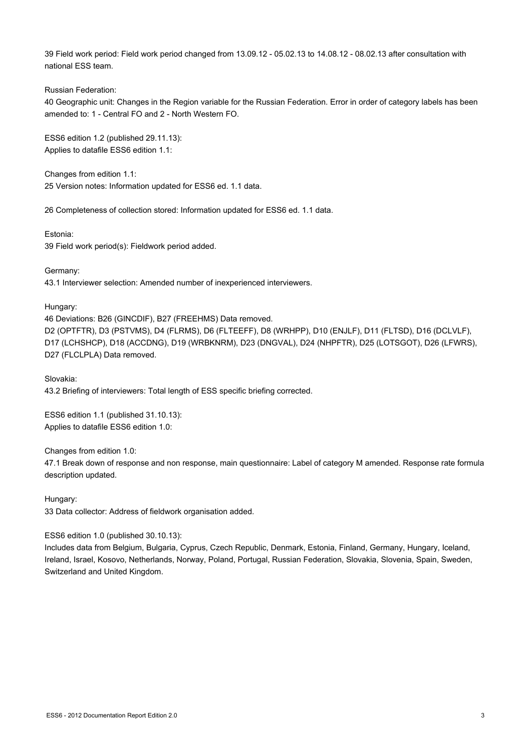39 Field work period: Field work period changed from 13.09.12 - 05.02.13 to 14.08.12 - 08.02.13 after consultation with national ESS team.

Russian Federation:
40 Geographic unit: Changes in the Region variable for the Russian Federation. Error in order of category labels has been amended to: 1 - Central FO and 2 - North Western FO.

ESS6 edition 1.2 (published 29.11.13):
Applies to datafile ESS6 edition 1.1:

Changes from edition 1.1:
25 Version notes: Information updated for ESS6 ed. 1.1 data.

26 Completeness of collection stored: Information updated for ESS6 ed. 1.1 data.

Estonia:
39 Field work period(s): Fieldwork period added.

Germany:
43.1 Interviewer selection: Amended number of inexperienced interviewers.

Hungary:
46 Deviations: B26 (GINCDIF), B27 (FREEHMS) Data removed.
D2 (OPTFTR), D3 (PSTVMS), D4 (FLRMS), D6 (FLTEEFF), D8 (WRHPP), D10 (ENJLF), D11 (FLTSD), D16 (DCLVLF), D17 (LCHSHCP), D18 (ACCDNG), D19 (WRBKNRM), D23 (DNGVAL), D24 (NHPFTR), D25 (LOTSGOT), D26 (LFWRS), D27 (FLCLPLA) Data removed.

Slovakia:
43.2 Briefing of interviewers: Total length of ESS specific briefing corrected.

ESS6 edition 1.1 (published 31.10.13):
Applies to datafile ESS6 edition 1.0:

Changes from edition 1.0:
47.1 Break down of response and non response, main questionnaire: Label of category M amended. Response rate formula description updated.

Hungary:
33 Data collector: Address of fieldwork organisation added.

ESS6 edition 1.0 (published 30.10.13):
Includes data from Belgium, Bulgaria, Cyprus, Czech Republic, Denmark, Estonia, Finland, Germany, Hungary, Iceland, Ireland, Israel, Kosovo, Netherlands, Norway, Poland, Portugal, Russian Federation, Slovakia, Slovenia, Spain, Sweden, Switzerland and United Kingdom.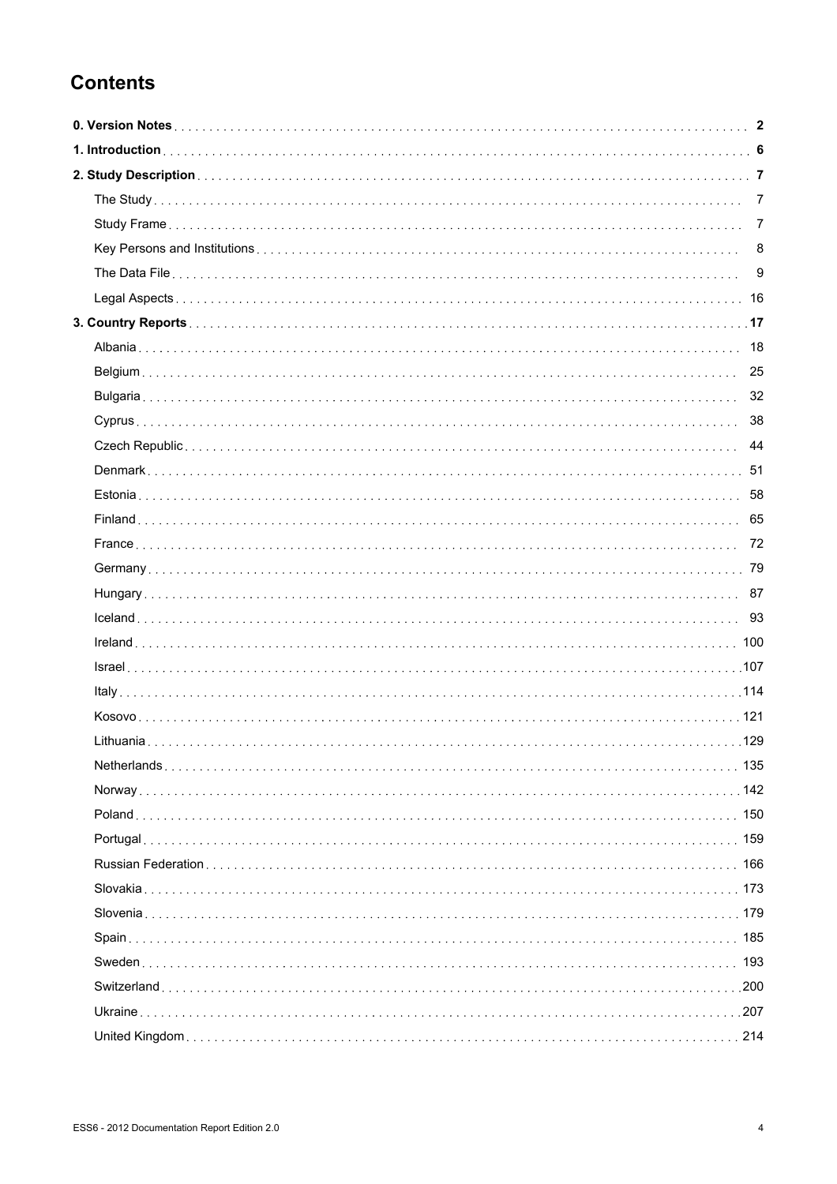## Contents

**0. Version Notes** ..... **2**

**1. Introduction** ..... **6**

**2. Study Description** ..... **7**

- The Study ..... 7
- Study Frame ..... 7
- Key Persons and Institutions ..... 8
- The Data File ..... 9
- Legal Aspects ..... 16

**3. Country Reports** ..... **17**

- Albania ..... 18
- Belgium ..... 25
- Bulgaria ..... 32
- Cyprus ..... 38
- Czech Republic ..... 44
- Denmark ..... 51
- Estonia ..... 58
- Finland ..... 65
- France ..... 72
- Germany ..... 79
- Hungary ..... 87
- Iceland ..... 93
- Ireland ..... 100
- Israel ..... 107
- Italy ..... 114
- Kosovo ..... 121
- Lithuania ..... 129
- Netherlands ..... 135
- Norway ..... 142
- Poland ..... 150
- Portugal ..... 159
- Russian Federation ..... 166
- Slovakia ..... 173
- Slovenia ..... 179
- Spain ..... 185
- Sweden ..... 193
- Switzerland ..... 200
- Ukraine ..... 207
- United Kingdom ..... 214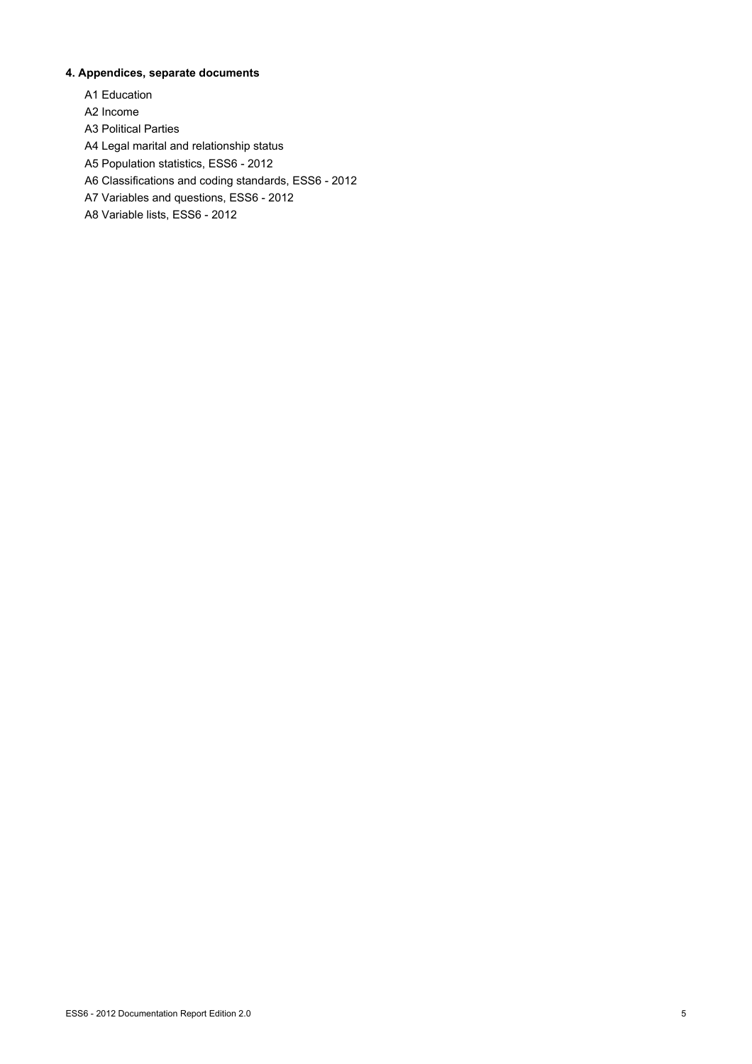### 4. Appendices, separate documents

A1 Education

A2 Income

A3 Political Parties

A4 Legal marital and relationship status

A5 Population statistics, ESS6 - 2012

A6 Classifications and coding standards, ESS6 - 2012

A7 Variables and questions, ESS6 - 2012

A8 Variable lists, ESS6 - 2012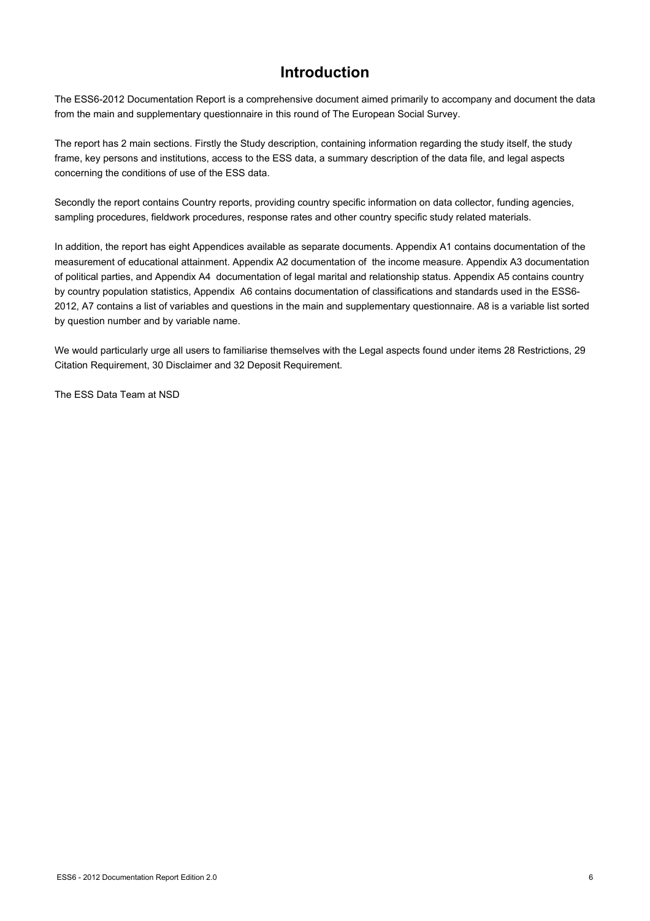# Introduction

The ESS6-2012 Documentation Report is a comprehensive document aimed primarily to accompany and document the data from the main and supplementary questionnaire in this round of The European Social Survey.

The report has 2 main sections. Firstly the Study description, containing information regarding the study itself, the study frame, key persons and institutions, access to the ESS data, a summary description of the data file, and legal aspects concerning the conditions of use of the ESS data.

Secondly the report contains Country reports, providing country specific information on data collector, funding agencies, sampling procedures, fieldwork procedures, response rates and other country specific study related materials.

In addition, the report has eight Appendices available as separate documents. Appendix A1 contains documentation of the measurement of educational attainment. Appendix A2 documentation of the income measure. Appendix A3 documentation of political parties, and Appendix A4 documentation of legal marital and relationship status. Appendix A5 contains country by country population statistics, Appendix A6 contains documentation of classifications and standards used in the ESS6-2012, A7 contains a list of variables and questions in the main and supplementary questionnaire. A8 is a variable list sorted by question number and by variable name.

We would particularly urge all users to familiarise themselves with the Legal aspects found under items 28 Restrictions, 29 Citation Requirement, 30 Disclaimer and 32 Deposit Requirement.

The ESS Data Team at NSD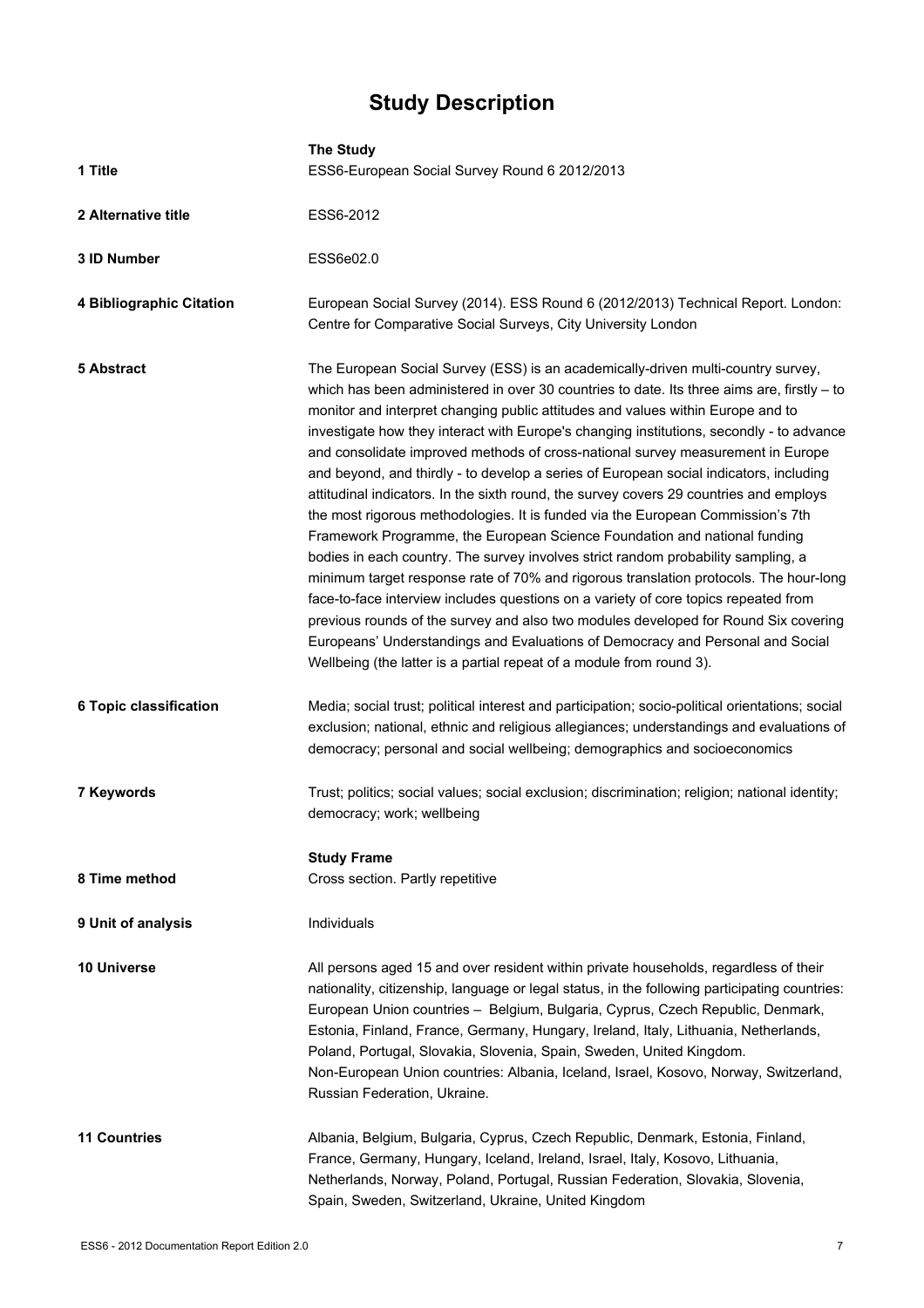# Study Description

**The Study**

| | |
|---|---|
| **1 Title** | ESS6-European Social Survey Round 6 2012/2013 |
| **2 Alternative title** | ESS6-2012 |
| **3 ID Number** | ESS6e02.0 |
| **4 Bibliographic Citation** | European Social Survey (2014). ESS Round 6 (2012/2013) Technical Report. London: Centre for Comparative Social Surveys, City University London |
| **5 Abstract** | The European Social Survey (ESS) is an academically-driven multi-country survey, which has been administered in over 30 countries to date. Its three aims are, firstly – to monitor and interpret changing public attitudes and values within Europe and to investigate how they interact with Europe's changing institutions, secondly - to advance and consolidate improved methods of cross-national survey measurement in Europe and beyond, and thirdly - to develop a series of European social indicators, including attitudinal indicators. In the sixth round, the survey covers 29 countries and employs the most rigorous methodologies. It is funded via the European Commission's 7th Framework Programme, the European Science Foundation and national funding bodies in each country. The survey involves strict random probability sampling, a minimum target response rate of 70% and rigorous translation protocols. The hour-long face-to-face interview includes questions on a variety of core topics repeated from previous rounds of the survey and also two modules developed for Round Six covering Europeans' Understandings and Evaluations of Democracy and Personal and Social Wellbeing (the latter is a partial repeat of a module from round 3). |
| **6 Topic classification** | Media; social trust; political interest and participation; socio-political orientations; social exclusion; national, ethnic and religious allegiances; understandings and evaluations of democracy; personal and social wellbeing; demographics and socioeconomics |
| **7 Keywords** | Trust; politics; social values; social exclusion; discrimination; religion; national identity; democracy; work; wellbeing |

**Study Frame**

| | |
|---|---|
| **8 Time method** | Cross section. Partly repetitive |
| **9 Unit of analysis** | Individuals |
| **10 Universe** | All persons aged 15 and over resident within private households, regardless of their nationality, citizenship, language or legal status, in the following participating countries: European Union countries – Belgium, Bulgaria, Cyprus, Czech Republic, Denmark, Estonia, Finland, France, Germany, Hungary, Ireland, Italy, Lithuania, Netherlands, Poland, Portugal, Slovakia, Slovenia, Spain, Sweden, United Kingdom. Non-European Union countries: Albania, Iceland, Israel, Kosovo, Norway, Switzerland, Russian Federation, Ukraine. |
| **11 Countries** | Albania, Belgium, Bulgaria, Cyprus, Czech Republic, Denmark, Estonia, Finland, France, Germany, Hungary, Iceland, Ireland, Israel, Italy, Kosovo, Lithuania, Netherlands, Norway, Poland, Portugal, Russian Federation, Slovakia, Slovenia, Spain, Sweden, Switzerland, Ukraine, United Kingdom |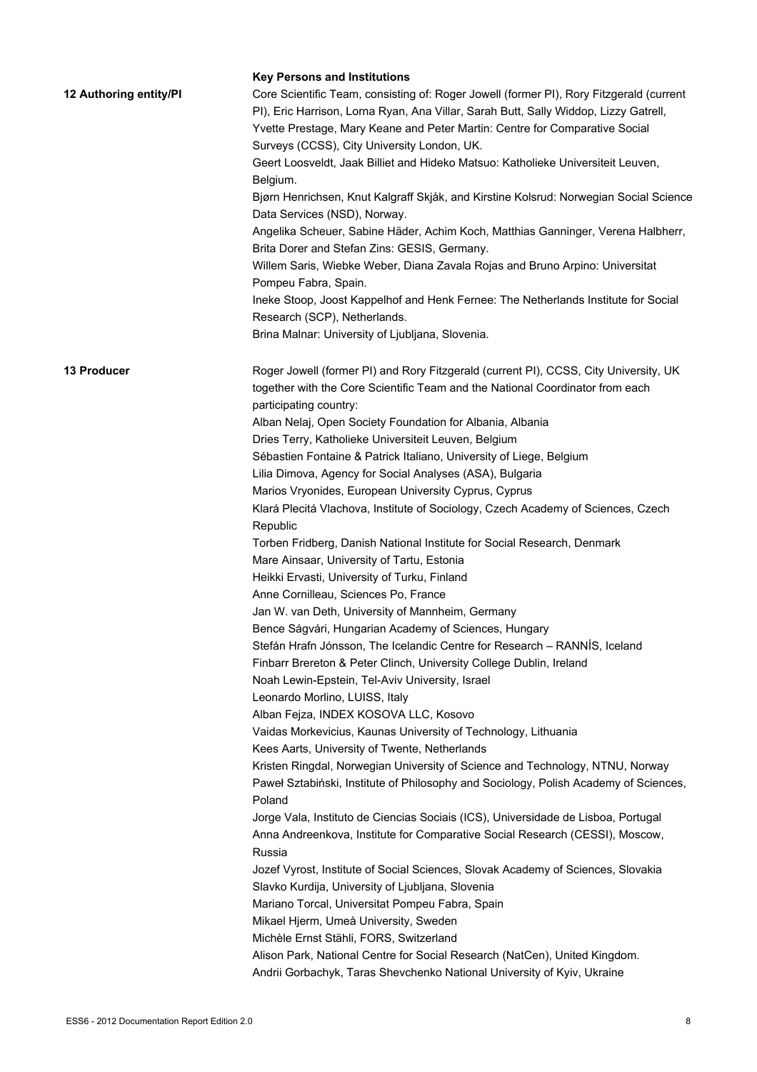**Key Persons and Institutions**

**12 Authoring entity/PI**

Core Scientific Team, consisting of: Roger Jowell (former PI), Rory Fitzgerald (current PI), Eric Harrison, Lorna Ryan, Ana Villar, Sarah Butt, Sally Widdop, Lizzy Gatrell, Yvette Prestage, Mary Keane and Peter Martin: Centre for Comparative Social Surveys (CCSS), City University London, UK.

Geert Loosveldt, Jaak Billiet and Hideko Matsuo: Katholieke Universiteit Leuven, Belgium.

Bjørn Henrichsen, Knut Kalgraff Skjåk, and Kirstine Kolsrud: Norwegian Social Science Data Services (NSD), Norway.

Angelika Scheuer, Sabine Häder, Achim Koch, Matthias Ganninger, Verena Halbherr, Brita Dorer and Stefan Zins: GESIS, Germany.

Willem Saris, Wiebke Weber, Diana Zavala Rojas and Bruno Arpino: Universitat Pompeu Fabra, Spain.

Ineke Stoop, Joost Kappelhof and Henk Fernee: The Netherlands Institute for Social Research (SCP), Netherlands.

Brina Malnar: University of Ljubljana, Slovenia.

**13 Producer**

Roger Jowell (former PI) and Rory Fitzgerald (current PI), CCSS, City University, UK together with the Core Scientific Team and the National Coordinator from each participating country:

Alban Nelaj, Open Society Foundation for Albania, Albania
Dries Terry, Katholieke Universiteit Leuven, Belgium
Sébastien Fontaine & Patrick Italiano, University of Liege, Belgium
Lilia Dimova, Agency for Social Analyses (ASA), Bulgaria
Marios Vryonides, European University Cyprus, Cyprus
Klará Plecitá Vlachova, Institute of Sociology, Czech Academy of Sciences, Czech Republic
Torben Fridberg, Danish National Institute for Social Research, Denmark
Mare Ainsaar, University of Tartu, Estonia
Heikki Ervasti, University of Turku, Finland
Anne Cornilleau, Sciences Po, France
Jan W. van Deth, University of Mannheim, Germany
Bence Ságvári, Hungarian Academy of Sciences, Hungary
Stefán Hrafn Jónsson, The Icelandic Centre for Research – RANNÍS, Iceland
Finbarr Brereton & Peter Clinch, University College Dublin, Ireland
Noah Lewin-Epstein, Tel-Aviv University, Israel
Leonardo Morlino, LUISS, Italy
Alban Fejza, INDEX KOSOVA LLC, Kosovo
Vaidas Morkevicius, Kaunas University of Technology, Lithuania
Kees Aarts, University of Twente, Netherlands
Kristen Ringdal, Norwegian University of Science and Technology, NTNU, Norway
Paweł Sztabiński, Institute of Philosophy and Sociology, Polish Academy of Sciences, Poland
Jorge Vala, Instituto de Ciencias Sociais (ICS), Universidade de Lisboa, Portugal
Anna Andreenkova, Institute for Comparative Social Research (CESSI), Moscow, Russia
Jozef Vyrost, Institute of Social Sciences, Slovak Academy of Sciences, Slovakia
Slavko Kurdija, University of Ljubljana, Slovenia
Mariano Torcal, Universitat Pompeu Fabra, Spain
Mikael Hjerm, Umeå University, Sweden
Michèle Ernst Stähli, FORS, Switzerland
Alison Park, National Centre for Social Research (NatCen), United Kingdom.
Andrii Gorbachyk, Taras Shevchenko National University of Kyiv, Ukraine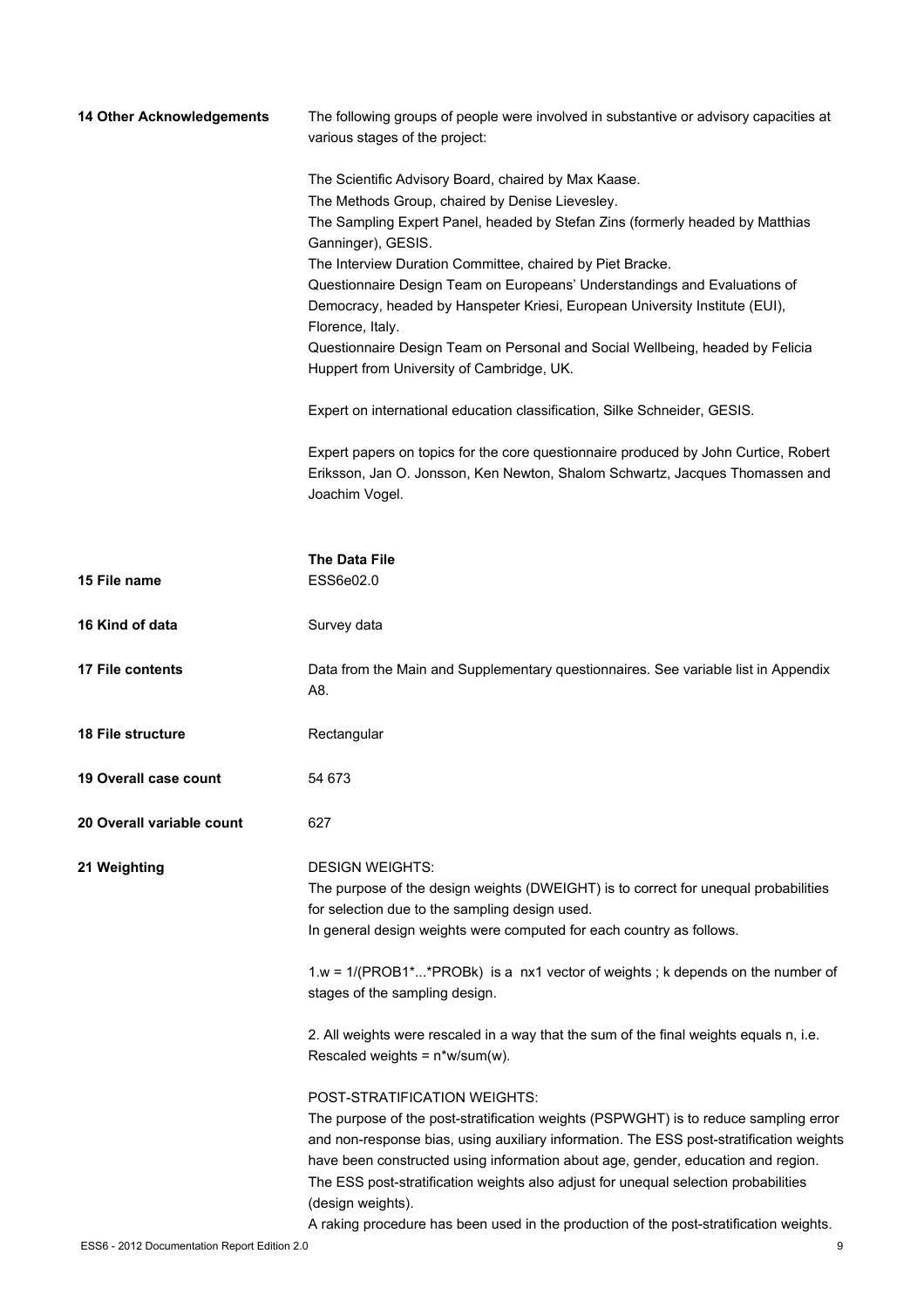**14 Other Acknowledgements**

The following groups of people were involved in substantive or advisory capacities at various stages of the project:

The Scientific Advisory Board, chaired by Max Kaase.
The Methods Group, chaired by Denise Lievesley.
The Sampling Expert Panel, headed by Stefan Zins (formerly headed by Matthias Ganninger), GESIS.
The Interview Duration Committee, chaired by Piet Bracke.
Questionnaire Design Team on Europeans' Understandings and Evaluations of Democracy, headed by Hanspeter Kriesi, European University Institute (EUI), Florence, Italy.
Questionnaire Design Team on Personal and Social Wellbeing, headed by Felicia Huppert from University of Cambridge, UK.

Expert on international education classification, Silke Schneider, GESIS.

Expert papers on topics for the core questionnaire produced by John Curtice, Robert Eriksson, Jan O. Jonsson, Ken Newton, Shalom Schwartz, Jacques Thomassen and Joachim Vogel.

**The Data File**

**15 File name**

ESS6e02.0

**16 Kind of data**

Survey data

**17 File contents**

Data from the Main and Supplementary questionnaires. See variable list in Appendix A8.

**18 File structure**

Rectangular

**19 Overall case count**

54 673

**20 Overall variable count**

627

**21 Weighting**

DESIGN WEIGHTS:
The purpose of the design weights (DWEIGHT) is to correct for unequal probabilities for selection due to the sampling design used.
In general design weights were computed for each country as follows.

1.w = 1/(PROB1*...*PROBk) is a nx1 vector of weights ; k depends on the number of stages of the sampling design.

2. All weights were rescaled in a way that the sum of the final weights equals n, i.e. Rescaled weights = n*w/sum(w).

POST-STRATIFICATION WEIGHTS:
The purpose of the post-stratification weights (PSPWGHT) is to reduce sampling error and non-response bias, using auxiliary information. The ESS post-stratification weights have been constructed using information about age, gender, education and region. The ESS post-stratification weights also adjust for unequal selection probabilities (design weights).
A raking procedure has been used in the production of the post-stratification weights.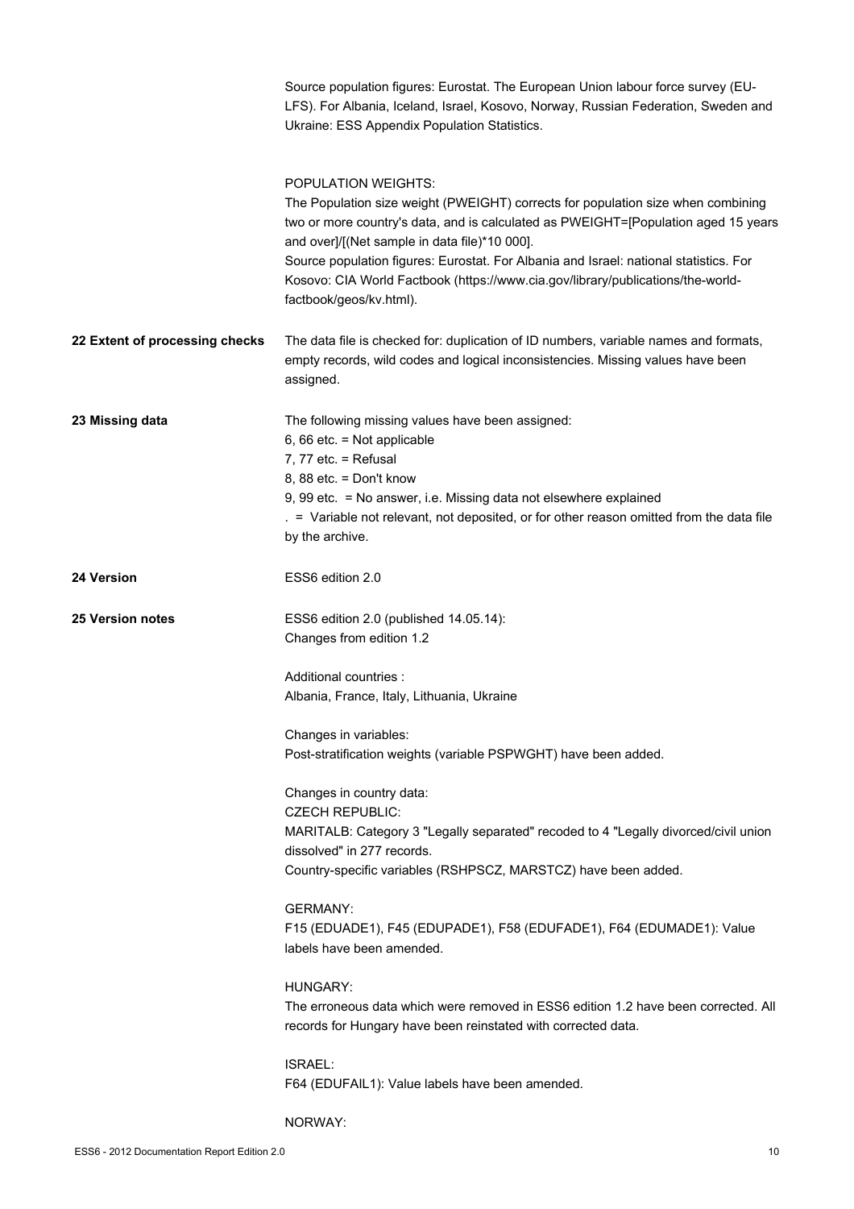Source population figures: Eurostat. The European Union labour force survey (EU-LFS). For Albania, Iceland, Israel, Kosovo, Norway, Russian Federation, Sweden and Ukraine: ESS Appendix Population Statistics.

POPULATION WEIGHTS:
The Population size weight (PWEIGHT) corrects for population size when combining two or more country's data, and is calculated as PWEIGHT=[Population aged 15 years and over]/[(Net sample in data file)*10 000].
Source population figures: Eurostat. For Albania and Israel: national statistics. For Kosovo: CIA World Factbook (https://www.cia.gov/library/publications/the-world-factbook/geos/kv.html).

**22 Extent of processing checks**

The data file is checked for: duplication of ID numbers, variable names and formats, empty records, wild codes and logical inconsistencies. Missing values have been assigned.

**23 Missing data**

The following missing values have been assigned:
6, 66 etc. = Not applicable
7, 77 etc. = Refusal
8, 88 etc. = Don't know
9, 99 etc. = No answer, i.e. Missing data not elsewhere explained
. = Variable not relevant, not deposited, or for other reason omitted from the data file by the archive.

**24 Version**

ESS6 edition 2.0

**25 Version notes**

ESS6 edition 2.0 (published 14.05.14):
Changes from edition 1.2

Additional countries :
Albania, France, Italy, Lithuania, Ukraine

Changes in variables:
Post-stratification weights (variable PSPWGHT) have been added.

Changes in country data:
CZECH REPUBLIC:
MARITALB: Category 3 "Legally separated" recoded to 4 "Legally divorced/civil union dissolved" in 277 records.
Country-specific variables (RSHPSCZ, MARSTCZ) have been added.

GERMANY:
F15 (EDUADE1), F45 (EDUPADE1), F58 (EDUFADE1), F64 (EDUMADE1): Value labels have been amended.

HUNGARY:
The erroneous data which were removed in ESS6 edition 1.2 have been corrected. All records for Hungary have been reinstated with corrected data.

ISRAEL:
F64 (EDUFAIL1): Value labels have been amended.

NORWAY: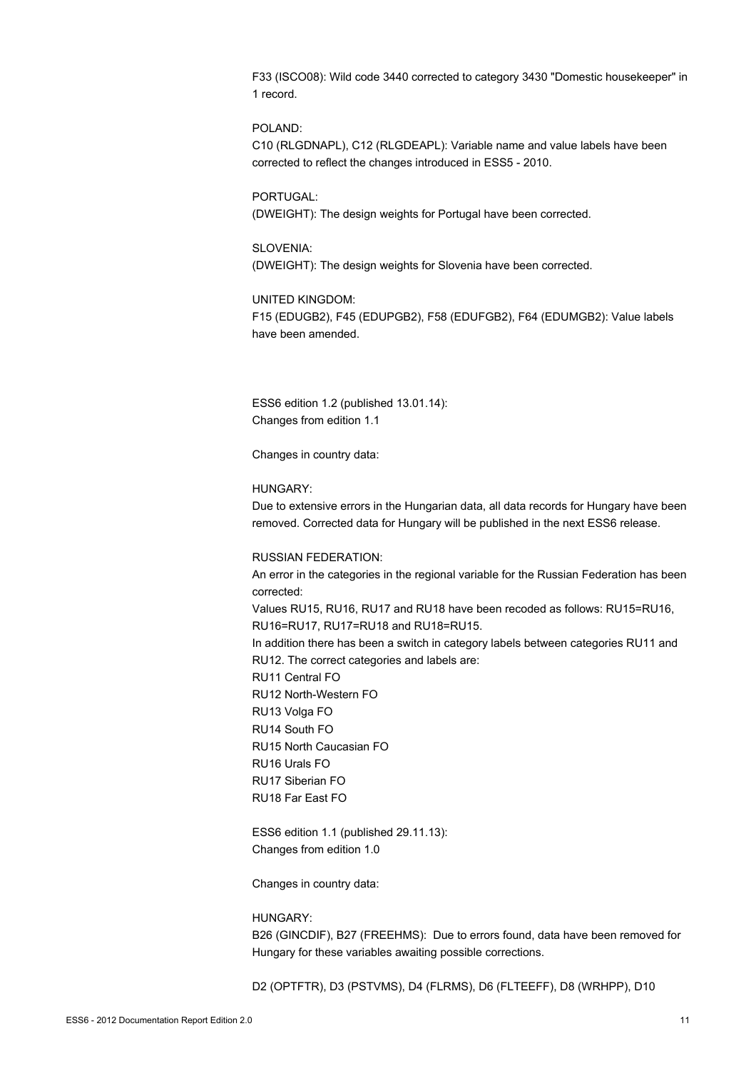F33 (ISCO08): Wild code 3440 corrected to category 3430 "Domestic housekeeper" in 1 record.

POLAND:
C10 (RLGDNAPL), C12 (RLGDEAPL): Variable name and value labels have been corrected to reflect the changes introduced in ESS5 - 2010.

PORTUGAL:
(DWEIGHT): The design weights for Portugal have been corrected.

SLOVENIA:
(DWEIGHT): The design weights for Slovenia have been corrected.

UNITED KINGDOM:
F15 (EDUGB2), F45 (EDUPGB2), F58 (EDUFGB2), F64 (EDUMGB2): Value labels have been amended.

ESS6 edition 1.2 (published 13.01.14):
Changes from edition 1.1

Changes in country data:

HUNGARY:
Due to extensive errors in the Hungarian data, all data records for Hungary have been removed. Corrected data for Hungary will be published in the next ESS6 release.

RUSSIAN FEDERATION:
An error in the categories in the regional variable for the Russian Federation has been corrected:
Values RU15, RU16, RU17 and RU18 have been recoded as follows: RU15=RU16, RU16=RU17, RU17=RU18 and RU18=RU15.
In addition there has been a switch in category labels between categories RU11 and RU12. The correct categories and labels are:
RU11 Central FO
RU12 North-Western FO
RU13 Volga FO
RU14 South FO
RU15 North Caucasian FO
RU16 Urals FO
RU17 Siberian FO
RU18 Far East FO

ESS6 edition 1.1 (published 29.11.13):
Changes from edition 1.0

Changes in country data:

HUNGARY:
B26 (GINCDIF), B27 (FREEHMS): Due to errors found, data have been removed for Hungary for these variables awaiting possible corrections.

D2 (OPTFTR), D3 (PSTVMS), D4 (FLRMS), D6 (FLTEEFF), D8 (WRHPP), D10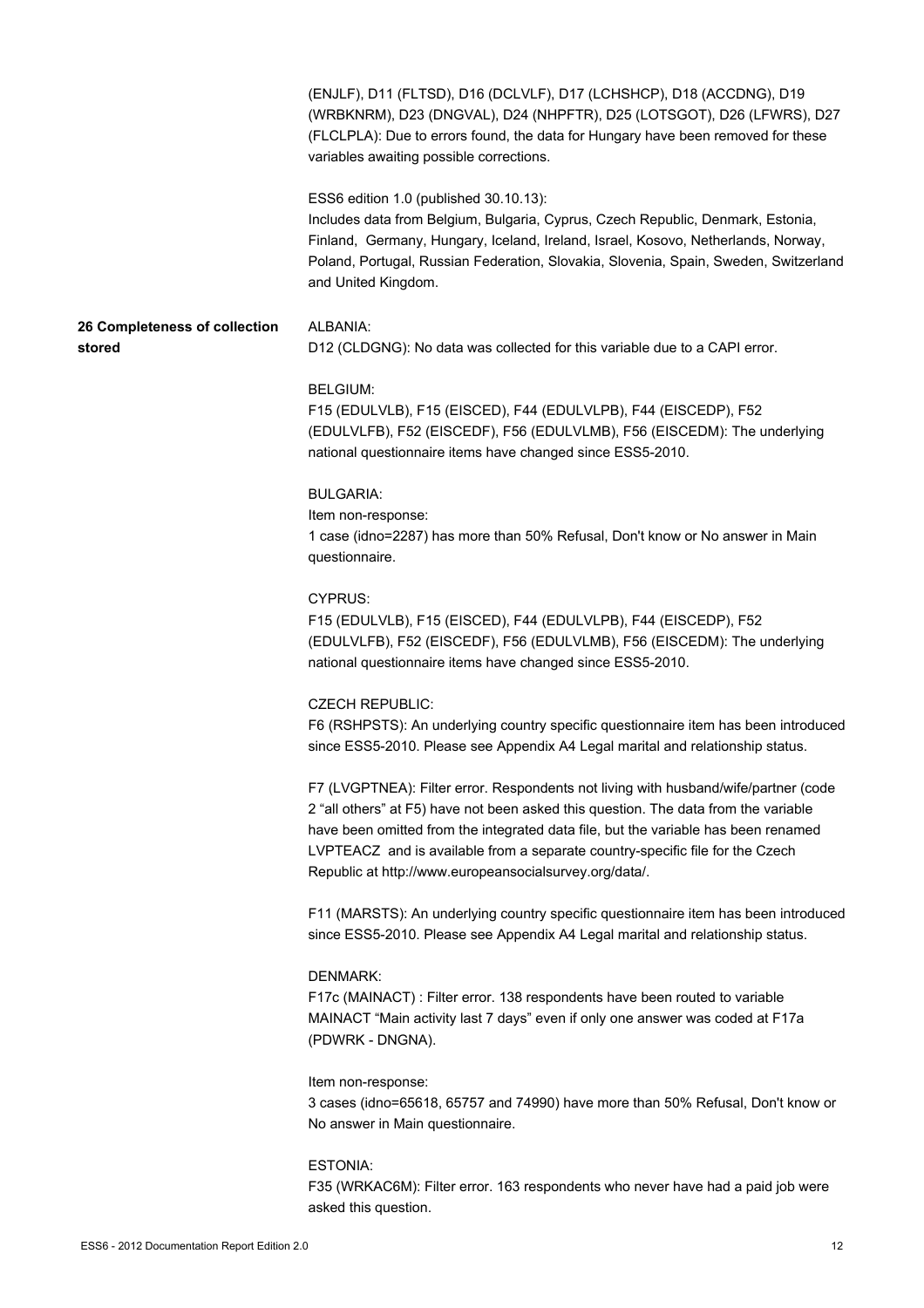(ENJLF), D11 (FLTSD), D16 (DCLVLF), D17 (LCHSHCP), D18 (ACCDNG), D19 (WRBKNRM), D23 (DNGVAL), D24 (NHPFTR), D25 (LOTSGOT), D26 (LFWRS), D27 (FLCLPLA): Due to errors found, the data for Hungary have been removed for these variables awaiting possible corrections.

ESS6 edition 1.0 (published 30.10.13):
Includes data from Belgium, Bulgaria, Cyprus, Czech Republic, Denmark, Estonia, Finland, Germany, Hungary, Iceland, Ireland, Israel, Kosovo, Netherlands, Norway, Poland, Portugal, Russian Federation, Slovakia, Slovenia, Spain, Sweden, Switzerland and United Kingdom.

**26 Completeness of collection stored**

ALBANIA:
D12 (CLDGNG): No data was collected for this variable due to a CAPI error.

BELGIUM:
F15 (EDULVLB), F15 (EISCED), F44 (EDULVLPB), F44 (EISCEDP), F52 (EDULVLFB), F52 (EISCEDF), F56 (EDULVLMB), F56 (EISCEDM): The underlying national questionnaire items have changed since ESS5-2010.

BULGARIA:
Item non-response:
1 case (idno=2287) has more than 50% Refusal, Don't know or No answer in Main questionnaire.

CYPRUS:
F15 (EDULVLB), F15 (EISCED), F44 (EDULVLPB), F44 (EISCEDP), F52 (EDULVLFB), F52 (EISCEDF), F56 (EDULVLMB), F56 (EISCEDM): The underlying national questionnaire items have changed since ESS5-2010.

CZECH REPUBLIC:
F6 (RSHPSTS): An underlying country specific questionnaire item has been introduced since ESS5-2010. Please see Appendix A4 Legal marital and relationship status.

F7 (LVGPTNEA): Filter error. Respondents not living with husband/wife/partner (code 2 "all others" at F5) have not been asked this question. The data from the variable have been omitted from the integrated data file, but the variable has been renamed LVPTEACZ and is available from a separate country-specific file for the Czech Republic at http://www.europeansocialsurvey.org/data/.

F11 (MARSTS): An underlying country specific questionnaire item has been introduced since ESS5-2010. Please see Appendix A4 Legal marital and relationship status.

DENMARK:
F17c (MAINACT) : Filter error. 138 respondents have been routed to variable MAINACT "Main activity last 7 days" even if only one answer was coded at F17a (PDWRK - DNGNA).

Item non-response:
3 cases (idno=65618, 65757 and 74990) have more than 50% Refusal, Don't know or No answer in Main questionnaire.

ESTONIA:
F35 (WRKAC6M): Filter error. 163 respondents who never have had a paid job were asked this question.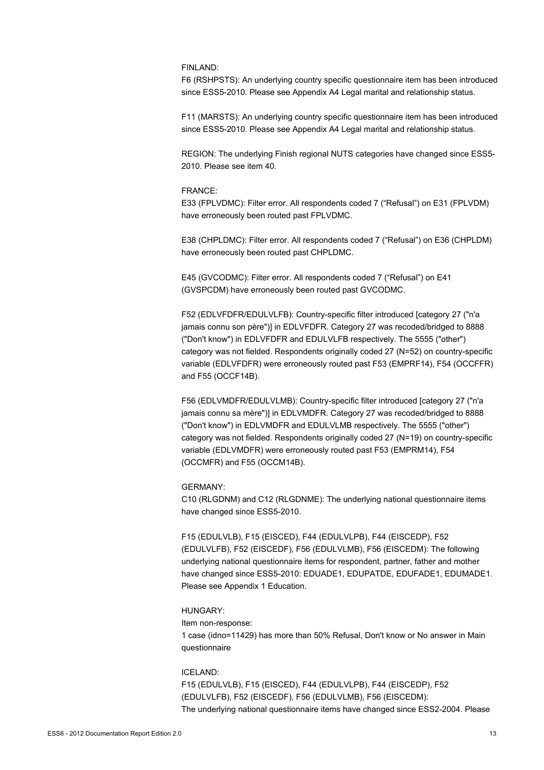FINLAND:

F6 (RSHPSTS): An underlying country specific questionnaire item has been introduced since ESS5-2010. Please see Appendix A4 Legal marital and relationship status.

F11 (MARSTS): An underlying country specific questionnaire item has been introduced since ESS5-2010. Please see Appendix A4 Legal marital and relationship status.

REGION: The underlying Finish regional NUTS categories have changed since ESS5-2010. Please see item 40.

FRANCE:

E33 (FPLVDMC): Filter error. All respondents coded 7 ("Refusal") on E31 (FPLVDM) have erroneously been routed past FPLVDMC.

E38 (CHPLDMC): Filter error. All respondents coded 7 ("Refusal") on E36 (CHPLDM) have erroneously been routed past CHPLDMC.

E45 (GVCODMC): Filter error. All respondents coded 7 ("Refusal") on E41 (GVSPCDM) have erroneously been routed past GVCODMC.

F52 (EDLVFDFR/EDULVLFB): Country-specific filter introduced [category 27 ("n'a jamais connu son père")] in EDLVFDFR. Category 27 was recoded/bridged to 8888 ("Don't know") in EDLVFDFR and EDULVLFB respectively. The 5555 ("other") category was not fielded. Respondents originally coded 27 (N=52) on country-specific variable (EDLVFDFR) were erroneously routed past F53 (EMPRF14), F54 (OCCFFR) and F55 (OCCF14B).

F56 (EDLVMDFR/EDULVLMB): Country-specific filter introduced [category 27 ("n'a jamais connu sa mère")] in EDLVMDFR. Category 27 was recoded/bridged to 8888 ("Don't know") in EDLVMDFR and EDULVLMB respectively. The 5555 ("other") category was not fielded. Respondents originally coded 27 (N=19) on country-specific variable (EDLVMDFR) were erroneously routed past F53 (EMPRM14), F54 (OCCMFR) and F55 (OCCM14B).

GERMANY:

C10 (RLGDNM) and C12 (RLGDNME): The underlying national questionnaire items have changed since ESS5-2010.

F15 (EDULVLB), F15 (EISCED), F44 (EDULVLPB), F44 (EISCEDP), F52 (EDULVLFB), F52 (EISCEDF), F56 (EDULVLMB), F56 (EISCEDM): The following underlying national questionnaire items for respondent, partner, father and mother have changed since ESS5-2010: EDUADE1, EDUPATDE, EDUFADE1, EDUMADE1. Please see Appendix 1 Education.

HUNGARY:

Item non-response:

1 case (idno=11429) has more than 50% Refusal, Don't know or No answer in Main questionnaire

ICELAND:

F15 (EDULVLB), F15 (EISCED), F44 (EDULVLPB), F44 (EISCEDP), F52 (EDULVLFB), F52 (EISCEDF), F56 (EDULVLMB), F56 (EISCEDM):

The underlying national questionnaire items have changed since ESS2-2004. Please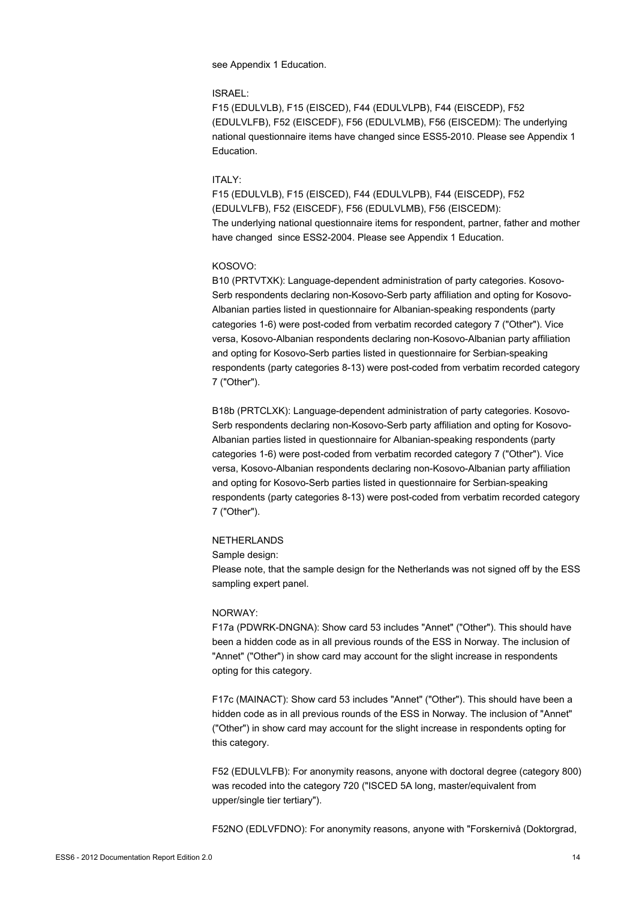see Appendix 1 Education.

ISRAEL:

F15 (EDULVLB), F15 (EISCED), F44 (EDULVLPB), F44 (EISCEDP), F52 (EDULVLFB), F52 (EISCEDF), F56 (EDULVLMB), F56 (EISCEDM): The underlying national questionnaire items have changed since ESS5-2010. Please see Appendix 1 Education.

ITALY:

F15 (EDULVLB), F15 (EISCED), F44 (EDULVLPB), F44 (EISCEDP), F52 (EDULVLFB), F52 (EISCEDF), F56 (EDULVLMB), F56 (EISCEDM):
The underlying national questionnaire items for respondent, partner, father and mother have changed since ESS2-2004. Please see Appendix 1 Education.

KOSOVO:

B10 (PRTVTXK): Language-dependent administration of party categories. Kosovo-Serb respondents declaring non-Kosovo-Serb party affiliation and opting for Kosovo-Albanian parties listed in questionnaire for Albanian-speaking respondents (party categories 1-6) were post-coded from verbatim recorded category 7 ("Other"). Vice versa, Kosovo-Albanian respondents declaring non-Kosovo-Albanian party affiliation and opting for Kosovo-Serb parties listed in questionnaire for Serbian-speaking respondents (party categories 8-13) were post-coded from verbatim recorded category 7 ("Other").

B18b (PRTCLXK): Language-dependent administration of party categories. Kosovo-Serb respondents declaring non-Kosovo-Serb party affiliation and opting for Kosovo-Albanian parties listed in questionnaire for Albanian-speaking respondents (party categories 1-6) were post-coded from verbatim recorded category 7 ("Other"). Vice versa, Kosovo-Albanian respondents declaring non-Kosovo-Albanian party affiliation and opting for Kosovo-Serb parties listed in questionnaire for Serbian-speaking respondents (party categories 8-13) were post-coded from verbatim recorded category 7 ("Other").

NETHERLANDS

Sample design:
Please note, that the sample design for the Netherlands was not signed off by the ESS sampling expert panel.

NORWAY:

F17a (PDWRK-DNGNA): Show card 53 includes "Annet" ("Other"). This should have been a hidden code as in all previous rounds of the ESS in Norway. The inclusion of "Annet" ("Other") in show card may account for the slight increase in respondents opting for this category.

F17c (MAINACT): Show card 53 includes "Annet" ("Other"). This should have been a hidden code as in all previous rounds of the ESS in Norway. The inclusion of "Annet" ("Other") in show card may account for the slight increase in respondents opting for this category.

F52 (EDULVLFB): For anonymity reasons, anyone with doctoral degree (category 800) was recoded into the category 720 ("ISCED 5A long, master/equivalent from upper/single tier tertiary").

F52NO (EDLVFDNO): For anonymity reasons, anyone with "Forskernivå (Doktorgrad,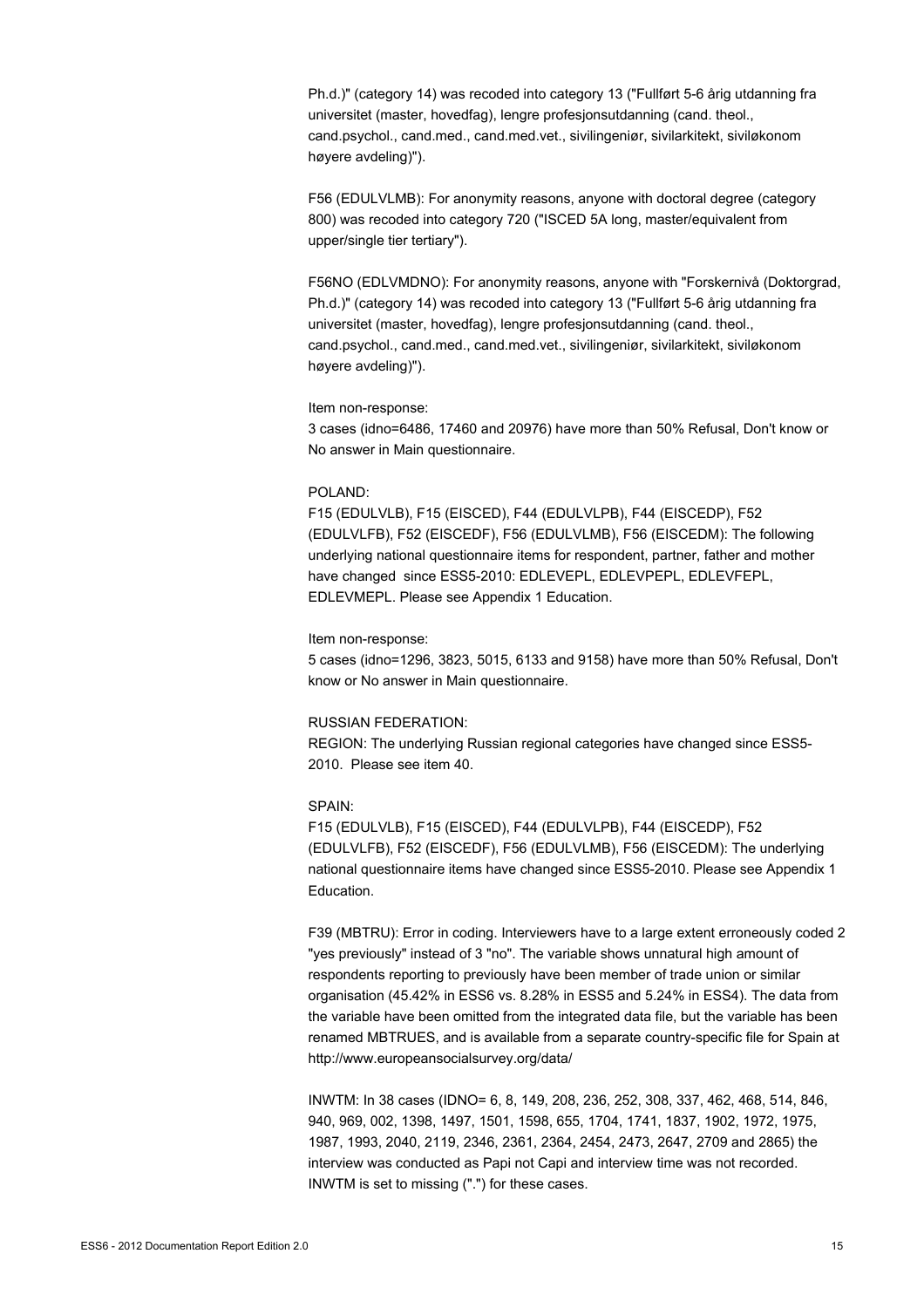Ph.d.)" (category 14) was recoded into category 13 ("Fullført 5-6 årig utdanning fra universitet (master, hovedfag), lengre profesjonsutdanning (cand. theol., cand.psychol., cand.med., cand.med.vet., sivilingeniør, sivilarkitekt, siviløkonom høyere avdeling)").

F56 (EDULVLMB): For anonymity reasons, anyone with doctoral degree (category 800) was recoded into category 720 ("ISCED 5A long, master/equivalent from upper/single tier tertiary").

F56NO (EDLVMDNO): For anonymity reasons, anyone with "Forskernivå (Doktorgrad, Ph.d.)" (category 14) was recoded into category 13 ("Fullført 5-6 årig utdanning fra universitet (master, hovedfag), lengre profesjonsutdanning (cand. theol., cand.psychol., cand.med., cand.med.vet., sivilingeniør, sivilarkitekt, siviløkonom høyere avdeling)").

Item non-response:
3 cases (idno=6486, 17460 and 20976) have more than 50% Refusal, Don't know or No answer in Main questionnaire.

POLAND:
F15 (EDULVLB), F15 (EISCED), F44 (EDULVLPB), F44 (EISCEDP), F52 (EDULVLFB), F52 (EISCEDF), F56 (EDULVLMB), F56 (EISCEDM): The following underlying national questionnaire items for respondent, partner, father and mother have changed since ESS5-2010: EDLEVEPL, EDLEVPEPL, EDLEVFEPL, EDLEVMEPL. Please see Appendix 1 Education.

Item non-response:
5 cases (idno=1296, 3823, 5015, 6133 and 9158) have more than 50% Refusal, Don't know or No answer in Main questionnaire.

RUSSIAN FEDERATION:
REGION: The underlying Russian regional categories have changed since ESS5-2010. Please see item 40.

SPAIN:
F15 (EDULVLB), F15 (EISCED), F44 (EDULVLPB), F44 (EISCEDP), F52 (EDULVLFB), F52 (EISCEDF), F56 (EDULVLMB), F56 (EISCEDM): The underlying national questionnaire items have changed since ESS5-2010. Please see Appendix 1 Education.

F39 (MBTRU): Error in coding. Interviewers have to a large extent erroneously coded 2 "yes previously" instead of 3 "no". The variable shows unnatural high amount of respondents reporting to previously have been member of trade union or similar organisation (45.42% in ESS6 vs. 8.28% in ESS5 and 5.24% in ESS4). The data from the variable have been omitted from the integrated data file, but the variable has been renamed MBTRUES, and is available from a separate country-specific file for Spain at http://www.europeansocialsurvey.org/data/

INWTM: In 38 cases (IDNO= 6, 8, 149, 208, 236, 252, 308, 337, 462, 468, 514, 846, 940, 969, 002, 1398, 1497, 1501, 1598, 655, 1704, 1741, 1837, 1902, 1972, 1975, 1987, 1993, 2040, 2119, 2346, 2361, 2364, 2454, 2473, 2647, 2709 and 2865) the interview was conducted as Papi not Capi and interview time was not recorded. INWTM is set to missing (".") for these cases.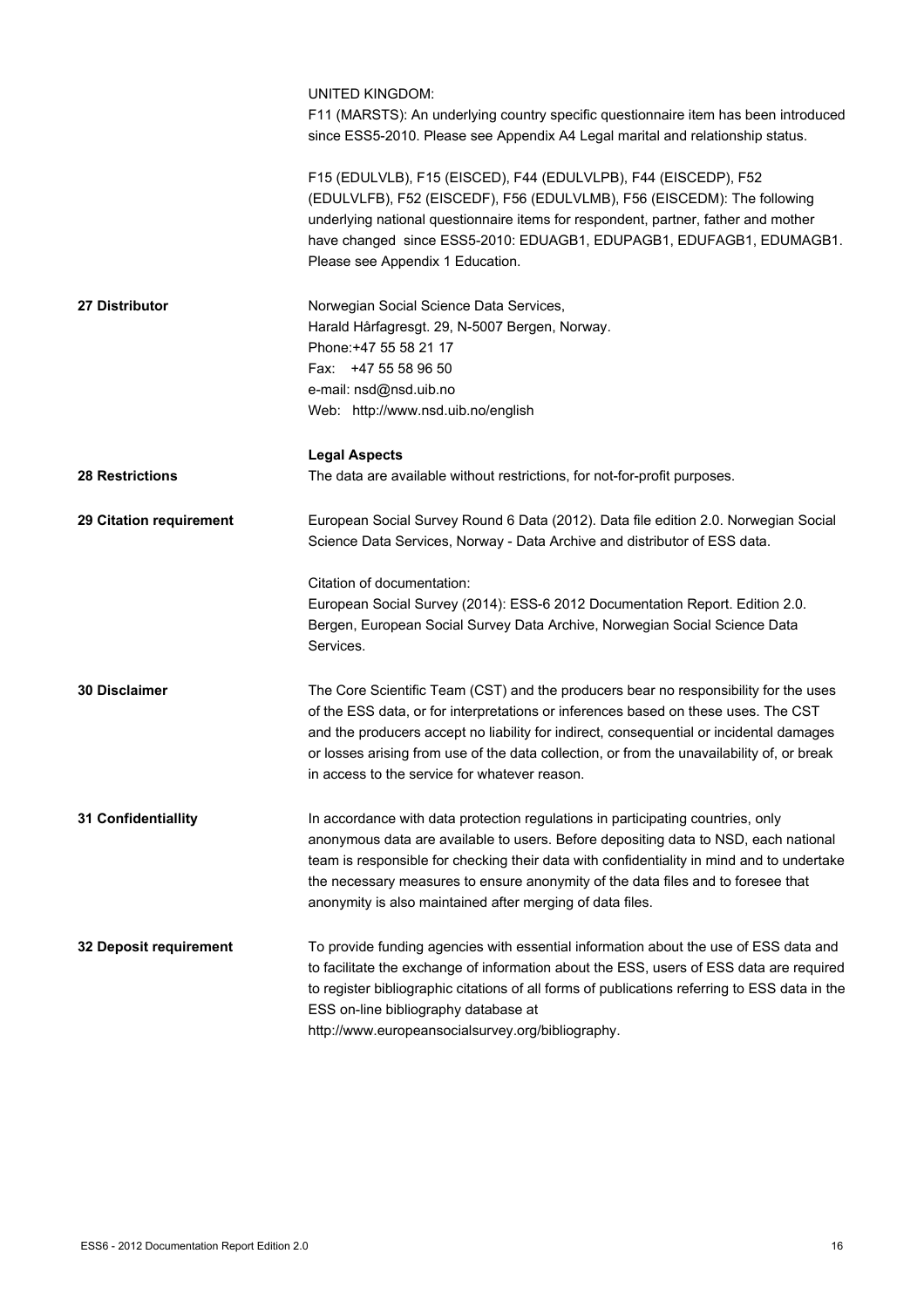UNITED KINGDOM:
F11 (MARSTS): An underlying country specific questionnaire item has been introduced since ESS5-2010. Please see Appendix A4 Legal marital and relationship status.

F15 (EDULVLB), F15 (EISCED), F44 (EDULVLPB), F44 (EISCEDP), F52 (EDULVLFB), F52 (EISCEDF), F56 (EDULVLMB), F56 (EISCEDM): The following underlying national questionnaire items for respondent, partner, father and mother have changed since ESS5-2010: EDUAGB1, EDUPAGB1, EDUFAGB1, EDUMAGB1. Please see Appendix 1 Education.

**27 Distributor**

Norwegian Social Science Data Services,
Harald Hårfagresgt. 29, N-5007 Bergen, Norway.
Phone:+47 55 58 21 17
Fax: +47 55 58 96 50
e-mail: nsd@nsd.uib.no
Web: http://www.nsd.uib.no/english

**Legal Aspects**

**28 Restrictions**

The data are available without restrictions, for not-for-profit purposes.

**29 Citation requirement**

European Social Survey Round 6 Data (2012). Data file edition 2.0. Norwegian Social Science Data Services, Norway - Data Archive and distributor of ESS data.

Citation of documentation:
European Social Survey (2014): ESS-6 2012 Documentation Report. Edition 2.0. Bergen, European Social Survey Data Archive, Norwegian Social Science Data Services.

**30 Disclaimer**

The Core Scientific Team (CST) and the producers bear no responsibility for the uses of the ESS data, or for interpretations or inferences based on these uses. The CST and the producers accept no liability for indirect, consequential or incidental damages or losses arising from use of the data collection, or from the unavailability of, or break in access to the service for whatever reason.

**31 Confidentiallity**

In accordance with data protection regulations in participating countries, only anonymous data are available to users. Before depositing data to NSD, each national team is responsible for checking their data with confidentiality in mind and to undertake the necessary measures to ensure anonymity of the data files and to foresee that anonymity is also maintained after merging of data files.

**32 Deposit requirement**

To provide funding agencies with essential information about the use of ESS data and to facilitate the exchange of information about the ESS, users of ESS data are required to register bibliographic citations of all forms of publications referring to ESS data in the ESS on-line bibliography database at http://www.europeansocialsurvey.org/bibliography.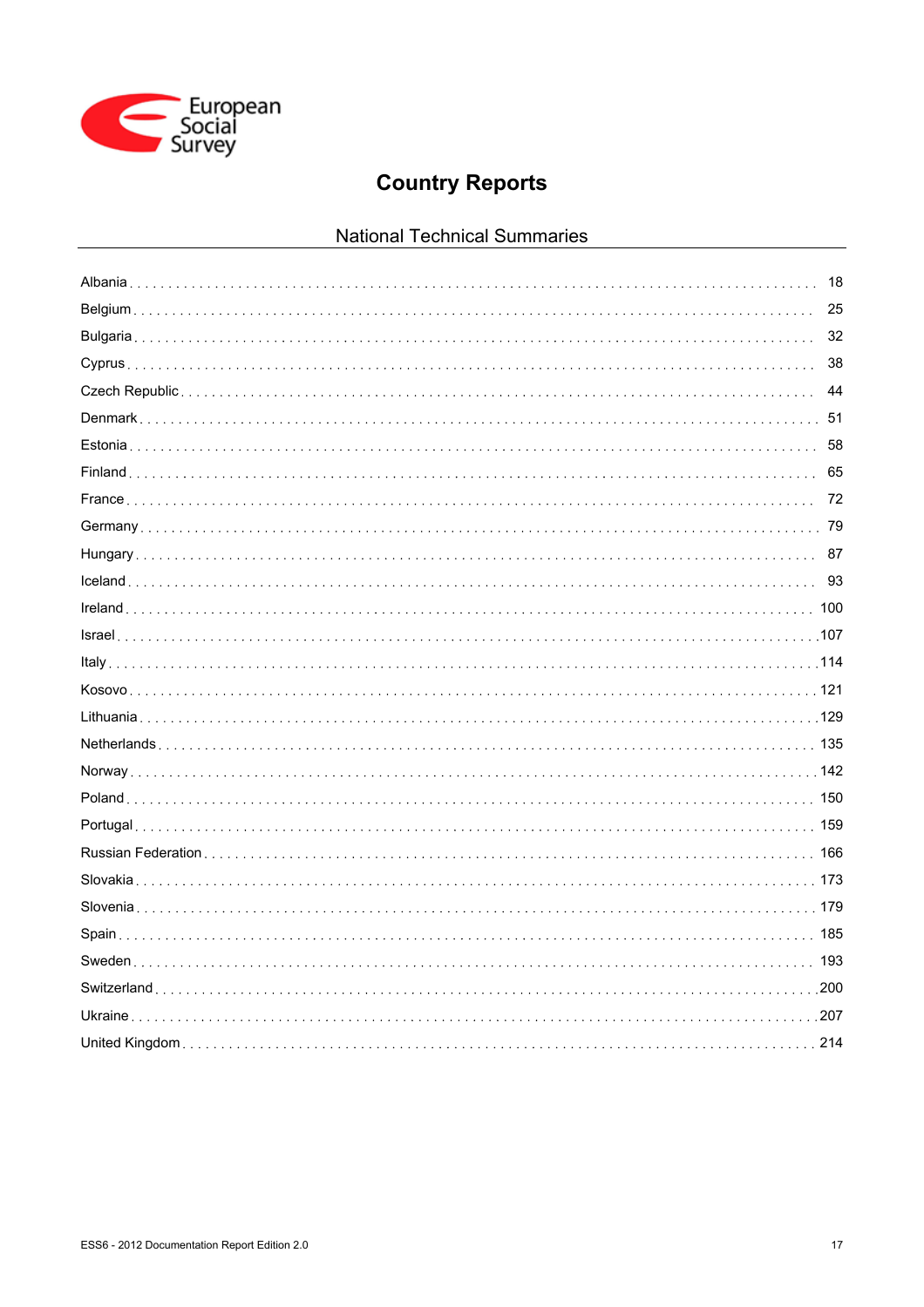# Country Reports

## National Technical Summaries

| | |
|---|---|
| Albania | 18 |
| Belgium | 25 |
| Bulgaria | 32 |
| Cyprus | 38 |
| Czech Republic | 44 |
| Denmark | 51 |
| Estonia | 58 |
| Finland | 65 |
| France | 72 |
| Germany | 79 |
| Hungary | 87 |
| Iceland | 93 |
| Ireland | 100 |
| Israel | 107 |
| Italy | 114 |
| Kosovo | 121 |
| Lithuania | 129 |
| Netherlands | 135 |
| Norway | 142 |
| Poland | 150 |
| Portugal | 159 |
| Russian Federation | 166 |
| Slovakia | 173 |
| Slovenia | 179 |
| Spain | 185 |
| Sweden | 193 |
| Switzerland | 200 |
| Ukraine | 207 |
| United Kingdom | 214 |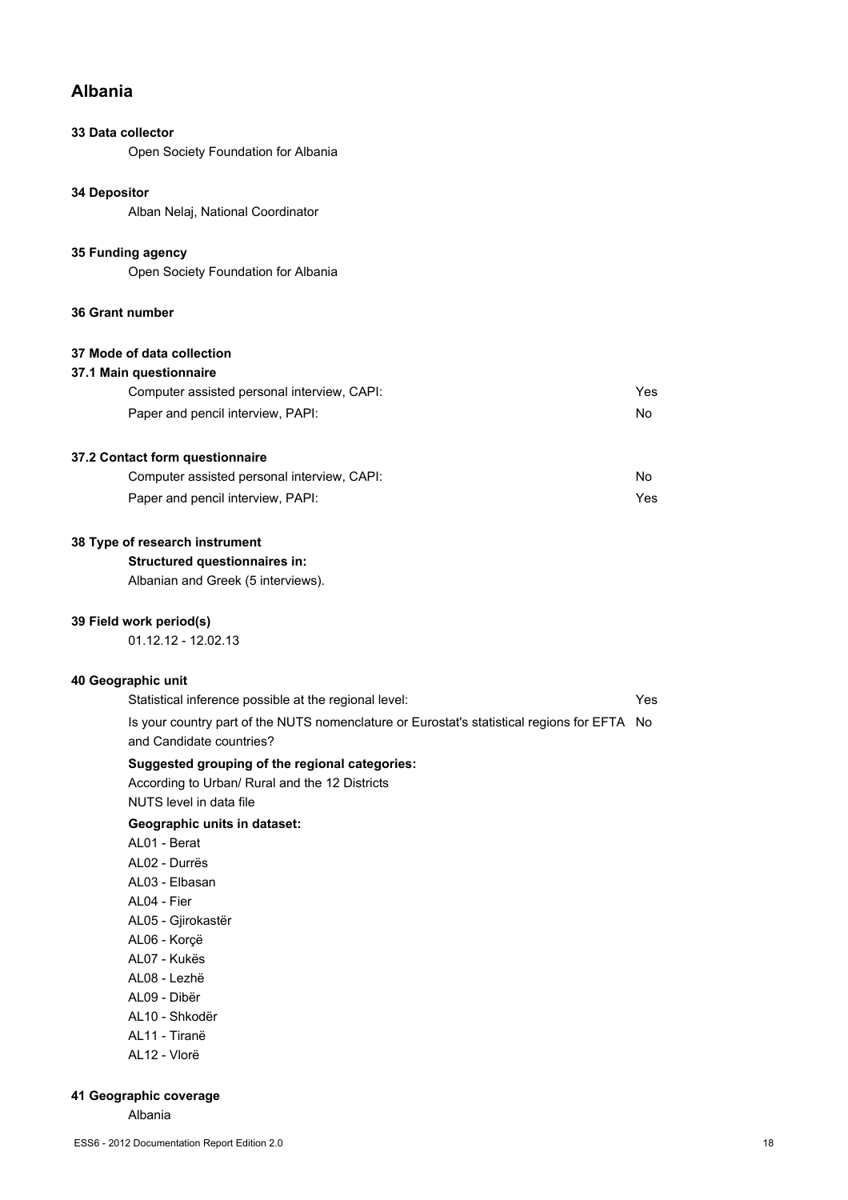## Albania

### 33 Data collector

Open Society Foundation for Albania

### 34 Depositor

Alban Nelaj, National Coordinator

### 35 Funding agency

Open Society Foundation for Albania

### 36 Grant number

### 37 Mode of data collection

#### 37.1 Main questionnaire

| | |
|---|---|
| Computer assisted personal interview, CAPI: | Yes |
| Paper and pencil interview, PAPI: | No |

#### 37.2 Contact form questionnaire

| | |
|---|---|
| Computer assisted personal interview, CAPI: | No |
| Paper and pencil interview, PAPI: | Yes |

### 38 Type of research instrument

**Structured questionnaires in:**

Albanian and Greek (5 interviews).

### 39 Field work period(s)

01.12.12 - 12.02.13

### 40 Geographic unit

| | |
|---|---|
| Statistical inference possible at the regional level: | Yes |
| Is your country part of the NUTS nomenclature or Eurostat's statistical regions for EFTA and Candidate countries? | No |

**Suggested grouping of the regional categories:**

According to Urban/ Rural and the 12 Districts

NUTS level in data file

**Geographic units in dataset:**

AL01 - Berat
AL02 - Durrës
AL03 - Elbasan
AL04 - Fier
AL05 - Gjirokastër
AL06 - Korçë
AL07 - Kukës
AL08 - Lezhë
AL09 - Dibër
AL10 - Shkodër
AL11 - Tiranë
AL12 - Vlorë

### 41 Geographic coverage

Albania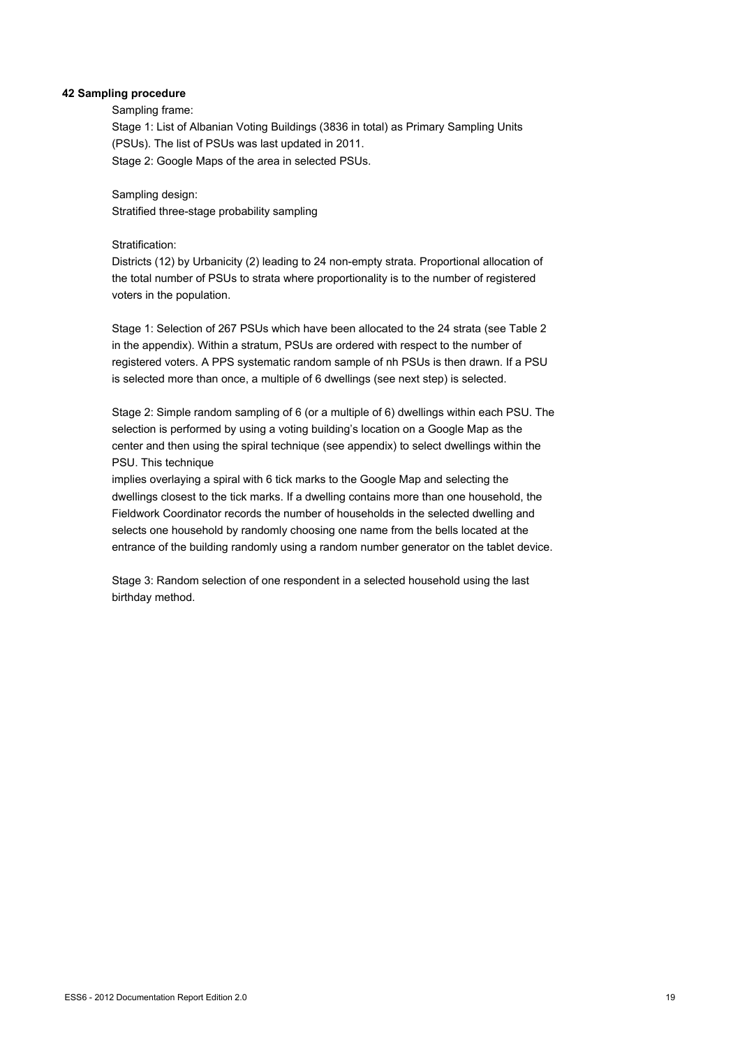**42 Sampling procedure**

Sampling frame:

Stage 1: List of Albanian Voting Buildings (3836 in total) as Primary Sampling Units (PSUs). The list of PSUs was last updated in 2011.

Stage 2: Google Maps of the area in selected PSUs.

Sampling design:

Stratified three-stage probability sampling

Stratification:

Districts (12) by Urbanicity (2) leading to 24 non-empty strata. Proportional allocation of the total number of PSUs to strata where proportionality is to the number of registered voters in the population.

Stage 1: Selection of 267 PSUs which have been allocated to the 24 strata (see Table 2 in the appendix). Within a stratum, PSUs are ordered with respect to the number of registered voters. A PPS systematic random sample of nh PSUs is then drawn. If a PSU is selected more than once, a multiple of 6 dwellings (see next step) is selected.

Stage 2: Simple random sampling of 6 (or a multiple of 6) dwellings within each PSU. The selection is performed by using a voting building's location on a Google Map as the center and then using the spiral technique (see appendix) to select dwellings within the PSU. This technique

implies overlaying a spiral with 6 tick marks to the Google Map and selecting the dwellings closest to the tick marks. If a dwelling contains more than one household, the Fieldwork Coordinator records the number of households in the selected dwelling and selects one household by randomly choosing one name from the bells located at the entrance of the building randomly using a random number generator on the tablet device.

Stage 3: Random selection of one respondent in a selected household using the last birthday method.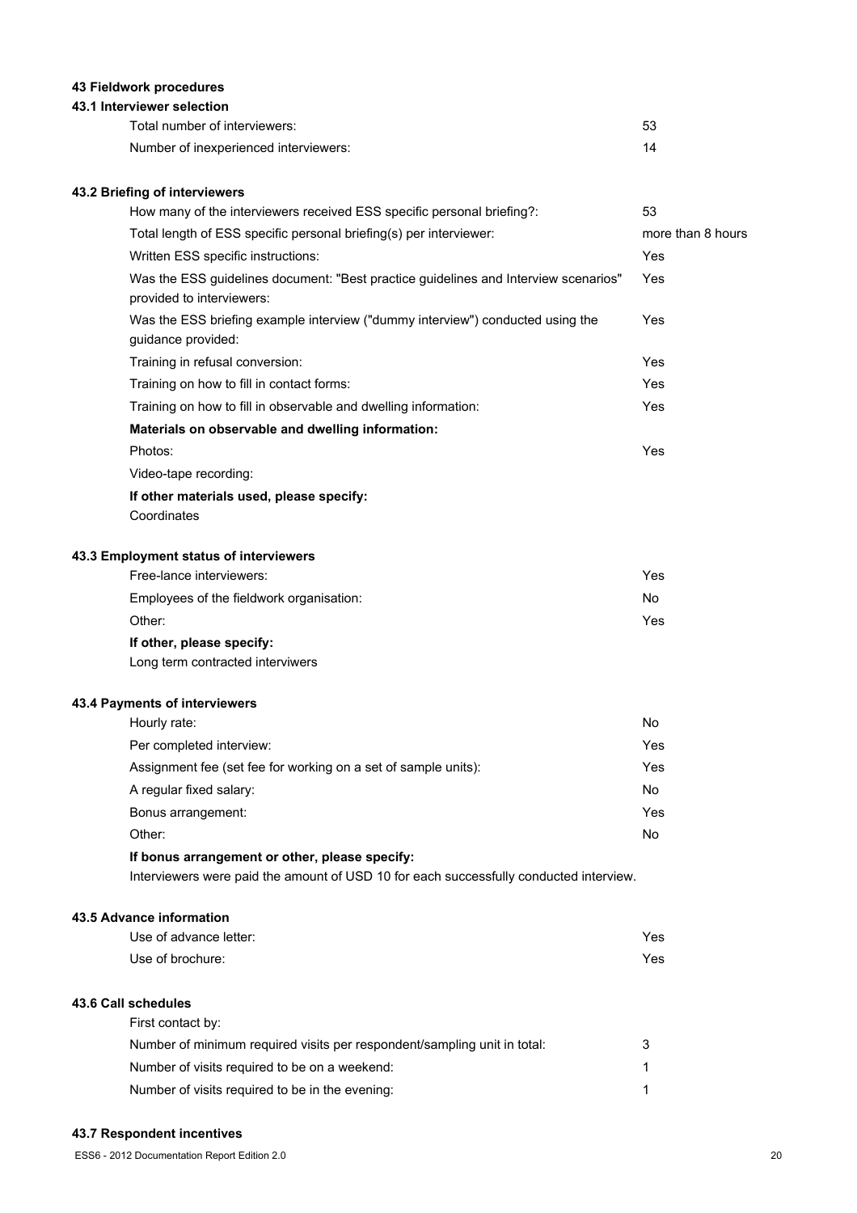## 43 Fieldwork procedures

### 43.1 Interviewer selection

| | |
|---|---|
| Total number of interviewers: | 53 |
| Number of inexperienced interviewers: | 14 |

### 43.2 Briefing of interviewers

| | |
|---|---|
| How many of the interviewers received ESS specific personal briefing?: | 53 |
| Total length of ESS specific personal briefing(s) per interviewer: | more than 8 hours |
| Written ESS specific instructions: | Yes |
| Was the ESS guidelines document: "Best practice guidelines and Interview scenarios" provided to interviewers: | Yes |
| Was the ESS briefing example interview ("dummy interview") conducted using the guidance provided: | Yes |
| Training in refusal conversion: | Yes |
| Training on how to fill in contact forms: | Yes |
| Training on how to fill in observable and dwelling information: | Yes |

**Materials on observable and dwelling information:**

| | |
|---|---|
| Photos: | Yes |
| Video-tape recording: | |

**If other materials used, please specify:**

Coordinates

### 43.3 Employment status of interviewers

| | |
|---|---|
| Free-lance interviewers: | Yes |
| Employees of the fieldwork organisation: | No |
| Other: | Yes |

**If other, please specify:**

Long term contracted interviwers

### 43.4 Payments of interviewers

| | |
|---|---|
| Hourly rate: | No |
| Per completed interview: | Yes |
| Assignment fee (set fee for working on a set of sample units): | Yes |
| A regular fixed salary: | No |
| Bonus arrangement: | Yes |
| Other: | No |

**If bonus arrangement or other, please specify:**

Interviewers were paid the amount of USD 10 for each successfully conducted interview.

### 43.5 Advance information

| | |
|---|---|
| Use of advance letter: | Yes |
| Use of brochure: | Yes |

### 43.6 Call schedules

| | |
|---|---|
| First contact by: | |
| Number of minimum required visits per respondent/sampling unit in total: | 3 |
| Number of visits required to be on a weekend: | 1 |
| Number of visits required to be in the evening: | 1 |

### 43.7 Respondent incentives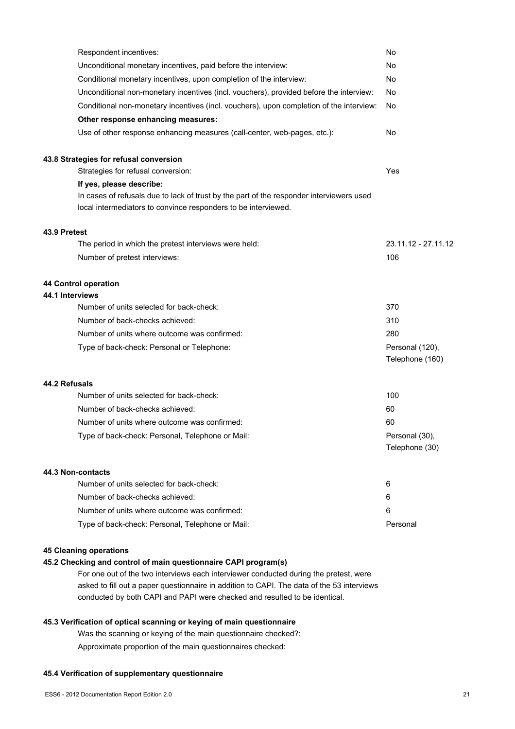| | |
|---|---|
| Respondent incentives: | No |
| Unconditional monetary incentives, paid before the interview: | No |
| Conditional monetary incentives, upon completion of the interview: | No |
| Unconditional non-monetary incentives (incl. vouchers), provided before the interview: | No |
| Conditional non-monetary incentives (incl. vouchers), upon completion of the interview: | No |

**Other response enhancing measures:**

| | |
|---|---|
| Use of other response enhancing measures (call-center, web-pages, etc.): | No |

### 43.8 Strategies for refusal conversion

| | |
|---|---|
| Strategies for refusal conversion: | Yes |

**If yes, please describe:**

In cases of refusals due to lack of trust by the part of the responder interviewers used local intermediators to convince responders to be interviewed.

### 43.9 Pretest

| | |
|---|---|
| The period in which the pretest interviews were held: | 23.11.12 - 27.11.12 |
| Number of pretest interviews: | 106 |

## 44 Control operation

### 44.1 Interviews

| | |
|---|---|
| Number of units selected for back-check: | 370 |
| Number of back-checks achieved: | 310 |
| Number of units where outcome was confirmed: | 280 |
| Type of back-check: Personal or Telephone: | Personal (120), Telephone (160) |

### 44.2 Refusals

| | |
|---|---|
| Number of units selected for back-check: | 100 |
| Number of back-checks achieved: | 60 |
| Number of units where outcome was confirmed: | 60 |
| Type of back-check: Personal, Telephone or Mail: | Personal (30), Telephone (30) |

### 44.3 Non-contacts

| | |
|---|---|
| Number of units selected for back-check: | 6 |
| Number of back-checks achieved: | 6 |
| Number of units where outcome was confirmed: | 6 |
| Type of back-check: Personal, Telephone or Mail: | Personal |

## 45 Cleaning operations

### 45.2 Checking and control of main questionnaire CAPI program(s)

For one out of the two interviews each interviewer conducted during the pretest, were asked to fill out a paper questionnaire in addition to CAPI. The data of the 53 interviews conducted by both CAPI and PAPI were checked and resulted to be identical.

### 45.3 Verification of optical scanning or keying of main questionnaire

Was the scanning or keying of the main questionnaire checked?:

Approximate proportion of the main questionnaires checked:

### 45.4 Verification of supplementary questionnaire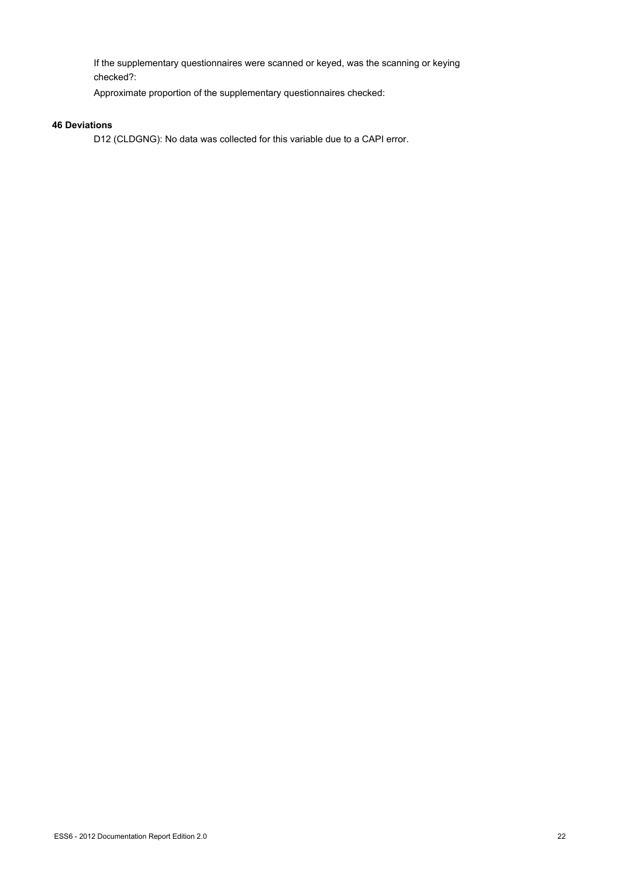If the supplementary questionnaires were scanned or keyed, was the scanning or keying checked?:

Approximate proportion of the supplementary questionnaires checked:

**46 Deviations**

D12 (CLDGNG): No data was collected for this variable due to a CAPI error.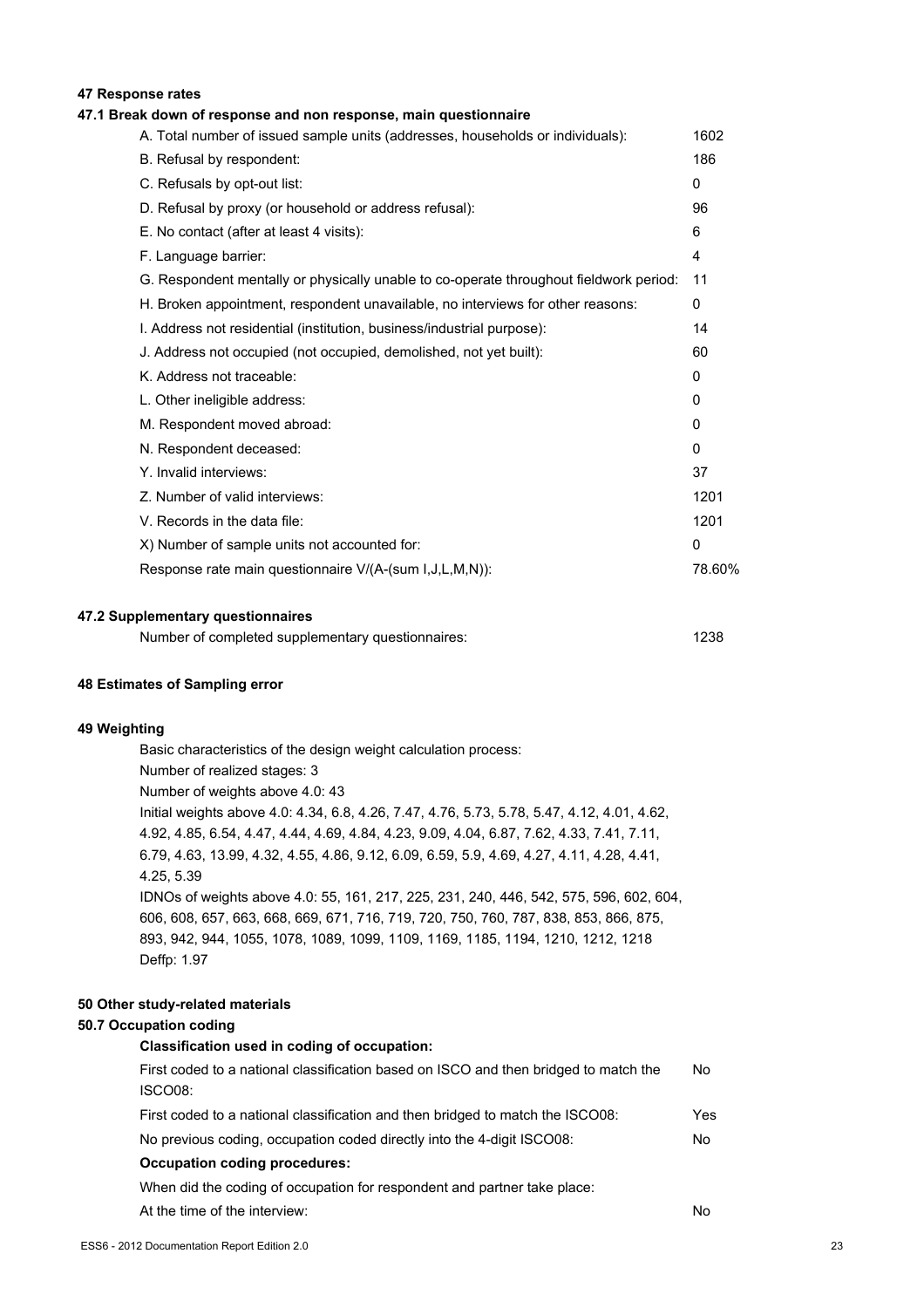## 47 Response rates

### 47.1 Break down of response and non response, main questionnaire

| | |
|---|---|
| A. Total number of issued sample units (addresses, households or individuals): | 1602 |
| B. Refusal by respondent: | 186 |
| C. Refusals by opt-out list: | 0 |
| D. Refusal by proxy (or household or address refusal): | 96 |
| E. No contact (after at least 4 visits): | 6 |
| F. Language barrier: | 4 |
| G. Respondent mentally or physically unable to co-operate throughout fieldwork period: | 11 |
| H. Broken appointment, respondent unavailable, no interviews for other reasons: | 0 |
| I. Address not residential (institution, business/industrial purpose): | 14 |
| J. Address not occupied (not occupied, demolished, not yet built): | 60 |
| K. Address not traceable: | 0 |
| L. Other ineligible address: | 0 |
| M. Respondent moved abroad: | 0 |
| N. Respondent deceased: | 0 |
| Y. Invalid interviews: | 37 |
| Z. Number of valid interviews: | 1201 |
| V. Records in the data file: | 1201 |
| X) Number of sample units not accounted for: | 0 |
| Response rate main questionnaire V/(A-(sum I,J,L,M,N)): | 78.60% |

### 47.2 Supplementary questionnaires

| | |
|---|---|
| Number of completed supplementary questionnaires: | 1238 |

## 48 Estimates of Sampling error

## 49 Weighting

Basic characteristics of the design weight calculation process:

Number of realized stages: 3

Number of weights above 4.0: 43

Initial weights above 4.0: 4.34, 6.8, 4.26, 7.47, 4.76, 5.73, 5.78, 5.47, 4.12, 4.01, 4.62, 4.92, 4.85, 6.54, 4.47, 4.44, 4.69, 4.84, 4.23, 9.09, 4.04, 6.87, 7.62, 4.33, 7.41, 7.11, 6.79, 4.63, 13.99, 4.32, 4.55, 4.86, 9.12, 6.09, 6.59, 5.9, 4.69, 4.27, 4.11, 4.28, 4.41, 4.25, 5.39

IDNOs of weights above 4.0: 55, 161, 217, 225, 231, 240, 446, 542, 575, 596, 602, 604, 606, 608, 657, 663, 668, 669, 671, 716, 719, 720, 750, 760, 787, 838, 853, 866, 875, 893, 942, 944, 1055, 1078, 1089, 1099, 1109, 1169, 1185, 1194, 1210, 1212, 1218

Deffp: 1.97

## 50 Other study-related materials

### 50.7 Occupation coding

**Classification used in coding of occupation:**

| | |
|---|---|
| First coded to a national classification based on ISCO and then bridged to match the ISCO08: | No |
| First coded to a national classification and then bridged to match the ISCO08: | Yes |
| No previous coding, occupation coded directly into the 4-digit ISCO08: | No |

**Occupation coding procedures:**

When did the coding of occupation for respondent and partner take place:

| | |
|---|---|
| At the time of the interview: | No |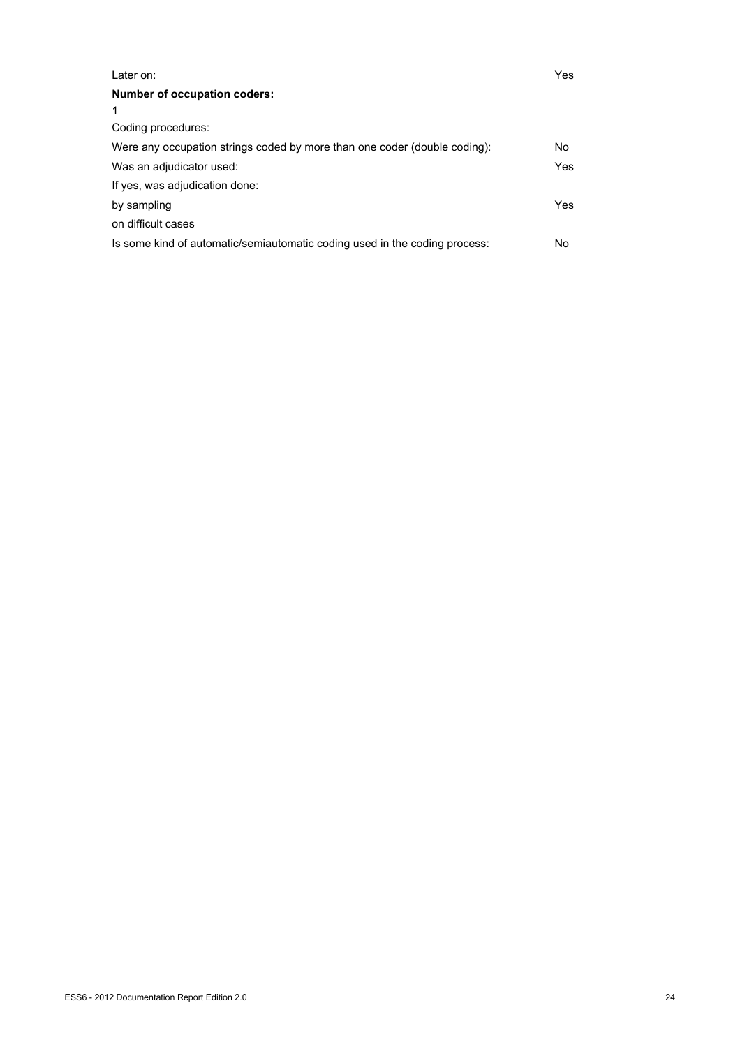| | |
|---|---|
| Later on: | Yes |

**Number of occupation coders:**

1

Coding procedures:

| | |
|---|---|
| Were any occupation strings coded by more than one coder (double coding): | No |
| Was an adjudicator used: | Yes |
| If yes, was adjudication done: | |
| by sampling | Yes |
| on difficult cases | |
| Is some kind of automatic/semiautomatic coding used in the coding process: | No |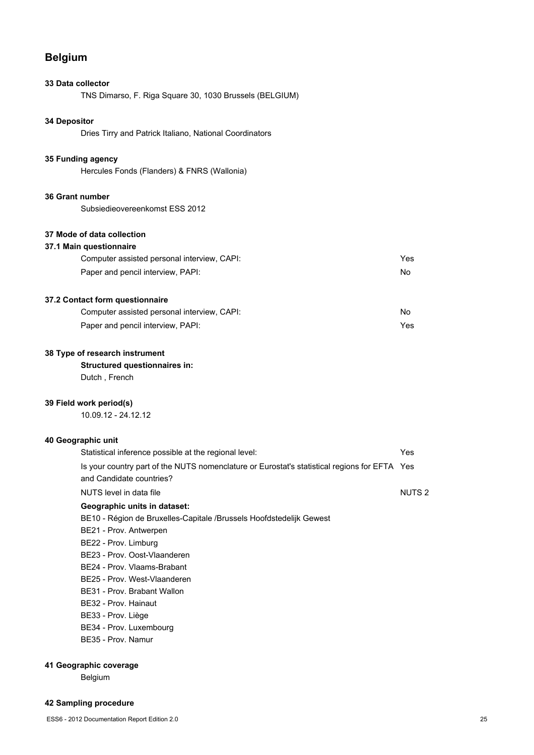# Belgium

### 33 Data collector

TNS Dimarso, F. Riga Square 30, 1030 Brussels (BELGIUM)

### 34 Depositor

Dries Tirry and Patrick Italiano, National Coordinators

### 35 Funding agency

Hercules Fonds (Flanders) & FNRS (Wallonia)

### 36 Grant number

Subsiedieovereenkomst ESS 2012

### 37 Mode of data collection

#### 37.1 Main questionnaire

| | |
|---|---|
| Computer assisted personal interview, CAPI: | Yes |
| Paper and pencil interview, PAPI: | No |

#### 37.2 Contact form questionnaire

| | |
|---|---|
| Computer assisted personal interview, CAPI: | No |
| Paper and pencil interview, PAPI: | Yes |

### 38 Type of research instrument

**Structured questionnaires in:**

Dutch , French

### 39 Field work period(s)

10.09.12 - 24.12.12

### 40 Geographic unit

| | |
|---|---|
| Statistical inference possible at the regional level: | Yes |
| Is your country part of the NUTS nomenclature or Eurostat's statistical regions for EFTA and Candidate countries? | Yes |
| NUTS level in data file | NUTS 2 |

**Geographic units in dataset:**

BE10 - Région de Bruxelles-Capitale /Brussels Hoofdstedelijk Gewest
BE21 - Prov. Antwerpen
BE22 - Prov. Limburg
BE23 - Prov. Oost-Vlaanderen
BE24 - Prov. Vlaams-Brabant
BE25 - Prov. West-Vlaanderen
BE31 - Prov. Brabant Wallon
BE32 - Prov. Hainaut
BE33 - Prov. Liège
BE34 - Prov. Luxembourg
BE35 - Prov. Namur

### 41 Geographic coverage

Belgium

### 42 Sampling procedure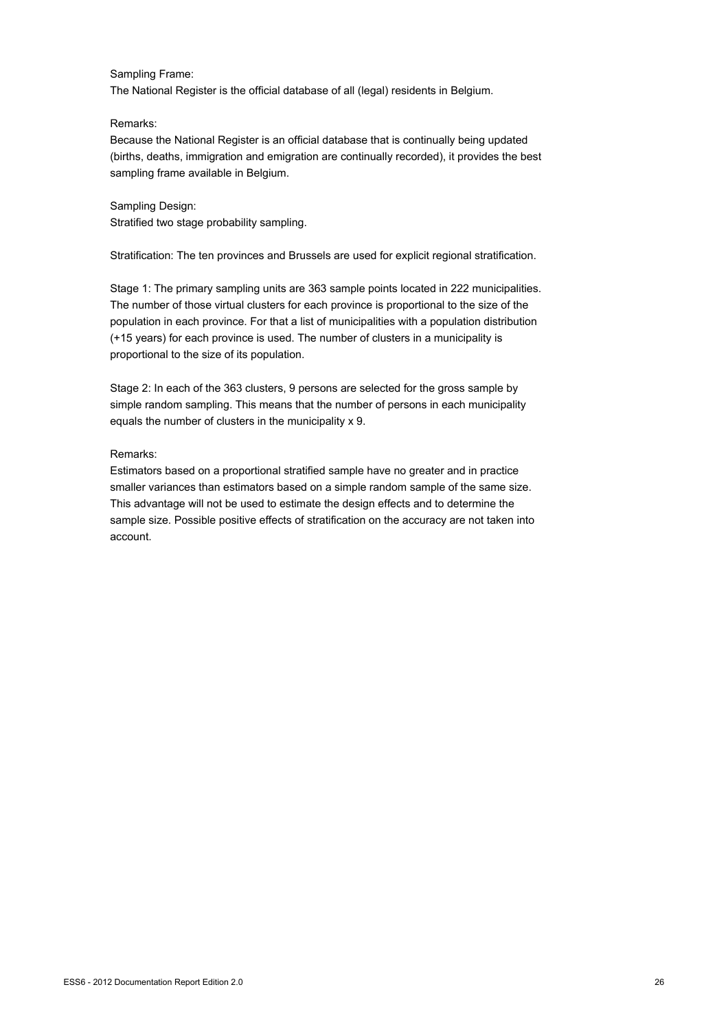Sampling Frame:
The National Register is the official database of all (legal) residents in Belgium.

Remarks:
Because the National Register is an official database that is continually being updated (births, deaths, immigration and emigration are continually recorded), it provides the best sampling frame available in Belgium.

Sampling Design:
Stratified two stage probability sampling.

Stratification: The ten provinces and Brussels are used for explicit regional stratification.

Stage 1: The primary sampling units are 363 sample points located in 222 municipalities. The number of those virtual clusters for each province is proportional to the size of the population in each province. For that a list of municipalities with a population distribution (+15 years) for each province is used. The number of clusters in a municipality is proportional to the size of its population.

Stage 2: In each of the 363 clusters, 9 persons are selected for the gross sample by simple random sampling. This means that the number of persons in each municipality equals the number of clusters in the municipality x 9.

Remarks:
Estimators based on a proportional stratified sample have no greater and in practice smaller variances than estimators based on a simple random sample of the same size. This advantage will not be used to estimate the design effects and to determine the sample size. Possible positive effects of stratification on the accuracy are not taken into account.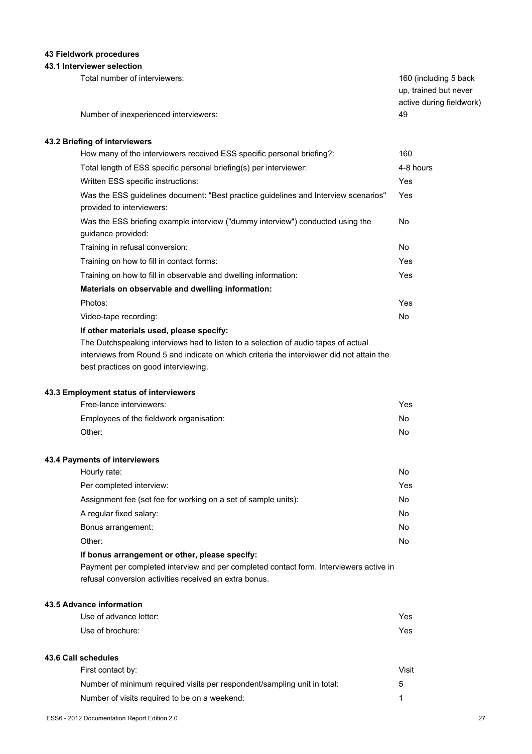## 43 Fieldwork procedures

### 43.1 Interviewer selection

| | |
|---|---|
| Total number of interviewers: | 160 (including 5 back up, trained but never active during fieldwork) |
| Number of inexperienced interviewers: | 49 |

### 43.2 Briefing of interviewers

| | |
|---|---|
| How many of the interviewers received ESS specific personal briefing?: | 160 |
| Total length of ESS specific personal briefing(s) per interviewer: | 4-8 hours |
| Written ESS specific instructions: | Yes |
| Was the ESS guidelines document: "Best practice guidelines and Interview scenarios" provided to interviewers: | Yes |
| Was the ESS briefing example interview ("dummy interview") conducted using the guidance provided: | No |
| Training in refusal conversion: | No |
| Training on how to fill in contact forms: | Yes |
| Training on how to fill in observable and dwelling information: | Yes |

**Materials on observable and dwelling information:**

| | |
|---|---|
| Photos: | Yes |
| Video-tape recording: | No |

**If other materials used, please specify:**

The Dutchspeaking interviews had to listen to a selection of audio tapes of actual interviews from Round 5 and indicate on which criteria the interviewer did not attain the best practices on good interviewing.

### 43.3 Employment status of interviewers

| | |
|---|---|
| Free-lance interviewers: | Yes |
| Employees of the fieldwork organisation: | No |
| Other: | No |

### 43.4 Payments of interviewers

| | |
|---|---|
| Hourly rate: | No |
| Per completed interview: | Yes |
| Assignment fee (set fee for working on a set of sample units): | No |
| A regular fixed salary: | No |
| Bonus arrangement: | No |
| Other: | No |

**If bonus arrangement or other, please specify:**

Payment per completed interview and per completed contact form. Interviewers active in refusal conversion activities received an extra bonus.

### 43.5 Advance information

| | |
|---|---|
| Use of advance letter: | Yes |
| Use of brochure: | Yes |

### 43.6 Call schedules

| | |
|---|---|
| First contact by: | Visit |
| Number of minimum required visits per respondent/sampling unit in total: | 5 |
| Number of visits required to be on a weekend: | 1 |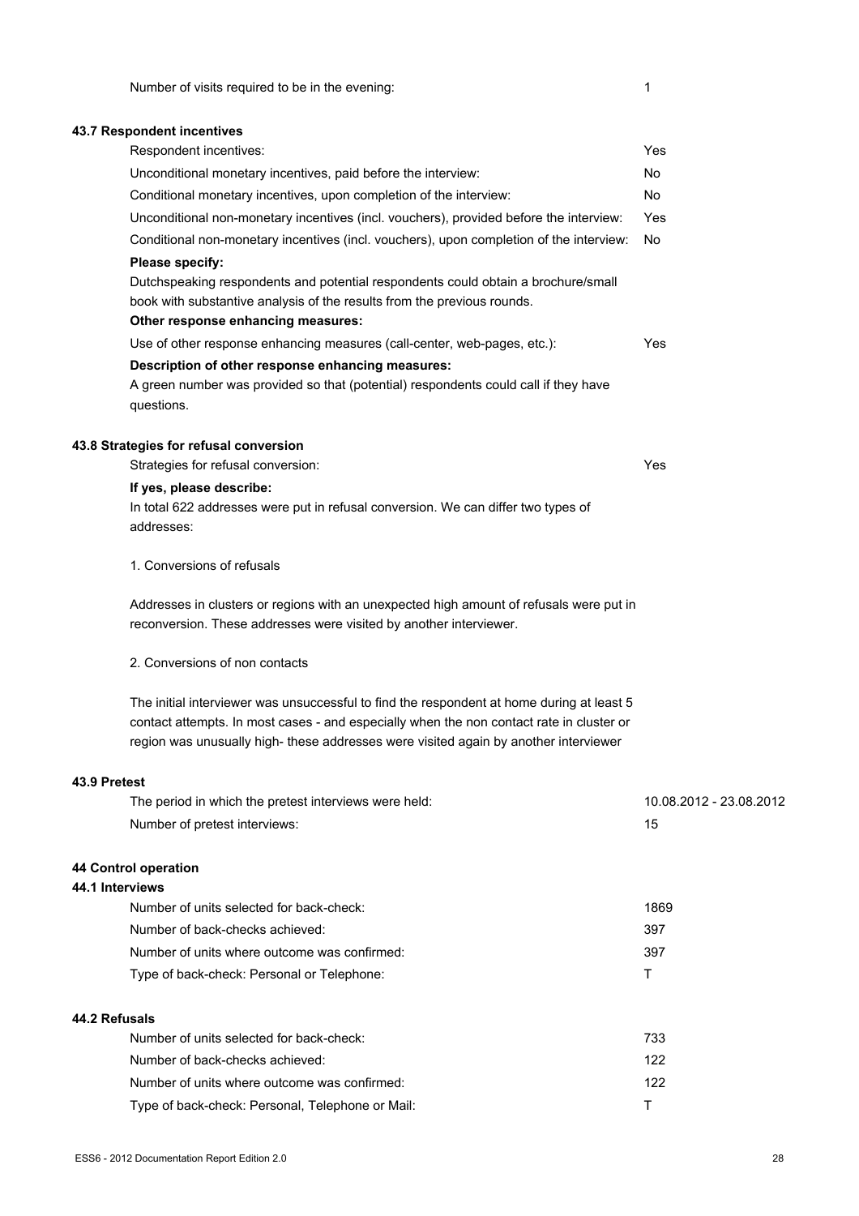| | |
|---|---|
| Number of visits required to be in the evening: | 1 |

### 43.7 Respondent incentives

| | |
|---|---|
| Respondent incentives: | Yes |
| Unconditional monetary incentives, paid before the interview: | No |
| Conditional monetary incentives, upon completion of the interview: | No |
| Unconditional non-monetary incentives (incl. vouchers), provided before the interview: | Yes |
| Conditional non-monetary incentives (incl. vouchers), upon completion of the interview: | No |

**Please specify:**

Dutchspeaking respondents and potential respondents could obtain a brochure/small book with substantive analysis of the results from the previous rounds.

**Other response enhancing measures:**

| | |
|---|---|
| Use of other response enhancing measures (call-center, web-pages, etc.): | Yes |

**Description of other response enhancing measures:**

A green number was provided so that (potential) respondents could call if they have questions.

### 43.8 Strategies for refusal conversion

| | |
|---|---|
| Strategies for refusal conversion: | Yes |

**If yes, please describe:**

In total 622 addresses were put in refusal conversion. We can differ two types of addresses:

1. Conversions of refusals

Addresses in clusters or regions with an unexpected high amount of refusals were put in reconversion. These addresses were visited by another interviewer.

2. Conversions of non contacts

The initial interviewer was unsuccessful to find the respondent at home during at least 5 contact attempts. In most cases - and especially when the non contact rate in cluster or region was unusually high- these addresses were visited again by another interviewer

### 43.9 Pretest

| | |
|---|---|
| The period in which the pretest interviews were held: | 10.08.2012 - 23.08.2012 |
| Number of pretest interviews: | 15 |

## 44 Control operation

### 44.1 Interviews

| | |
|---|---|
| Number of units selected for back-check: | 1869 |
| Number of back-checks achieved: | 397 |
| Number of units where outcome was confirmed: | 397 |
| Type of back-check: Personal or Telephone: | T |

### 44.2 Refusals

| | |
|---|---|
| Number of units selected for back-check: | 733 |
| Number of back-checks achieved: | 122 |
| Number of units where outcome was confirmed: | 122 |
| Type of back-check: Personal, Telephone or Mail: | T |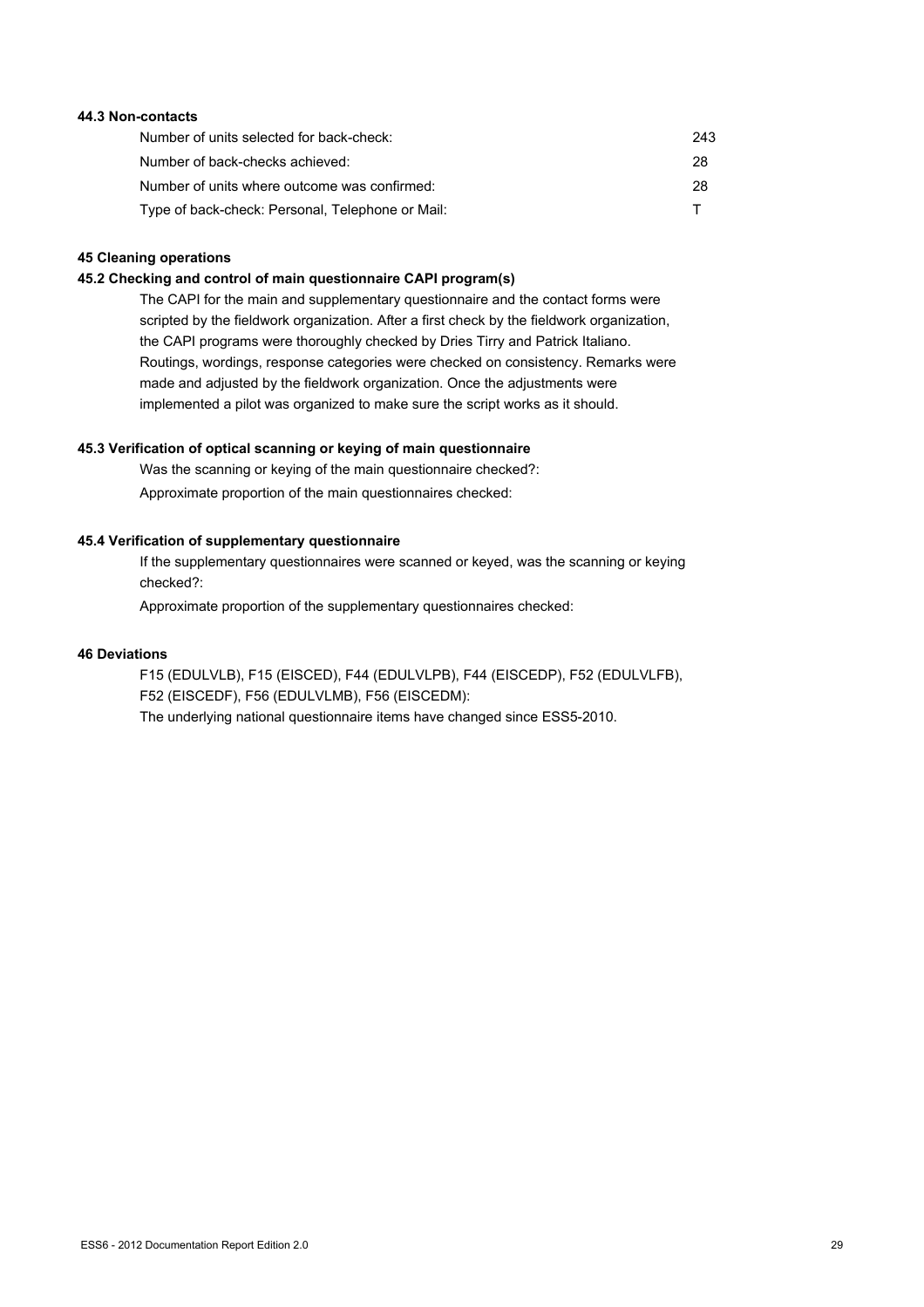### 44.3 Non-contacts

| | |
|---|---|
| Number of units selected for back-check: | 243 |
| Number of back-checks achieved: | 28 |
| Number of units where outcome was confirmed: | 28 |
| Type of back-check: Personal, Telephone or Mail: | T |

### 45 Cleaning operations

### 45.2 Checking and control of main questionnaire CAPI program(s)

The CAPI for the main and supplementary questionnaire and the contact forms were scripted by the fieldwork organization. After a first check by the fieldwork organization, the CAPI programs were thoroughly checked by Dries Tirry and Patrick Italiano. Routings, wordings, response categories were checked on consistency. Remarks were made and adjusted by the fieldwork organization. Once the adjustments were implemented a pilot was organized to make sure the script works as it should.

### 45.3 Verification of optical scanning or keying of main questionnaire

Was the scanning or keying of the main questionnaire checked?:

Approximate proportion of the main questionnaires checked:

### 45.4 Verification of supplementary questionnaire

If the supplementary questionnaires were scanned or keyed, was the scanning or keying checked?:

Approximate proportion of the supplementary questionnaires checked:

### 46 Deviations

F15 (EDULVLB), F15 (EISCED), F44 (EDULVLPB), F44 (EISCEDP), F52 (EDULVLFB), F52 (EISCEDF), F56 (EDULVLMB), F56 (EISCEDM):

The underlying national questionnaire items have changed since ESS5-2010.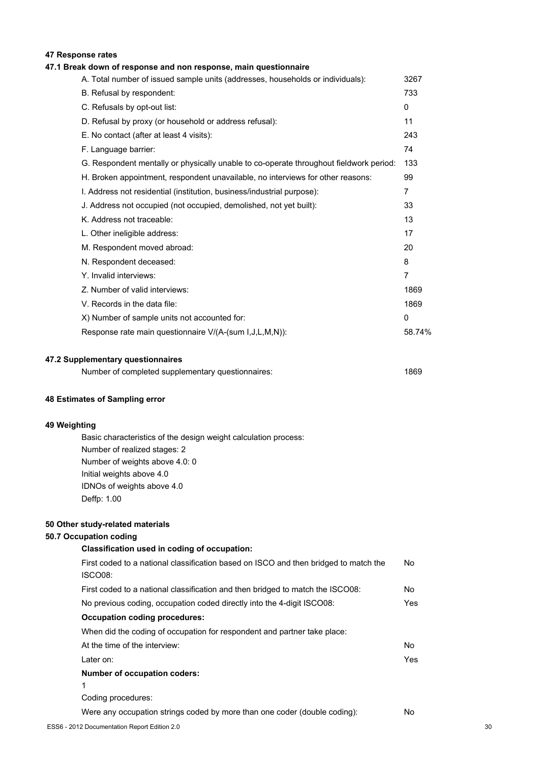## 47 Response rates

### 47.1 Break down of response and non response, main questionnaire

| | |
|---|---|
| A. Total number of issued sample units (addresses, households or individuals): | 3267 |
| B. Refusal by respondent: | 733 |
| C. Refusals by opt-out list: | 0 |
| D. Refusal by proxy (or household or address refusal): | 11 |
| E. No contact (after at least 4 visits): | 243 |
| F. Language barrier: | 74 |
| G. Respondent mentally or physically unable to co-operate throughout fieldwork period: | 133 |
| H. Broken appointment, respondent unavailable, no interviews for other reasons: | 99 |
| I. Address not residential (institution, business/industrial purpose): | 7 |
| J. Address not occupied (not occupied, demolished, not yet built): | 33 |
| K. Address not traceable: | 13 |
| L. Other ineligible address: | 17 |
| M. Respondent moved abroad: | 20 |
| N. Respondent deceased: | 8 |
| Y. Invalid interviews: | 7 |
| Z. Number of valid interviews: | 1869 |
| V. Records in the data file: | 1869 |
| X) Number of sample units not accounted for: | 0 |
| Response rate main questionnaire V/(A-(sum I,J,L,M,N)): | 58.74% |

### 47.2 Supplementary questionnaires

| | |
|---|---|
| Number of completed supplementary questionnaires: | 1869 |

## 48 Estimates of Sampling error

## 49 Weighting

Basic characteristics of the design weight calculation process:
Number of realized stages: 2
Number of weights above 4.0: 0
Initial weights above 4.0
IDNOs of weights above 4.0
Deffp: 1.00

## 50 Other study-related materials

### 50.7 Occupation coding

**Classification used in coding of occupation:**

| | |
|---|---|
| First coded to a national classification based on ISCO and then bridged to match the ISCO08: | No |
| First coded to a national classification and then bridged to match the ISCO08: | No |
| No previous coding, occupation coded directly into the 4-digit ISCO08: | Yes |

**Occupation coding procedures:**

When did the coding of occupation for respondent and partner take place:

| | |
|---|---|
| At the time of the interview: | No |
| Later on: | Yes |

**Number of occupation coders:**

1

Coding procedures:

| | |
|---|---|
| Were any occupation strings coded by more than one coder (double coding): | No |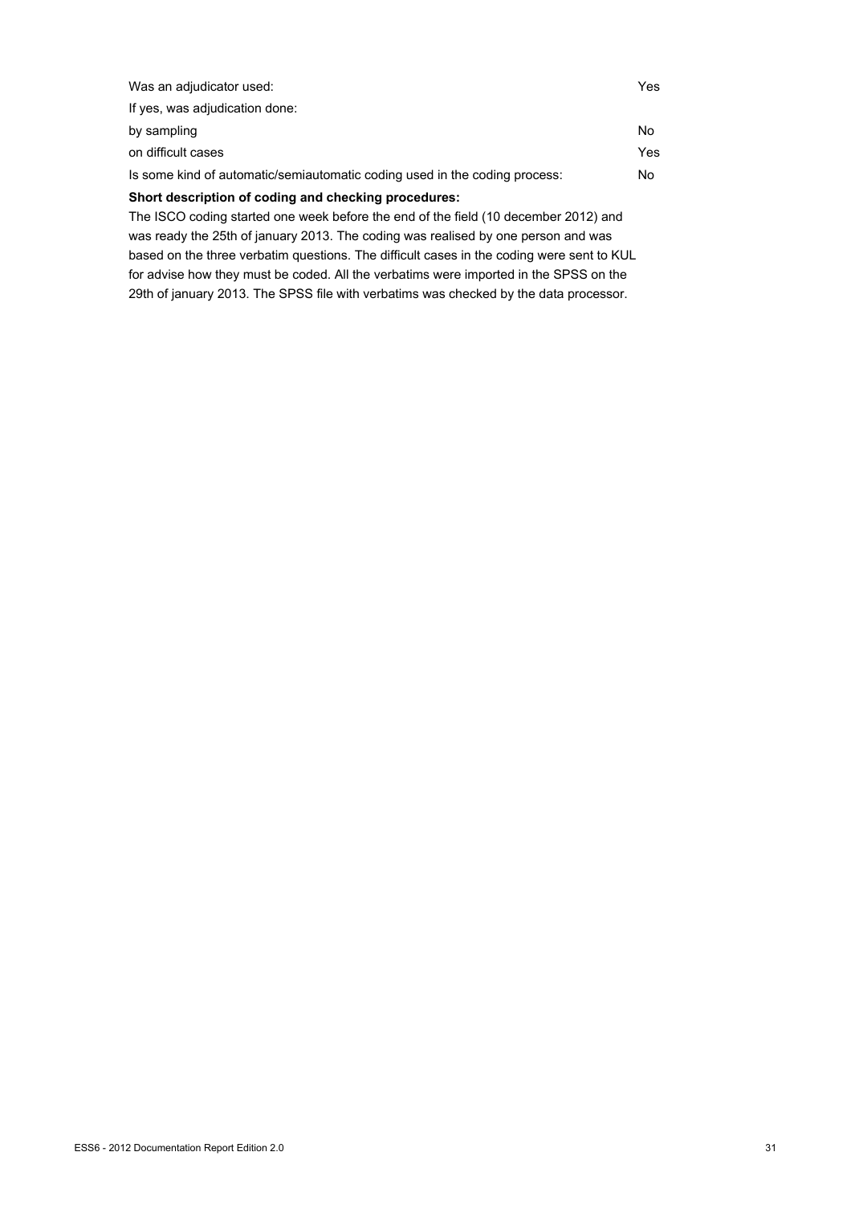| | |
|---|---|
| Was an adjudicator used: | Yes |
| If yes, was adjudication done: | |
| by sampling | No |
| on difficult cases | Yes |
| Is some kind of automatic/semiautomatic coding used in the coding process: | No |

**Short description of coding and checking procedures:**

The ISCO coding started one week before the end of the field (10 december 2012) and was ready the 25th of january 2013. The coding was realised by one person and was based on the three verbatim questions. The difficult cases in the coding were sent to KUL for advise how they must be coded. All the verbatims were imported in the SPSS on the 29th of january 2013. The SPSS file with verbatims was checked by the data processor.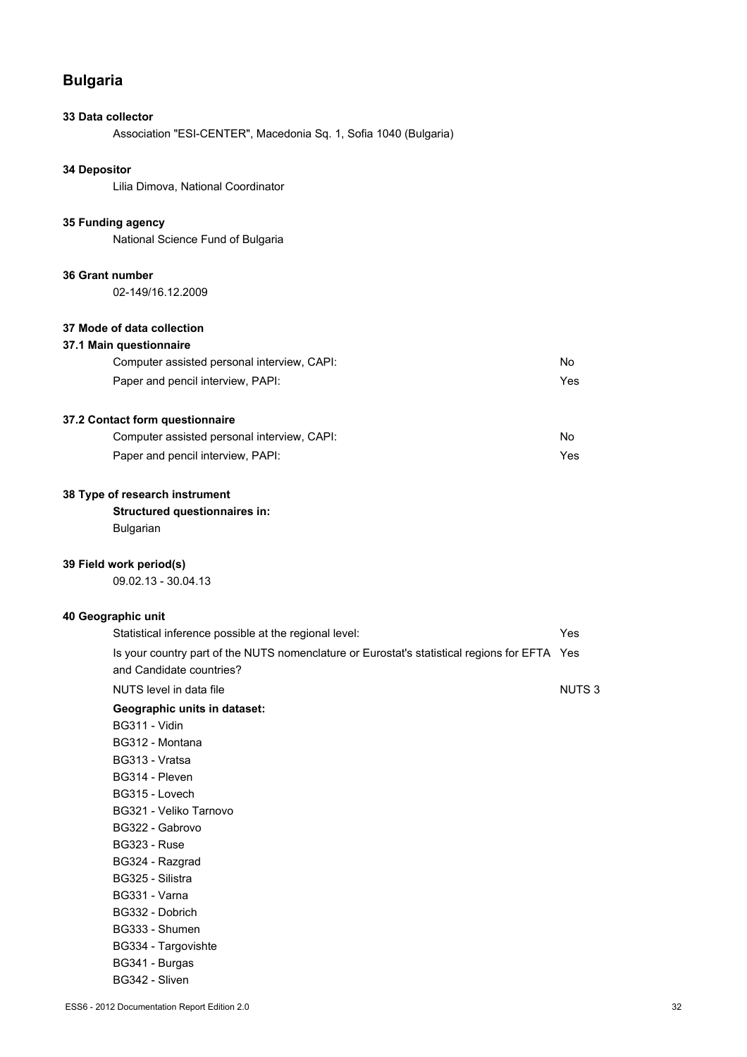# Bulgaria

**33 Data collector**

Association "ESI-CENTER", Macedonia Sq. 1, Sofia 1040 (Bulgaria)

**34 Depositor**

Lilia Dimova, National Coordinator

**35 Funding agency**

National Science Fund of Bulgaria

**36 Grant number**

02-149/16.12.2009

**37 Mode of data collection**

**37.1 Main questionnaire**

| | |
|---|---|
| Computer assisted personal interview, CAPI: | No |
| Paper and pencil interview, PAPI: | Yes |

**37.2 Contact form questionnaire**

| | |
|---|---|
| Computer assisted personal interview, CAPI: | No |
| Paper and pencil interview, PAPI: | Yes |

**38 Type of research instrument**

**Structured questionnaires in:**

Bulgarian

**39 Field work period(s)**

09.02.13 - 30.04.13

**40 Geographic unit**

| | |
|---|---|
| Statistical inference possible at the regional level: | Yes |
| Is your country part of the NUTS nomenclature or Eurostat's statistical regions for EFTA and Candidate countries? | Yes |
| NUTS level in data file | NUTS 3 |

**Geographic units in dataset:**

BG311 - Vidin
BG312 - Montana
BG313 - Vratsa
BG314 - Pleven
BG315 - Lovech
BG321 - Veliko Tarnovo
BG322 - Gabrovo
BG323 - Ruse
BG324 - Razgrad
BG325 - Silistra
BG331 - Varna
BG332 - Dobrich
BG333 - Shumen
BG334 - Targovishte
BG341 - Burgas
BG342 - Sliven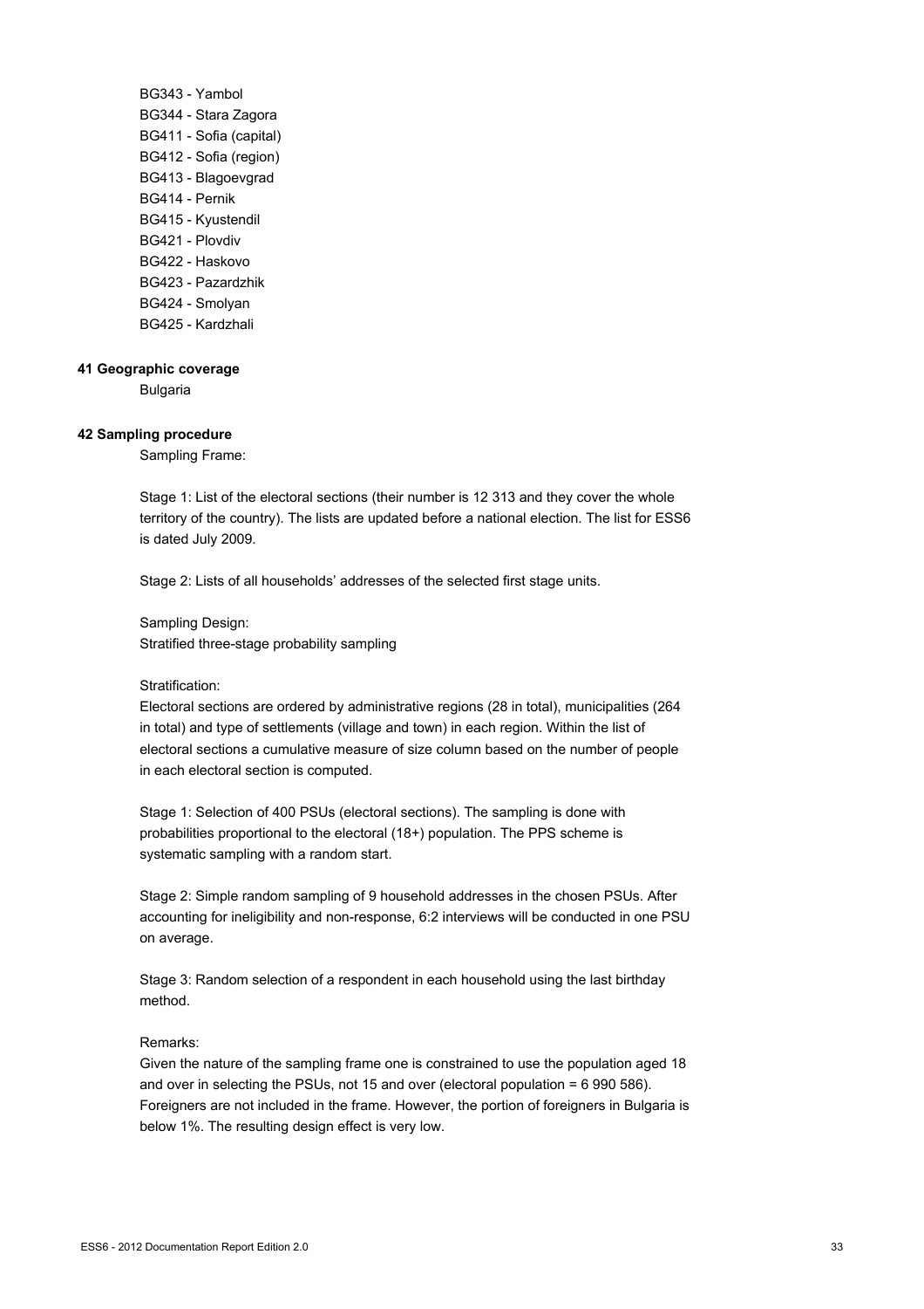BG343 - Yambol
BG344 - Stara Zagora
BG411 - Sofia (capital)
BG412 - Sofia (region)
BG413 - Blagoevgrad
BG414 - Pernik
BG415 - Kyustendil
BG421 - Plovdiv
BG422 - Haskovo
BG423 - Pazardzhik
BG424 - Smolyan
BG425 - Kardzhali

**41 Geographic coverage**

Bulgaria

**42 Sampling procedure**

Sampling Frame:

Stage 1: List of the electoral sections (their number is 12 313 and they cover the whole territory of the country). The lists are updated before a national election. The list for ESS6 is dated July 2009.

Stage 2: Lists of all households' addresses of the selected first stage units.

Sampling Design:
Stratified three-stage probability sampling

Stratification:
Electoral sections are ordered by administrative regions (28 in total), municipalities (264 in total) and type of settlements (village and town) in each region. Within the list of electoral sections a cumulative measure of size column based on the number of people in each electoral section is computed.

Stage 1: Selection of 400 PSUs (electoral sections). The sampling is done with probabilities proportional to the electoral (18+) population. The PPS scheme is systematic sampling with a random start.

Stage 2: Simple random sampling of 9 household addresses in the chosen PSUs. After accounting for ineligibility and non-response, 6:2 interviews will be conducted in one PSU on average.

Stage 3: Random selection of a respondent in each household using the last birthday method.

Remarks:
Given the nature of the sampling frame one is constrained to use the population aged 18 and over in selecting the PSUs, not 15 and over (electoral population = 6 990 586). Foreigners are not included in the frame. However, the portion of foreigners in Bulgaria is below 1%. The resulting design effect is very low.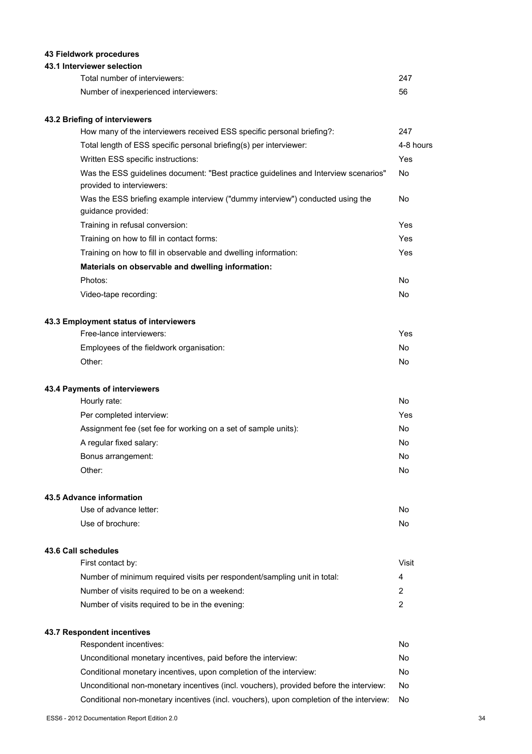## 43 Fieldwork procedures

### 43.1 Interviewer selection

| | |
|---|---|
| Total number of interviewers: | 247 |
| Number of inexperienced interviewers: | 56 |

### 43.2 Briefing of interviewers

| | |
|---|---|
| How many of the interviewers received ESS specific personal briefing?: | 247 |
| Total length of ESS specific personal briefing(s) per interviewer: | 4-8 hours |
| Written ESS specific instructions: | Yes |
| Was the ESS guidelines document: "Best practice guidelines and Interview scenarios" provided to interviewers: | No |
| Was the ESS briefing example interview ("dummy interview") conducted using the guidance provided: | No |
| Training in refusal conversion: | Yes |
| Training on how to fill in contact forms: | Yes |
| Training on how to fill in observable and dwelling information: | Yes |
| **Materials on observable and dwelling information:** | |
| Photos: | No |
| Video-tape recording: | No |

### 43.3 Employment status of interviewers

| | |
|---|---|
| Free-lance interviewers: | Yes |
| Employees of the fieldwork organisation: | No |
| Other: | No |

### 43.4 Payments of interviewers

| | |
|---|---|
| Hourly rate: | No |
| Per completed interview: | Yes |
| Assignment fee (set fee for working on a set of sample units): | No |
| A regular fixed salary: | No |
| Bonus arrangement: | No |
| Other: | No |

### 43.5 Advance information

| | |
|---|---|
| Use of advance letter: | No |
| Use of brochure: | No |

### 43.6 Call schedules

| | |
|---|---|
| First contact by: | Visit |
| Number of minimum required visits per respondent/sampling unit in total: | 4 |
| Number of visits required to be on a weekend: | 2 |
| Number of visits required to be in the evening: | 2 |

### 43.7 Respondent incentives

| | |
|---|---|
| Respondent incentives: | No |
| Unconditional monetary incentives, paid before the interview: | No |
| Conditional monetary incentives, upon completion of the interview: | No |
| Unconditional non-monetary incentives (incl. vouchers), provided before the interview: | No |
| Conditional non-monetary incentives (incl. vouchers), upon completion of the interview: | No |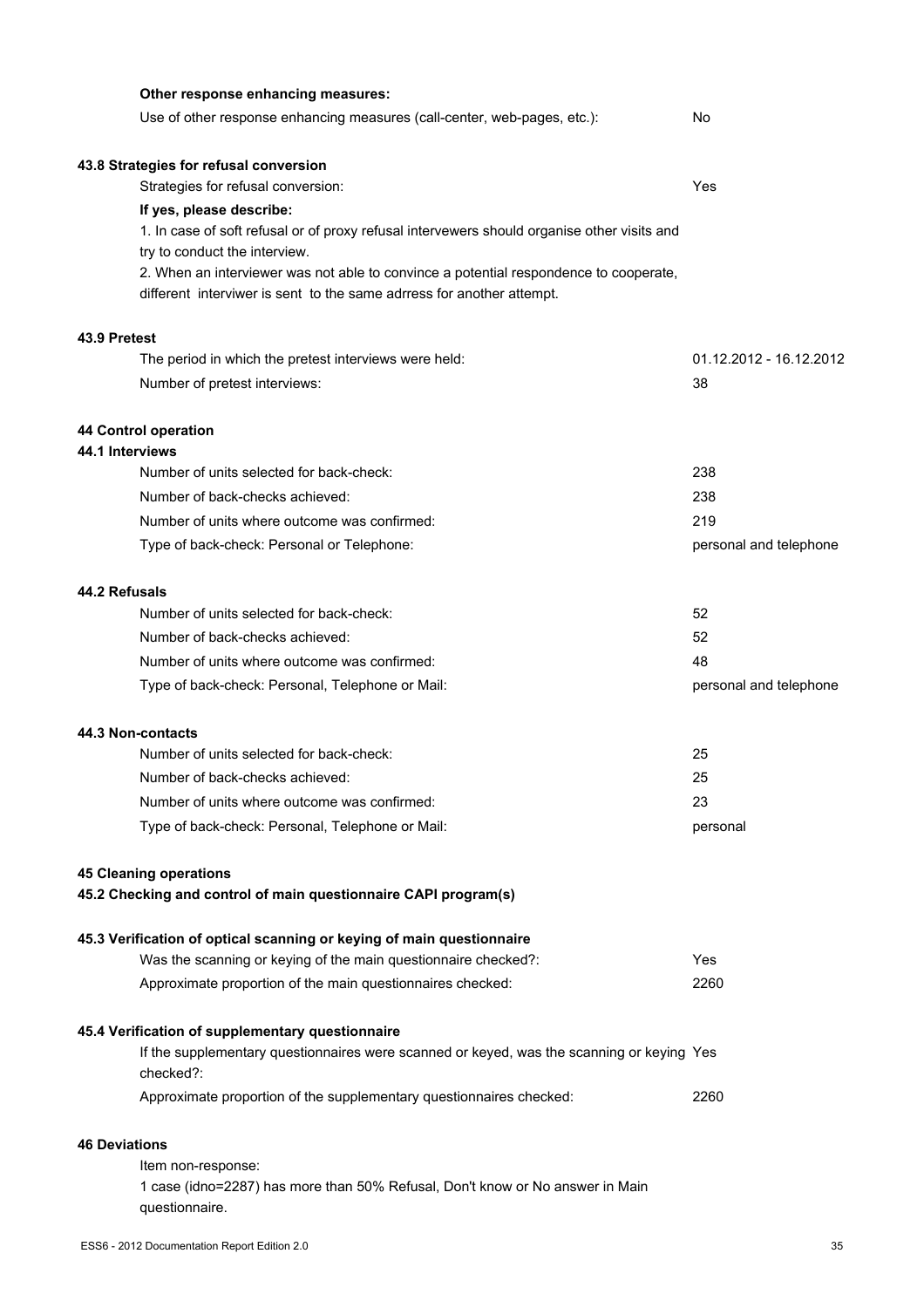**Other response enhancing measures:**

| | |
|---|---|
| Use of other response enhancing measures (call-center, web-pages, etc.): | No |

### 43.8 Strategies for refusal conversion

| | |
|---|---|
| Strategies for refusal conversion: | Yes |

**If yes, please describe:**

1. In case of soft refusal or of proxy refusal intervewers should organise other visits and try to conduct the interview.
2. When an interviewer was not able to convince a potential respondence to cooperate, different interviwer is sent to the same adrress for another attempt.

### 43.9 Pretest

| | |
|---|---|
| The period in which the pretest interviews were held: | 01.12.2012 - 16.12.2012 |
| Number of pretest interviews: | 38 |

## 44 Control operation

### 44.1 Interviews

| | |
|---|---|
| Number of units selected for back-check: | 238 |
| Number of back-checks achieved: | 238 |
| Number of units where outcome was confirmed: | 219 |
| Type of back-check: Personal or Telephone: | personal and telephone |

### 44.2 Refusals

| | |
|---|---|
| Number of units selected for back-check: | 52 |
| Number of back-checks achieved: | 52 |
| Number of units where outcome was confirmed: | 48 |
| Type of back-check: Personal, Telephone or Mail: | personal and telephone |

### 44.3 Non-contacts

| | |
|---|---|
| Number of units selected for back-check: | 25 |
| Number of back-checks achieved: | 25 |
| Number of units where outcome was confirmed: | 23 |
| Type of back-check: Personal, Telephone or Mail: | personal |

## 45 Cleaning operations

### 45.2 Checking and control of main questionnaire CAPI program(s)

### 45.3 Verification of optical scanning or keying of main questionnaire

| | |
|---|---|
| Was the scanning or keying of the main questionnaire checked?: | Yes |
| Approximate proportion of the main questionnaires checked: | 2260 |

### 45.4 Verification of supplementary questionnaire

| | |
|---|---|
| If the supplementary questionnaires were scanned or keyed, was the scanning or keying checked?: | Yes |
| Approximate proportion of the supplementary questionnaires checked: | 2260 |

## 46 Deviations

Item non-response:

1 case (idno=2287) has more than 50% Refusal, Don't know or No answer in Main questionnaire.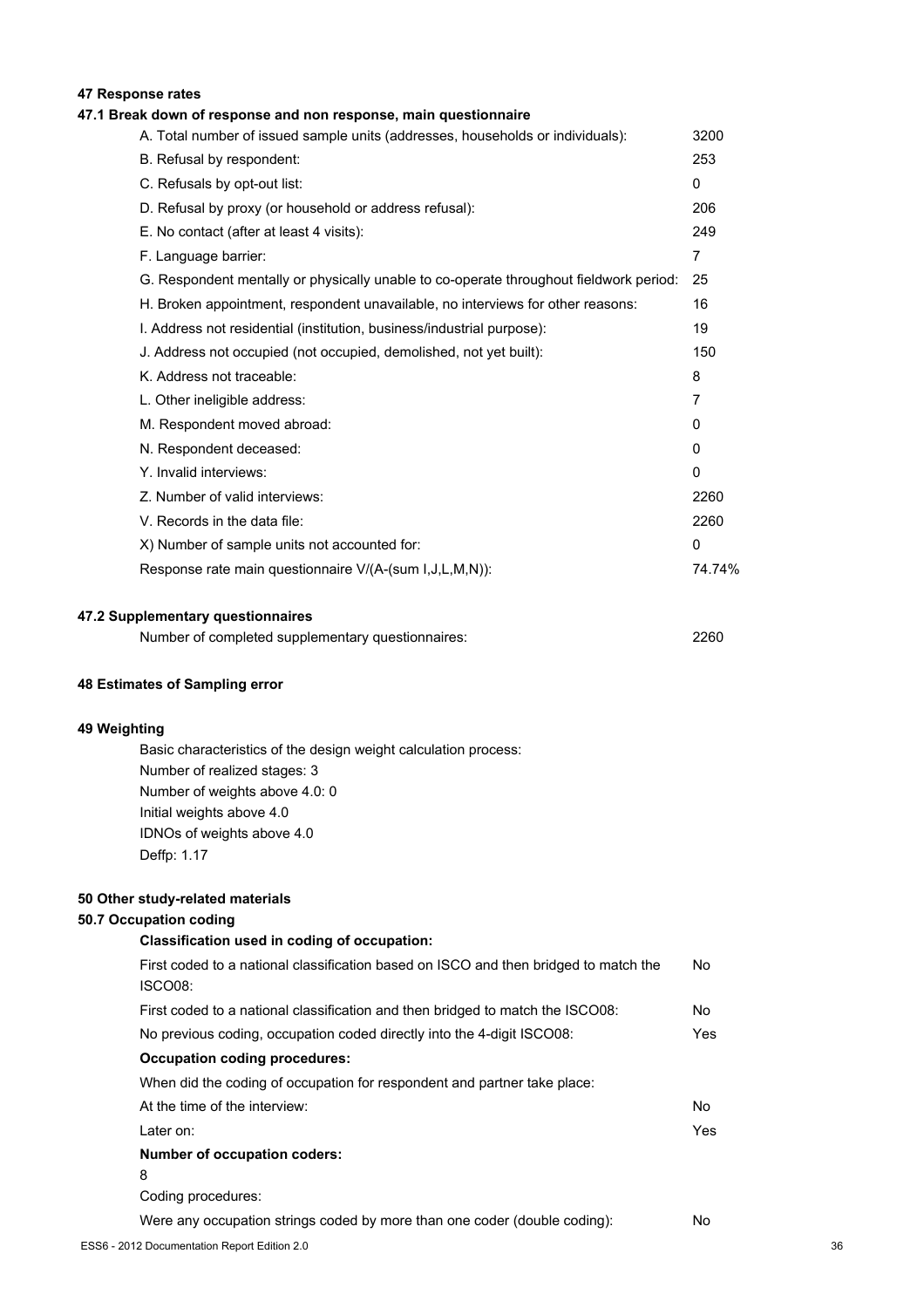## 47 Response rates

### 47.1 Break down of response and non response, main questionnaire

| | |
|---|---|
| A. Total number of issued sample units (addresses, households or individuals): | 3200 |
| B. Refusal by respondent: | 253 |
| C. Refusals by opt-out list: | 0 |
| D. Refusal by proxy (or household or address refusal): | 206 |
| E. No contact (after at least 4 visits): | 249 |
| F. Language barrier: | 7 |
| G. Respondent mentally or physically unable to co-operate throughout fieldwork period: | 25 |
| H. Broken appointment, respondent unavailable, no interviews for other reasons: | 16 |
| I. Address not residential (institution, business/industrial purpose): | 19 |
| J. Address not occupied (not occupied, demolished, not yet built): | 150 |
| K. Address not traceable: | 8 |
| L. Other ineligible address: | 7 |
| M. Respondent moved abroad: | 0 |
| N. Respondent deceased: | 0 |
| Y. Invalid interviews: | 0 |
| Z. Number of valid interviews: | 2260 |
| V. Records in the data file: | 2260 |
| X) Number of sample units not accounted for: | 0 |
| Response rate main questionnaire V/(A-(sum I,J,L,M,N)): | 74.74% |

### 47.2 Supplementary questionnaires

| | |
|---|---|
| Number of completed supplementary questionnaires: | 2260 |

## 48 Estimates of Sampling error

## 49 Weighting

Basic characteristics of the design weight calculation process:
Number of realized stages: 3
Number of weights above 4.0: 0
Initial weights above 4.0
IDNOs of weights above 4.0
Deffp: 1.17

## 50 Other study-related materials

### 50.7 Occupation coding

**Classification used in coding of occupation:**

| | |
|---|---|
| First coded to a national classification based on ISCO and then bridged to match the ISCO08: | No |
| First coded to a national classification and then bridged to match the ISCO08: | No |
| No previous coding, occupation coded directly into the 4-digit ISCO08: | Yes |

**Occupation coding procedures:**

When did the coding of occupation for respondent and partner take place:

| | |
|---|---|
| At the time of the interview: | No |
| Later on: | Yes |

**Number of occupation coders:**

8

Coding procedures:

| | |
|---|---|
| Were any occupation strings coded by more than one coder (double coding): | No |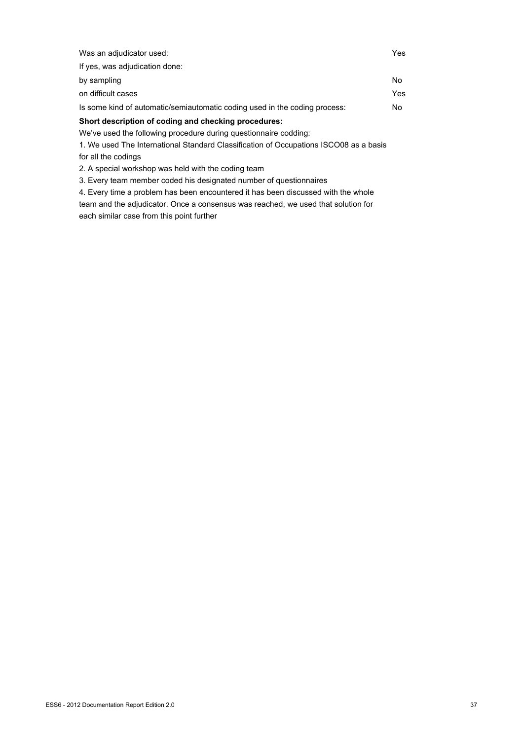| | |
|---|---|
| Was an adjudicator used: | Yes |
| If yes, was adjudication done: | |
| by sampling | No |
| on difficult cases | Yes |
| Is some kind of automatic/semiautomatic coding used in the coding process: | No |

**Short description of coding and checking procedures:**

We've used the following procedure during questionnaire codding:

1. We used The International Standard Classification of Occupations ISCO08 as a basis for all the codings
2. A special workshop was held with the coding team
3. Every team member coded his designated number of questionnaires
4. Every time a problem has been encountered it has been discussed with the whole team and the adjudicator. Once a consensus was reached, we used that solution for each similar case from this point further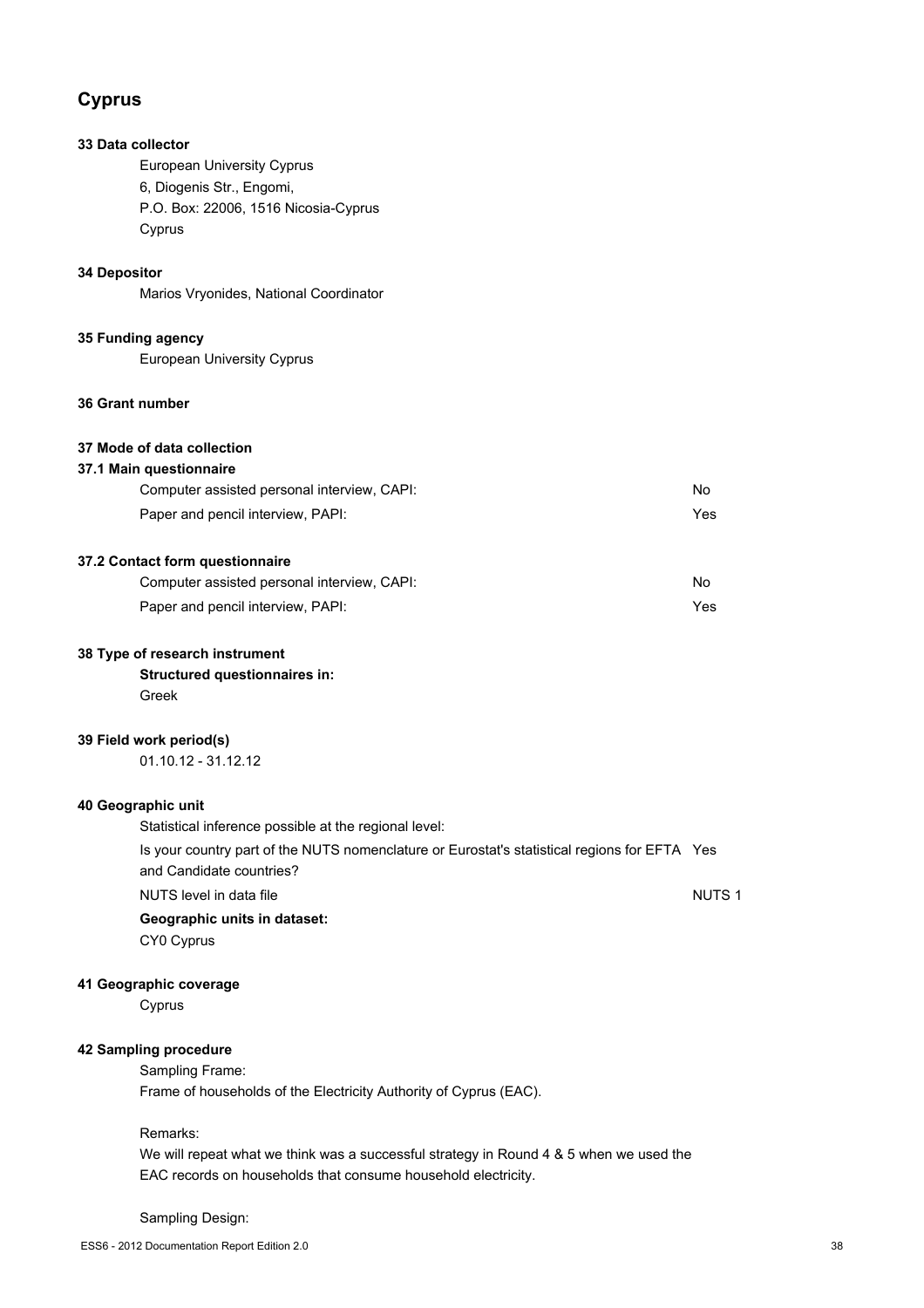# Cyprus

### 33 Data collector

European University Cyprus
6, Diogenis Str., Engomi,
P.O. Box: 22006, 1516 Nicosia-Cyprus
Cyprus

### 34 Depositor

Marios Vryonides, National Coordinator

### 35 Funding agency

European University Cyprus

### 36 Grant number

### 37 Mode of data collection

#### 37.1 Main questionnaire

| | |
|---|---|
| Computer assisted personal interview, CAPI: | No |
| Paper and pencil interview, PAPI: | Yes |

#### 37.2 Contact form questionnaire

| | |
|---|---|
| Computer assisted personal interview, CAPI: | No |
| Paper and pencil interview, PAPI: | Yes |

### 38 Type of research instrument

**Structured questionnaires in:**
Greek

### 39 Field work period(s)

01.10.12 - 31.12.12

### 40 Geographic unit

Statistical inference possible at the regional level:

| | |
|---|---|
| Is your country part of the NUTS nomenclature or Eurostat's statistical regions for EFTA and Candidate countries? | Yes |
| NUTS level in data file | NUTS 1 |

**Geographic units in dataset:**
CY0 Cyprus

### 41 Geographic coverage

Cyprus

### 42 Sampling procedure

Sampling Frame:
Frame of households of the Electricity Authority of Cyprus (EAC).

Remarks:
We will repeat what we think was a successful strategy in Round 4 & 5 when we used the EAC records on households that consume household electricity.

Sampling Design: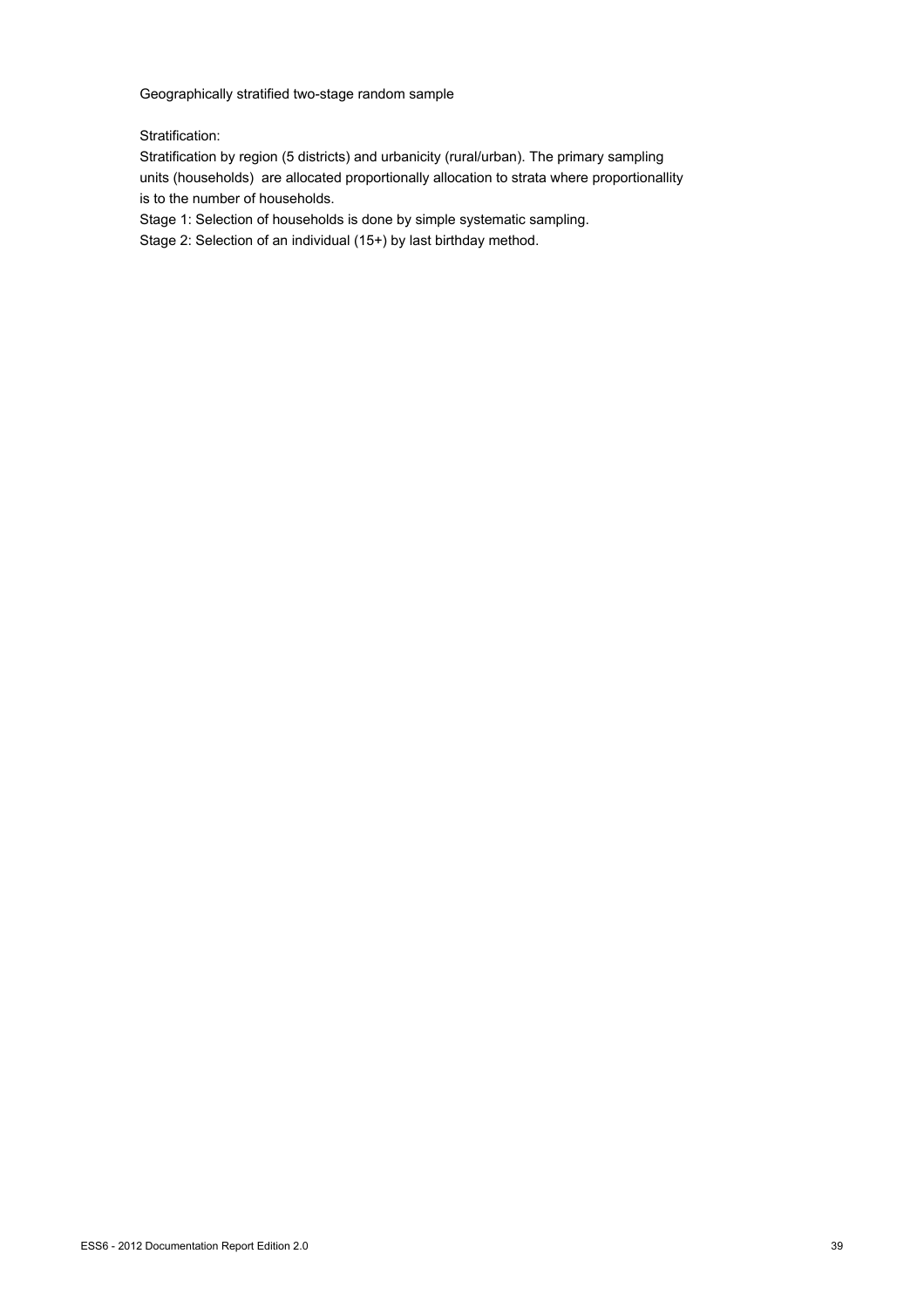Geographically stratified two-stage random sample

Stratification:

Stratification by region (5 districts) and urbanicity (rural/urban). The primary sampling units (households) are allocated proportionally allocation to strata where proportionallity is to the number of households.

Stage 1: Selection of households is done by simple systematic sampling.

Stage 2: Selection of an individual (15+) by last birthday method.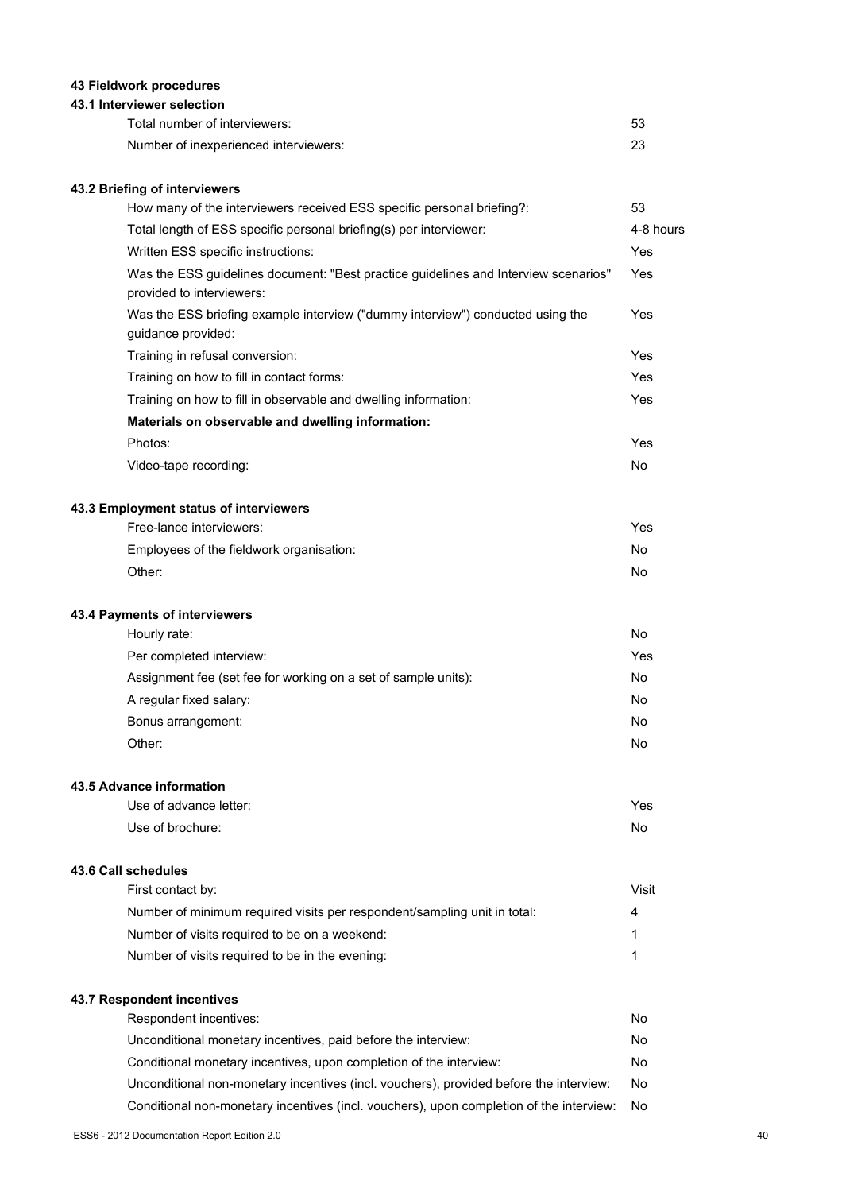## 43 Fieldwork procedures

### 43.1 Interviewer selection

| | |
|---|---|
| Total number of interviewers: | 53 |
| Number of inexperienced interviewers: | 23 |

### 43.2 Briefing of interviewers

| | |
|---|---|
| How many of the interviewers received ESS specific personal briefing?: | 53 |
| Total length of ESS specific personal briefing(s) per interviewer: | 4-8 hours |
| Written ESS specific instructions: | Yes |
| Was the ESS guidelines document: "Best practice guidelines and Interview scenarios" provided to interviewers: | Yes |
| Was the ESS briefing example interview ("dummy interview") conducted using the guidance provided: | Yes |
| Training in refusal conversion: | Yes |
| Training on how to fill in contact forms: | Yes |
| Training on how to fill in observable and dwelling information: | Yes |
| **Materials on observable and dwelling information:** | |
| Photos: | Yes |
| Video-tape recording: | No |

### 43.3 Employment status of interviewers

| | |
|---|---|
| Free-lance interviewers: | Yes |
| Employees of the fieldwork organisation: | No |
| Other: | No |

### 43.4 Payments of interviewers

| | |
|---|---|
| Hourly rate: | No |
| Per completed interview: | Yes |
| Assignment fee (set fee for working on a set of sample units): | No |
| A regular fixed salary: | No |
| Bonus arrangement: | No |
| Other: | No |

### 43.5 Advance information

| | |
|---|---|
| Use of advance letter: | Yes |
| Use of brochure: | No |

### 43.6 Call schedules

| | |
|---|---|
| First contact by: | Visit |
| Number of minimum required visits per respondent/sampling unit in total: | 4 |
| Number of visits required to be on a weekend: | 1 |
| Number of visits required to be in the evening: | 1 |

### 43.7 Respondent incentives

| | |
|---|---|
| Respondent incentives: | No |
| Unconditional monetary incentives, paid before the interview: | No |
| Conditional monetary incentives, upon completion of the interview: | No |
| Unconditional non-monetary incentives (incl. vouchers), provided before the interview: | No |
| Conditional non-monetary incentives (incl. vouchers), upon completion of the interview: | No |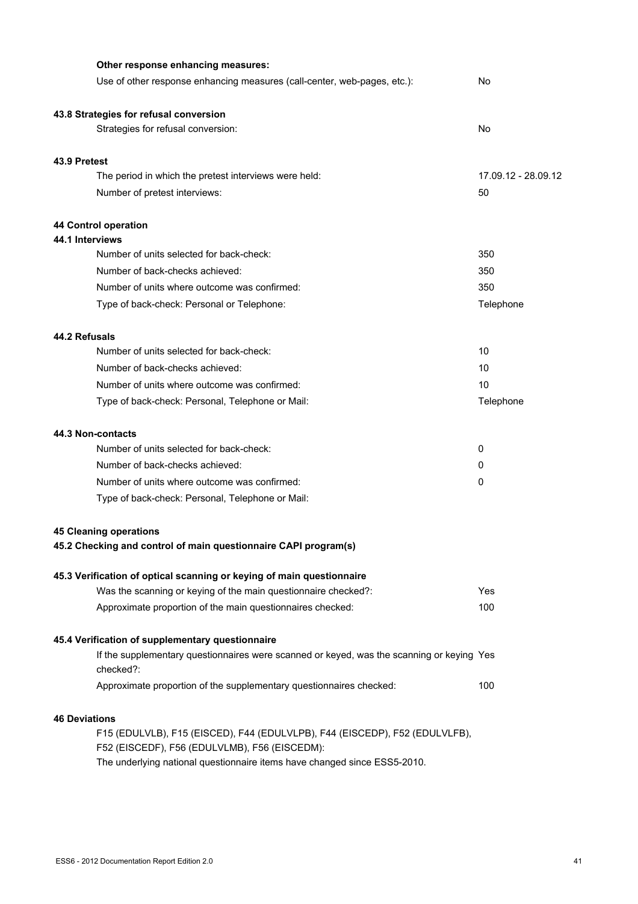**Other response enhancing measures:**

| | |
|---|---|
| Use of other response enhancing measures (call-center, web-pages, etc.): | No |

**43.8 Strategies for refusal conversion**

| | |
|---|---|
| Strategies for refusal conversion: | No |

**43.9 Pretest**

| | |
|---|---|
| The period in which the pretest interviews were held: | 17.09.12 - 28.09.12 |
| Number of pretest interviews: | 50 |

**44 Control operation**

**44.1 Interviews**

| | |
|---|---|
| Number of units selected for back-check: | 350 |
| Number of back-checks achieved: | 350 |
| Number of units where outcome was confirmed: | 350 |
| Type of back-check: Personal or Telephone: | Telephone |

**44.2 Refusals**

| | |
|---|---|
| Number of units selected for back-check: | 10 |
| Number of back-checks achieved: | 10 |
| Number of units where outcome was confirmed: | 10 |
| Type of back-check: Personal, Telephone or Mail: | Telephone |

**44.3 Non-contacts**

| | |
|---|---|
| Number of units selected for back-check: | 0 |
| Number of back-checks achieved: | 0 |
| Number of units where outcome was confirmed: | 0 |
| Type of back-check: Personal, Telephone or Mail: | |

**45 Cleaning operations**

**45.2 Checking and control of main questionnaire CAPI program(s)**

**45.3 Verification of optical scanning or keying of main questionnaire**

| | |
|---|---|
| Was the scanning or keying of the main questionnaire checked?: | Yes |
| Approximate proportion of the main questionnaires checked: | 100 |

**45.4 Verification of supplementary questionnaire**

| | |
|---|---|
| If the supplementary questionnaires were scanned or keyed, was the scanning or keying checked?: | Yes |
| Approximate proportion of the supplementary questionnaires checked: | 100 |

**46 Deviations**

F15 (EDULVLB), F15 (EISCED), F44 (EDULVLPB), F44 (EISCEDP), F52 (EDULVLFB), F52 (EISCEDF), F56 (EDULVLMB), F56 (EISCEDM):

The underlying national questionnaire items have changed since ESS5-2010.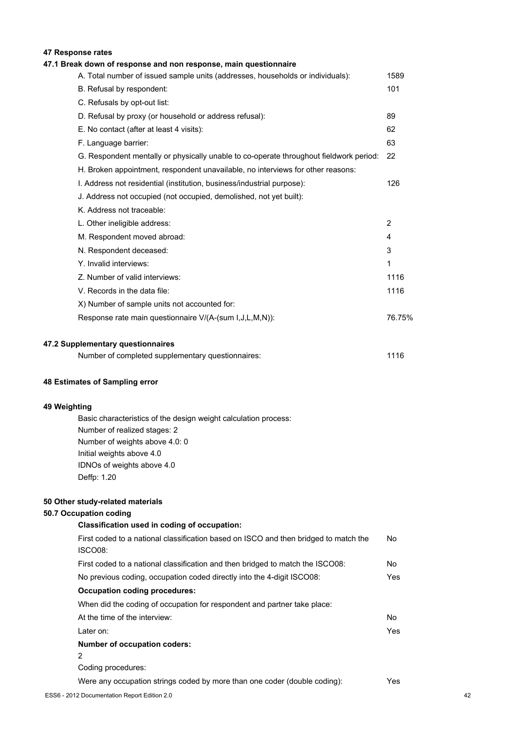## 47 Response rates

### 47.1 Break down of response and non response, main questionnaire

| | |
|---|---|
| A. Total number of issued sample units (addresses, households or individuals): | 1589 |
| B. Refusal by respondent: | 101 |
| C. Refusals by opt-out list: | |
| D. Refusal by proxy (or household or address refusal): | 89 |
| E. No contact (after at least 4 visits): | 62 |
| F. Language barrier: | 63 |
| G. Respondent mentally or physically unable to co-operate throughout fieldwork period: | 22 |
| H. Broken appointment, respondent unavailable, no interviews for other reasons: | |
| I. Address not residential (institution, business/industrial purpose): | 126 |
| J. Address not occupied (not occupied, demolished, not yet built): | |
| K. Address not traceable: | |
| L. Other ineligible address: | 2 |
| M. Respondent moved abroad: | 4 |
| N. Respondent deceased: | 3 |
| Y. Invalid interviews: | 1 |
| Z. Number of valid interviews: | 1116 |
| V. Records in the data file: | 1116 |
| X) Number of sample units not accounted for: | |
| Response rate main questionnaire V/(A-(sum I,J,L,M,N)): | 76.75% |

### 47.2 Supplementary questionnaires

| | |
|---|---|
| Number of completed supplementary questionnaires: | 1116 |

## 48 Estimates of Sampling error

## 49 Weighting

Basic characteristics of the design weight calculation process:
Number of realized stages: 2
Number of weights above 4.0: 0
Initial weights above 4.0
IDNOs of weights above 4.0
Deffp: 1.20

## 50 Other study-related materials

### 50.7 Occupation coding

**Classification used in coding of occupation:**

| | |
|---|---|
| First coded to a national classification based on ISCO and then bridged to match the ISCO08: | No |
| First coded to a national classification and then bridged to match the ISCO08: | No |
| No previous coding, occupation coded directly into the 4-digit ISCO08: | Yes |

**Occupation coding procedures:**

When did the coding of occupation for respondent and partner take place:

| | |
|---|---|
| At the time of the interview: | No |
| Later on: | Yes |

**Number of occupation coders:**

2

Coding procedures:

| | |
|---|---|
| Were any occupation strings coded by more than one coder (double coding): | Yes |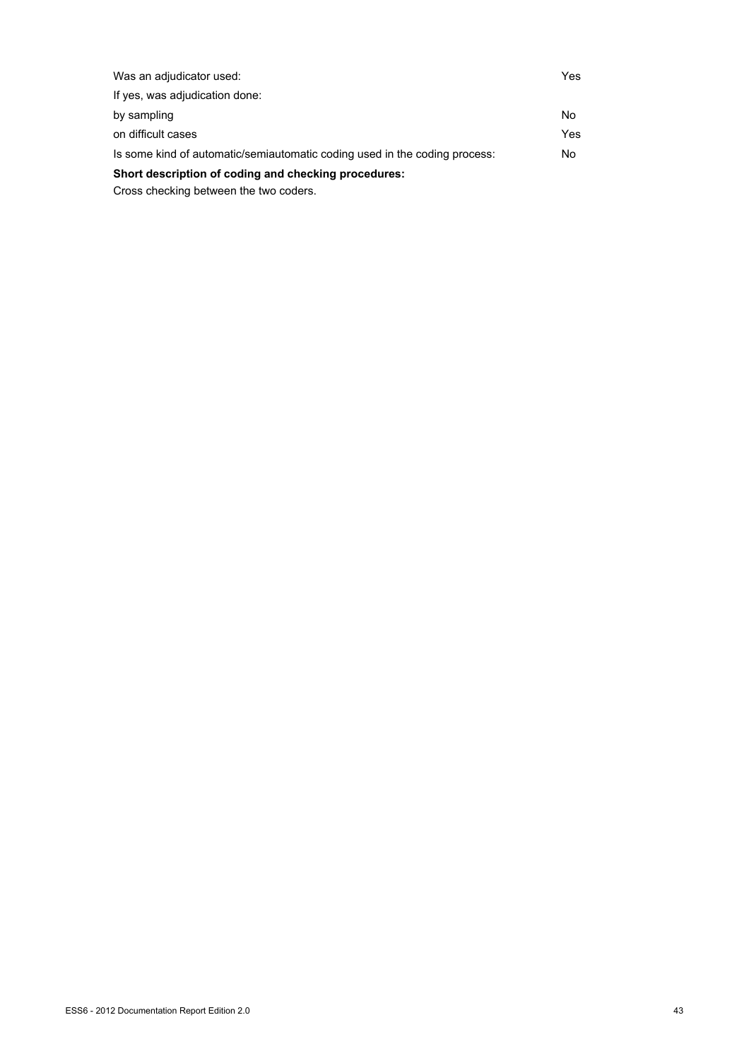| | |
|---|---|
| Was an adjudicator used: | Yes |
| If yes, was adjudication done: | |
| by sampling | No |
| on difficult cases | Yes |
| Is some kind of automatic/semiautomatic coding used in the coding process: | No |

**Short description of coding and checking procedures:**

Cross checking between the two coders.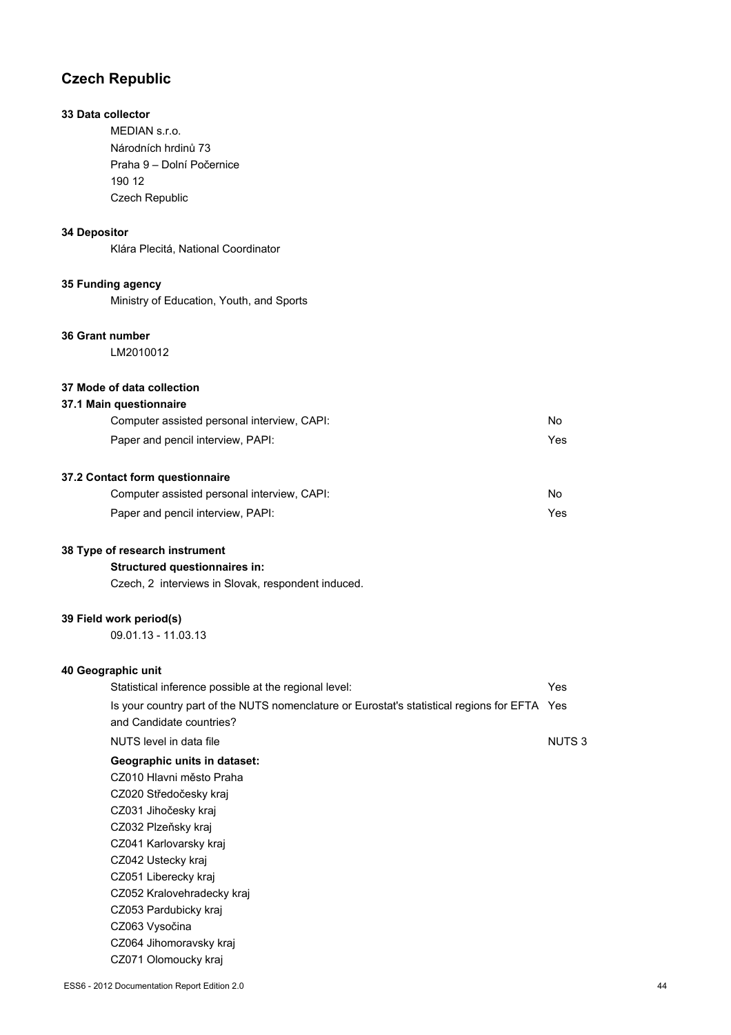## Czech Republic

### 33 Data collector

MEDIAN s.r.o.
Národních hrdinů 73
Praha 9 – Dolní Počernice
190 12
Czech Republic

### 34 Depositor

Klára Plecitá, National Coordinator

### 35 Funding agency

Ministry of Education, Youth, and Sports

### 36 Grant number

LM2010012

### 37 Mode of data collection

#### 37.1 Main questionnaire

| | |
|---|---|
| Computer assisted personal interview, CAPI: | No |
| Paper and pencil interview, PAPI: | Yes |

#### 37.2 Contact form questionnaire

| | |
|---|---|
| Computer assisted personal interview, CAPI: | No |
| Paper and pencil interview, PAPI: | Yes |

### 38 Type of research instrument

**Structured questionnaires in:**

Czech, 2 interviews in Slovak, respondent induced.

### 39 Field work period(s)

09.01.13 - 11.03.13

### 40 Geographic unit

| | |
|---|---|
| Statistical inference possible at the regional level: | Yes |
| Is your country part of the NUTS nomenclature or Eurostat's statistical regions for EFTA and Candidate countries? | Yes |
| NUTS level in data file | NUTS 3 |

**Geographic units in dataset:**

CZ010 Hlavni město Praha
CZ020 Středočesky kraj
CZ031 Jihočesky kraj
CZ032 Plzeňsky kraj
CZ041 Karlovarsky kraj
CZ042 Ustecky kraj
CZ051 Liberecky kraj
CZ052 Kralovehradecky kraj
CZ053 Pardubicky kraj
CZ063 Vysočina
CZ064 Jihomoravsky kraj
CZ071 Olomoucky kraj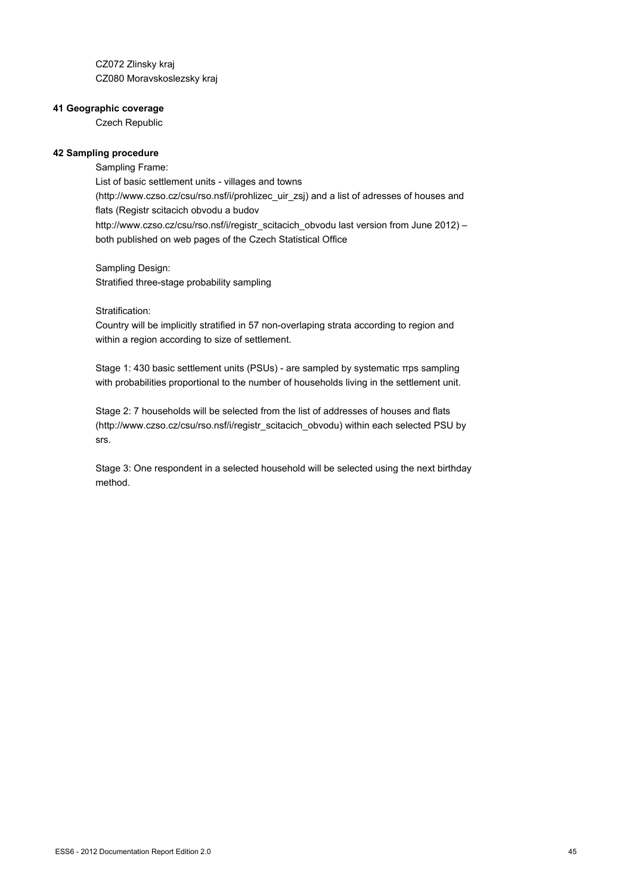CZ072 Zlinsky kraj
CZ080 Moravskoslezsky kraj

**41 Geographic coverage**

Czech Republic

**42 Sampling procedure**

Sampling Frame:
List of basic settlement units - villages and towns (http://www.czso.cz/csu/rso.nsf/i/prohlizec_uir_zsj) and a list of adresses of houses and flats (Registr scitacich obvodu a budov http://www.czso.cz/csu/rso.nsf/i/registr_scitacich_obvodu last version from June 2012) – both published on web pages of the Czech Statistical Office

Sampling Design:
Stratified three-stage probability sampling

Stratification:
Country will be implicitly stratified in 57 non-overlaping strata according to region and within a region according to size of settlement.

Stage 1: 430 basic settlement units (PSUs) - are sampled by systematic πps sampling with probabilities proportional to the number of households living in the settlement unit.

Stage 2: 7 households will be selected from the list of addresses of houses and flats (http://www.czso.cz/csu/rso.nsf/i/registr_scitacich_obvodu) within each selected PSU by srs.

Stage 3: One respondent in a selected household will be selected using the next birthday method.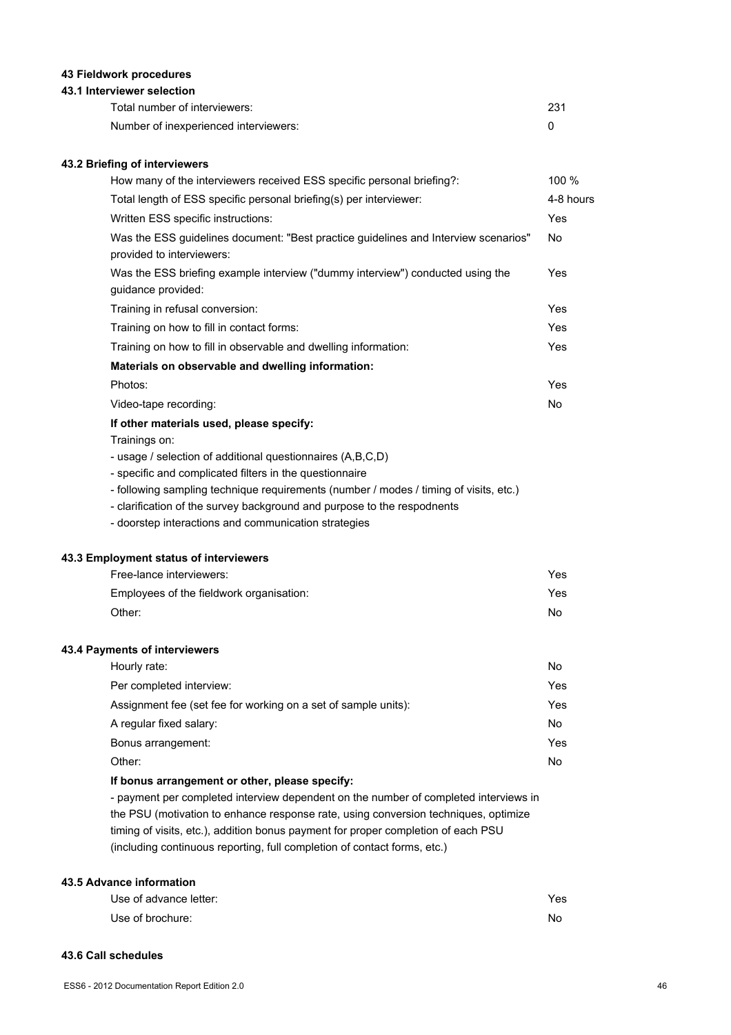## 43 Fieldwork procedures

### 43.1 Interviewer selection

| | |
|---|---|
| Total number of interviewers: | 231 |
| Number of inexperienced interviewers: | 0 |

### 43.2 Briefing of interviewers

| | |
|---|---|
| How many of the interviewers received ESS specific personal briefing?: | 100 % |
| Total length of ESS specific personal briefing(s) per interviewer: | 4-8 hours |
| Written ESS specific instructions: | Yes |
| Was the ESS guidelines document: "Best practice guidelines and Interview scenarios" provided to interviewers: | No |
| Was the ESS briefing example interview ("dummy interview") conducted using the guidance provided: | Yes |
| Training in refusal conversion: | Yes |
| Training on how to fill in contact forms: | Yes |
| Training on how to fill in observable and dwelling information: | Yes |

**Materials on observable and dwelling information:**

| | |
|---|---|
| Photos: | Yes |
| Video-tape recording: | No |

**If other materials used, please specify:**

Trainings on:
- usage / selection of additional questionnaires (A,B,C,D)
- specific and complicated filters in the questionnaire
- following sampling technique requirements (number / modes / timing of visits, etc.)
- clarification of the survey background and purpose to the respodnents
- doorstep interactions and communication strategies

### 43.3 Employment status of interviewers

| | |
|---|---|
| Free-lance interviewers: | Yes |
| Employees of the fieldwork organisation: | Yes |
| Other: | No |

### 43.4 Payments of interviewers

| | |
|---|---|
| Hourly rate: | No |
| Per completed interview: | Yes |
| Assignment fee (set fee for working on a set of sample units): | Yes |
| A regular fixed salary: | No |
| Bonus arrangement: | Yes |
| Other: | No |

**If bonus arrangement or other, please specify:**

- payment per completed interview dependent on the number of completed interviews in the PSU (motivation to enhance response rate, using conversion techniques, optimize timing of visits, etc.), addition bonus payment for proper completion of each PSU (including continuous reporting, full completion of contact forms, etc.)

### 43.5 Advance information

| | |
|---|---|
| Use of advance letter: | Yes |
| Use of brochure: | No |

### 43.6 Call schedules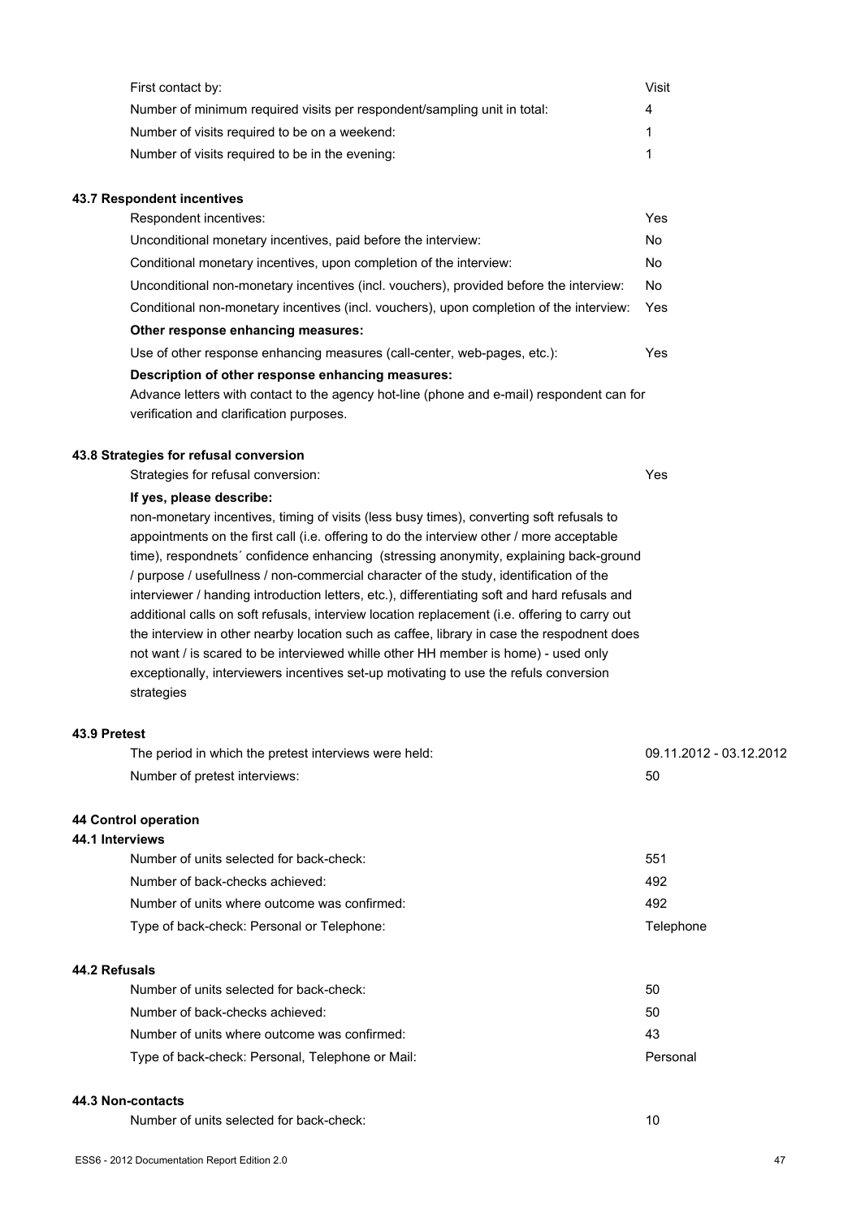| | |
|---|---|
| First contact by: | Visit |
| Number of minimum required visits per respondent/sampling unit in total: | 4 |
| Number of visits required to be on a weekend: | 1 |
| Number of visits required to be in the evening: | 1 |

### 43.7 Respondent incentives

| | |
|---|---|
| Respondent incentives: | Yes |
| Unconditional monetary incentives, paid before the interview: | No |
| Conditional monetary incentives, upon completion of the interview: | No |
| Unconditional non-monetary incentives (incl. vouchers), provided before the interview: | No |
| Conditional non-monetary incentives (incl. vouchers), upon completion of the interview: | Yes |

**Other response enhancing measures:**

| | |
|---|---|
| Use of other response enhancing measures (call-center, web-pages, etc.): | Yes |

**Description of other response enhancing measures:**

Advance letters with contact to the agency hot-line (phone and e-mail) respondent can for verification and clarification purposes.

### 43.8 Strategies for refusal conversion

| | |
|---|---|
| Strategies for refusal conversion: | Yes |

**If yes, please describe:**

non-monetary incentives, timing of visits (less busy times), converting soft refusals to appointments on the first call (i.e. offering to do the interview other / more acceptable time), respondnets´ confidence enhancing (stressing anonymity, explaining back-ground / purpose / usefullness / non-commercial character of the study, identification of the interviewer / handing introduction letters, etc.), differentiating soft and hard refusals and additional calls on soft refusals, interview location replacement (i.e. offering to carry out the interview in other nearby location such as caffee, library in case the respodnent does not want / is scared to be interviewed whille other HH member is home) - used only exceptionally, interviewers incentives set-up motivating to use the refuls conversion strategies

### 43.9 Pretest

| | |
|---|---|
| The period in which the pretest interviews were held: | 09.11.2012 - 03.12.2012 |
| Number of pretest interviews: | 50 |

## 44 Control operation

### 44.1 Interviews

| | |
|---|---|
| Number of units selected for back-check: | 551 |
| Number of back-checks achieved: | 492 |
| Number of units where outcome was confirmed: | 492 |
| Type of back-check: Personal or Telephone: | Telephone |

### 44.2 Refusals

| | |
|---|---|
| Number of units selected for back-check: | 50 |
| Number of back-checks achieved: | 50 |
| Number of units where outcome was confirmed: | 43 |
| Type of back-check: Personal, Telephone or Mail: | Personal |

### 44.3 Non-contacts

| | |
|---|---|
| Number of units selected for back-check: | 10 |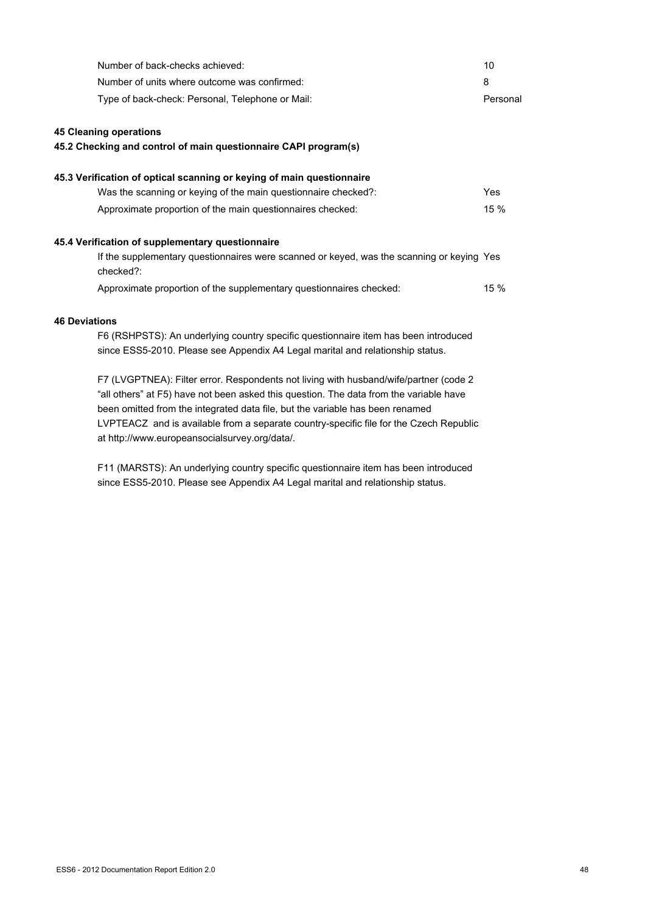| | |
|---|---|
| Number of back-checks achieved: | 10 |
| Number of units where outcome was confirmed: | 8 |
| Type of back-check: Personal, Telephone or Mail: | Personal |

## 45 Cleaning operations

### 45.2 Checking and control of main questionnaire CAPI program(s)

### 45.3 Verification of optical scanning or keying of main questionnaire

| | |
|---|---|
| Was the scanning or keying of the main questionnaire checked?: | Yes |
| Approximate proportion of the main questionnaires checked: | 15 % |

### 45.4 Verification of supplementary questionnaire

| | |
|---|---|
| If the supplementary questionnaires were scanned or keyed, was the scanning or keying checked?: | Yes |
| Approximate proportion of the supplementary questionnaires checked: | 15 % |

## 46 Deviations

F6 (RSHPSTS): An underlying country specific questionnaire item has been introduced since ESS5-2010. Please see Appendix A4 Legal marital and relationship status.

F7 (LVGPTNEA): Filter error. Respondents not living with husband/wife/partner (code 2 "all others" at F5) have not been asked this question. The data from the variable have been omitted from the integrated data file, but the variable has been renamed LVPTEACZ and is available from a separate country-specific file for the Czech Republic at http://www.europeansocialsurvey.org/data/.

F11 (MARSTS): An underlying country specific questionnaire item has been introduced since ESS5-2010. Please see Appendix A4 Legal marital and relationship status.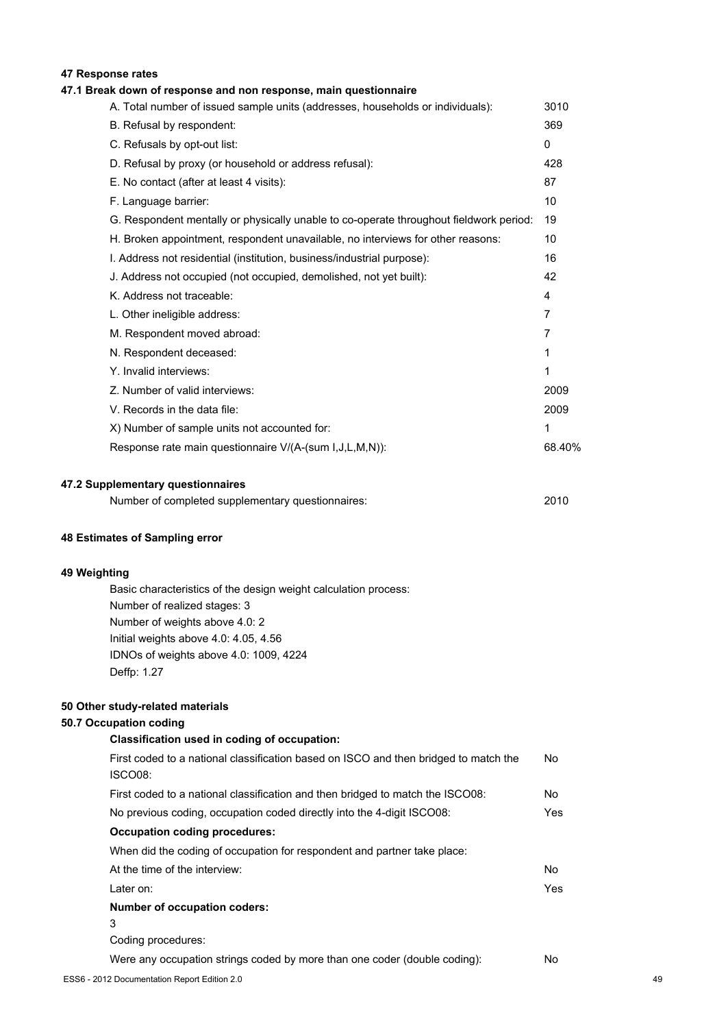## 47 Response rates

### 47.1 Break down of response and non response, main questionnaire

| | |
|---|---|
| A. Total number of issued sample units (addresses, households or individuals): | 3010 |
| B. Refusal by respondent: | 369 |
| C. Refusals by opt-out list: | 0 |
| D. Refusal by proxy (or household or address refusal): | 428 |
| E. No contact (after at least 4 visits): | 87 |
| F. Language barrier: | 10 |
| G. Respondent mentally or physically unable to co-operate throughout fieldwork period: | 19 |
| H. Broken appointment, respondent unavailable, no interviews for other reasons: | 10 |
| I. Address not residential (institution, business/industrial purpose): | 16 |
| J. Address not occupied (not occupied, demolished, not yet built): | 42 |
| K. Address not traceable: | 4 |
| L. Other ineligible address: | 7 |
| M. Respondent moved abroad: | 7 |
| N. Respondent deceased: | 1 |
| Y. Invalid interviews: | 1 |
| Z. Number of valid interviews: | 2009 |
| V. Records in the data file: | 2009 |
| X) Number of sample units not accounted for: | 1 |
| Response rate main questionnaire V/(A-(sum I,J,L,M,N)): | 68.40% |

### 47.2 Supplementary questionnaires

| | |
|---|---|
| Number of completed supplementary questionnaires: | 2010 |

## 48 Estimates of Sampling error

## 49 Weighting

Basic characteristics of the design weight calculation process:
Number of realized stages: 3
Number of weights above 4.0: 2
Initial weights above 4.0: 4.05, 4.56
IDNOs of weights above 4.0: 1009, 4224
Deffp: 1.27

## 50 Other study-related materials

### 50.7 Occupation coding

**Classification used in coding of occupation:**

| | |
|---|---|
| First coded to a national classification based on ISCO and then bridged to match the ISCO08: | No |
| First coded to a national classification and then bridged to match the ISCO08: | No |
| No previous coding, occupation coded directly into the 4-digit ISCO08: | Yes |

**Occupation coding procedures:**

When did the coding of occupation for respondent and partner take place:

| | |
|---|---|
| At the time of the interview: | No |
| Later on: | Yes |

**Number of occupation coders:**

3

Coding procedures:

| | |
|---|---|
| Were any occupation strings coded by more than one coder (double coding): | No |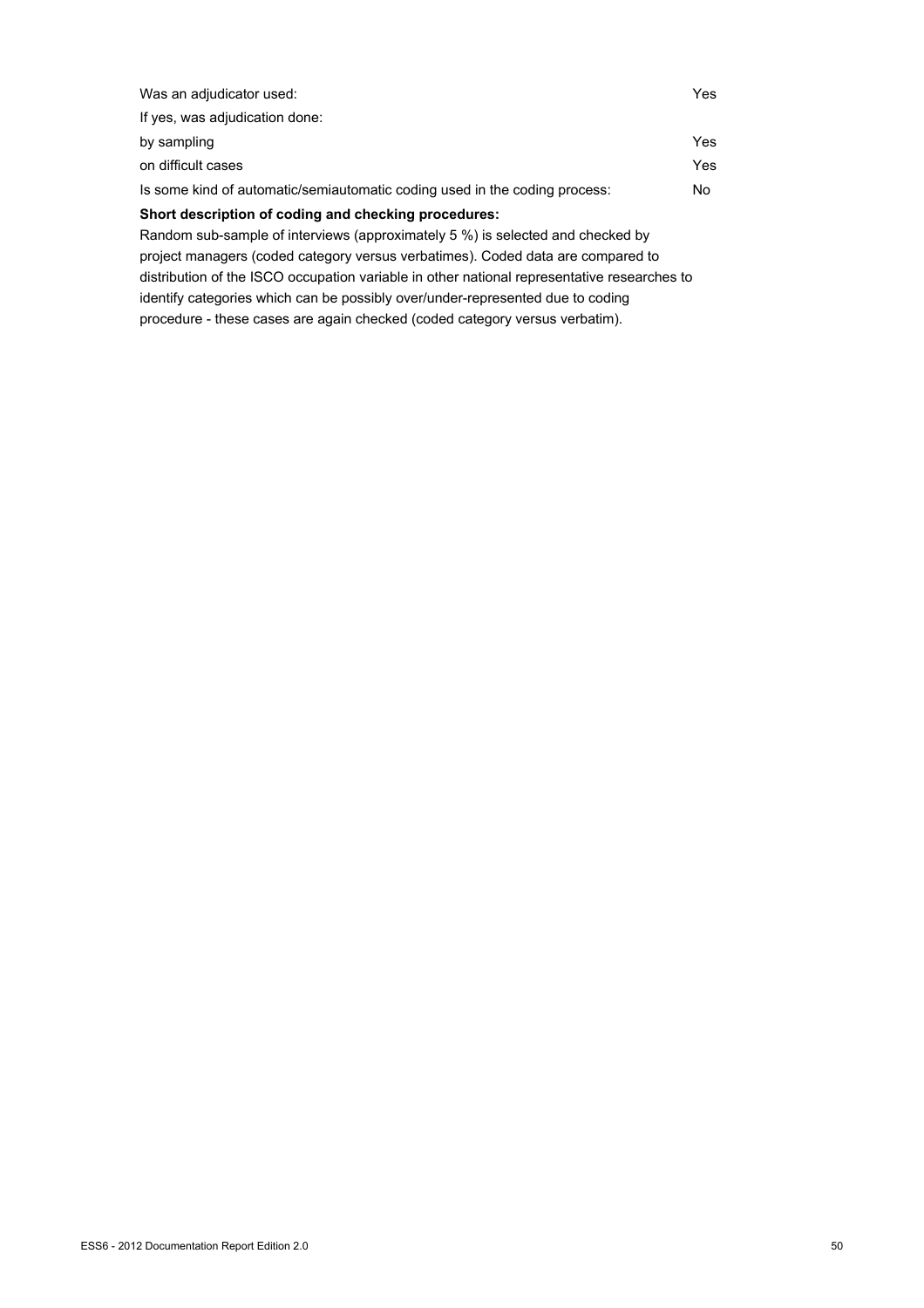| | |
|---|---|
| Was an adjudicator used: | Yes |
| If yes, was adjudication done: | |
| by sampling | Yes |
| on difficult cases | Yes |
| Is some kind of automatic/semiautomatic coding used in the coding process: | No |

**Short description of coding and checking procedures:**

Random sub-sample of interviews (approximately 5 %) is selected and checked by project managers (coded category versus verbatimes). Coded data are compared to distribution of the ISCO occupation variable in other national representative researches to identify categories which can be possibly over/under-represented due to coding procedure - these cases are again checked (coded category versus verbatim).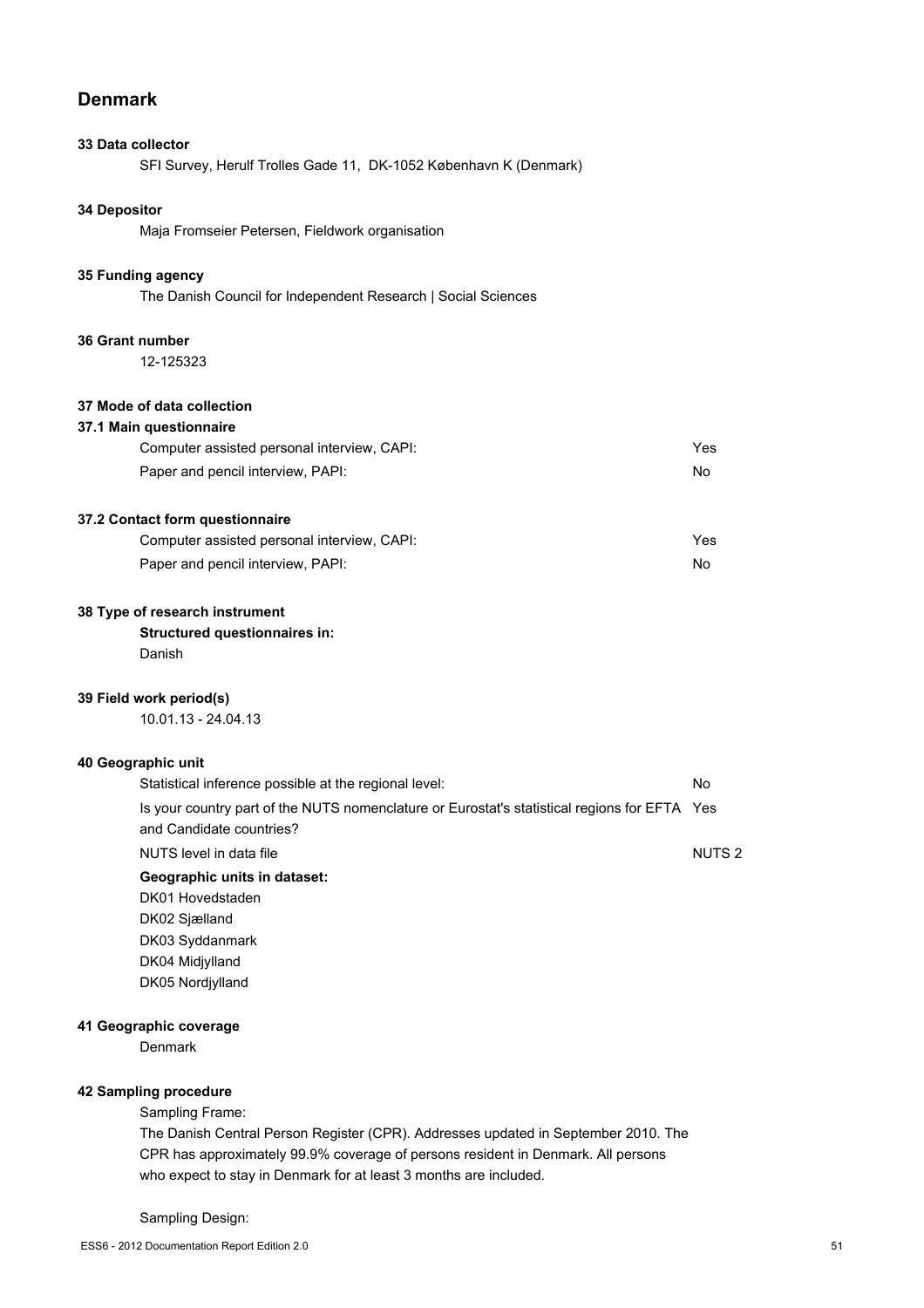## Denmark

**33 Data collector**

SFI Survey, Herulf Trolles Gade 11, DK-1052 København K (Denmark)

**34 Depositor**

Maja Fromseier Petersen, Fieldwork organisation

**35 Funding agency**

The Danish Council for Independent Research | Social Sciences

**36 Grant number**

12-125323

**37 Mode of data collection**

**37.1 Main questionnaire**

| | |
|---|---|
| Computer assisted personal interview, CAPI: | Yes |
| Paper and pencil interview, PAPI: | No |

**37.2 Contact form questionnaire**

| | |
|---|---|
| Computer assisted personal interview, CAPI: | Yes |
| Paper and pencil interview, PAPI: | No |

**38 Type of research instrument**

**Structured questionnaires in:**

Danish

**39 Field work period(s)**

10.01.13 - 24.04.13

**40 Geographic unit**

| | |
|---|---|
| Statistical inference possible at the regional level: | No |
| Is your country part of the NUTS nomenclature or Eurostat's statistical regions for EFTA and Candidate countries? | Yes |
| NUTS level in data file | NUTS 2 |

**Geographic units in dataset:**

DK01 Hovedstaden
DK02 Sjælland
DK03 Syddanmark
DK04 Midjylland
DK05 Nordjylland

**41 Geographic coverage**

Denmark

**42 Sampling procedure**

Sampling Frame:

The Danish Central Person Register (CPR). Addresses updated in September 2010. The CPR has approximately 99.9% coverage of persons resident in Denmark. All persons who expect to stay in Denmark for at least 3 months are included.

Sampling Design: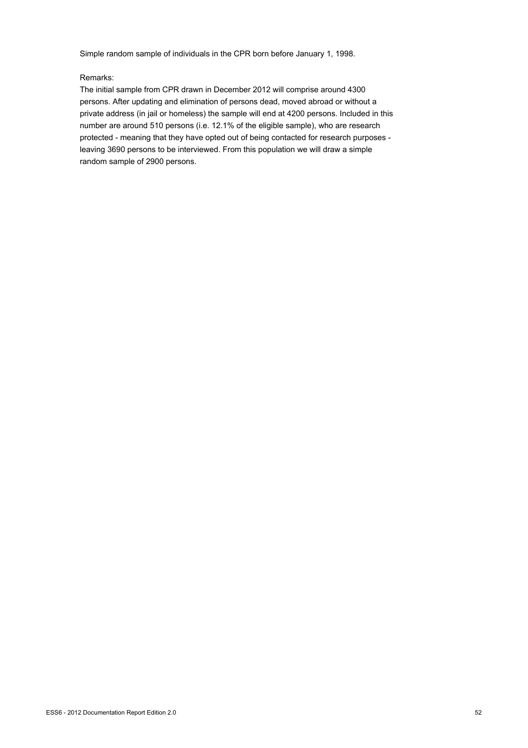Simple random sample of individuals in the CPR born before January 1, 1998.

Remarks:

The initial sample from CPR drawn in December 2012 will comprise around 4300 persons. After updating and elimination of persons dead, moved abroad or without a private address (in jail or homeless) the sample will end at 4200 persons. Included in this number are around 510 persons (i.e. 12.1% of the eligible sample), who are research protected - meaning that they have opted out of being contacted for research purposes - leaving 3690 persons to be interviewed. From this population we will draw a simple random sample of 2900 persons.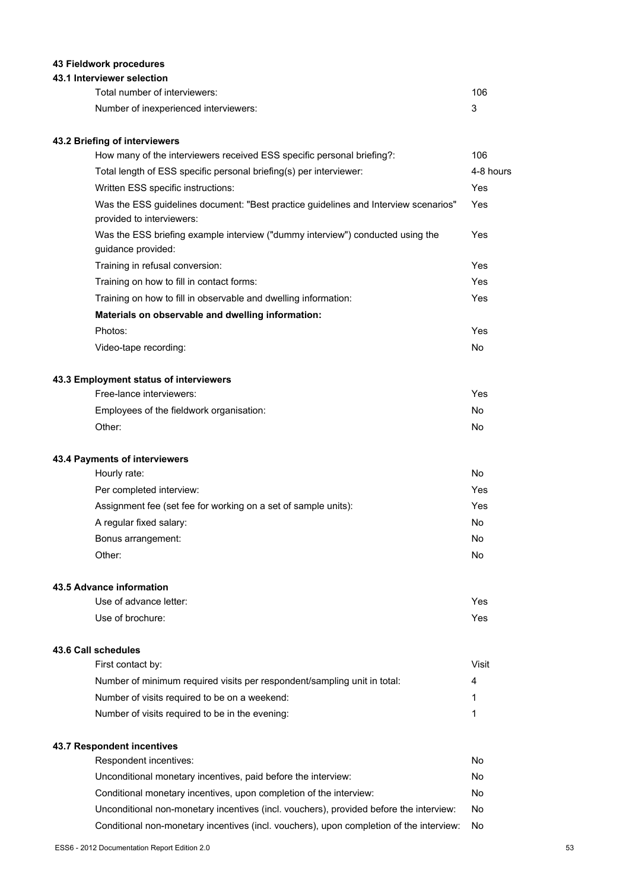## 43 Fieldwork procedures

### 43.1 Interviewer selection

| | |
|---|---|
| Total number of interviewers: | 106 |
| Number of inexperienced interviewers: | 3 |

### 43.2 Briefing of interviewers

| | |
|---|---|
| How many of the interviewers received ESS specific personal briefing?: | 106 |
| Total length of ESS specific personal briefing(s) per interviewer: | 4-8 hours |
| Written ESS specific instructions: | Yes |
| Was the ESS guidelines document: "Best practice guidelines and Interview scenarios" provided to interviewers: | Yes |
| Was the ESS briefing example interview ("dummy interview") conducted using the guidance provided: | Yes |
| Training in refusal conversion: | Yes |
| Training on how to fill in contact forms: | Yes |
| Training on how to fill in observable and dwelling information: | Yes |
| **Materials on observable and dwelling information:** | |
| Photos: | Yes |
| Video-tape recording: | No |

### 43.3 Employment status of interviewers

| | |
|---|---|
| Free-lance interviewers: | Yes |
| Employees of the fieldwork organisation: | No |
| Other: | No |

### 43.4 Payments of interviewers

| | |
|---|---|
| Hourly rate: | No |
| Per completed interview: | Yes |
| Assignment fee (set fee for working on a set of sample units): | Yes |
| A regular fixed salary: | No |
| Bonus arrangement: | No |
| Other: | No |

### 43.5 Advance information

| | |
|---|---|
| Use of advance letter: | Yes |
| Use of brochure: | Yes |

### 43.6 Call schedules

| | |
|---|---|
| First contact by: | Visit |
| Number of minimum required visits per respondent/sampling unit in total: | 4 |
| Number of visits required to be on a weekend: | 1 |
| Number of visits required to be in the evening: | 1 |

### 43.7 Respondent incentives

| | |
|---|---|
| Respondent incentives: | No |
| Unconditional monetary incentives, paid before the interview: | No |
| Conditional monetary incentives, upon completion of the interview: | No |
| Unconditional non-monetary incentives (incl. vouchers), provided before the interview: | No |
| Conditional non-monetary incentives (incl. vouchers), upon completion of the interview: | No |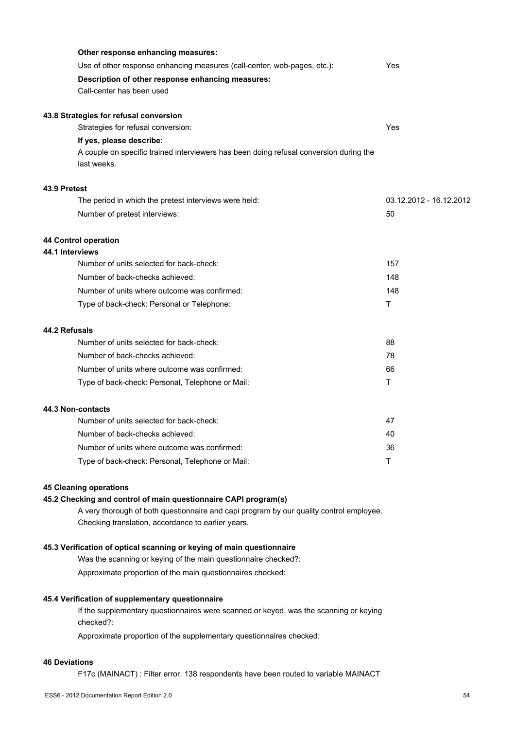**Other response enhancing measures:**

Use of other response enhancing measures (call-center, web-pages, etc.): Yes

**Description of other response enhancing measures:**

Call-center has been used

### 43.8 Strategies for refusal conversion

Strategies for refusal conversion: Yes

**If yes, please describe:**

A couple on specific trained interviewers has been doing refusal conversion during the last weeks.

### 43.9 Pretest

| | |
|---|---|
| The period in which the pretest interviews were held: | 03.12.2012 - 16.12.2012 |
| Number of pretest interviews: | 50 |

## 44 Control operation

### 44.1 Interviews

| | |
|---|---|
| Number of units selected for back-check: | 157 |
| Number of back-checks achieved: | 148 |
| Number of units where outcome was confirmed: | 148 |
| Type of back-check: Personal or Telephone: | T |

### 44.2 Refusals

| | |
|---|---|
| Number of units selected for back-check: | 88 |
| Number of back-checks achieved: | 78 |
| Number of units where outcome was confirmed: | 66 |
| Type of back-check: Personal, Telephone or Mail: | T |

### 44.3 Non-contacts

| | |
|---|---|
| Number of units selected for back-check: | 47 |
| Number of back-checks achieved: | 40 |
| Number of units where outcome was confirmed: | 36 |
| Type of back-check: Personal, Telephone or Mail: | T |

## 45 Cleaning operations

### 45.2 Checking and control of main questionnaire CAPI program(s)

A very thorough of both questionnaire and capi program by our quality control employee. Checking translation, accordance to earlier years.

### 45.3 Verification of optical scanning or keying of main questionnaire

Was the scanning or keying of the main questionnaire checked?:

Approximate proportion of the main questionnaires checked:

### 45.4 Verification of supplementary questionnaire

If the supplementary questionnaires were scanned or keyed, was the scanning or keying checked?:

Approximate proportion of the supplementary questionnaires checked:

## 46 Deviations

F17c (MAINACT) : Filter error. 138 respondents have been routed to variable MAINACT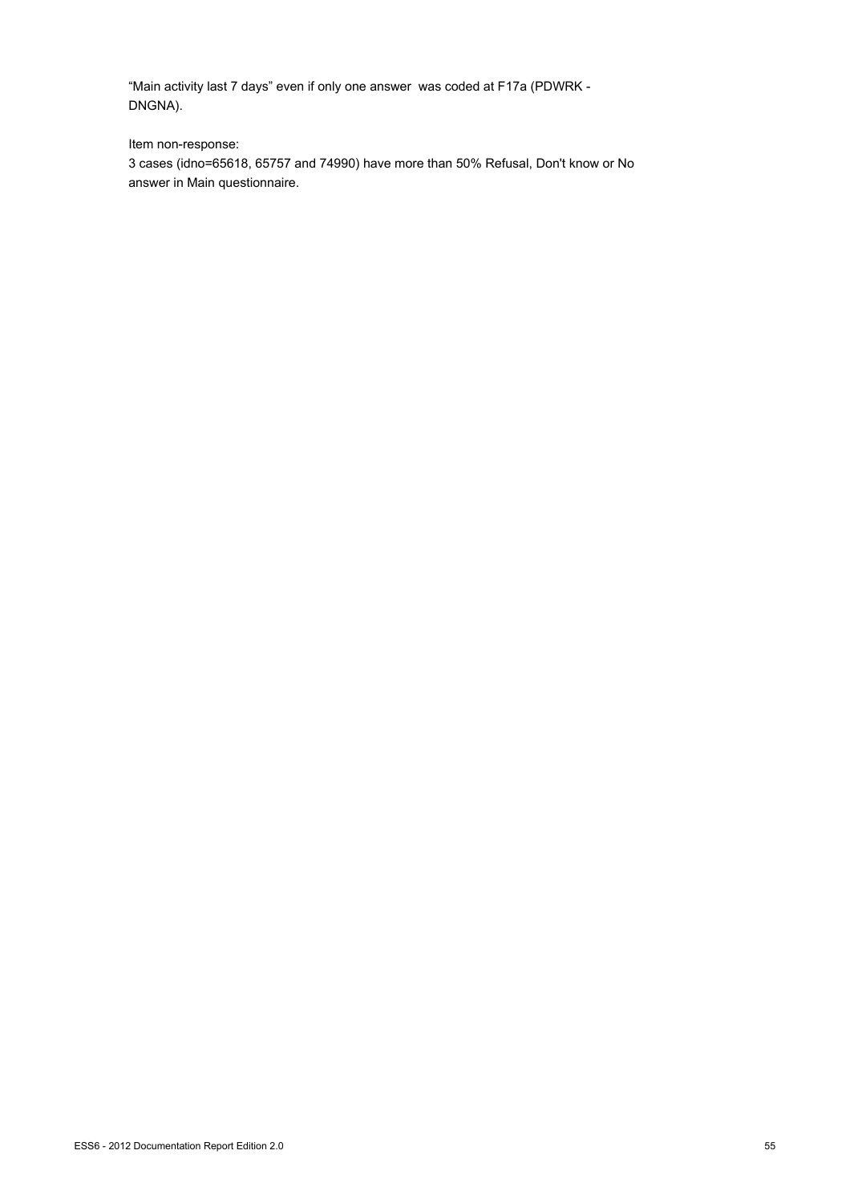"Main activity last 7 days" even if only one answer was coded at F17a (PDWRK - DNGNA).

Item non-response:
3 cases (idno=65618, 65757 and 74990) have more than 50% Refusal, Don't know or No answer in Main questionnaire.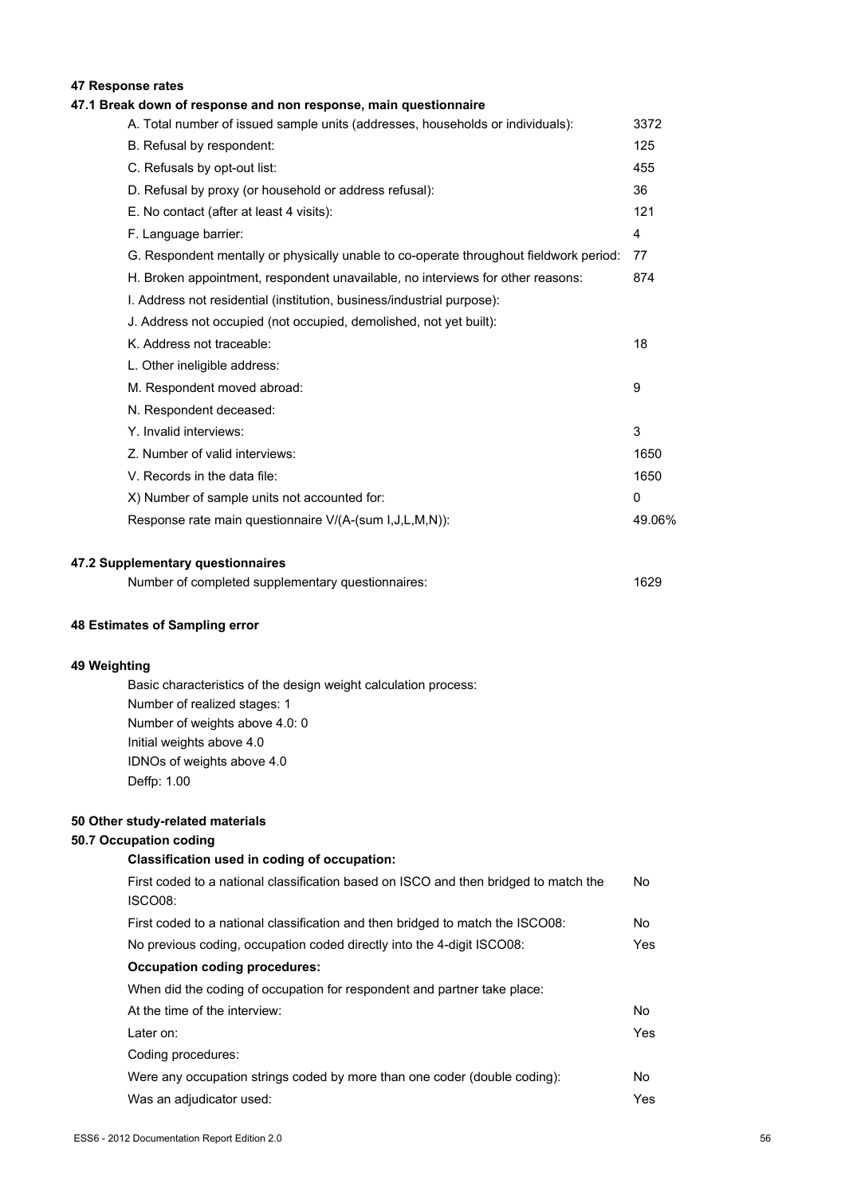## 47 Response rates

### 47.1 Break down of response and non response, main questionnaire

| | |
|---|---|
| A. Total number of issued sample units (addresses, households or individuals): | 3372 |
| B. Refusal by respondent: | 125 |
| C. Refusals by opt-out list: | 455 |
| D. Refusal by proxy (or household or address refusal): | 36 |
| E. No contact (after at least 4 visits): | 121 |
| F. Language barrier: | 4 |
| G. Respondent mentally or physically unable to co-operate throughout fieldwork period: | 77 |
| H. Broken appointment, respondent unavailable, no interviews for other reasons: | 874 |
| I. Address not residential (institution, business/industrial purpose): | |
| J. Address not occupied (not occupied, demolished, not yet built): | |
| K. Address not traceable: | 18 |
| L. Other ineligible address: | |
| M. Respondent moved abroad: | 9 |
| N. Respondent deceased: | |
| Y. Invalid interviews: | 3 |
| Z. Number of valid interviews: | 1650 |
| V. Records in the data file: | 1650 |
| X) Number of sample units not accounted for: | 0 |
| Response rate main questionnaire V/(A-(sum I,J,L,M,N)): | 49.06% |

### 47.2 Supplementary questionnaires

| | |
|---|---|
| Number of completed supplementary questionnaires: | 1629 |

## 48 Estimates of Sampling error

## 49 Weighting

Basic characteristics of the design weight calculation process:
Number of realized stages: 1
Number of weights above 4.0: 0
Initial weights above 4.0
IDNOs of weights above 4.0
Deffp: 1.00

## 50 Other study-related materials

### 50.7 Occupation coding

**Classification used in coding of occupation:**

| | |
|---|---|
| First coded to a national classification based on ISCO and then bridged to match the ISCO08: | No |
| First coded to a national classification and then bridged to match the ISCO08: | No |
| No previous coding, occupation coded directly into the 4-digit ISCO08: | Yes |

**Occupation coding procedures:**

When did the coding of occupation for respondent and partner take place:

| | |
|---|---|
| At the time of the interview: | No |
| Later on: | Yes |

Coding procedures:

| | |
|---|---|
| Were any occupation strings coded by more than one coder (double coding): | No |
| Was an adjudicator used: | Yes |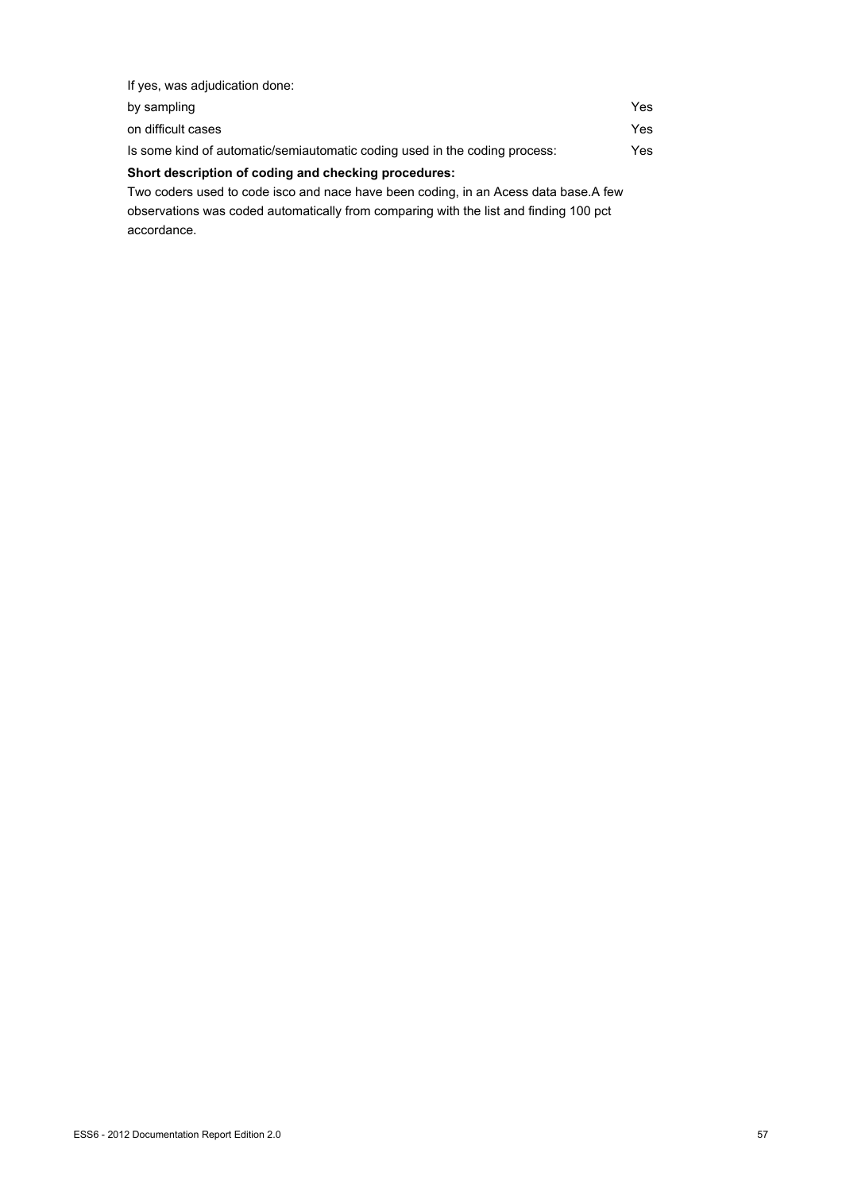If yes, was adjudication done:

| | |
|---|---|
| by sampling | Yes |
| on difficult cases | Yes |
| Is some kind of automatic/semiautomatic coding used in the coding process: | Yes |

**Short description of coding and checking procedures:**

Two coders used to code isco and nace have been coding, in an Acess data base.A few observations was coded automatically from comparing with the list and finding 100 pct accordance.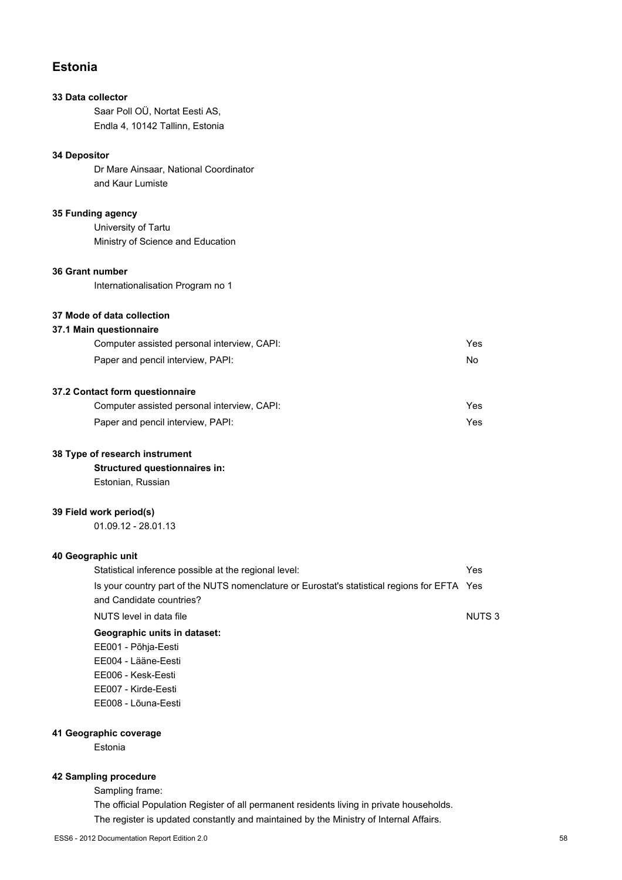# Estonia

### 33 Data collector

Saar Poll OÜ, Nortat Eesti AS,
Endla 4, 10142 Tallinn, Estonia

### 34 Depositor

Dr Mare Ainsaar, National Coordinator
and Kaur Lumiste

### 35 Funding agency

University of Tartu
Ministry of Science and Education

### 36 Grant number

Internationalisation Program no 1

### 37 Mode of data collection

#### 37.1 Main questionnaire

| | |
|---|---|
| Computer assisted personal interview, CAPI: | Yes |
| Paper and pencil interview, PAPI: | No |

#### 37.2 Contact form questionnaire

| | |
|---|---|
| Computer assisted personal interview, CAPI: | Yes |
| Paper and pencil interview, PAPI: | Yes |

### 38 Type of research instrument

**Structured questionnaires in:**
Estonian, Russian

### 39 Field work period(s)

01.09.12 - 28.01.13

### 40 Geographic unit

| | |
|---|---|
| Statistical inference possible at the regional level: | Yes |
| Is your country part of the NUTS nomenclature or Eurostat's statistical regions for EFTA and Candidate countries? | Yes |
| NUTS level in data file | NUTS 3 |

**Geographic units in dataset:**
EE001 - Põhja-Eesti
EE004 - Lääne-Eesti
EE006 - Kesk-Eesti
EE007 - Kirde-Eesti
EE008 - Lõuna-Eesti

### 41 Geographic coverage

Estonia

### 42 Sampling procedure

Sampling frame:
The official Population Register of all permanent residents living in private households.
The register is updated constantly and maintained by the Ministry of Internal Affairs.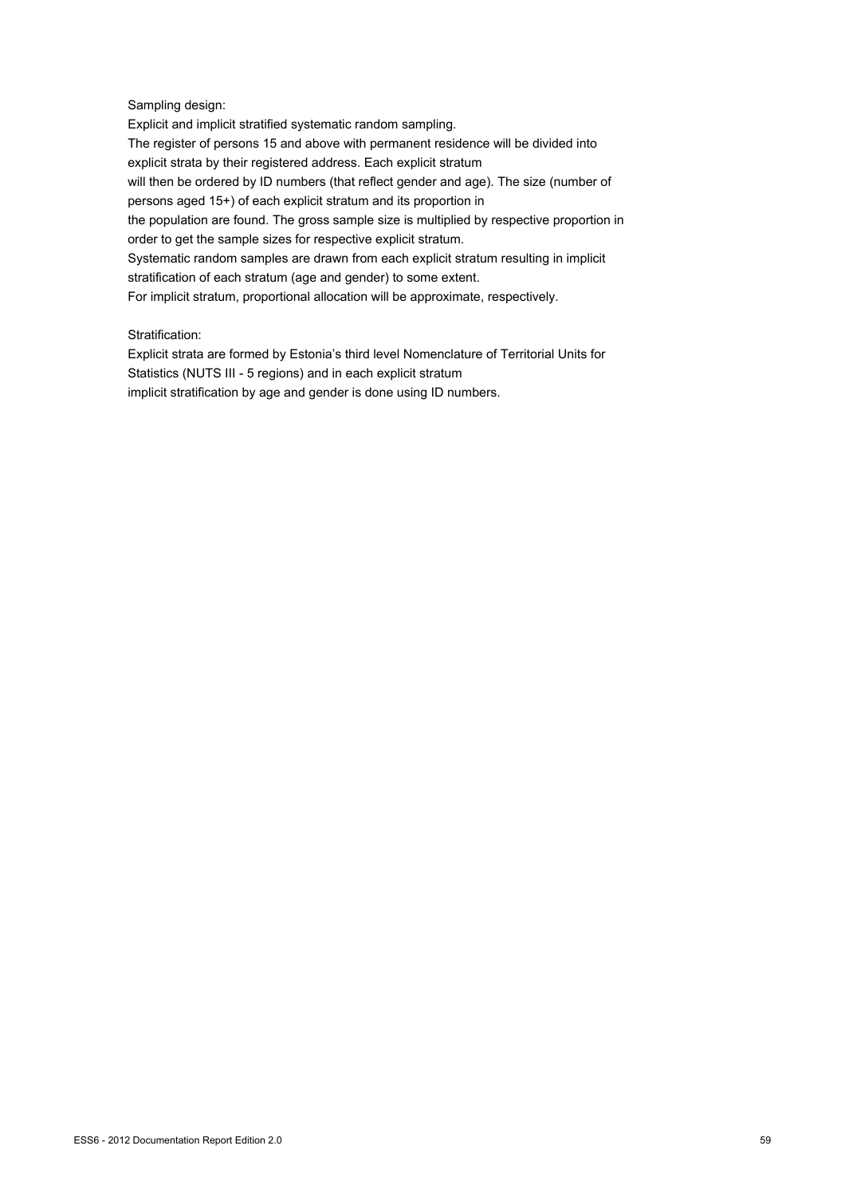Sampling design:

Explicit and implicit stratified systematic random sampling.
The register of persons 15 and above with permanent residence will be divided into explicit strata by their registered address. Each explicit stratum will then be ordered by ID numbers (that reflect gender and age). The size (number of persons aged 15+) of each explicit stratum and its proportion in the population are found. The gross sample size is multiplied by respective proportion in order to get the sample sizes for respective explicit stratum.
Systematic random samples are drawn from each explicit stratum resulting in implicit stratification of each stratum (age and gender) to some extent.
For implicit stratum, proportional allocation will be approximate, respectively.

Stratification:

Explicit strata are formed by Estonia's third level Nomenclature of Territorial Units for Statistics (NUTS III - 5 regions) and in each explicit stratum implicit stratification by age and gender is done using ID numbers.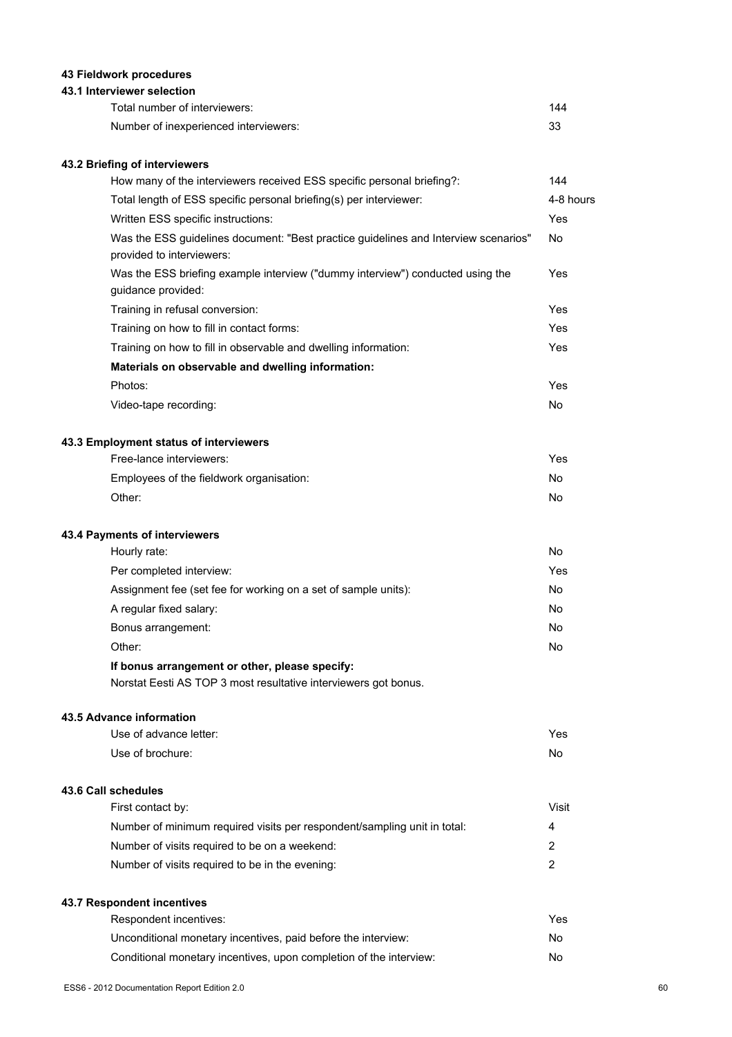## 43 Fieldwork procedures

### 43.1 Interviewer selection

| | |
|---|---|
| Total number of interviewers: | 144 |
| Number of inexperienced interviewers: | 33 |

### 43.2 Briefing of interviewers

| | |
|---|---|
| How many of the interviewers received ESS specific personal briefing?: | 144 |
| Total length of ESS specific personal briefing(s) per interviewer: | 4-8 hours |
| Written ESS specific instructions: | Yes |
| Was the ESS guidelines document: "Best practice guidelines and Interview scenarios" provided to interviewers: | No |
| Was the ESS briefing example interview ("dummy interview") conducted using the guidance provided: | Yes |
| Training in refusal conversion: | Yes |
| Training on how to fill in contact forms: | Yes |
| Training on how to fill in observable and dwelling information: | Yes |
| **Materials on observable and dwelling information:** | |
| Photos: | Yes |
| Video-tape recording: | No |

### 43.3 Employment status of interviewers

| | |
|---|---|
| Free-lance interviewers: | Yes |
| Employees of the fieldwork organisation: | No |
| Other: | No |

### 43.4 Payments of interviewers

| | |
|---|---|
| Hourly rate: | No |
| Per completed interview: | Yes |
| Assignment fee (set fee for working on a set of sample units): | No |
| A regular fixed salary: | No |
| Bonus arrangement: | No |
| Other: | No |

**If bonus arrangement or other, please specify:**

Norstat Eesti AS TOP 3 most resultative interviewers got bonus.

### 43.5 Advance information

| | |
|---|---|
| Use of advance letter: | Yes |
| Use of brochure: | No |

### 43.6 Call schedules

| | |
|---|---|
| First contact by: | Visit |
| Number of minimum required visits per respondent/sampling unit in total: | 4 |
| Number of visits required to be on a weekend: | 2 |
| Number of visits required to be in the evening: | 2 |

### 43.7 Respondent incentives

| | |
|---|---|
| Respondent incentives: | Yes |
| Unconditional monetary incentives, paid before the interview: | No |
| Conditional monetary incentives, upon completion of the interview: | No |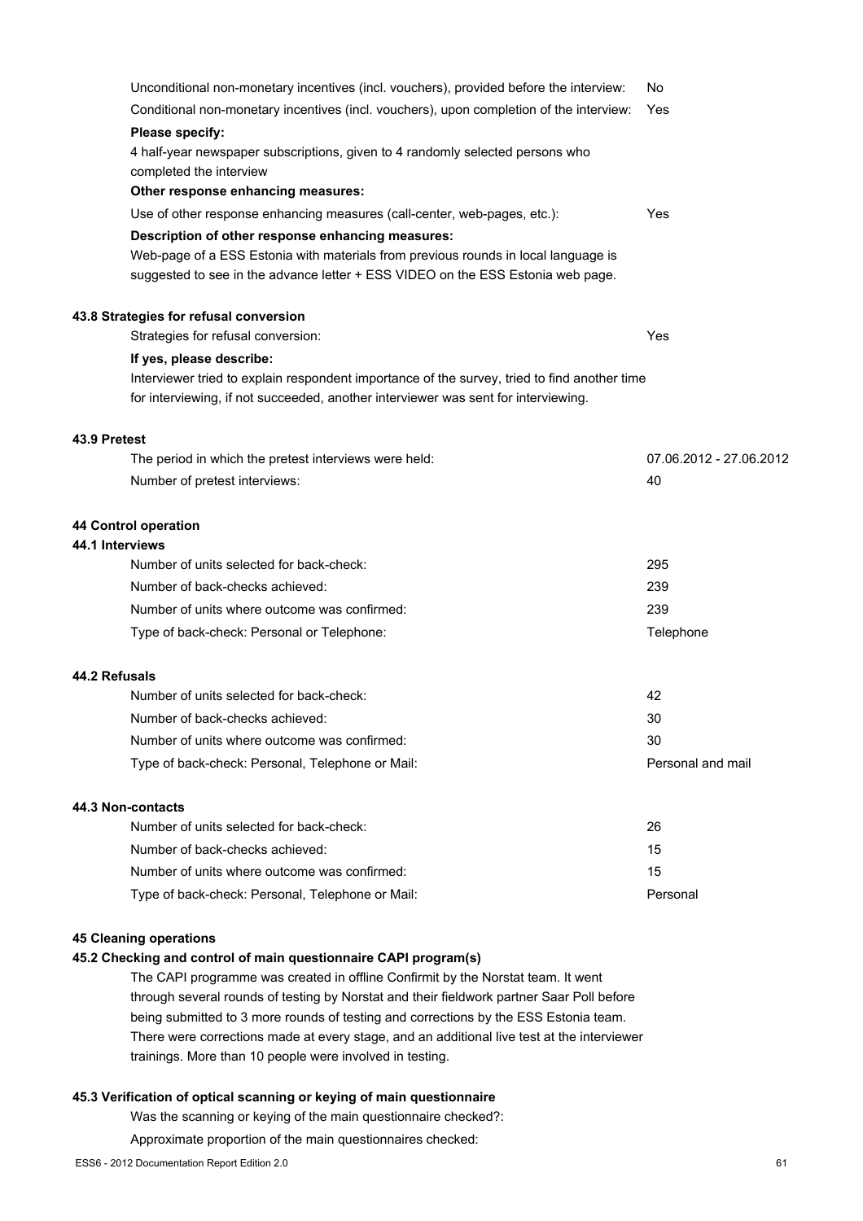Unconditional non-monetary incentives (incl. vouchers), provided before the interview: No

Conditional non-monetary incentives (incl. vouchers), upon completion of the interview: Yes

**Please specify:**

4 half-year newspaper subscriptions, given to 4 randomly selected persons who completed the interview

**Other response enhancing measures:**

Use of other response enhancing measures (call-center, web-pages, etc.): Yes

**Description of other response enhancing measures:**

Web-page of a ESS Estonia with materials from previous rounds in local language is suggested to see in the advance letter + ESS VIDEO on the ESS Estonia web page.

### 43.8 Strategies for refusal conversion

Strategies for refusal conversion: Yes

**If yes, please describe:**

Interviewer tried to explain respondent importance of the survey, tried to find another time for interviewing, if not succeeded, another interviewer was sent for interviewing.

### 43.9 Pretest

| | |
|---|---|
| The period in which the pretest interviews were held: | 07.06.2012 - 27.06.2012 |
| Number of pretest interviews: | 40 |

## 44 Control operation

### 44.1 Interviews

| | |
|---|---|
| Number of units selected for back-check: | 295 |
| Number of back-checks achieved: | 239 |
| Number of units where outcome was confirmed: | 239 |
| Type of back-check: Personal or Telephone: | Telephone |

### 44.2 Refusals

| | |
|---|---|
| Number of units selected for back-check: | 42 |
| Number of back-checks achieved: | 30 |
| Number of units where outcome was confirmed: | 30 |
| Type of back-check: Personal, Telephone or Mail: | Personal and mail |

### 44.3 Non-contacts

| | |
|---|---|
| Number of units selected for back-check: | 26 |
| Number of back-checks achieved: | 15 |
| Number of units where outcome was confirmed: | 15 |
| Type of back-check: Personal, Telephone or Mail: | Personal |

## 45 Cleaning operations

### 45.2 Checking and control of main questionnaire CAPI program(s)

The CAPI programme was created in offline Confirmit by the Norstat team. It went through several rounds of testing by Norstat and their fieldwork partner Saar Poll before being submitted to 3 more rounds of testing and corrections by the ESS Estonia team. There were corrections made at every stage, and an additional live test at the interviewer trainings. More than 10 people were involved in testing.

### 45.3 Verification of optical scanning or keying of main questionnaire

Was the scanning or keying of the main questionnaire checked?:

Approximate proportion of the main questionnaires checked: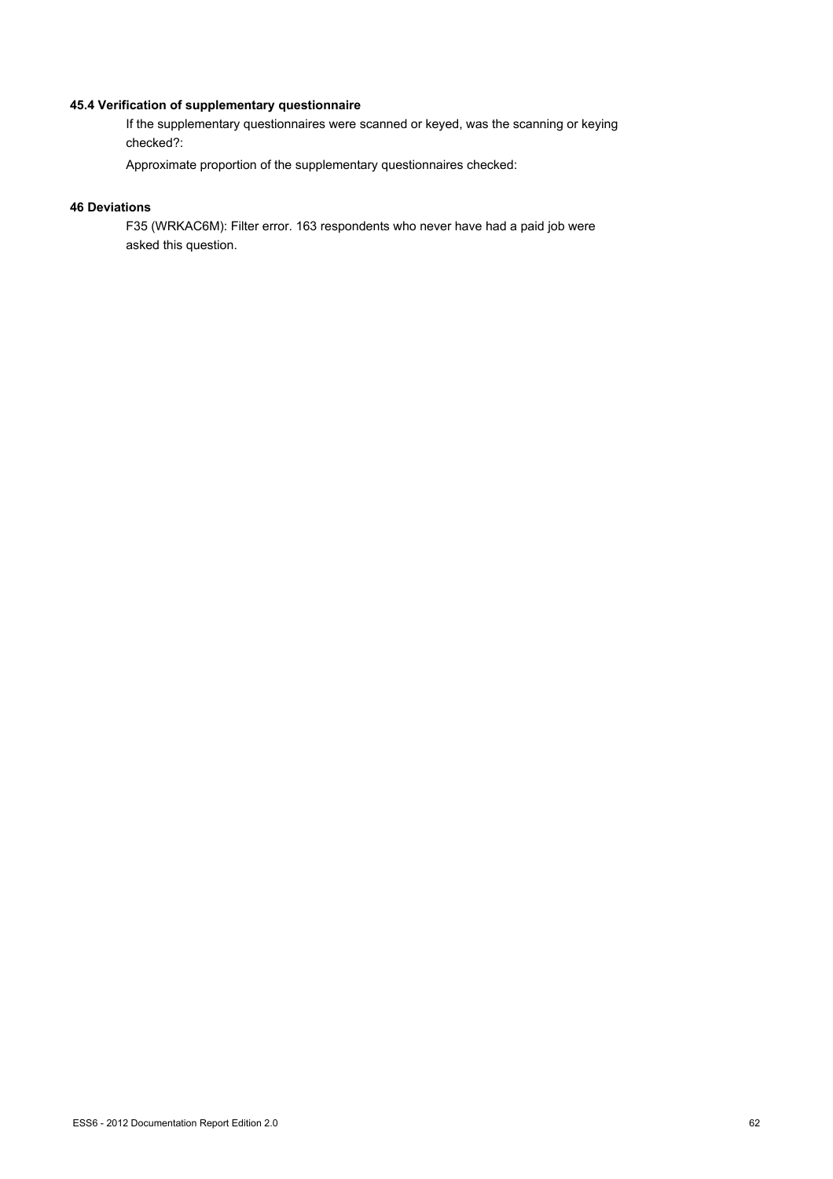### 45.4 Verification of supplementary questionnaire

If the supplementary questionnaires were scanned or keyed, was the scanning or keying checked?:

Approximate proportion of the supplementary questionnaires checked:

## 46 Deviations

F35 (WRKAC6M): Filter error. 163 respondents who never have had a paid job were asked this question.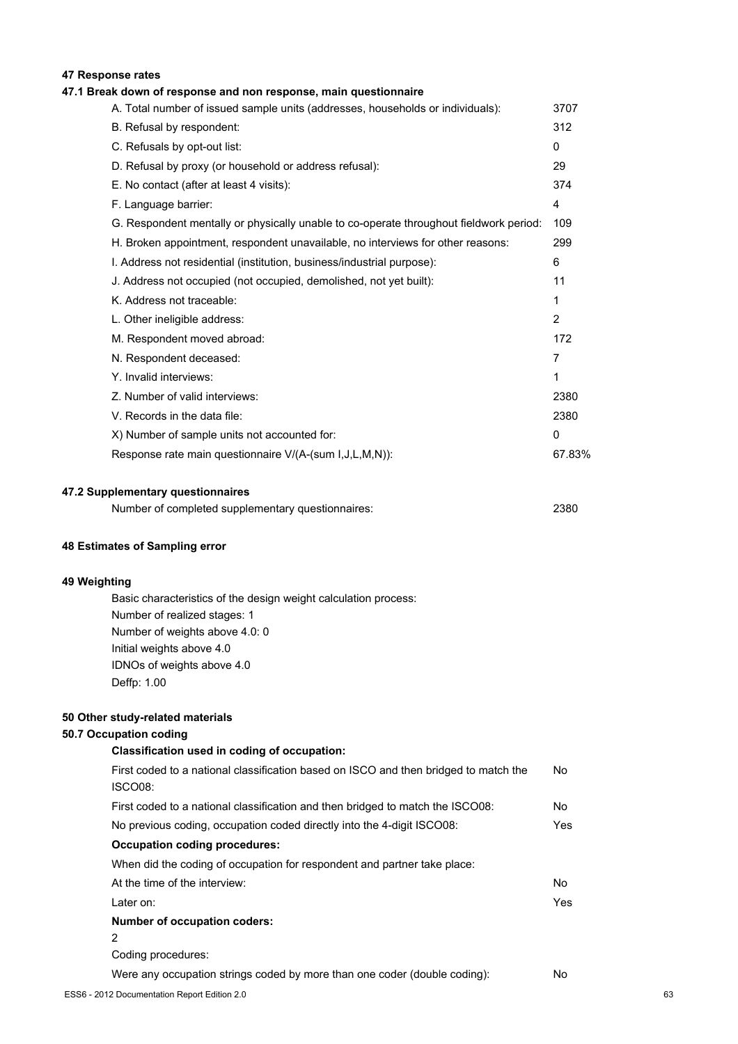## 47 Response rates

### 47.1 Break down of response and non response, main questionnaire

| | |
|---|---|
| A. Total number of issued sample units (addresses, households or individuals): | 3707 |
| B. Refusal by respondent: | 312 |
| C. Refusals by opt-out list: | 0 |
| D. Refusal by proxy (or household or address refusal): | 29 |
| E. No contact (after at least 4 visits): | 374 |
| F. Language barrier: | 4 |
| G. Respondent mentally or physically unable to co-operate throughout fieldwork period: | 109 |
| H. Broken appointment, respondent unavailable, no interviews for other reasons: | 299 |
| I. Address not residential (institution, business/industrial purpose): | 6 |
| J. Address not occupied (not occupied, demolished, not yet built): | 11 |
| K. Address not traceable: | 1 |
| L. Other ineligible address: | 2 |
| M. Respondent moved abroad: | 172 |
| N. Respondent deceased: | 7 |
| Y. Invalid interviews: | 1 |
| Z. Number of valid interviews: | 2380 |
| V. Records in the data file: | 2380 |
| X) Number of sample units not accounted for: | 0 |
| Response rate main questionnaire V/(A-(sum I,J,L,M,N)): | 67.83% |

### 47.2 Supplementary questionnaires

| | |
|---|---|
| Number of completed supplementary questionnaires: | 2380 |

## 48 Estimates of Sampling error

## 49 Weighting

Basic characteristics of the design weight calculation process:
Number of realized stages: 1
Number of weights above 4.0: 0
Initial weights above 4.0
IDNOs of weights above 4.0
Deffp: 1.00

## 50 Other study-related materials

### 50.7 Occupation coding

**Classification used in coding of occupation:**

| | |
|---|---|
| First coded to a national classification based on ISCO and then bridged to match the ISCO08: | No |
| First coded to a national classification and then bridged to match the ISCO08: | No |
| No previous coding, occupation coded directly into the 4-digit ISCO08: | Yes |

**Occupation coding procedures:**

When did the coding of occupation for respondent and partner take place:

| | |
|---|---|
| At the time of the interview: | No |
| Later on: | Yes |

**Number of occupation coders:**

2

Coding procedures:

| | |
|---|---|
| Were any occupation strings coded by more than one coder (double coding): | No |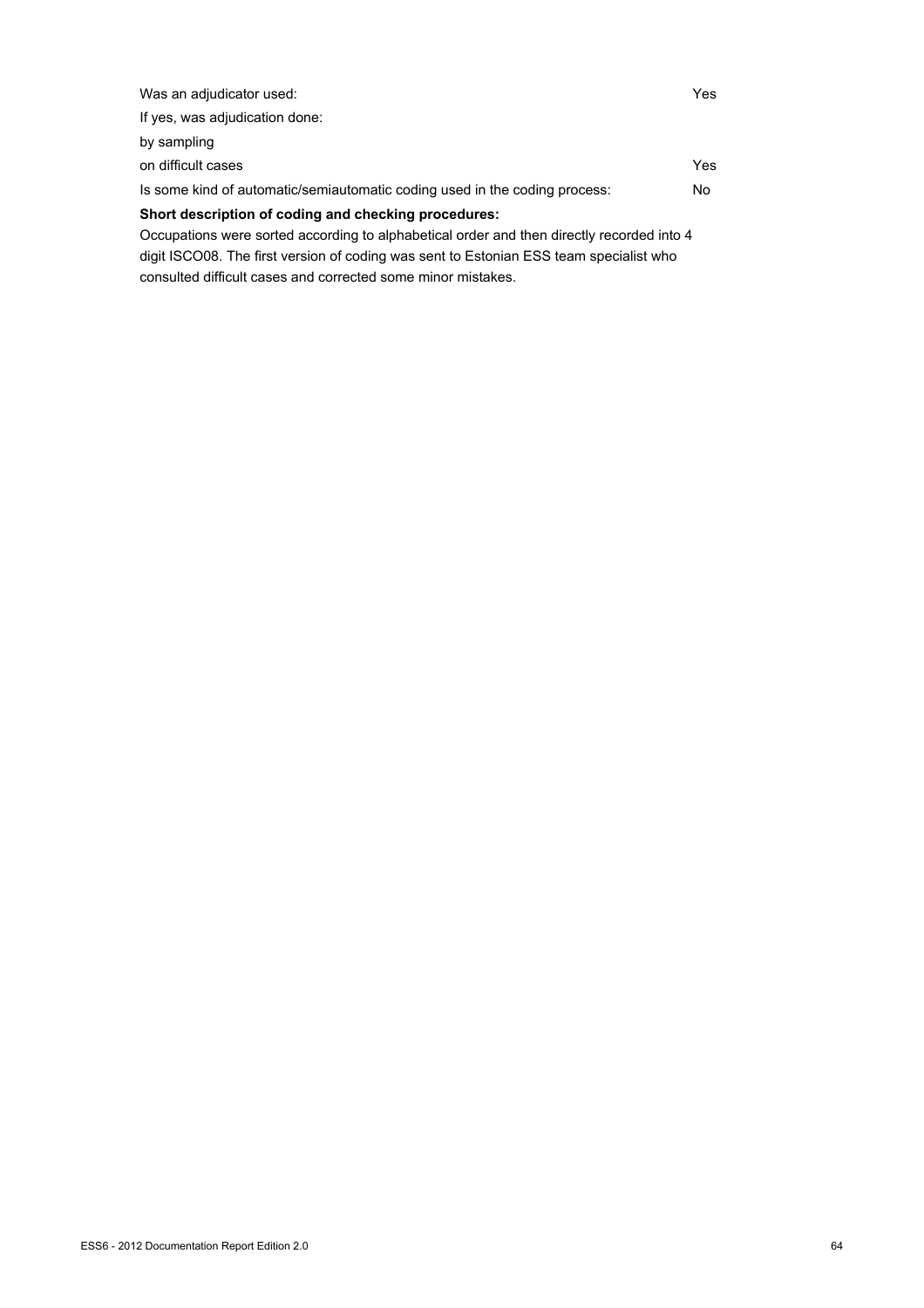| | |
|---|---|
| Was an adjudicator used: | Yes |
| If yes, was adjudication done: | |
| by sampling | |
| on difficult cases | Yes |
| Is some kind of automatic/semiautomatic coding used in the coding process: | No |

**Short description of coding and checking procedures:**

Occupations were sorted according to alphabetical order and then directly recorded into 4 digit ISCO08. The first version of coding was sent to Estonian ESS team specialist who consulted difficult cases and corrected some minor mistakes.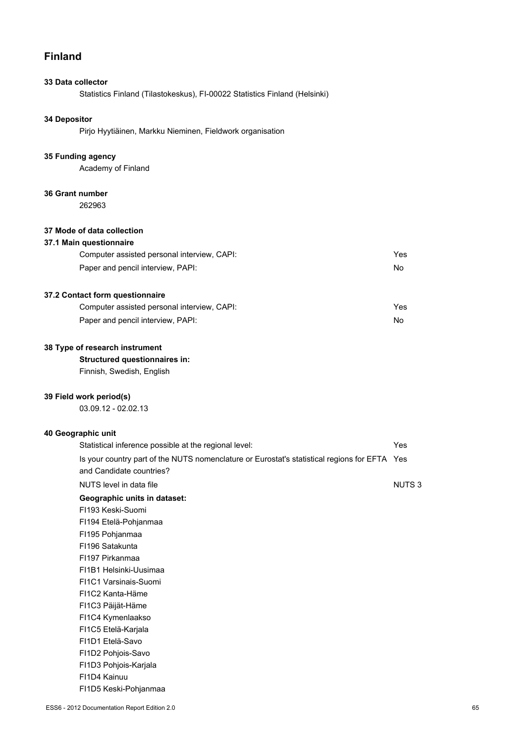# Finland

**33 Data collector**

Statistics Finland (Tilastokeskus), FI-00022 Statistics Finland (Helsinki)

**34 Depositor**

Pirjo Hyytiäinen, Markku Nieminen, Fieldwork organisation

**35 Funding agency**

Academy of Finland

**36 Grant number**

262963

**37 Mode of data collection**

**37.1 Main questionnaire**

| | |
|---|---|
| Computer assisted personal interview, CAPI: | Yes |
| Paper and pencil interview, PAPI: | No |

**37.2 Contact form questionnaire**

| | |
|---|---|
| Computer assisted personal interview, CAPI: | Yes |
| Paper and pencil interview, PAPI: | No |

**38 Type of research instrument**

**Structured questionnaires in:**

Finnish, Swedish, English

**39 Field work period(s)**

03.09.12 - 02.02.13

**40 Geographic unit**

| | |
|---|---|
| Statistical inference possible at the regional level: | Yes |
| Is your country part of the NUTS nomenclature or Eurostat's statistical regions for EFTA and Candidate countries? | Yes |
| NUTS level in data file | NUTS 3 |

**Geographic units in dataset:**

FI193 Keski-Suomi
FI194 Etelä-Pohjanmaa
FI195 Pohjanmaa
FI196 Satakunta
FI197 Pirkanmaa
FI1B1 Helsinki-Uusimaa
FI1C1 Varsinais-Suomi
FI1C2 Kanta-Häme
FI1C3 Päijät-Häme
FI1C4 Kymenlaakso
FI1C5 Etelä-Karjala
FI1D1 Etelä-Savo
FI1D2 Pohjois-Savo
FI1D3 Pohjois-Karjala
FI1D4 Kainuu
FI1D5 Keski-Pohjanmaa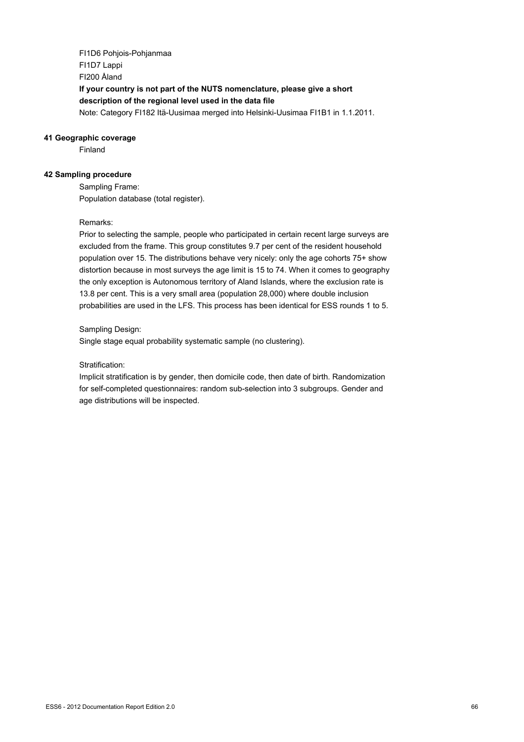FI1D6 Pohjois-Pohjanmaa
FI1D7 Lappi
FI200 Åland

**If your country is not part of the NUTS nomenclature, please give a short description of the regional level used in the data file**

Note: Category FI182 Itä-Uusimaa merged into Helsinki-Uusimaa FI1B1 in 1.1.2011.

**41 Geographic coverage**

Finland

**42 Sampling procedure**

Sampling Frame:
Population database (total register).

Remarks:
Prior to selecting the sample, people who participated in certain recent large surveys are excluded from the frame. This group constitutes 9.7 per cent of the resident household population over 15. The distributions behave very nicely: only the age cohorts 75+ show distortion because in most surveys the age limit is 15 to 74. When it comes to geography the only exception is Autonomous territory of Aland Islands, where the exclusion rate is 13.8 per cent. This is a very small area (population 28,000) where double inclusion probabilities are used in the LFS. This process has been identical for ESS rounds 1 to 5.

Sampling Design:
Single stage equal probability systematic sample (no clustering).

Stratification:
Implicit stratification is by gender, then domicile code, then date of birth. Randomization for self-completed questionnaires: random sub-selection into 3 subgroups. Gender and age distributions will be inspected.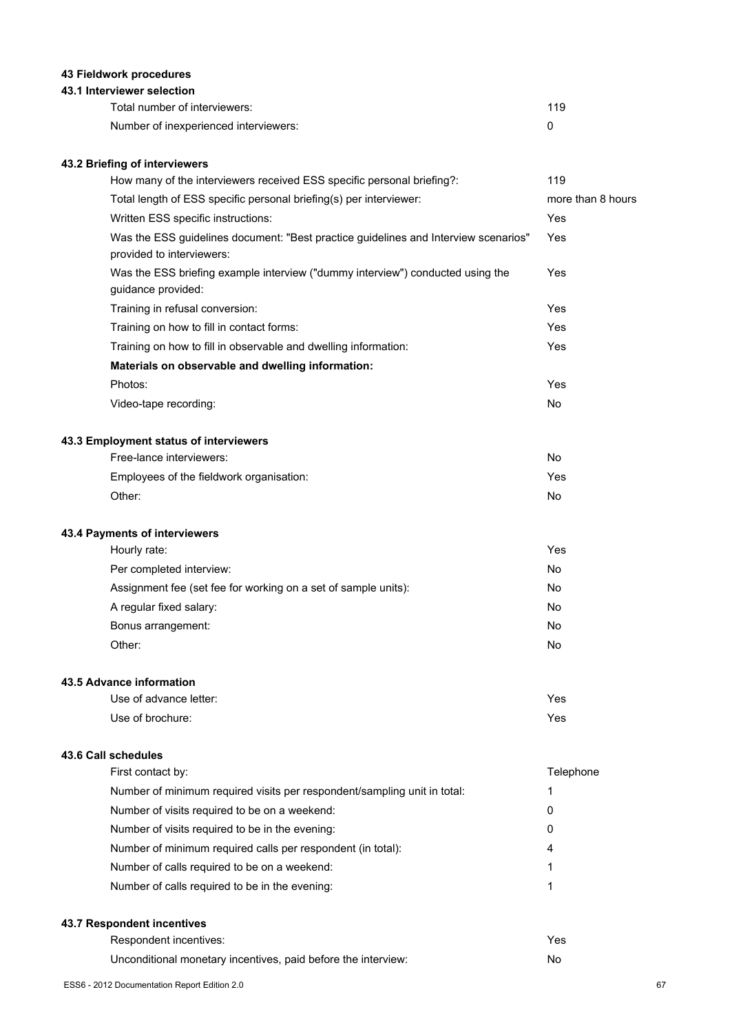## 43 Fieldwork procedures

### 43.1 Interviewer selection

| | |
|---|---|
| Total number of interviewers: | 119 |
| Number of inexperienced interviewers: | 0 |

### 43.2 Briefing of interviewers

| | |
|---|---|
| How many of the interviewers received ESS specific personal briefing?: | 119 |
| Total length of ESS specific personal briefing(s) per interviewer: | more than 8 hours |
| Written ESS specific instructions: | Yes |
| Was the ESS guidelines document: "Best practice guidelines and Interview scenarios" provided to interviewers: | Yes |
| Was the ESS briefing example interview ("dummy interview") conducted using the guidance provided: | Yes |
| Training in refusal conversion: | Yes |
| Training on how to fill in contact forms: | Yes |
| Training on how to fill in observable and dwelling information: | Yes |
| **Materials on observable and dwelling information:** | |
| Photos: | Yes |
| Video-tape recording: | No |

### 43.3 Employment status of interviewers

| | |
|---|---|
| Free-lance interviewers: | No |
| Employees of the fieldwork organisation: | Yes |
| Other: | No |

### 43.4 Payments of interviewers

| | |
|---|---|
| Hourly rate: | Yes |
| Per completed interview: | No |
| Assignment fee (set fee for working on a set of sample units): | No |
| A regular fixed salary: | No |
| Bonus arrangement: | No |
| Other: | No |

### 43.5 Advance information

| | |
|---|---|
| Use of advance letter: | Yes |
| Use of brochure: | Yes |

### 43.6 Call schedules

| | |
|---|---|
| First contact by: | Telephone |
| Number of minimum required visits per respondent/sampling unit in total: | 1 |
| Number of visits required to be on a weekend: | 0 |
| Number of visits required to be in the evening: | 0 |
| Number of minimum required calls per respondent (in total): | 4 |
| Number of calls required to be on a weekend: | 1 |
| Number of calls required to be in the evening: | 1 |

### 43.7 Respondent incentives

| | |
|---|---|
| Respondent incentives: | Yes |
| Unconditional monetary incentives, paid before the interview: | No |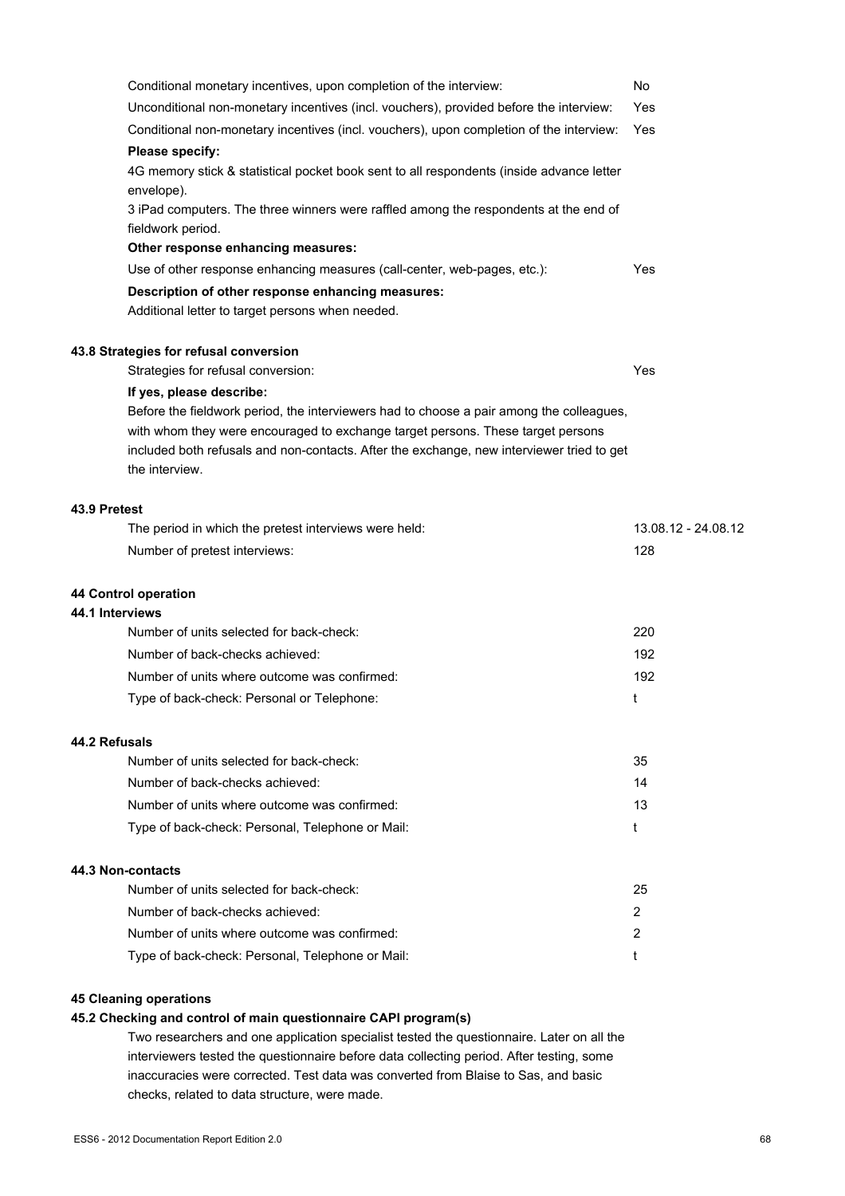| | |
|---|---|
| Conditional monetary incentives, upon completion of the interview: | No |
| Unconditional non-monetary incentives (incl. vouchers), provided before the interview: | Yes |
| Conditional non-monetary incentives (incl. vouchers), upon completion of the interview: | Yes |

**Please specify:**

4G memory stick & statistical pocket book sent to all respondents (inside advance letter envelope).

3 iPad computers. The three winners were raffled among the respondents at the end of fieldwork period.

**Other response enhancing measures:**

| | |
|---|---|
| Use of other response enhancing measures (call-center, web-pages, etc.): | Yes |

**Description of other response enhancing measures:**

Additional letter to target persons when needed.

### 43.8 Strategies for refusal conversion

| | |
|---|---|
| Strategies for refusal conversion: | Yes |

**If yes, please describe:**

Before the fieldwork period, the interviewers had to choose a pair among the colleagues, with whom they were encouraged to exchange target persons. These target persons included both refusals and non-contacts. After the exchange, new interviewer tried to get the interview.

### 43.9 Pretest

| | |
|---|---|
| The period in which the pretest interviews were held: | 13.08.12 - 24.08.12 |
| Number of pretest interviews: | 128 |

## 44 Control operation

### 44.1 Interviews

| | |
|---|---|
| Number of units selected for back-check: | 220 |
| Number of back-checks achieved: | 192 |
| Number of units where outcome was confirmed: | 192 |
| Type of back-check: Personal or Telephone: | t |

### 44.2 Refusals

| | |
|---|---|
| Number of units selected for back-check: | 35 |
| Number of back-checks achieved: | 14 |
| Number of units where outcome was confirmed: | 13 |
| Type of back-check: Personal, Telephone or Mail: | t |

### 44.3 Non-contacts

| | |
|---|---|
| Number of units selected for back-check: | 25 |
| Number of back-checks achieved: | 2 |
| Number of units where outcome was confirmed: | 2 |
| Type of back-check: Personal, Telephone or Mail: | t |

## 45 Cleaning operations

### 45.2 Checking and control of main questionnaire CAPI program(s)

Two researchers and one application specialist tested the questionnaire. Later on all the interviewers tested the questionnaire before data collecting period. After testing, some inaccuracies were corrected. Test data was converted from Blaise to Sas, and basic checks, related to data structure, were made.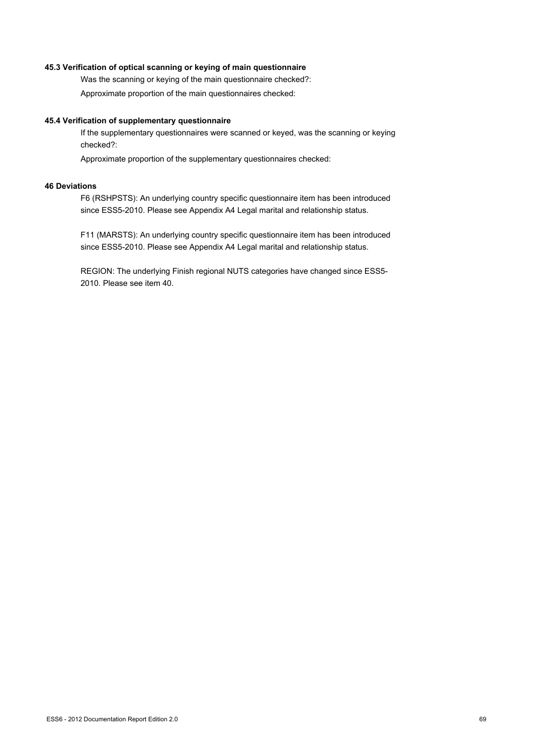**45.3 Verification of optical scanning or keying of main questionnaire**

Was the scanning or keying of the main questionnaire checked?:

Approximate proportion of the main questionnaires checked:

**45.4 Verification of supplementary questionnaire**

If the supplementary questionnaires were scanned or keyed, was the scanning or keying checked?:

Approximate proportion of the supplementary questionnaires checked:

**46 Deviations**

F6 (RSHPSTS): An underlying country specific questionnaire item has been introduced since ESS5-2010. Please see Appendix A4 Legal marital and relationship status.

F11 (MARSTS): An underlying country specific questionnaire item has been introduced since ESS5-2010. Please see Appendix A4 Legal marital and relationship status.

REGION: The underlying Finish regional NUTS categories have changed since ESS5-2010. Please see item 40.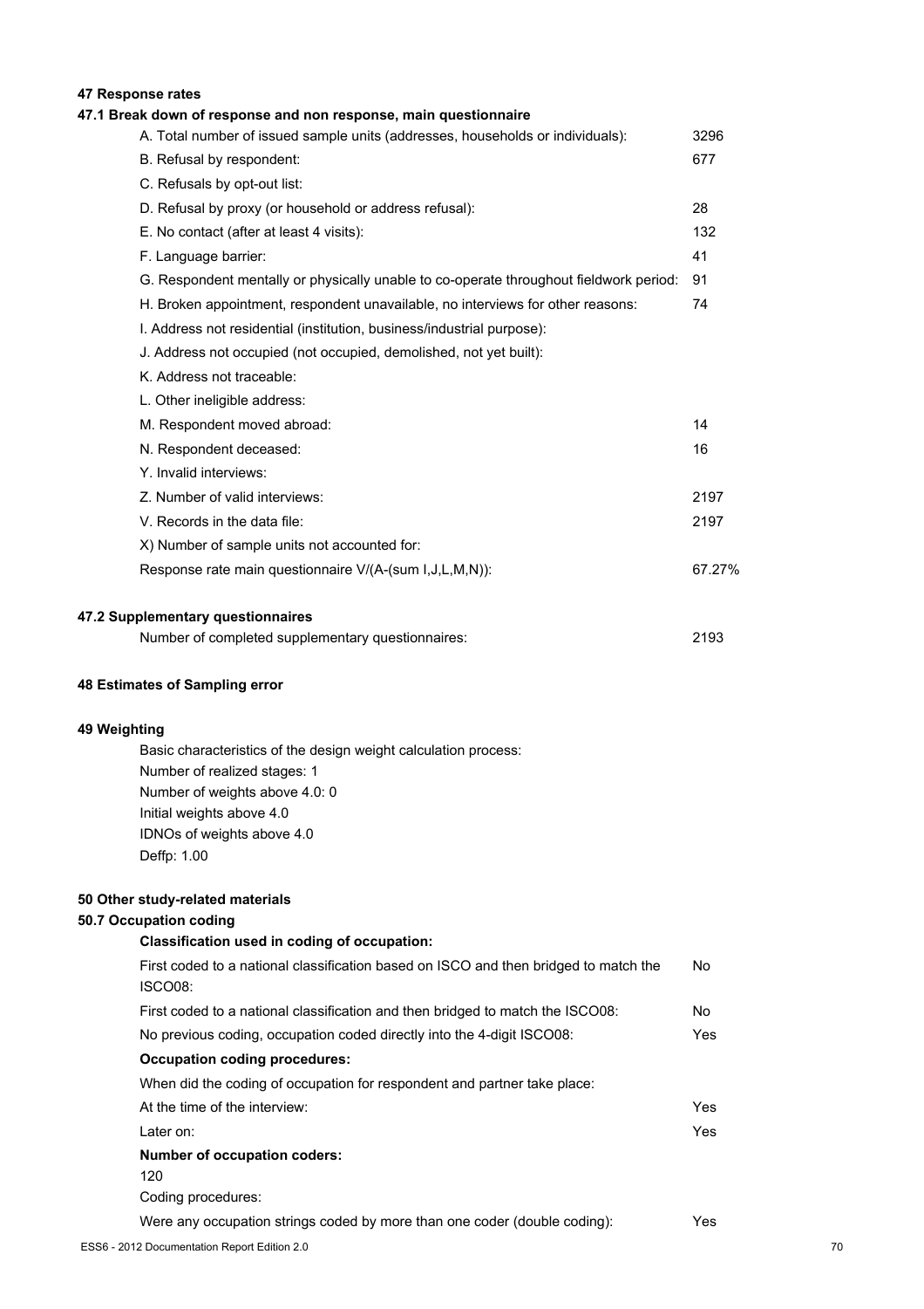## 47 Response rates

### 47.1 Break down of response and non response, main questionnaire

| | |
|---|---|
| A. Total number of issued sample units (addresses, households or individuals): | 3296 |
| B. Refusal by respondent: | 677 |
| C. Refusals by opt-out list: | |
| D. Refusal by proxy (or household or address refusal): | 28 |
| E. No contact (after at least 4 visits): | 132 |
| F. Language barrier: | 41 |
| G. Respondent mentally or physically unable to co-operate throughout fieldwork period: | 91 |
| H. Broken appointment, respondent unavailable, no interviews for other reasons: | 74 |
| I. Address not residential (institution, business/industrial purpose): | |
| J. Address not occupied (not occupied, demolished, not yet built): | |
| K. Address not traceable: | |
| L. Other ineligible address: | |
| M. Respondent moved abroad: | 14 |
| N. Respondent deceased: | 16 |
| Y. Invalid interviews: | |
| Z. Number of valid interviews: | 2197 |
| V. Records in the data file: | 2197 |
| X) Number of sample units not accounted for: | |
| Response rate main questionnaire V/(A-(sum I,J,L,M,N)): | 67.27% |

### 47.2 Supplementary questionnaires

| | |
|---|---|
| Number of completed supplementary questionnaires: | 2193 |

## 48 Estimates of Sampling error

## 49 Weighting

Basic characteristics of the design weight calculation process:
Number of realized stages: 1
Number of weights above 4.0: 0
Initial weights above 4.0
IDNOs of weights above 4.0
Deffp: 1.00

## 50 Other study-related materials

### 50.7 Occupation coding

**Classification used in coding of occupation:**

| | |
|---|---|
| First coded to a national classification based on ISCO and then bridged to match the ISCO08: | No |
| First coded to a national classification and then bridged to match the ISCO08: | No |
| No previous coding, occupation coded directly into the 4-digit ISCO08: | Yes |

**Occupation coding procedures:**

When did the coding of occupation for respondent and partner take place:

| | |
|---|---|
| At the time of the interview: | Yes |
| Later on: | Yes |

**Number of occupation coders:**

120

Coding procedures:

| | |
|---|---|
| Were any occupation strings coded by more than one coder (double coding): | Yes |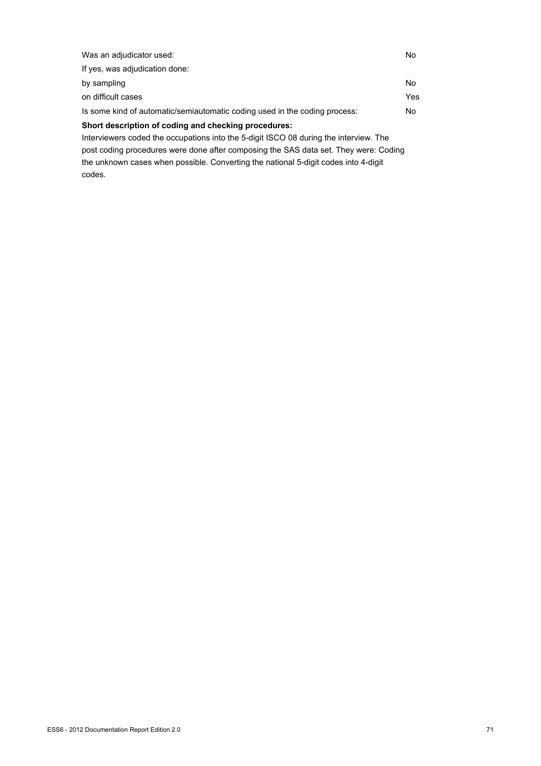| | |
|---|---|
| Was an adjudicator used: | No |
| If yes, was adjudication done: | |
| by sampling | No |
| on difficult cases | Yes |
| Is some kind of automatic/semiautomatic coding used in the coding process: | No |

**Short description of coding and checking procedures:**

Interviewers coded the occupations into the 5-digit ISCO 08 during the interview. The post coding procedures were done after composing the SAS data set. They were: Coding the unknown cases when possible. Converting the national 5-digit codes into 4-digit codes.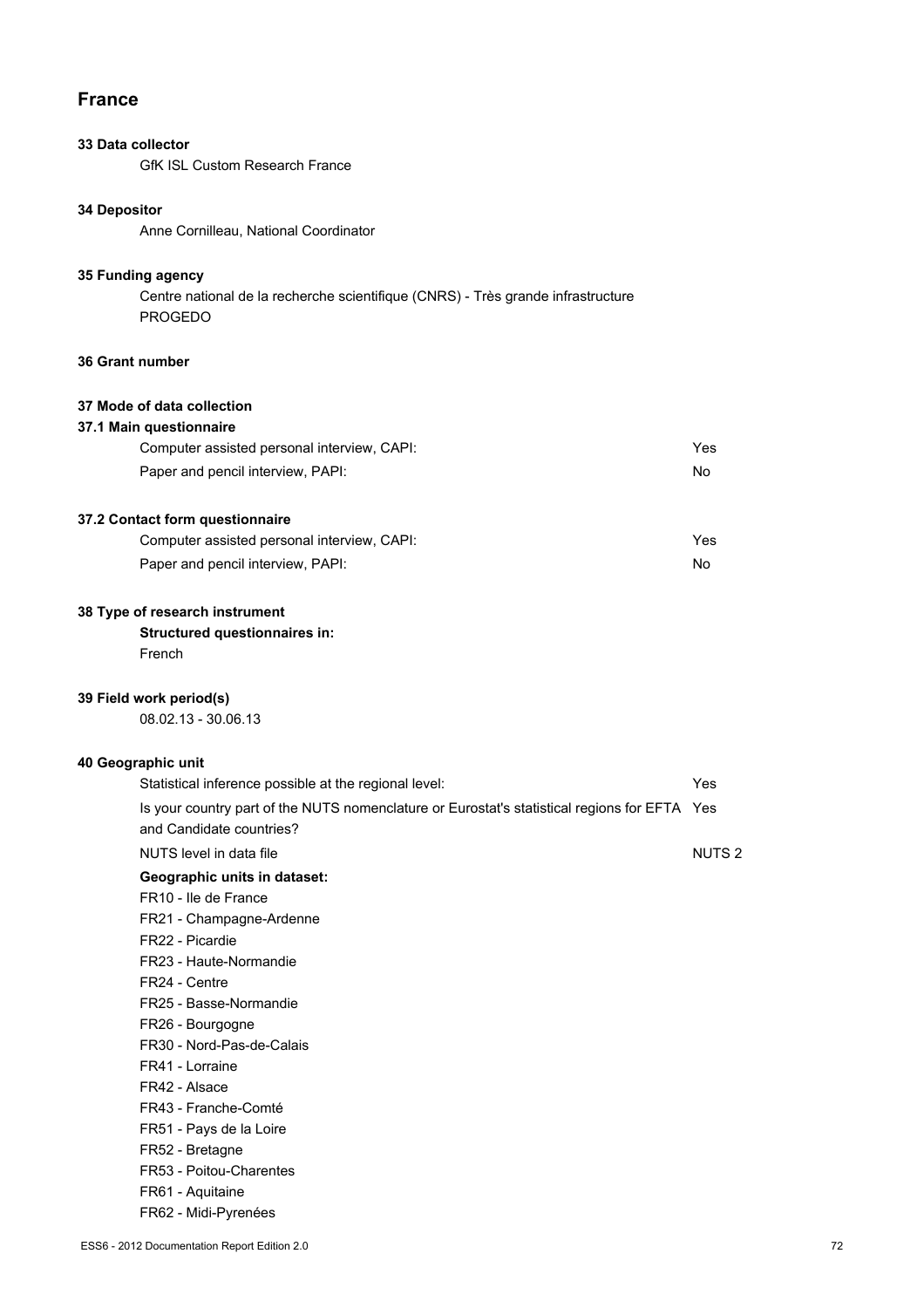# France

**33 Data collector**

GfK ISL Custom Research France

**34 Depositor**

Anne Cornilleau, National Coordinator

**35 Funding agency**

Centre national de la recherche scientifique (CNRS) - Très grande infrastructure PROGEDO

**36 Grant number**

**37 Mode of data collection**

**37.1 Main questionnaire**

| | |
|---|---|
| Computer assisted personal interview, CAPI: | Yes |
| Paper and pencil interview, PAPI: | No |

**37.2 Contact form questionnaire**

| | |
|---|---|
| Computer assisted personal interview, CAPI: | Yes |
| Paper and pencil interview, PAPI: | No |

**38 Type of research instrument**

**Structured questionnaires in:**

French

**39 Field work period(s)**

08.02.13 - 30.06.13

**40 Geographic unit**

| | |
|---|---|
| Statistical inference possible at the regional level: | Yes |
| Is your country part of the NUTS nomenclature or Eurostat's statistical regions for EFTA and Candidate countries? | Yes |
| NUTS level in data file | NUTS 2 |

**Geographic units in dataset:**

FR10 - Ile de France
FR21 - Champagne-Ardenne
FR22 - Picardie
FR23 - Haute-Normandie
FR24 - Centre
FR25 - Basse-Normandie
FR26 - Bourgogne
FR30 - Nord-Pas-de-Calais
FR41 - Lorraine
FR42 - Alsace
FR43 - Franche-Comté
FR51 - Pays de la Loire
FR52 - Bretagne
FR53 - Poitou-Charentes
FR61 - Aquitaine
FR62 - Midi-Pyrenées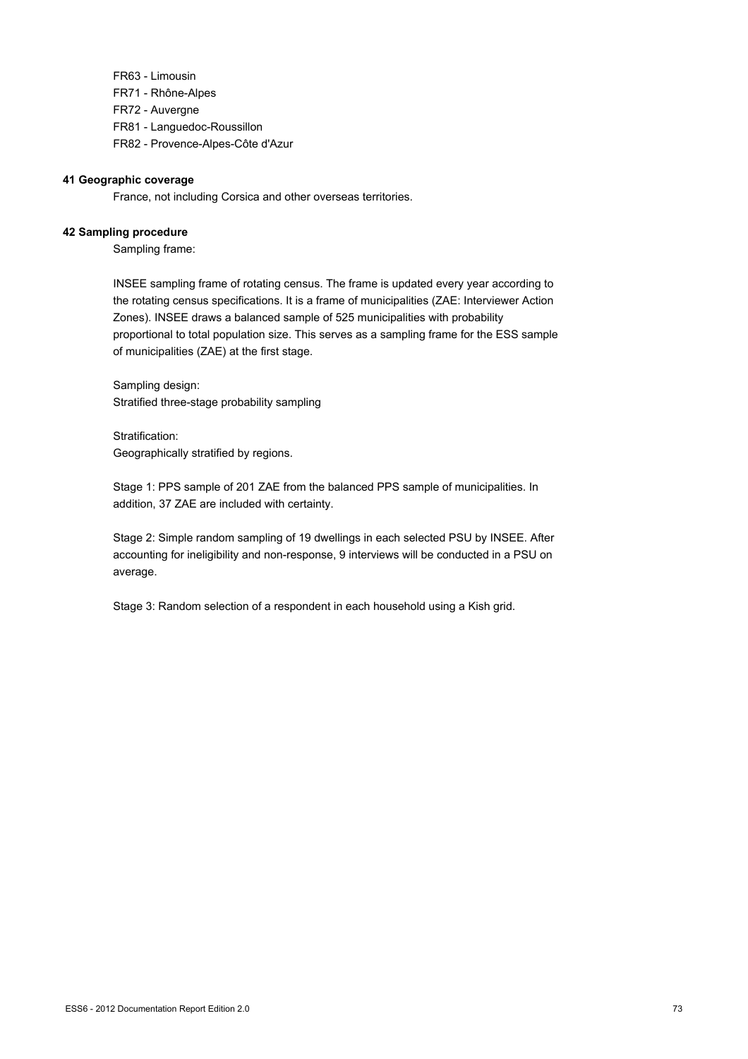FR63 - Limousin
FR71 - Rhône-Alpes
FR72 - Auvergne
FR81 - Languedoc-Roussillon
FR82 - Provence-Alpes-Côte d'Azur

**41 Geographic coverage**

France, not including Corsica and other overseas territories.

**42 Sampling procedure**

Sampling frame:

INSEE sampling frame of rotating census. The frame is updated every year according to the rotating census specifications. It is a frame of municipalities (ZAE: Interviewer Action Zones). INSEE draws a balanced sample of 525 municipalities with probability proportional to total population size. This serves as a sampling frame for the ESS sample of municipalities (ZAE) at the first stage.

Sampling design:
Stratified three-stage probability sampling

Stratification:
Geographically stratified by regions.

Stage 1: PPS sample of 201 ZAE from the balanced PPS sample of municipalities. In addition, 37 ZAE are included with certainty.

Stage 2: Simple random sampling of 19 dwellings in each selected PSU by INSEE. After accounting for ineligibility and non-response, 9 interviews will be conducted in a PSU on average.

Stage 3: Random selection of a respondent in each household using a Kish grid.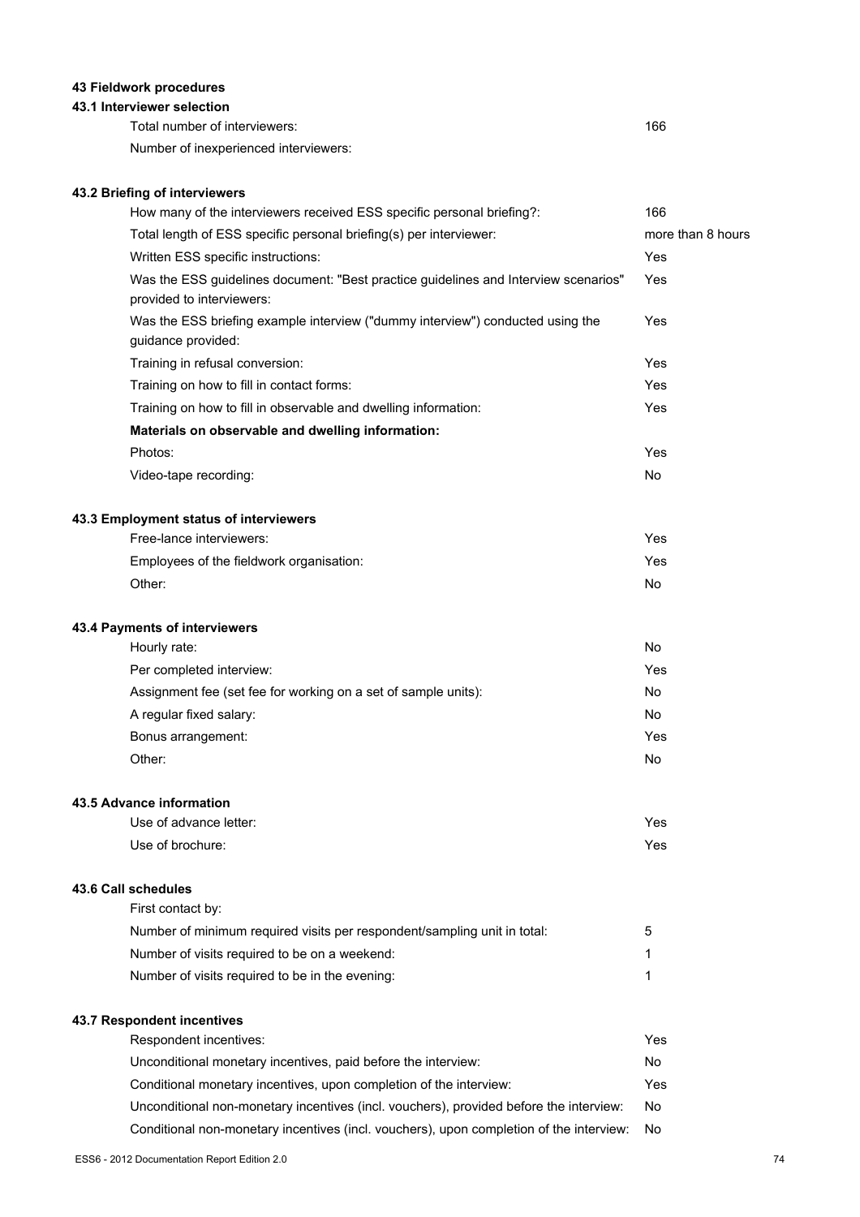## 43 Fieldwork procedures

### 43.1 Interviewer selection

| | |
|---|---|
| Total number of interviewers: | 166 |
| Number of inexperienced interviewers: | |

### 43.2 Briefing of interviewers

| | |
|---|---|
| How many of the interviewers received ESS specific personal briefing?: | 166 |
| Total length of ESS specific personal briefing(s) per interviewer: | more than 8 hours |
| Written ESS specific instructions: | Yes |
| Was the ESS guidelines document: "Best practice guidelines and Interview scenarios" provided to interviewers: | Yes |
| Was the ESS briefing example interview ("dummy interview") conducted using the guidance provided: | Yes |
| Training in refusal conversion: | Yes |
| Training on how to fill in contact forms: | Yes |
| Training on how to fill in observable and dwelling information: | Yes |
| **Materials on observable and dwelling information:** | |
| Photos: | Yes |
| Video-tape recording: | No |

### 43.3 Employment status of interviewers

| | |
|---|---|
| Free-lance interviewers: | Yes |
| Employees of the fieldwork organisation: | Yes |
| Other: | No |

### 43.4 Payments of interviewers

| | |
|---|---|
| Hourly rate: | No |
| Per completed interview: | Yes |
| Assignment fee (set fee for working on a set of sample units): | No |
| A regular fixed salary: | No |
| Bonus arrangement: | Yes |
| Other: | No |

### 43.5 Advance information

| | |
|---|---|
| Use of advance letter: | Yes |
| Use of brochure: | Yes |

### 43.6 Call schedules

| | |
|---|---|
| First contact by: | |
| Number of minimum required visits per respondent/sampling unit in total: | 5 |
| Number of visits required to be on a weekend: | 1 |
| Number of visits required to be in the evening: | 1 |

### 43.7 Respondent incentives

| | |
|---|---|
| Respondent incentives: | Yes |
| Unconditional monetary incentives, paid before the interview: | No |
| Conditional monetary incentives, upon completion of the interview: | Yes |
| Unconditional non-monetary incentives (incl. vouchers), provided before the interview: | No |
| Conditional non-monetary incentives (incl. vouchers), upon completion of the interview: | No |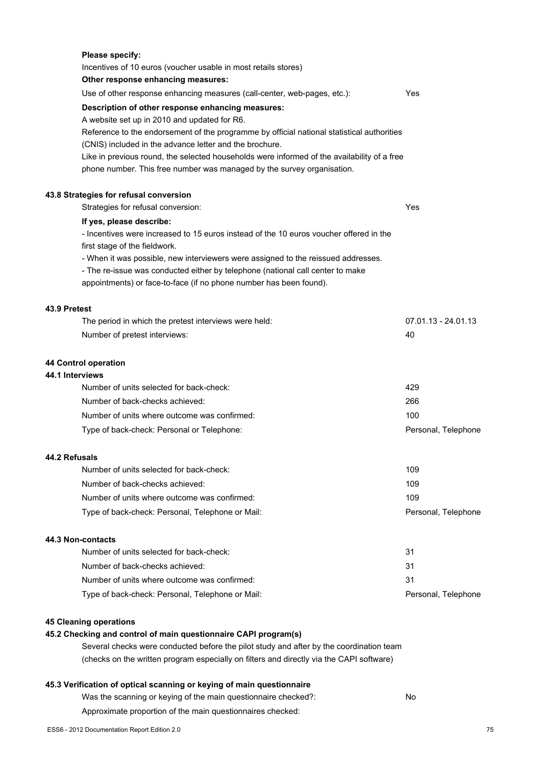**Please specify:**

Incentives of 10 euros (voucher usable in most retails stores)

**Other response enhancing measures:**

Use of other response enhancing measures (call-center, web-pages, etc.): Yes

**Description of other response enhancing measures:**

A website set up in 2010 and updated for R6.
Reference to the endorsement of the programme by official national statistical authorities (CNIS) included in the advance letter and the brochure.
Like in previous round, the selected households were informed of the availability of a free phone number. This free number was managed by the survey organisation.

### 43.8 Strategies for refusal conversion

Strategies for refusal conversion: Yes

**If yes, please describe:**

- Incentives were increased to 15 euros instead of the 10 euros voucher offered in the first stage of the fieldwork.
- When it was possible, new interviewers were assigned to the reissued addresses.
- The re-issue was conducted either by telephone (national call center to make appointments) or face-to-face (if no phone number has been found).

### 43.9 Pretest

| | |
|---|---|
| The period in which the pretest interviews were held: | 07.01.13 - 24.01.13 |
| Number of pretest interviews: | 40 |

## 44 Control operation

### 44.1 Interviews

| | |
|---|---|
| Number of units selected for back-check: | 429 |
| Number of back-checks achieved: | 266 |
| Number of units where outcome was confirmed: | 100 |
| Type of back-check: Personal or Telephone: | Personal, Telephone |

### 44.2 Refusals

| | |
|---|---|
| Number of units selected for back-check: | 109 |
| Number of back-checks achieved: | 109 |
| Number of units where outcome was confirmed: | 109 |
| Type of back-check: Personal, Telephone or Mail: | Personal, Telephone |

### 44.3 Non-contacts

| | |
|---|---|
| Number of units selected for back-check: | 31 |
| Number of back-checks achieved: | 31 |
| Number of units where outcome was confirmed: | 31 |
| Type of back-check: Personal, Telephone or Mail: | Personal, Telephone |

## 45 Cleaning operations

### 45.2 Checking and control of main questionnaire CAPI program(s)

Several checks were conducted before the pilot study and after by the coordination team (checks on the written program especially on filters and directly via the CAPI software)

### 45.3 Verification of optical scanning or keying of main questionnaire

Was the scanning or keying of the main questionnaire checked?: No

Approximate proportion of the main questionnaires checked: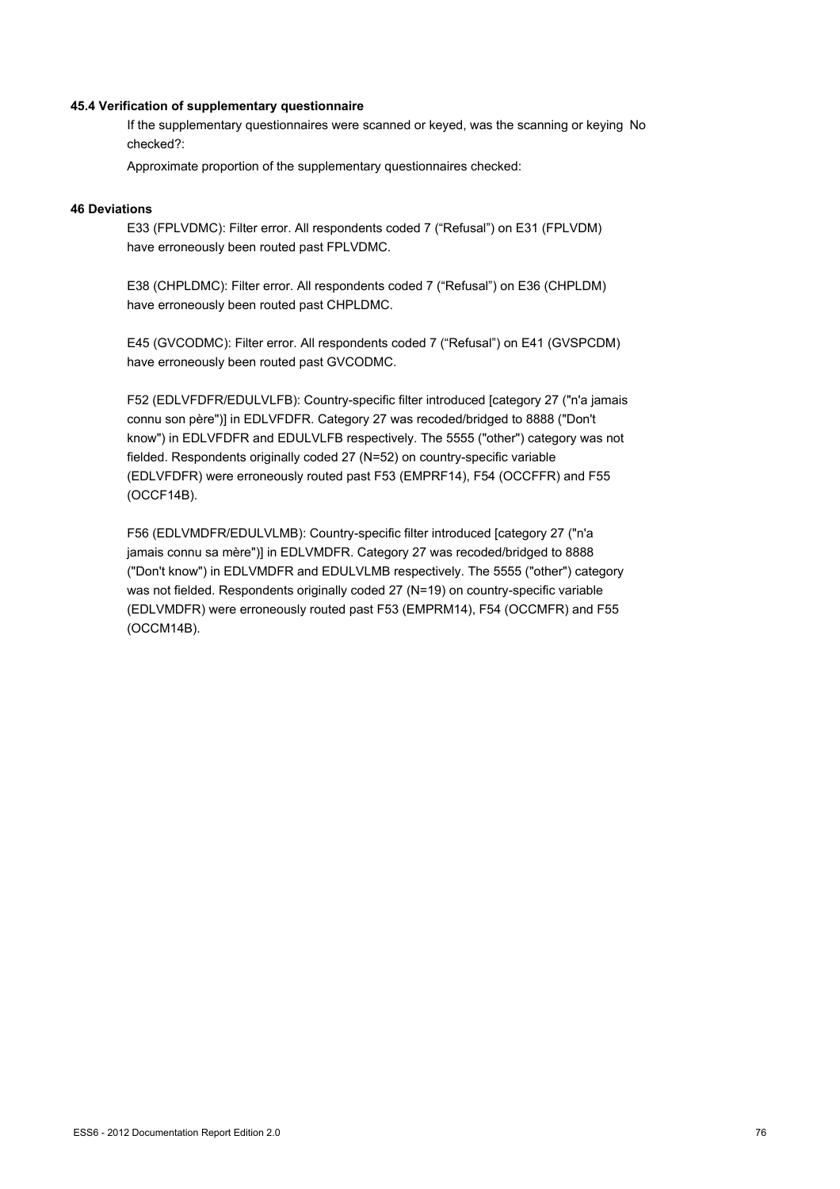**45.4 Verification of supplementary questionnaire**

If the supplementary questionnaires were scanned or keyed, was the scanning or keying checked?: No

Approximate proportion of the supplementary questionnaires checked:

**46 Deviations**

E33 (FPLVDMC): Filter error. All respondents coded 7 (“Refusal”) on E31 (FPLVDM) have erroneously been routed past FPLVDMC.

E38 (CHPLDMC): Filter error. All respondents coded 7 (“Refusal”) on E36 (CHPLDM) have erroneously been routed past CHPLDMC.

E45 (GVCODMC): Filter error. All respondents coded 7 (“Refusal”) on E41 (GVSPCDM) have erroneously been routed past GVCODMC.

F52 (EDLVFDFR/EDULVLFB): Country-specific filter introduced [category 27 ("n'a jamais connu son père")] in EDLVFDFR. Category 27 was recoded/bridged to 8888 ("Don't know") in EDLVFDFR and EDULVLFB respectively. The 5555 ("other") category was not fielded. Respondents originally coded 27 (N=52) on country-specific variable (EDLVFDFR) were erroneously routed past F53 (EMPRF14), F54 (OCCFFR) and F55 (OCCF14B).

F56 (EDLVMDFR/EDULVLMB): Country-specific filter introduced [category 27 ("n'a jamais connu sa mère")] in EDLVMDFR. Category 27 was recoded/bridged to 8888 ("Don't know") in EDLVMDFR and EDULVLMB respectively. The 5555 ("other") category was not fielded. Respondents originally coded 27 (N=19) on country-specific variable (EDLVMDFR) were erroneously routed past F53 (EMPRM14), F54 (OCCMFR) and F55 (OCCM14B).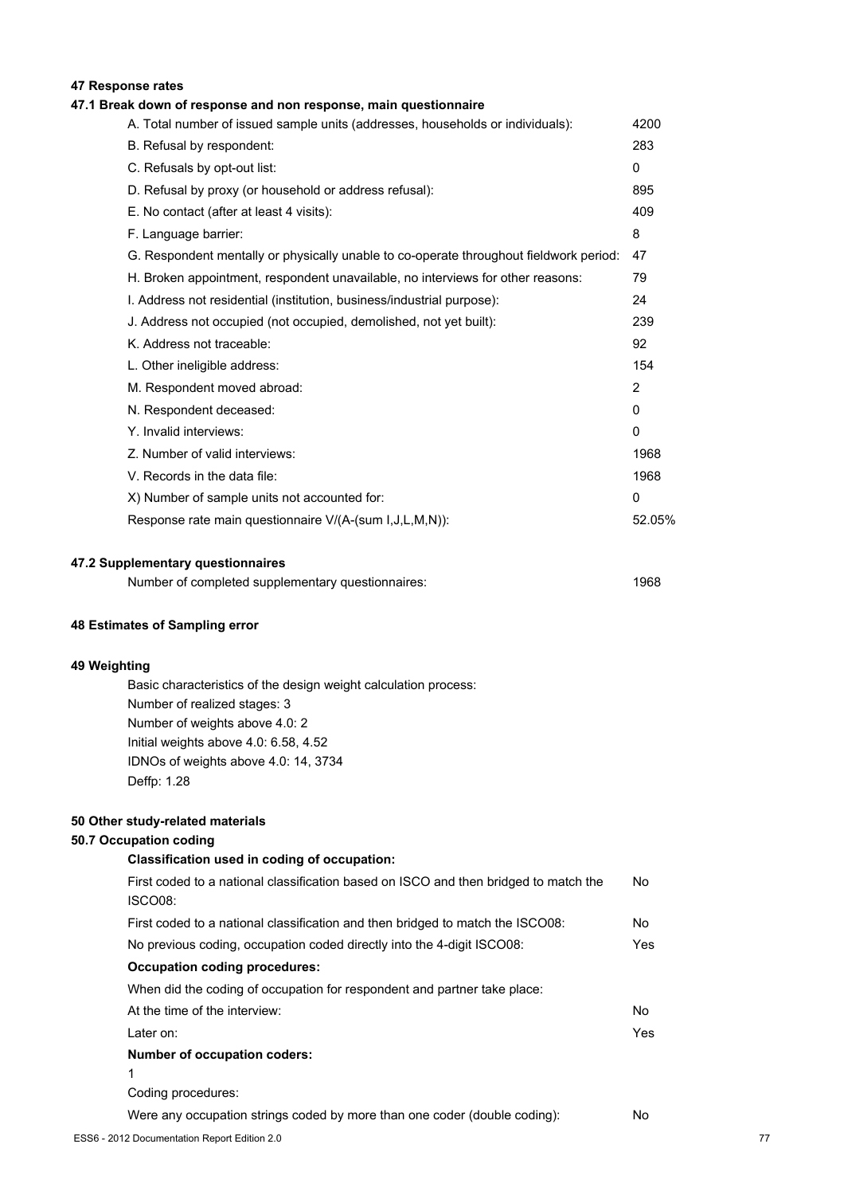## 47 Response rates

### 47.1 Break down of response and non response, main questionnaire

| | |
|---|---|
| A. Total number of issued sample units (addresses, households or individuals): | 4200 |
| B. Refusal by respondent: | 283 |
| C. Refusals by opt-out list: | 0 |
| D. Refusal by proxy (or household or address refusal): | 895 |
| E. No contact (after at least 4 visits): | 409 |
| F. Language barrier: | 8 |
| G. Respondent mentally or physically unable to co-operate throughout fieldwork period: | 47 |
| H. Broken appointment, respondent unavailable, no interviews for other reasons: | 79 |
| I. Address not residential (institution, business/industrial purpose): | 24 |
| J. Address not occupied (not occupied, demolished, not yet built): | 239 |
| K. Address not traceable: | 92 |
| L. Other ineligible address: | 154 |
| M. Respondent moved abroad: | 2 |
| N. Respondent deceased: | 0 |
| Y. Invalid interviews: | 0 |
| Z. Number of valid interviews: | 1968 |
| V. Records in the data file: | 1968 |
| X) Number of sample units not accounted for: | 0 |
| Response rate main questionnaire V/(A-(sum I,J,L,M,N)): | 52.05% |

### 47.2 Supplementary questionnaires

| | |
|---|---|
| Number of completed supplementary questionnaires: | 1968 |

## 48 Estimates of Sampling error

## 49 Weighting

Basic characteristics of the design weight calculation process:
Number of realized stages: 3
Number of weights above 4.0: 2
Initial weights above 4.0: 6.58, 4.52
IDNOs of weights above 4.0: 14, 3734
Deffp: 1.28

## 50 Other study-related materials

### 50.7 Occupation coding

**Classification used in coding of occupation:**

| | |
|---|---|
| First coded to a national classification based on ISCO and then bridged to match the ISCO08: | No |
| First coded to a national classification and then bridged to match the ISCO08: | No |
| No previous coding, occupation coded directly into the 4-digit ISCO08: | Yes |

**Occupation coding procedures:**

When did the coding of occupation for respondent and partner take place:

| | |
|---|---|
| At the time of the interview: | No |
| Later on: | Yes |

**Number of occupation coders:**

1

Coding procedures:

| | |
|---|---|
| Were any occupation strings coded by more than one coder (double coding): | No |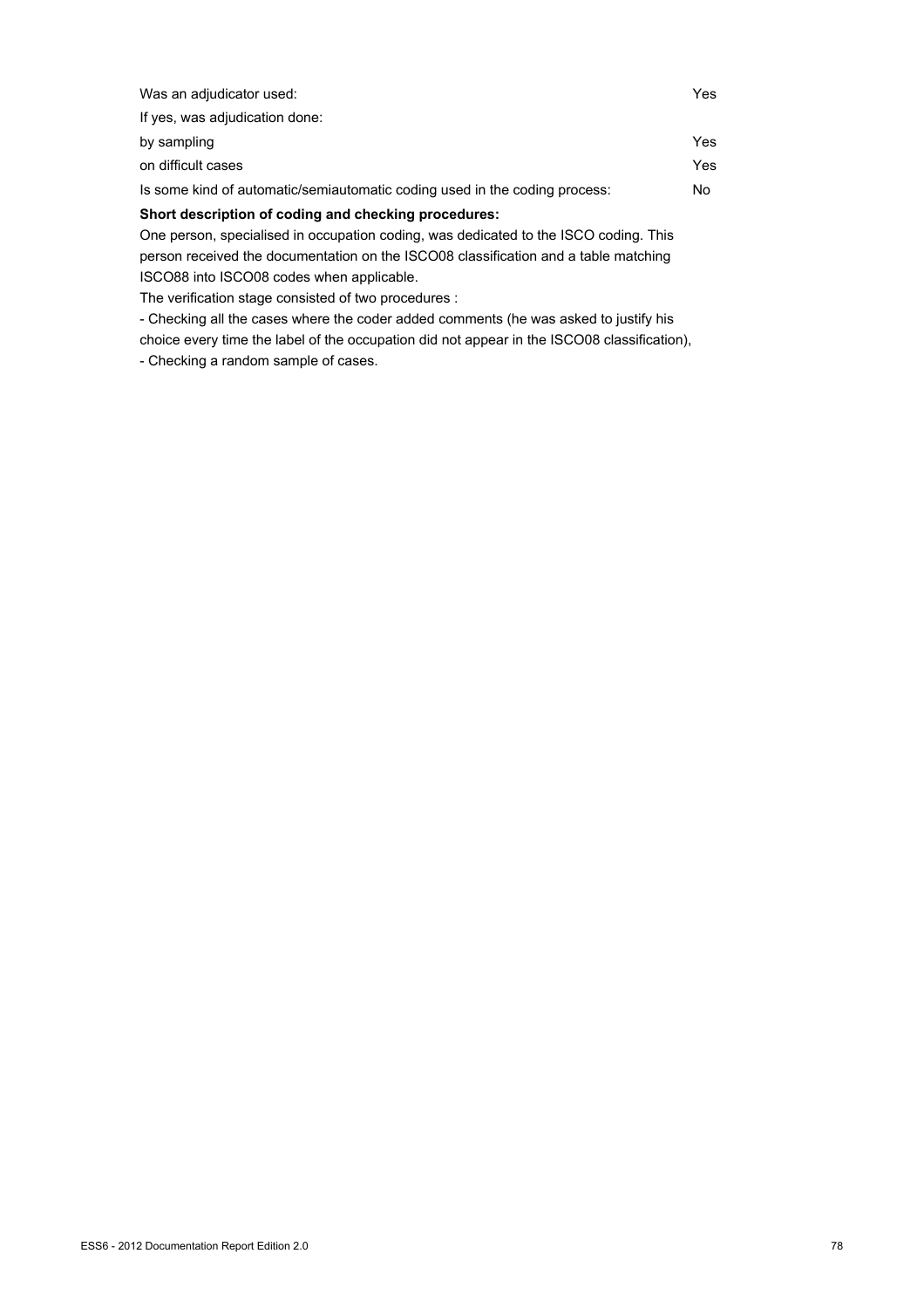| | |
|---|---|
| Was an adjudicator used: | Yes |
| If yes, was adjudication done: | |
| by sampling | Yes |
| on difficult cases | Yes |
| Is some kind of automatic/semiautomatic coding used in the coding process: | No |

**Short description of coding and checking procedures:**

One person, specialised in occupation coding, was dedicated to the ISCO coding. This person received the documentation on the ISCO08 classification and a table matching ISCO88 into ISCO08 codes when applicable.

The verification stage consisted of two procedures :

- Checking all the cases where the coder added comments (he was asked to justify his choice every time the label of the occupation did not appear in the ISCO08 classification),
- Checking a random sample of cases.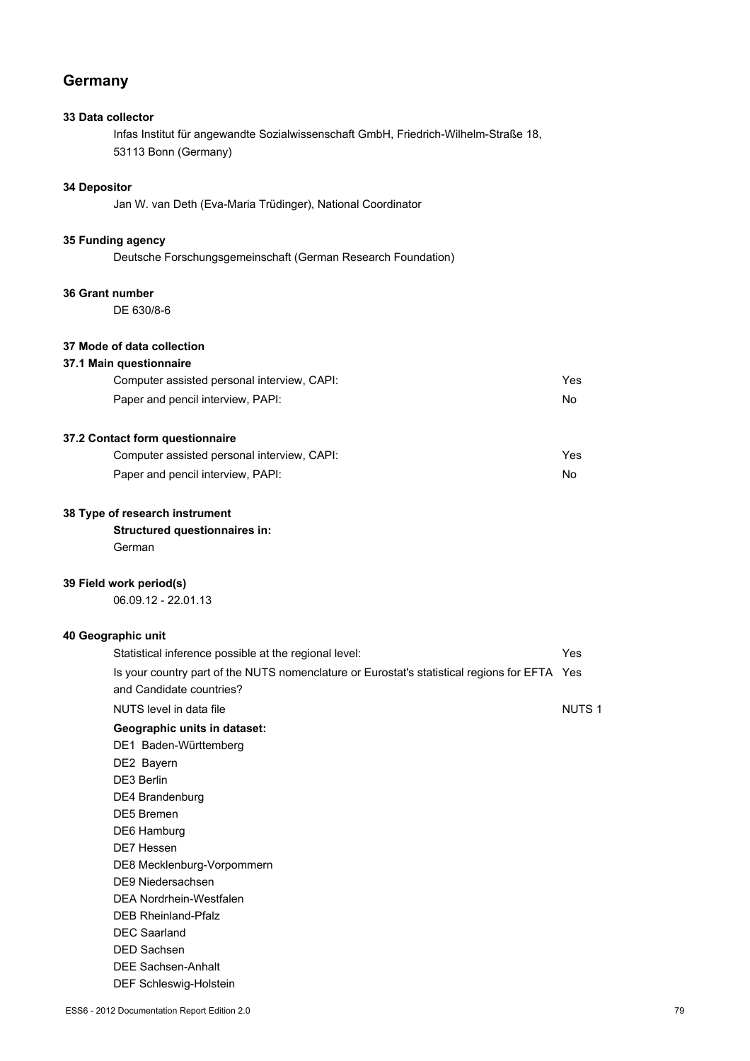## Germany

**33 Data collector**

Infas Institut für angewandte Sozialwissenschaft GmbH, Friedrich-Wilhelm-Straße 18, 53113 Bonn (Germany)

**34 Depositor**

Jan W. van Deth (Eva-Maria Trüdinger), National Coordinator

**35 Funding agency**

Deutsche Forschungsgemeinschaft (German Research Foundation)

**36 Grant number**

DE 630/8-6

**37 Mode of data collection**

**37.1 Main questionnaire**

| | |
|---|---|
| Computer assisted personal interview, CAPI: | Yes |
| Paper and pencil interview, PAPI: | No |

**37.2 Contact form questionnaire**

| | |
|---|---|
| Computer assisted personal interview, CAPI: | Yes |
| Paper and pencil interview, PAPI: | No |

**38 Type of research instrument**

**Structured questionnaires in:**

German

**39 Field work period(s)**

06.09.12 - 22.01.13

**40 Geographic unit**

| | |
|---|---|
| Statistical inference possible at the regional level: | Yes |
| Is your country part of the NUTS nomenclature or Eurostat's statistical regions for EFTA and Candidate countries? | Yes |
| NUTS level in data file | NUTS 1 |

**Geographic units in dataset:**

DE1 Baden-Württemberg
DE2 Bayern
DE3 Berlin
DE4 Brandenburg
DE5 Bremen
DE6 Hamburg
DE7 Hessen
DE8 Mecklenburg-Vorpommern
DE9 Niedersachsen
DEA Nordrhein-Westfalen
DEB Rheinland-Pfalz
DEC Saarland
DED Sachsen
DEE Sachsen-Anhalt
DEF Schleswig-Holstein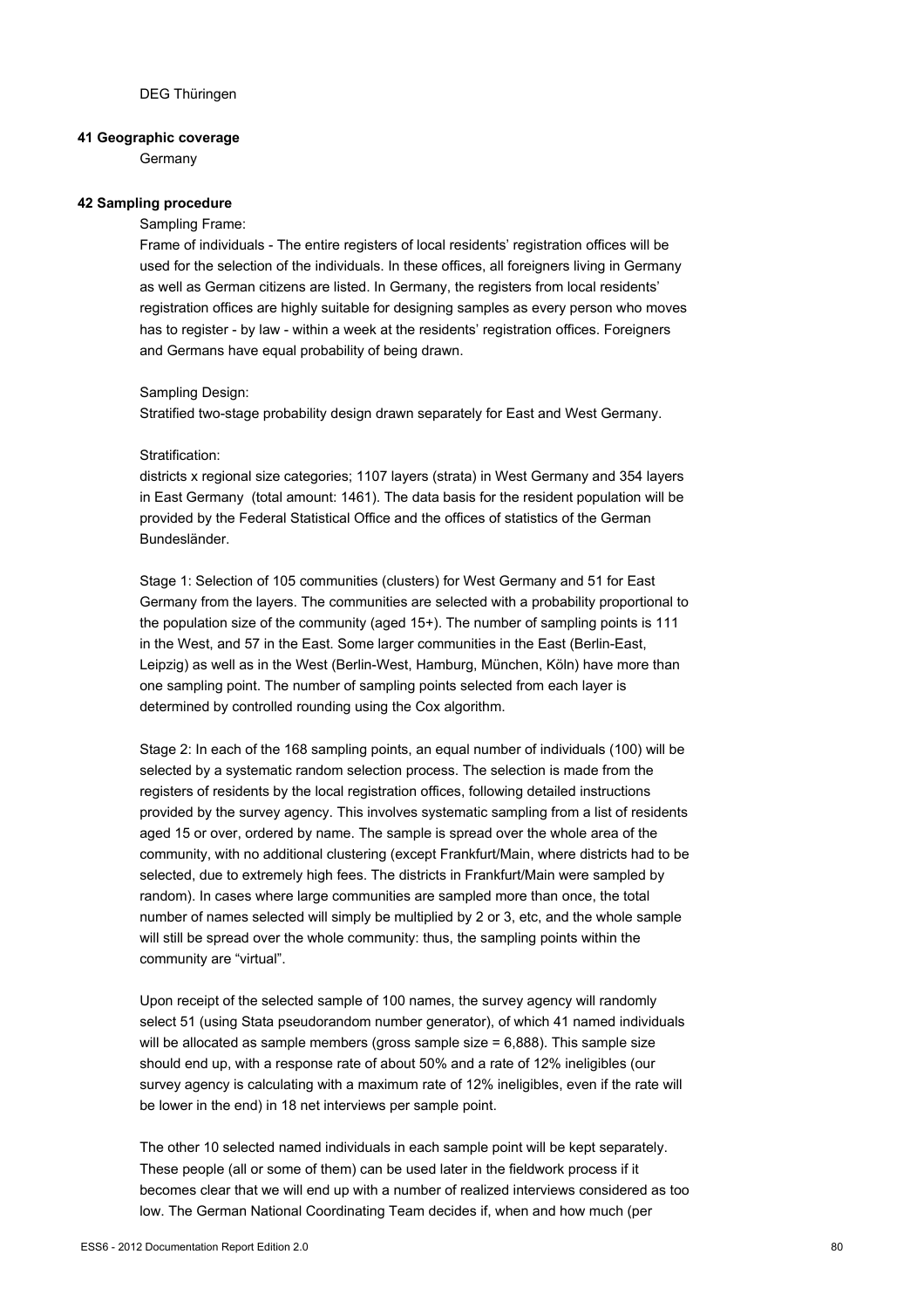DEG Thüringen

**41 Geographic coverage**

Germany

**42 Sampling procedure**

Sampling Frame:

Frame of individuals - The entire registers of local residents' registration offices will be used for the selection of the individuals. In these offices, all foreigners living in Germany as well as German citizens are listed. In Germany, the registers from local residents' registration offices are highly suitable for designing samples as every person who moves has to register - by law - within a week at the residents' registration offices. Foreigners and Germans have equal probability of being drawn.

Sampling Design:

Stratified two-stage probability design drawn separately for East and West Germany.

Stratification:

districts x regional size categories; 1107 layers (strata) in West Germany and 354 layers in East Germany (total amount: 1461). The data basis for the resident population will be provided by the Federal Statistical Office and the offices of statistics of the German Bundesländer.

Stage 1: Selection of 105 communities (clusters) for West Germany and 51 for East Germany from the layers. The communities are selected with a probability proportional to the population size of the community (aged 15+). The number of sampling points is 111 in the West, and 57 in the East. Some larger communities in the East (Berlin-East, Leipzig) as well as in the West (Berlin-West, Hamburg, München, Köln) have more than one sampling point. The number of sampling points selected from each layer is determined by controlled rounding using the Cox algorithm.

Stage 2: In each of the 168 sampling points, an equal number of individuals (100) will be selected by a systematic random selection process. The selection is made from the registers of residents by the local registration offices, following detailed instructions provided by the survey agency. This involves systematic sampling from a list of residents aged 15 or over, ordered by name. The sample is spread over the whole area of the community, with no additional clustering (except Frankfurt/Main, where districts had to be selected, due to extremely high fees. The districts in Frankfurt/Main were sampled by random). In cases where large communities are sampled more than once, the total number of names selected will simply be multiplied by 2 or 3, etc, and the whole sample will still be spread over the whole community: thus, the sampling points within the community are "virtual".

Upon receipt of the selected sample of 100 names, the survey agency will randomly select 51 (using Stata pseudorandom number generator), of which 41 named individuals will be allocated as sample members (gross sample size = 6,888). This sample size should end up, with a response rate of about 50% and a rate of 12% ineligibles (our survey agency is calculating with a maximum rate of 12% ineligibles, even if the rate will be lower in the end) in 18 net interviews per sample point.

The other 10 selected named individuals in each sample point will be kept separately. These people (all or some of them) can be used later in the fieldwork process if it becomes clear that we will end up with a number of realized interviews considered as too low. The German National Coordinating Team decides if, when and how much (per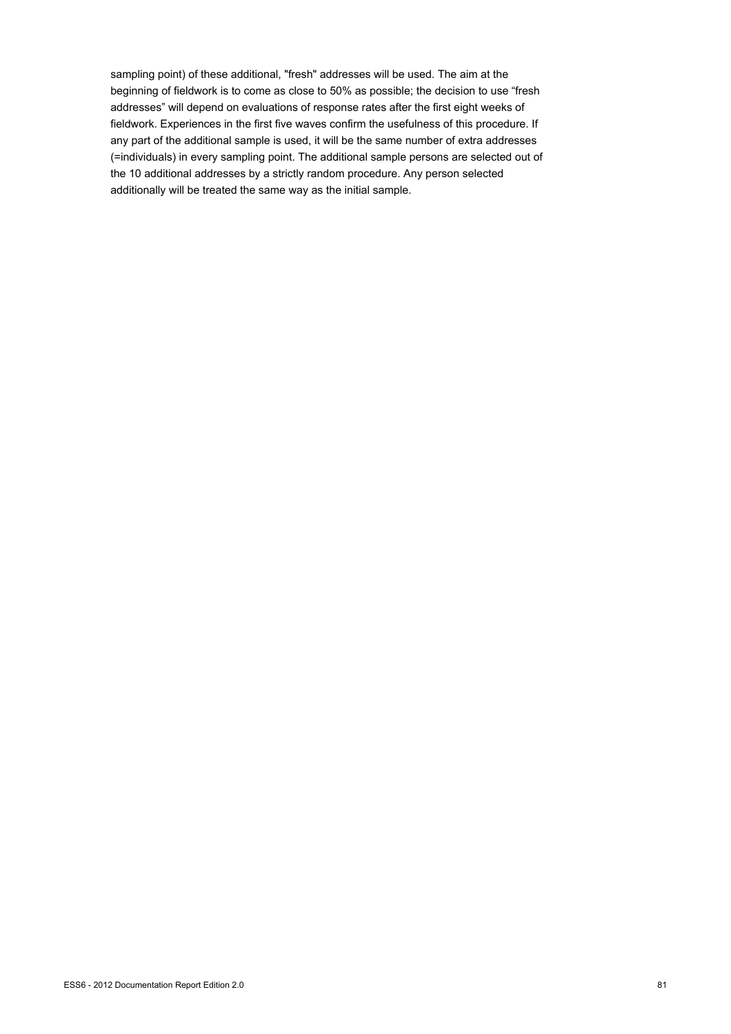sampling point) of these additional, "fresh" addresses will be used. The aim at the beginning of fieldwork is to come as close to 50% as possible; the decision to use “fresh addresses” will depend on evaluations of response rates after the first eight weeks of fieldwork. Experiences in the first five waves confirm the usefulness of this procedure. If any part of the additional sample is used, it will be the same number of extra addresses (=individuals) in every sampling point. The additional sample persons are selected out of the 10 additional addresses by a strictly random procedure. Any person selected additionally will be treated the same way as the initial sample.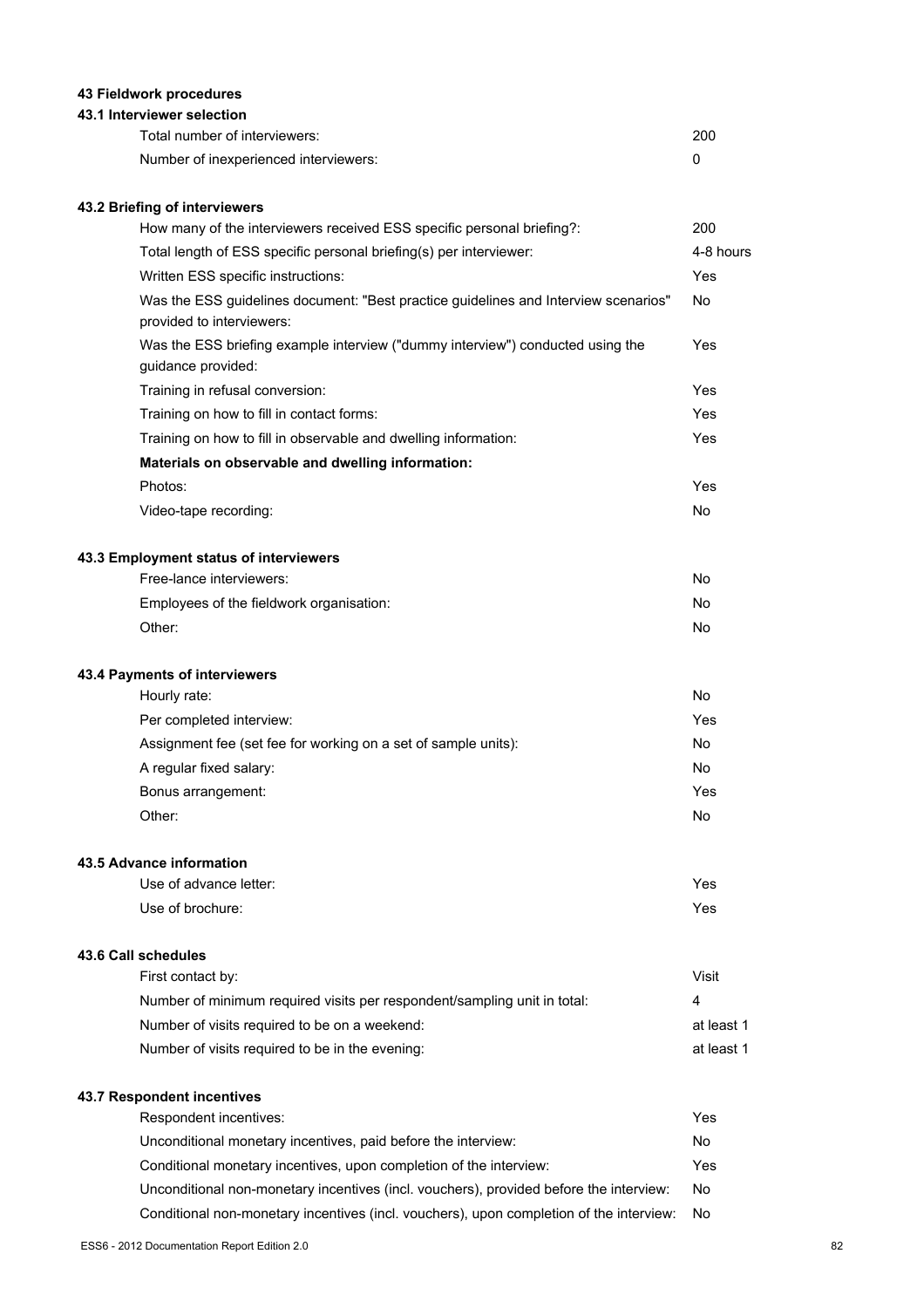### 43 Fieldwork procedures

#### 43.1 Interviewer selection

| | |
|---|---|
| Total number of interviewers: | 200 |
| Number of inexperienced interviewers: | 0 |

#### 43.2 Briefing of interviewers

| | |
|---|---|
| How many of the interviewers received ESS specific personal briefing?: | 200 |
| Total length of ESS specific personal briefing(s) per interviewer: | 4-8 hours |
| Written ESS specific instructions: | Yes |
| Was the ESS guidelines document: "Best practice guidelines and Interview scenarios" provided to interviewers: | No |
| Was the ESS briefing example interview ("dummy interview") conducted using the guidance provided: | Yes |
| Training in refusal conversion: | Yes |
| Training on how to fill in contact forms: | Yes |
| Training on how to fill in observable and dwelling information: | Yes |
| **Materials on observable and dwelling information:** | |
| Photos: | Yes |
| Video-tape recording: | No |

#### 43.3 Employment status of interviewers

| | |
|---|---|
| Free-lance interviewers: | No |
| Employees of the fieldwork organisation: | No |
| Other: | No |

#### 43.4 Payments of interviewers

| | |
|---|---|
| Hourly rate: | No |
| Per completed interview: | Yes |
| Assignment fee (set fee for working on a set of sample units): | No |
| A regular fixed salary: | No |
| Bonus arrangement: | Yes |
| Other: | No |

#### 43.5 Advance information

| | |
|---|---|
| Use of advance letter: | Yes |
| Use of brochure: | Yes |

#### 43.6 Call schedules

| | |
|---|---|
| First contact by: | Visit |
| Number of minimum required visits per respondent/sampling unit in total: | 4 |
| Number of visits required to be on a weekend: | at least 1 |
| Number of visits required to be in the evening: | at least 1 |

#### 43.7 Respondent incentives

| | |
|---|---|
| Respondent incentives: | Yes |
| Unconditional monetary incentives, paid before the interview: | No |
| Conditional monetary incentives, upon completion of the interview: | Yes |
| Unconditional non-monetary incentives (incl. vouchers), provided before the interview: | No |
| Conditional non-monetary incentives (incl. vouchers), upon completion of the interview: | No |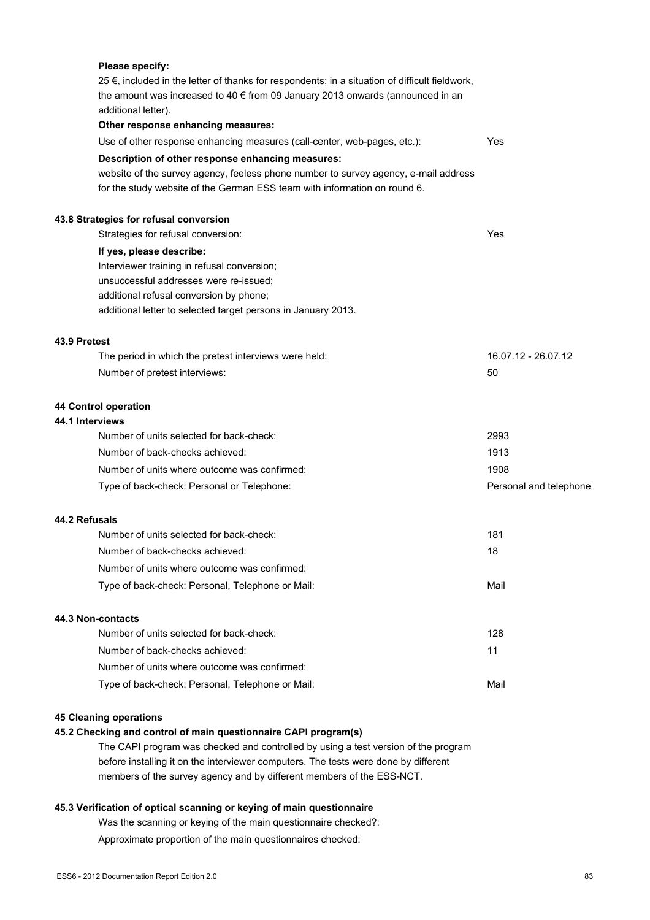**Please specify:**

25 €, included in the letter of thanks for respondents; in a situation of difficult fieldwork, the amount was increased to 40 € from 09 January 2013 onwards (announced in an additional letter).

**Other response enhancing measures:**

| | |
|---|---|
| Use of other response enhancing measures (call-center, web-pages, etc.): | Yes |

**Description of other response enhancing measures:**

website of the survey agency, feeless phone number to survey agency, e-mail address for the study website of the German ESS team with information on round 6.

### 43.8 Strategies for refusal conversion

| | |
|---|---|
| Strategies for refusal conversion: | Yes |

**If yes, please describe:**

Interviewer training in refusal conversion;
unsuccessful addresses were re-issued;
additional refusal conversion by phone;
additional letter to selected target persons in January 2013.

### 43.9 Pretest

| | |
|---|---|
| The period in which the pretest interviews were held: | 16.07.12 - 26.07.12 |
| Number of pretest interviews: | 50 |

## 44 Control operation

### 44.1 Interviews

| | |
|---|---|
| Number of units selected for back-check: | 2993 |
| Number of back-checks achieved: | 1913 |
| Number of units where outcome was confirmed: | 1908 |
| Type of back-check: Personal or Telephone: | Personal and telephone |

### 44.2 Refusals

| | |
|---|---|
| Number of units selected for back-check: | 181 |
| Number of back-checks achieved: | 18 |
| Number of units where outcome was confirmed: | |
| Type of back-check: Personal, Telephone or Mail: | Mail |

### 44.3 Non-contacts

| | |
|---|---|
| Number of units selected for back-check: | 128 |
| Number of back-checks achieved: | 11 |
| Number of units where outcome was confirmed: | |
| Type of back-check: Personal, Telephone or Mail: | Mail |

## 45 Cleaning operations

### 45.2 Checking and control of main questionnaire CAPI program(s)

The CAPI program was checked and controlled by using a test version of the program before installing it on the interviewer computers. The tests were done by different members of the survey agency and by different members of the ESS-NCT.

### 45.3 Verification of optical scanning or keying of main questionnaire

Was the scanning or keying of the main questionnaire checked?:

Approximate proportion of the main questionnaires checked: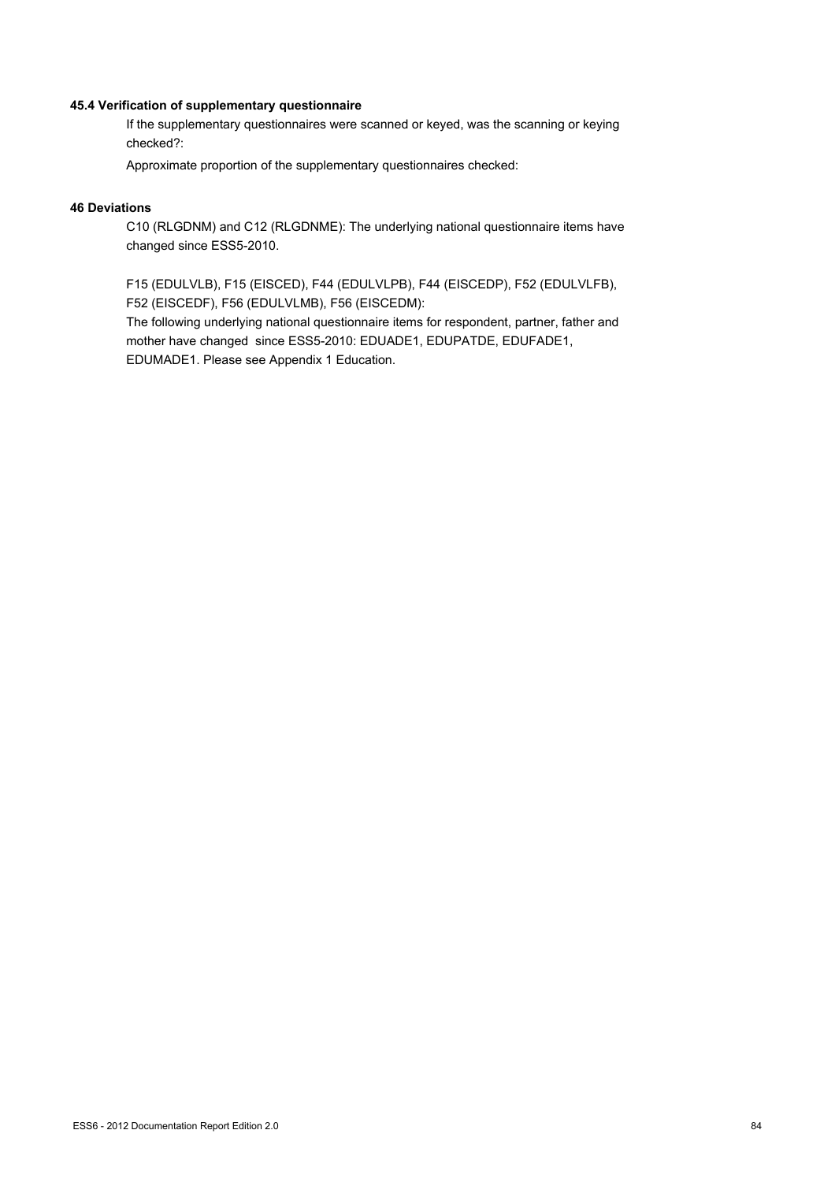### 45.4 Verification of supplementary questionnaire

If the supplementary questionnaires were scanned or keyed, was the scanning or keying checked?:

Approximate proportion of the supplementary questionnaires checked:

### 46 Deviations

C10 (RLGDNM) and C12 (RLGDNME): The underlying national questionnaire items have changed since ESS5-2010.

F15 (EDULVLB), F15 (EISCED), F44 (EDULVLPB), F44 (EISCEDP), F52 (EDULVLFB), F52 (EISCEDF), F56 (EDULVLMB), F56 (EISCEDM):
The following underlying national questionnaire items for respondent, partner, father and mother have changed since ESS5-2010: EDUADE1, EDUPATDE, EDUFADE1, EDUMADE1. Please see Appendix 1 Education.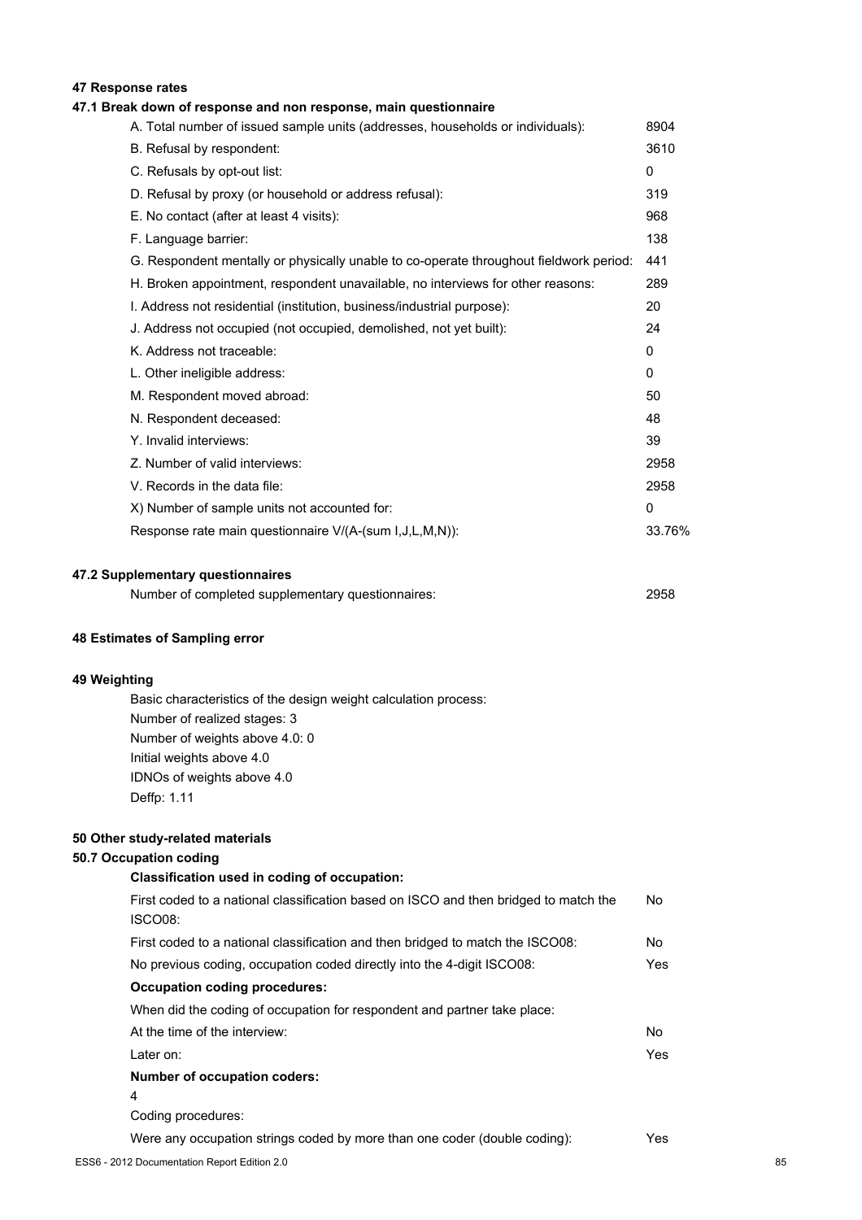## 47 Response rates

### 47.1 Break down of response and non response, main questionnaire

| | |
|---|---|
| A. Total number of issued sample units (addresses, households or individuals): | 8904 |
| B. Refusal by respondent: | 3610 |
| C. Refusals by opt-out list: | 0 |
| D. Refusal by proxy (or household or address refusal): | 319 |
| E. No contact (after at least 4 visits): | 968 |
| F. Language barrier: | 138 |
| G. Respondent mentally or physically unable to co-operate throughout fieldwork period: | 441 |
| H. Broken appointment, respondent unavailable, no interviews for other reasons: | 289 |
| I. Address not residential (institution, business/industrial purpose): | 20 |
| J. Address not occupied (not occupied, demolished, not yet built): | 24 |
| K. Address not traceable: | 0 |
| L. Other ineligible address: | 0 |
| M. Respondent moved abroad: | 50 |
| N. Respondent deceased: | 48 |
| Y. Invalid interviews: | 39 |
| Z. Number of valid interviews: | 2958 |
| V. Records in the data file: | 2958 |
| X) Number of sample units not accounted for: | 0 |
| Response rate main questionnaire V/(A-(sum I,J,L,M,N)): | 33.76% |

### 47.2 Supplementary questionnaires

| | |
|---|---|
| Number of completed supplementary questionnaires: | 2958 |

## 48 Estimates of Sampling error

## 49 Weighting

Basic characteristics of the design weight calculation process:
Number of realized stages: 3
Number of weights above 4.0: 0
Initial weights above 4.0
IDNOs of weights above 4.0
Deffp: 1.11

## 50 Other study-related materials

### 50.7 Occupation coding

**Classification used in coding of occupation:**

| | |
|---|---|
| First coded to a national classification based on ISCO and then bridged to match the ISCO08: | No |
| First coded to a national classification and then bridged to match the ISCO08: | No |
| No previous coding, occupation coded directly into the 4-digit ISCO08: | Yes |

**Occupation coding procedures:**

When did the coding of occupation for respondent and partner take place:

| | |
|---|---|
| At the time of the interview: | No |
| Later on: | Yes |

**Number of occupation coders:**

4

Coding procedures:

| | |
|---|---|
| Were any occupation strings coded by more than one coder (double coding): | Yes |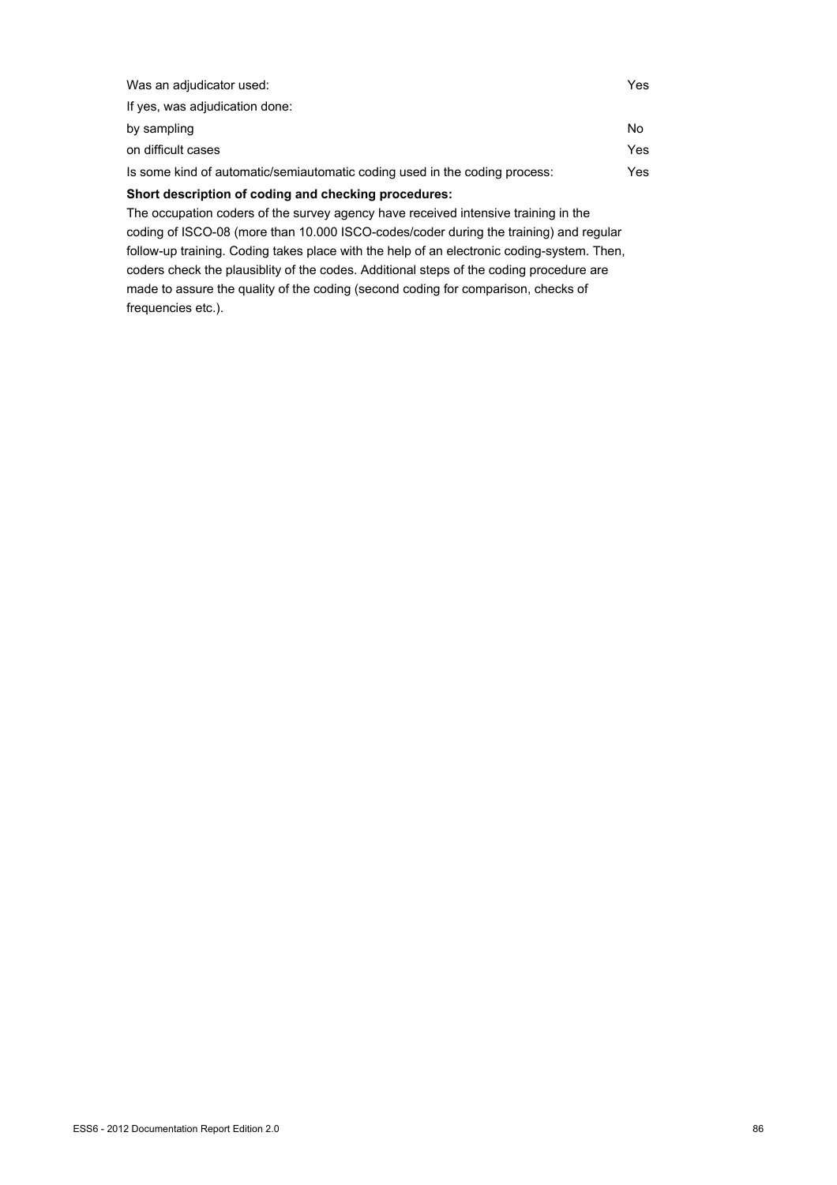| | |
|---|---|
| Was an adjudicator used: | Yes |
| If yes, was adjudication done: | |
| by sampling | No |
| on difficult cases | Yes |
| Is some kind of automatic/semiautomatic coding used in the coding process: | Yes |

**Short description of coding and checking procedures:**

The occupation coders of the survey agency have received intensive training in the coding of ISCO-08 (more than 10.000 ISCO-codes/coder during the training) and regular follow-up training. Coding takes place with the help of an electronic coding-system. Then, coders check the plausiblity of the codes. Additional steps of the coding procedure are made to assure the quality of the coding (second coding for comparison, checks of frequencies etc.).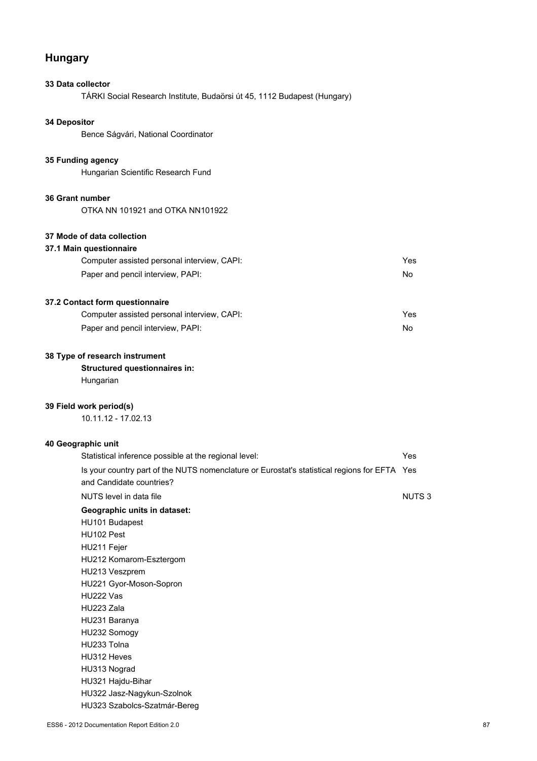# Hungary

**33 Data collector**

TÁRKI Social Research Institute, Budaörsi út 45, 1112 Budapest (Hungary)

**34 Depositor**

Bence Ságvári, National Coordinator

**35 Funding agency**

Hungarian Scientific Research Fund

**36 Grant number**

OTKA NN 101921 and OTKA NN101922

**37 Mode of data collection**

**37.1 Main questionnaire**

| | |
|---|---|
| Computer assisted personal interview, CAPI: | Yes |
| Paper and pencil interview, PAPI: | No |

**37.2 Contact form questionnaire**

| | |
|---|---|
| Computer assisted personal interview, CAPI: | Yes |
| Paper and pencil interview, PAPI: | No |

**38 Type of research instrument**

**Structured questionnaires in:**

Hungarian

**39 Field work period(s)**

10.11.12 - 17.02.13

**40 Geographic unit**

| | |
|---|---|
| Statistical inference possible at the regional level: | Yes |
| Is your country part of the NUTS nomenclature or Eurostat's statistical regions for EFTA and Candidate countries? | Yes |
| NUTS level in data file | NUTS 3 |

**Geographic units in dataset:**

HU101 Budapest
HU102 Pest
HU211 Fejer
HU212 Komarom-Esztergom
HU213 Veszprem
HU221 Gyor-Moson-Sopron
HU222 Vas
HU223 Zala
HU231 Baranya
HU232 Somogy
HU233 Tolna
HU312 Heves
HU313 Nograd
HU321 Hajdu-Bihar
HU322 Jasz-Nagykun-Szolnok
HU323 Szabolcs-Szatmár-Bereg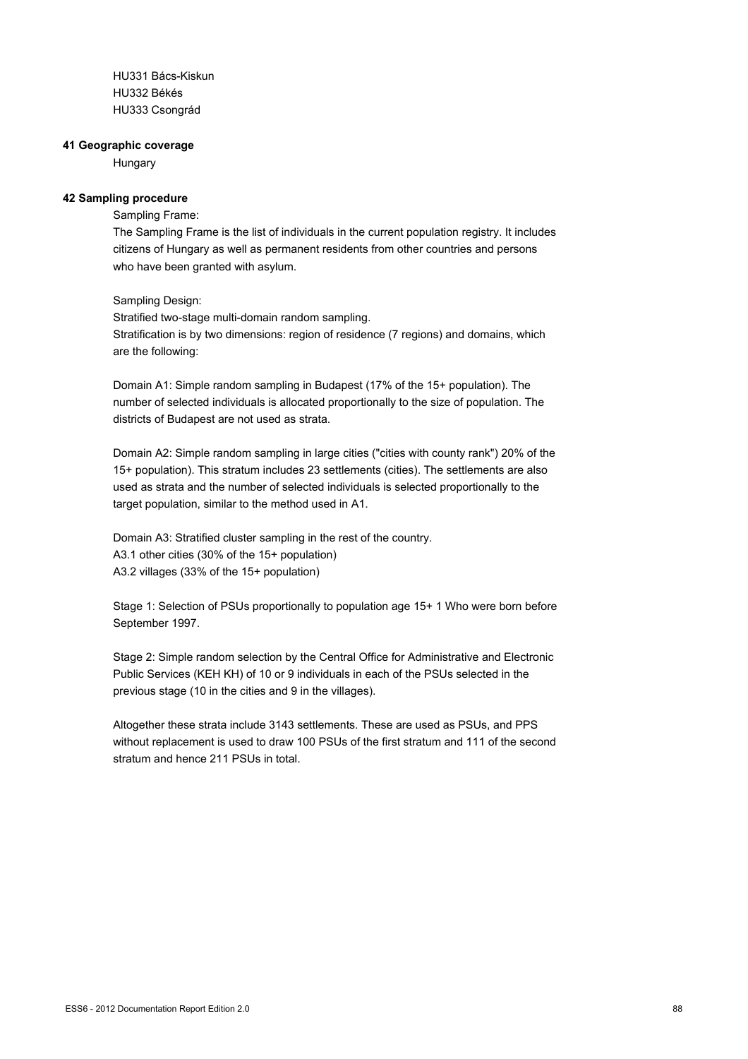HU331 Bács-Kiskun
HU332 Békés
HU333 Csongrád

**41 Geographic coverage**

Hungary

**42 Sampling procedure**

Sampling Frame:
The Sampling Frame is the list of individuals in the current population registry. It includes citizens of Hungary as well as permanent residents from other countries and persons who have been granted with asylum.

Sampling Design:
Stratified two-stage multi-domain random sampling.
Stratification is by two dimensions: region of residence (7 regions) and domains, which are the following:

Domain A1: Simple random sampling in Budapest (17% of the 15+ population). The number of selected individuals is allocated proportionally to the size of population. The districts of Budapest are not used as strata.

Domain A2: Simple random sampling in large cities ("cities with county rank") 20% of the 15+ population). This stratum includes 23 settlements (cities). The settlements are also used as strata and the number of selected individuals is selected proportionally to the target population, similar to the method used in A1.

Domain A3: Stratified cluster sampling in the rest of the country.
A3.1 other cities (30% of the 15+ population)
A3.2 villages (33% of the 15+ population)

Stage 1: Selection of PSUs proportionally to population age 15+ 1 Who were born before September 1997.

Stage 2: Simple random selection by the Central Office for Administrative and Electronic Public Services (KEH KH) of 10 or 9 individuals in each of the PSUs selected in the previous stage (10 in the cities and 9 in the villages).

Altogether these strata include 3143 settlements. These are used as PSUs, and PPS without replacement is used to draw 100 PSUs of the first stratum and 111 of the second stratum and hence 211 PSUs in total.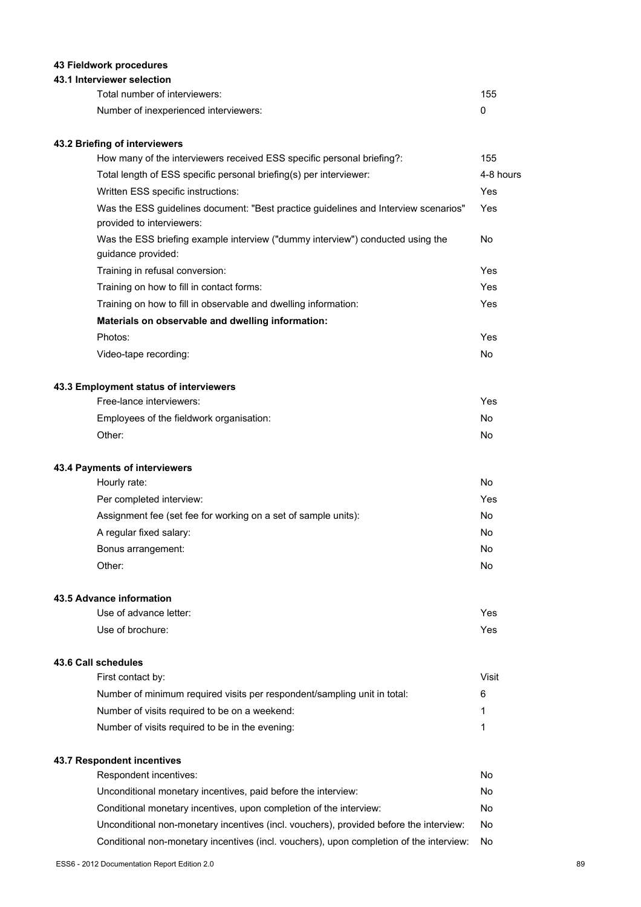## 43 Fieldwork procedures

### 43.1 Interviewer selection

| | |
|---|---|
| Total number of interviewers: | 155 |
| Number of inexperienced interviewers: | 0 |

### 43.2 Briefing of interviewers

| | |
|---|---|
| How many of the interviewers received ESS specific personal briefing?: | 155 |
| Total length of ESS specific personal briefing(s) per interviewer: | 4-8 hours |
| Written ESS specific instructions: | Yes |
| Was the ESS guidelines document: "Best practice guidelines and Interview scenarios" provided to interviewers: | Yes |
| Was the ESS briefing example interview ("dummy interview") conducted using the guidance provided: | No |
| Training in refusal conversion: | Yes |
| Training on how to fill in contact forms: | Yes |
| Training on how to fill in observable and dwelling information: | Yes |
| **Materials on observable and dwelling information:** | |
| Photos: | Yes |
| Video-tape recording: | No |

### 43.3 Employment status of interviewers

| | |
|---|---|
| Free-lance interviewers: | Yes |
| Employees of the fieldwork organisation: | No |
| Other: | No |

### 43.4 Payments of interviewers

| | |
|---|---|
| Hourly rate: | No |
| Per completed interview: | Yes |
| Assignment fee (set fee for working on a set of sample units): | No |
| A regular fixed salary: | No |
| Bonus arrangement: | No |
| Other: | No |

### 43.5 Advance information

| | |
|---|---|
| Use of advance letter: | Yes |
| Use of brochure: | Yes |

### 43.6 Call schedules

| | |
|---|---|
| First contact by: | Visit |
| Number of minimum required visits per respondent/sampling unit in total: | 6 |
| Number of visits required to be on a weekend: | 1 |
| Number of visits required to be in the evening: | 1 |

### 43.7 Respondent incentives

| | |
|---|---|
| Respondent incentives: | No |
| Unconditional monetary incentives, paid before the interview: | No |
| Conditional monetary incentives, upon completion of the interview: | No |
| Unconditional non-monetary incentives (incl. vouchers), provided before the interview: | No |
| Conditional non-monetary incentives (incl. vouchers), upon completion of the interview: | No |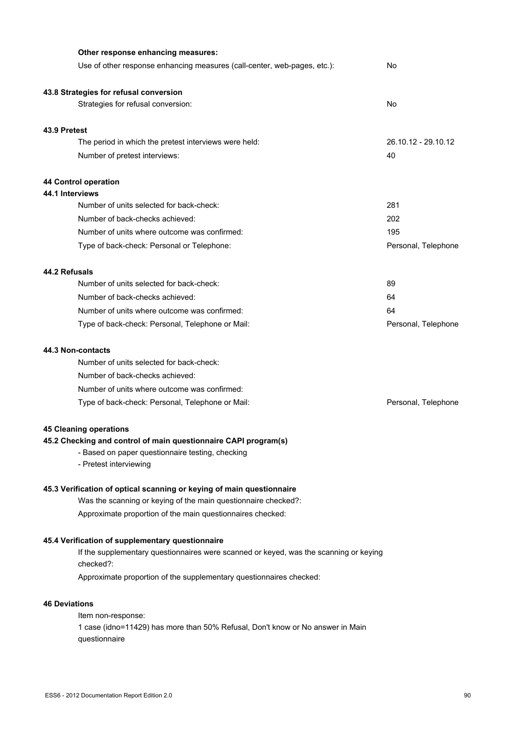**Other response enhancing measures:**

| | |
|---|---|
| Use of other response enhancing measures (call-center, web-pages, etc.): | No |

**43.8 Strategies for refusal conversion**

| | |
|---|---|
| Strategies for refusal conversion: | No |

**43.9 Pretest**

| | |
|---|---|
| The period in which the pretest interviews were held: | 26.10.12 - 29.10.12 |
| Number of pretest interviews: | 40 |

**44 Control operation**

**44.1 Interviews**

| | |
|---|---|
| Number of units selected for back-check: | 281 |
| Number of back-checks achieved: | 202 |
| Number of units where outcome was confirmed: | 195 |
| Type of back-check: Personal or Telephone: | Personal, Telephone |

**44.2 Refusals**

| | |
|---|---|
| Number of units selected for back-check: | 89 |
| Number of back-checks achieved: | 64 |
| Number of units where outcome was confirmed: | 64 |
| Type of back-check: Personal, Telephone or Mail: | Personal, Telephone |

**44.3 Non-contacts**

| | |
|---|---|
| Number of units selected for back-check: | |
| Number of back-checks achieved: | |
| Number of units where outcome was confirmed: | |
| Type of back-check: Personal, Telephone or Mail: | Personal, Telephone |

**45 Cleaning operations**

**45.2 Checking and control of main questionnaire CAPI program(s)**

- Based on paper questionnaire testing, checking
- Pretest interviewing

**45.3 Verification of optical scanning or keying of main questionnaire**

Was the scanning or keying of the main questionnaire checked?:

Approximate proportion of the main questionnaires checked:

**45.4 Verification of supplementary questionnaire**

If the supplementary questionnaires were scanned or keyed, was the scanning or keying checked?:

Approximate proportion of the supplementary questionnaires checked:

**46 Deviations**

Item non-response:

1 case (idno=11429) has more than 50% Refusal, Don't know or No answer in Main questionnaire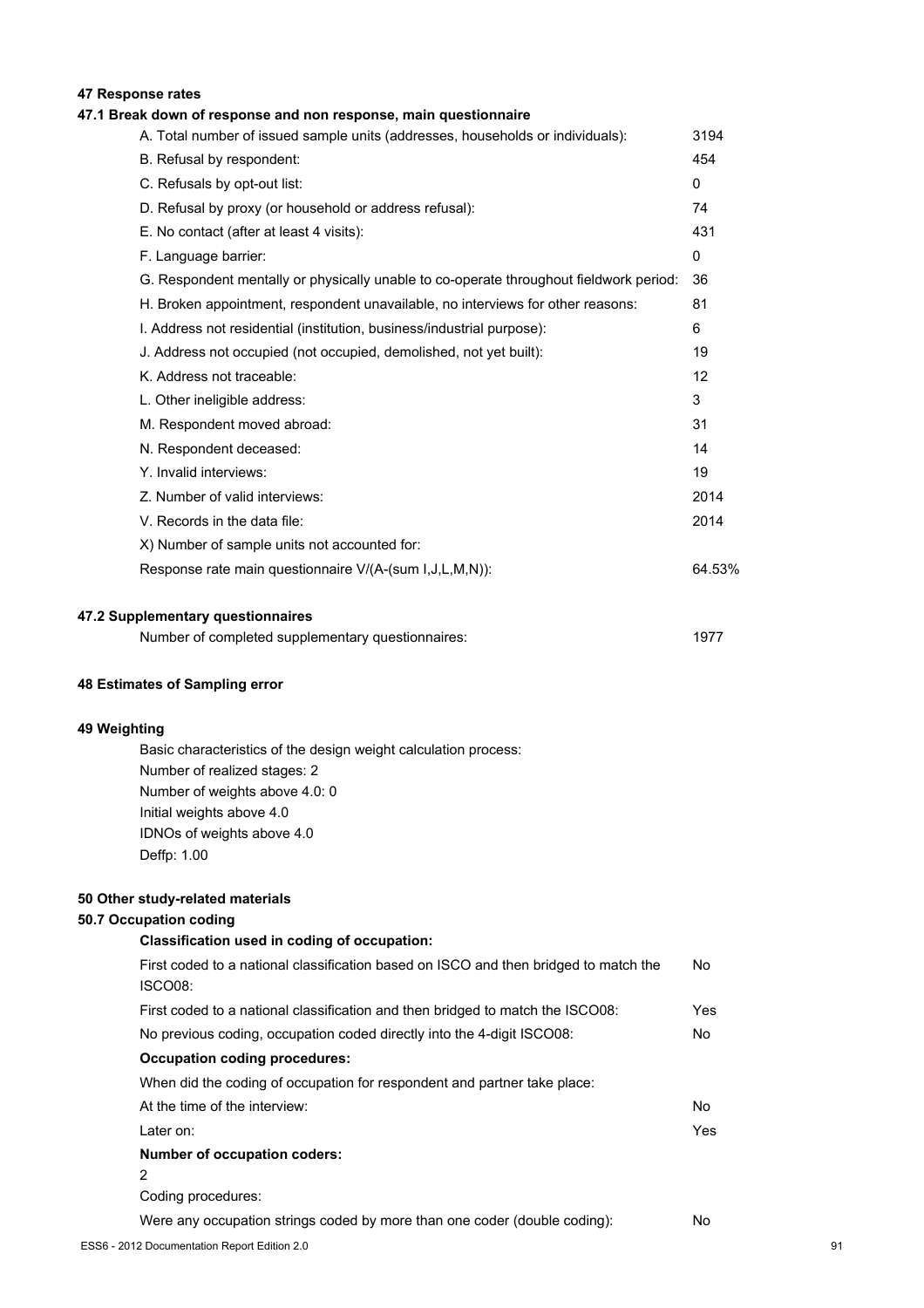## 47 Response rates

### 47.1 Break down of response and non response, main questionnaire

| | |
|---|---|
| A. Total number of issued sample units (addresses, households or individuals): | 3194 |
| B. Refusal by respondent: | 454 |
| C. Refusals by opt-out list: | 0 |
| D. Refusal by proxy (or household or address refusal): | 74 |
| E. No contact (after at least 4 visits): | 431 |
| F. Language barrier: | 0 |
| G. Respondent mentally or physically unable to co-operate throughout fieldwork period: | 36 |
| H. Broken appointment, respondent unavailable, no interviews for other reasons: | 81 |
| I. Address not residential (institution, business/industrial purpose): | 6 |
| J. Address not occupied (not occupied, demolished, not yet built): | 19 |
| K. Address not traceable: | 12 |
| L. Other ineligible address: | 3 |
| M. Respondent moved abroad: | 31 |
| N. Respondent deceased: | 14 |
| Y. Invalid interviews: | 19 |
| Z. Number of valid interviews: | 2014 |
| V. Records in the data file: | 2014 |
| X) Number of sample units not accounted for: | |
| Response rate main questionnaire V/(A-(sum I,J,L,M,N)): | 64.53% |

### 47.2 Supplementary questionnaires

| | |
|---|---|
| Number of completed supplementary questionnaires: | 1977 |

## 48 Estimates of Sampling error

## 49 Weighting

Basic characteristics of the design weight calculation process:
Number of realized stages: 2
Number of weights above 4.0: 0
Initial weights above 4.0
IDNOs of weights above 4.0
Deffp: 1.00

## 50 Other study-related materials

### 50.7 Occupation coding

**Classification used in coding of occupation:**

| | |
|---|---|
| First coded to a national classification based on ISCO and then bridged to match the ISCO08: | No |
| First coded to a national classification and then bridged to match the ISCO08: | Yes |
| No previous coding, occupation coded directly into the 4-digit ISCO08: | No |

**Occupation coding procedures:**

When did the coding of occupation for respondent and partner take place:

| | |
|---|---|
| At the time of the interview: | No |
| Later on: | Yes |

**Number of occupation coders:**

2

Coding procedures:

| | |
|---|---|
| Were any occupation strings coded by more than one coder (double coding): | No |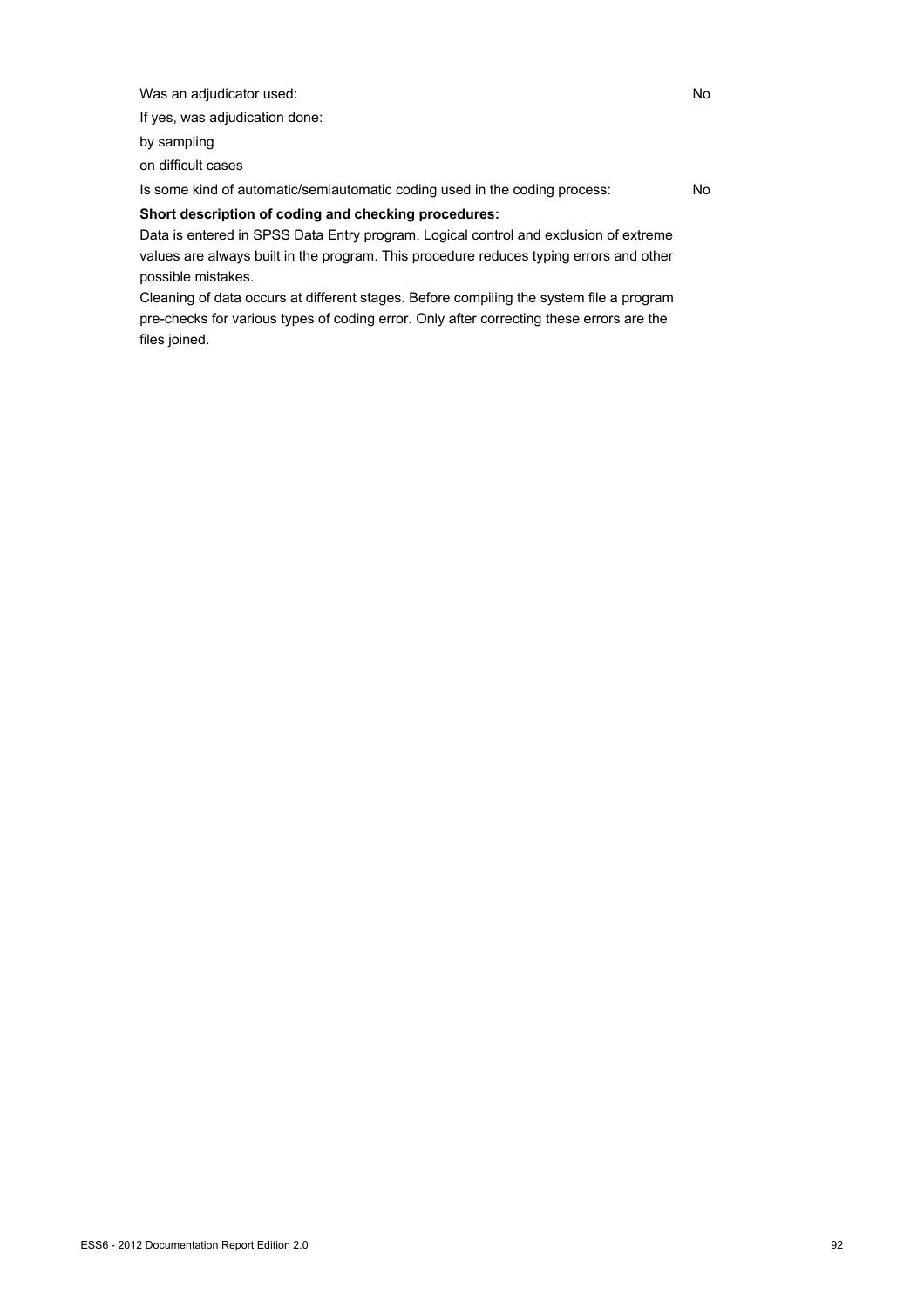| | |
|---|---|
| Was an adjudicator used: | No |
| If yes, was adjudication done: | |
| by sampling | |
| on difficult cases | |
| Is some kind of automatic/semiautomatic coding used in the coding process: | No |

**Short description of coding and checking procedures:**

Data is entered in SPSS Data Entry program. Logical control and exclusion of extreme values are always built in the program. This procedure reduces typing errors and other possible mistakes.

Cleaning of data occurs at different stages. Before compiling the system file a program pre-checks for various types of coding error. Only after correcting these errors are the files joined.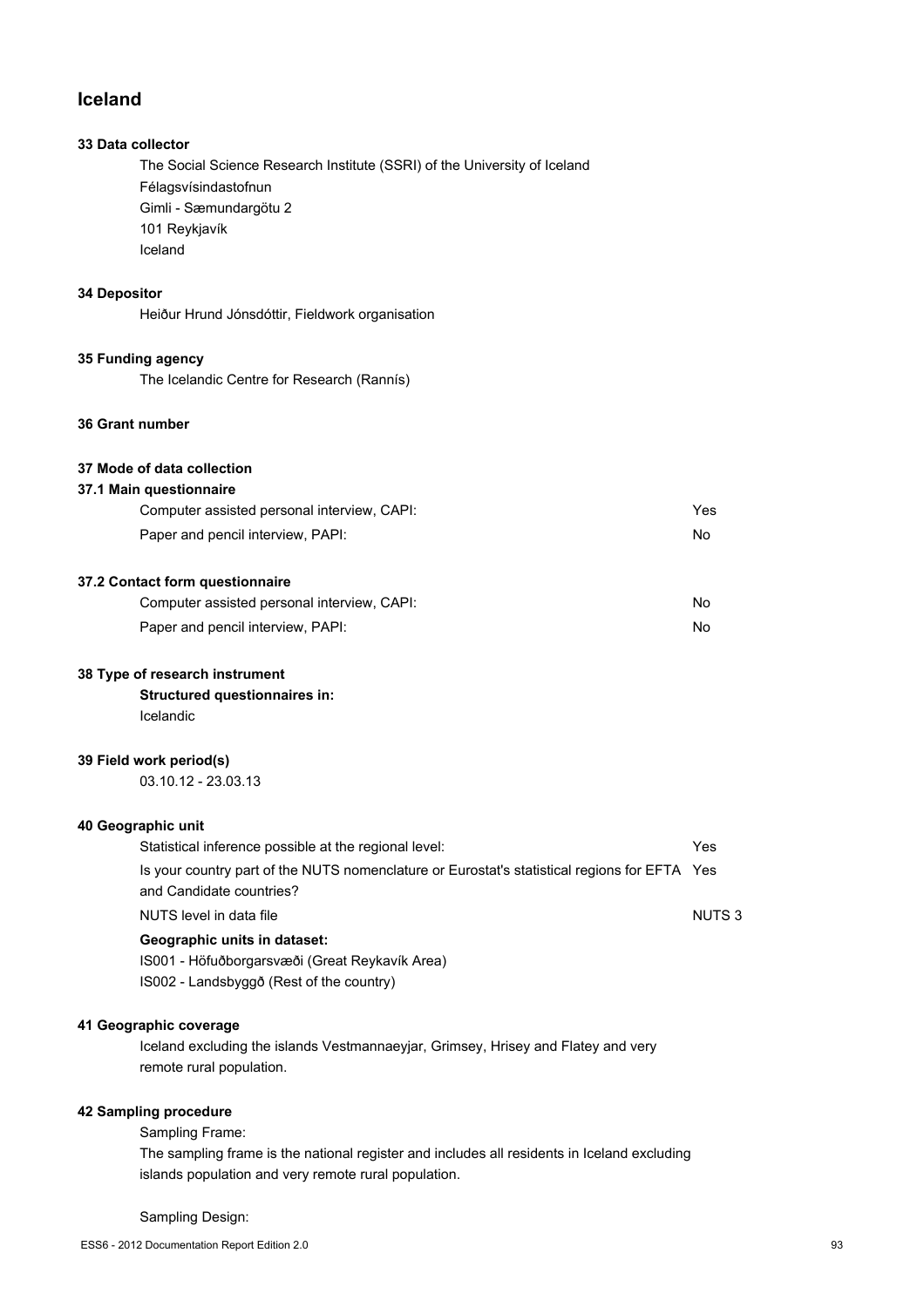# Iceland

### 33 Data collector

The Social Science Research Institute (SSRI) of the University of Iceland
Félagsvísindastofnun
Gimli - Sæmundargötu 2
101 Reykjavík
Iceland

### 34 Depositor

Heiður Hrund Jónsdóttir, Fieldwork organisation

### 35 Funding agency

The Icelandic Centre for Research (Rannís)

### 36 Grant number

### 37 Mode of data collection

#### 37.1 Main questionnaire

| | |
|---|---|
| Computer assisted personal interview, CAPI: | Yes |
| Paper and pencil interview, PAPI: | No |

#### 37.2 Contact form questionnaire

| | |
|---|---|
| Computer assisted personal interview, CAPI: | No |
| Paper and pencil interview, PAPI: | No |

### 38 Type of research instrument

**Structured questionnaires in:**
Icelandic

### 39 Field work period(s)

03.10.12 - 23.03.13

### 40 Geographic unit

| | |
|---|---|
| Statistical inference possible at the regional level: | Yes |
| Is your country part of the NUTS nomenclature or Eurostat's statistical regions for EFTA and Candidate countries? | Yes |
| NUTS level in data file | NUTS 3 |

**Geographic units in dataset:**
IS001 - Höfuðborgarsvæði (Great Reykavík Area)
IS002 - Landsbyggð (Rest of the country)

### 41 Geographic coverage

Iceland excluding the islands Vestmannaeyjar, Grimsey, Hrisey and Flatey and very remote rural population.

### 42 Sampling procedure

Sampling Frame:
The sampling frame is the national register and includes all residents in Iceland excluding islands population and very remote rural population.

Sampling Design: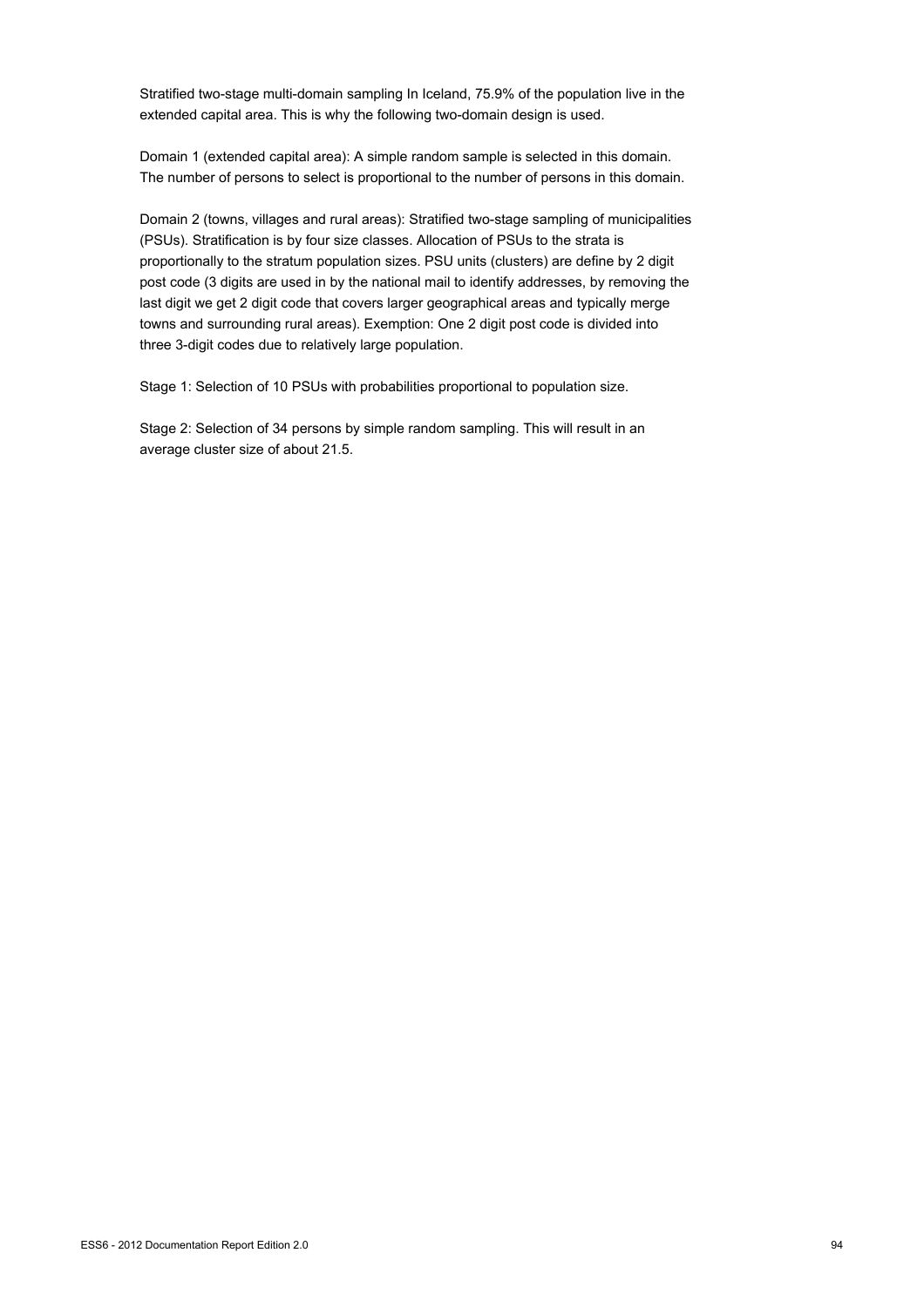Stratified two-stage multi-domain sampling In Iceland, 75.9% of the population live in the extended capital area. This is why the following two-domain design is used.

Domain 1 (extended capital area): A simple random sample is selected in this domain. The number of persons to select is proportional to the number of persons in this domain.

Domain 2 (towns, villages and rural areas): Stratified two-stage sampling of municipalities (PSUs). Stratification is by four size classes. Allocation of PSUs to the strata is proportionally to the stratum population sizes. PSU units (clusters) are define by 2 digit post code (3 digits are used in by the national mail to identify addresses, by removing the last digit we get 2 digit code that covers larger geographical areas and typically merge towns and surrounding rural areas). Exemption: One 2 digit post code is divided into three 3-digit codes due to relatively large population.

Stage 1: Selection of 10 PSUs with probabilities proportional to population size.

Stage 2: Selection of 34 persons by simple random sampling. This will result in an average cluster size of about 21.5.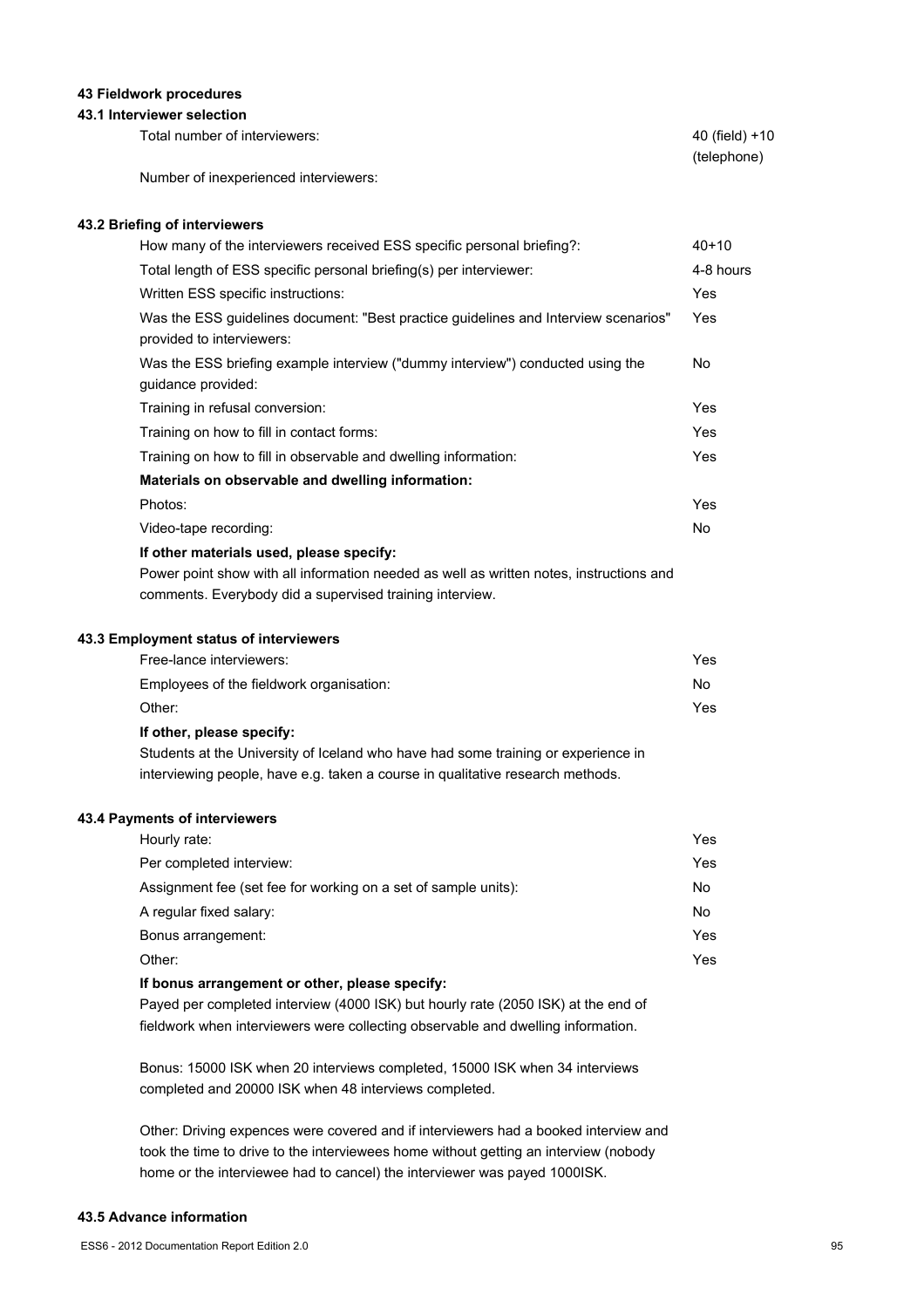## 43 Fieldwork procedures

### 43.1 Interviewer selection

| | |
|---|---|
| Total number of interviewers: | 40 (field) +10 (telephone) |
| Number of inexperienced interviewers: | |

### 43.2 Briefing of interviewers

| | |
|---|---|
| How many of the interviewers received ESS specific personal briefing?: | 40+10 |
| Total length of ESS specific personal briefing(s) per interviewer: | 4-8 hours |
| Written ESS specific instructions: | Yes |
| Was the ESS guidelines document: "Best practice guidelines and Interview scenarios" provided to interviewers: | Yes |
| Was the ESS briefing example interview ("dummy interview") conducted using the guidance provided: | No |
| Training in refusal conversion: | Yes |
| Training on how to fill in contact forms: | Yes |
| Training on how to fill in observable and dwelling information: | Yes |

**Materials on observable and dwelling information:**

| | |
|---|---|
| Photos: | Yes |
| Video-tape recording: | No |

**If other materials used, please specify:**

Power point show with all information needed as well as written notes, instructions and comments. Everybody did a supervised training interview.

### 43.3 Employment status of interviewers

| | |
|---|---|
| Free-lance interviewers: | Yes |
| Employees of the fieldwork organisation: | No |
| Other: | Yes |

**If other, please specify:**

Students at the University of Iceland who have had some training or experience in interviewing people, have e.g. taken a course in qualitative research methods.

### 43.4 Payments of interviewers

| | |
|---|---|
| Hourly rate: | Yes |
| Per completed interview: | Yes |
| Assignment fee (set fee for working on a set of sample units): | No |
| A regular fixed salary: | No |
| Bonus arrangement: | Yes |
| Other: | Yes |

**If bonus arrangement or other, please specify:**

Payed per completed interview (4000 ISK) but hourly rate (2050 ISK) at the end of fieldwork when interviewers were collecting observable and dwelling information.

Bonus: 15000 ISK when 20 interviews completed, 15000 ISK when 34 interviews completed and 20000 ISK when 48 interviews completed.

Other: Driving expences were covered and if interviewers had a booked interview and took the time to drive to the interviewees home without getting an interview (nobody home or the interviewee had to cancel) the interviewer was payed 1000ISK.

### 43.5 Advance information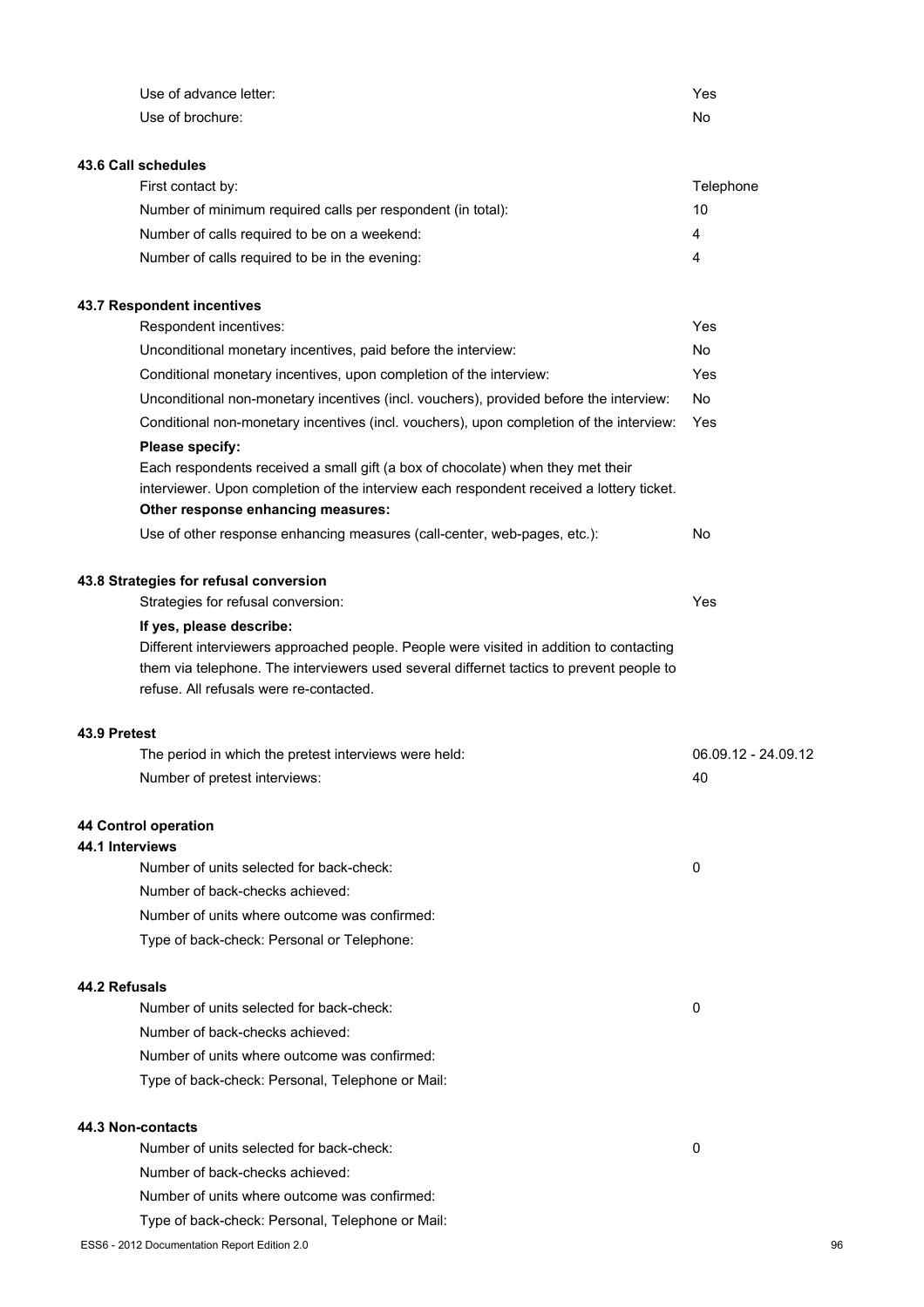| | |
|---|---|
| Use of advance letter: | Yes |
| Use of brochure: | No |

**43.6 Call schedules**

| | |
|---|---|
| First contact by: | Telephone |
| Number of minimum required calls per respondent (in total): | 10 |
| Number of calls required to be on a weekend: | 4 |
| Number of calls required to be in the evening: | 4 |

**43.7 Respondent incentives**

| | |
|---|---|
| Respondent incentives: | Yes |
| Unconditional monetary incentives, paid before the interview: | No |
| Conditional monetary incentives, upon completion of the interview: | Yes |
| Unconditional non-monetary incentives (incl. vouchers), provided before the interview: | No |
| Conditional non-monetary incentives (incl. vouchers), upon completion of the interview: | Yes |

**Please specify:**

Each respondents received a small gift (a box of chocolate) when they met their interviewer. Upon completion of the interview each respondent received a lottery ticket.

**Other response enhancing measures:**

| | |
|---|---|
| Use of other response enhancing measures (call-center, web-pages, etc.): | No |

**43.8 Strategies for refusal conversion**

| | |
|---|---|
| Strategies for refusal conversion: | Yes |

**If yes, please describe:**

Different interviewers approached people. People were visited in addition to contacting them via telephone. The interviewers used several differnet tactics to prevent people to refuse. All refusals were re-contacted.

**43.9 Pretest**

| | |
|---|---|
| The period in which the pretest interviews were held: | 06.09.12 - 24.09.12 |
| Number of pretest interviews: | 40 |

**44 Control operation**

**44.1 Interviews**

| | |
|---|---|
| Number of units selected for back-check: | 0 |
| Number of back-checks achieved: | |
| Number of units where outcome was confirmed: | |
| Type of back-check: Personal or Telephone: | |

**44.2 Refusals**

| | |
|---|---|
| Number of units selected for back-check: | 0 |
| Number of back-checks achieved: | |
| Number of units where outcome was confirmed: | |
| Type of back-check: Personal, Telephone or Mail: | |

**44.3 Non-contacts**

| | |
|---|---|
| Number of units selected for back-check: | 0 |
| Number of back-checks achieved: | |
| Number of units where outcome was confirmed: | |
| Type of back-check: Personal, Telephone or Mail: | |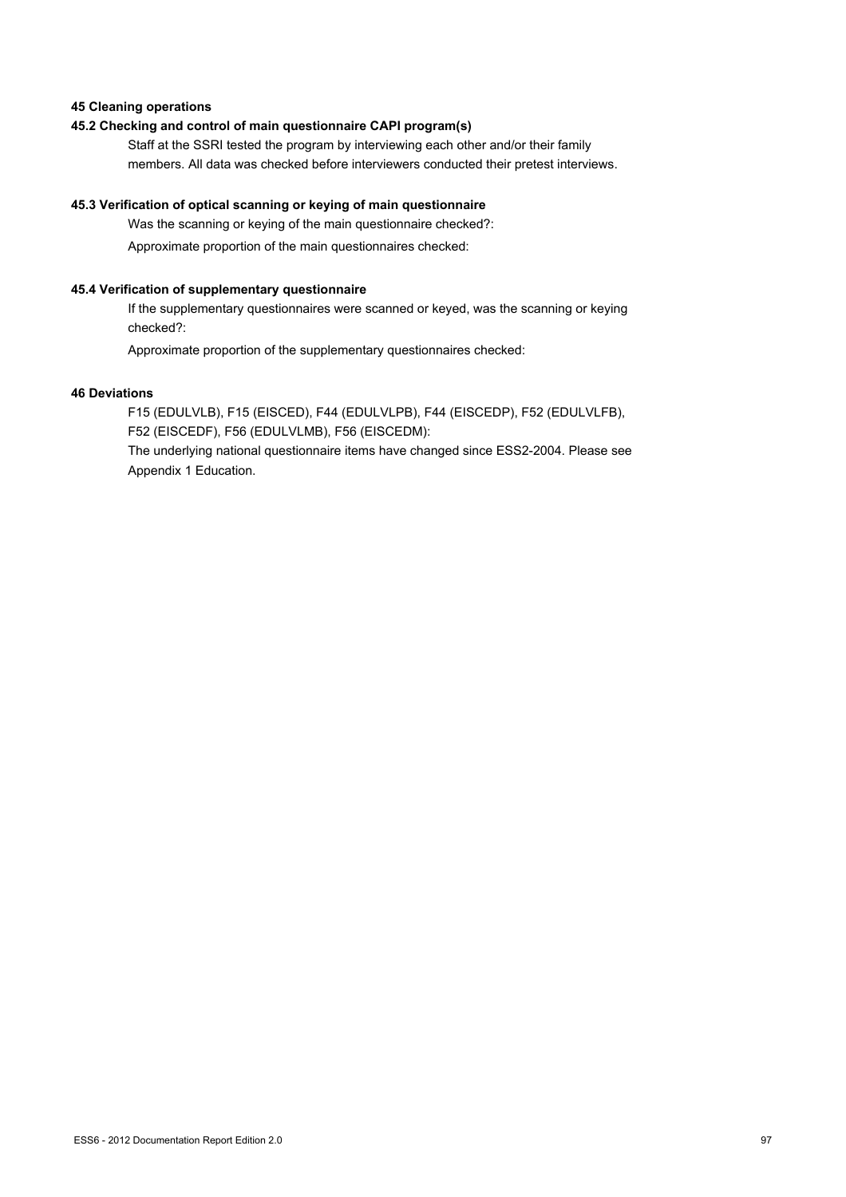## 45 Cleaning operations

### 45.2 Checking and control of main questionnaire CAPI program(s)

Staff at the SSRI tested the program by interviewing each other and/or their family members. All data was checked before interviewers conducted their pretest interviews.

### 45.3 Verification of optical scanning or keying of main questionnaire

Was the scanning or keying of the main questionnaire checked?:

Approximate proportion of the main questionnaires checked:

### 45.4 Verification of supplementary questionnaire

If the supplementary questionnaires were scanned or keyed, was the scanning or keying checked?:

Approximate proportion of the supplementary questionnaires checked:

## 46 Deviations

F15 (EDULVLB), F15 (EISCED), F44 (EDULVLPB), F44 (EISCEDP), F52 (EDULVLFB), F52 (EISCEDF), F56 (EDULVLMB), F56 (EISCEDM):

The underlying national questionnaire items have changed since ESS2-2004. Please see Appendix 1 Education.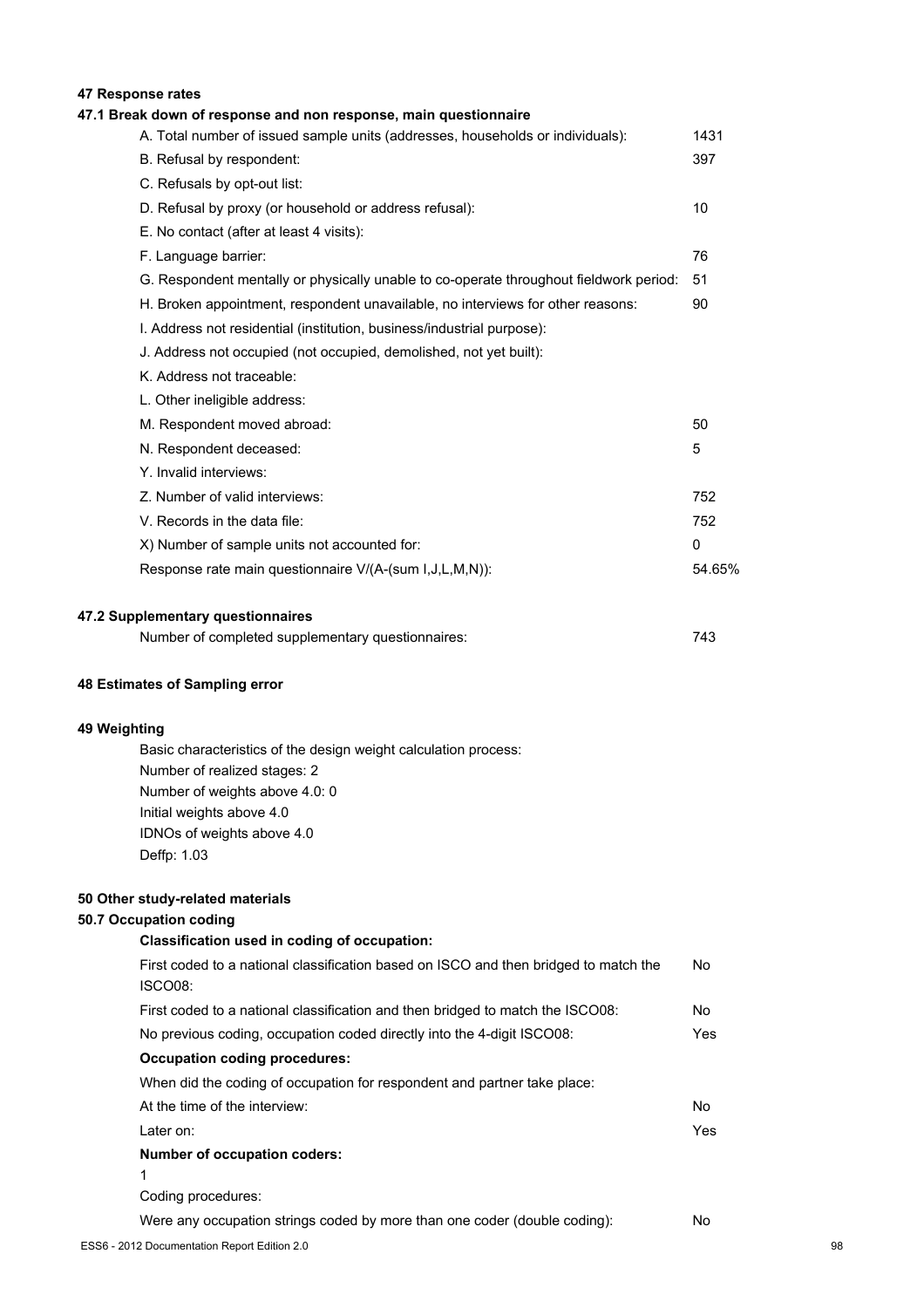# 47 Response rates

## 47.1 Break down of response and non response, main questionnaire

| | |
|---|---|
| A. Total number of issued sample units (addresses, households or individuals): | 1431 |
| B. Refusal by respondent: | 397 |
| C. Refusals by opt-out list: | |
| D. Refusal by proxy (or household or address refusal): | 10 |
| E. No contact (after at least 4 visits): | |
| F. Language barrier: | 76 |
| G. Respondent mentally or physically unable to co-operate throughout fieldwork period: | 51 |
| H. Broken appointment, respondent unavailable, no interviews for other reasons: | 90 |
| I. Address not residential (institution, business/industrial purpose): | |
| J. Address not occupied (not occupied, demolished, not yet built): | |
| K. Address not traceable: | |
| L. Other ineligible address: | |
| M. Respondent moved abroad: | 50 |
| N. Respondent deceased: | 5 |
| Y. Invalid interviews: | |
| Z. Number of valid interviews: | 752 |
| V. Records in the data file: | 752 |
| X) Number of sample units not accounted for: | 0 |
| Response rate main questionnaire V/(A-(sum I,J,L,M,N)): | 54.65% |

## 47.2 Supplementary questionnaires

| | |
|---|---|
| Number of completed supplementary questionnaires: | 743 |

# 48 Estimates of Sampling error

# 49 Weighting

Basic characteristics of the design weight calculation process:
Number of realized stages: 2
Number of weights above 4.0: 0
Initial weights above 4.0
IDNOs of weights above 4.0
Deffp: 1.03

# 50 Other study-related materials

## 50.7 Occupation coding

**Classification used in coding of occupation:**

| | |
|---|---|
| First coded to a national classification based on ISCO and then bridged to match the ISCO08: | No |
| First coded to a national classification and then bridged to match the ISCO08: | No |
| No previous coding, occupation coded directly into the 4-digit ISCO08: | Yes |

**Occupation coding procedures:**

When did the coding of occupation for respondent and partner take place:

| | |
|---|---|
| At the time of the interview: | No |
| Later on: | Yes |

**Number of occupation coders:**

1

Coding procedures:

| | |
|---|---|
| Were any occupation strings coded by more than one coder (double coding): | No |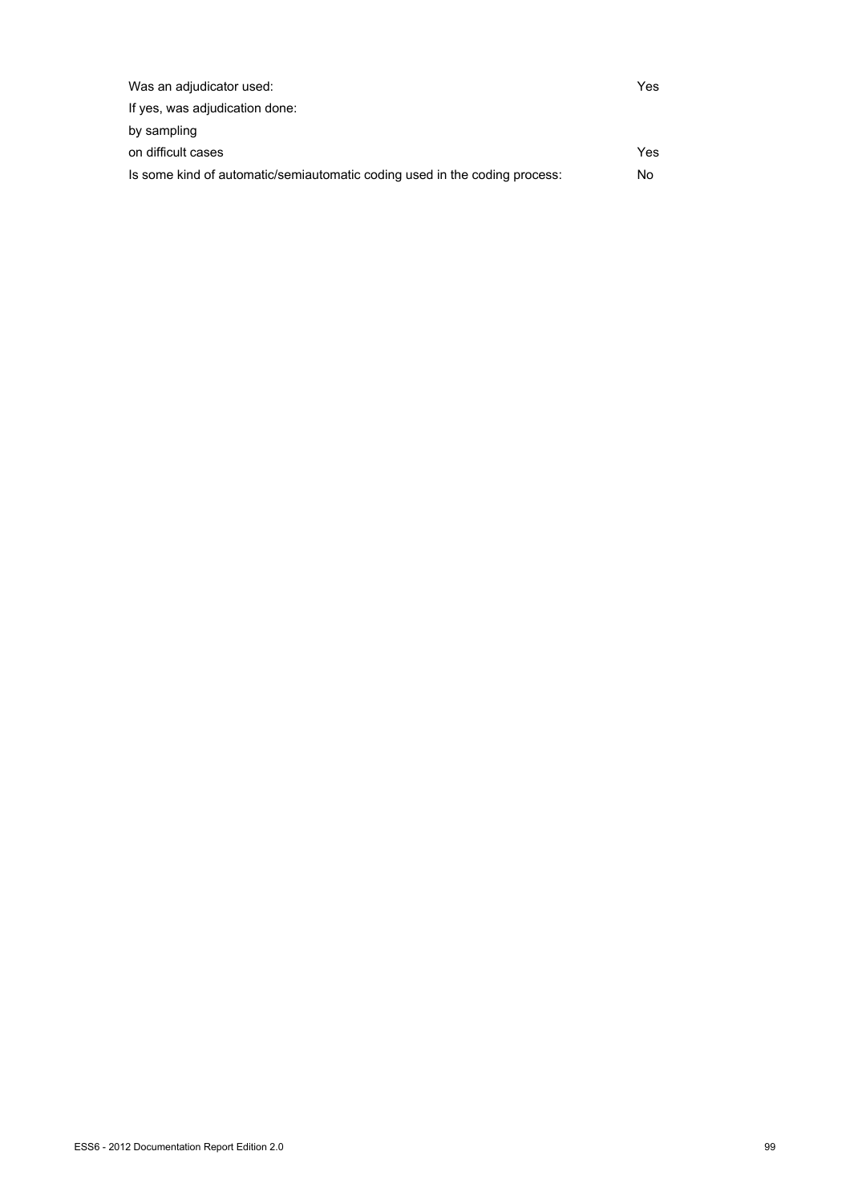| | |
|---|---|
| Was an adjudicator used: | Yes |
| If yes, was adjudication done: | |
| by sampling | |
| on difficult cases | Yes |
| Is some kind of automatic/semiautomatic coding used in the coding process: | No |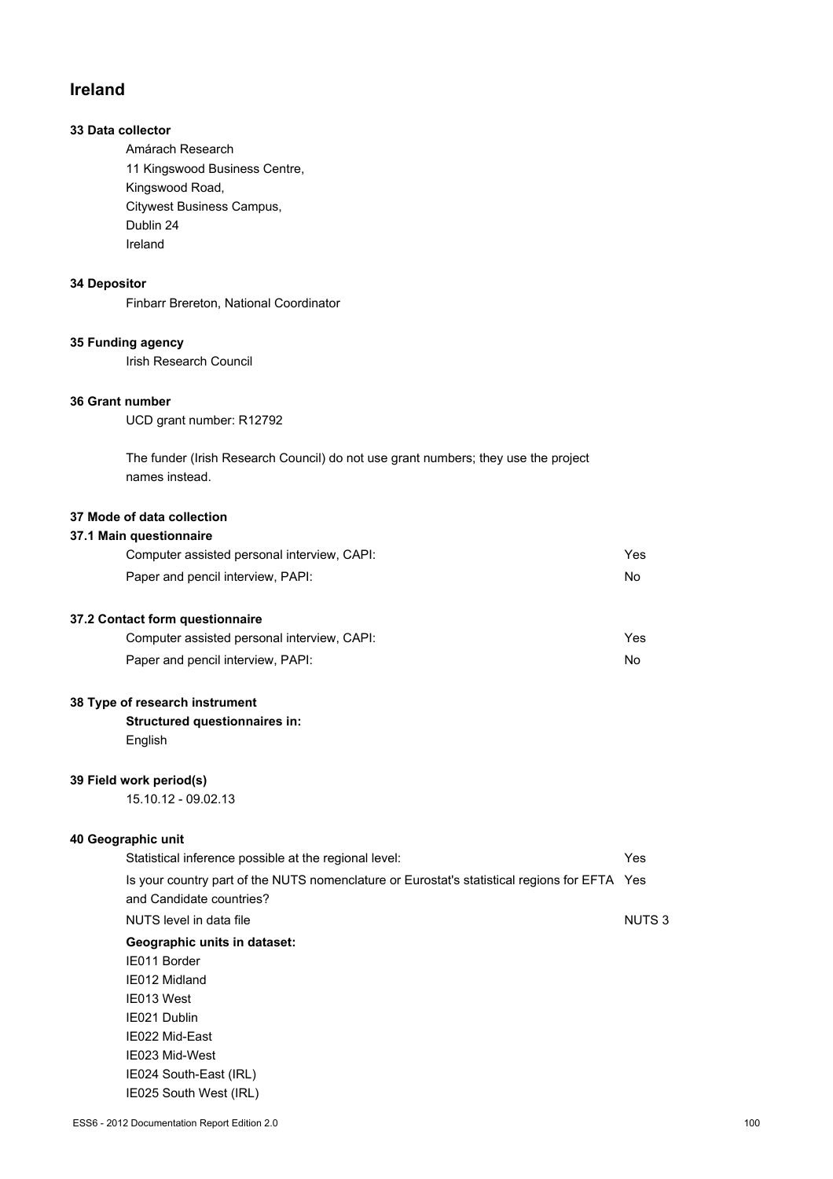# Ireland

### 33 Data collector

Amárach Research
11 Kingswood Business Centre,
Kingswood Road,
Citywest Business Campus,
Dublin 24
Ireland

### 34 Depositor

Finbarr Brereton, National Coordinator

### 35 Funding agency

Irish Research Council

### 36 Grant number

UCD grant number: R12792

The funder (Irish Research Council) do not use grant numbers; they use the project names instead.

### 37 Mode of data collection

#### 37.1 Main questionnaire

| | |
|---|---|
| Computer assisted personal interview, CAPI: | Yes |
| Paper and pencil interview, PAPI: | No |

#### 37.2 Contact form questionnaire

| | |
|---|---|
| Computer assisted personal interview, CAPI: | Yes |
| Paper and pencil interview, PAPI: | No |

### 38 Type of research instrument

**Structured questionnaires in:**
English

### 39 Field work period(s)

15.10.12 - 09.02.13

### 40 Geographic unit

| | |
|---|---|
| Statistical inference possible at the regional level: | Yes |
| Is your country part of the NUTS nomenclature or Eurostat's statistical regions for EFTA and Candidate countries? | Yes |
| NUTS level in data file | NUTS 3 |

**Geographic units in dataset:**
IE011 Border
IE012 Midland
IE013 West
IE021 Dublin
IE022 Mid-East
IE023 Mid-West
IE024 South-East (IRL)
IE025 South West (IRL)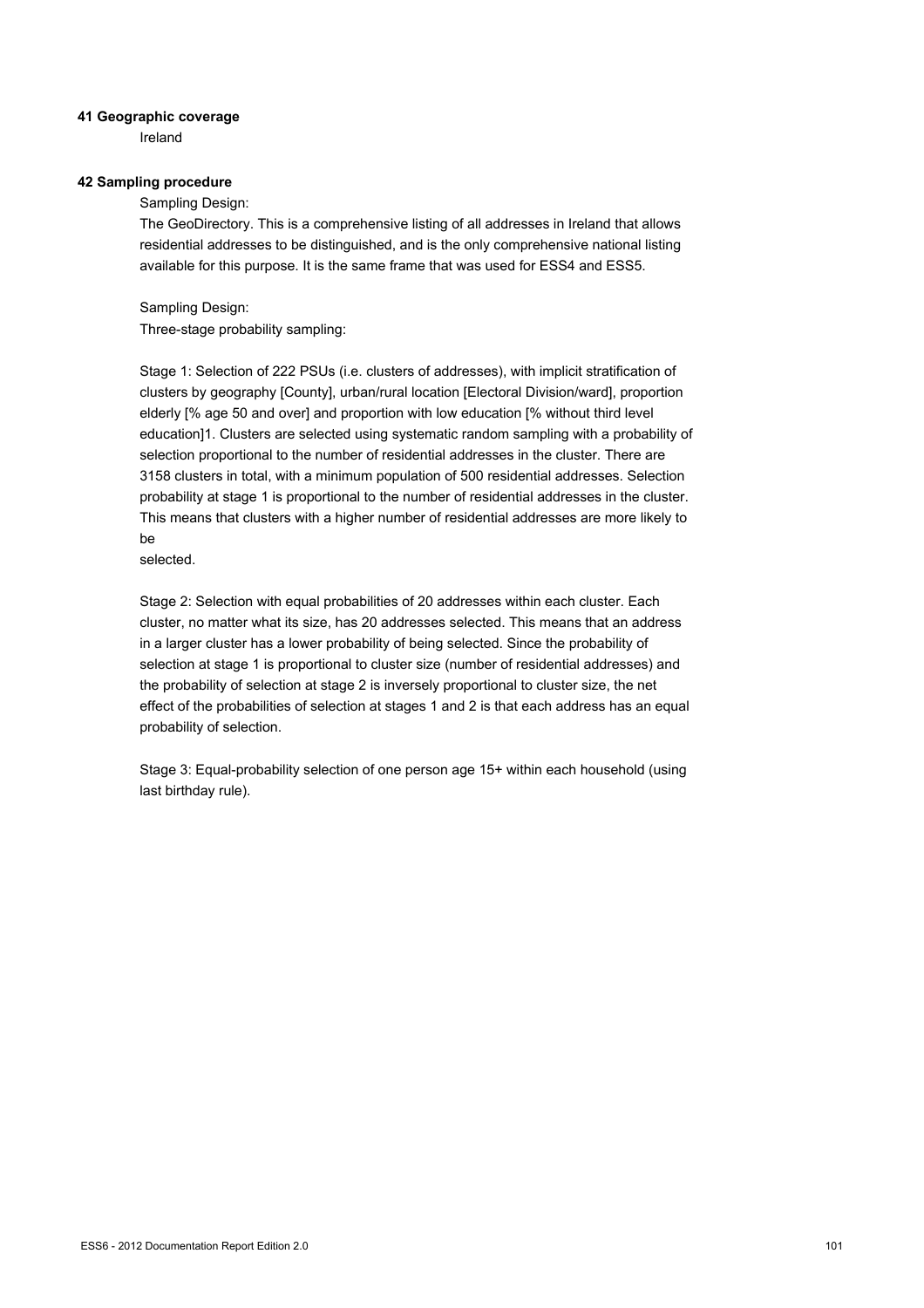**41 Geographic coverage**

Ireland

**42 Sampling procedure**

Sampling Design:

The GeoDirectory. This is a comprehensive listing of all addresses in Ireland that allows residential addresses to be distinguished, and is the only comprehensive national listing available for this purpose. It is the same frame that was used for ESS4 and ESS5.

Sampling Design:

Three-stage probability sampling:

Stage 1: Selection of 222 PSUs (i.e. clusters of addresses), with implicit stratification of clusters by geography [County], urban/rural location [Electoral Division/ward], proportion elderly [% age 50 and over] and proportion with low education [% without third level education]1. Clusters are selected using systematic random sampling with a probability of selection proportional to the number of residential addresses in the cluster. There are 3158 clusters in total, with a minimum population of 500 residential addresses. Selection probability at stage 1 is proportional to the number of residential addresses in the cluster. This means that clusters with a higher number of residential addresses are more likely to be
selected.

Stage 2: Selection with equal probabilities of 20 addresses within each cluster. Each cluster, no matter what its size, has 20 addresses selected. This means that an address in a larger cluster has a lower probability of being selected. Since the probability of selection at stage 1 is proportional to cluster size (number of residential addresses) and the probability of selection at stage 2 is inversely proportional to cluster size, the net effect of the probabilities of selection at stages 1 and 2 is that each address has an equal probability of selection.

Stage 3: Equal-probability selection of one person age 15+ within each household (using last birthday rule).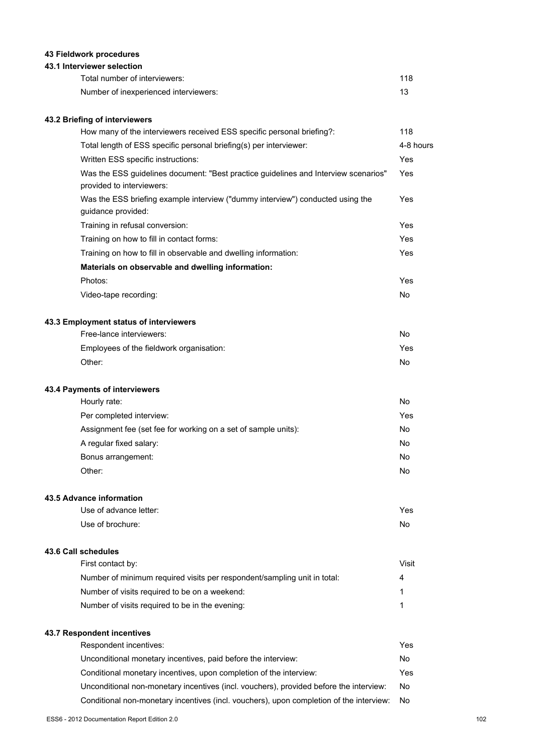## 43 Fieldwork procedures

### 43.1 Interviewer selection

| | |
|---|---|
| Total number of interviewers: | 118 |
| Number of inexperienced interviewers: | 13 |

### 43.2 Briefing of interviewers

| | |
|---|---|
| How many of the interviewers received ESS specific personal briefing?: | 118 |
| Total length of ESS specific personal briefing(s) per interviewer: | 4-8 hours |
| Written ESS specific instructions: | Yes |
| Was the ESS guidelines document: "Best practice guidelines and Interview scenarios" provided to interviewers: | Yes |
| Was the ESS briefing example interview ("dummy interview") conducted using the guidance provided: | Yes |
| Training in refusal conversion: | Yes |
| Training on how to fill in contact forms: | Yes |
| Training on how to fill in observable and dwelling information: | Yes |
| **Materials on observable and dwelling information:** | |
| Photos: | Yes |
| Video-tape recording: | No |

### 43.3 Employment status of interviewers

| | |
|---|---|
| Free-lance interviewers: | No |
| Employees of the fieldwork organisation: | Yes |
| Other: | No |

### 43.4 Payments of interviewers

| | |
|---|---|
| Hourly rate: | No |
| Per completed interview: | Yes |
| Assignment fee (set fee for working on a set of sample units): | No |
| A regular fixed salary: | No |
| Bonus arrangement: | No |
| Other: | No |

### 43.5 Advance information

| | |
|---|---|
| Use of advance letter: | Yes |
| Use of brochure: | No |

### 43.6 Call schedules

| | |
|---|---|
| First contact by: | Visit |
| Number of minimum required visits per respondent/sampling unit in total: | 4 |
| Number of visits required to be on a weekend: | 1 |
| Number of visits required to be in the evening: | 1 |

### 43.7 Respondent incentives

| | |
|---|---|
| Respondent incentives: | Yes |
| Unconditional monetary incentives, paid before the interview: | No |
| Conditional monetary incentives, upon completion of the interview: | Yes |
| Unconditional non-monetary incentives (incl. vouchers), provided before the interview: | No |
| Conditional non-monetary incentives (incl. vouchers), upon completion of the interview: | No |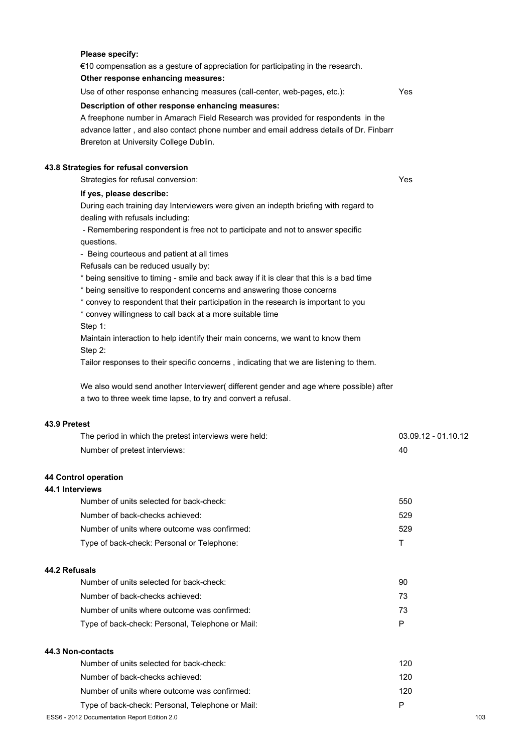**Please specify:**

€10 compensation as a gesture of appreciation for participating in the research.

**Other response enhancing measures:**

| | |
|---|---|
| Use of other response enhancing measures (call-center, web-pages, etc.): | Yes |

**Description of other response enhancing measures:**

A freephone number in Amarach Field Research was provided for respondents in the advance latter , and also contact phone number and email address details of Dr. Finbarr Brereton at University College Dublin.

### 43.8 Strategies for refusal conversion

| | |
|---|---|
| Strategies for refusal conversion: | Yes |

**If yes, please describe:**

During each training day Interviewers were given an indepth briefing with regard to dealing with refusals including:

- Remembering respondent is free not to participate and not to answer specific questions.
- Being courteous and patient at all times

Refusals can be reduced usually by:

* being sensitive to timing - smile and back away if it is clear that this is a bad time
* being sensitive to respondent concerns and answering those concerns
* convey to respondent that their participation in the research is important to you
* convey willingness to call back at a more suitable time

Step 1:

Maintain interaction to help identify their main concerns, we want to know them

Step 2:

Tailor responses to their specific concerns , indicating that we are listening to them.

We also would send another Interviewer( different gender and age where possible) after a two to three week time lapse, to try and convert a refusal.

### 43.9 Pretest

| | |
|---|---|
| The period in which the pretest interviews were held: | 03.09.12 - 01.10.12 |
| Number of pretest interviews: | 40 |

## 44 Control operation

### 44.1 Interviews

| | |
|---|---|
| Number of units selected for back-check: | 550 |
| Number of back-checks achieved: | 529 |
| Number of units where outcome was confirmed: | 529 |
| Type of back-check: Personal or Telephone: | T |

### 44.2 Refusals

| | |
|---|---|
| Number of units selected for back-check: | 90 |
| Number of back-checks achieved: | 73 |
| Number of units where outcome was confirmed: | 73 |
| Type of back-check: Personal, Telephone or Mail: | P |

### 44.3 Non-contacts

| | |
|---|---|
| Number of units selected for back-check: | 120 |
| Number of back-checks achieved: | 120 |
| Number of units where outcome was confirmed: | 120 |
| Type of back-check: Personal, Telephone or Mail: | P |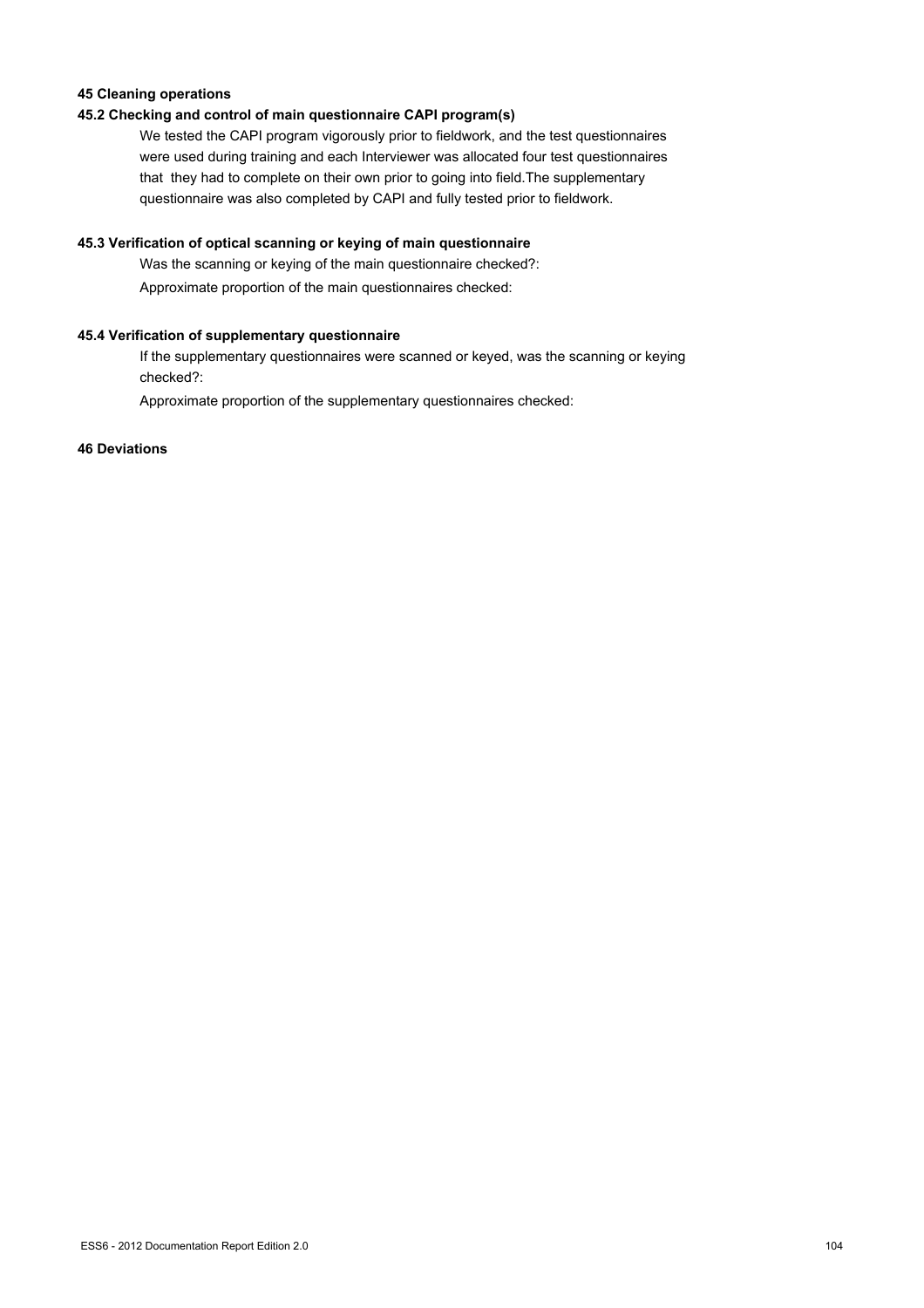**45 Cleaning operations**

**45.2 Checking and control of main questionnaire CAPI program(s)**

We tested the CAPI program vigorously prior to fieldwork, and the test questionnaires were used during training and each Interviewer was allocated four test questionnaires that they had to complete on their own prior to going into field.The supplementary questionnaire was also completed by CAPI and fully tested prior to fieldwork.

**45.3 Verification of optical scanning or keying of main questionnaire**

Was the scanning or keying of the main questionnaire checked?:

Approximate proportion of the main questionnaires checked:

**45.4 Verification of supplementary questionnaire**

If the supplementary questionnaires were scanned or keyed, was the scanning or keying checked?:

Approximate proportion of the supplementary questionnaires checked:

**46 Deviations**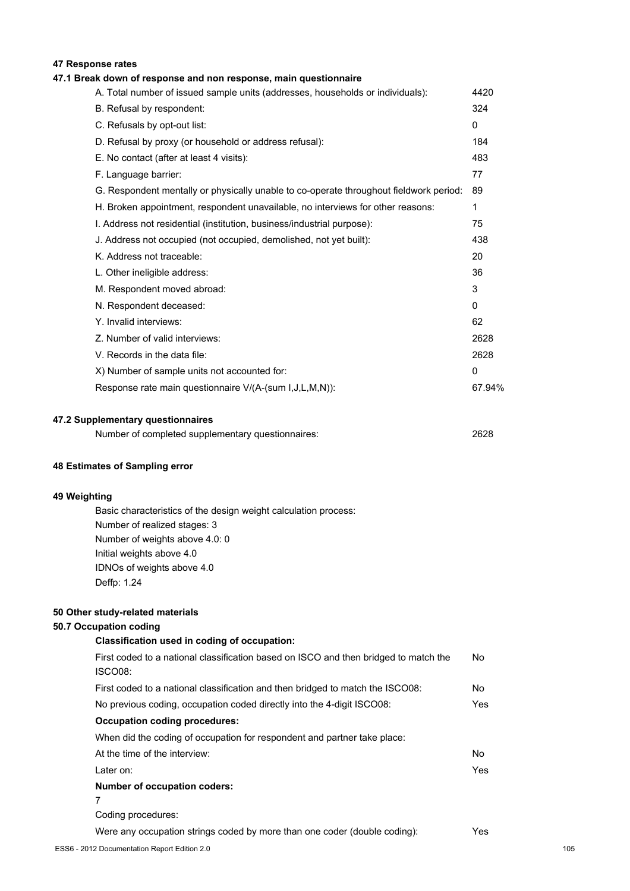## 47 Response rates

### 47.1 Break down of response and non response, main questionnaire

| | |
|---|---|
| A. Total number of issued sample units (addresses, households or individuals): | 4420 |
| B. Refusal by respondent: | 324 |
| C. Refusals by opt-out list: | 0 |
| D. Refusal by proxy (or household or address refusal): | 184 |
| E. No contact (after at least 4 visits): | 483 |
| F. Language barrier: | 77 |
| G. Respondent mentally or physically unable to co-operate throughout fieldwork period: | 89 |
| H. Broken appointment, respondent unavailable, no interviews for other reasons: | 1 |
| I. Address not residential (institution, business/industrial purpose): | 75 |
| J. Address not occupied (not occupied, demolished, not yet built): | 438 |
| K. Address not traceable: | 20 |
| L. Other ineligible address: | 36 |
| M. Respondent moved abroad: | 3 |
| N. Respondent deceased: | 0 |
| Y. Invalid interviews: | 62 |
| Z. Number of valid interviews: | 2628 |
| V. Records in the data file: | 2628 |
| X) Number of sample units not accounted for: | 0 |
| Response rate main questionnaire V/(A-(sum I,J,L,M,N)): | 67.94% |

### 47.2 Supplementary questionnaires

| | |
|---|---|
| Number of completed supplementary questionnaires: | 2628 |

## 48 Estimates of Sampling error

## 49 Weighting

Basic characteristics of the design weight calculation process:
Number of realized stages: 3
Number of weights above 4.0: 0
Initial weights above 4.0
IDNOs of weights above 4.0
Deffp: 1.24

## 50 Other study-related materials

### 50.7 Occupation coding

**Classification used in coding of occupation:**

| | |
|---|---|
| First coded to a national classification based on ISCO and then bridged to match the ISCO08: | No |
| First coded to a national classification and then bridged to match the ISCO08: | No |
| No previous coding, occupation coded directly into the 4-digit ISCO08: | Yes |

**Occupation coding procedures:**

When did the coding of occupation for respondent and partner take place:

| | |
|---|---|
| At the time of the interview: | No |
| Later on: | Yes |

**Number of occupation coders:**

7

Coding procedures:

| | |
|---|---|
| Were any occupation strings coded by more than one coder (double coding): | Yes |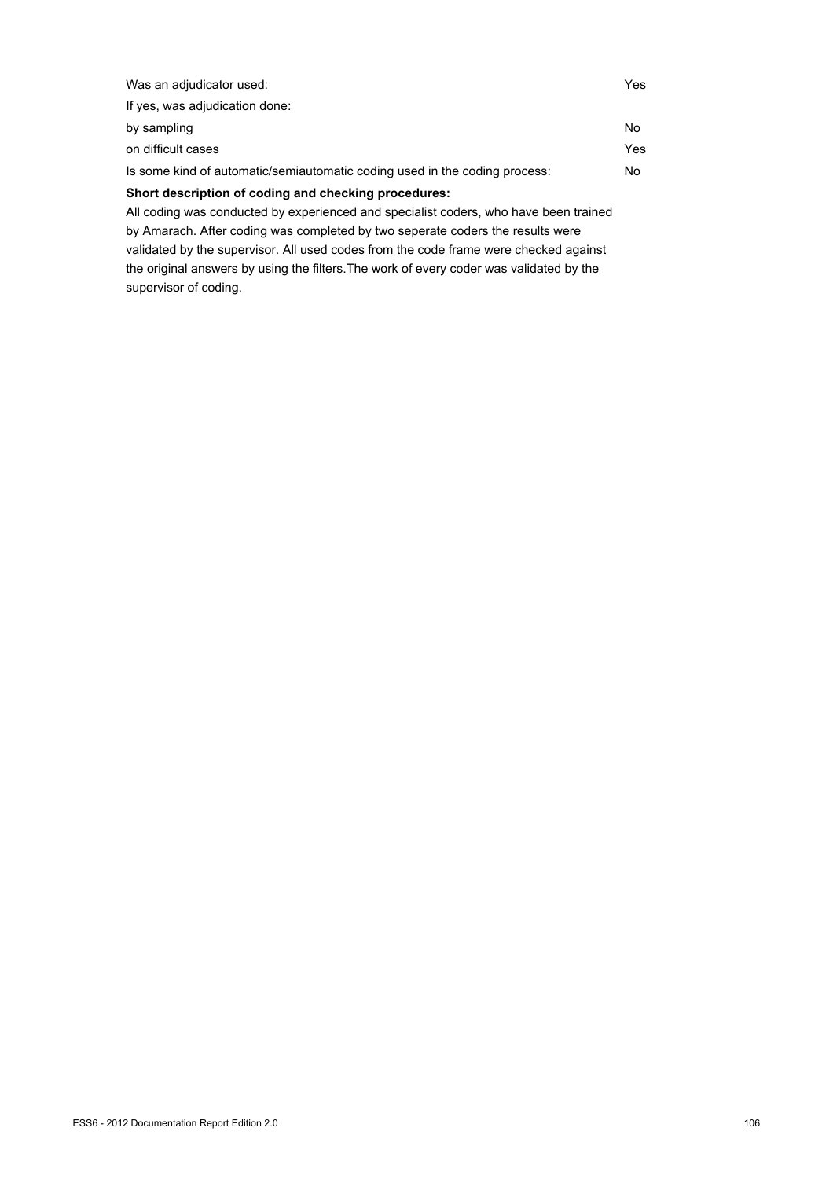| | |
|---|---|
| Was an adjudicator used: | Yes |
| If yes, was adjudication done: | |
| by sampling | No |
| on difficult cases | Yes |
| Is some kind of automatic/semiautomatic coding used in the coding process: | No |

**Short description of coding and checking procedures:**

All coding was conducted by experienced and specialist coders, who have been trained by Amarach. After coding was completed by two seperate coders the results were validated by the supervisor. All used codes from the code frame were checked against the original answers by using the filters.The work of every coder was validated by the supervisor of coding.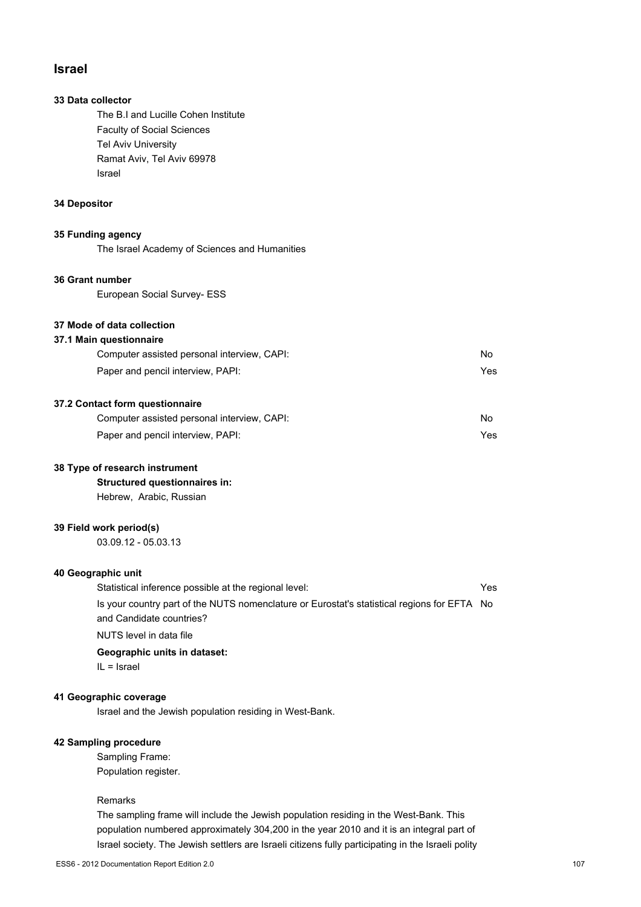## Israel

### 33 Data collector

The B.I and Lucille Cohen Institute
Faculty of Social Sciences
Tel Aviv University
Ramat Aviv, Tel Aviv 69978
Israel

### 34 Depositor

### 35 Funding agency

The Israel Academy of Sciences and Humanities

### 36 Grant number

European Social Survey- ESS

### 37 Mode of data collection

#### 37.1 Main questionnaire

| | |
|---|---|
| Computer assisted personal interview, CAPI: | No |
| Paper and pencil interview, PAPI: | Yes |

#### 37.2 Contact form questionnaire

| | |
|---|---|
| Computer assisted personal interview, CAPI: | No |
| Paper and pencil interview, PAPI: | Yes |

### 38 Type of research instrument

**Structured questionnaires in:**

Hebrew, Arabic, Russian

### 39 Field work period(s)

03.09.12 - 05.03.13

### 40 Geographic unit

| | |
|---|---|
| Statistical inference possible at the regional level: | Yes |
| Is your country part of the NUTS nomenclature or Eurostat's statistical regions for EFTA and Candidate countries? | No |

NUTS level in data file

**Geographic units in dataset:**

IL = Israel

### 41 Geographic coverage

Israel and the Jewish population residing in West-Bank.

### 42 Sampling procedure

Sampling Frame:
Population register.

Remarks

The sampling frame will include the Jewish population residing in the West-Bank. This population numbered approximately 304,200 in the year 2010 and it is an integral part of Israel society. The Jewish settlers are Israeli citizens fully participating in the Israeli polity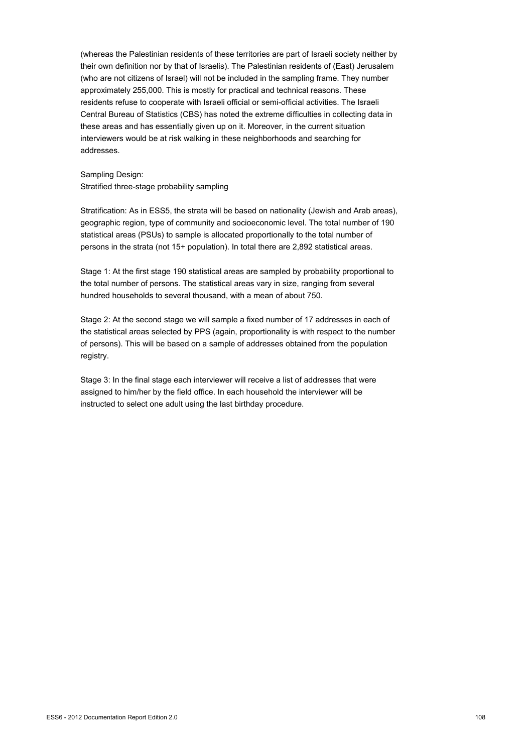(whereas the Palestinian residents of these territories are part of Israeli society neither by their own definition nor by that of Israelis). The Palestinian residents of (East) Jerusalem (who are not citizens of Israel) will not be included in the sampling frame. They number approximately 255,000. This is mostly for practical and technical reasons. These residents refuse to cooperate with Israeli official or semi-official activities. The Israeli Central Bureau of Statistics (CBS) has noted the extreme difficulties in collecting data in these areas and has essentially given up on it. Moreover, in the current situation interviewers would be at risk walking in these neighborhoods and searching for addresses.

Sampling Design:
Stratified three-stage probability sampling

Stratification: As in ESS5, the strata will be based on nationality (Jewish and Arab areas), geographic region, type of community and socioeconomic level. The total number of 190 statistical areas (PSUs) to sample is allocated proportionally to the total number of persons in the strata (not 15+ population). In total there are 2,892 statistical areas.

Stage 1: At the first stage 190 statistical areas are sampled by probability proportional to the total number of persons. The statistical areas vary in size, ranging from several hundred households to several thousand, with a mean of about 750.

Stage 2: At the second stage we will sample a fixed number of 17 addresses in each of the statistical areas selected by PPS (again, proportionality is with respect to the number of persons). This will be based on a sample of addresses obtained from the population registry.

Stage 3: In the final stage each interviewer will receive a list of addresses that were assigned to him/her by the field office. In each household the interviewer will be instructed to select one adult using the last birthday procedure.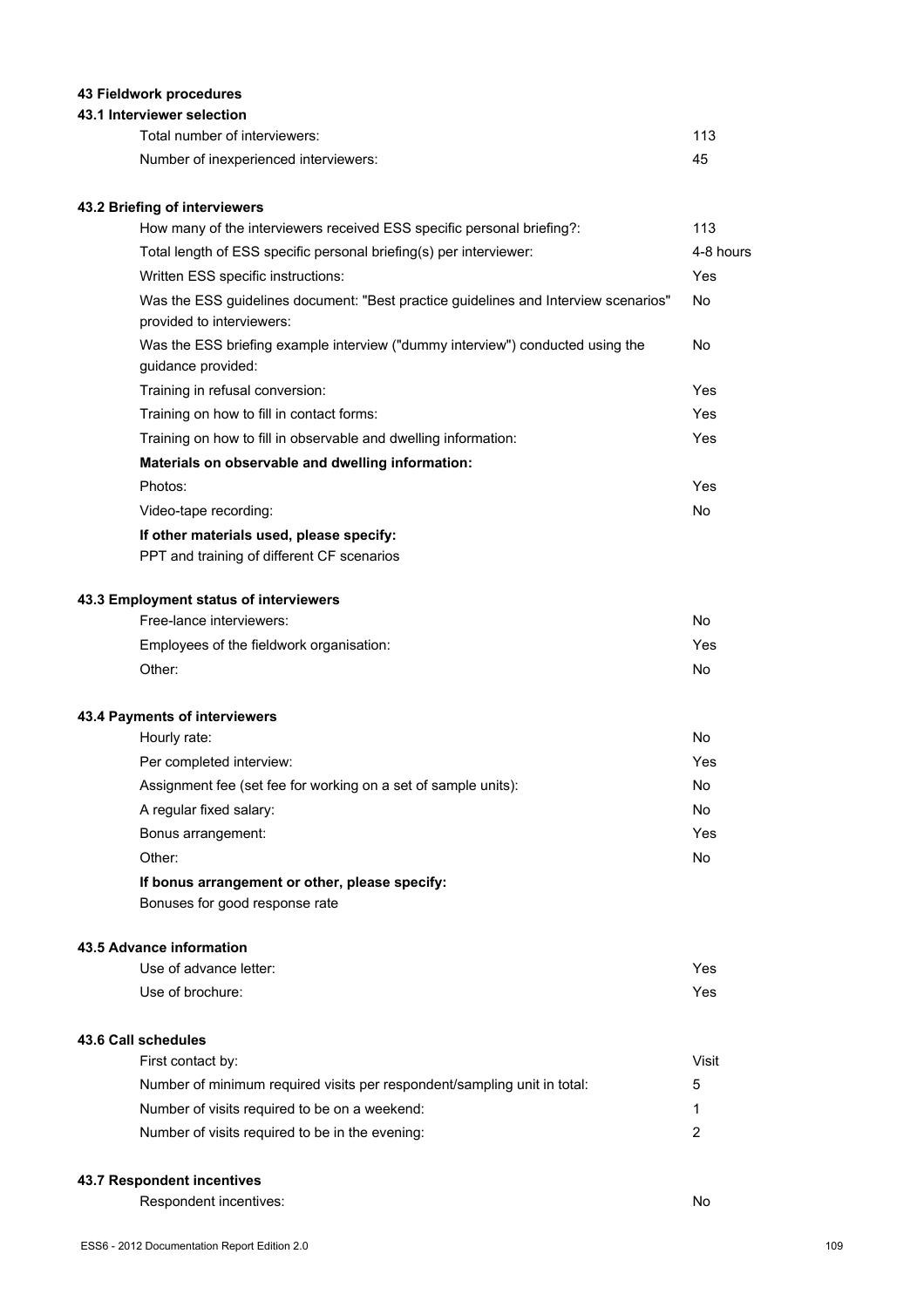## 43 Fieldwork procedures

### 43.1 Interviewer selection

| | |
|---|---|
| Total number of interviewers: | 113 |
| Number of inexperienced interviewers: | 45 |

### 43.2 Briefing of interviewers

| | |
|---|---|
| How many of the interviewers received ESS specific personal briefing?: | 113 |
| Total length of ESS specific personal briefing(s) per interviewer: | 4-8 hours |
| Written ESS specific instructions: | Yes |
| Was the ESS guidelines document: "Best practice guidelines and Interview scenarios" provided to interviewers: | No |
| Was the ESS briefing example interview ("dummy interview") conducted using the guidance provided: | No |
| Training in refusal conversion: | Yes |
| Training on how to fill in contact forms: | Yes |
| Training on how to fill in observable and dwelling information: | Yes |

**Materials on observable and dwelling information:**

| | |
|---|---|
| Photos: | Yes |
| Video-tape recording: | No |

**If other materials used, please specify:**

PPT and training of different CF scenarios

### 43.3 Employment status of interviewers

| | |
|---|---|
| Free-lance interviewers: | No |
| Employees of the fieldwork organisation: | Yes |
| Other: | No |

### 43.4 Payments of interviewers

| | |
|---|---|
| Hourly rate: | No |
| Per completed interview: | Yes |
| Assignment fee (set fee for working on a set of sample units): | No |
| A regular fixed salary: | No |
| Bonus arrangement: | Yes |
| Other: | No |

**If bonus arrangement or other, please specify:**

Bonuses for good response rate

### 43.5 Advance information

| | |
|---|---|
| Use of advance letter: | Yes |
| Use of brochure: | Yes |

### 43.6 Call schedules

| | |
|---|---|
| First contact by: | Visit |
| Number of minimum required visits per respondent/sampling unit in total: | 5 |
| Number of visits required to be on a weekend: | 1 |
| Number of visits required to be in the evening: | 2 |

### 43.7 Respondent incentives

| | |
|---|---|
| Respondent incentives: | No |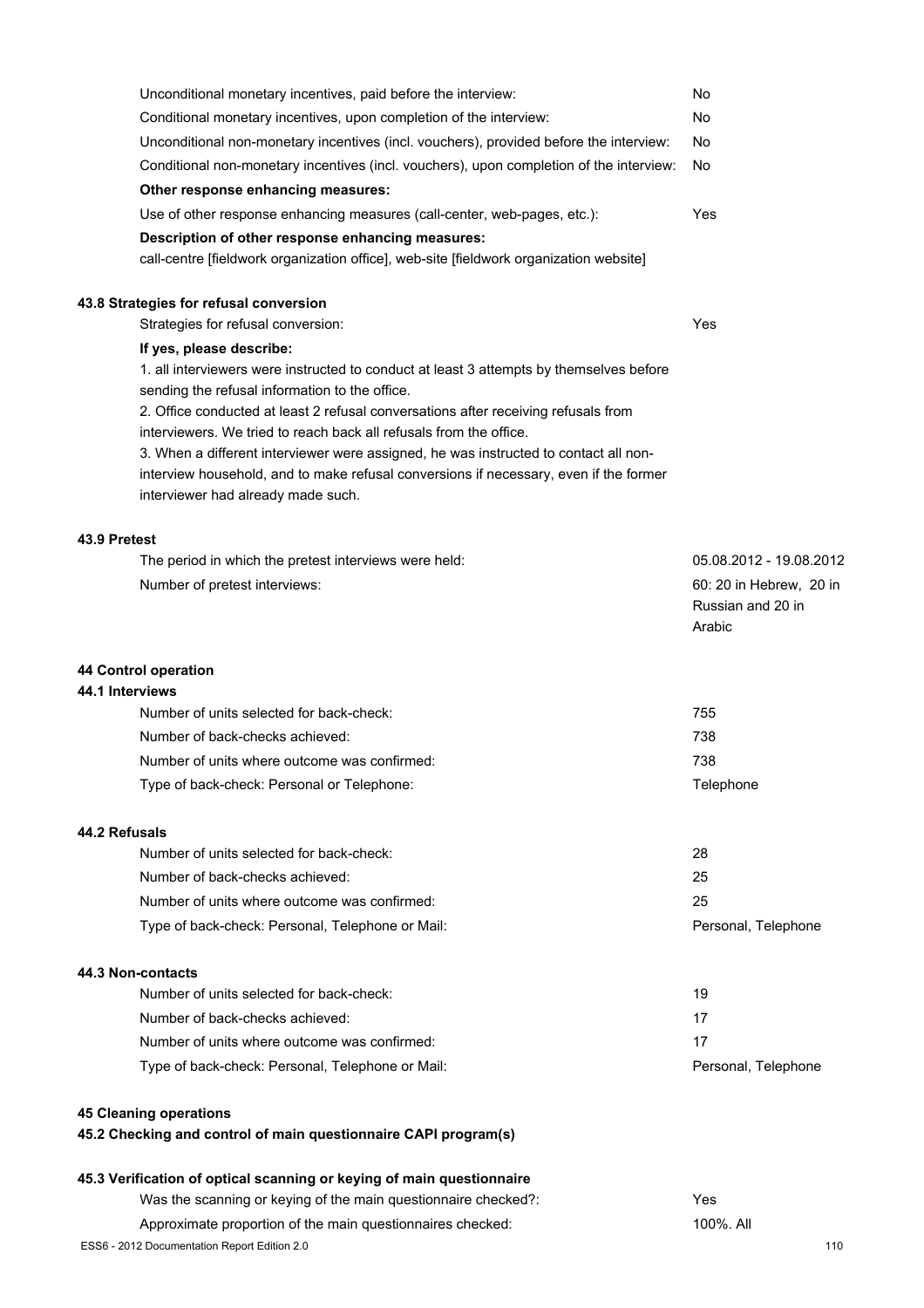| | |
|---|---|
| Unconditional monetary incentives, paid before the interview: | No |
| Conditional monetary incentives, upon completion of the interview: | No |
| Unconditional non-monetary incentives (incl. vouchers), provided before the interview: | No |
| Conditional non-monetary incentives (incl. vouchers), upon completion of the interview: | No |

**Other response enhancing measures:**

| | |
|---|---|
| Use of other response enhancing measures (call-center, web-pages, etc.): | Yes |

**Description of other response enhancing measures:**

call-centre [fieldwork organization office], web-site [fieldwork organization website]

### 43.8 Strategies for refusal conversion

| | |
|---|---|
| Strategies for refusal conversion: | Yes |

**If yes, please describe:**

1. all interviewers were instructed to conduct at least 3 attempts by themselves before sending the refusal information to the office.
2. Office conducted at least 2 refusal conversations after receiving refusals from interviewers. We tried to reach back all refusals from the office.
3. When a different interviewer were assigned, he was instructed to contact all non-interview household, and to make refusal conversions if necessary, even if the former interviewer had already made such.

### 43.9 Pretest

| | |
|---|---|
| The period in which the pretest interviews were held: | 05.08.2012 - 19.08.2012 |
| Number of pretest interviews: | 60: 20 in Hebrew, 20 in Russian and 20 in Arabic |

## 44 Control operation

### 44.1 Interviews

| | |
|---|---|
| Number of units selected for back-check: | 755 |
| Number of back-checks achieved: | 738 |
| Number of units where outcome was confirmed: | 738 |
| Type of back-check: Personal or Telephone: | Telephone |

### 44.2 Refusals

| | |
|---|---|
| Number of units selected for back-check: | 28 |
| Number of back-checks achieved: | 25 |
| Number of units where outcome was confirmed: | 25 |
| Type of back-check: Personal, Telephone or Mail: | Personal, Telephone |

### 44.3 Non-contacts

| | |
|---|---|
| Number of units selected for back-check: | 19 |
| Number of back-checks achieved: | 17 |
| Number of units where outcome was confirmed: | 17 |
| Type of back-check: Personal, Telephone or Mail: | Personal, Telephone |

## 45 Cleaning operations

### 45.2 Checking and control of main questionnaire CAPI program(s)

### 45.3 Verification of optical scanning or keying of main questionnaire

| | |
|---|---|
| Was the scanning or keying of the main questionnaire checked?: | Yes |
| Approximate proportion of the main questionnaires checked: | 100%. All |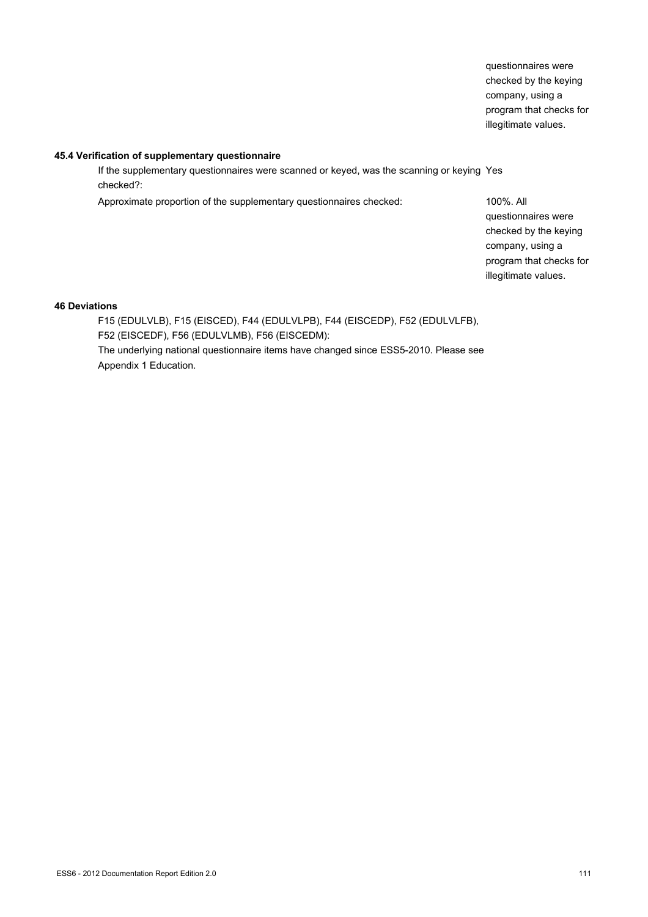questionnaires were checked by the keying company, using a program that checks for illegitimate values.

**45.4 Verification of supplementary questionnaire**

| | |
|---|---|
| If the supplementary questionnaires were scanned or keyed, was the scanning or keying checked?: | Yes |
| Approximate proportion of the supplementary questionnaires checked: | 100%. All questionnaires were checked by the keying company, using a program that checks for illegitimate values. |

**46 Deviations**

F15 (EDULVLB), F15 (EISCED), F44 (EDULVLPB), F44 (EISCEDP), F52 (EDULVLFB), F52 (EISCEDF), F56 (EDULVLMB), F56 (EISCEDM):

The underlying national questionnaire items have changed since ESS5-2010. Please see Appendix 1 Education.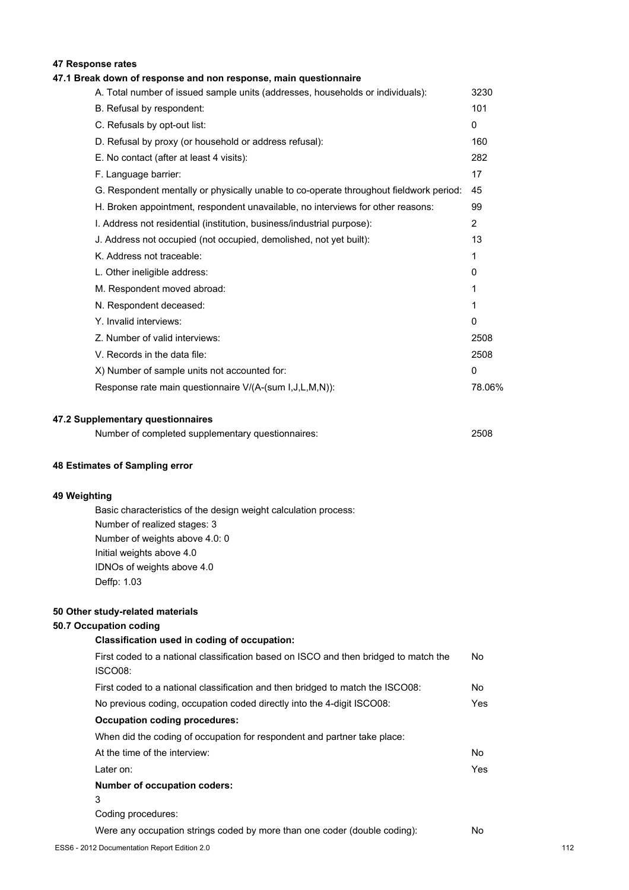## 47 Response rates

### 47.1 Break down of response and non response, main questionnaire

| | |
|---|---|
| A. Total number of issued sample units (addresses, households or individuals): | 3230 |
| B. Refusal by respondent: | 101 |
| C. Refusals by opt-out list: | 0 |
| D. Refusal by proxy (or household or address refusal): | 160 |
| E. No contact (after at least 4 visits): | 282 |
| F. Language barrier: | 17 |
| G. Respondent mentally or physically unable to co-operate throughout fieldwork period: | 45 |
| H. Broken appointment, respondent unavailable, no interviews for other reasons: | 99 |
| I. Address not residential (institution, business/industrial purpose): | 2 |
| J. Address not occupied (not occupied, demolished, not yet built): | 13 |
| K. Address not traceable: | 1 |
| L. Other ineligible address: | 0 |
| M. Respondent moved abroad: | 1 |
| N. Respondent deceased: | 1 |
| Y. Invalid interviews: | 0 |
| Z. Number of valid interviews: | 2508 |
| V. Records in the data file: | 2508 |
| X) Number of sample units not accounted for: | 0 |
| Response rate main questionnaire V/(A-(sum I,J,L,M,N)): | 78.06% |

### 47.2 Supplementary questionnaires

| | |
|---|---|
| Number of completed supplementary questionnaires: | 2508 |

## 48 Estimates of Sampling error

## 49 Weighting

Basic characteristics of the design weight calculation process:
Number of realized stages: 3
Number of weights above 4.0: 0
Initial weights above 4.0
IDNOs of weights above 4.0
Deffp: 1.03

## 50 Other study-related materials

### 50.7 Occupation coding

**Classification used in coding of occupation:**

| | |
|---|---|
| First coded to a national classification based on ISCO and then bridged to match the ISCO08: | No |
| First coded to a national classification and then bridged to match the ISCO08: | No |
| No previous coding, occupation coded directly into the 4-digit ISCO08: | Yes |

**Occupation coding procedures:**

When did the coding of occupation for respondent and partner take place:

| | |
|---|---|
| At the time of the interview: | No |
| Later on: | Yes |

**Number of occupation coders:**

3

Coding procedures:

| | |
|---|---|
| Were any occupation strings coded by more than one coder (double coding): | No |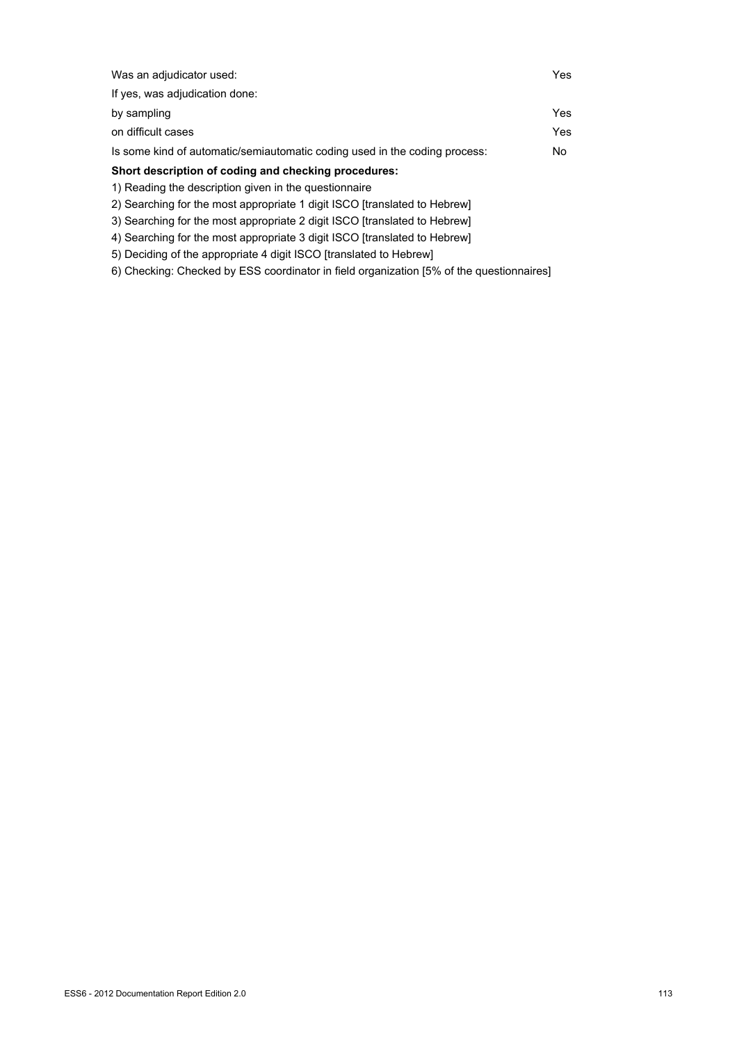| | |
|---|---|
| Was an adjudicator used: | Yes |
| If yes, was adjudication done: | |
| by sampling | Yes |
| on difficult cases | Yes |
| Is some kind of automatic/semiautomatic coding used in the coding process: | No |

**Short description of coding and checking procedures:**

1) Reading the description given in the questionnaire
2) Searching for the most appropriate 1 digit ISCO [translated to Hebrew]
3) Searching for the most appropriate 2 digit ISCO [translated to Hebrew]
4) Searching for the most appropriate 3 digit ISCO [translated to Hebrew]
5) Deciding of the appropriate 4 digit ISCO [translated to Hebrew]
6) Checking: Checked by ESS coordinator in field organization [5% of the questionnaires]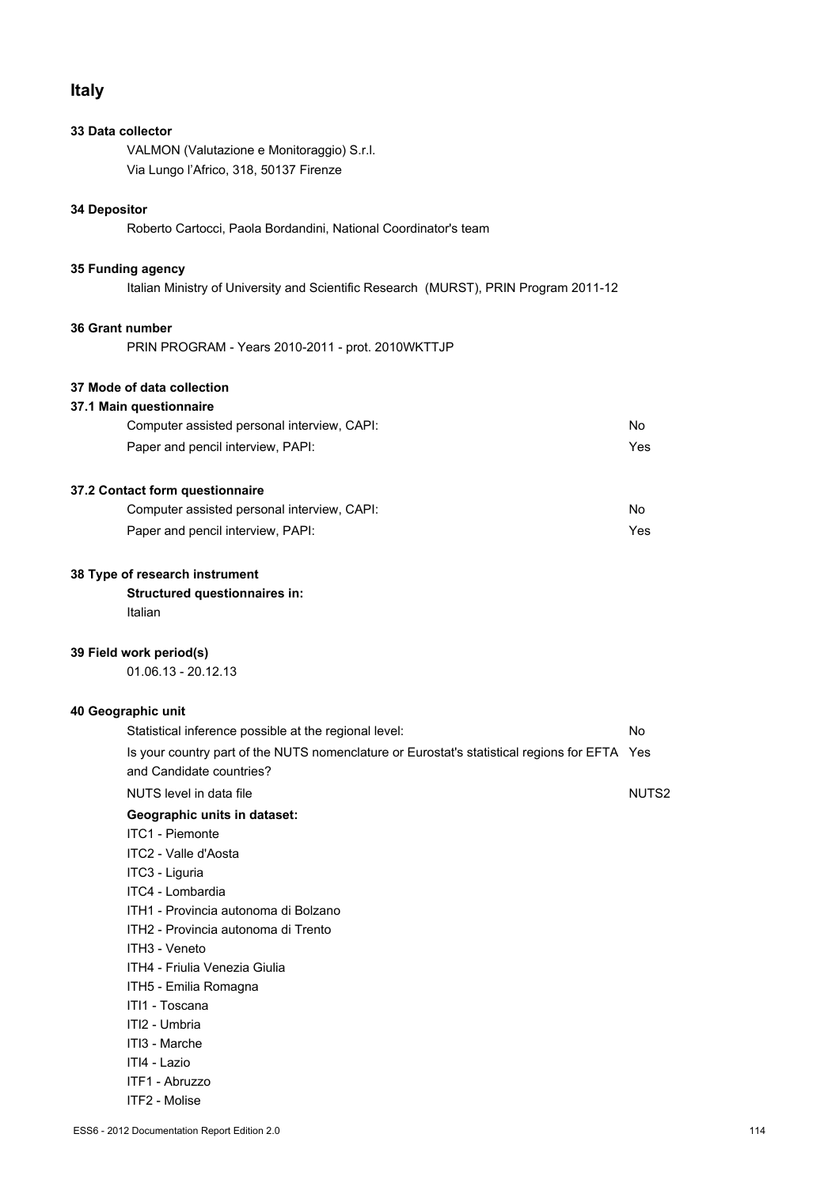# Italy

### 33 Data collector

VALMON (Valutazione e Monitoraggio) S.r.l.
Via Lungo l'Africo, 318, 50137 Firenze

### 34 Depositor

Roberto Cartocci, Paola Bordandini, National Coordinator's team

### 35 Funding agency

Italian Ministry of University and Scientific Research (MURST), PRIN Program 2011-12

### 36 Grant number

PRIN PROGRAM - Years 2010-2011 - prot. 2010WKTTJP

### 37 Mode of data collection

#### 37.1 Main questionnaire

| | |
|---|---|
| Computer assisted personal interview, CAPI: | No |
| Paper and pencil interview, PAPI: | Yes |

#### 37.2 Contact form questionnaire

| | |
|---|---|
| Computer assisted personal interview, CAPI: | No |
| Paper and pencil interview, PAPI: | Yes |

### 38 Type of research instrument

**Structured questionnaires in:**
Italian

### 39 Field work period(s)

01.06.13 - 20.12.13

### 40 Geographic unit

| | |
|---|---|
| Statistical inference possible at the regional level: | No |
| Is your country part of the NUTS nomenclature or Eurostat's statistical regions for EFTA and Candidate countries? | Yes |
| NUTS level in data file | NUTS2 |

**Geographic units in dataset:**

ITC1 - Piemonte
ITC2 - Valle d'Aosta
ITC3 - Liguria
ITC4 - Lombardia
ITH1 - Provincia autonoma di Bolzano
ITH2 - Provincia autonoma di Trento
ITH3 - Veneto
ITH4 - Friulia Venezia Giulia
ITH5 - Emilia Romagna
ITI1 - Toscana
ITI2 - Umbria
ITI3 - Marche
ITI4 - Lazio
ITF1 - Abruzzo
ITF2 - Molise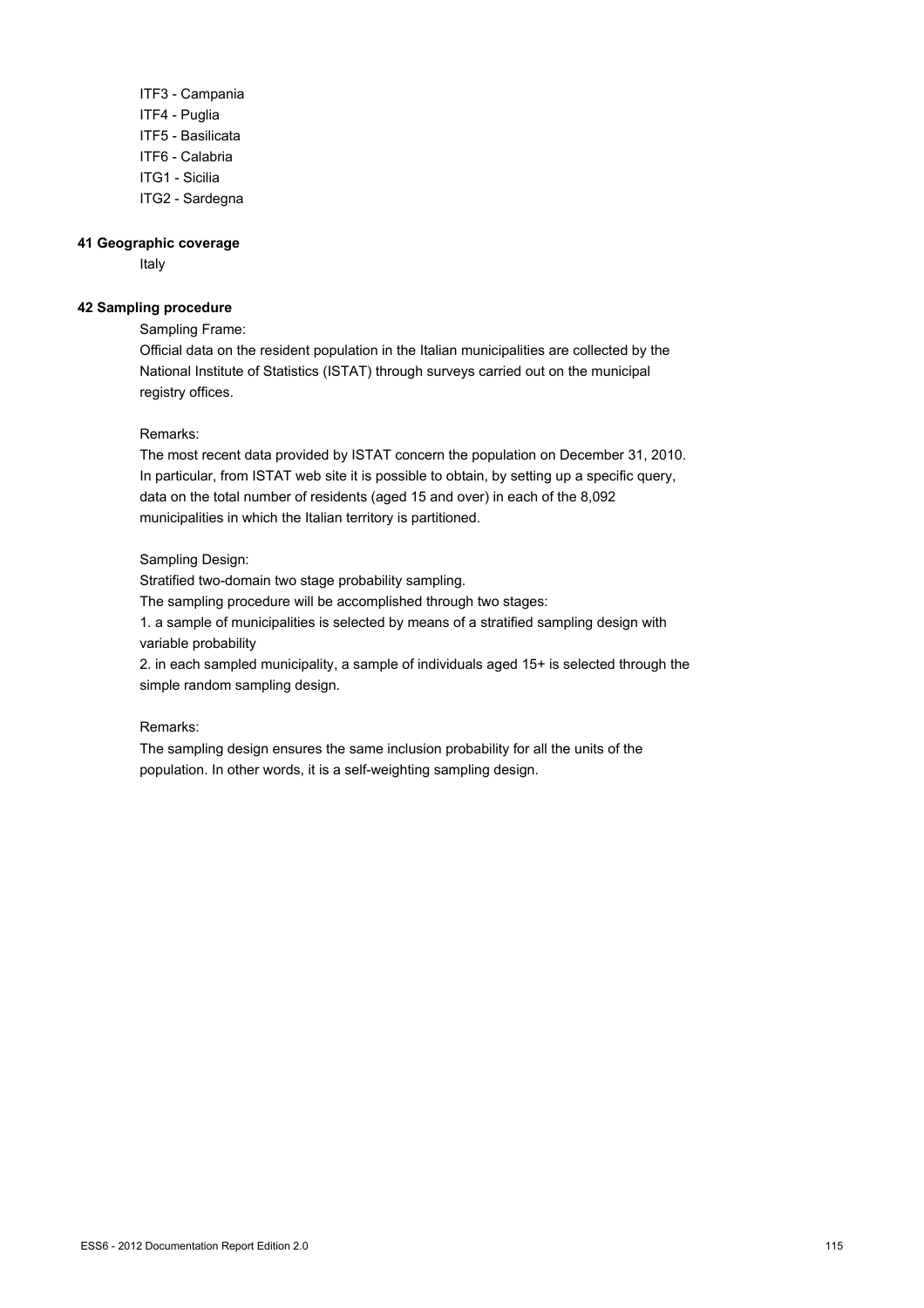ITF3 - Campania
ITF4 - Puglia
ITF5 - Basilicata
ITF6 - Calabria
ITG1 - Sicilia
ITG2 - Sardegna

**41 Geographic coverage**

Italy

**42 Sampling procedure**

Sampling Frame:

Official data on the resident population in the Italian municipalities are collected by the National Institute of Statistics (ISTAT) through surveys carried out on the municipal registry offices.

Remarks:

The most recent data provided by ISTAT concern the population on December 31, 2010. In particular, from ISTAT web site it is possible to obtain, by setting up a specific query, data on the total number of residents (aged 15 and over) in each of the 8,092 municipalities in which the Italian territory is partitioned.

Sampling Design:

Stratified two-domain two stage probability sampling.

The sampling procedure will be accomplished through two stages:

1. a sample of municipalities is selected by means of a stratified sampling design with variable probability
2. in each sampled municipality, a sample of individuals aged 15+ is selected through the simple random sampling design.

Remarks:

The sampling design ensures the same inclusion probability for all the units of the population. In other words, it is a self-weighting sampling design.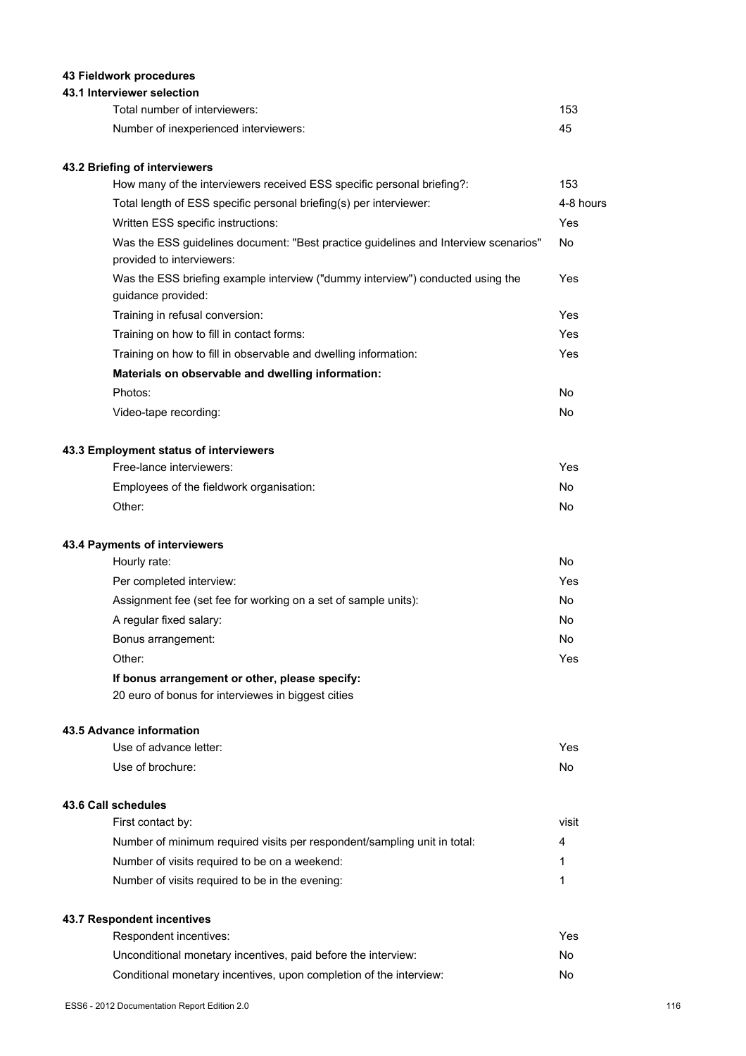## 43 Fieldwork procedures

### 43.1 Interviewer selection

| | |
|---|---|
| Total number of interviewers: | 153 |
| Number of inexperienced interviewers: | 45 |

### 43.2 Briefing of interviewers

| | |
|---|---|
| How many of the interviewers received ESS specific personal briefing?: | 153 |
| Total length of ESS specific personal briefing(s) per interviewer: | 4-8 hours |
| Written ESS specific instructions: | Yes |
| Was the ESS guidelines document: "Best practice guidelines and Interview scenarios" provided to interviewers: | No |
| Was the ESS briefing example interview ("dummy interview") conducted using the guidance provided: | Yes |
| Training in refusal conversion: | Yes |
| Training on how to fill in contact forms: | Yes |
| Training on how to fill in observable and dwelling information: | Yes |
| **Materials on observable and dwelling information:** | |
| Photos: | No |
| Video-tape recording: | No |

### 43.3 Employment status of interviewers

| | |
|---|---|
| Free-lance interviewers: | Yes |
| Employees of the fieldwork organisation: | No |
| Other: | No |

### 43.4 Payments of interviewers

| | |
|---|---|
| Hourly rate: | No |
| Per completed interview: | Yes |
| Assignment fee (set fee for working on a set of sample units): | No |
| A regular fixed salary: | No |
| Bonus arrangement: | No |
| Other: | Yes |

**If bonus arrangement or other, please specify:**

20 euro of bonus for interviewes in biggest cities

### 43.5 Advance information

| | |
|---|---|
| Use of advance letter: | Yes |
| Use of brochure: | No |

### 43.6 Call schedules

| | |
|---|---|
| First contact by: | visit |
| Number of minimum required visits per respondent/sampling unit in total: | 4 |
| Number of visits required to be on a weekend: | 1 |
| Number of visits required to be in the evening: | 1 |

### 43.7 Respondent incentives

| | |
|---|---|
| Respondent incentives: | Yes |
| Unconditional monetary incentives, paid before the interview: | No |
| Conditional monetary incentives, upon completion of the interview: | No |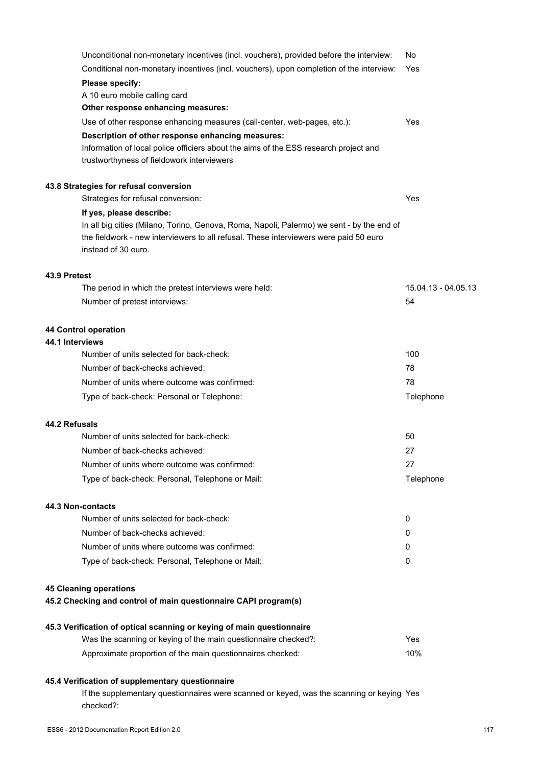Unconditional non-monetary incentives (incl. vouchers), provided before the interview: No

Conditional non-monetary incentives (incl. vouchers), upon completion of the interview: Yes

**Please specify:**

A 10 euro mobile calling card

**Other response enhancing measures:**

Use of other response enhancing measures (call-center, web-pages, etc.): Yes

**Description of other response enhancing measures:**

Information of local police officiers about the aims of the ESS research project and trustworthyness of fieldowork interviewers

### 43.8 Strategies for refusal conversion

Strategies for refusal conversion: Yes

**If yes, please describe:**

In all big cities (Milano, Torino, Genova, Roma, Napoli, Palermo) we sent - by the end of the fieldwork - new interviewers to all refusal. These interviewers were paid 50 euro instead of 30 euro.

### 43.9 Pretest

| | |
|---|---|
| The period in which the pretest interviews were held: | 15.04.13 - 04.05.13 |
| Number of pretest interviews: | 54 |

## 44 Control operation

### 44.1 Interviews

| | |
|---|---|
| Number of units selected for back-check: | 100 |
| Number of back-checks achieved: | 78 |
| Number of units where outcome was confirmed: | 78 |
| Type of back-check: Personal or Telephone: | Telephone |

### 44.2 Refusals

| | |
|---|---|
| Number of units selected for back-check: | 50 |
| Number of back-checks achieved: | 27 |
| Number of units where outcome was confirmed: | 27 |
| Type of back-check: Personal, Telephone or Mail: | Telephone |

### 44.3 Non-contacts

| | |
|---|---|
| Number of units selected for back-check: | 0 |
| Number of back-checks achieved: | 0 |
| Number of units where outcome was confirmed: | 0 |
| Type of back-check: Personal, Telephone or Mail: | 0 |

## 45 Cleaning operations

### 45.2 Checking and control of main questionnaire CAPI program(s)

### 45.3 Verification of optical scanning or keying of main questionnaire

| | |
|---|---|
| Was the scanning or keying of the main questionnaire checked?: | Yes |
| Approximate proportion of the main questionnaires checked: | 10% |

### 45.4 Verification of supplementary questionnaire

If the supplementary questionnaires were scanned or keyed, was the scanning or keying checked?: Yes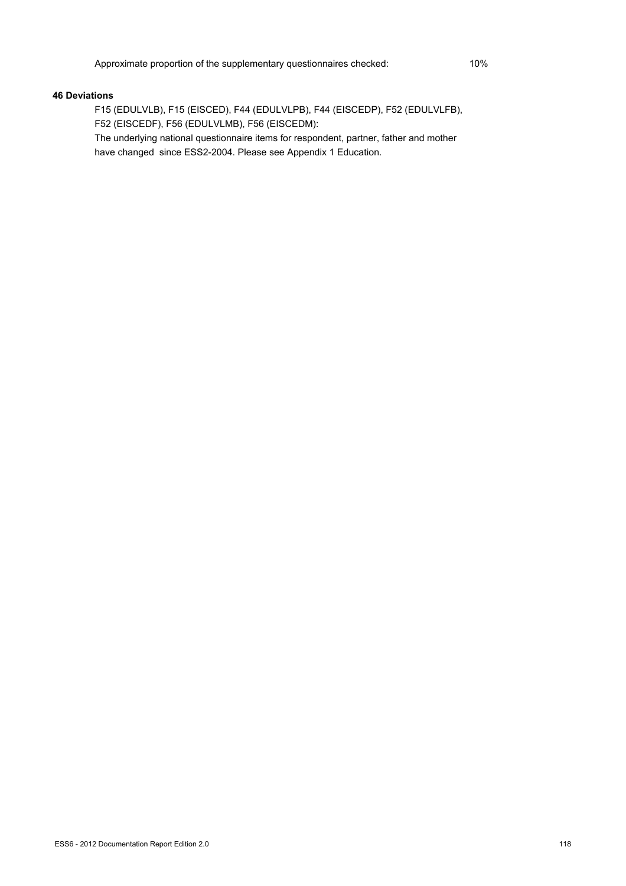Approximate proportion of the supplementary questionnaires checked: 10%

**46 Deviations**

F15 (EDULVLB), F15 (EISCED), F44 (EDULVLPB), F44 (EISCEDP), F52 (EDULVLFB), F52 (EISCEDF), F56 (EDULVLMB), F56 (EISCEDM):

The underlying national questionnaire items for respondent, partner, father and mother have changed since ESS2-2004. Please see Appendix 1 Education.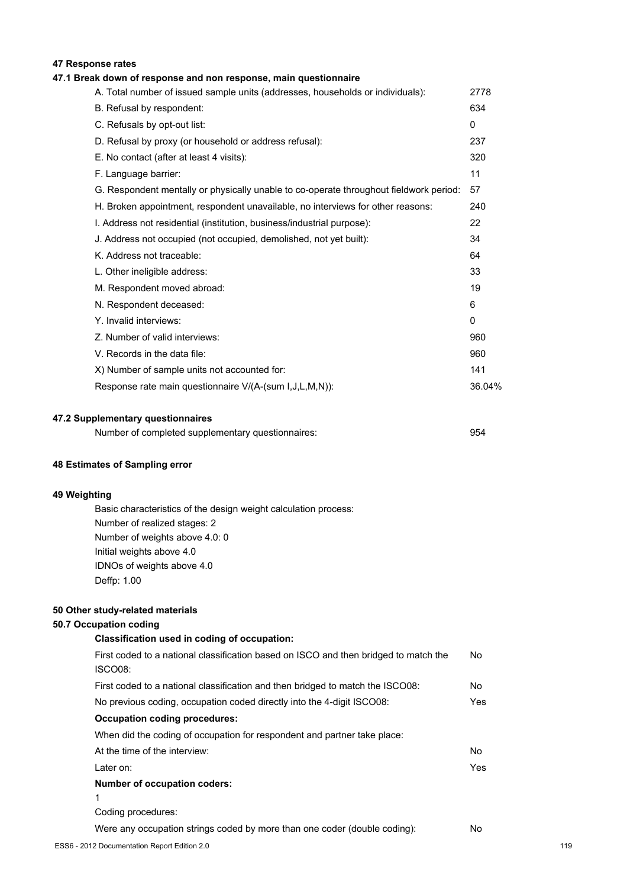## 47 Response rates

### 47.1 Break down of response and non response, main questionnaire

| | |
|---|---|
| A. Total number of issued sample units (addresses, households or individuals): | 2778 |
| B. Refusal by respondent: | 634 |
| C. Refusals by opt-out list: | 0 |
| D. Refusal by proxy (or household or address refusal): | 237 |
| E. No contact (after at least 4 visits): | 320 |
| F. Language barrier: | 11 |
| G. Respondent mentally or physically unable to co-operate throughout fieldwork period: | 57 |
| H. Broken appointment, respondent unavailable, no interviews for other reasons: | 240 |
| I. Address not residential (institution, business/industrial purpose): | 22 |
| J. Address not occupied (not occupied, demolished, not yet built): | 34 |
| K. Address not traceable: | 64 |
| L. Other ineligible address: | 33 |
| M. Respondent moved abroad: | 19 |
| N. Respondent deceased: | 6 |
| Y. Invalid interviews: | 0 |
| Z. Number of valid interviews: | 960 |
| V. Records in the data file: | 960 |
| X) Number of sample units not accounted for: | 141 |
| Response rate main questionnaire V/(A-(sum I,J,L,M,N)): | 36.04% |

### 47.2 Supplementary questionnaires

| | |
|---|---|
| Number of completed supplementary questionnaires: | 954 |

## 48 Estimates of Sampling error

## 49 Weighting

Basic characteristics of the design weight calculation process:
Number of realized stages: 2
Number of weights above 4.0: 0
Initial weights above 4.0
IDNOs of weights above 4.0
Deffp: 1.00

## 50 Other study-related materials

### 50.7 Occupation coding

**Classification used in coding of occupation:**

| | |
|---|---|
| First coded to a national classification based on ISCO and then bridged to match the ISCO08: | No |
| First coded to a national classification and then bridged to match the ISCO08: | No |
| No previous coding, occupation coded directly into the 4-digit ISCO08: | Yes |

**Occupation coding procedures:**

When did the coding of occupation for respondent and partner take place:

| | |
|---|---|
| At the time of the interview: | No |
| Later on: | Yes |

**Number of occupation coders:**

1

Coding procedures:

| | |
|---|---|
| Were any occupation strings coded by more than one coder (double coding): | No |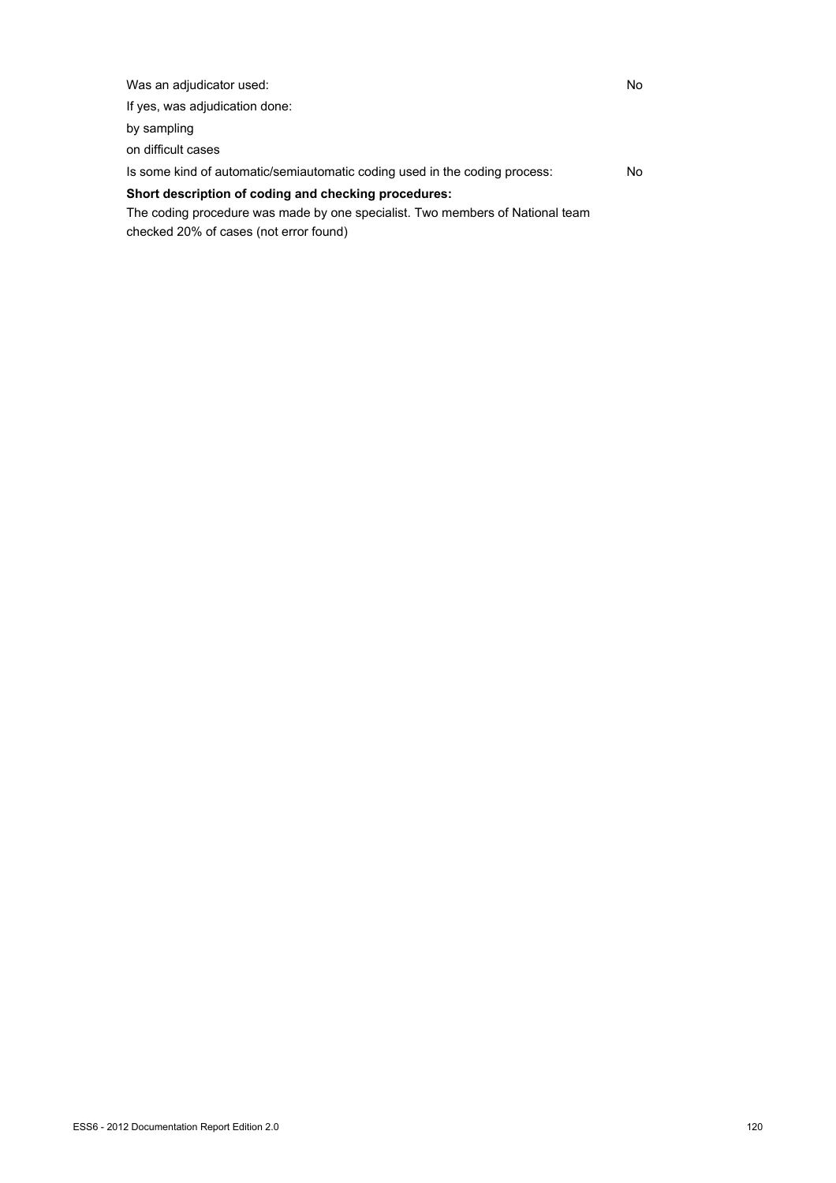| | |
|---|---|
| Was an adjudicator used: | No |
| If yes, was adjudication done: | |
| by sampling | |
| on difficult cases | |
| Is some kind of automatic/semiautomatic coding used in the coding process: | No |

**Short description of coding and checking procedures:**

The coding procedure was made by one specialist. Two members of National team checked 20% of cases (not error found)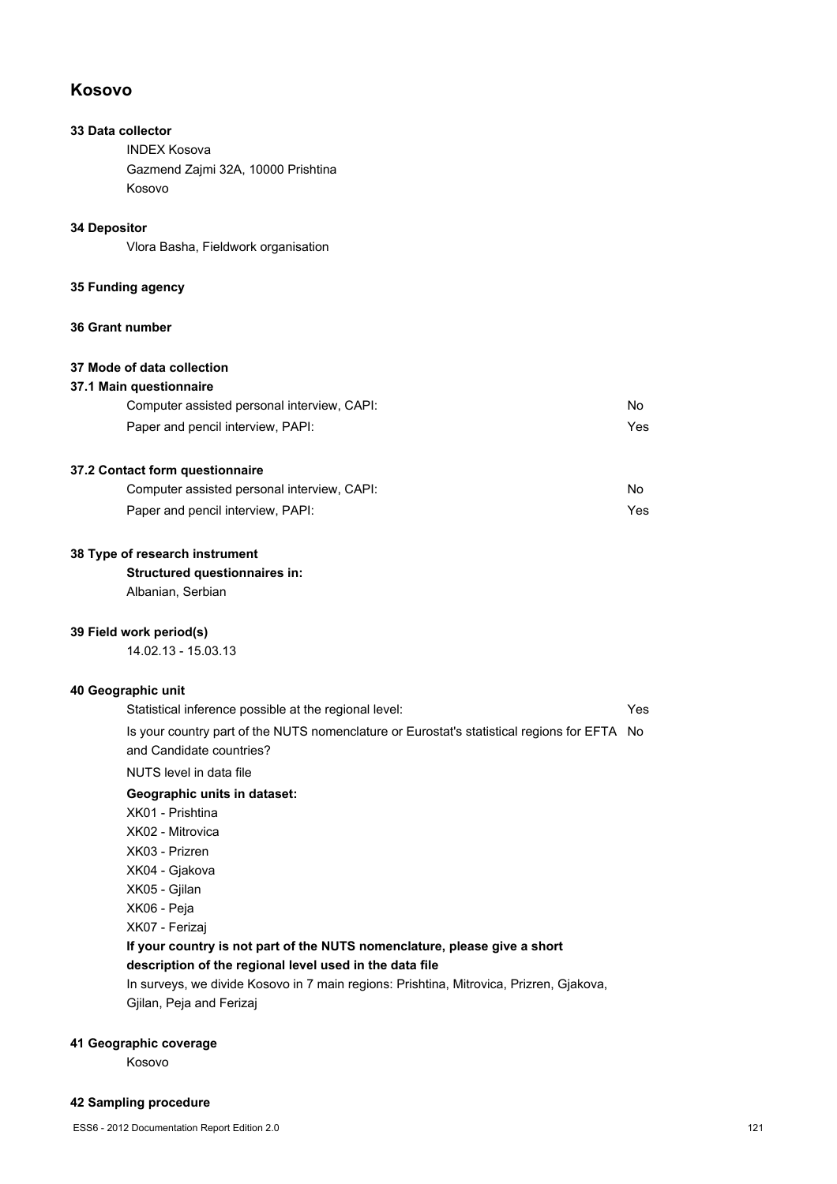# Kosovo

### 33 Data collector

INDEX Kosova
Gazmend Zajmi 32A, 10000 Prishtina
Kosovo

### 34 Depositor

Vlora Basha, Fieldwork organisation

### 35 Funding agency

### 36 Grant number

### 37 Mode of data collection

#### 37.1 Main questionnaire

| | |
|---|---|
| Computer assisted personal interview, CAPI: | No |
| Paper and pencil interview, PAPI: | Yes |

#### 37.2 Contact form questionnaire

| | |
|---|---|
| Computer assisted personal interview, CAPI: | No |
| Paper and pencil interview, PAPI: | Yes |

### 38 Type of research instrument

**Structured questionnaires in:**

Albanian, Serbian

### 39 Field work period(s)

14.02.13 - 15.03.13

### 40 Geographic unit

| | |
|---|---|
| Statistical inference possible at the regional level: | Yes |
| Is your country part of the NUTS nomenclature or Eurostat's statistical regions for EFTA and Candidate countries? | No |

NUTS level in data file

**Geographic units in dataset:**

XK01 - Prishtina
XK02 - Mitrovica
XK03 - Prizren
XK04 - Gjakova
XK05 - Gjilan
XK06 - Peja
XK07 - Ferizaj

**If your country is not part of the NUTS nomenclature, please give a short description of the regional level used in the data file**

In surveys, we divide Kosovo in 7 main regions: Prishtina, Mitrovica, Prizren, Gjakova, Gjilan, Peja and Ferizaj

### 41 Geographic coverage

Kosovo

### 42 Sampling procedure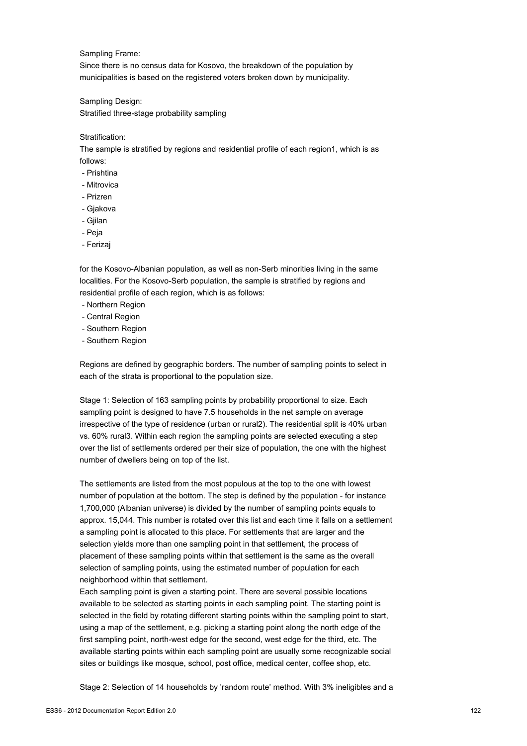Sampling Frame:
Since there is no census data for Kosovo, the breakdown of the population by municipalities is based on the registered voters broken down by municipality.

Sampling Design:
Stratified three-stage probability sampling

Stratification:
The sample is stratified by regions and residential profile of each region1, which is as follows:
- Prishtina
- Mitrovica
- Prizren
- Gjakova
- Gjilan
- Peja
- Ferizaj

for the Kosovo-Albanian population, as well as non-Serb minorities living in the same localities. For the Kosovo-Serb population, the sample is stratified by regions and residential profile of each region, which is as follows:
- Northern Region
- Central Region
- Southern Region
- Southern Region

Regions are defined by geographic borders. The number of sampling points to select in each of the strata is proportional to the population size.

Stage 1: Selection of 163 sampling points by probability proportional to size. Each sampling point is designed to have 7.5 households in the net sample on average irrespective of the type of residence (urban or rural2). The residential split is 40% urban vs. 60% rural3. Within each region the sampling points are selected executing a step over the list of settlements ordered per their size of population, the one with the highest number of dwellers being on top of the list.

The settlements are listed from the most populous at the top to the one with lowest number of population at the bottom. The step is defined by the population - for instance 1,700,000 (Albanian universe) is divided by the number of sampling points equals to approx. 15,044. This number is rotated over this list and each time it falls on a settlement a sampling point is allocated to this place. For settlements that are larger and the selection yields more than one sampling point in that settlement, the process of placement of these sampling points within that settlement is the same as the overall selection of sampling points, using the estimated number of population for each neighborhood within that settlement.
Each sampling point is given a starting point. There are several possible locations available to be selected as starting points in each sampling point. The starting point is selected in the field by rotating different starting points within the sampling point to start, using a map of the settlement, e.g. picking a starting point along the north edge of the first sampling point, north-west edge for the second, west edge for the third, etc. The available starting points within each sampling point are usually some recognizable social sites or buildings like mosque, school, post office, medical center, coffee shop, etc.

Stage 2: Selection of 14 households by 'random route' method. With 3% ineligibles and a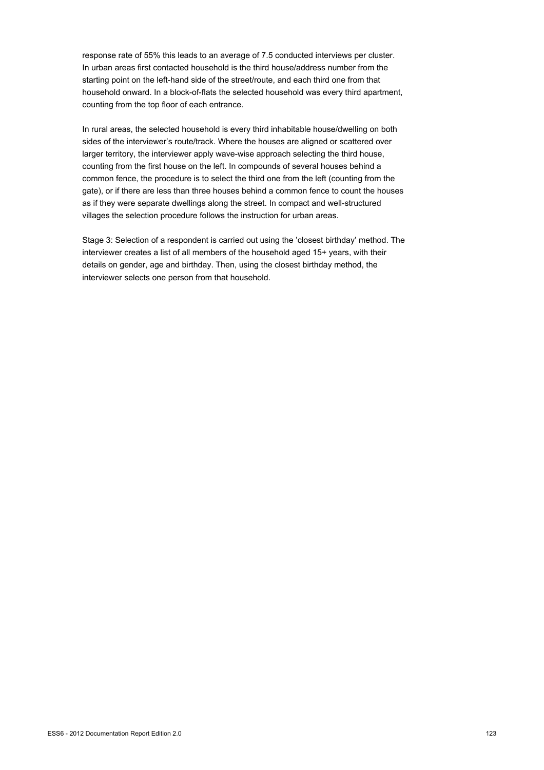response rate of 55% this leads to an average of 7.5 conducted interviews per cluster. In urban areas first contacted household is the third house/address number from the starting point on the left-hand side of the street/route, and each third one from that household onward. In a block-of-flats the selected household was every third apartment, counting from the top floor of each entrance.

In rural areas, the selected household is every third inhabitable house/dwelling on both sides of the interviewer's route/track. Where the houses are aligned or scattered over larger territory, the interviewer apply wave-wise approach selecting the third house, counting from the first house on the left. In compounds of several houses behind a common fence, the procedure is to select the third one from the left (counting from the gate), or if there are less than three houses behind a common fence to count the houses as if they were separate dwellings along the street. In compact and well-structured villages the selection procedure follows the instruction for urban areas.

Stage 3: Selection of a respondent is carried out using the 'closest birthday' method. The interviewer creates a list of all members of the household aged 15+ years, with their details on gender, age and birthday. Then, using the closest birthday method, the interviewer selects one person from that household.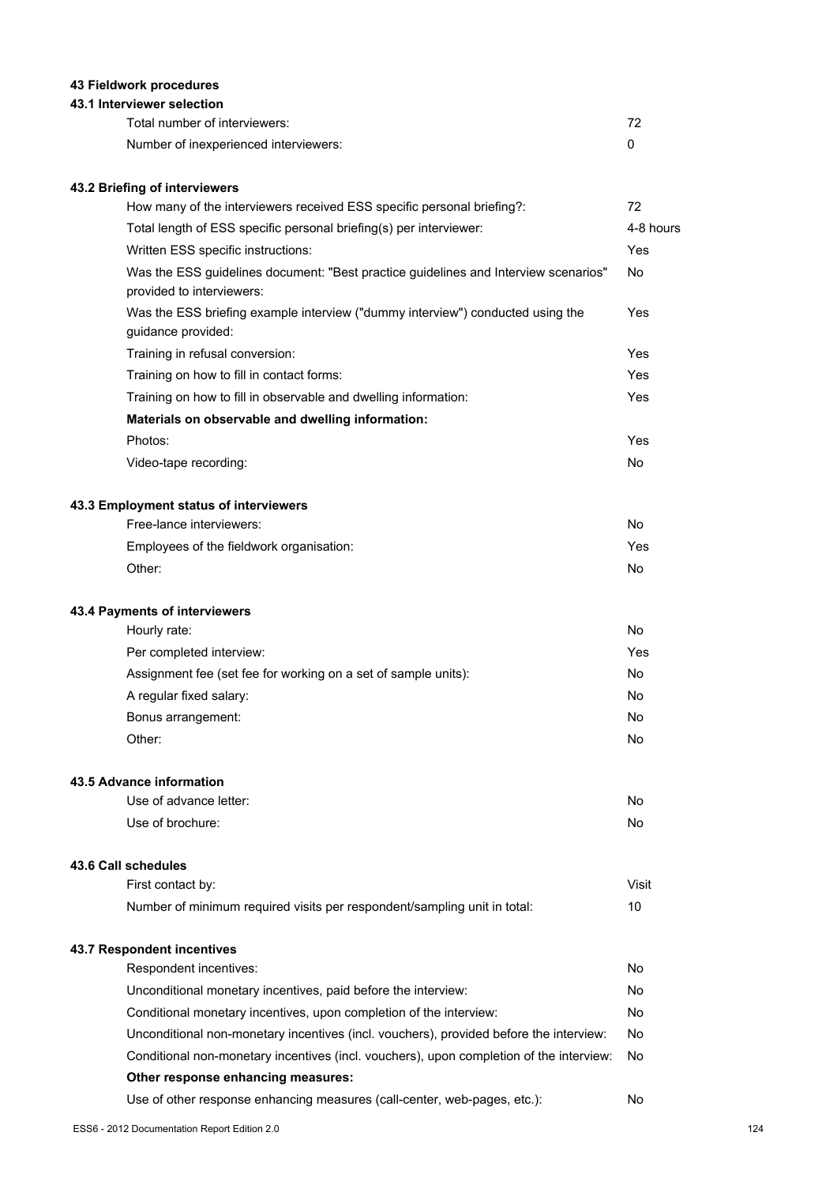## 43 Fieldwork procedures

### 43.1 Interviewer selection

| | |
|---|---|
| Total number of interviewers: | 72 |
| Number of inexperienced interviewers: | 0 |

### 43.2 Briefing of interviewers

| | |
|---|---|
| How many of the interviewers received ESS specific personal briefing?: | 72 |
| Total length of ESS specific personal briefing(s) per interviewer: | 4-8 hours |
| Written ESS specific instructions: | Yes |
| Was the ESS guidelines document: "Best practice guidelines and Interview scenarios" provided to interviewers: | No |
| Was the ESS briefing example interview ("dummy interview") conducted using the guidance provided: | Yes |
| Training in refusal conversion: | Yes |
| Training on how to fill in contact forms: | Yes |
| Training on how to fill in observable and dwelling information: | Yes |
| **Materials on observable and dwelling information:** | |
| Photos: | Yes |
| Video-tape recording: | No |

### 43.3 Employment status of interviewers

| | |
|---|---|
| Free-lance interviewers: | No |
| Employees of the fieldwork organisation: | Yes |
| Other: | No |

### 43.4 Payments of interviewers

| | |
|---|---|
| Hourly rate: | No |
| Per completed interview: | Yes |
| Assignment fee (set fee for working on a set of sample units): | No |
| A regular fixed salary: | No |
| Bonus arrangement: | No |
| Other: | No |

### 43.5 Advance information

| | |
|---|---|
| Use of advance letter: | No |
| Use of brochure: | No |

### 43.6 Call schedules

| | |
|---|---|
| First contact by: | Visit |
| Number of minimum required visits per respondent/sampling unit in total: | 10 |

### 43.7 Respondent incentives

| | |
|---|---|
| Respondent incentives: | No |
| Unconditional monetary incentives, paid before the interview: | No |
| Conditional monetary incentives, upon completion of the interview: | No |
| Unconditional non-monetary incentives (incl. vouchers), provided before the interview: | No |
| Conditional non-monetary incentives (incl. vouchers), upon completion of the interview: | No |
| **Other response enhancing measures:** | |
| Use of other response enhancing measures (call-center, web-pages, etc.): | No |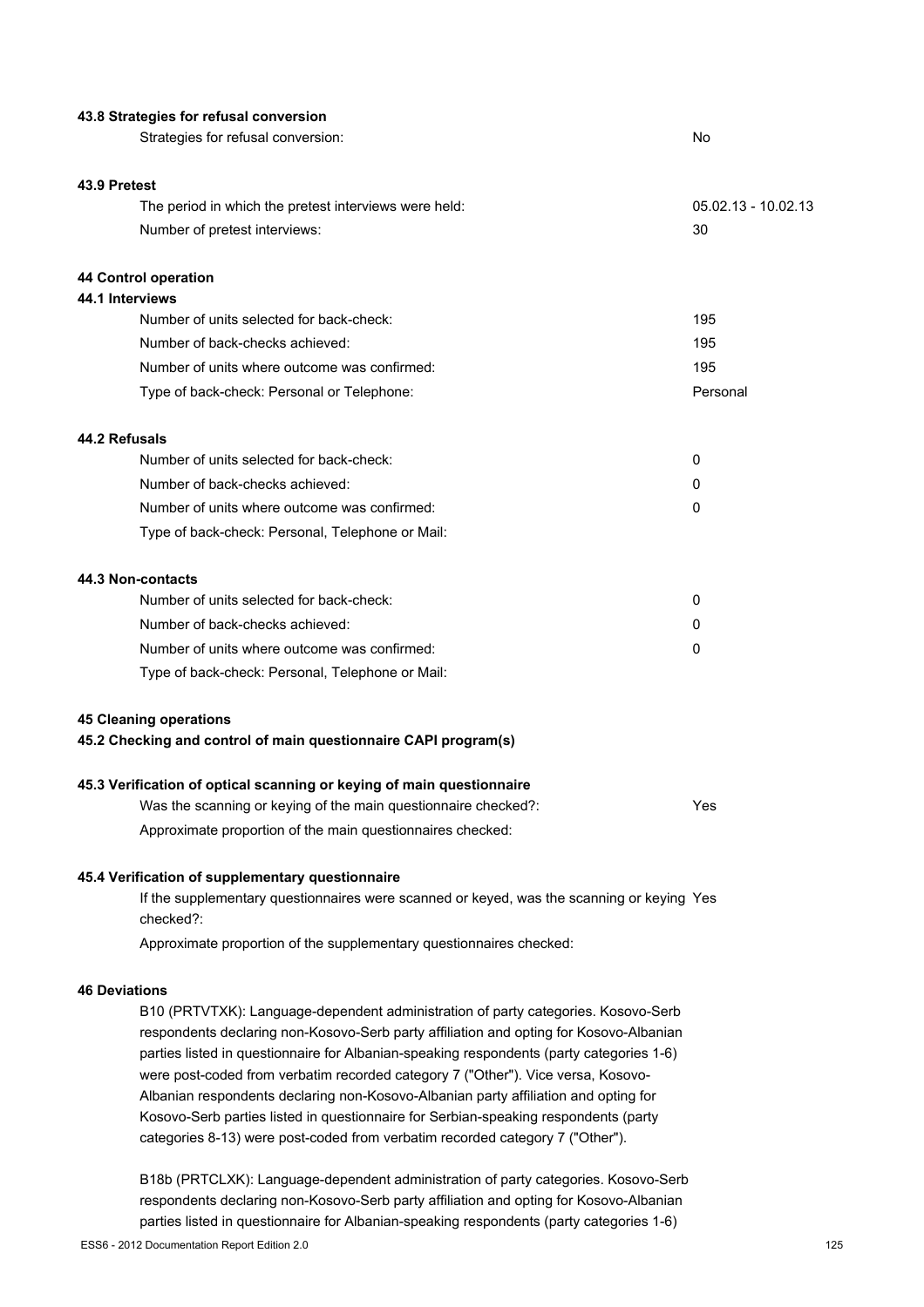**43.8 Strategies for refusal conversion**

| | |
|---|---|
| Strategies for refusal conversion: | No |

**43.9 Pretest**

| | |
|---|---|
| The period in which the pretest interviews were held: | 05.02.13 - 10.02.13 |
| Number of pretest interviews: | 30 |

**44 Control operation**

**44.1 Interviews**

| | |
|---|---|
| Number of units selected for back-check: | 195 |
| Number of back-checks achieved: | 195 |
| Number of units where outcome was confirmed: | 195 |
| Type of back-check: Personal or Telephone: | Personal |

**44.2 Refusals**

| | |
|---|---|
| Number of units selected for back-check: | 0 |
| Number of back-checks achieved: | 0 |
| Number of units where outcome was confirmed: | 0 |
| Type of back-check: Personal, Telephone or Mail: | |

**44.3 Non-contacts**

| | |
|---|---|
| Number of units selected for back-check: | 0 |
| Number of back-checks achieved: | 0 |
| Number of units where outcome was confirmed: | 0 |
| Type of back-check: Personal, Telephone or Mail: | |

**45 Cleaning operations**

**45.2 Checking and control of main questionnaire CAPI program(s)**

**45.3 Verification of optical scanning or keying of main questionnaire**

| | |
|---|---|
| Was the scanning or keying of the main questionnaire checked?: | Yes |
| Approximate proportion of the main questionnaires checked: | |

**45.4 Verification of supplementary questionnaire**

| | |
|---|---|
| If the supplementary questionnaires were scanned or keyed, was the scanning or keying checked?: | Yes |
| Approximate proportion of the supplementary questionnaires checked: | |

**46 Deviations**

B10 (PRTVTXK): Language-dependent administration of party categories. Kosovo-Serb respondents declaring non-Kosovo-Serb party affiliation and opting for Kosovo-Albanian parties listed in questionnaire for Albanian-speaking respondents (party categories 1-6) were post-coded from verbatim recorded category 7 ("Other"). Vice versa, Kosovo-Albanian respondents declaring non-Kosovo-Albanian party affiliation and opting for Kosovo-Serb parties listed in questionnaire for Serbian-speaking respondents (party categories 8-13) were post-coded from verbatim recorded category 7 ("Other").

B18b (PRTCLXK): Language-dependent administration of party categories. Kosovo-Serb respondents declaring non-Kosovo-Serb party affiliation and opting for Kosovo-Albanian parties listed in questionnaire for Albanian-speaking respondents (party categories 1-6)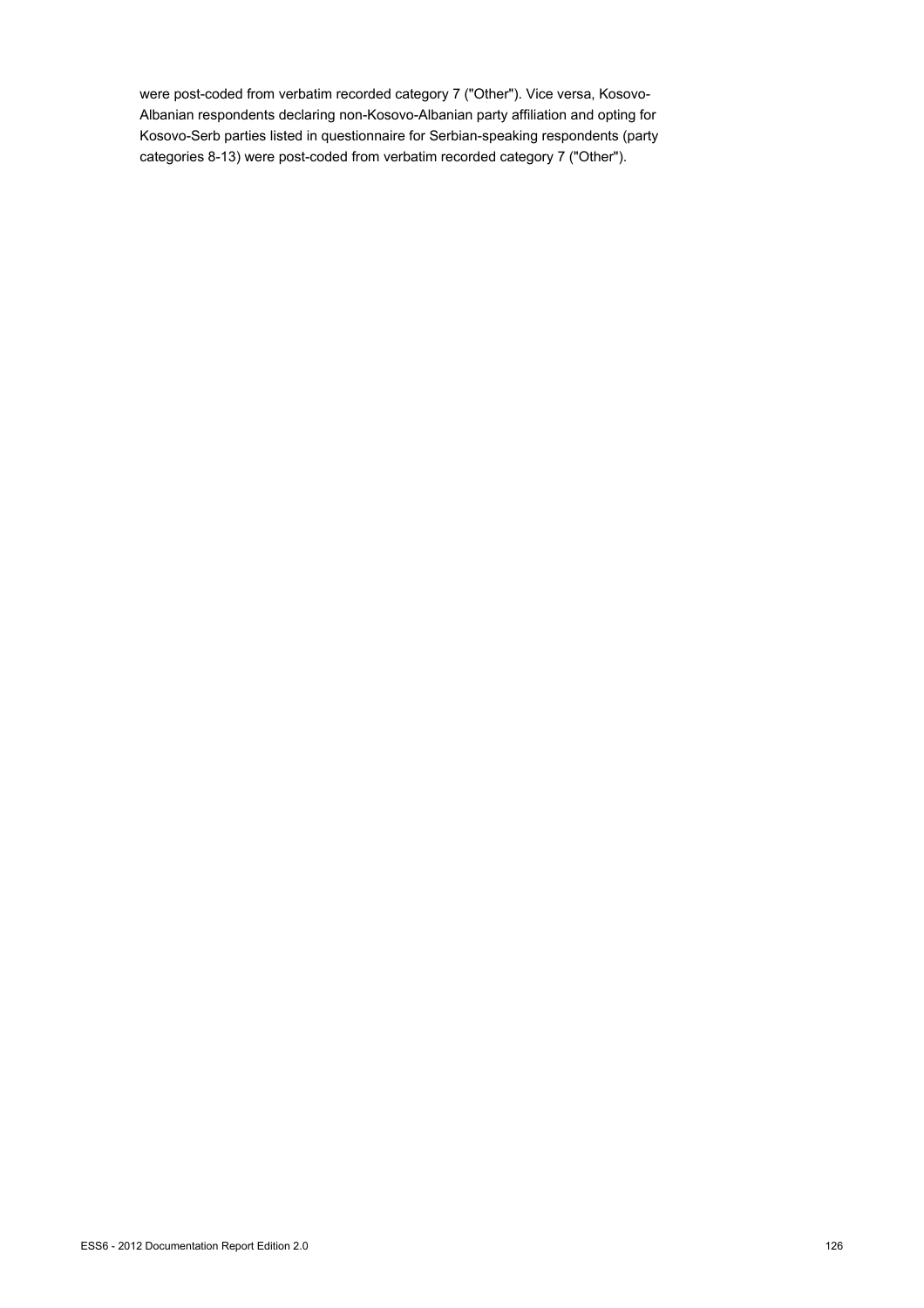were post-coded from verbatim recorded category 7 ("Other"). Vice versa, Kosovo-Albanian respondents declaring non-Kosovo-Albanian party affiliation and opting for Kosovo-Serb parties listed in questionnaire for Serbian-speaking respondents (party categories 8-13) were post-coded from verbatim recorded category 7 ("Other").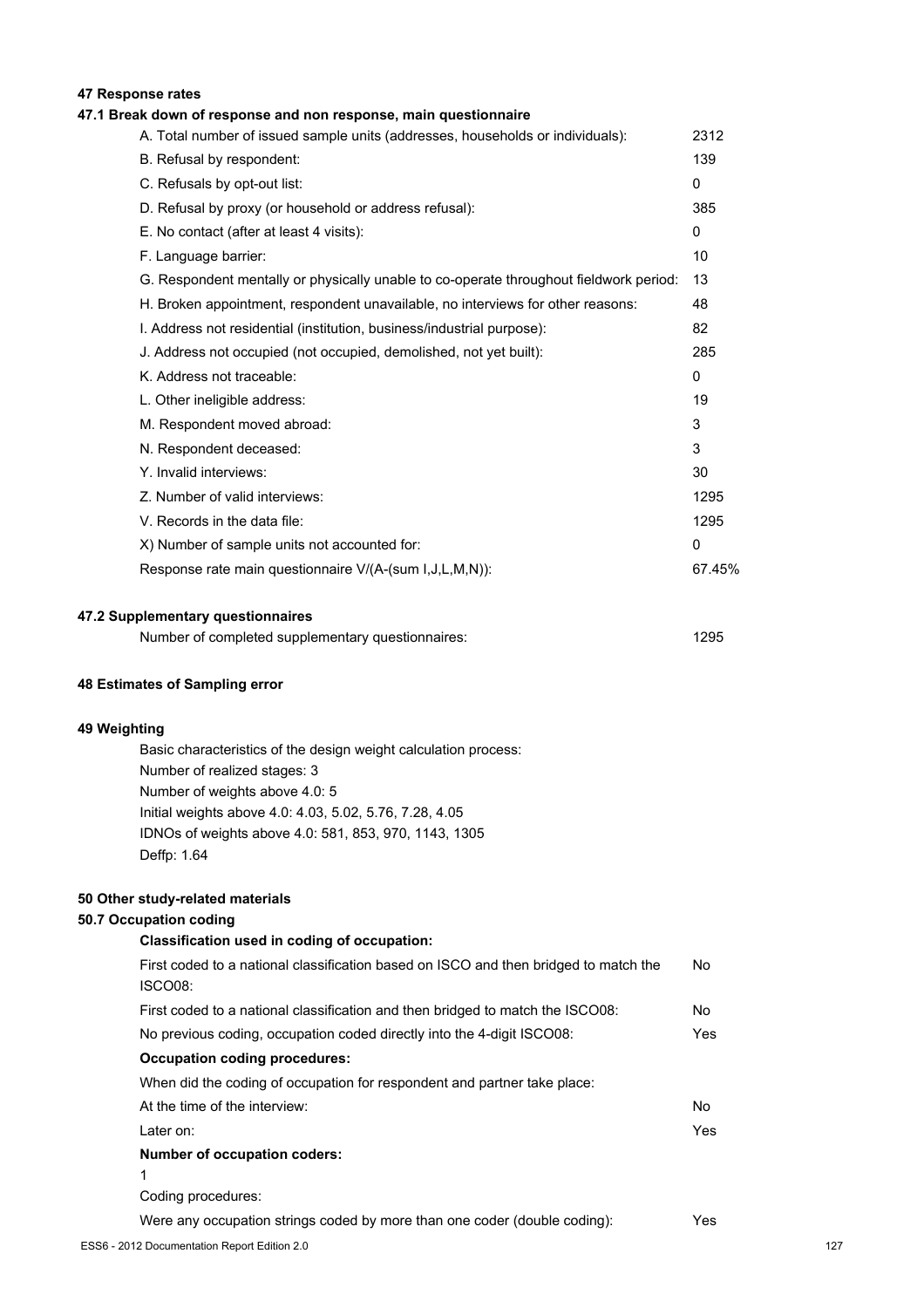## 47 Response rates

### 47.1 Break down of response and non response, main questionnaire

| | |
|---|---|
| A. Total number of issued sample units (addresses, households or individuals): | 2312 |
| B. Refusal by respondent: | 139 |
| C. Refusals by opt-out list: | 0 |
| D. Refusal by proxy (or household or address refusal): | 385 |
| E. No contact (after at least 4 visits): | 0 |
| F. Language barrier: | 10 |
| G. Respondent mentally or physically unable to co-operate throughout fieldwork period: | 13 |
| H. Broken appointment, respondent unavailable, no interviews for other reasons: | 48 |
| I. Address not residential (institution, business/industrial purpose): | 82 |
| J. Address not occupied (not occupied, demolished, not yet built): | 285 |
| K. Address not traceable: | 0 |
| L. Other ineligible address: | 19 |
| M. Respondent moved abroad: | 3 |
| N. Respondent deceased: | 3 |
| Y. Invalid interviews: | 30 |
| Z. Number of valid interviews: | 1295 |
| V. Records in the data file: | 1295 |
| X) Number of sample units not accounted for: | 0 |
| Response rate main questionnaire V/(A-(sum I,J,L,M,N)): | 67.45% |

### 47.2 Supplementary questionnaires

| | |
|---|---|
| Number of completed supplementary questionnaires: | 1295 |

## 48 Estimates of Sampling error

## 49 Weighting

Basic characteristics of the design weight calculation process:
Number of realized stages: 3
Number of weights above 4.0: 5
Initial weights above 4.0: 4.03, 5.02, 5.76, 7.28, 4.05
IDNOs of weights above 4.0: 581, 853, 970, 1143, 1305
Deffp: 1.64

## 50 Other study-related materials

### 50.7 Occupation coding

**Classification used in coding of occupation:**

| | |
|---|---|
| First coded to a national classification based on ISCO and then bridged to match the ISCO08: | No |
| First coded to a national classification and then bridged to match the ISCO08: | No |
| No previous coding, occupation coded directly into the 4-digit ISCO08: | Yes |

**Occupation coding procedures:**

When did the coding of occupation for respondent and partner take place:

| | |
|---|---|
| At the time of the interview: | No |
| Later on: | Yes |

**Number of occupation coders:**

1

Coding procedures:

| | |
|---|---|
| Were any occupation strings coded by more than one coder (double coding): | Yes |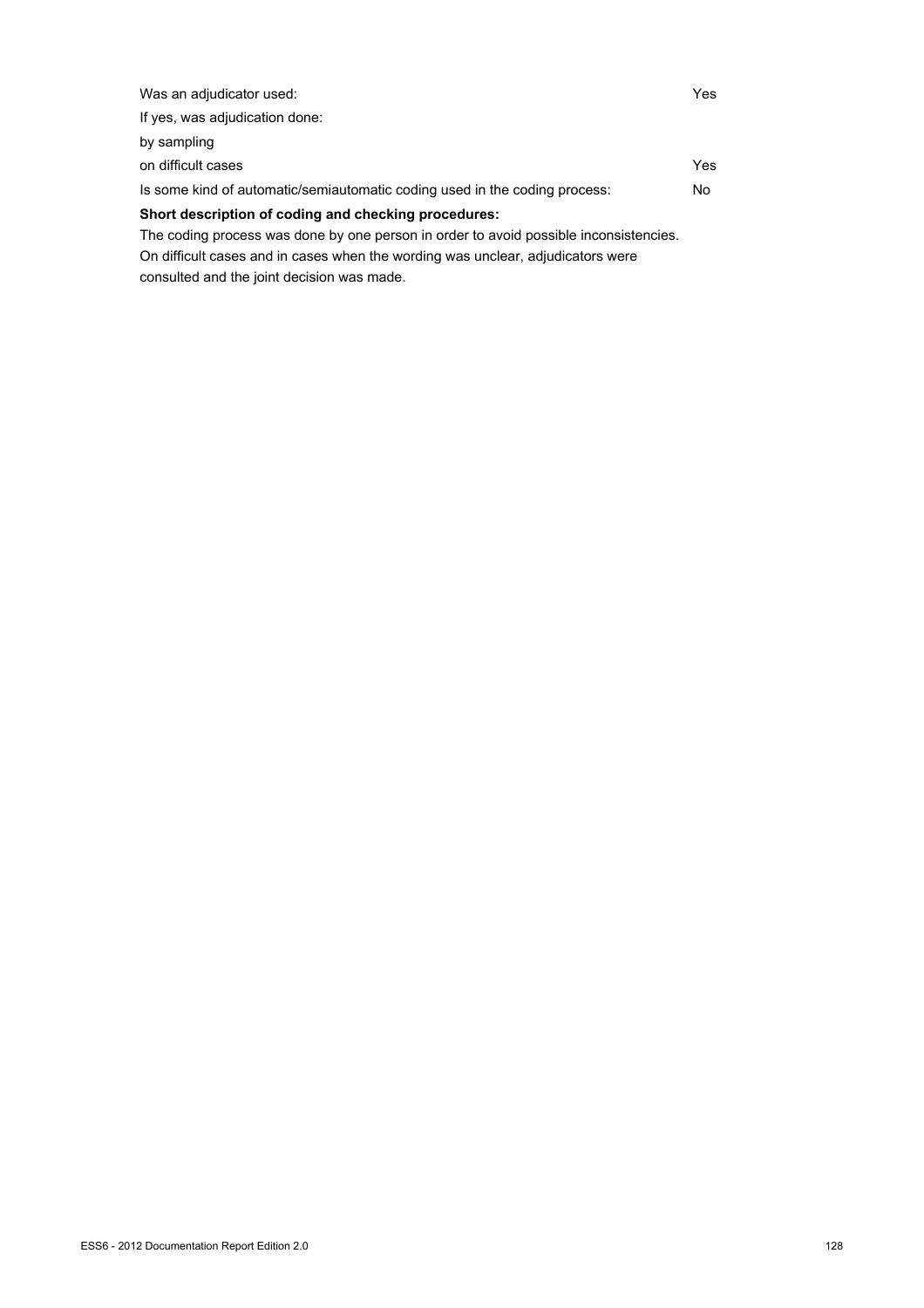| | |
|---|---|
| Was an adjudicator used: | Yes |
| If yes, was adjudication done: | |
| by sampling | |
| on difficult cases | Yes |
| Is some kind of automatic/semiautomatic coding used in the coding process: | No |

**Short description of coding and checking procedures:**

The coding process was done by one person in order to avoid possible inconsistencies. On difficult cases and in cases when the wording was unclear, adjudicators were consulted and the joint decision was made.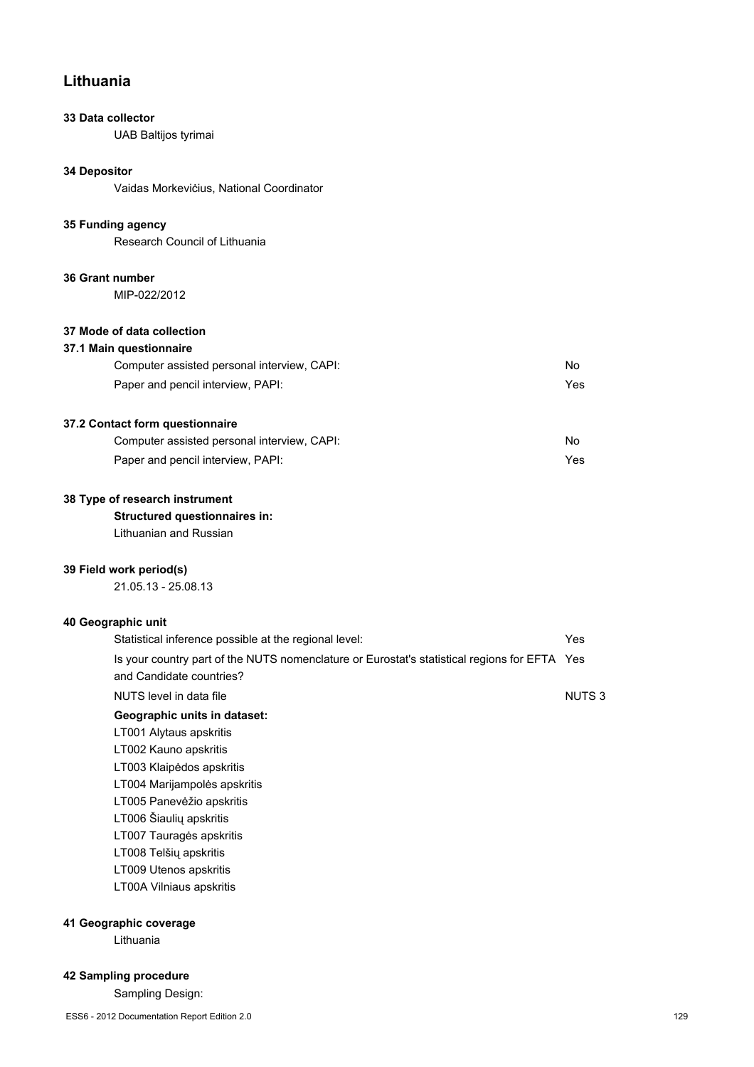## Lithuania

**33 Data collector**

UAB Baltijos tyrimai

**34 Depositor**

Vaidas Morkevićius, National Coordinator

**35 Funding agency**

Research Council of Lithuania

**36 Grant number**

MIP-022/2012

**37 Mode of data collection**

**37.1 Main questionnaire**

| | |
|---|---|
| Computer assisted personal interview, CAPI: | No |
| Paper and pencil interview, PAPI: | Yes |

**37.2 Contact form questionnaire**

| | |
|---|---|
| Computer assisted personal interview, CAPI: | No |
| Paper and pencil interview, PAPI: | Yes |

**38 Type of research instrument**

**Structured questionnaires in:**

Lithuanian and Russian

**39 Field work period(s)**

21.05.13 - 25.08.13

**40 Geographic unit**

| | |
|---|---|
| Statistical inference possible at the regional level: | Yes |
| Is your country part of the NUTS nomenclature or Eurostat's statistical regions for EFTA and Candidate countries? | Yes |
| NUTS level in data file | NUTS 3 |

**Geographic units in dataset:**

LT001 Alytaus apskritis
LT002 Kauno apskritis
LT003 Klaipėdos apskritis
LT004 Marijampolės apskritis
LT005 Panevėžio apskritis
LT006 Šiaulių apskritis
LT007 Tauragės apskritis
LT008 Telšių apskritis
LT009 Utenos apskritis
LT00A Vilniaus apskritis

**41 Geographic coverage**

Lithuania

**42 Sampling procedure**

Sampling Design: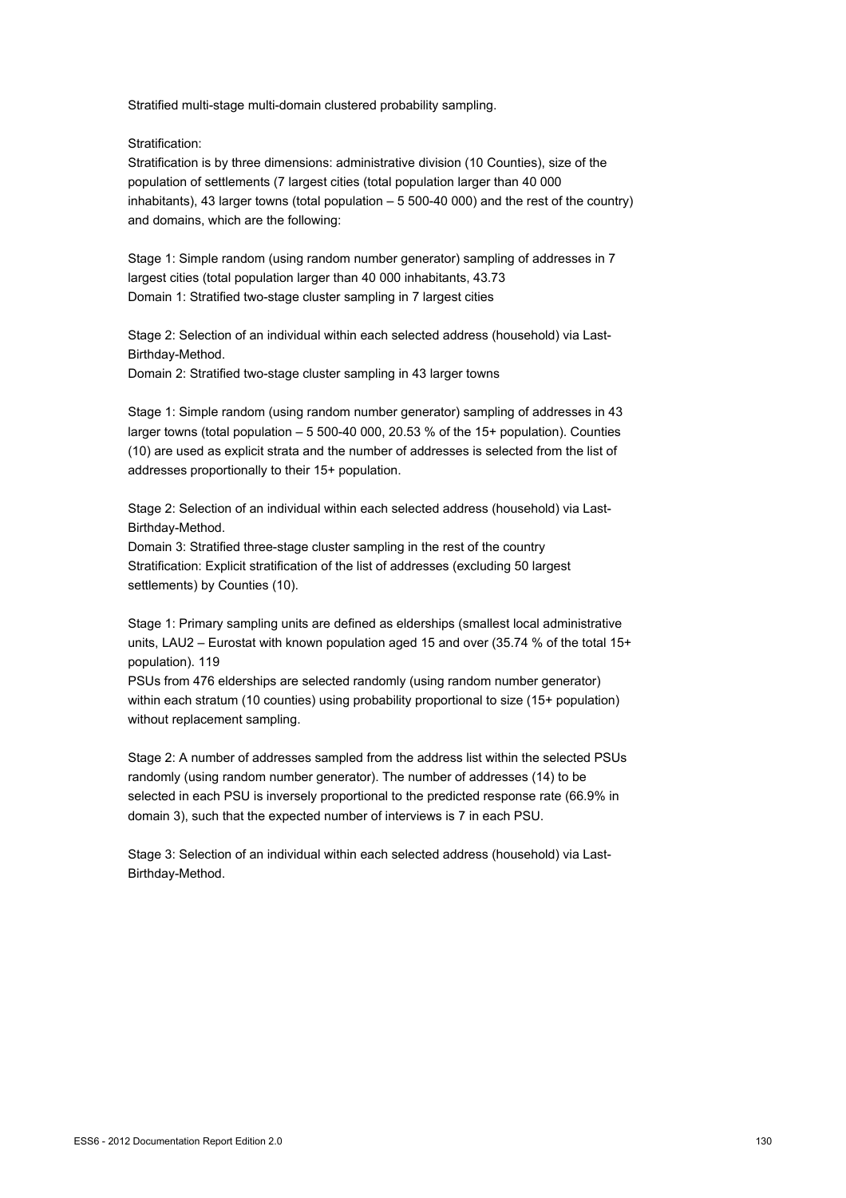Stratified multi-stage multi-domain clustered probability sampling.

Stratification:

Stratification is by three dimensions: administrative division (10 Counties), size of the population of settlements (7 largest cities (total population larger than 40 000 inhabitants), 43 larger towns (total population – 5 500-40 000) and the rest of the country) and domains, which are the following:

Stage 1: Simple random (using random number generator) sampling of addresses in 7 largest cities (total population larger than 40 000 inhabitants, 43.73
Domain 1: Stratified two-stage cluster sampling in 7 largest cities

Stage 2: Selection of an individual within each selected address (household) via Last-Birthday-Method.
Domain 2: Stratified two-stage cluster sampling in 43 larger towns

Stage 1: Simple random (using random number generator) sampling of addresses in 43 larger towns (total population – 5 500-40 000, 20.53 % of the 15+ population). Counties (10) are used as explicit strata and the number of addresses is selected from the list of addresses proportionally to their 15+ population.

Stage 2: Selection of an individual within each selected address (household) via Last-Birthday-Method.
Domain 3: Stratified three-stage cluster sampling in the rest of the country
Stratification: Explicit stratification of the list of addresses (excluding 50 largest settlements) by Counties (10).

Stage 1: Primary sampling units are defined as elderships (smallest local administrative units, LAU2 – Eurostat with known population aged 15 and over (35.74 % of the total 15+ population). 119
PSUs from 476 elderships are selected randomly (using random number generator) within each stratum (10 counties) using probability proportional to size (15+ population) without replacement sampling.

Stage 2: A number of addresses sampled from the address list within the selected PSUs randomly (using random number generator). The number of addresses (14) to be selected in each PSU is inversely proportional to the predicted response rate (66.9% in domain 3), such that the expected number of interviews is 7 in each PSU.

Stage 3: Selection of an individual within each selected address (household) via Last-Birthday-Method.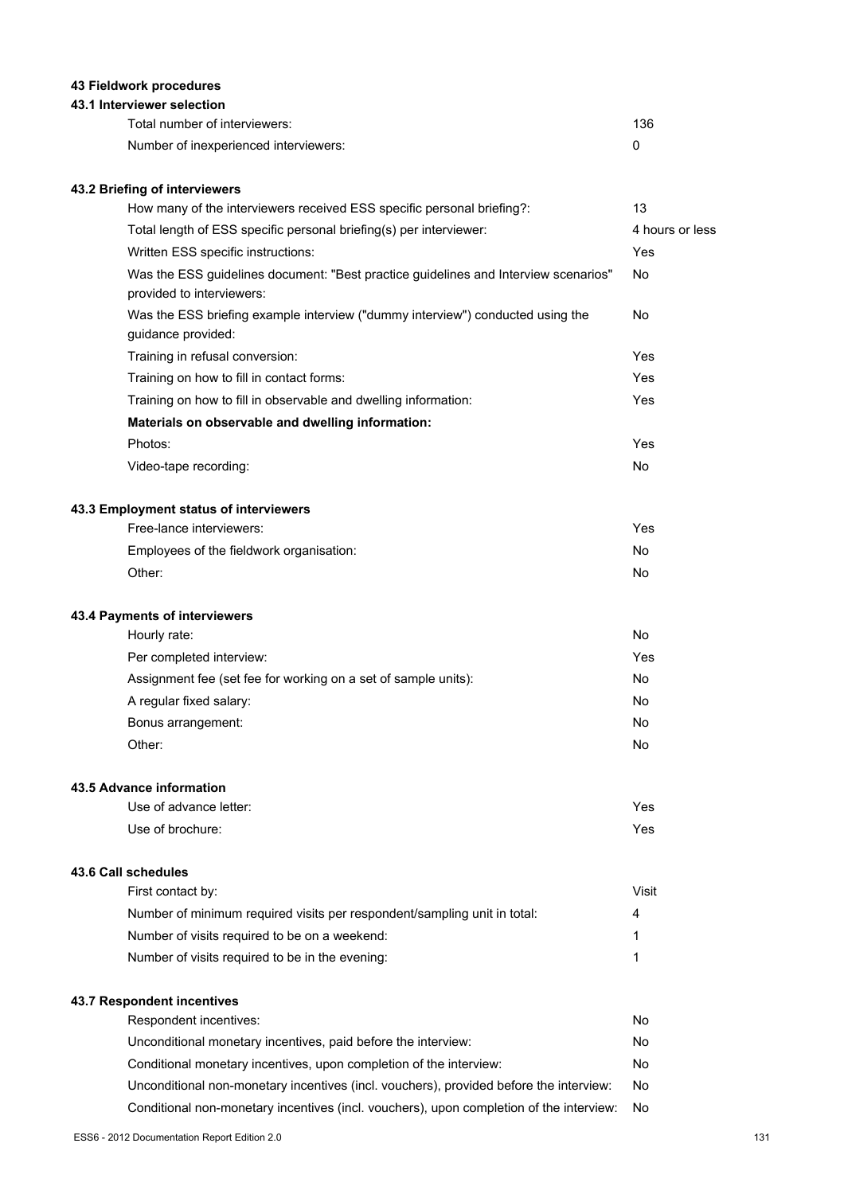## 43 Fieldwork procedures

### 43.1 Interviewer selection

| | |
|---|---|
| Total number of interviewers: | 136 |
| Number of inexperienced interviewers: | 0 |

### 43.2 Briefing of interviewers

| | |
|---|---|
| How many of the interviewers received ESS specific personal briefing?: | 13 |
| Total length of ESS specific personal briefing(s) per interviewer: | 4 hours or less |
| Written ESS specific instructions: | Yes |
| Was the ESS guidelines document: "Best practice guidelines and Interview scenarios" provided to interviewers: | No |
| Was the ESS briefing example interview ("dummy interview") conducted using the guidance provided: | No |
| Training in refusal conversion: | Yes |
| Training on how to fill in contact forms: | Yes |
| Training on how to fill in observable and dwelling information: | Yes |
| **Materials on observable and dwelling information:** | |
| Photos: | Yes |
| Video-tape recording: | No |

### 43.3 Employment status of interviewers

| | |
|---|---|
| Free-lance interviewers: | Yes |
| Employees of the fieldwork organisation: | No |
| Other: | No |

### 43.4 Payments of interviewers

| | |
|---|---|
| Hourly rate: | No |
| Per completed interview: | Yes |
| Assignment fee (set fee for working on a set of sample units): | No |
| A regular fixed salary: | No |
| Bonus arrangement: | No |
| Other: | No |

### 43.5 Advance information

| | |
|---|---|
| Use of advance letter: | Yes |
| Use of brochure: | Yes |

### 43.6 Call schedules

| | |
|---|---|
| First contact by: | Visit |
| Number of minimum required visits per respondent/sampling unit in total: | 4 |
| Number of visits required to be on a weekend: | 1 |
| Number of visits required to be in the evening: | 1 |

### 43.7 Respondent incentives

| | |
|---|---|
| Respondent incentives: | No |
| Unconditional monetary incentives, paid before the interview: | No |
| Conditional monetary incentives, upon completion of the interview: | No |
| Unconditional non-monetary incentives (incl. vouchers), provided before the interview: | No |
| Conditional non-monetary incentives (incl. vouchers), upon completion of the interview: | No |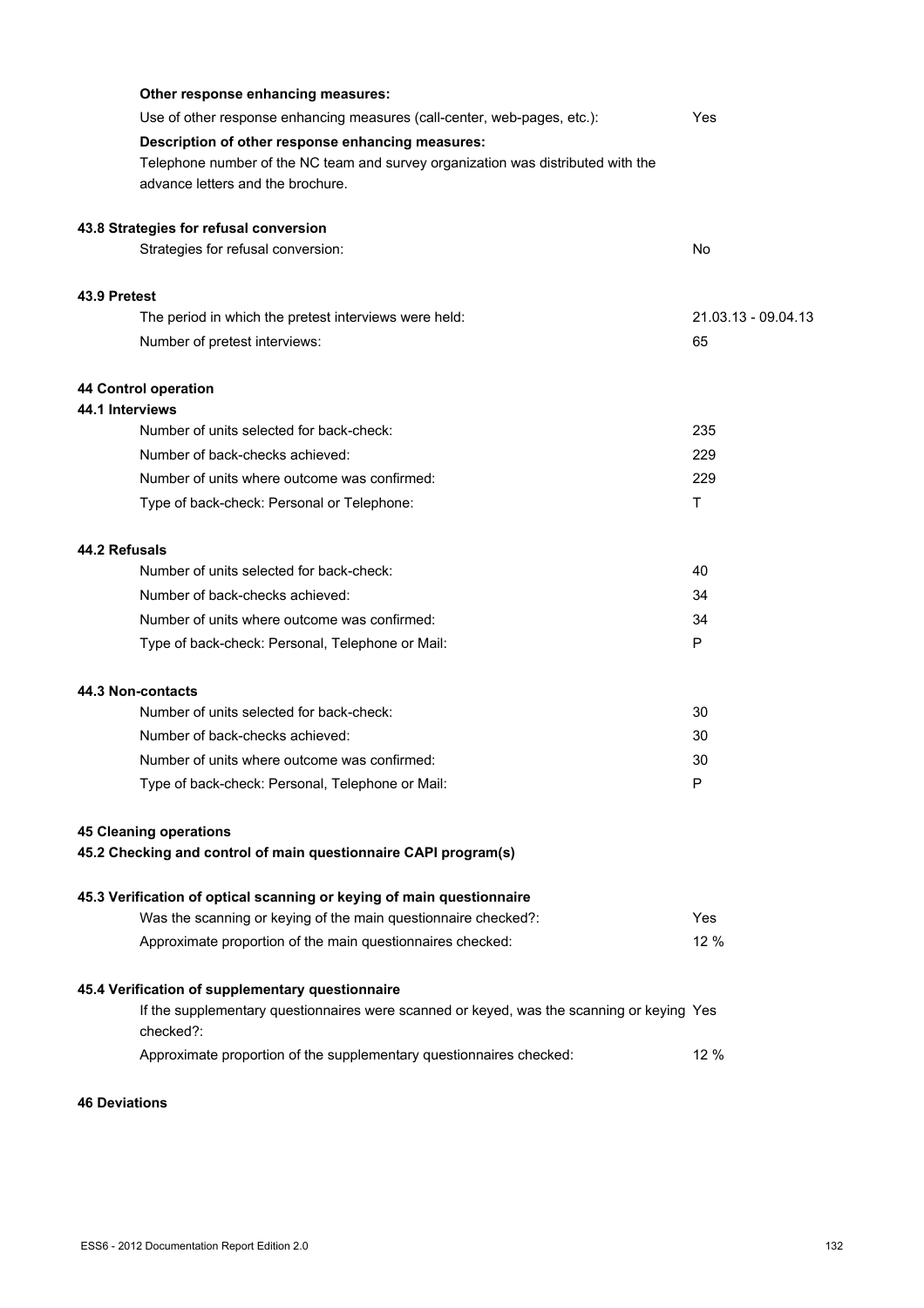**Other response enhancing measures:**

| | |
|---|---|
| Use of other response enhancing measures (call-center, web-pages, etc.): | Yes |

**Description of other response enhancing measures:**

Telephone number of the NC team and survey organization was distributed with the advance letters and the brochure.

### 43.8 Strategies for refusal conversion

| | |
|---|---|
| Strategies for refusal conversion: | No |

### 43.9 Pretest

| | |
|---|---|
| The period in which the pretest interviews were held: | 21.03.13 - 09.04.13 |
| Number of pretest interviews: | 65 |

## 44 Control operation

### 44.1 Interviews

| | |
|---|---|
| Number of units selected for back-check: | 235 |
| Number of back-checks achieved: | 229 |
| Number of units where outcome was confirmed: | 229 |
| Type of back-check: Personal or Telephone: | T |

### 44.2 Refusals

| | |
|---|---|
| Number of units selected for back-check: | 40 |
| Number of back-checks achieved: | 34 |
| Number of units where outcome was confirmed: | 34 |
| Type of back-check: Personal, Telephone or Mail: | P |

### 44.3 Non-contacts

| | |
|---|---|
| Number of units selected for back-check: | 30 |
| Number of back-checks achieved: | 30 |
| Number of units where outcome was confirmed: | 30 |
| Type of back-check: Personal, Telephone or Mail: | P |

## 45 Cleaning operations

### 45.2 Checking and control of main questionnaire CAPI program(s)

### 45.3 Verification of optical scanning or keying of main questionnaire

| | |
|---|---|
| Was the scanning or keying of the main questionnaire checked?: | Yes |
| Approximate proportion of the main questionnaires checked: | 12 % |

### 45.4 Verification of supplementary questionnaire

| | |
|---|---|
| If the supplementary questionnaires were scanned or keyed, was the scanning or keying checked?: | Yes |
| Approximate proportion of the supplementary questionnaires checked: | 12 % |

## 46 Deviations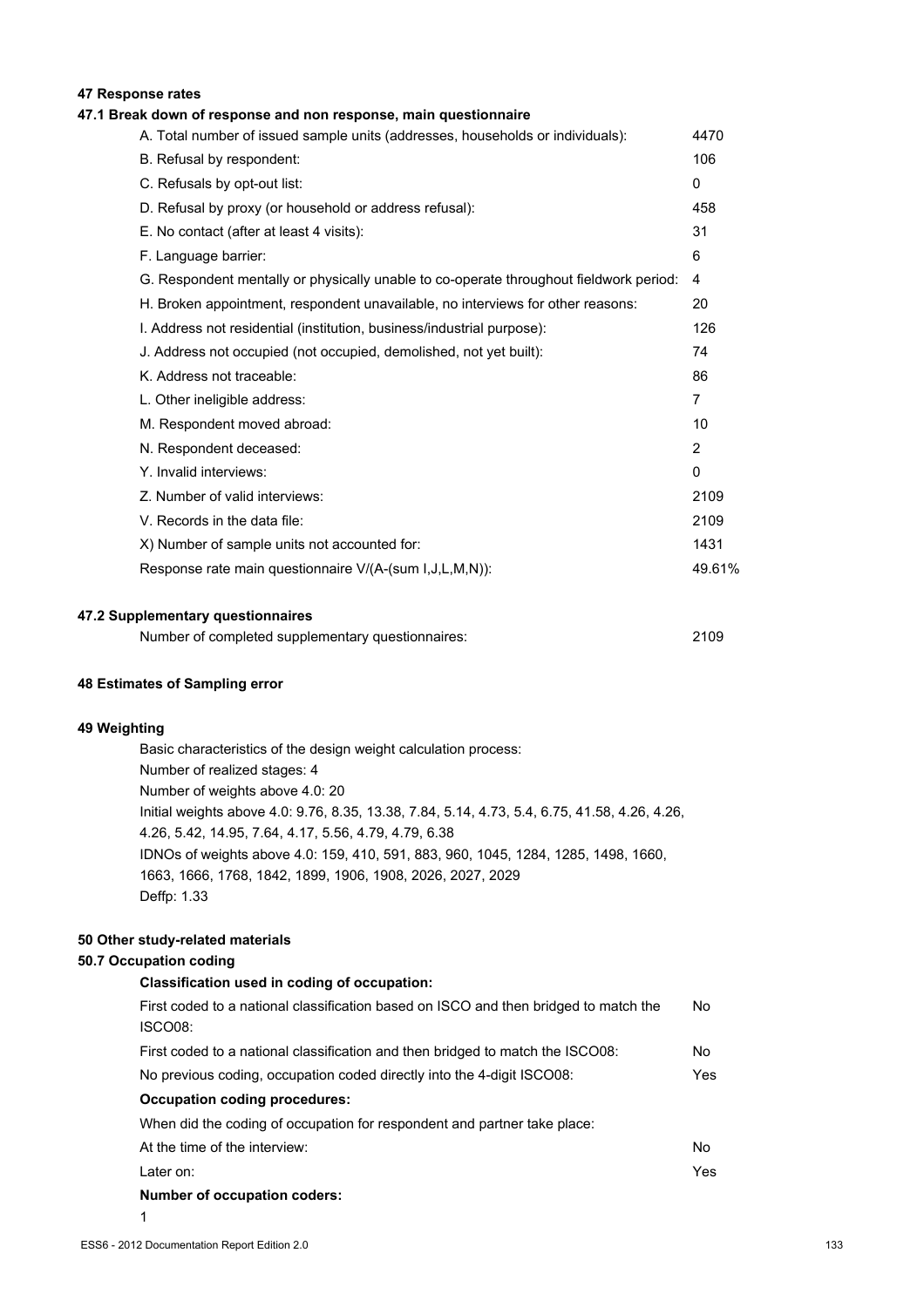## 47 Response rates

### 47.1 Break down of response and non response, main questionnaire

| | |
|---|---|
| A. Total number of issued sample units (addresses, households or individuals): | 4470 |
| B. Refusal by respondent: | 106 |
| C. Refusals by opt-out list: | 0 |
| D. Refusal by proxy (or household or address refusal): | 458 |
| E. No contact (after at least 4 visits): | 31 |
| F. Language barrier: | 6 |
| G. Respondent mentally or physically unable to co-operate throughout fieldwork period: | 4 |
| H. Broken appointment, respondent unavailable, no interviews for other reasons: | 20 |
| I. Address not residential (institution, business/industrial purpose): | 126 |
| J. Address not occupied (not occupied, demolished, not yet built): | 74 |
| K. Address not traceable: | 86 |
| L. Other ineligible address: | 7 |
| M. Respondent moved abroad: | 10 |
| N. Respondent deceased: | 2 |
| Y. Invalid interviews: | 0 |
| Z. Number of valid interviews: | 2109 |
| V. Records in the data file: | 2109 |
| X) Number of sample units not accounted for: | 1431 |
| Response rate main questionnaire V/(A-(sum I,J,L,M,N)): | 49.61% |

### 47.2 Supplementary questionnaires

| | |
|---|---|
| Number of completed supplementary questionnaires: | 2109 |

## 48 Estimates of Sampling error

## 49 Weighting

Basic characteristics of the design weight calculation process:

Number of realized stages: 4

Number of weights above 4.0: 20

Initial weights above 4.0: 9.76, 8.35, 13.38, 7.84, 5.14, 4.73, 5.4, 6.75, 41.58, 4.26, 4.26, 4.26, 5.42, 14.95, 7.64, 4.17, 5.56, 4.79, 4.79, 6.38

IDNOs of weights above 4.0: 159, 410, 591, 883, 960, 1045, 1284, 1285, 1498, 1660, 1663, 1666, 1768, 1842, 1899, 1906, 1908, 2026, 2027, 2029

Deffp: 1.33

## 50 Other study-related materials

### 50.7 Occupation coding

**Classification used in coding of occupation:**

| | |
|---|---|
| First coded to a national classification based on ISCO and then bridged to match the ISCO08: | No |
| First coded to a national classification and then bridged to match the ISCO08: | No |
| No previous coding, occupation coded directly into the 4-digit ISCO08: | Yes |

**Occupation coding procedures:**

When did the coding of occupation for respondent and partner take place:

| | |
|---|---|
| At the time of the interview: | No |
| Later on: | Yes |

**Number of occupation coders:**

1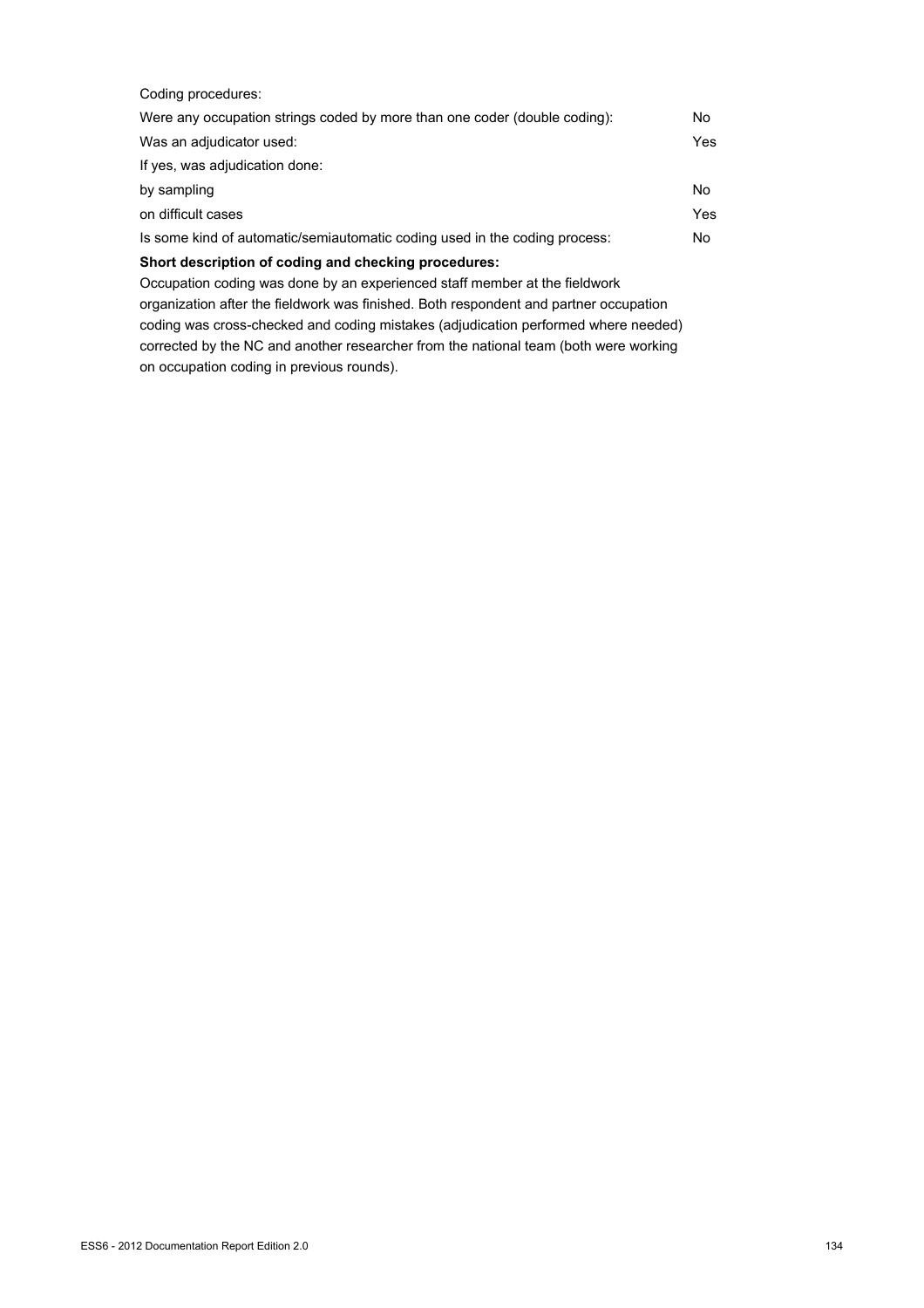Coding procedures:

| | |
|---|---|
| Were any occupation strings coded by more than one coder (double coding): | No |
| Was an adjudicator used: | Yes |
| If yes, was adjudication done: | |
| by sampling | No |
| on difficult cases | Yes |
| Is some kind of automatic/semiautomatic coding used in the coding process: | No |

**Short description of coding and checking procedures:**

Occupation coding was done by an experienced staff member at the fieldwork organization after the fieldwork was finished. Both respondent and partner occupation coding was cross-checked and coding mistakes (adjudication performed where needed) corrected by the NC and another researcher from the national team (both were working on occupation coding in previous rounds).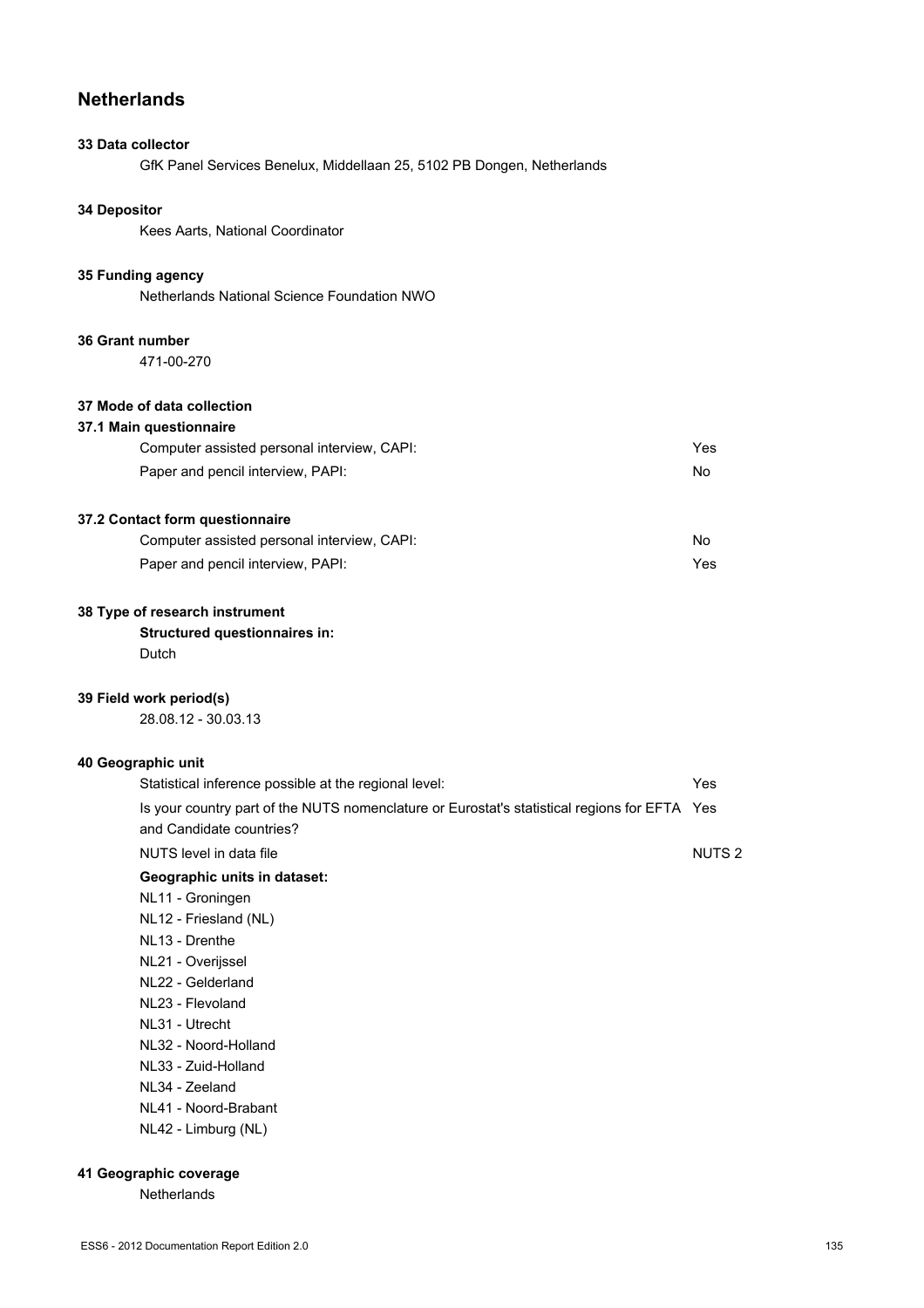## Netherlands

**33 Data collector**

GfK Panel Services Benelux, Middellaan 25, 5102 PB Dongen, Netherlands

**34 Depositor**

Kees Aarts, National Coordinator

**35 Funding agency**

Netherlands National Science Foundation NWO

**36 Grant number**

471-00-270

**37 Mode of data collection**

**37.1 Main questionnaire**

| | |
|---|---|
| Computer assisted personal interview, CAPI: | Yes |
| Paper and pencil interview, PAPI: | No |

**37.2 Contact form questionnaire**

| | |
|---|---|
| Computer assisted personal interview, CAPI: | No |
| Paper and pencil interview, PAPI: | Yes |

**38 Type of research instrument**

**Structured questionnaires in:**

Dutch

**39 Field work period(s)**

28.08.12 - 30.03.13

**40 Geographic unit**

| | |
|---|---|
| Statistical inference possible at the regional level: | Yes |
| Is your country part of the NUTS nomenclature or Eurostat's statistical regions for EFTA and Candidate countries? | Yes |
| NUTS level in data file | NUTS 2 |

**Geographic units in dataset:**

NL11 - Groningen
NL12 - Friesland (NL)
NL13 - Drenthe
NL21 - Overijssel
NL22 - Gelderland
NL23 - Flevoland
NL31 - Utrecht
NL32 - Noord-Holland
NL33 - Zuid-Holland
NL34 - Zeeland
NL41 - Noord-Brabant
NL42 - Limburg (NL)

**41 Geographic coverage**

Netherlands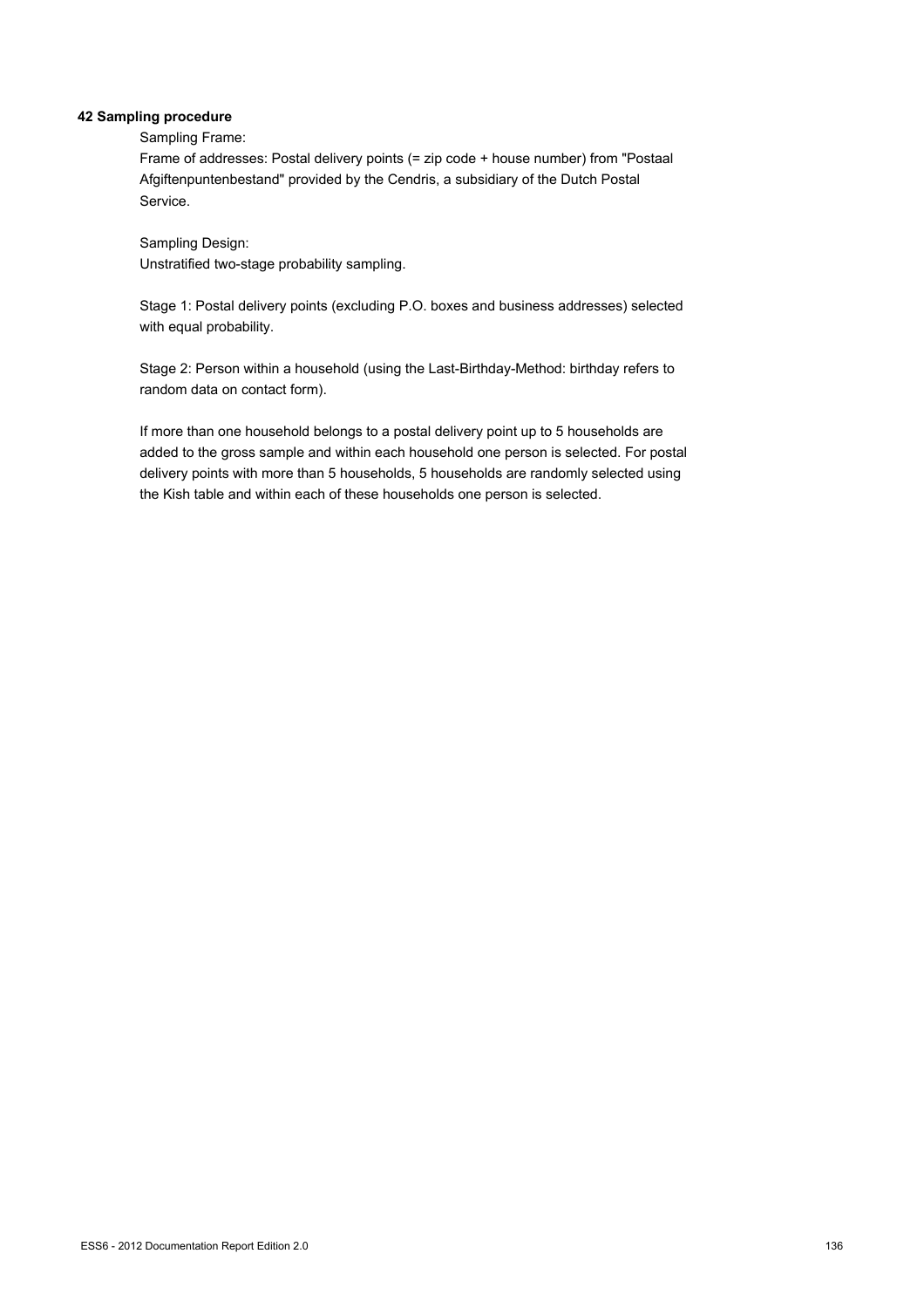**42 Sampling procedure**

Sampling Frame:
Frame of addresses: Postal delivery points (= zip code + house number) from "Postaal Afgiftenpuntenbestand" provided by the Cendris, a subsidiary of the Dutch Postal Service.

Sampling Design:
Unstratified two-stage probability sampling.

Stage 1: Postal delivery points (excluding P.O. boxes and business addresses) selected with equal probability.

Stage 2: Person within a household (using the Last-Birthday-Method: birthday refers to random data on contact form).

If more than one household belongs to a postal delivery point up to 5 households are added to the gross sample and within each household one person is selected. For postal delivery points with more than 5 households, 5 households are randomly selected using the Kish table and within each of these households one person is selected.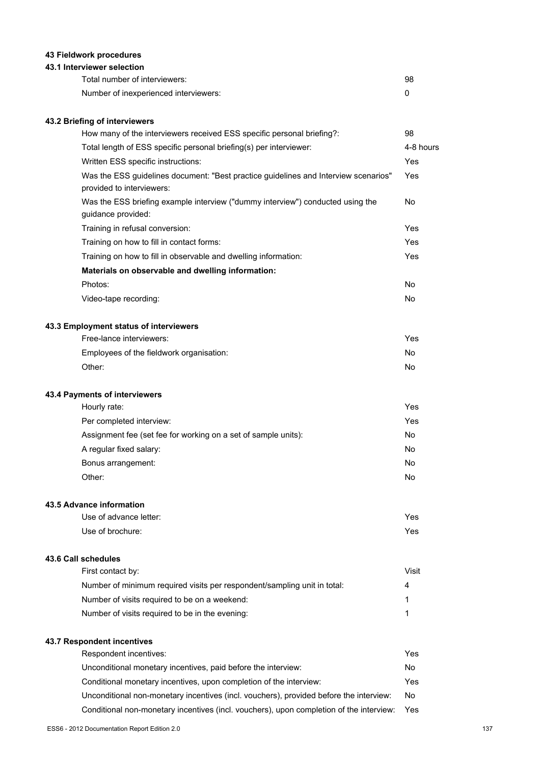**43 Fieldwork procedures**

**43.1 Interviewer selection**

| | |
|---|---|
| Total number of interviewers: | 98 |
| Number of inexperienced interviewers: | 0 |

**43.2 Briefing of interviewers**

| | |
|---|---|
| How many of the interviewers received ESS specific personal briefing?: | 98 |
| Total length of ESS specific personal briefing(s) per interviewer: | 4-8 hours |
| Written ESS specific instructions: | Yes |
| Was the ESS guidelines document: "Best practice guidelines and Interview scenarios" provided to interviewers: | Yes |
| Was the ESS briefing example interview ("dummy interview") conducted using the guidance provided: | No |
| Training in refusal conversion: | Yes |
| Training on how to fill in contact forms: | Yes |
| Training on how to fill in observable and dwelling information: | Yes |
| **Materials on observable and dwelling information:** | |
| Photos: | No |
| Video-tape recording: | No |

**43.3 Employment status of interviewers**

| | |
|---|---|
| Free-lance interviewers: | Yes |
| Employees of the fieldwork organisation: | No |
| Other: | No |

**43.4 Payments of interviewers**

| | |
|---|---|
| Hourly rate: | Yes |
| Per completed interview: | Yes |
| Assignment fee (set fee for working on a set of sample units): | No |
| A regular fixed salary: | No |
| Bonus arrangement: | No |
| Other: | No |

**43.5 Advance information**

| | |
|---|---|
| Use of advance letter: | Yes |
| Use of brochure: | Yes |

**43.6 Call schedules**

| | |
|---|---|
| First contact by: | Visit |
| Number of minimum required visits per respondent/sampling unit in total: | 4 |
| Number of visits required to be on a weekend: | 1 |
| Number of visits required to be in the evening: | 1 |

**43.7 Respondent incentives**

| | |
|---|---|
| Respondent incentives: | Yes |
| Unconditional monetary incentives, paid before the interview: | No |
| Conditional monetary incentives, upon completion of the interview: | Yes |
| Unconditional non-monetary incentives (incl. vouchers), provided before the interview: | No |
| Conditional non-monetary incentives (incl. vouchers), upon completion of the interview: | Yes |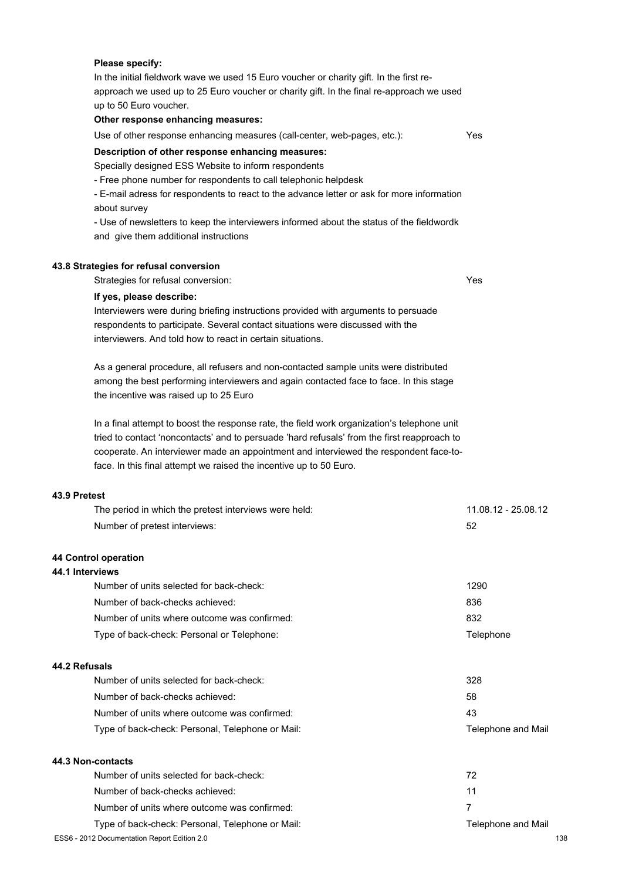**Please specify:**

In the initial fieldwork wave we used 15 Euro voucher or charity gift. In the first re-approach we used up to 25 Euro voucher or charity gift. In the final re-approach we used up to 50 Euro voucher.

**Other response enhancing measures:**

| | |
|---|---|
| Use of other response enhancing measures (call-center, web-pages, etc.): | Yes |

**Description of other response enhancing measures:**

Specially designed ESS Website to inform respondents

- Free phone number for respondents to call telephonic helpdesk
- E-mail adress for respondents to react to the advance letter or ask for more information about survey
- Use of newsletters to keep the interviewers informed about the status of the fieldwordk and give them additional instructions

### 43.8 Strategies for refusal conversion

| | |
|---|---|
| Strategies for refusal conversion: | Yes |

**If yes, please describe:**

Interviewers were during briefing instructions provided with arguments to persuade respondents to participate. Several contact situations were discussed with the interviewers. And told how to react in certain situations.

As a general procedure, all refusers and non-contacted sample units were distributed among the best performing interviewers and again contacted face to face. In this stage the incentive was raised up to 25 Euro

In a final attempt to boost the response rate, the field work organization's telephone unit tried to contact 'noncontacts' and to persuade 'hard refusals' from the first reapproach to cooperate. An interviewer made an appointment and interviewed the respondent face-to-face. In this final attempt we raised the incentive up to 50 Euro.

### 43.9 Pretest

| | |
|---|---|
| The period in which the pretest interviews were held: | 11.08.12 - 25.08.12 |
| Number of pretest interviews: | 52 |

## 44 Control operation

### 44.1 Interviews

| | |
|---|---|
| Number of units selected for back-check: | 1290 |
| Number of back-checks achieved: | 836 |
| Number of units where outcome was confirmed: | 832 |
| Type of back-check: Personal or Telephone: | Telephone |

### 44.2 Refusals

| | |
|---|---|
| Number of units selected for back-check: | 328 |
| Number of back-checks achieved: | 58 |
| Number of units where outcome was confirmed: | 43 |
| Type of back-check: Personal, Telephone or Mail: | Telephone and Mail |

### 44.3 Non-contacts

| | |
|---|---|
| Number of units selected for back-check: | 72 |
| Number of back-checks achieved: | 11 |
| Number of units where outcome was confirmed: | 7 |
| Type of back-check: Personal, Telephone or Mail: | Telephone and Mail |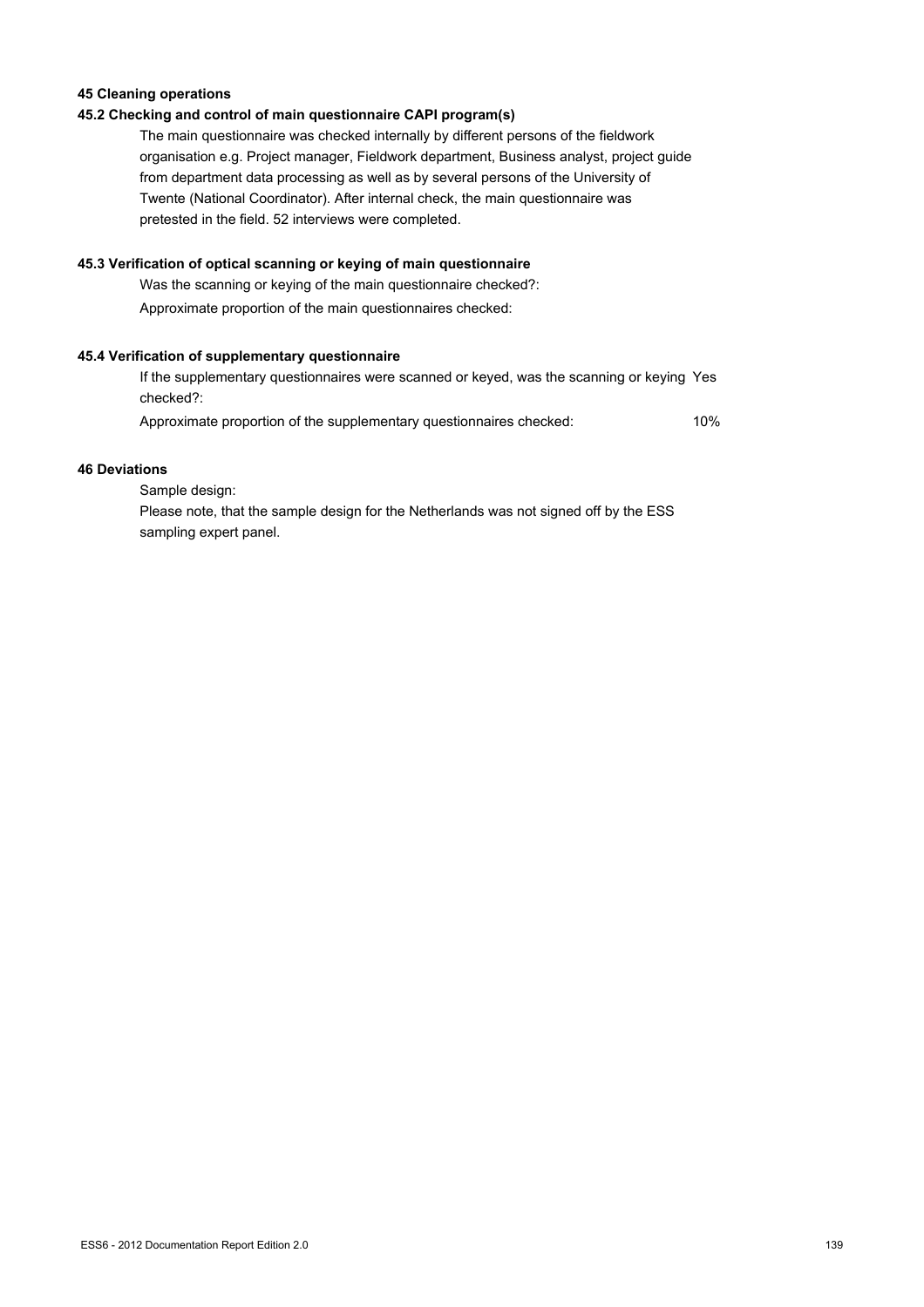**45 Cleaning operations**

**45.2 Checking and control of main questionnaire CAPI program(s)**

The main questionnaire was checked internally by different persons of the fieldwork organisation e.g. Project manager, Fieldwork department, Business analyst, project guide from department data processing as well as by several persons of the University of Twente (National Coordinator). After internal check, the main questionnaire was pretested in the field. 52 interviews were completed.

**45.3 Verification of optical scanning or keying of main questionnaire**

Was the scanning or keying of the main questionnaire checked?:

Approximate proportion of the main questionnaires checked:

**45.4 Verification of supplementary questionnaire**

If the supplementary questionnaires were scanned or keyed, was the scanning or keying checked?: Yes

Approximate proportion of the supplementary questionnaires checked: 10%

**46 Deviations**

Sample design:

Please note, that the sample design for the Netherlands was not signed off by the ESS sampling expert panel.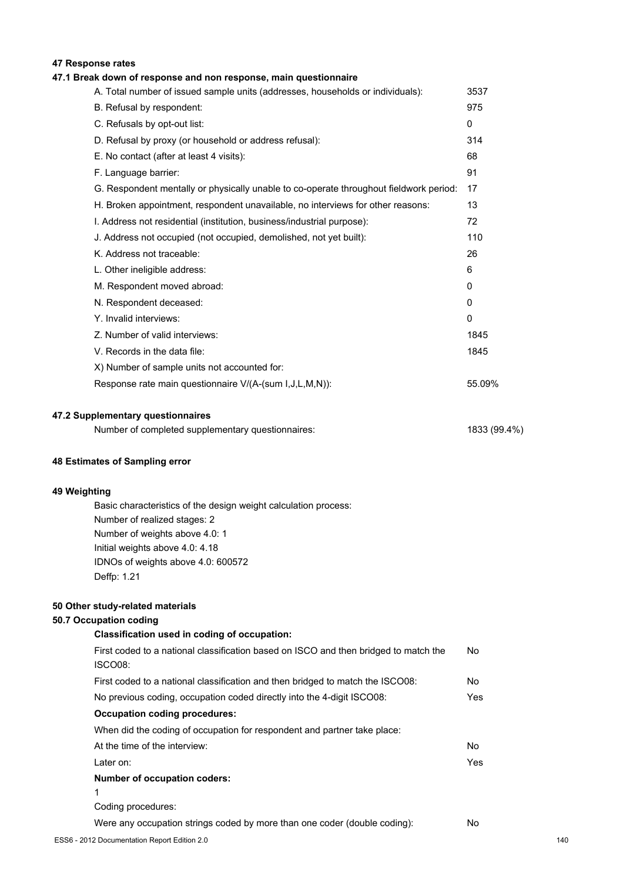## 47 Response rates

### 47.1 Break down of response and non response, main questionnaire

| | |
|---|---|
| A. Total number of issued sample units (addresses, households or individuals): | 3537 |
| B. Refusal by respondent: | 975 |
| C. Refusals by opt-out list: | 0 |
| D. Refusal by proxy (or household or address refusal): | 314 |
| E. No contact (after at least 4 visits): | 68 |
| F. Language barrier: | 91 |
| G. Respondent mentally or physically unable to co-operate throughout fieldwork period: | 17 |
| H. Broken appointment, respondent unavailable, no interviews for other reasons: | 13 |
| I. Address not residential (institution, business/industrial purpose): | 72 |
| J. Address not occupied (not occupied, demolished, not yet built): | 110 |
| K. Address not traceable: | 26 |
| L. Other ineligible address: | 6 |
| M. Respondent moved abroad: | 0 |
| N. Respondent deceased: | 0 |
| Y. Invalid interviews: | 0 |
| Z. Number of valid interviews: | 1845 |
| V. Records in the data file: | 1845 |
| X) Number of sample units not accounted for: | |
| Response rate main questionnaire V/(A-(sum I,J,L,M,N)): | 55.09% |

### 47.2 Supplementary questionnaires

| | |
|---|---|
| Number of completed supplementary questionnaires: | 1833 (99.4%) |

## 48 Estimates of Sampling error

## 49 Weighting

Basic characteristics of the design weight calculation process:
Number of realized stages: 2
Number of weights above 4.0: 1
Initial weights above 4.0: 4.18
IDNOs of weights above 4.0: 600572
Deffp: 1.21

## 50 Other study-related materials

### 50.7 Occupation coding

**Classification used in coding of occupation:**

| | |
|---|---|
| First coded to a national classification based on ISCO and then bridged to match the ISCO08: | No |
| First coded to a national classification and then bridged to match the ISCO08: | No |
| No previous coding, occupation coded directly into the 4-digit ISCO08: | Yes |

**Occupation coding procedures:**

When did the coding of occupation for respondent and partner take place:

| | |
|---|---|
| At the time of the interview: | No |
| Later on: | Yes |

**Number of occupation coders:**

1

Coding procedures:

| | |
|---|---|
| Were any occupation strings coded by more than one coder (double coding): | No |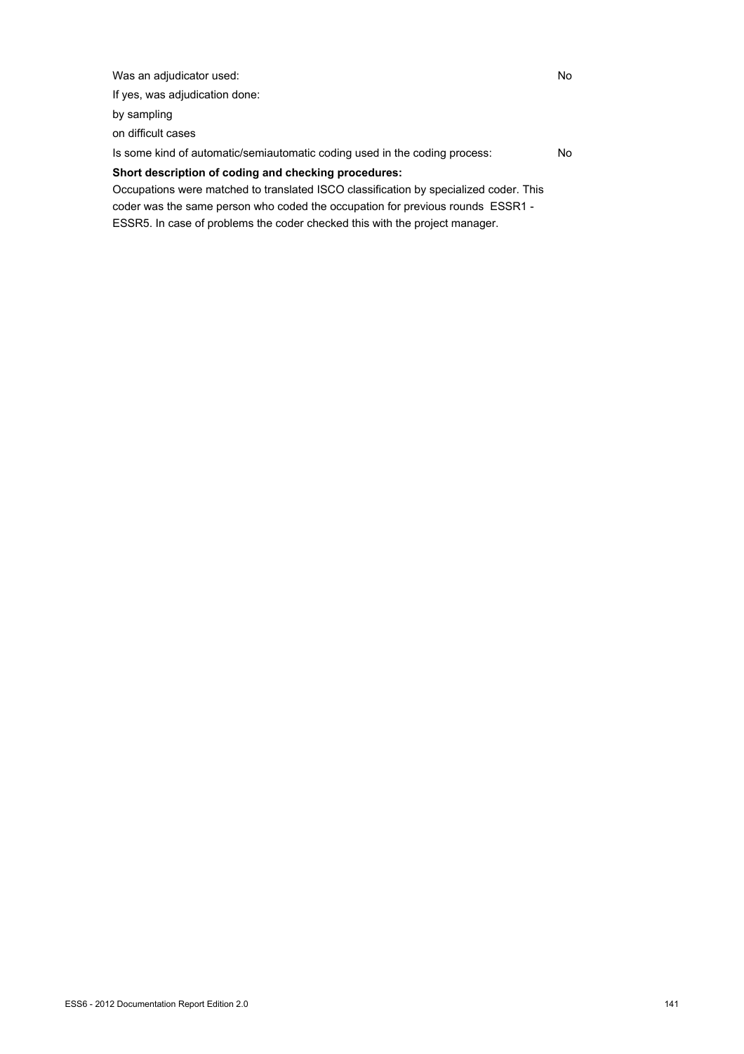| | |
|---|---|
| Was an adjudicator used: | No |
| If yes, was adjudication done: | |
| by sampling | |
| on difficult cases | |
| Is some kind of automatic/semiautomatic coding used in the coding process: | No |

**Short description of coding and checking procedures:**

Occupations were matched to translated ISCO classification by specialized coder. This coder was the same person who coded the occupation for previous rounds ESSR1 - ESSR5. In case of problems the coder checked this with the project manager.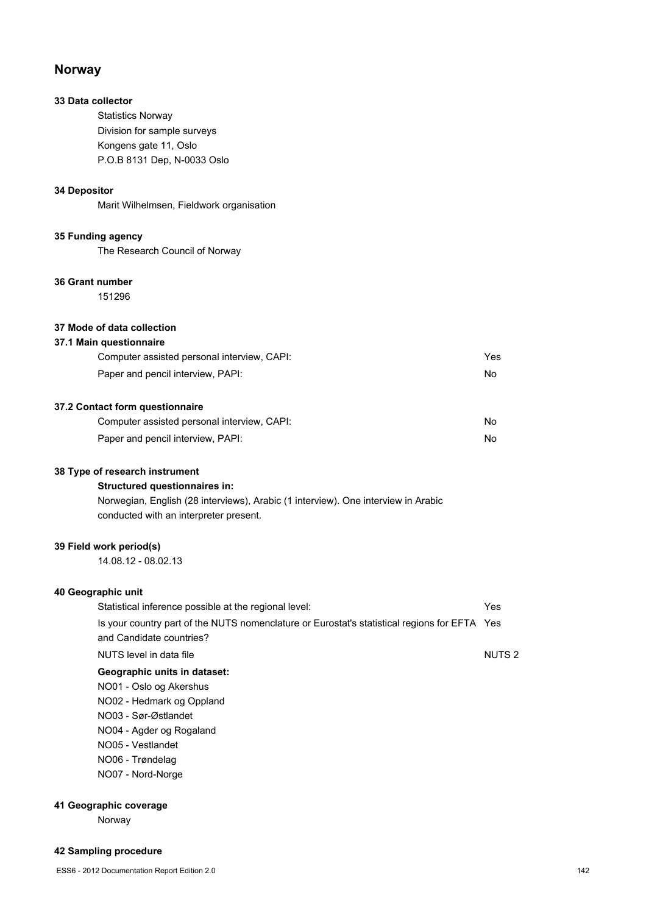## Norway

### 33 Data collector

Statistics Norway
Division for sample surveys
Kongens gate 11, Oslo
P.O.B 8131 Dep, N-0033 Oslo

### 34 Depositor

Marit Wilhelmsen, Fieldwork organisation

### 35 Funding agency

The Research Council of Norway

### 36 Grant number

151296

### 37 Mode of data collection

#### 37.1 Main questionnaire

| | |
|---|---|
| Computer assisted personal interview, CAPI: | Yes |
| Paper and pencil interview, PAPI: | No |

#### 37.2 Contact form questionnaire

| | |
|---|---|
| Computer assisted personal interview, CAPI: | No |
| Paper and pencil interview, PAPI: | No |

### 38 Type of research instrument

**Structured questionnaires in:**

Norwegian, English (28 interviews), Arabic (1 interview). One interview in Arabic conducted with an interpreter present.

### 39 Field work period(s)

14.08.12 - 08.02.13

### 40 Geographic unit

| | |
|---|---|
| Statistical inference possible at the regional level: | Yes |
| Is your country part of the NUTS nomenclature or Eurostat's statistical regions for EFTA and Candidate countries? | Yes |
| NUTS level in data file | NUTS 2 |

**Geographic units in dataset:**

NO01 - Oslo og Akershus
NO02 - Hedmark og Oppland
NO03 - Sør-Østlandet
NO04 - Agder og Rogaland
NO05 - Vestlandet
NO06 - Trøndelag
NO07 - Nord-Norge

### 41 Geographic coverage

Norway

### 42 Sampling procedure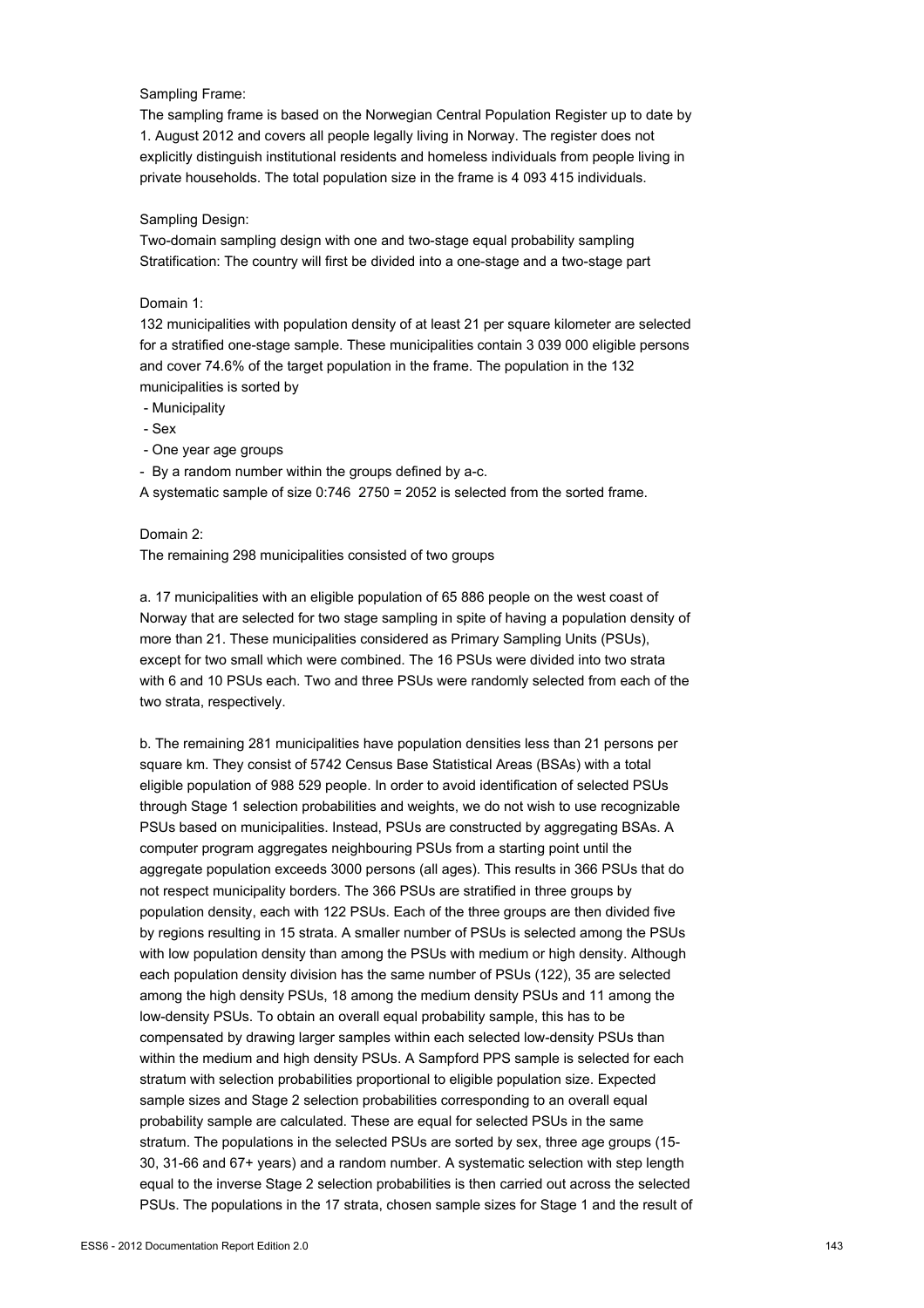Sampling Frame:
The sampling frame is based on the Norwegian Central Population Register up to date by 1. August 2012 and covers all people legally living in Norway. The register does not explicitly distinguish institutional residents and homeless individuals from people living in private households. The total population size in the frame is 4 093 415 individuals.

Sampling Design:
Two-domain sampling design with one and two-stage equal probability sampling
Stratification: The country will first be divided into a one-stage and a two-stage part

Domain 1:
132 municipalities with population density of at least 21 per square kilometer are selected for a stratified one-stage sample. These municipalities contain 3 039 000 eligible persons and cover 74.6% of the target population in the frame. The population in the 132 municipalities is sorted by

- Municipality
- Sex
- One year age groups
- By a random number within the groups defined by a-c.

A systematic sample of size 0:746 2750 = 2052 is selected from the sorted frame.

Domain 2:
The remaining 298 municipalities consisted of two groups

a. 17 municipalities with an eligible population of 65 886 people on the west coast of Norway that are selected for two stage sampling in spite of having a population density of more than 21. These municipalities considered as Primary Sampling Units (PSUs), except for two small which were combined. The 16 PSUs were divided into two strata with 6 and 10 PSUs each. Two and three PSUs were randomly selected from each of the two strata, respectively.

b. The remaining 281 municipalities have population densities less than 21 persons per square km. They consist of 5742 Census Base Statistical Areas (BSAs) with a total eligible population of 988 529 people. In order to avoid identification of selected PSUs through Stage 1 selection probabilities and weights, we do not wish to use recognizable PSUs based on municipalities. Instead, PSUs are constructed by aggregating BSAs. A computer program aggregates neighbouring PSUs from a starting point until the aggregate population exceeds 3000 persons (all ages). This results in 366 PSUs that do not respect municipality borders. The 366 PSUs are stratified in three groups by population density, each with 122 PSUs. Each of the three groups are then divided five by regions resulting in 15 strata. A smaller number of PSUs is selected among the PSUs with low population density than among the PSUs with medium or high density. Although each population density division has the same number of PSUs (122), 35 are selected among the high density PSUs, 18 among the medium density PSUs and 11 among the low-density PSUs. To obtain an overall equal probability sample, this has to be compensated by drawing larger samples within each selected low-density PSUs than within the medium and high density PSUs. A Sampford PPS sample is selected for each stratum with selection probabilities proportional to eligible population size. Expected sample sizes and Stage 2 selection probabilities corresponding to an overall equal probability sample are calculated. These are equal for selected PSUs in the same stratum. The populations in the selected PSUs are sorted by sex, three age groups (15-30, 31-66 and 67+ years) and a random number. A systematic selection with step length equal to the inverse Stage 2 selection probabilities is then carried out across the selected PSUs. The populations in the 17 strata, chosen sample sizes for Stage 1 and the result of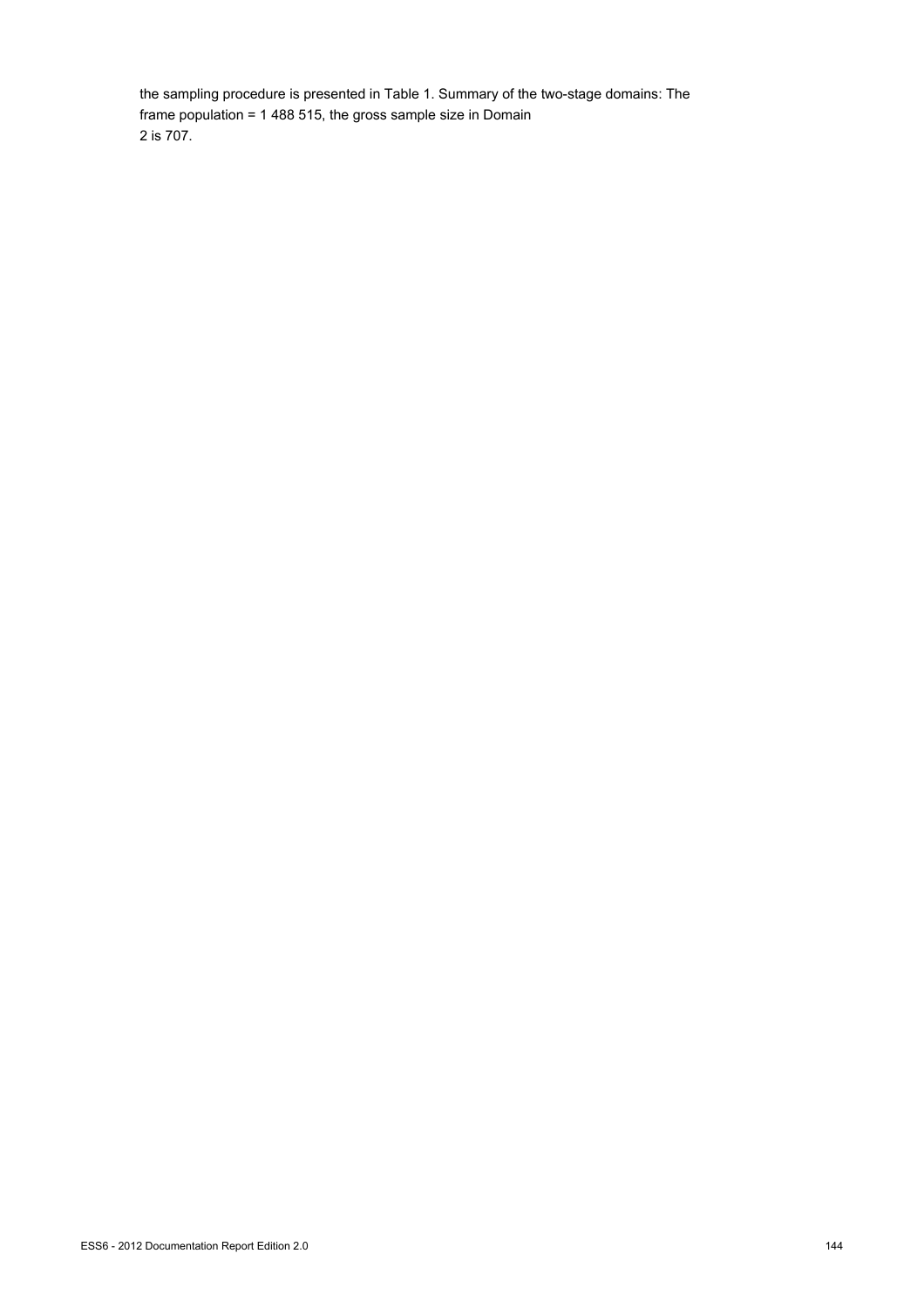the sampling procedure is presented in Table 1. Summary of the two-stage domains: The frame population = 1 488 515, the gross sample size in Domain 2 is 707.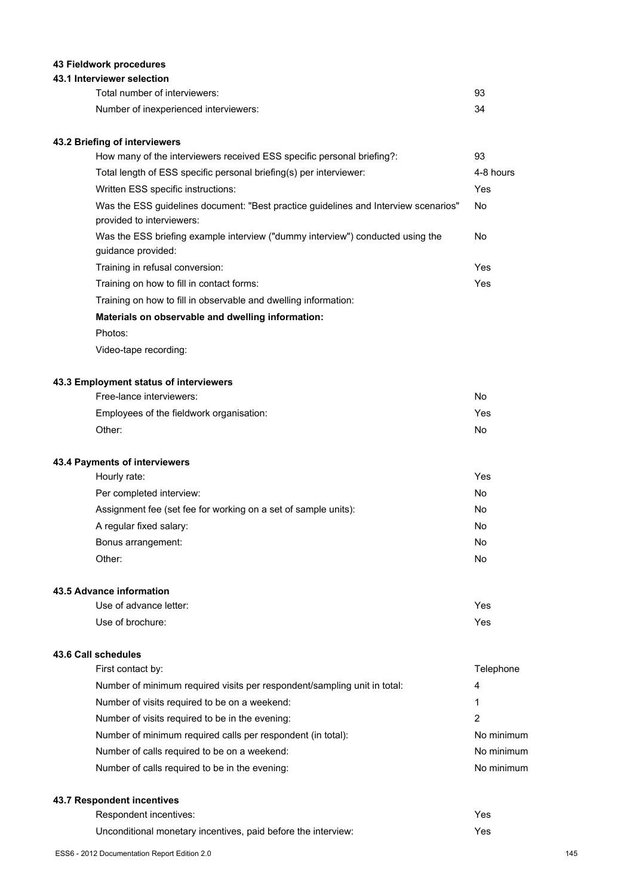## 43 Fieldwork procedures

### 43.1 Interviewer selection

| | |
|---|---|
| Total number of interviewers: | 93 |
| Number of inexperienced interviewers: | 34 |

### 43.2 Briefing of interviewers

| | |
|---|---|
| How many of the interviewers received ESS specific personal briefing?: | 93 |
| Total length of ESS specific personal briefing(s) per interviewer: | 4-8 hours |
| Written ESS specific instructions: | Yes |
| Was the ESS guidelines document: "Best practice guidelines and Interview scenarios" provided to interviewers: | No |
| Was the ESS briefing example interview ("dummy interview") conducted using the guidance provided: | No |
| Training in refusal conversion: | Yes |
| Training on how to fill in contact forms: | Yes |
| Training on how to fill in observable and dwelling information: | |
| **Materials on observable and dwelling information:** | |
| Photos: | |
| Video-tape recording: | |

### 43.3 Employment status of interviewers

| | |
|---|---|
| Free-lance interviewers: | No |
| Employees of the fieldwork organisation: | Yes |
| Other: | No |

### 43.4 Payments of interviewers

| | |
|---|---|
| Hourly rate: | Yes |
| Per completed interview: | No |
| Assignment fee (set fee for working on a set of sample units): | No |
| A regular fixed salary: | No |
| Bonus arrangement: | No |
| Other: | No |

### 43.5 Advance information

| | |
|---|---|
| Use of advance letter: | Yes |
| Use of brochure: | Yes |

### 43.6 Call schedules

| | |
|---|---|
| First contact by: | Telephone |
| Number of minimum required visits per respondent/sampling unit in total: | 4 |
| Number of visits required to be on a weekend: | 1 |
| Number of visits required to be in the evening: | 2 |
| Number of minimum required calls per respondent (in total): | No minimum |
| Number of calls required to be on a weekend: | No minimum |
| Number of calls required to be in the evening: | No minimum |

### 43.7 Respondent incentives

| | |
|---|---|
| Respondent incentives: | Yes |
| Unconditional monetary incentives, paid before the interview: | Yes |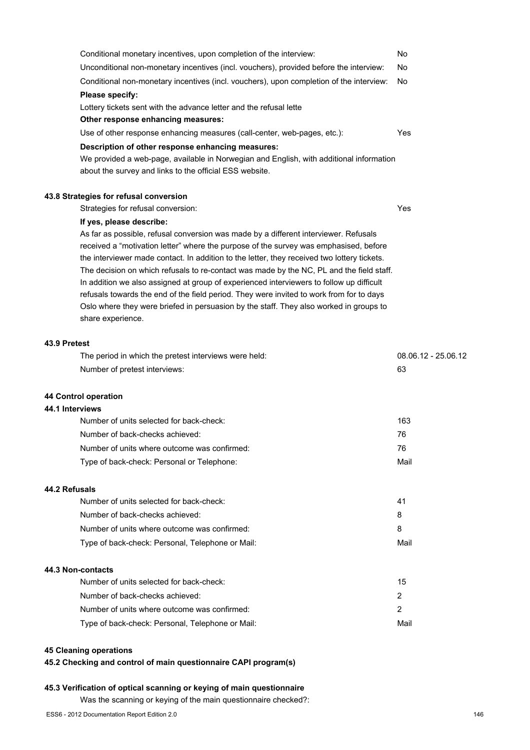Conditional monetary incentives, upon completion of the interview: No

Unconditional non-monetary incentives (incl. vouchers), provided before the interview: No

Conditional non-monetary incentives (incl. vouchers), upon completion of the interview: No

**Please specify:**

Lottery tickets sent with the advance letter and the refusal lette

**Other response enhancing measures:**

Use of other response enhancing measures (call-center, web-pages, etc.): Yes

**Description of other response enhancing measures:**

We provided a web-page, available in Norwegian and English, with additional information about the survey and links to the official ESS website.

### 43.8 Strategies for refusal conversion

Strategies for refusal conversion: Yes

**If yes, please describe:**

As far as possible, refusal conversion was made by a different interviewer. Refusals received a “motivation letter” where the purpose of the survey was emphasised, before the interviewer made contact. In addition to the letter, they received two lottery tickets. The decision on which refusals to re-contact was made by the NC, PL and the field staff. In addition we also assigned at group of experienced interviewers to follow up difficult refusals towards the end of the field period. They were invited to work from for to days Oslo where they were briefed in persuasion by the staff. They also worked in groups to share experience.

### 43.9 Pretest

The period in which the pretest interviews were held: 08.06.12 - 25.06.12

Number of pretest interviews: 63

## 44 Control operation

### 44.1 Interviews

Number of units selected for back-check: 163

Number of back-checks achieved: 76

Number of units where outcome was confirmed: 76

Type of back-check: Personal or Telephone: Mail

### 44.2 Refusals

Number of units selected for back-check: 41

Number of back-checks achieved: 8

Number of units where outcome was confirmed: 8

Type of back-check: Personal, Telephone or Mail: Mail

### 44.3 Non-contacts

Number of units selected for back-check: 15

Number of back-checks achieved: 2

Number of units where outcome was confirmed: 2

Type of back-check: Personal, Telephone or Mail: Mail

## 45 Cleaning operations

### 45.2 Checking and control of main questionnaire CAPI program(s)

### 45.3 Verification of optical scanning or keying of main questionnaire

Was the scanning or keying of the main questionnaire checked?: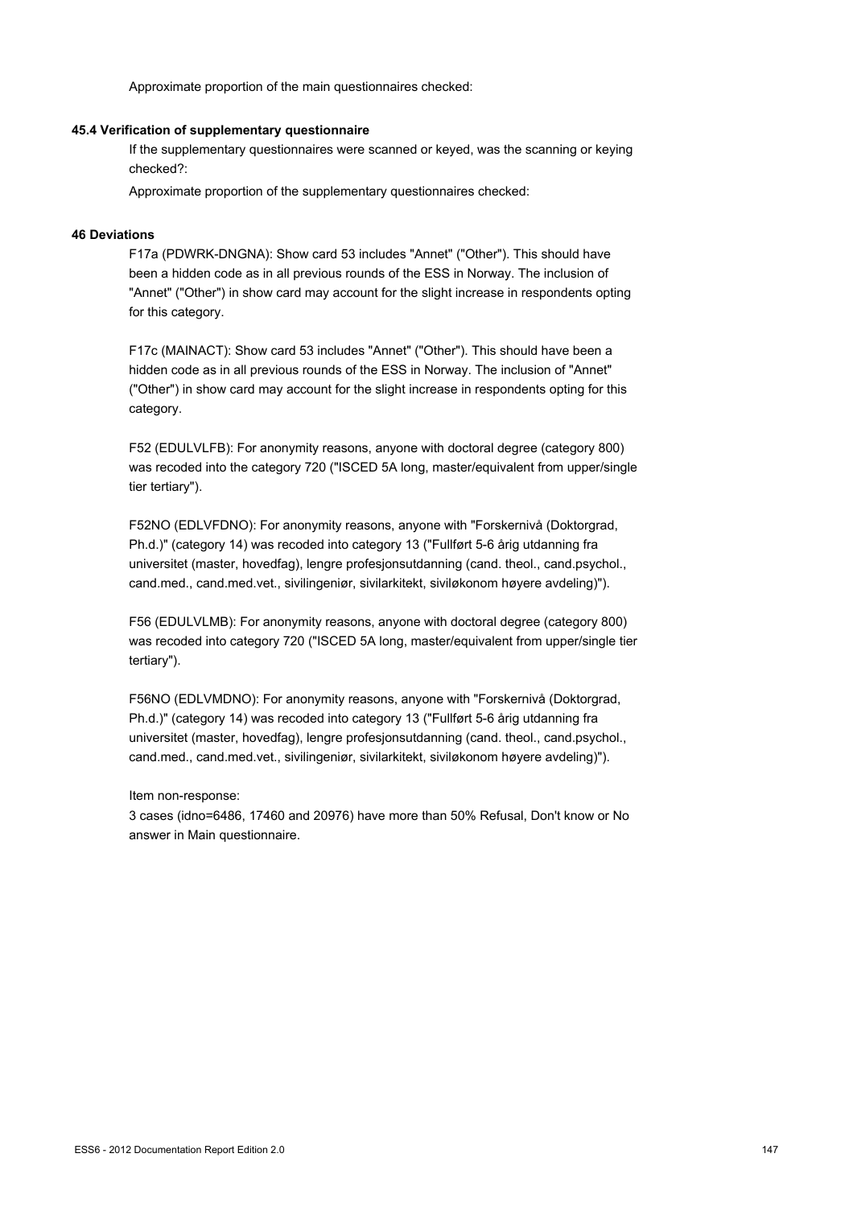Approximate proportion of the main questionnaires checked:

### 45.4 Verification of supplementary questionnaire

If the supplementary questionnaires were scanned or keyed, was the scanning or keying checked?:

Approximate proportion of the supplementary questionnaires checked:

## 46 Deviations

F17a (PDWRK-DNGNA): Show card 53 includes "Annet" ("Other"). This should have been a hidden code as in all previous rounds of the ESS in Norway. The inclusion of "Annet" ("Other") in show card may account for the slight increase in respondents opting for this category.

F17c (MAINACT): Show card 53 includes "Annet" ("Other"). This should have been a hidden code as in all previous rounds of the ESS in Norway. The inclusion of "Annet" ("Other") in show card may account for the slight increase in respondents opting for this category.

F52 (EDULVLFB): For anonymity reasons, anyone with doctoral degree (category 800) was recoded into the category 720 ("ISCED 5A long, master/equivalent from upper/single tier tertiary").

F52NO (EDLVFDNO): For anonymity reasons, anyone with "Forskernivå (Doktorgrad, Ph.d.)" (category 14) was recoded into category 13 ("Fullført 5-6 årig utdanning fra universitet (master, hovedfag), lengre profesjonsutdanning (cand. theol., cand.psychol., cand.med., cand.med.vet., sivilingeniør, sivilarkitekt, siviløkonom høyere avdeling)").

F56 (EDULVLMB): For anonymity reasons, anyone with doctoral degree (category 800) was recoded into category 720 ("ISCED 5A long, master/equivalent from upper/single tier tertiary").

F56NO (EDLVMDNO): For anonymity reasons, anyone with "Forskernivå (Doktorgrad, Ph.d.)" (category 14) was recoded into category 13 ("Fullført 5-6 årig utdanning fra universitet (master, hovedfag), lengre profesjonsutdanning (cand. theol., cand.psychol., cand.med., cand.med.vet., sivilingeniør, sivilarkitekt, siviløkonom høyere avdeling)").

Item non-response:
3 cases (idno=6486, 17460 and 20976) have more than 50% Refusal, Don't know or No answer in Main questionnaire.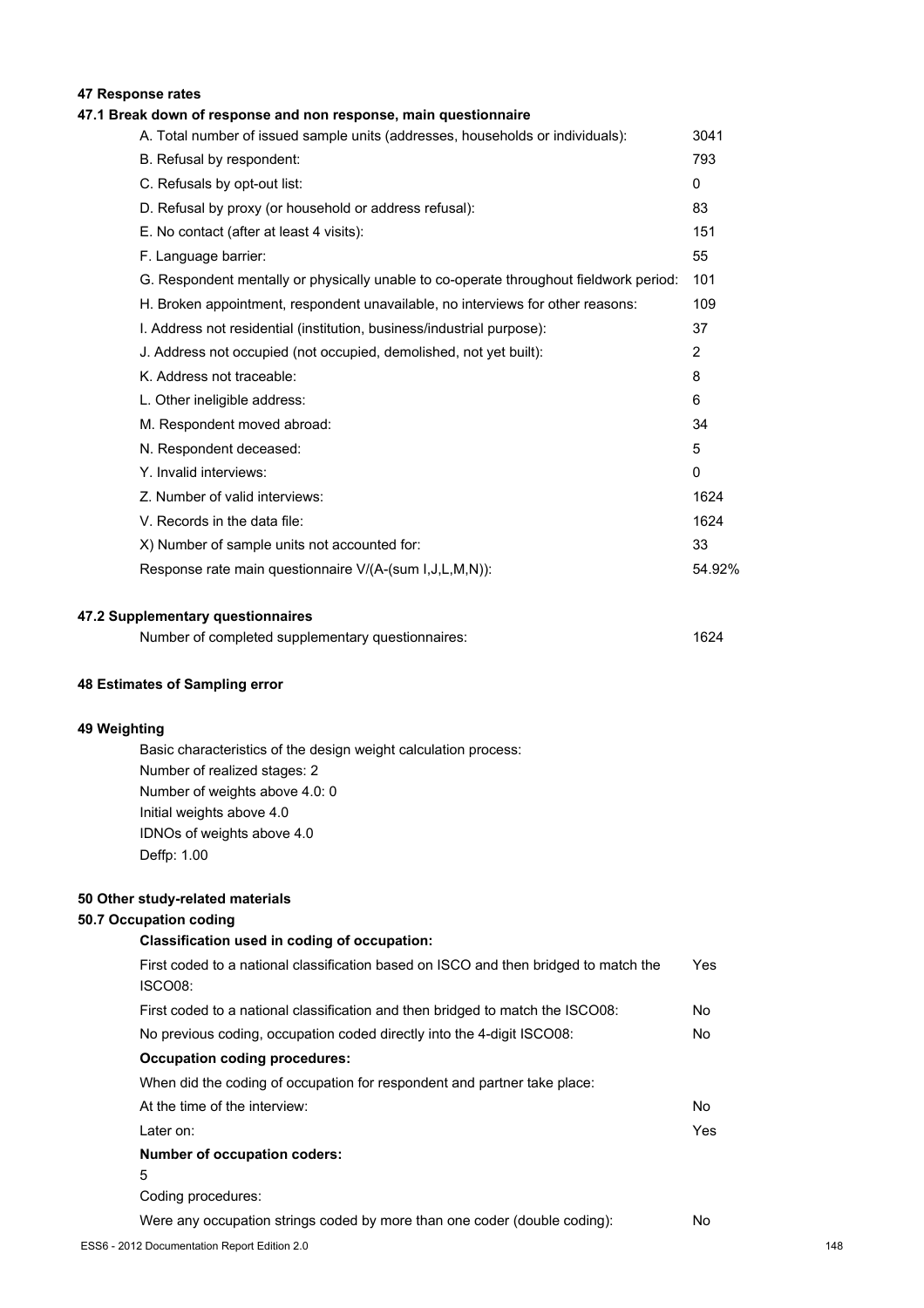## 47 Response rates

### 47.1 Break down of response and non response, main questionnaire

| | |
|---|---|
| A. Total number of issued sample units (addresses, households or individuals): | 3041 |
| B. Refusal by respondent: | 793 |
| C. Refusals by opt-out list: | 0 |
| D. Refusal by proxy (or household or address refusal): | 83 |
| E. No contact (after at least 4 visits): | 151 |
| F. Language barrier: | 55 |
| G. Respondent mentally or physically unable to co-operate throughout fieldwork period: | 101 |
| H. Broken appointment, respondent unavailable, no interviews for other reasons: | 109 |
| I. Address not residential (institution, business/industrial purpose): | 37 |
| J. Address not occupied (not occupied, demolished, not yet built): | 2 |
| K. Address not traceable: | 8 |
| L. Other ineligible address: | 6 |
| M. Respondent moved abroad: | 34 |
| N. Respondent deceased: | 5 |
| Y. Invalid interviews: | 0 |
| Z. Number of valid interviews: | 1624 |
| V. Records in the data file: | 1624 |
| X) Number of sample units not accounted for: | 33 |
| Response rate main questionnaire V/(A-(sum I,J,L,M,N)): | 54.92% |

### 47.2 Supplementary questionnaires

| | |
|---|---|
| Number of completed supplementary questionnaires: | 1624 |

## 48 Estimates of Sampling error

## 49 Weighting

Basic characteristics of the design weight calculation process:
Number of realized stages: 2
Number of weights above 4.0: 0
Initial weights above 4.0
IDNOs of weights above 4.0
Deffp: 1.00

## 50 Other study-related materials

### 50.7 Occupation coding

**Classification used in coding of occupation:**

| | |
|---|---|
| First coded to a national classification based on ISCO and then bridged to match the ISCO08: | Yes |
| First coded to a national classification and then bridged to match the ISCO08: | No |
| No previous coding, occupation coded directly into the 4-digit ISCO08: | No |

**Occupation coding procedures:**

When did the coding of occupation for respondent and partner take place:

| | |
|---|---|
| At the time of the interview: | No |
| Later on: | Yes |

**Number of occupation coders:**

5

Coding procedures:

| | |
|---|---|
| Were any occupation strings coded by more than one coder (double coding): | No |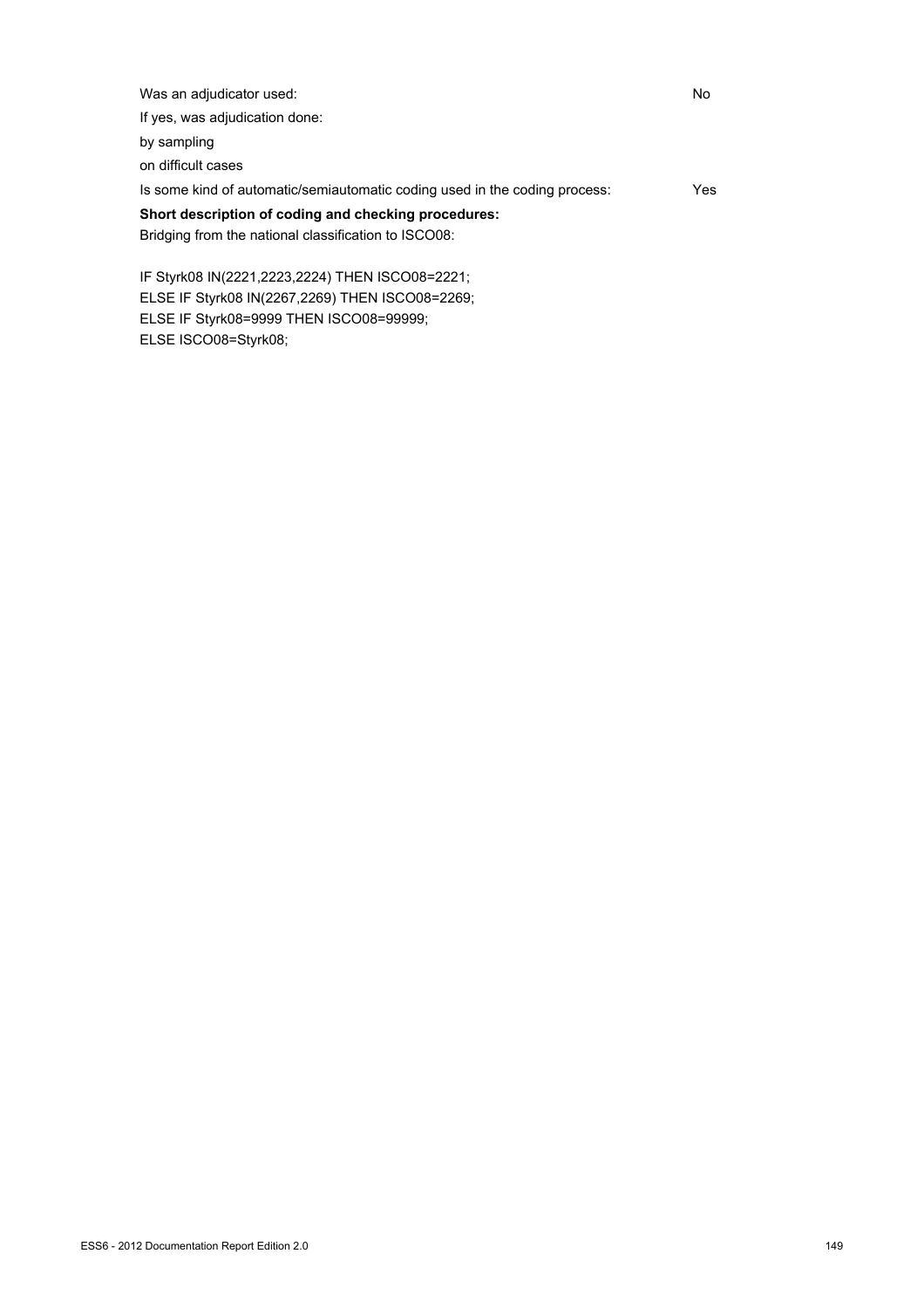Was an adjudicator used: No

If yes, was adjudication done:

by sampling

on difficult cases

Is some kind of automatic/semiautomatic coding used in the coding process: Yes

**Short description of coding and checking procedures:**

Bridging from the national classification to ISCO08:

```
IF Styrk08 IN(2221,2223,2224) THEN ISCO08=2221;
ELSE IF Styrk08 IN(2267,2269) THEN ISCO08=2269;
ELSE IF Styrk08=9999 THEN ISCO08=99999;
ELSE ISCO08=Styrk08;
```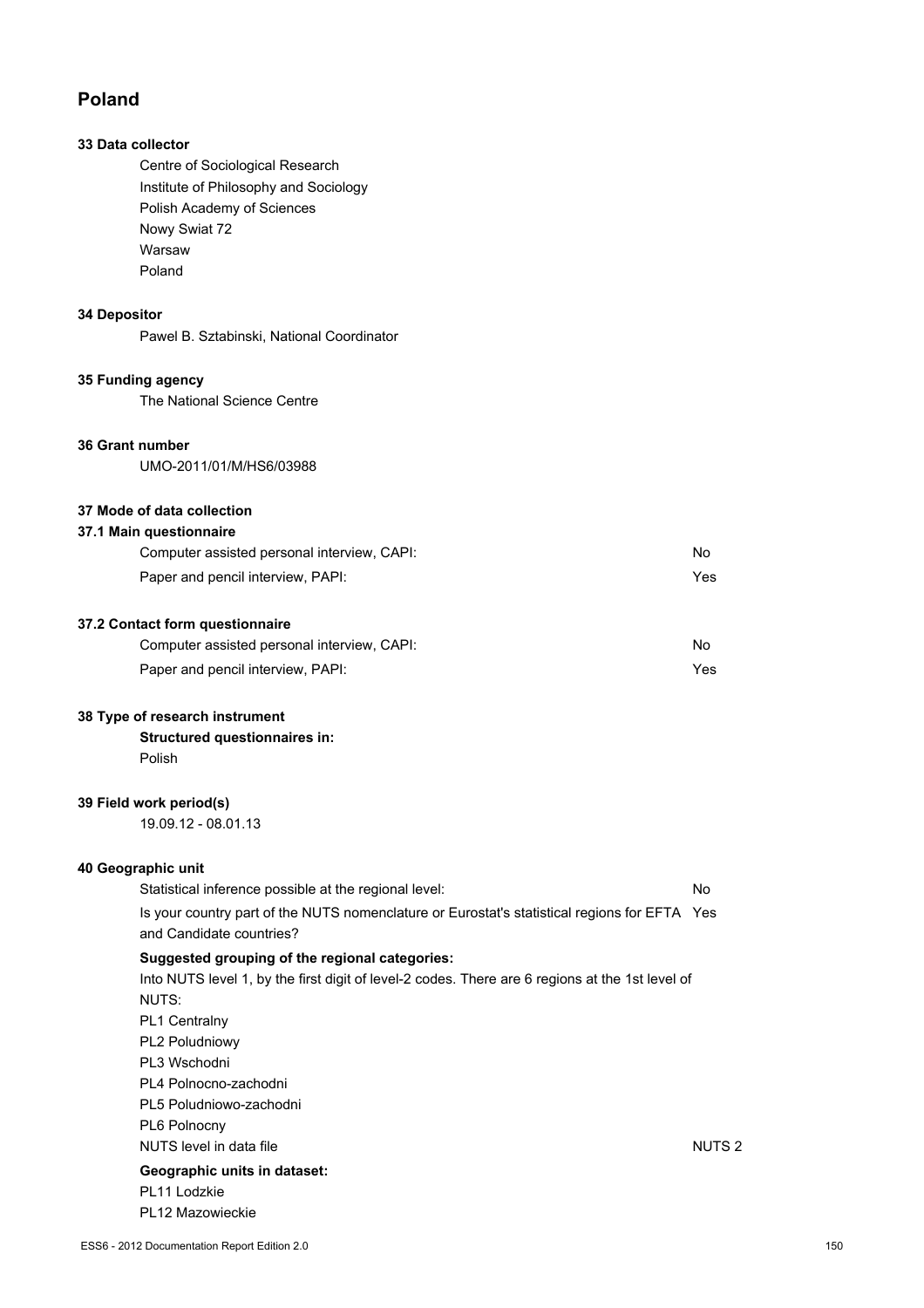# Poland

## 33 Data collector

Centre of Sociological Research
Institute of Philosophy and Sociology
Polish Academy of Sciences
Nowy Swiat 72
Warsaw
Poland

## 34 Depositor

Pawel B. Sztabinski, National Coordinator

## 35 Funding agency

The National Science Centre

## 36 Grant number

UMO-2011/01/M/HS6/03988

## 37 Mode of data collection

### 37.1 Main questionnaire

| | |
|---|---|
| Computer assisted personal interview, CAPI: | No |
| Paper and pencil interview, PAPI: | Yes |

### 37.2 Contact form questionnaire

| | |
|---|---|
| Computer assisted personal interview, CAPI: | No |
| Paper and pencil interview, PAPI: | Yes |

## 38 Type of research instrument

**Structured questionnaires in:**

Polish

## 39 Field work period(s)

19.09.12 - 08.01.13

## 40 Geographic unit

| | |
|---|---|
| Statistical inference possible at the regional level: | No |
| Is your country part of the NUTS nomenclature or Eurostat's statistical regions for EFTA and Candidate countries? | Yes |

**Suggested grouping of the regional categories:**

Into NUTS level 1, by the first digit of level-2 codes. There are 6 regions at the 1st level of NUTS:

PL1 Centralny
PL2 Poludniowy
PL3 Wschodni
PL4 Polnocno-zachodni
PL5 Poludniowo-zachodni
PL6 Polnocny

| | |
|---|---|
| NUTS level in data file | NUTS 2 |

**Geographic units in dataset:**

PL11 Lodzkie
PL12 Mazowieckie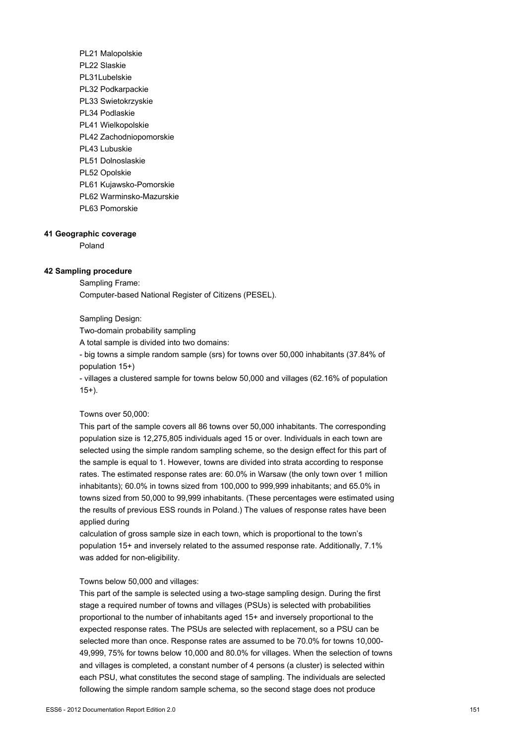PL21 Malopolskie
PL22 Slaskie
PL31Lubelskie
PL32 Podkarpackie
PL33 Swietokrzyskie
PL34 Podlaskie
PL41 Wielkopolskie
PL42 Zachodniopomorskie
PL43 Lubuskie
PL51 Dolnoslaskie
PL52 Opolskie
PL61 Kujawsko-Pomorskie
PL62 Warminsko-Mazurskie
PL63 Pomorskie

**41 Geographic coverage**

Poland

**42 Sampling procedure**

Sampling Frame:
Computer-based National Register of Citizens (PESEL).

Sampling Design:
Two-domain probability sampling
A total sample is divided into two domains:
- big towns a simple random sample (srs) for towns over 50,000 inhabitants (37.84% of population 15+)
- villages a clustered sample for towns below 50,000 and villages (62.16% of population 15+).

Towns over 50,000:
This part of the sample covers all 86 towns over 50,000 inhabitants. The corresponding population size is 12,275,805 individuals aged 15 or over. Individuals in each town are selected using the simple random sampling scheme, so the design effect for this part of the sample is equal to 1. However, towns are divided into strata according to response rates. The estimated response rates are: 60.0% in Warsaw (the only town over 1 million inhabitants); 60.0% in towns sized from 100,000 to 999,999 inhabitants; and 65.0% in towns sized from 50,000 to 99,999 inhabitants. (These percentages were estimated using the results of previous ESS rounds in Poland.) The values of response rates have been applied during
calculation of gross sample size in each town, which is proportional to the town's population 15+ and inversely related to the assumed response rate. Additionally, 7.1% was added for non-eligibility.

Towns below 50,000 and villages:
This part of the sample is selected using a two-stage sampling design. During the first stage a required number of towns and villages (PSUs) is selected with probabilities proportional to the number of inhabitants aged 15+ and inversely proportional to the expected response rates. The PSUs are selected with replacement, so a PSU can be selected more than once. Response rates are assumed to be 70.0% for towns 10,000-49,999, 75% for towns below 10,000 and 80.0% for villages. When the selection of towns and villages is completed, a constant number of 4 persons (a cluster) is selected within each PSU, what constitutes the second stage of sampling. The individuals are selected following the simple random sample schema, so the second stage does not produce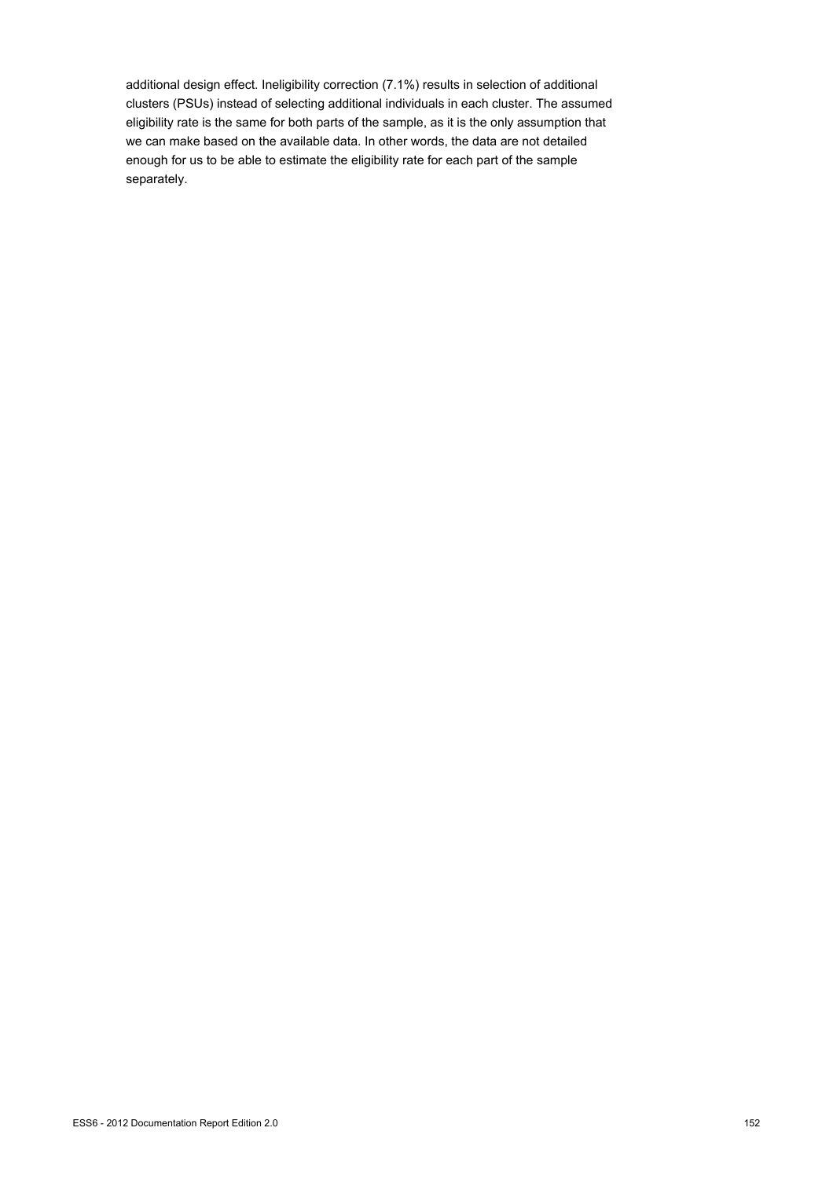additional design effect. Ineligibility correction (7.1%) results in selection of additional clusters (PSUs) instead of selecting additional individuals in each cluster. The assumed eligibility rate is the same for both parts of the sample, as it is the only assumption that we can make based on the available data. In other words, the data are not detailed enough for us to be able to estimate the eligibility rate for each part of the sample separately.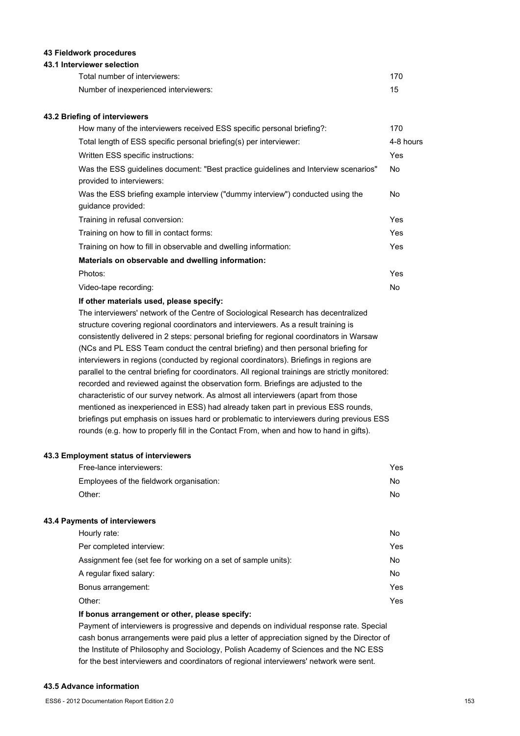## 43 Fieldwork procedures

### 43.1 Interviewer selection

| | |
|---|---|
| Total number of interviewers: | 170 |
| Number of inexperienced interviewers: | 15 |

### 43.2 Briefing of interviewers

| | |
|---|---|
| How many of the interviewers received ESS specific personal briefing?: | 170 |
| Total length of ESS specific personal briefing(s) per interviewer: | 4-8 hours |
| Written ESS specific instructions: | Yes |
| Was the ESS guidelines document: "Best practice guidelines and Interview scenarios" provided to interviewers: | No |
| Was the ESS briefing example interview ("dummy interview") conducted using the guidance provided: | No |
| Training in refusal conversion: | Yes |
| Training on how to fill in contact forms: | Yes |
| Training on how to fill in observable and dwelling information: | Yes |

**Materials on observable and dwelling information:**

| | |
|---|---|
| Photos: | Yes |
| Video-tape recording: | No |

**If other materials used, please specify:**

The interviewers' network of the Centre of Sociological Research has decentralized structure covering regional coordinators and interviewers. As a result training is consistently delivered in 2 steps: personal briefing for regional coordinators in Warsaw (NCs and PL ESS Team conduct the central briefing) and then personal briefing for interviewers in regions (conducted by regional coordinators). Briefings in regions are parallel to the central briefing for coordinators. All regional trainings are strictly monitored: recorded and reviewed against the observation form. Briefings are adjusted to the characteristic of our survey network. As almost all interviewers (apart from those mentioned as inexperienced in ESS) had already taken part in previous ESS rounds, briefings put emphasis on issues hard or problematic to interviewers during previous ESS rounds (e.g. how to properly fill in the Contact From, when and how to hand in gifts).

### 43.3 Employment status of interviewers

| | |
|---|---|
| Free-lance interviewers: | Yes |
| Employees of the fieldwork organisation: | No |
| Other: | No |

### 43.4 Payments of interviewers

| | |
|---|---|
| Hourly rate: | No |
| Per completed interview: | Yes |
| Assignment fee (set fee for working on a set of sample units): | No |
| A regular fixed salary: | No |
| Bonus arrangement: | Yes |
| Other: | Yes |

**If bonus arrangement or other, please specify:**

Payment of interviewers is progressive and depends on individual response rate. Special cash bonus arrangements were paid plus a letter of appreciation signed by the Director of the Institute of Philosophy and Sociology, Polish Academy of Sciences and the NC ESS for the best interviewers and coordinators of regional interviewers' network were sent.

### 43.5 Advance information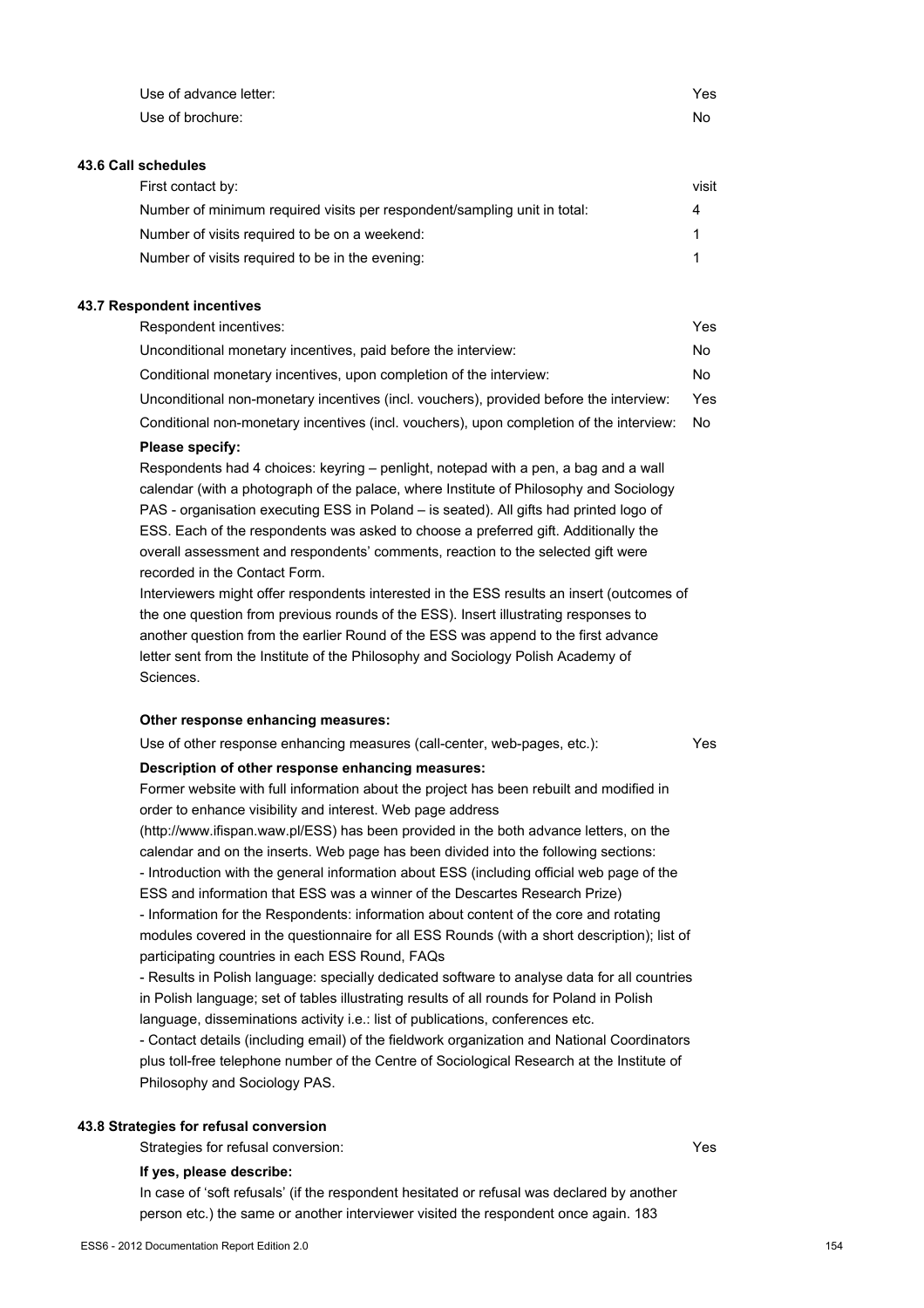| | |
|---|---|
| Use of advance letter: | Yes |
| Use of brochure: | No |

**43.6 Call schedules**

| | |
|---|---|
| First contact by: | visit |
| Number of minimum required visits per respondent/sampling unit in total: | 4 |
| Number of visits required to be on a weekend: | 1 |
| Number of visits required to be in the evening: | 1 |

**43.7 Respondent incentives**

| | |
|---|---|
| Respondent incentives: | Yes |
| Unconditional monetary incentives, paid before the interview: | No |
| Conditional monetary incentives, upon completion of the interview: | No |
| Unconditional non-monetary incentives (incl. vouchers), provided before the interview: | Yes |
| Conditional non-monetary incentives (incl. vouchers), upon completion of the interview: | No |

**Please specify:**

Respondents had 4 choices: keyring – penlight, notepad with a pen, a bag and a wall calendar (with a photograph of the palace, where Institute of Philosophy and Sociology PAS - organisation executing ESS in Poland – is seated). All gifts had printed logo of ESS. Each of the respondents was asked to choose a preferred gift. Additionally the overall assessment and respondents' comments, reaction to the selected gift were recorded in the Contact Form.

Interviewers might offer respondents interested in the ESS results an insert (outcomes of the one question from previous rounds of the ESS). Insert illustrating responses to another question from the earlier Round of the ESS was append to the first advance letter sent from the Institute of the Philosophy and Sociology Polish Academy of Sciences.

**Other response enhancing measures:**

Use of other response enhancing measures (call-center, web-pages, etc.): Yes

**Description of other response enhancing measures:**

Former website with full information about the project has been rebuilt and modified in order to enhance visibility and interest. Web page address (http://www.ifispan.waw.pl/ESS) has been provided in the both advance letters, on the calendar and on the inserts. Web page has been divided into the following sections:

- Introduction with the general information about ESS (including official web page of the ESS and information that ESS was a winner of the Descartes Research Prize)
- Information for the Respondents: information about content of the core and rotating modules covered in the questionnaire for all ESS Rounds (with a short description); list of participating countries in each ESS Round, FAQs
- Results in Polish language: specially dedicated software to analyse data for all countries in Polish language; set of tables illustrating results of all rounds for Poland in Polish language, disseminations activity i.e.: list of publications, conferences etc.
- Contact details (including email) of the fieldwork organization and National Coordinators plus toll-free telephone number of the Centre of Sociological Research at the Institute of Philosophy and Sociology PAS.

**43.8 Strategies for refusal conversion**

Strategies for refusal conversion: Yes

**If yes, please describe:**

In case of 'soft refusals' (if the respondent hesitated or refusal was declared by another person etc.) the same or another interviewer visited the respondent once again. 183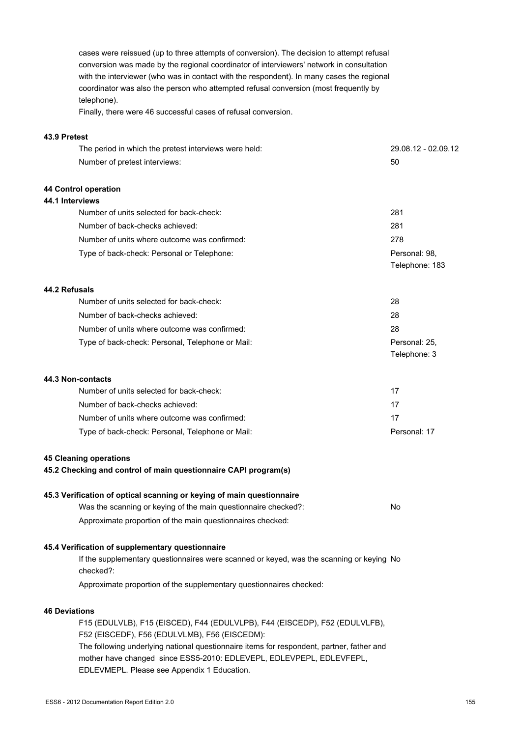cases were reissued (up to three attempts of conversion). The decision to attempt refusal conversion was made by the regional coordinator of interviewers' network in consultation with the interviewer (who was in contact with the respondent). In many cases the regional coordinator was also the person who attempted refusal conversion (most frequently by telephone).

Finally, there were 46 successful cases of refusal conversion.

**43.9 Pretest**

| | |
|---|---|
| The period in which the pretest interviews were held: | 29.08.12 - 02.09.12 |
| Number of pretest interviews: | 50 |

**44 Control operation**

**44.1 Interviews**

| | |
|---|---|
| Number of units selected for back-check: | 281 |
| Number of back-checks achieved: | 281 |
| Number of units where outcome was confirmed: | 278 |
| Type of back-check: Personal or Telephone: | Personal: 98, Telephone: 183 |

**44.2 Refusals**

| | |
|---|---|
| Number of units selected for back-check: | 28 |
| Number of back-checks achieved: | 28 |
| Number of units where outcome was confirmed: | 28 |
| Type of back-check: Personal, Telephone or Mail: | Personal: 25, Telephone: 3 |

**44.3 Non-contacts**

| | |
|---|---|
| Number of units selected for back-check: | 17 |
| Number of back-checks achieved: | 17 |
| Number of units where outcome was confirmed: | 17 |
| Type of back-check: Personal, Telephone or Mail: | Personal: 17 |

**45 Cleaning operations**

**45.2 Checking and control of main questionnaire CAPI program(s)**

**45.3 Verification of optical scanning or keying of main questionnaire**

| | |
|---|---|
| Was the scanning or keying of the main questionnaire checked?: | No |
| Approximate proportion of the main questionnaires checked: | |

**45.4 Verification of supplementary questionnaire**

| | |
|---|---|
| If the supplementary questionnaires were scanned or keyed, was the scanning or keying checked?: | No |
| Approximate proportion of the supplementary questionnaires checked: | |

**46 Deviations**

F15 (EDULVLB), F15 (EISCED), F44 (EDULVLPB), F44 (EISCEDP), F52 (EDULVLFB), F52 (EISCEDF), F56 (EDULVLMB), F56 (EISCEDM):

The following underlying national questionnaire items for respondent, partner, father and mother have changed since ESS5-2010: EDLEVEPL, EDLEVPEPL, EDLEVFEPL, EDLEVMEPL. Please see Appendix 1 Education.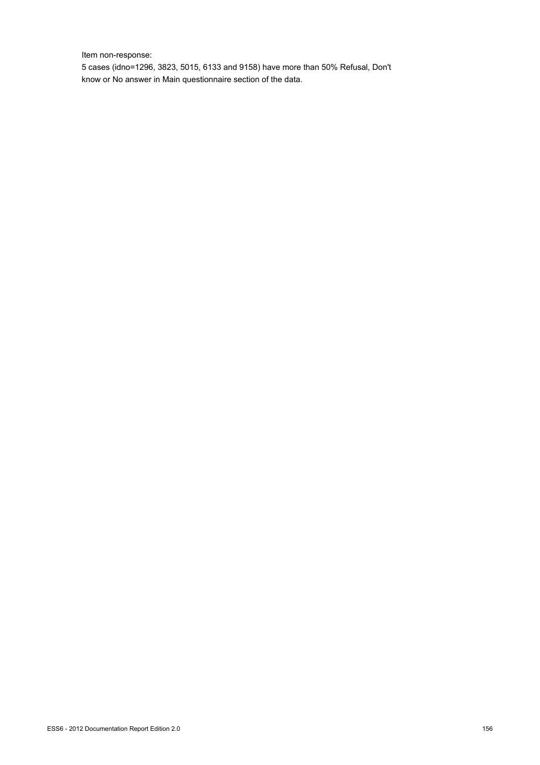Item non-response:
5 cases (idno=1296, 3823, 5015, 6133 and 9158) have more than 50% Refusal, Don't know or No answer in Main questionnaire section of the data.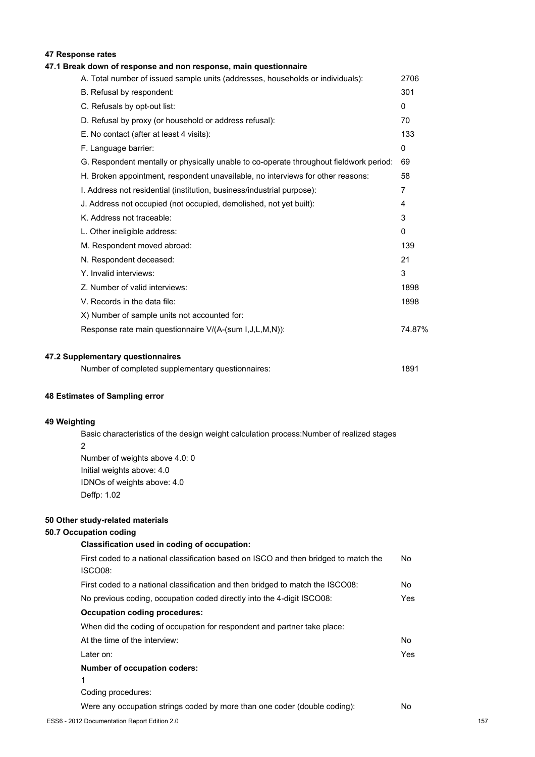# 47 Response rates

## 47.1 Break down of response and non response, main questionnaire

| | |
|---|---|
| A. Total number of issued sample units (addresses, households or individuals): | 2706 |
| B. Refusal by respondent: | 301 |
| C. Refusals by opt-out list: | 0 |
| D. Refusal by proxy (or household or address refusal): | 70 |
| E. No contact (after at least 4 visits): | 133 |
| F. Language barrier: | 0 |
| G. Respondent mentally or physically unable to co-operate throughout fieldwork period: | 69 |
| H. Broken appointment, respondent unavailable, no interviews for other reasons: | 58 |
| I. Address not residential (institution, business/industrial purpose): | 7 |
| J. Address not occupied (not occupied, demolished, not yet built): | 4 |
| K. Address not traceable: | 3 |
| L. Other ineligible address: | 0 |
| M. Respondent moved abroad: | 139 |
| N. Respondent deceased: | 21 |
| Y. Invalid interviews: | 3 |
| Z. Number of valid interviews: | 1898 |
| V. Records in the data file: | 1898 |
| X) Number of sample units not accounted for: | |
| Response rate main questionnaire V/(A-(sum I,J,L,M,N)): | 74.87% |

## 47.2 Supplementary questionnaires

| | |
|---|---|
| Number of completed supplementary questionnaires: | 1891 |

# 48 Estimates of Sampling error

# 49 Weighting

Basic characteristics of the design weight calculation process:Number of realized stages
2
Number of weights above 4.0: 0
Initial weights above: 4.0
IDNOs of weights above: 4.0
Deffp: 1.02

# 50 Other study-related materials

## 50.7 Occupation coding

**Classification used in coding of occupation:**

| | |
|---|---|
| First coded to a national classification based on ISCO and then bridged to match the ISCO08: | No |
| First coded to a national classification and then bridged to match the ISCO08: | No |
| No previous coding, occupation coded directly into the 4-digit ISCO08: | Yes |

**Occupation coding procedures:**

When did the coding of occupation for respondent and partner take place:

| | |
|---|---|
| At the time of the interview: | No |
| Later on: | Yes |

**Number of occupation coders:**

1

Coding procedures:

| | |
|---|---|
| Were any occupation strings coded by more than one coder (double coding): | No |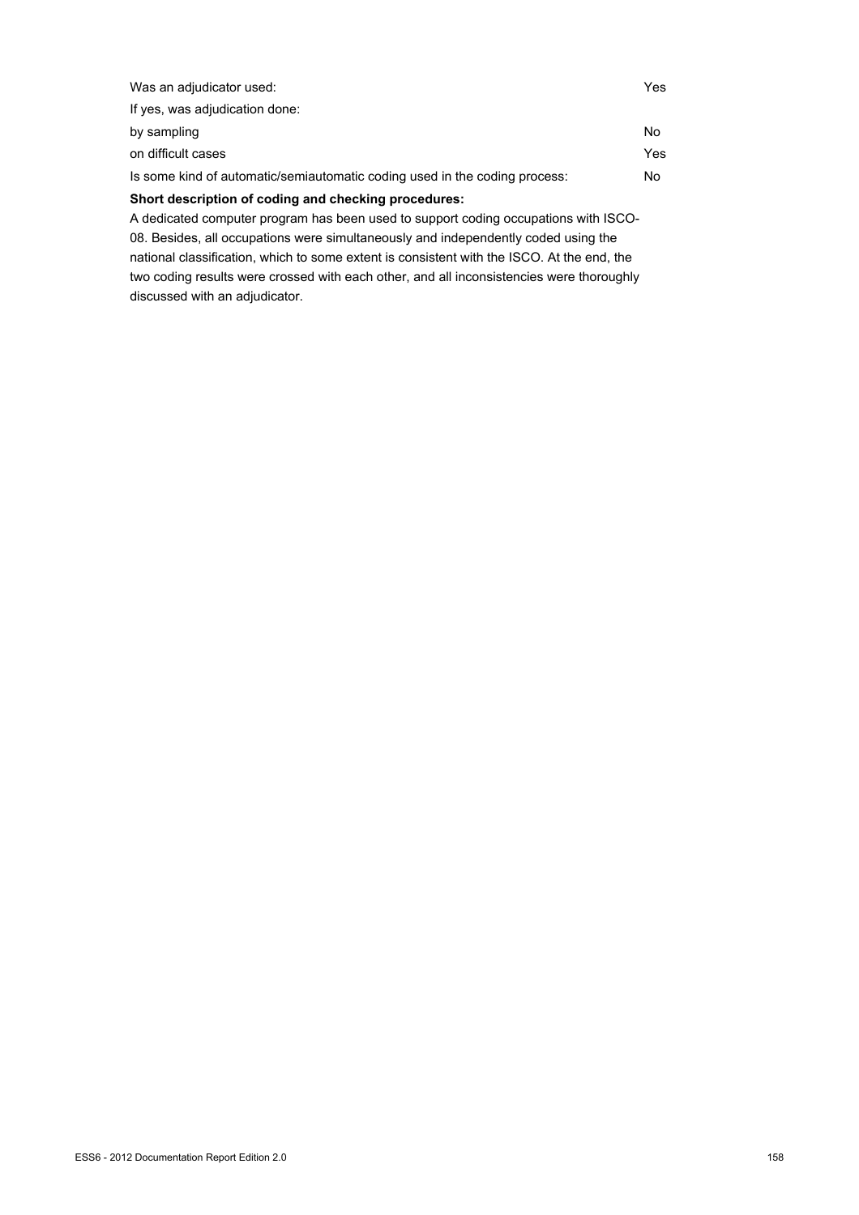| | |
|---|---|
| Was an adjudicator used: | Yes |
| If yes, was adjudication done: | |
| by sampling | No |
| on difficult cases | Yes |
| Is some kind of automatic/semiautomatic coding used in the coding process: | No |

**Short description of coding and checking procedures:**

A dedicated computer program has been used to support coding occupations with ISCO-08. Besides, all occupations were simultaneously and independently coded using the national classification, which to some extent is consistent with the ISCO. At the end, the two coding results were crossed with each other, and all inconsistencies were thoroughly discussed with an adjudicator.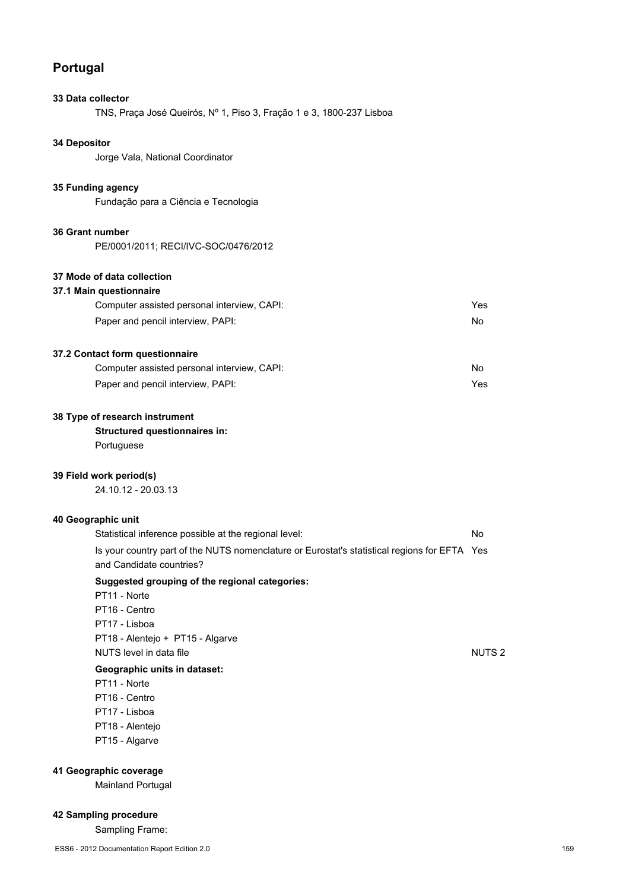# Portugal

**33 Data collector**

TNS, Praça José Queirós, Nº 1, Piso 3, Fração 1 e 3, 1800-237 Lisboa

**34 Depositor**

Jorge Vala, National Coordinator

**35 Funding agency**

Fundação para a Ciência e Tecnologia

**36 Grant number**

PE/0001/2011; RECI/IVC-SOC/0476/2012

**37 Mode of data collection**

**37.1 Main questionnaire**

| | |
|---|---|
| Computer assisted personal interview, CAPI: | Yes |
| Paper and pencil interview, PAPI: | No |

**37.2 Contact form questionnaire**

| | |
|---|---|
| Computer assisted personal interview, CAPI: | No |
| Paper and pencil interview, PAPI: | Yes |

**38 Type of research instrument**

**Structured questionnaires in:**

Portuguese

**39 Field work period(s)**

24.10.12 - 20.03.13

**40 Geographic unit**

| | |
|---|---|
| Statistical inference possible at the regional level: | No |
| Is your country part of the NUTS nomenclature or Eurostat's statistical regions for EFTA and Candidate countries? | Yes |

**Suggested grouping of the regional categories:**

PT11 - Norte
PT16 - Centro
PT17 - Lisboa
PT18 - Alentejo + PT15 - Algarve

| | |
|---|---|
| NUTS level in data file | NUTS 2 |

**Geographic units in dataset:**

PT11 - Norte
PT16 - Centro
PT17 - Lisboa
PT18 - Alentejo
PT15 - Algarve

**41 Geographic coverage**

Mainland Portugal

**42 Sampling procedure**

Sampling Frame: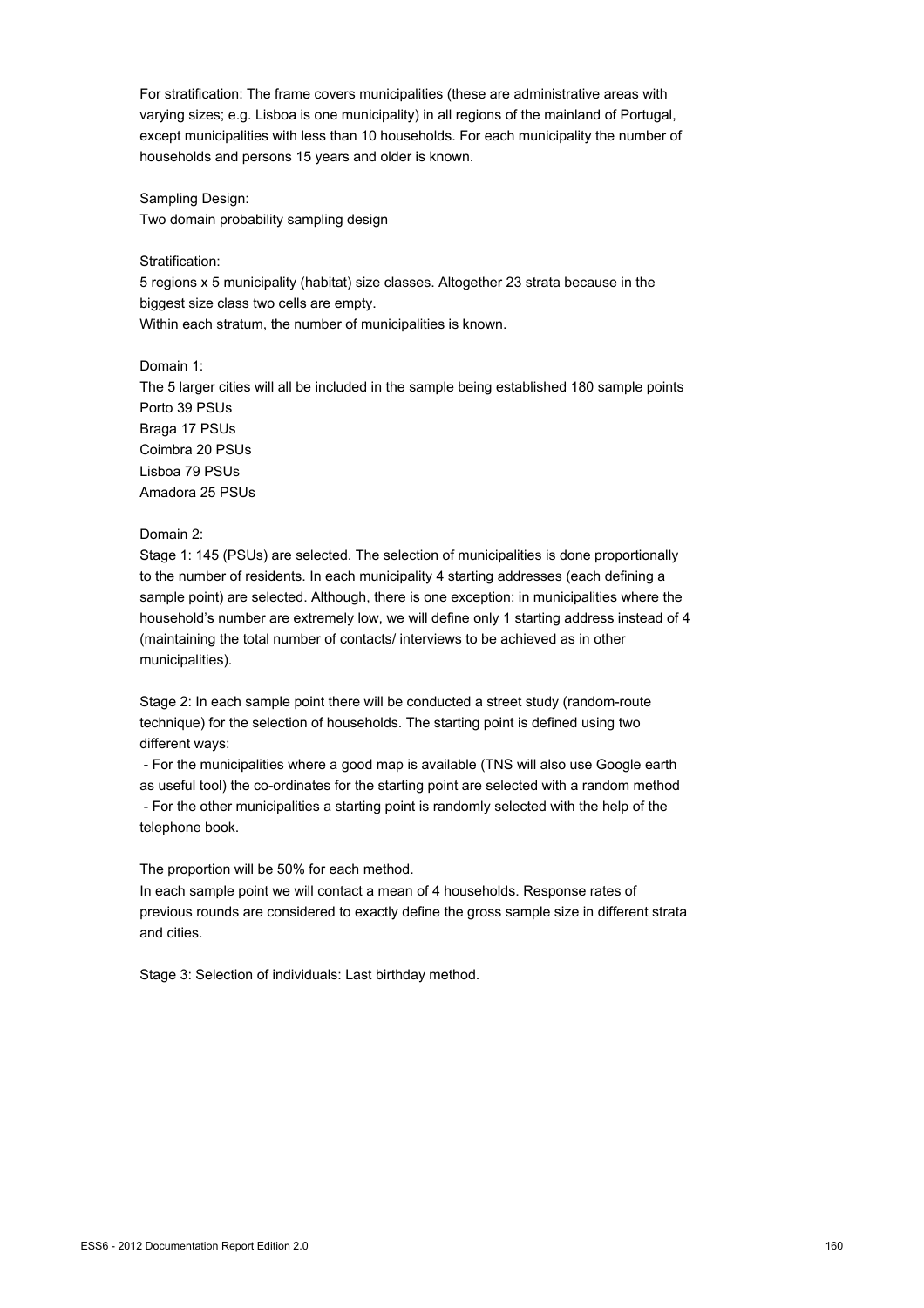For stratification: The frame covers municipalities (these are administrative areas with varying sizes; e.g. Lisboa is one municipality) in all regions of the mainland of Portugal, except municipalities with less than 10 households. For each municipality the number of households and persons 15 years and older is known.

Sampling Design:
Two domain probability sampling design

Stratification:
5 regions x 5 municipality (habitat) size classes. Altogether 23 strata because in the biggest size class two cells are empty.
Within each stratum, the number of municipalities is known.

Domain 1:
The 5 larger cities will all be included in the sample being established 180 sample points
Porto 39 PSUs
Braga 17 PSUs
Coimbra 20 PSUs
Lisboa 79 PSUs
Amadora 25 PSUs

Domain 2:
Stage 1: 145 (PSUs) are selected. The selection of municipalities is done proportionally to the number of residents. In each municipality 4 starting addresses (each defining a sample point) are selected. Although, there is one exception: in municipalities where the household's number are extremely low, we will define only 1 starting address instead of 4 (maintaining the total number of contacts/ interviews to be achieved as in other municipalities).

Stage 2: In each sample point there will be conducted a street study (random-route technique) for the selection of households. The starting point is defined using two different ways:
 - For the municipalities where a good map is available (TNS will also use Google earth as useful tool) the co-ordinates for the starting point are selected with a random method
 - For the other municipalities a starting point is randomly selected with the help of the telephone book.

The proportion will be 50% for each method.
In each sample point we will contact a mean of 4 households. Response rates of previous rounds are considered to exactly define the gross sample size in different strata and cities.

Stage 3: Selection of individuals: Last birthday method.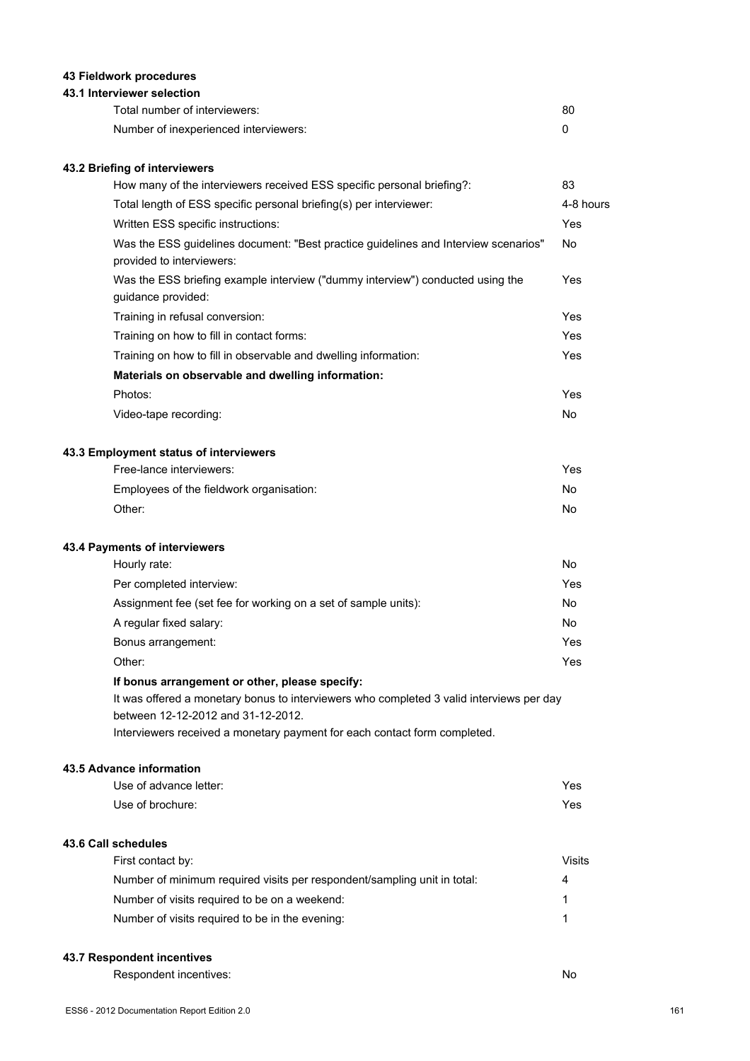### 43 Fieldwork procedures

#### 43.1 Interviewer selection

| | |
|---|---|
| Total number of interviewers: | 80 |
| Number of inexperienced interviewers: | 0 |

#### 43.2 Briefing of interviewers

| | |
|---|---|
| How many of the interviewers received ESS specific personal briefing?: | 83 |
| Total length of ESS specific personal briefing(s) per interviewer: | 4-8 hours |
| Written ESS specific instructions: | Yes |
| Was the ESS guidelines document: "Best practice guidelines and Interview scenarios" provided to interviewers: | No |
| Was the ESS briefing example interview ("dummy interview") conducted using the guidance provided: | Yes |
| Training in refusal conversion: | Yes |
| Training on how to fill in contact forms: | Yes |
| Training on how to fill in observable and dwelling information: | Yes |
| **Materials on observable and dwelling information:** | |
| Photos: | Yes |
| Video-tape recording: | No |

#### 43.3 Employment status of interviewers

| | |
|---|---|
| Free-lance interviewers: | Yes |
| Employees of the fieldwork organisation: | No |
| Other: | No |

#### 43.4 Payments of interviewers

| | |
|---|---|
| Hourly rate: | No |
| Per completed interview: | Yes |
| Assignment fee (set fee for working on a set of sample units): | No |
| A regular fixed salary: | No |
| Bonus arrangement: | Yes |
| Other: | Yes |

**If bonus arrangement or other, please specify:**

It was offered a monetary bonus to interviewers who completed 3 valid interviews per day between 12-12-2012 and 31-12-2012.

Interviewers received a monetary payment for each contact form completed.

#### 43.5 Advance information

| | |
|---|---|
| Use of advance letter: | Yes |
| Use of brochure: | Yes |

#### 43.6 Call schedules

| | |
|---|---|
| First contact by: | Visits |
| Number of minimum required visits per respondent/sampling unit in total: | 4 |
| Number of visits required to be on a weekend: | 1 |
| Number of visits required to be in the evening: | 1 |

#### 43.7 Respondent incentives

| | |
|---|---|
| Respondent incentives: | No |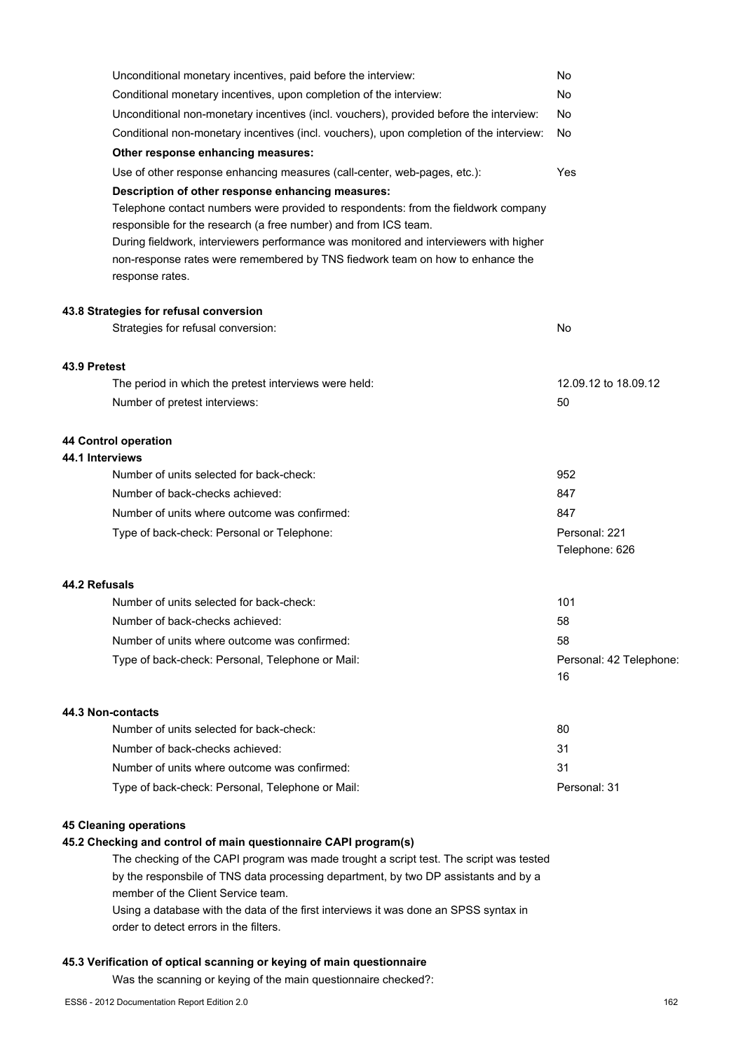| | |
|---|---|
| Unconditional monetary incentives, paid before the interview: | No |
| Conditional monetary incentives, upon completion of the interview: | No |
| Unconditional non-monetary incentives (incl. vouchers), provided before the interview: | No |
| Conditional non-monetary incentives (incl. vouchers), upon completion of the interview: | No |

**Other response enhancing measures:**

| | |
|---|---|
| Use of other response enhancing measures (call-center, web-pages, etc.): | Yes |

**Description of other response enhancing measures:**

Telephone contact numbers were provided to respondents: from the fieldwork company responsible for the research (a free number) and from ICS team.
During fieldwork, interviewers performance was monitored and interviewers with higher non-response rates were remembered by TNS fiedwork team on how to enhance the response rates.

### 43.8 Strategies for refusal conversion

| | |
|---|---|
| Strategies for refusal conversion: | No |

### 43.9 Pretest

| | |
|---|---|
| The period in which the pretest interviews were held: | 12.09.12 to 18.09.12 |
| Number of pretest interviews: | 50 |

## 44 Control operation

### 44.1 Interviews

| | |
|---|---|
| Number of units selected for back-check: | 952 |
| Number of back-checks achieved: | 847 |
| Number of units where outcome was confirmed: | 847 |
| Type of back-check: Personal or Telephone: | Personal: 221<br>Telephone: 626 |

### 44.2 Refusals

| | |
|---|---|
| Number of units selected for back-check: | 101 |
| Number of back-checks achieved: | 58 |
| Number of units where outcome was confirmed: | 58 |
| Type of back-check: Personal, Telephone or Mail: | Personal: 42 Telephone: 16 |

### 44.3 Non-contacts

| | |
|---|---|
| Number of units selected for back-check: | 80 |
| Number of back-checks achieved: | 31 |
| Number of units where outcome was confirmed: | 31 |
| Type of back-check: Personal, Telephone or Mail: | Personal: 31 |

## 45 Cleaning operations

### 45.2 Checking and control of main questionnaire CAPI program(s)

The checking of the CAPI program was made trought a script test. The script was tested by the responsbile of TNS data processing department, by two DP assistants and by a member of the Client Service team.
Using a database with the data of the first interviews it was done an SPSS syntax in order to detect errors in the filters.

### 45.3 Verification of optical scanning or keying of main questionnaire

Was the scanning or keying of the main questionnaire checked?: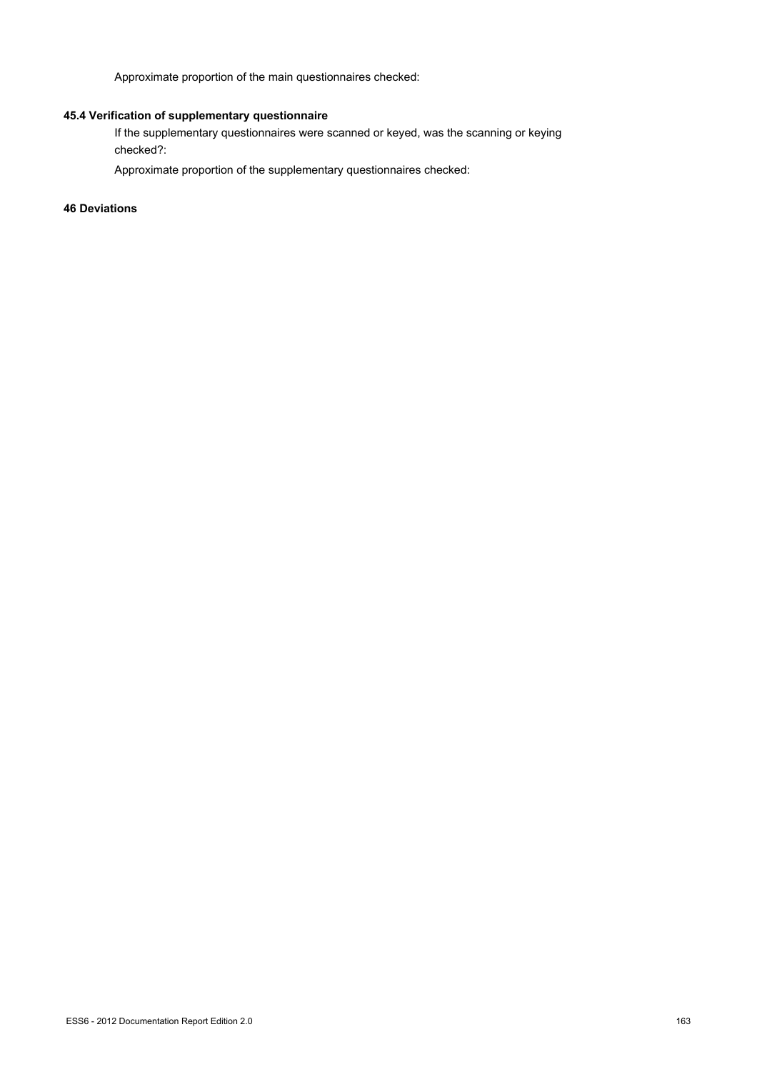Approximate proportion of the main questionnaires checked:

### 45.4 Verification of supplementary questionnaire

If the supplementary questionnaires were scanned or keyed, was the scanning or keying checked?:

Approximate proportion of the supplementary questionnaires checked:

## 46 Deviations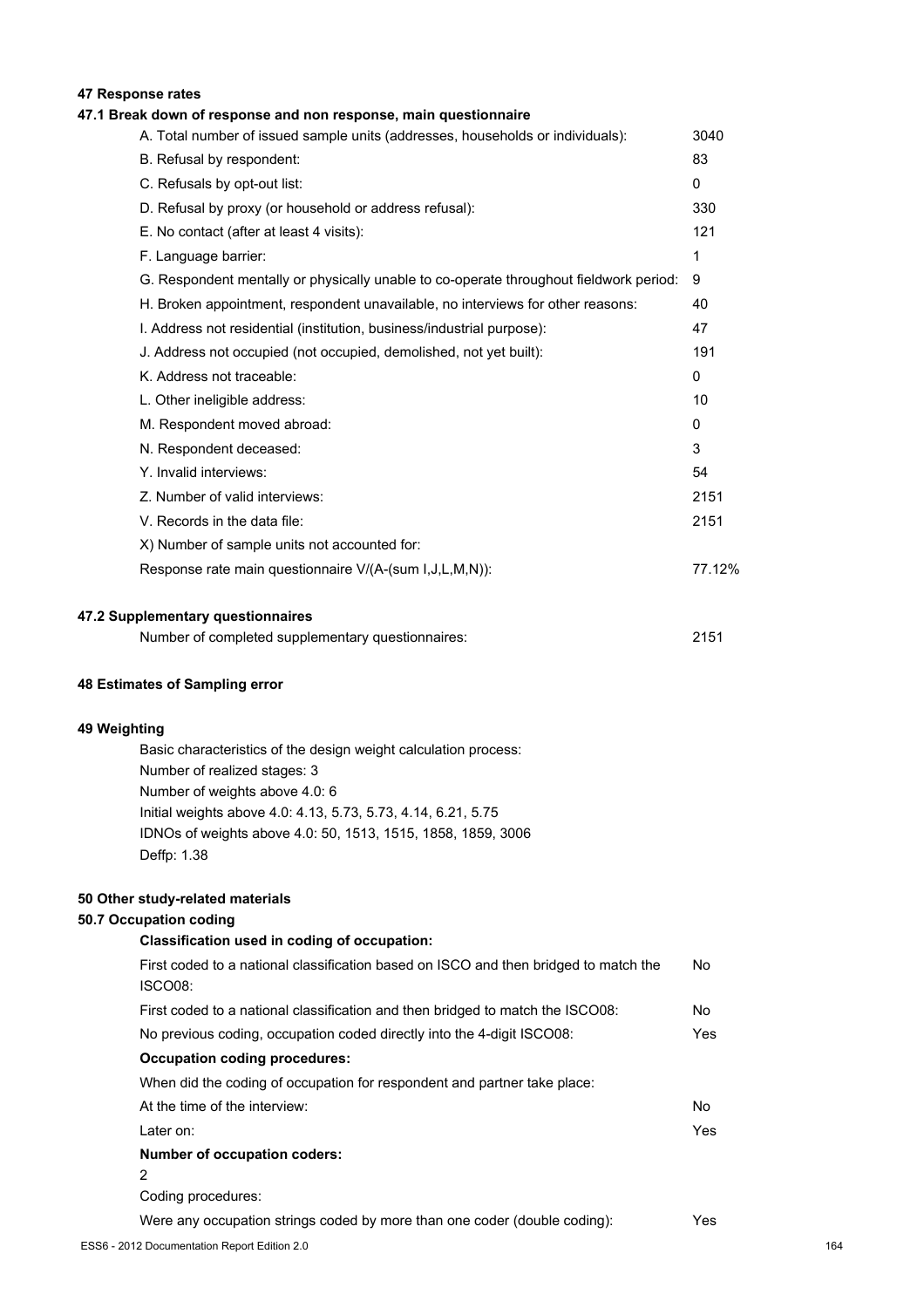### 47 Response rates

#### 47.1 Break down of response and non response, main questionnaire

| | |
|---|---|
| A. Total number of issued sample units (addresses, households or individuals): | 3040 |
| B. Refusal by respondent: | 83 |
| C. Refusals by opt-out list: | 0 |
| D. Refusal by proxy (or household or address refusal): | 330 |
| E. No contact (after at least 4 visits): | 121 |
| F. Language barrier: | 1 |
| G. Respondent mentally or physically unable to co-operate throughout fieldwork period: | 9 |
| H. Broken appointment, respondent unavailable, no interviews for other reasons: | 40 |
| I. Address not residential (institution, business/industrial purpose): | 47 |
| J. Address not occupied (not occupied, demolished, not yet built): | 191 |
| K. Address not traceable: | 0 |
| L. Other ineligible address: | 10 |
| M. Respondent moved abroad: | 0 |
| N. Respondent deceased: | 3 |
| Y. Invalid interviews: | 54 |
| Z. Number of valid interviews: | 2151 |
| V. Records in the data file: | 2151 |
| X) Number of sample units not accounted for: | |
| Response rate main questionnaire V/(A-(sum I,J,L,M,N)): | 77.12% |

#### 47.2 Supplementary questionnaires

| | |
|---|---|
| Number of completed supplementary questionnaires: | 2151 |

### 48 Estimates of Sampling error

### 49 Weighting

Basic characteristics of the design weight calculation process:
Number of realized stages: 3
Number of weights above 4.0: 6
Initial weights above 4.0: 4.13, 5.73, 5.73, 4.14, 6.21, 5.75
IDNOs of weights above 4.0: 50, 1513, 1515, 1858, 1859, 3006
Deffp: 1.38

### 50 Other study-related materials

#### 50.7 Occupation coding

**Classification used in coding of occupation:**

| | |
|---|---|
| First coded to a national classification based on ISCO and then bridged to match the ISCO08: | No |
| First coded to a national classification and then bridged to match the ISCO08: | No |
| No previous coding, occupation coded directly into the 4-digit ISCO08: | Yes |

**Occupation coding procedures:**

When did the coding of occupation for respondent and partner take place:

| | |
|---|---|
| At the time of the interview: | No |
| Later on: | Yes |

**Number of occupation coders:**

2

Coding procedures:

| | |
|---|---|
| Were any occupation strings coded by more than one coder (double coding): | Yes |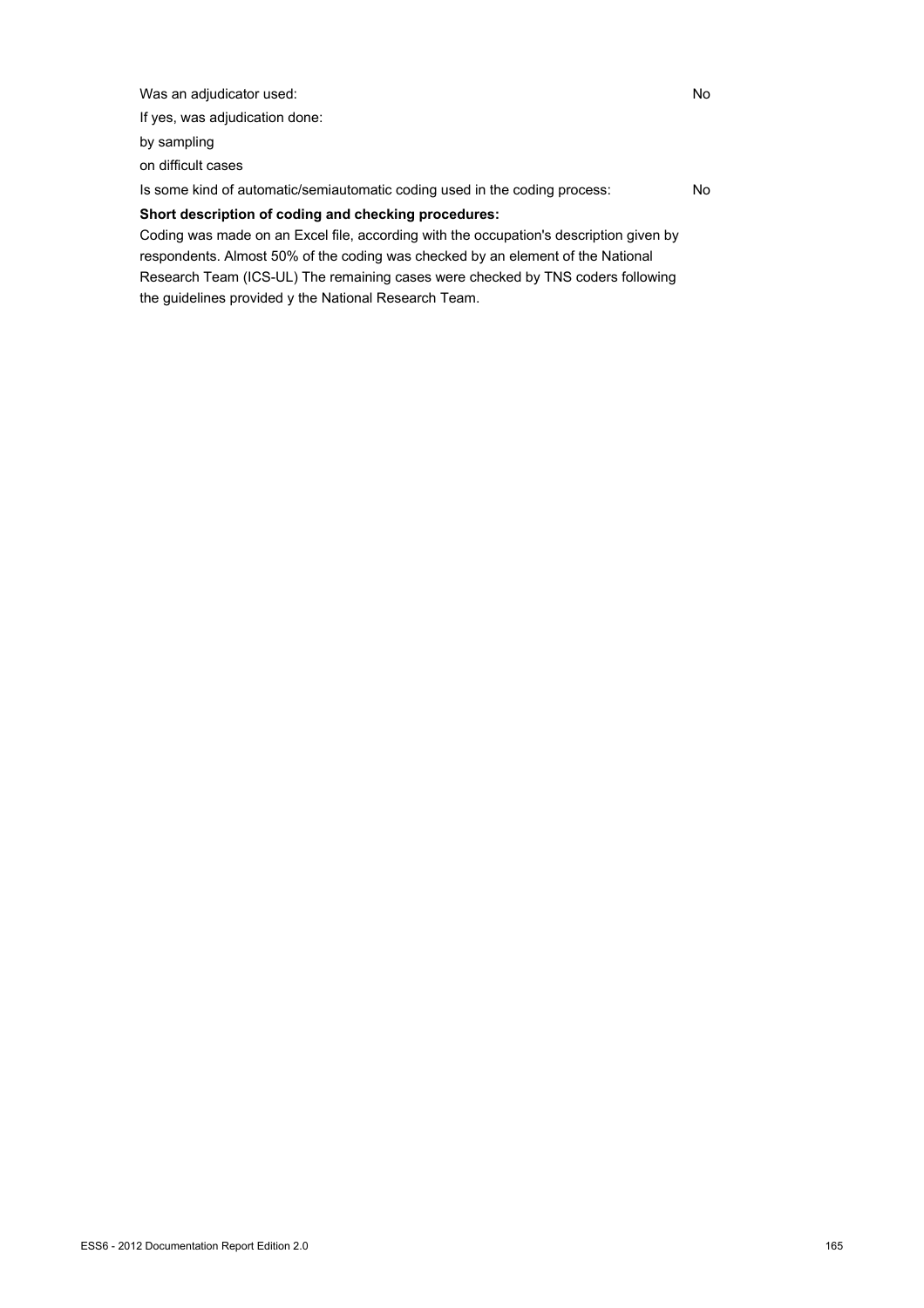Was an adjudicator used: No

If yes, was adjudication done:

by sampling

on difficult cases

Is some kind of automatic/semiautomatic coding used in the coding process: No

**Short description of coding and checking procedures:**

Coding was made on an Excel file, according with the occupation's description given by respondents. Almost 50% of the coding was checked by an element of the National Research Team (ICS-UL) The remaining cases were checked by TNS coders following the guidelines provided y the National Research Team.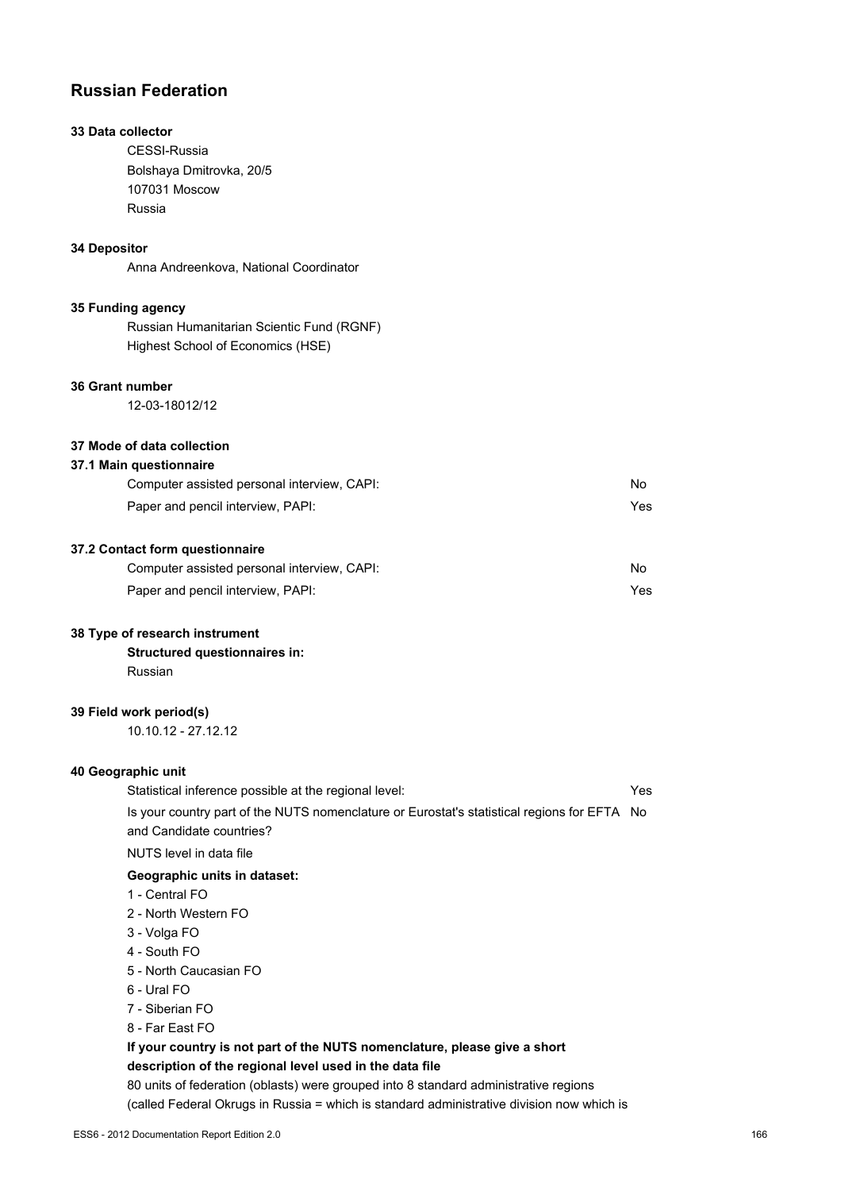# Russian Federation

**33 Data collector**

CESSI-Russia
Bolshaya Dmitrovka, 20/5
107031 Moscow
Russia

**34 Depositor**

Anna Andreenkova, National Coordinator

**35 Funding agency**

Russian Humanitarian Scientic Fund (RGNF)
Highest School of Economics (HSE)

**36 Grant number**

12-03-18012/12

**37 Mode of data collection**

**37.1 Main questionnaire**

| | |
|---|---|
| Computer assisted personal interview, CAPI: | No |
| Paper and pencil interview, PAPI: | Yes |

**37.2 Contact form questionnaire**

| | |
|---|---|
| Computer assisted personal interview, CAPI: | No |
| Paper and pencil interview, PAPI: | Yes |

**38 Type of research instrument**

**Structured questionnaires in:**

Russian

**39 Field work period(s)**

10.10.12 - 27.12.12

**40 Geographic unit**

| | |
|---|---|
| Statistical inference possible at the regional level: | Yes |
| Is your country part of the NUTS nomenclature or Eurostat's statistical regions for EFTA and Candidate countries? | No |
| NUTS level in data file | |

**Geographic units in dataset:**

1 - Central FO
2 - North Western FO
3 - Volga FO
4 - South FO
5 - North Caucasian FO
6 - Ural FO
7 - Siberian FO
8 - Far East FO

**If your country is not part of the NUTS nomenclature, please give a short description of the regional level used in the data file**

80 units of federation (oblasts) were grouped into 8 standard administrative regions (called Federal Okrugs in Russia = which is standard administrative division now which is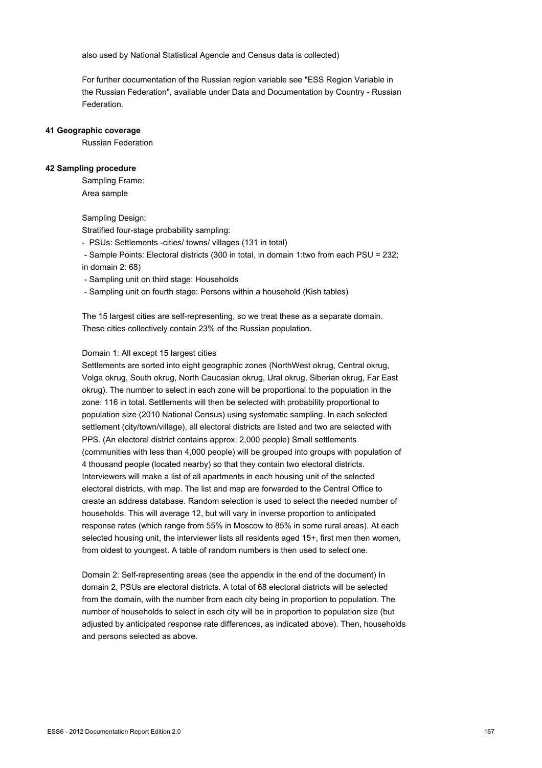also used by National Statistical Agencie and Census data is collected)

For further documentation of the Russian region variable see "ESS Region Variable in the Russian Federation", available under Data and Documentation by Country - Russian Federation.

**41 Geographic coverage**

Russian Federation

**42 Sampling procedure**

Sampling Frame:
Area sample

Sampling Design:
Stratified four-stage probability sampling:
- PSUs: Settlements -cities/ towns/ villages (131 in total)
- Sample Points: Electoral districts (300 in total, in domain 1:two from each PSU = 232; in domain 2: 68)
- Sampling unit on third stage: Households
- Sampling unit on fourth stage: Persons within a household (Kish tables)

The 15 largest cities are self-representing, so we treat these as a separate domain. These cities collectively contain 23% of the Russian population.

Domain 1: All except 15 largest cities
Settlements are sorted into eight geographic zones (NorthWest okrug, Central okrug, Volga okrug, South okrug, North Caucasian okrug, Ural okrug, Siberian okrug, Far East okrug). The number to select in each zone will be proportional to the population in the zone: 116 in total. Settlements will then be selected with probability proportional to population size (2010 National Census) using systematic sampling. In each selected settlement (city/town/village), all electoral districts are listed and two are selected with PPS. (An electoral district contains approx. 2,000 people) Small settlements (communities with less than 4,000 people) will be grouped into groups with population of 4 thousand people (located nearby) so that they contain two electoral districts. Interviewers will make a list of all apartments in each housing unit of the selected electoral districts, with map. The list and map are forwarded to the Central Office to create an address database. Random selection is used to select the needed number of households. This will average 12, but will vary in inverse proportion to anticipated response rates (which range from 55% in Moscow to 85% in some rural areas). At each selected housing unit, the interviewer lists all residents aged 15+, first men then women, from oldest to youngest. A table of random numbers is then used to select one.

Domain 2: Self-representing areas (see the appendix in the end of the document) In domain 2, PSUs are electoral districts. A total of 68 electoral districts will be selected from the domain, with the number from each city being in proportion to population. The number of households to select in each city will be in proportion to population size (but adjusted by anticipated response rate differences, as indicated above). Then, households and persons selected as above.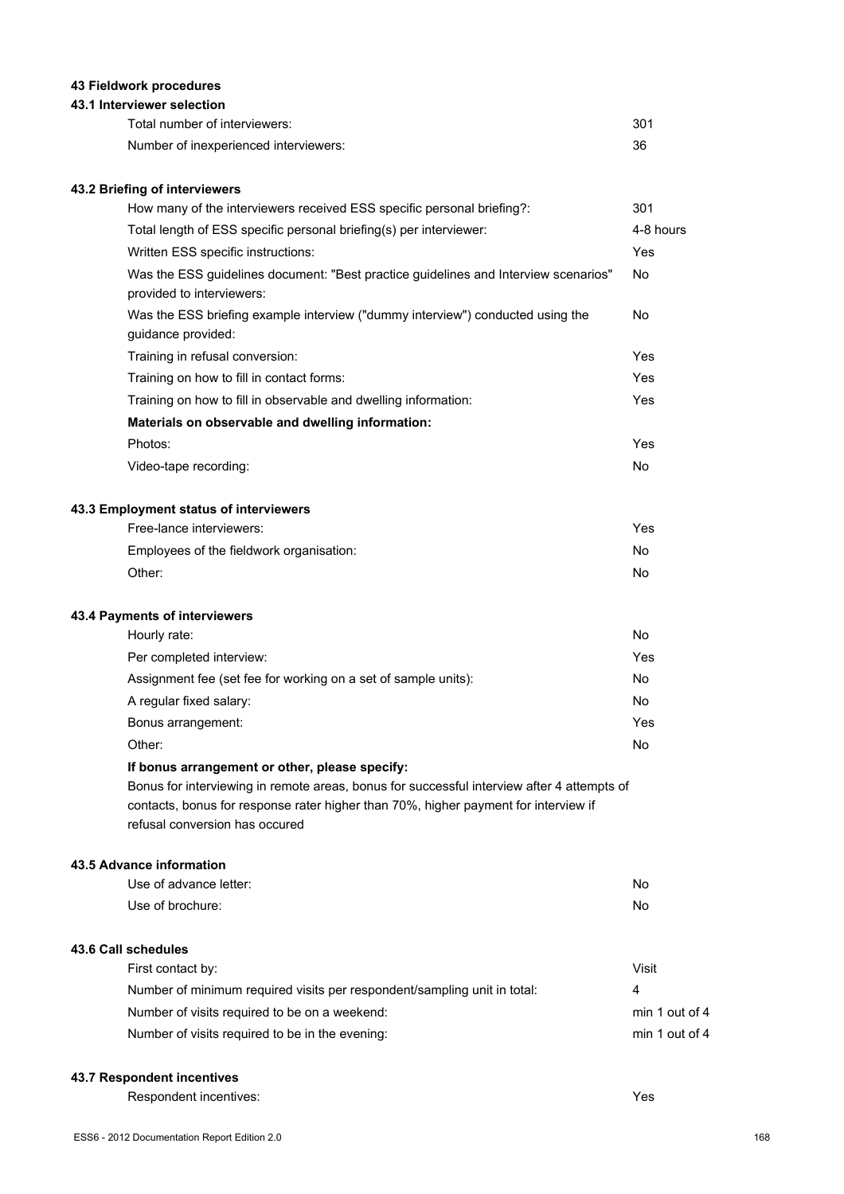### 43 Fieldwork procedures

#### 43.1 Interviewer selection

| | |
|---|---|
| Total number of interviewers: | 301 |
| Number of inexperienced interviewers: | 36 |

#### 43.2 Briefing of interviewers

| | |
|---|---|
| How many of the interviewers received ESS specific personal briefing?: | 301 |
| Total length of ESS specific personal briefing(s) per interviewer: | 4-8 hours |
| Written ESS specific instructions: | Yes |
| Was the ESS guidelines document: "Best practice guidelines and Interview scenarios" provided to interviewers: | No |
| Was the ESS briefing example interview ("dummy interview") conducted using the guidance provided: | No |
| Training in refusal conversion: | Yes |
| Training on how to fill in contact forms: | Yes |
| Training on how to fill in observable and dwelling information: | Yes |
| **Materials on observable and dwelling information:** | |
| Photos: | Yes |
| Video-tape recording: | No |

#### 43.3 Employment status of interviewers

| | |
|---|---|
| Free-lance interviewers: | Yes |
| Employees of the fieldwork organisation: | No |
| Other: | No |

#### 43.4 Payments of interviewers

| | |
|---|---|
| Hourly rate: | No |
| Per completed interview: | Yes |
| Assignment fee (set fee for working on a set of sample units): | No |
| A regular fixed salary: | No |
| Bonus arrangement: | Yes |
| Other: | No |

**If bonus arrangement or other, please specify:**

Bonus for interviewing in remote areas, bonus for successful interview after 4 attempts of contacts, bonus for response rater higher than 70%, higher payment for interview if refusal conversion has occured

#### 43.5 Advance information

| | |
|---|---|
| Use of advance letter: | No |
| Use of brochure: | No |

#### 43.6 Call schedules

| | |
|---|---|
| First contact by: | Visit |
| Number of minimum required visits per respondent/sampling unit in total: | 4 |
| Number of visits required to be on a weekend: | min 1 out of 4 |
| Number of visits required to be in the evening: | min 1 out of 4 |

#### 43.7 Respondent incentives

| | |
|---|---|
| Respondent incentives: | Yes |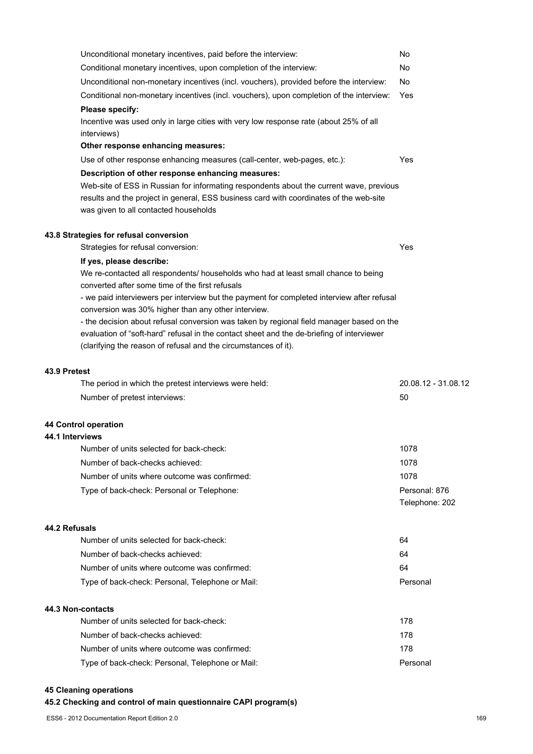| | |
|---|---|
| Unconditional monetary incentives, paid before the interview: | No |
| Conditional monetary incentives, upon completion of the interview: | No |
| Unconditional non-monetary incentives (incl. vouchers), provided before the interview: | No |
| Conditional non-monetary incentives (incl. vouchers), upon completion of the interview: | Yes |

**Please specify:**

Incentive was used only in large cities with very low response rate (about 25% of all interviews)

**Other response enhancing measures:**

| | |
|---|---|
| Use of other response enhancing measures (call-center, web-pages, etc.): | Yes |

**Description of other response enhancing measures:**

Web-site of ESS in Russian for informating respondents about the current wave, previous results and the project in general, ESS business card with coordinates of the web-site was given to all contacted households

### 43.8 Strategies for refusal conversion

| | |
|---|---|
| Strategies for refusal conversion: | Yes |

**If yes, please describe:**

We re-contacted all respondents/ households who had at least small chance to being converted after some time of the first refusals

- we paid interviewers per interview but the payment for completed interview after refusal conversion was 30% higher than any other interview.
- the decision about refusal conversion was taken by regional field manager based on the evaluation of "soft-hard" refusal in the contact sheet and the de-briefing of interviewer (clarifying the reason of refusal and the circumstances of it).

### 43.9 Pretest

| | |
|---|---|
| The period in which the pretest interviews were held: | 20.08.12 - 31.08.12 |
| Number of pretest interviews: | 50 |

## 44 Control operation

### 44.1 Interviews

| | |
|---|---|
| Number of units selected for back-check: | 1078 |
| Number of back-checks achieved: | 1078 |
| Number of units where outcome was confirmed: | 1078 |
| Type of back-check: Personal or Telephone: | Personal: 876<br>Telephone: 202 |

### 44.2 Refusals

| | |
|---|---|
| Number of units selected for back-check: | 64 |
| Number of back-checks achieved: | 64 |
| Number of units where outcome was confirmed: | 64 |
| Type of back-check: Personal, Telephone or Mail: | Personal |

### 44.3 Non-contacts

| | |
|---|---|
| Number of units selected for back-check: | 178 |
| Number of back-checks achieved: | 178 |
| Number of units where outcome was confirmed: | 178 |
| Type of back-check: Personal, Telephone or Mail: | Personal |

## 45 Cleaning operations

### 45.2 Checking and control of main questionnaire CAPI program(s)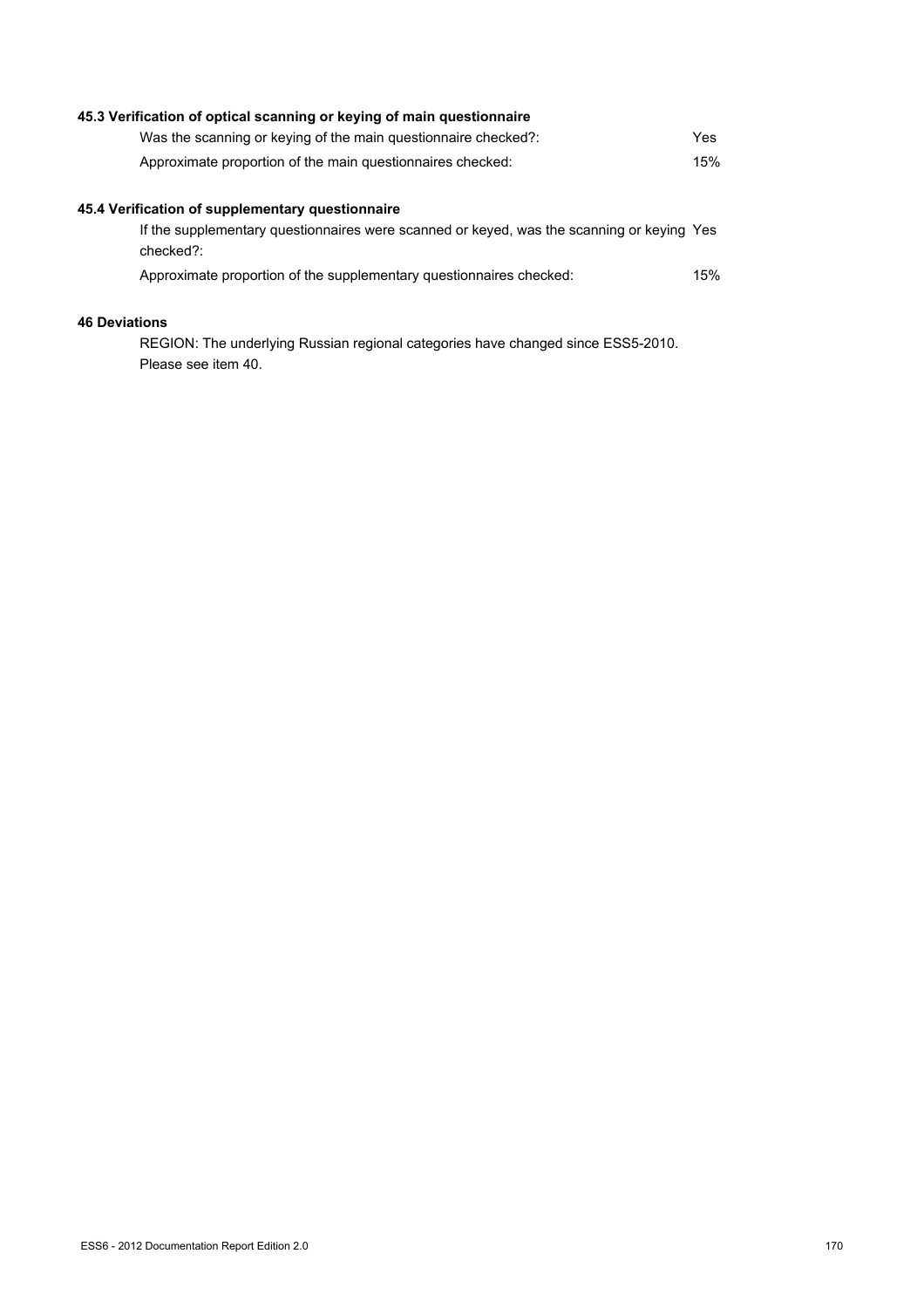### 45.3 Verification of optical scanning or keying of main questionnaire

| | |
|---|---|
| Was the scanning or keying of the main questionnaire checked?: | Yes |
| Approximate proportion of the main questionnaires checked: | 15% |

### 45.4 Verification of supplementary questionnaire

| | |
|---|---|
| If the supplementary questionnaires were scanned or keyed, was the scanning or keying checked?: | Yes |
| Approximate proportion of the supplementary questionnaires checked: | 15% |

### 46 Deviations

REGION: The underlying Russian regional categories have changed since ESS5-2010. Please see item 40.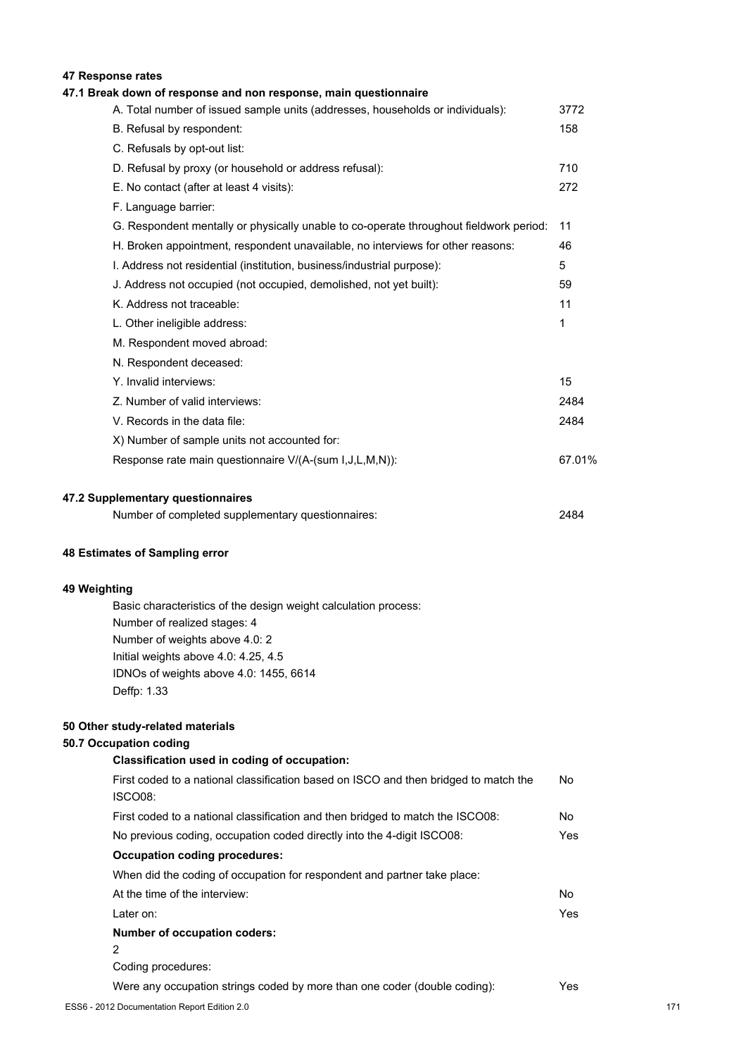## 47 Response rates

### 47.1 Break down of response and non response, main questionnaire

| | |
|---|---|
| A. Total number of issued sample units (addresses, households or individuals): | 3772 |
| B. Refusal by respondent: | 158 |
| C. Refusals by opt-out list: | |
| D. Refusal by proxy (or household or address refusal): | 710 |
| E. No contact (after at least 4 visits): | 272 |
| F. Language barrier: | |
| G. Respondent mentally or physically unable to co-operate throughout fieldwork period: | 11 |
| H. Broken appointment, respondent unavailable, no interviews for other reasons: | 46 |
| I. Address not residential (institution, business/industrial purpose): | 5 |
| J. Address not occupied (not occupied, demolished, not yet built): | 59 |
| K. Address not traceable: | 11 |
| L. Other ineligible address: | 1 |
| M. Respondent moved abroad: | |
| N. Respondent deceased: | |
| Y. Invalid interviews: | 15 |
| Z. Number of valid interviews: | 2484 |
| V. Records in the data file: | 2484 |
| X) Number of sample units not accounted for: | |
| Response rate main questionnaire V/(A-(sum I,J,L,M,N)): | 67.01% |

### 47.2 Supplementary questionnaires

| | |
|---|---|
| Number of completed supplementary questionnaires: | 2484 |

## 48 Estimates of Sampling error

## 49 Weighting

Basic characteristics of the design weight calculation process:
Number of realized stages: 4
Number of weights above 4.0: 2
Initial weights above 4.0: 4.25, 4.5
IDNOs of weights above 4.0: 1455, 6614
Deffp: 1.33

## 50 Other study-related materials

### 50.7 Occupation coding

**Classification used in coding of occupation:**

| | |
|---|---|
| First coded to a national classification based on ISCO and then bridged to match the ISCO08: | No |
| First coded to a national classification and then bridged to match the ISCO08: | No |
| No previous coding, occupation coded directly into the 4-digit ISCO08: | Yes |

**Occupation coding procedures:**

When did the coding of occupation for respondent and partner take place:

| | |
|---|---|
| At the time of the interview: | No |
| Later on: | Yes |

**Number of occupation coders:**

2

Coding procedures:

| | |
|---|---|
| Were any occupation strings coded by more than one coder (double coding): | Yes |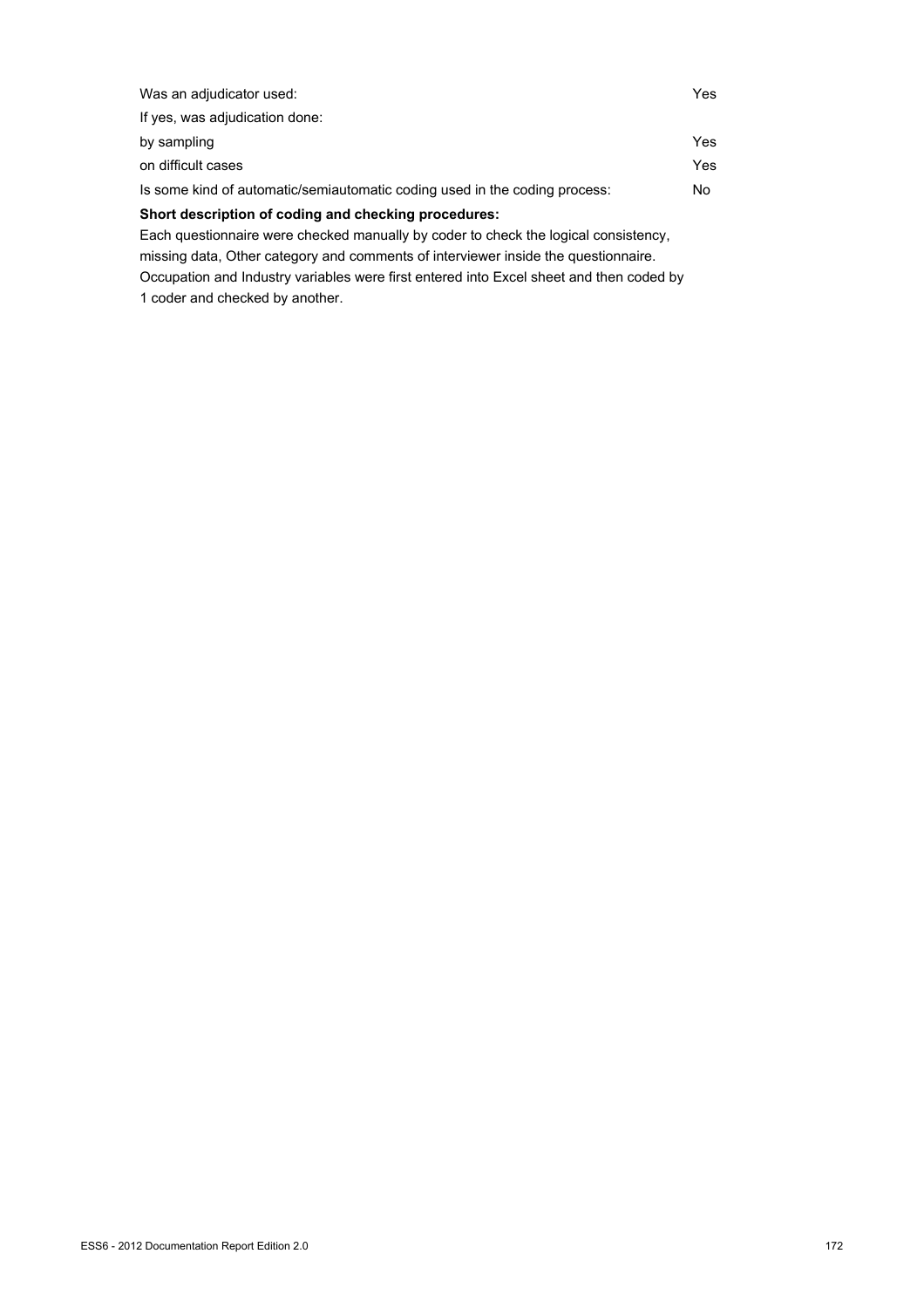| | |
|---|---|
| Was an adjudicator used: | Yes |
| If yes, was adjudication done: | |
| by sampling | Yes |
| on difficult cases | Yes |
| Is some kind of automatic/semiautomatic coding used in the coding process: | No |

**Short description of coding and checking procedures:**

Each questionnaire were checked manually by coder to check the logical consistency, missing data, Other category and comments of interviewer inside the questionnaire. Occupation and Industry variables were first entered into Excel sheet and then coded by 1 coder and checked by another.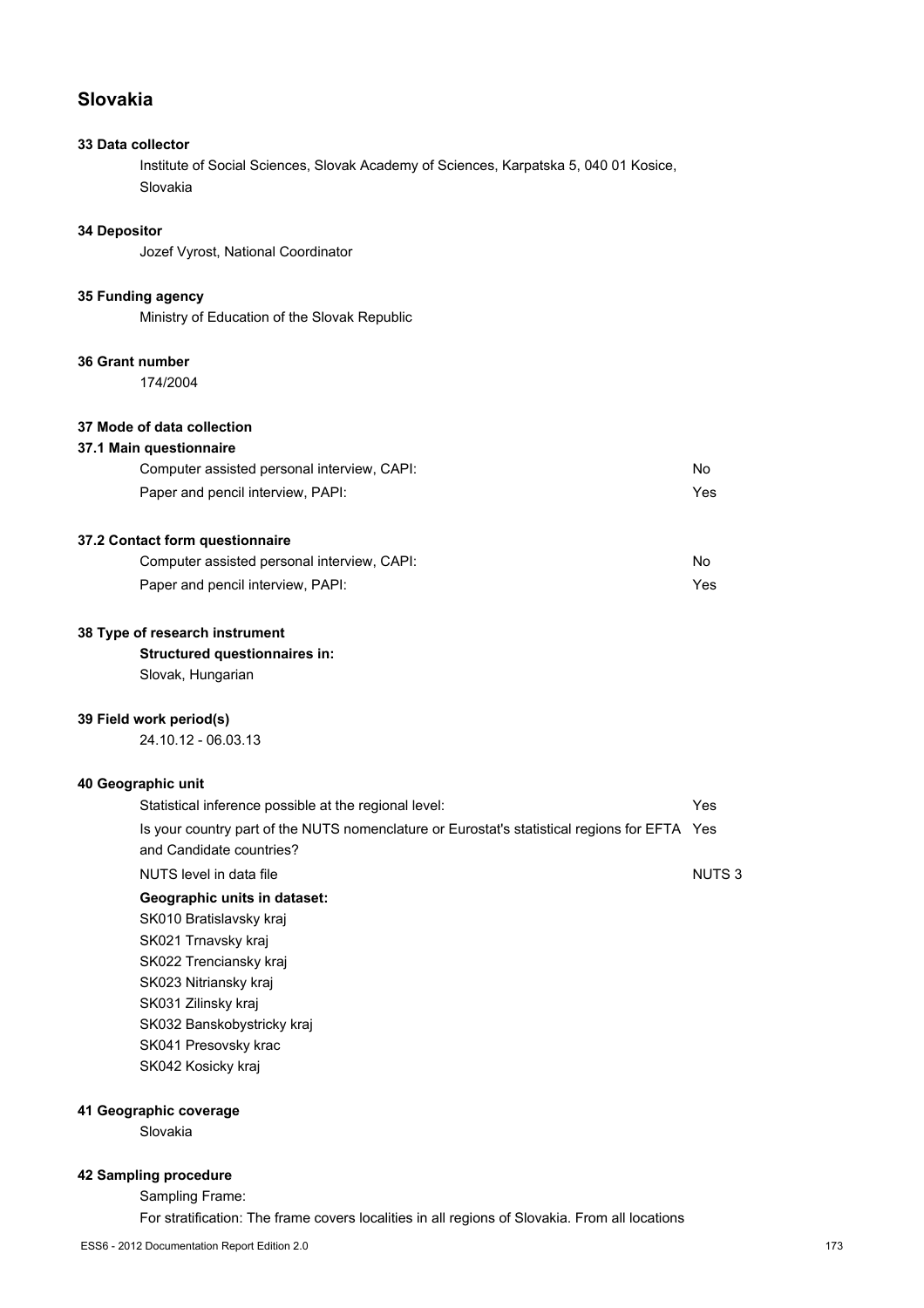## Slovakia

### 33 Data collector

Institute of Social Sciences, Slovak Academy of Sciences, Karpatska 5, 040 01 Kosice, Slovakia

### 34 Depositor

Jozef Vyrost, National Coordinator

### 35 Funding agency

Ministry of Education of the Slovak Republic

### 36 Grant number

174/2004

### 37 Mode of data collection

#### 37.1 Main questionnaire

| | |
|---|---|
| Computer assisted personal interview, CAPI: | No |
| Paper and pencil interview, PAPI: | Yes |

#### 37.2 Contact form questionnaire

| | |
|---|---|
| Computer assisted personal interview, CAPI: | No |
| Paper and pencil interview, PAPI: | Yes |

### 38 Type of research instrument

**Structured questionnaires in:**

Slovak, Hungarian

### 39 Field work period(s)

24.10.12 - 06.03.13

### 40 Geographic unit

| | |
|---|---|
| Statistical inference possible at the regional level: | Yes |
| Is your country part of the NUTS nomenclature or Eurostat's statistical regions for EFTA and Candidate countries? | Yes |
| NUTS level in data file | NUTS 3 |

**Geographic units in dataset:**

SK010 Bratislavsky kraj
SK021 Trnavsky kraj
SK022 Trenciansky kraj
SK023 Nitriansky kraj
SK031 Zilinsky kraj
SK032 Banskobystricky kraj
SK041 Presovsky krac
SK042 Kosicky kraj

### 41 Geographic coverage

Slovakia

### 42 Sampling procedure

Sampling Frame:

For stratification: The frame covers localities in all regions of Slovakia. From all locations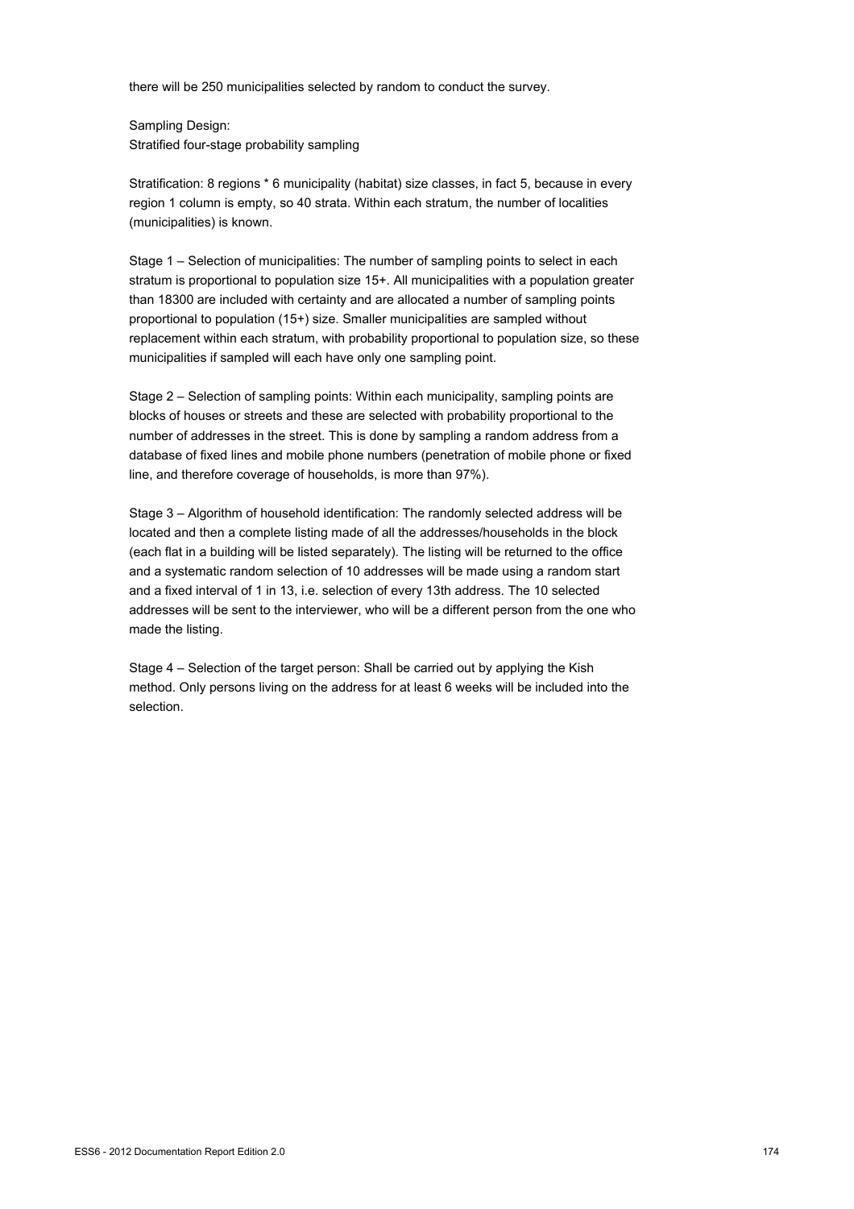there will be 250 municipalities selected by random to conduct the survey.

Sampling Design:
Stratified four-stage probability sampling

Stratification: 8 regions * 6 municipality (habitat) size classes, in fact 5, because in every region 1 column is empty, so 40 strata. Within each stratum, the number of localities (municipalities) is known.

Stage 1 – Selection of municipalities: The number of sampling points to select in each stratum is proportional to population size 15+. All municipalities with a population greater than 18300 are included with certainty and are allocated a number of sampling points proportional to population (15+) size. Smaller municipalities are sampled without replacement within each stratum, with probability proportional to population size, so these municipalities if sampled will each have only one sampling point.

Stage 2 – Selection of sampling points: Within each municipality, sampling points are blocks of houses or streets and these are selected with probability proportional to the number of addresses in the street. This is done by sampling a random address from a database of fixed lines and mobile phone numbers (penetration of mobile phone or fixed line, and therefore coverage of households, is more than 97%).

Stage 3 – Algorithm of household identification: The randomly selected address will be located and then a complete listing made of all the addresses/households in the block (each flat in a building will be listed separately). The listing will be returned to the office and a systematic random selection of 10 addresses will be made using a random start and a fixed interval of 1 in 13, i.e. selection of every 13th address. The 10 selected addresses will be sent to the interviewer, who will be a different person from the one who made the listing.

Stage 4 – Selection of the target person: Shall be carried out by applying the Kish method. Only persons living on the address for at least 6 weeks will be included into the selection.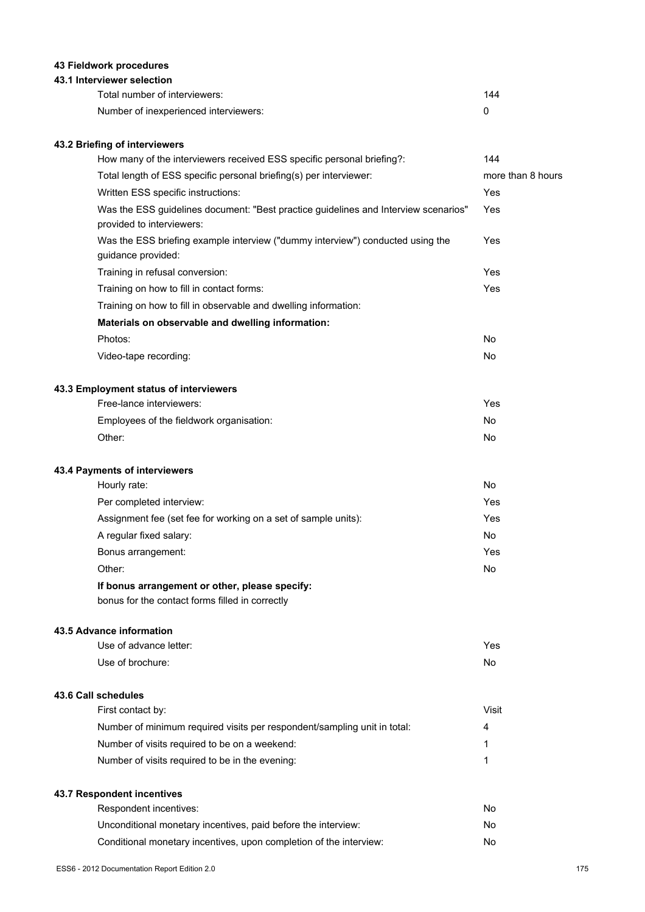## 43 Fieldwork procedures

### 43.1 Interviewer selection

| | |
|---|---|
| Total number of interviewers: | 144 |
| Number of inexperienced interviewers: | 0 |

### 43.2 Briefing of interviewers

| | |
|---|---|
| How many of the interviewers received ESS specific personal briefing?: | 144 |
| Total length of ESS specific personal briefing(s) per interviewer: | more than 8 hours |
| Written ESS specific instructions: | Yes |
| Was the ESS guidelines document: "Best practice guidelines and Interview scenarios" provided to interviewers: | Yes |
| Was the ESS briefing example interview ("dummy interview") conducted using the guidance provided: | Yes |
| Training in refusal conversion: | Yes |
| Training on how to fill in contact forms: | Yes |
| Training on how to fill in observable and dwelling information: | |

**Materials on observable and dwelling information:**

| | |
|---|---|
| Photos: | No |
| Video-tape recording: | No |

### 43.3 Employment status of interviewers

| | |
|---|---|
| Free-lance interviewers: | Yes |
| Employees of the fieldwork organisation: | No |
| Other: | No |

### 43.4 Payments of interviewers

| | |
|---|---|
| Hourly rate: | No |
| Per completed interview: | Yes |
| Assignment fee (set fee for working on a set of sample units): | Yes |
| A regular fixed salary: | No |
| Bonus arrangement: | Yes |
| Other: | No |

**If bonus arrangement or other, please specify:**

bonus for the contact forms filled in correctly

### 43.5 Advance information

| | |
|---|---|
| Use of advance letter: | Yes |
| Use of brochure: | No |

### 43.6 Call schedules

| | |
|---|---|
| First contact by: | Visit |
| Number of minimum required visits per respondent/sampling unit in total: | 4 |
| Number of visits required to be on a weekend: | 1 |
| Number of visits required to be in the evening: | 1 |

### 43.7 Respondent incentives

| | |
|---|---|
| Respondent incentives: | No |
| Unconditional monetary incentives, paid before the interview: | No |
| Conditional monetary incentives, upon completion of the interview: | No |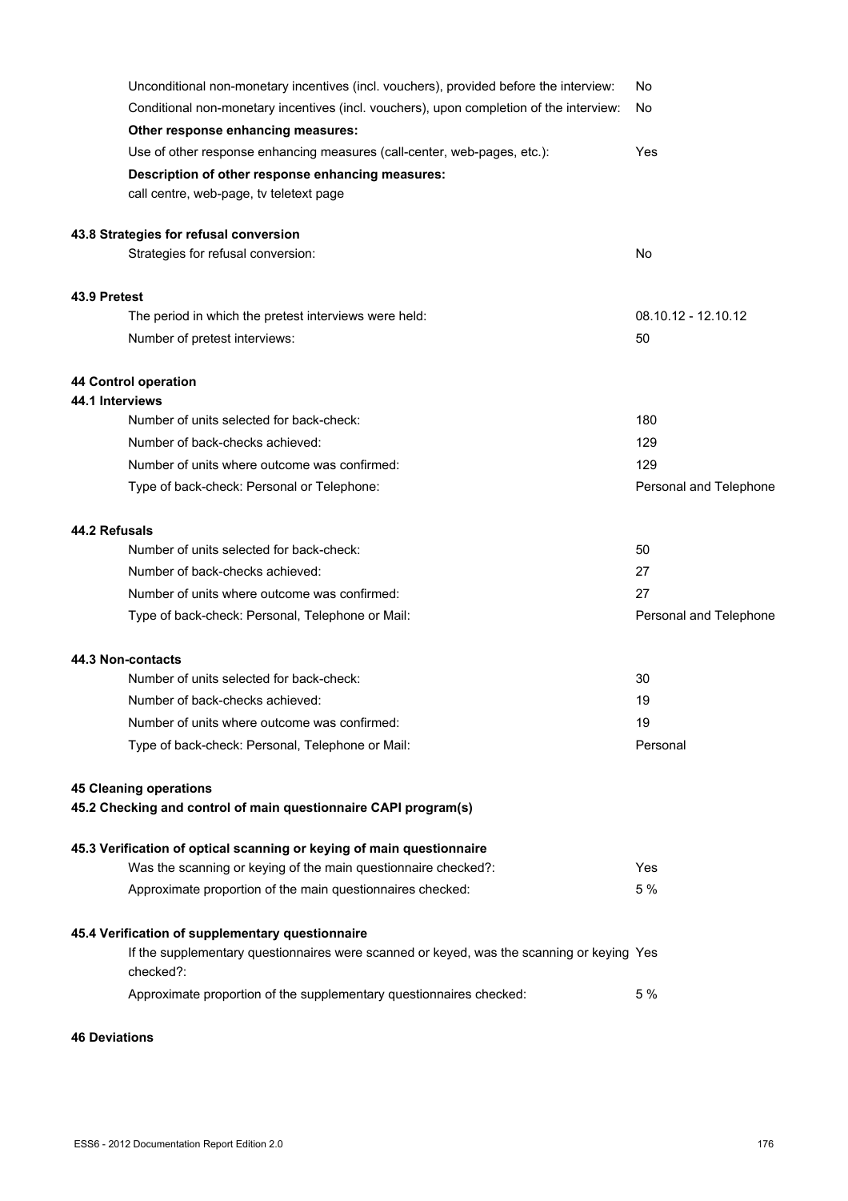Unconditional non-monetary incentives (incl. vouchers), provided before the interview: No

Conditional non-monetary incentives (incl. vouchers), upon completion of the interview: No

**Other response enhancing measures:**

Use of other response enhancing measures (call-center, web-pages, etc.): Yes

**Description of other response enhancing measures:**

call centre, web-page, tv teletext page

### 43.8 Strategies for refusal conversion

Strategies for refusal conversion: No

### 43.9 Pretest

The period in which the pretest interviews were held: 08.10.12 - 12.10.12

Number of pretest interviews: 50

## 44 Control operation

### 44.1 Interviews

Number of units selected for back-check: 180

Number of back-checks achieved: 129

Number of units where outcome was confirmed: 129

Type of back-check: Personal or Telephone: Personal and Telephone

### 44.2 Refusals

Number of units selected for back-check: 50

Number of back-checks achieved: 27

Number of units where outcome was confirmed: 27

Type of back-check: Personal, Telephone or Mail: Personal and Telephone

### 44.3 Non-contacts

Number of units selected for back-check: 30

Number of back-checks achieved: 19

Number of units where outcome was confirmed: 19

Type of back-check: Personal, Telephone or Mail: Personal

## 45 Cleaning operations

### 45.2 Checking and control of main questionnaire CAPI program(s)

### 45.3 Verification of optical scanning or keying of main questionnaire

Was the scanning or keying of the main questionnaire checked?: Yes

Approximate proportion of the main questionnaires checked: 5 %

### 45.4 Verification of supplementary questionnaire

If the supplementary questionnaires were scanned or keyed, was the scanning or keying checked?: Yes

Approximate proportion of the supplementary questionnaires checked: 5 %

## 46 Deviations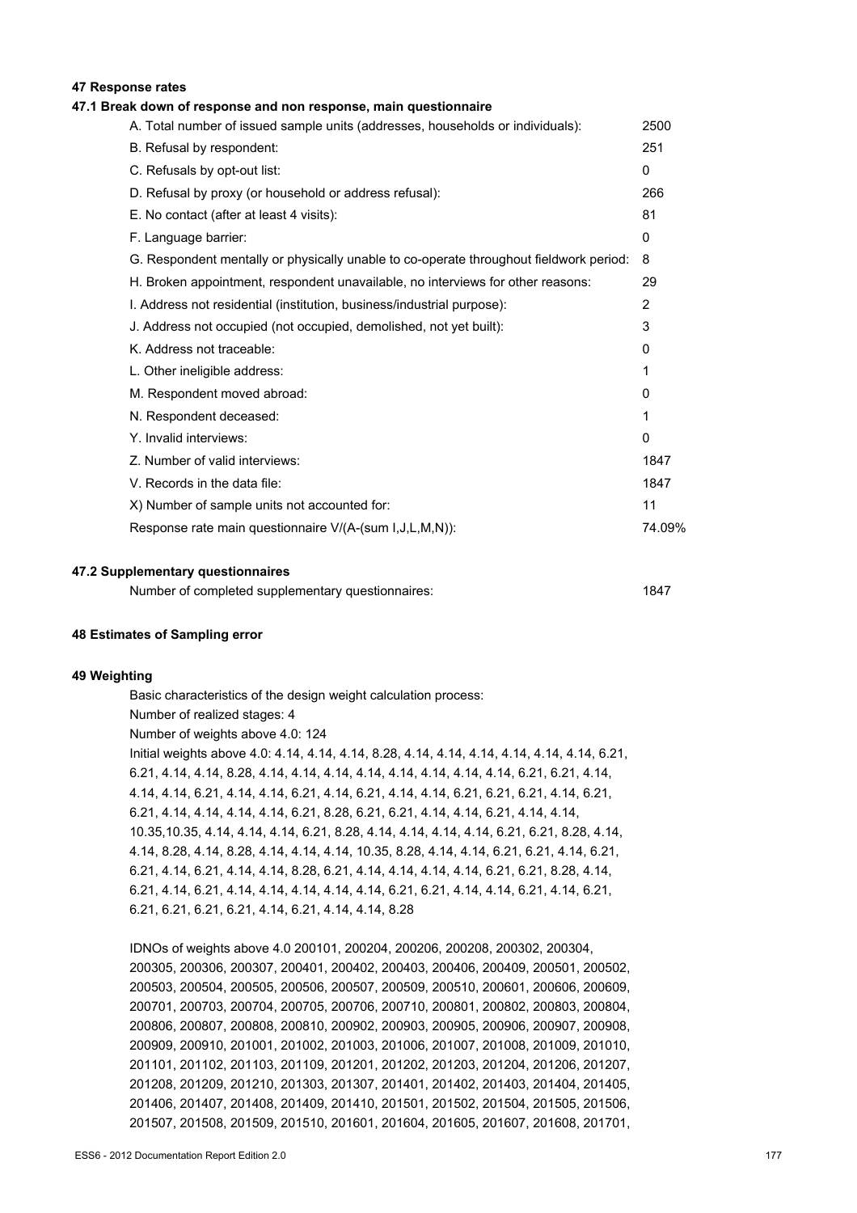## 47 Response rates

### 47.1 Break down of response and non response, main questionnaire

| | |
|---|---|
| A. Total number of issued sample units (addresses, households or individuals): | 2500 |
| B. Refusal by respondent: | 251 |
| C. Refusals by opt-out list: | 0 |
| D. Refusal by proxy (or household or address refusal): | 266 |
| E. No contact (after at least 4 visits): | 81 |
| F. Language barrier: | 0 |
| G. Respondent mentally or physically unable to co-operate throughout fieldwork period: | 8 |
| H. Broken appointment, respondent unavailable, no interviews for other reasons: | 29 |
| I. Address not residential (institution, business/industrial purpose): | 2 |
| J. Address not occupied (not occupied, demolished, not yet built): | 3 |
| K. Address not traceable: | 0 |
| L. Other ineligible address: | 1 |
| M. Respondent moved abroad: | 0 |
| N. Respondent deceased: | 1 |
| Y. Invalid interviews: | 0 |
| Z. Number of valid interviews: | 1847 |
| V. Records in the data file: | 1847 |
| X) Number of sample units not accounted for: | 11 |
| Response rate main questionnaire V/(A-(sum I,J,L,M,N)): | 74.09% |

### 47.2 Supplementary questionnaires

| | |
|---|---|
| Number of completed supplementary questionnaires: | 1847 |

## 48 Estimates of Sampling error

## 49 Weighting

Basic characteristics of the design weight calculation process:

Number of realized stages: 4

Number of weights above 4.0: 124

Initial weights above 4.0: 4.14, 4.14, 4.14, 4.14, 8.28, 4.14, 4.14, 4.14, 4.14, 4.14, 4.14, 6.21, 6.21, 4.14, 4.14, 8.28, 4.14, 4.14, 4.14, 4.14, 4.14, 4.14, 4.14, 4.14, 6.21, 6.21, 4.14, 4.14, 4.14, 6.21, 4.14, 4.14, 6.21, 4.14, 6.21, 4.14, 4.14, 6.21, 6.21, 6.21, 4.14, 6.21, 6.21, 4.14, 4.14, 4.14, 4.14, 6.21, 8.28, 6.21, 6.21, 4.14, 4.14, 6.21, 4.14, 4.14, 10.35,10.35, 4.14, 4.14, 4.14, 6.21, 8.28, 4.14, 4.14, 4.14, 4.14, 6.21, 6.21, 8.28, 4.14, 4.14, 8.28, 4.14, 8.28, 4.14, 4.14, 4.14, 10.35, 8.28, 4.14, 4.14, 6.21, 6.21, 4.14, 6.21, 6.21, 4.14, 6.21, 4.14, 4.14, 8.28, 6.21, 4.14, 4.14, 4.14, 4.14, 6.21, 6.21, 8.28, 4.14, 6.21, 4.14, 6.21, 4.14, 4.14, 4.14, 4.14, 4.14, 6.21, 6.21, 4.14, 4.14, 6.21, 4.14, 6.21, 6.21, 6.21, 6.21, 6.21, 4.14, 6.21, 4.14, 4.14, 8.28

IDNOs of weights above 4.0 200101, 200204, 200206, 200208, 200302, 200304, 200305, 200306, 200307, 200401, 200402, 200403, 200406, 200409, 200501, 200502, 200503, 200504, 200505, 200506, 200507, 200509, 200510, 200601, 200606, 200609, 200701, 200703, 200704, 200705, 200706, 200710, 200801, 200802, 200803, 200804, 200806, 200807, 200808, 200810, 200902, 200903, 200905, 200906, 200907, 200908, 200909, 200910, 201001, 201002, 201003, 201006, 201007, 201008, 201009, 201010, 201101, 201102, 201103, 201109, 201201, 201202, 201203, 201204, 201206, 201207, 201208, 201209, 201210, 201303, 201307, 201401, 201402, 201403, 201404, 201405, 201406, 201407, 201408, 201409, 201410, 201501, 201502, 201504, 201505, 201506, 201507, 201508, 201509, 201510, 201601, 201604, 201605, 201607, 201608, 201701,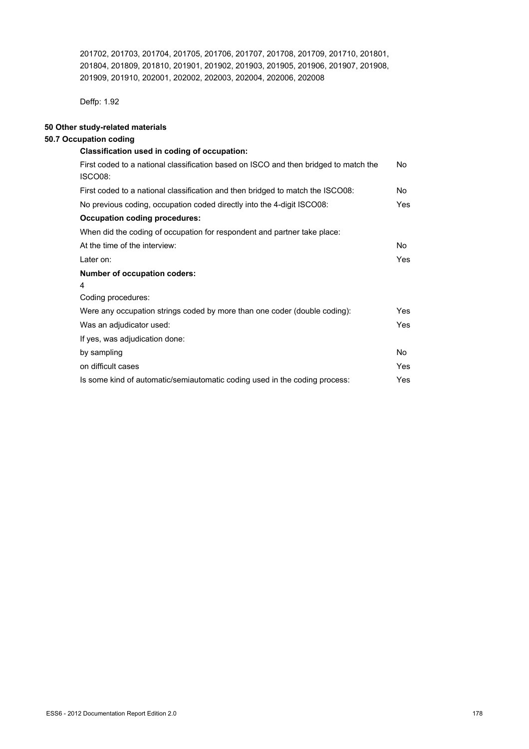201702, 201703, 201704, 201705, 201706, 201707, 201708, 201709, 201710, 201801, 201804, 201809, 201810, 201901, 201902, 201903, 201905, 201906, 201907, 201908, 201909, 201910, 202001, 202002, 202003, 202004, 202006, 202008

Deffp: 1.92

## 50 Other study-related materials

### 50.7 Occupation coding

**Classification used in coding of occupation:**

| | |
|---|---|
| First coded to a national classification based on ISCO and then bridged to match the ISCO08: | No |
| First coded to a national classification and then bridged to match the ISCO08: | No |
| No previous coding, occupation coded directly into the 4-digit ISCO08: | Yes |

**Occupation coding procedures:**

When did the coding of occupation for respondent and partner take place:

| | |
|---|---|
| At the time of the interview: | No |
| Later on: | Yes |

**Number of occupation coders:**

4

Coding procedures:

| | |
|---|---|
| Were any occupation strings coded by more than one coder (double coding): | Yes |
| Was an adjudicator used: | Yes |
| If yes, was adjudication done: | |
| by sampling | No |
| on difficult cases | Yes |
| Is some kind of automatic/semiautomatic coding used in the coding process: | Yes |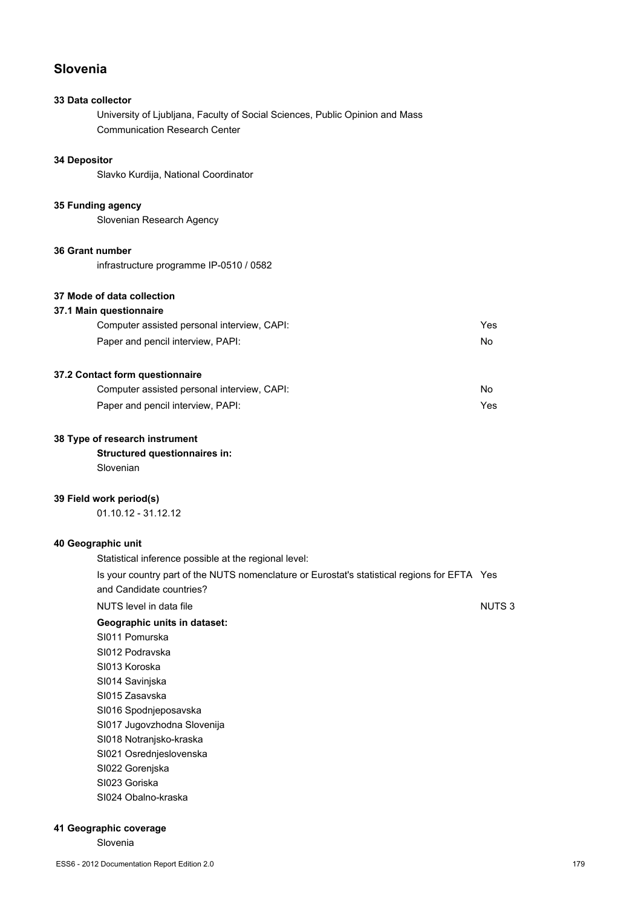# Slovenia

### 33 Data collector

University of Ljubljana, Faculty of Social Sciences, Public Opinion and Mass Communication Research Center

### 34 Depositor

Slavko Kurdija, National Coordinator

### 35 Funding agency

Slovenian Research Agency

### 36 Grant number

infrastructure programme IP-0510 / 0582

### 37 Mode of data collection

#### 37.1 Main questionnaire

| | |
|---|---|
| Computer assisted personal interview, CAPI: | Yes |
| Paper and pencil interview, PAPI: | No |

#### 37.2 Contact form questionnaire

| | |
|---|---|
| Computer assisted personal interview, CAPI: | No |
| Paper and pencil interview, PAPI: | Yes |

### 38 Type of research instrument

**Structured questionnaires in:**

Slovenian

### 39 Field work period(s)

01.10.12 - 31.12.12

### 40 Geographic unit

Statistical inference possible at the regional level:

| | |
|---|---|
| Is your country part of the NUTS nomenclature or Eurostat's statistical regions for EFTA and Candidate countries? | Yes |
| NUTS level in data file | NUTS 3 |

**Geographic units in dataset:**

SI011 Pomurska
SI012 Podravska
SI013 Koroska
SI014 Savinjska
SI015 Zasavska
SI016 Spodnjeposavska
SI017 Jugovzhodna Slovenija
SI018 Notranjsko-kraska
SI021 Osrednjeslovenska
SI022 Gorenjska
SI023 Goriska
SI024 Obalno-kraska

### 41 Geographic coverage

Slovenia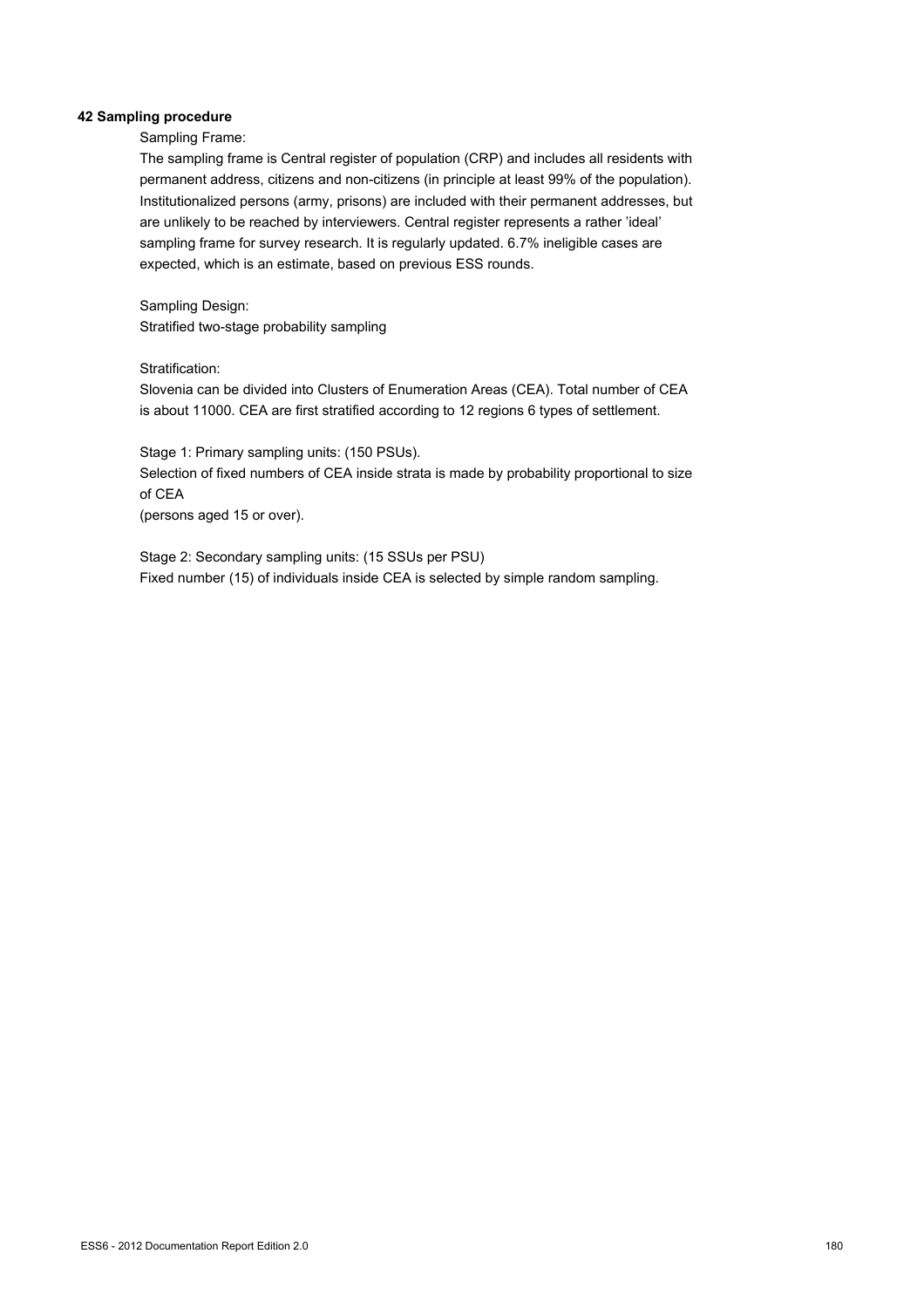**42 Sampling procedure**

Sampling Frame:

The sampling frame is Central register of population (CRP) and includes all residents with permanent address, citizens and non-citizens (in principle at least 99% of the population). Institutionalized persons (army, prisons) are included with their permanent addresses, but are unlikely to be reached by interviewers. Central register represents a rather 'ideal' sampling frame for survey research. It is regularly updated. 6.7% ineligible cases are expected, which is an estimate, based on previous ESS rounds.

Sampling Design:

Stratified two-stage probability sampling

Stratification:

Slovenia can be divided into Clusters of Enumeration Areas (CEA). Total number of CEA is about 11000. CEA are first stratified according to 12 regions 6 types of settlement.

Stage 1: Primary sampling units: (150 PSUs).

Selection of fixed numbers of CEA inside strata is made by probability proportional to size of CEA

(persons aged 15 or over).

Stage 2: Secondary sampling units: (15 SSUs per PSU)

Fixed number (15) of individuals inside CEA is selected by simple random sampling.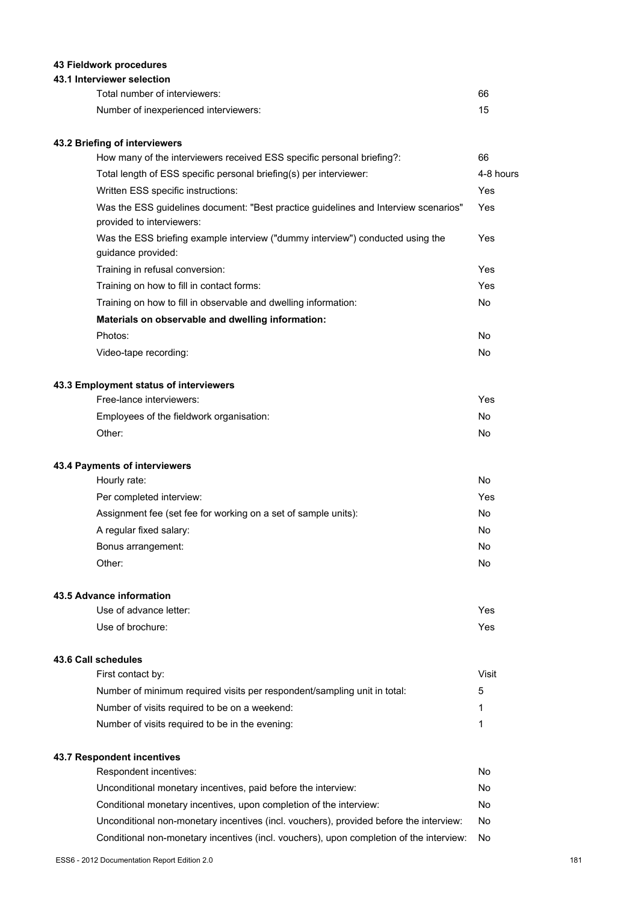## 43 Fieldwork procedures

### 43.1 Interviewer selection

| | |
|---|---|
| Total number of interviewers: | 66 |
| Number of inexperienced interviewers: | 15 |

### 43.2 Briefing of interviewers

| | |
|---|---|
| How many of the interviewers received ESS specific personal briefing?: | 66 |
| Total length of ESS specific personal briefing(s) per interviewer: | 4-8 hours |
| Written ESS specific instructions: | Yes |
| Was the ESS guidelines document: "Best practice guidelines and Interview scenarios" provided to interviewers: | Yes |
| Was the ESS briefing example interview ("dummy interview") conducted using the guidance provided: | Yes |
| Training in refusal conversion: | Yes |
| Training on how to fill in contact forms: | Yes |
| Training on how to fill in observable and dwelling information: | No |
| **Materials on observable and dwelling information:** | |
| Photos: | No |
| Video-tape recording: | No |

### 43.3 Employment status of interviewers

| | |
|---|---|
| Free-lance interviewers: | Yes |
| Employees of the fieldwork organisation: | No |
| Other: | No |

### 43.4 Payments of interviewers

| | |
|---|---|
| Hourly rate: | No |
| Per completed interview: | Yes |
| Assignment fee (set fee for working on a set of sample units): | No |
| A regular fixed salary: | No |
| Bonus arrangement: | No |
| Other: | No |

### 43.5 Advance information

| | |
|---|---|
| Use of advance letter: | Yes |
| Use of brochure: | Yes |

### 43.6 Call schedules

| | |
|---|---|
| First contact by: | Visit |
| Number of minimum required visits per respondent/sampling unit in total: | 5 |
| Number of visits required to be on a weekend: | 1 |
| Number of visits required to be in the evening: | 1 |

### 43.7 Respondent incentives

| | |
|---|---|
| Respondent incentives: | No |
| Unconditional monetary incentives, paid before the interview: | No |
| Conditional monetary incentives, upon completion of the interview: | No |
| Unconditional non-monetary incentives (incl. vouchers), provided before the interview: | No |
| Conditional non-monetary incentives (incl. vouchers), upon completion of the interview: | No |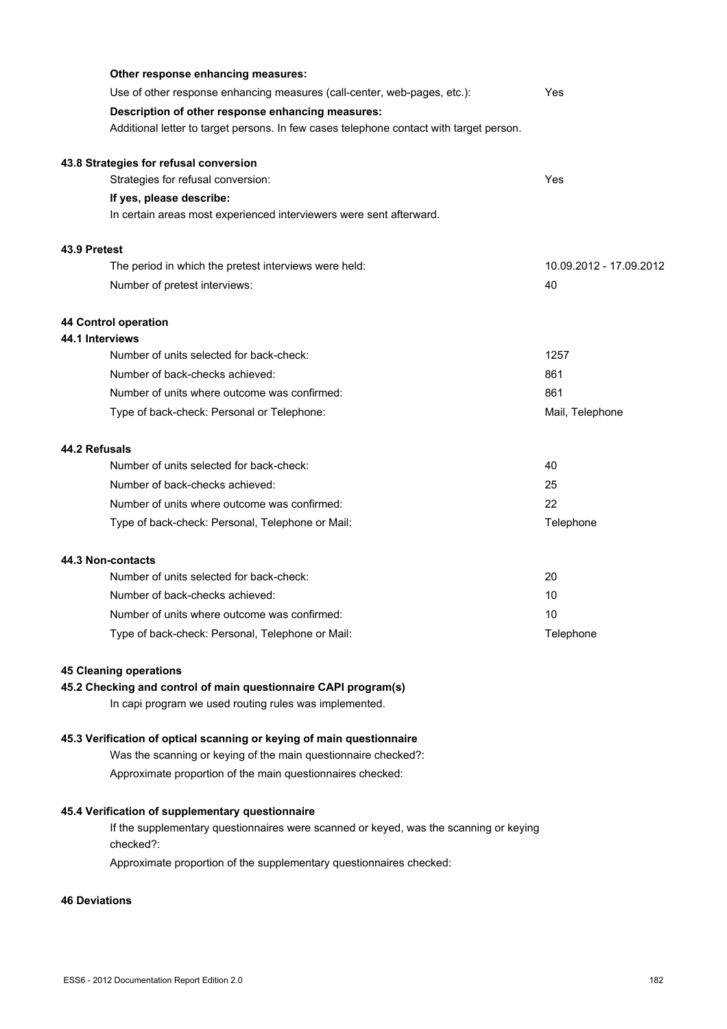**Other response enhancing measures:**

Use of other response enhancing measures (call-center, web-pages, etc.): Yes

**Description of other response enhancing measures:**

Additional letter to target persons. In few cases telephone contact with target person.

### 43.8 Strategies for refusal conversion

Strategies for refusal conversion: Yes

**If yes, please describe:**

In certain areas most experienced interviewers were sent afterward.

### 43.9 Pretest

| | |
|---|---|
| The period in which the pretest interviews were held: | 10.09.2012 - 17.09.2012 |
| Number of pretest interviews: | 40 |

## 44 Control operation

### 44.1 Interviews

| | |
|---|---|
| Number of units selected for back-check: | 1257 |
| Number of back-checks achieved: | 861 |
| Number of units where outcome was confirmed: | 861 |
| Type of back-check: Personal or Telephone: | Mail, Telephone |

### 44.2 Refusals

| | |
|---|---|
| Number of units selected for back-check: | 40 |
| Number of back-checks achieved: | 25 |
| Number of units where outcome was confirmed: | 22 |
| Type of back-check: Personal, Telephone or Mail: | Telephone |

### 44.3 Non-contacts

| | |
|---|---|
| Number of units selected for back-check: | 20 |
| Number of back-checks achieved: | 10 |
| Number of units where outcome was confirmed: | 10 |
| Type of back-check: Personal, Telephone or Mail: | Telephone |

## 45 Cleaning operations

### 45.2 Checking and control of main questionnaire CAPI program(s)

In capi program we used routing rules was implemented.

### 45.3 Verification of optical scanning or keying of main questionnaire

Was the scanning or keying of the main questionnaire checked?:

Approximate proportion of the main questionnaires checked:

### 45.4 Verification of supplementary questionnaire

If the supplementary questionnaires were scanned or keyed, was the scanning or keying checked?:

Approximate proportion of the supplementary questionnaires checked:

## 46 Deviations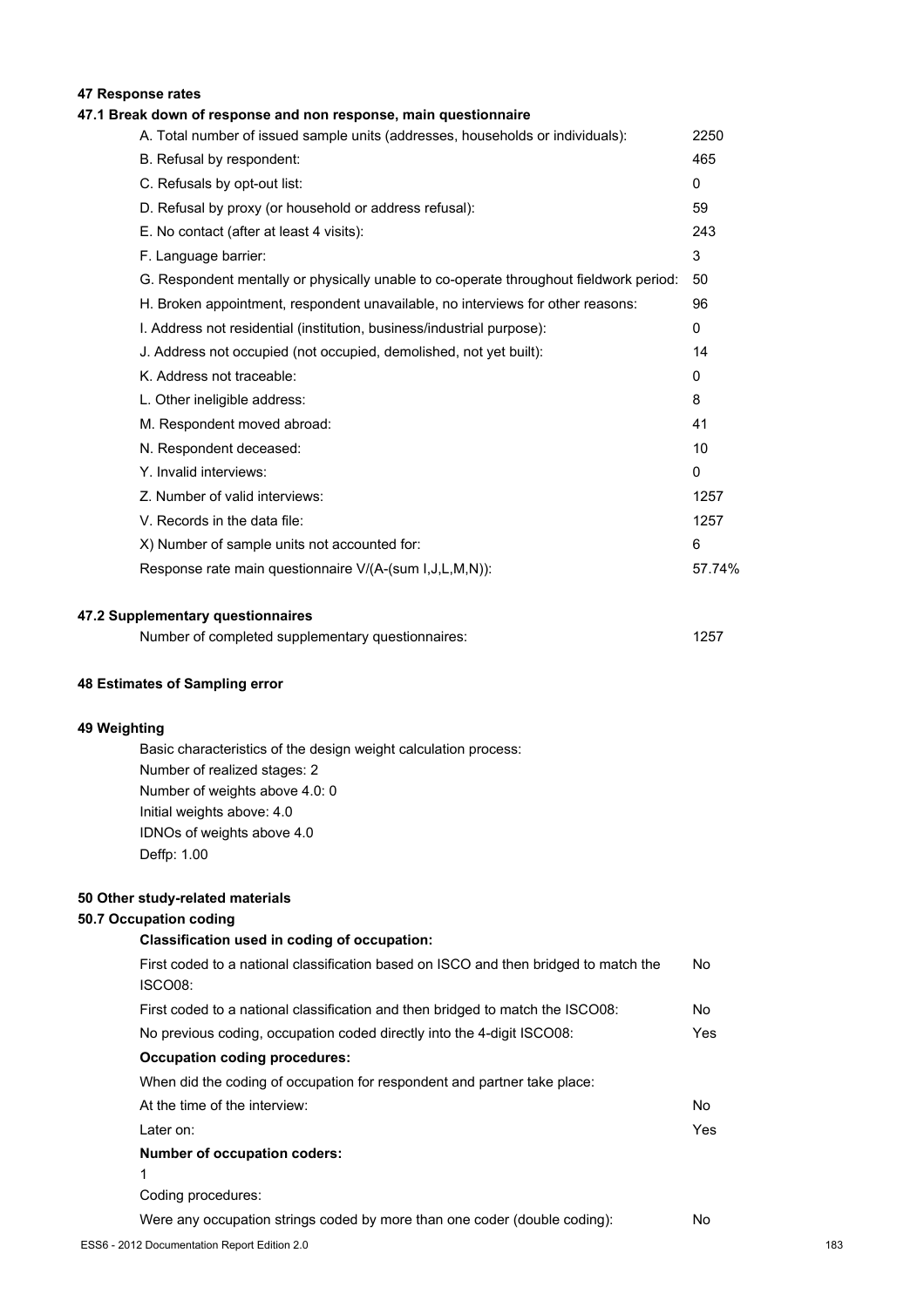## 47 Response rates

### 47.1 Break down of response and non response, main questionnaire

| | |
|---|---|
| A. Total number of issued sample units (addresses, households or individuals): | 2250 |
| B. Refusal by respondent: | 465 |
| C. Refusals by opt-out list: | 0 |
| D. Refusal by proxy (or household or address refusal): | 59 |
| E. No contact (after at least 4 visits): | 243 |
| F. Language barrier: | 3 |
| G. Respondent mentally or physically unable to co-operate throughout fieldwork period: | 50 |
| H. Broken appointment, respondent unavailable, no interviews for other reasons: | 96 |
| I. Address not residential (institution, business/industrial purpose): | 0 |
| J. Address not occupied (not occupied, demolished, not yet built): | 14 |
| K. Address not traceable: | 0 |
| L. Other ineligible address: | 8 |
| M. Respondent moved abroad: | 41 |
| N. Respondent deceased: | 10 |
| Y. Invalid interviews: | 0 |
| Z. Number of valid interviews: | 1257 |
| V. Records in the data file: | 1257 |
| X) Number of sample units not accounted for: | 6 |
| Response rate main questionnaire V/(A-(sum I,J,L,M,N)): | 57.74% |

### 47.2 Supplementary questionnaires

| | |
|---|---|
| Number of completed supplementary questionnaires: | 1257 |

## 48 Estimates of Sampling error

## 49 Weighting

Basic characteristics of the design weight calculation process:
Number of realized stages: 2
Number of weights above 4.0: 0
Initial weights above: 4.0
IDNOs of weights above 4.0
Deffp: 1.00

## 50 Other study-related materials

### 50.7 Occupation coding

**Classification used in coding of occupation:**

| | |
|---|---|
| First coded to a national classification based on ISCO and then bridged to match the ISCO08: | No |
| First coded to a national classification and then bridged to match the ISCO08: | No |
| No previous coding, occupation coded directly into the 4-digit ISCO08: | Yes |

**Occupation coding procedures:**

When did the coding of occupation for respondent and partner take place:

| | |
|---|---|
| At the time of the interview: | No |
| Later on: | Yes |

**Number of occupation coders:**

1

Coding procedures:

| | |
|---|---|
| Were any occupation strings coded by more than one coder (double coding): | No |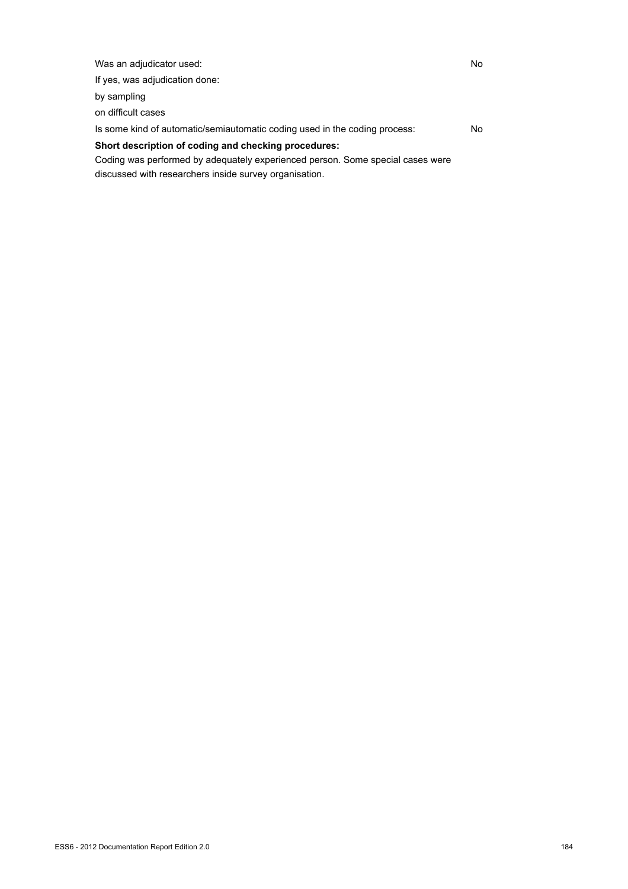| | |
|---|---|
| Was an adjudicator used: | No |
| If yes, was adjudication done: | |
| by sampling | |
| on difficult cases | |
| Is some kind of automatic/semiautomatic coding used in the coding process: | No |

**Short description of coding and checking procedures:**

Coding was performed by adequately experienced person. Some special cases were discussed with researchers inside survey organisation.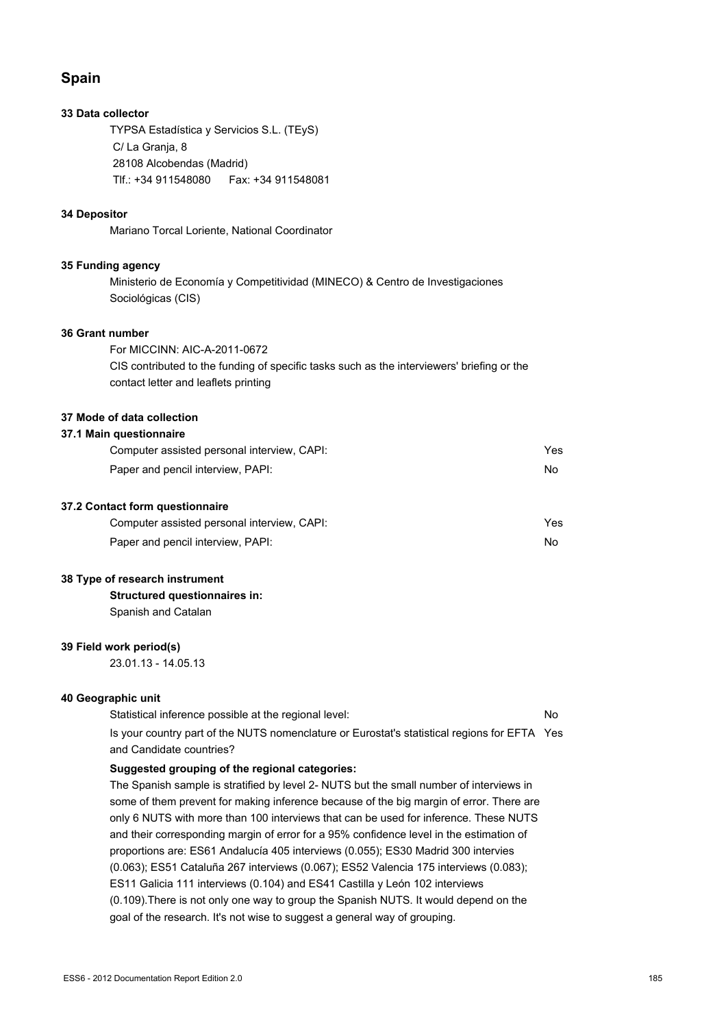# Spain

### 33 Data collector

TYPSA Estadística y Servicios S.L. (TEyS)
C/ La Granja, 8
28108 Alcobendas (Madrid)
Tlf.: +34 911548080 Fax: +34 911548081

### 34 Depositor

Mariano Torcal Loriente, National Coordinator

### 35 Funding agency

Ministerio de Economía y Competitividad (MINECO) & Centro de Investigaciones Sociológicas (CIS)

### 36 Grant number

For MICCINN: AIC-A-2011-0672
CIS contributed to the funding of specific tasks such as the interviewers' briefing or the contact letter and leaflets printing

### 37 Mode of data collection

#### 37.1 Main questionnaire

| | |
|---|---|
| Computer assisted personal interview, CAPI: | Yes |
| Paper and pencil interview, PAPI: | No |

#### 37.2 Contact form questionnaire

| | |
|---|---|
| Computer assisted personal interview, CAPI: | Yes |
| Paper and pencil interview, PAPI: | No |

### 38 Type of research instrument

**Structured questionnaires in:**
Spanish and Catalan

### 39 Field work period(s)

23.01.13 - 14.05.13

### 40 Geographic unit

| | |
|---|---|
| Statistical inference possible at the regional level: | No |
| Is your country part of the NUTS nomenclature or Eurostat's statistical regions for EFTA and Candidate countries? | Yes |

**Suggested grouping of the regional categories:**

The Spanish sample is stratified by level 2- NUTS but the small number of interviews in some of them prevent for making inference because of the big margin of error. There are only 6 NUTS with more than 100 interviews that can be used for inference. These NUTS and their corresponding margin of error for a 95% confidence level in the estimation of proportions are: ES61 Andalucía 405 interviews (0.055); ES30 Madrid 300 intervies (0.063); ES51 Cataluña 267 interviews (0.067); ES52 Valencia 175 interviews (0.083); ES11 Galicia 111 interviews (0.104) and ES41 Castilla y León 102 interviews (0.109).There is not only one way to group the Spanish NUTS. It would depend on the goal of the research. It's not wise to suggest a general way of grouping.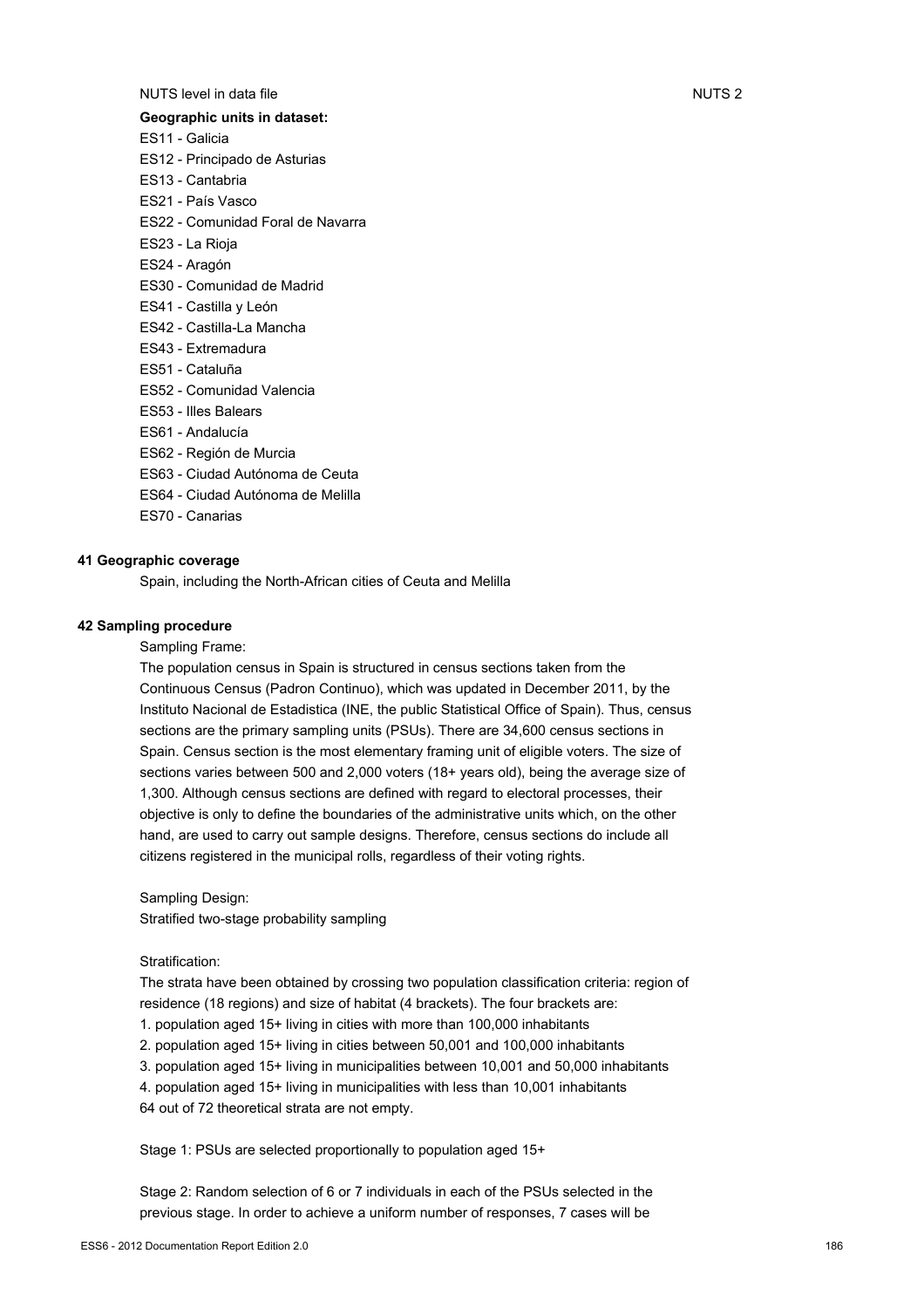NUTS level in data file NUTS 2

**Geographic units in dataset:**

ES11 - Galicia
ES12 - Principado de Asturias
ES13 - Cantabria
ES21 - País Vasco
ES22 - Comunidad Foral de Navarra
ES23 - La Rioja
ES24 - Aragón
ES30 - Comunidad de Madrid
ES41 - Castilla y León
ES42 - Castilla-La Mancha
ES43 - Extremadura
ES51 - Cataluña
ES52 - Comunidad Valencia
ES53 - Illes Balears
ES61 - Andalucía
ES62 - Región de Murcia
ES63 - Ciudad Autónoma de Ceuta
ES64 - Ciudad Autónoma de Melilla
ES70 - Canarias

**41 Geographic coverage**

Spain, including the North-African cities of Ceuta and Melilla

**42 Sampling procedure**

Sampling Frame:

The population census in Spain is structured in census sections taken from the Continuous Census (Padron Continuo), which was updated in December 2011, by the Instituto Nacional de Estadistica (INE, the public Statistical Office of Spain). Thus, census sections are the primary sampling units (PSUs). There are 34,600 census sections in Spain. Census section is the most elementary framing unit of eligible voters. The size of sections varies between 500 and 2,000 voters (18+ years old), being the average size of 1,300. Although census sections are defined with regard to electoral processes, their objective is only to define the boundaries of the administrative units which, on the other hand, are used to carry out sample designs. Therefore, census sections do include all citizens registered in the municipal rolls, regardless of their voting rights.

Sampling Design:

Stratified two-stage probability sampling

Stratification:

The strata have been obtained by crossing two population classification criteria: region of residence (18 regions) and size of habitat (4 brackets). The four brackets are:

1. population aged 15+ living in cities with more than 100,000 inhabitants
2. population aged 15+ living in cities between 50,001 and 100,000 inhabitants
3. population aged 15+ living in municipalities between 10,001 and 50,000 inhabitants
4. population aged 15+ living in municipalities with less than 10,001 inhabitants

64 out of 72 theoretical strata are not empty.

Stage 1: PSUs are selected proportionally to population aged 15+

Stage 2: Random selection of 6 or 7 individuals in each of the PSUs selected in the previous stage. In order to achieve a uniform number of responses, 7 cases will be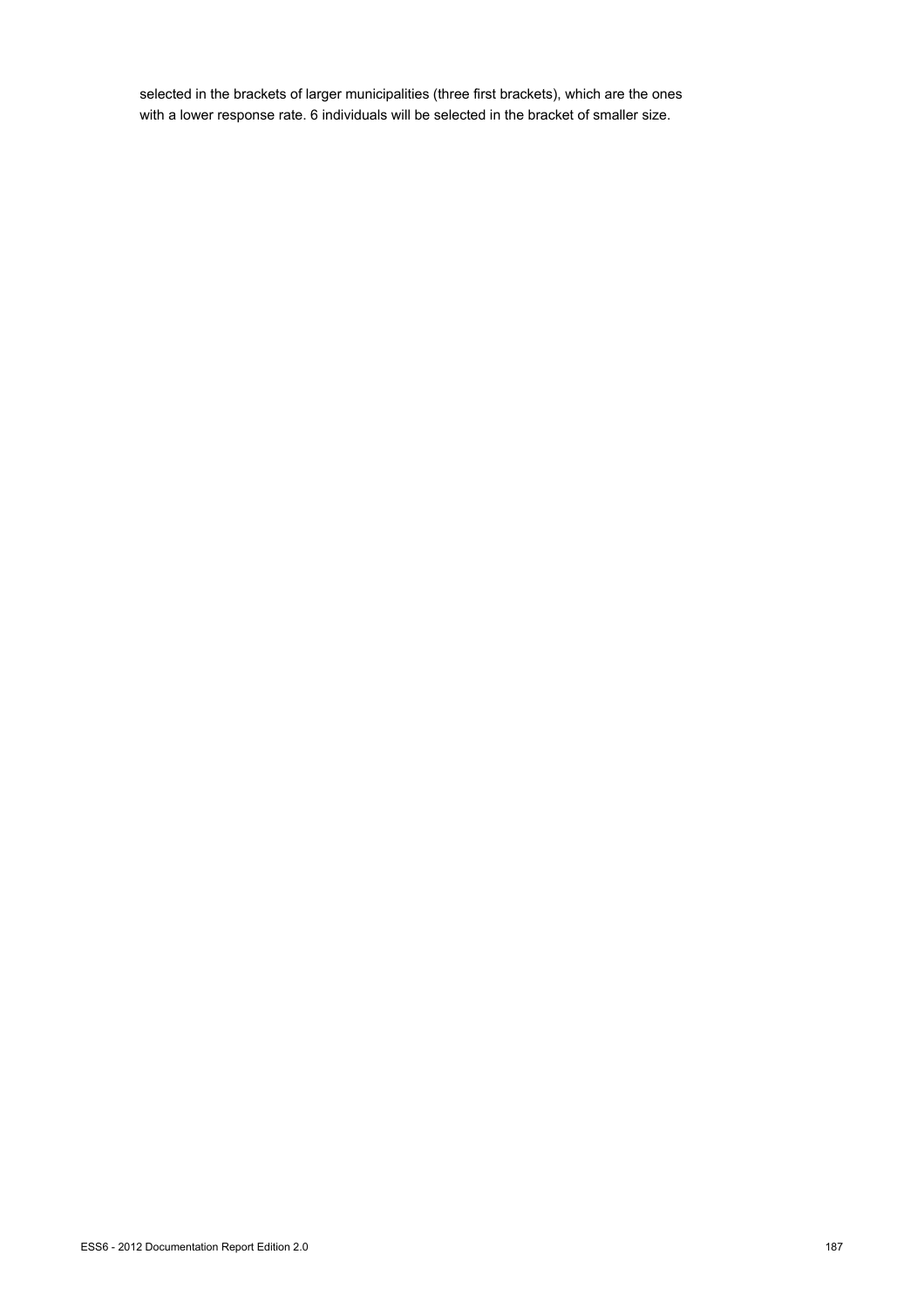selected in the brackets of larger municipalities (three first brackets), which are the ones with a lower response rate. 6 individuals will be selected in the bracket of smaller size.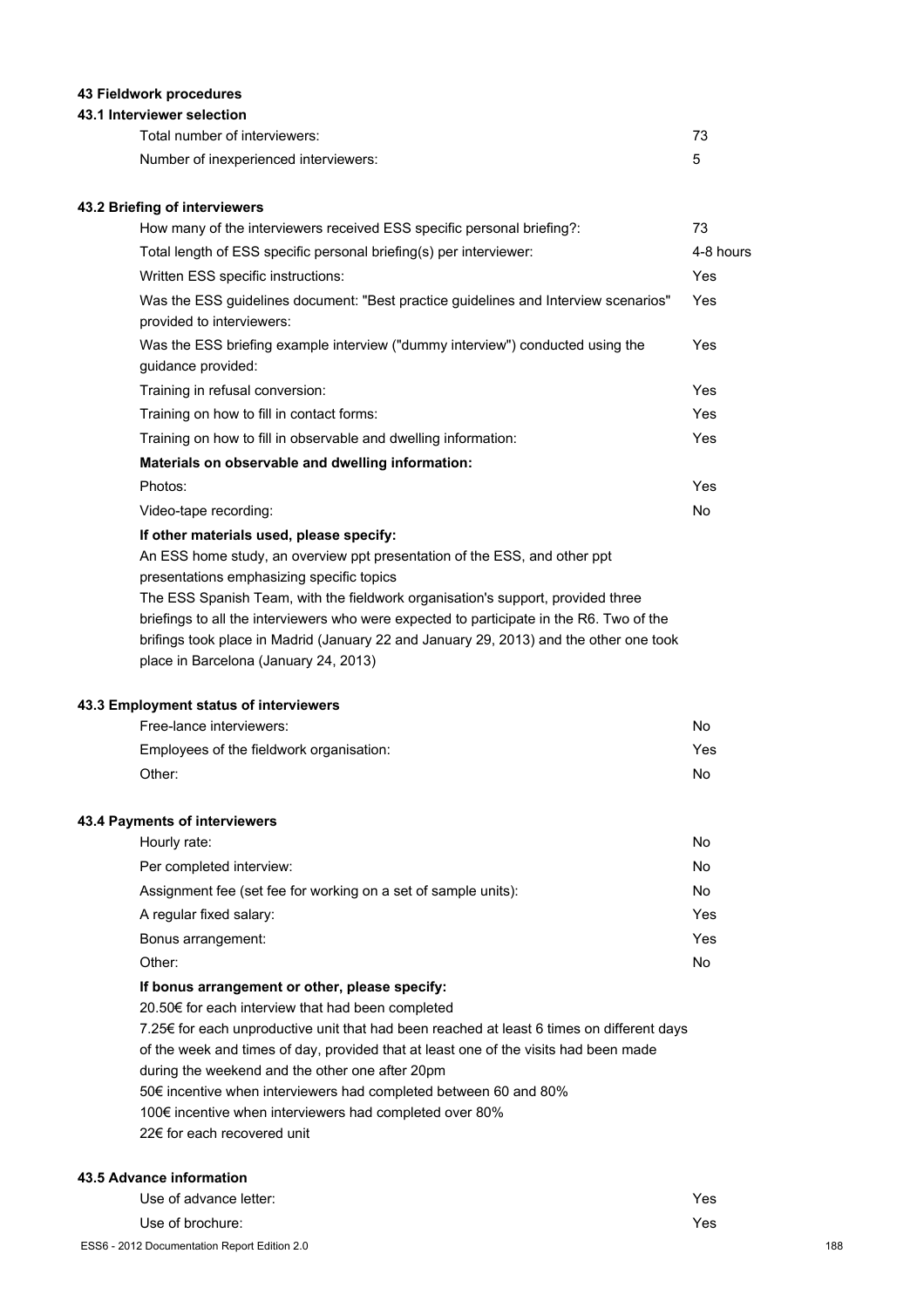### 43 Fieldwork procedures

#### 43.1 Interviewer selection

| | |
|---|---|
| Total number of interviewers: | 73 |
| Number of inexperienced interviewers: | 5 |

#### 43.2 Briefing of interviewers

| | |
|---|---|
| How many of the interviewers received ESS specific personal briefing?: | 73 |
| Total length of ESS specific personal briefing(s) per interviewer: | 4-8 hours |
| Written ESS specific instructions: | Yes |
| Was the ESS guidelines document: "Best practice guidelines and Interview scenarios" provided to interviewers: | Yes |
| Was the ESS briefing example interview ("dummy interview") conducted using the guidance provided: | Yes |
| Training in refusal conversion: | Yes |
| Training on how to fill in contact forms: | Yes |
| Training on how to fill in observable and dwelling information: | Yes |

**Materials on observable and dwelling information:**

| | |
|---|---|
| Photos: | Yes |
| Video-tape recording: | No |

**If other materials used, please specify:**

An ESS home study, an overview ppt presentation of the ESS, and other ppt presentations emphasizing specific topics
The ESS Spanish Team, with the fieldwork organisation's support, provided three briefings to all the interviewers who were expected to participate in the R6. Two of the brifings took place in Madrid (January 22 and January 29, 2013) and the other one took place in Barcelona (January 24, 2013)

#### 43.3 Employment status of interviewers

| | |
|---|---|
| Free-lance interviewers: | No |
| Employees of the fieldwork organisation: | Yes |
| Other: | No |

#### 43.4 Payments of interviewers

| | |
|---|---|
| Hourly rate: | No |
| Per completed interview: | No |
| Assignment fee (set fee for working on a set of sample units): | No |
| A regular fixed salary: | Yes |
| Bonus arrangement: | Yes |
| Other: | No |

**If bonus arrangement or other, please specify:**

20.50€ for each interview that had been completed
7.25€ for each unproductive unit that had been reached at least 6 times on different days of the week and times of day, provided that at least one of the visits had been made during the weekend and the other one after 20pm
50€ incentive when interviewers had completed between 60 and 80%
100€ incentive when interviewers had completed over 80%
22€ for each recovered unit

#### 43.5 Advance information

| | |
|---|---|
| Use of advance letter: | Yes |
| Use of brochure: | Yes |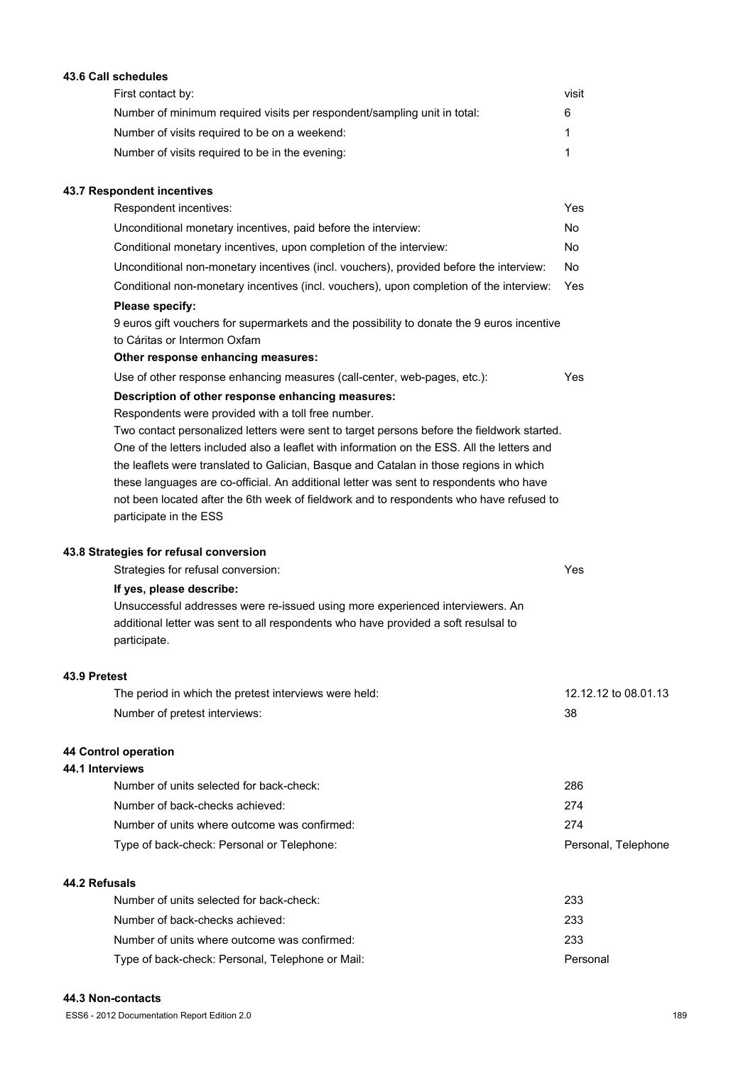**43.6 Call schedules**

| | |
|---|---|
| First contact by: | visit |
| Number of minimum required visits per respondent/sampling unit in total: | 6 |
| Number of visits required to be on a weekend: | 1 |
| Number of visits required to be in the evening: | 1 |

**43.7 Respondent incentives**

| | |
|---|---|
| Respondent incentives: | Yes |
| Unconditional monetary incentives, paid before the interview: | No |
| Conditional monetary incentives, upon completion of the interview: | No |
| Unconditional non-monetary incentives (incl. vouchers), provided before the interview: | No |
| Conditional non-monetary incentives (incl. vouchers), upon completion of the interview: | Yes |

**Please specify:**

9 euros gift vouchers for supermarkets and the possibility to donate the 9 euros incentive to Cáritas or Intermon Oxfam

**Other response enhancing measures:**

| | |
|---|---|
| Use of other response enhancing measures (call-center, web-pages, etc.): | Yes |

**Description of other response enhancing measures:**

Respondents were provided with a toll free number.
Two contact personalized letters were sent to target persons before the fieldwork started. One of the letters included also a leaflet with information on the ESS. All the letters and the leaflets were translated to Galician, Basque and Catalan in those regions in which these languages are co-official. An additional letter was sent to respondents who have not been located after the 6th week of fieldwork and to respondents who have refused to participate in the ESS

**43.8 Strategies for refusal conversion**

| | |
|---|---|
| Strategies for refusal conversion: | Yes |

**If yes, please describe:**

Unsuccessful addresses were re-issued using more experienced interviewers. An additional letter was sent to all respondents who have provided a soft resulsal to participate.

**43.9 Pretest**

| | |
|---|---|
| The period in which the pretest interviews were held: | 12.12.12 to 08.01.13 |
| Number of pretest interviews: | 38 |

**44 Control operation**

**44.1 Interviews**

| | |
|---|---|
| Number of units selected for back-check: | 286 |
| Number of back-checks achieved: | 274 |
| Number of units where outcome was confirmed: | 274 |
| Type of back-check: Personal or Telephone: | Personal, Telephone |

**44.2 Refusals**

| | |
|---|---|
| Number of units selected for back-check: | 233 |
| Number of back-checks achieved: | 233 |
| Number of units where outcome was confirmed: | 233 |
| Type of back-check: Personal, Telephone or Mail: | Personal |

**44.3 Non-contacts**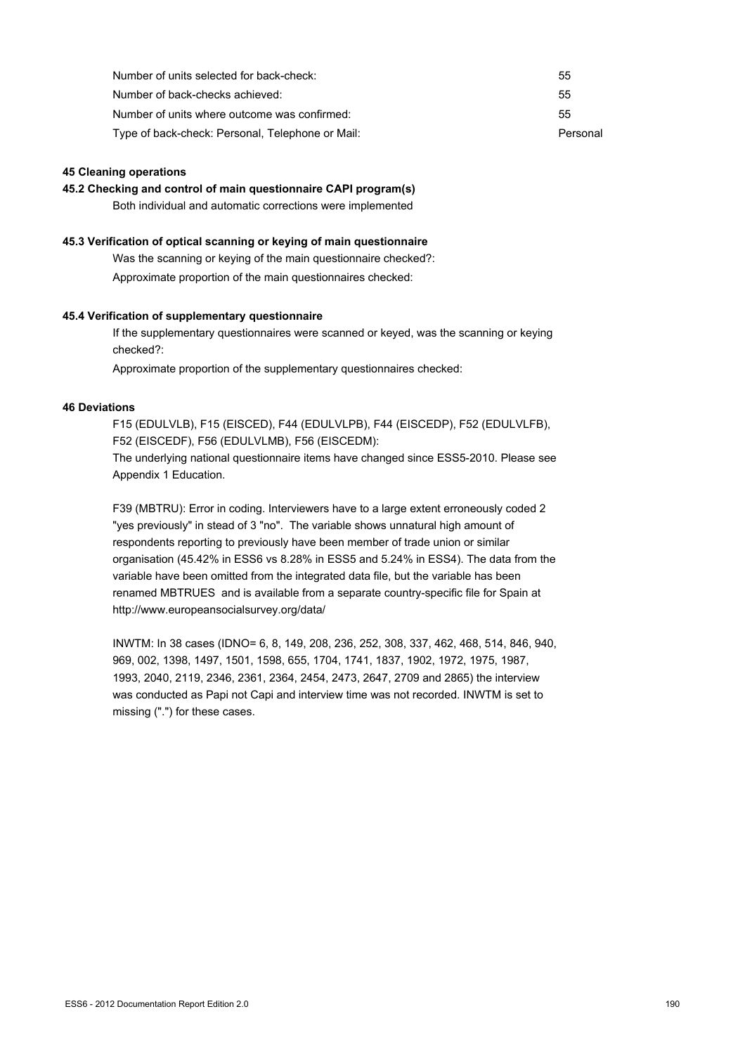| | |
|---|---|
| Number of units selected for back-check: | 55 |
| Number of back-checks achieved: | 55 |
| Number of units where outcome was confirmed: | 55 |
| Type of back-check: Personal, Telephone or Mail: | Personal |

**45 Cleaning operations**

**45.2 Checking and control of main questionnaire CAPI program(s)**

Both individual and automatic corrections were implemented

**45.3 Verification of optical scanning or keying of main questionnaire**

Was the scanning or keying of the main questionnaire checked?:

Approximate proportion of the main questionnaires checked:

**45.4 Verification of supplementary questionnaire**

If the supplementary questionnaires were scanned or keyed, was the scanning or keying checked?:

Approximate proportion of the supplementary questionnaires checked:

**46 Deviations**

F15 (EDULVLB), F15 (EISCED), F44 (EDULVLPB), F44 (EISCEDP), F52 (EDULVLFB), F52 (EISCEDF), F56 (EDULVLMB), F56 (EISCEDM):
The underlying national questionnaire items have changed since ESS5-2010. Please see Appendix 1 Education.

F39 (MBTRU): Error in coding. Interviewers have to a large extent erroneously coded 2 "yes previously" in stead of 3 "no". The variable shows unnatural high amount of respondents reporting to previously have been member of trade union or similar organisation (45.42% in ESS6 vs 8.28% in ESS5 and 5.24% in ESS4). The data from the variable have been omitted from the integrated data file, but the variable has been renamed MBTRUES and is available from a separate country-specific file for Spain at http://www.europeansocialsurvey.org/data/

INWTM: In 38 cases (IDNO= 6, 8, 149, 208, 236, 252, 308, 337, 462, 468, 514, 846, 940, 969, 002, 1398, 1497, 1501, 1598, 655, 1704, 1741, 1837, 1902, 1972, 1975, 1987, 1993, 2040, 2119, 2346, 2361, 2364, 2454, 2473, 2647, 2709 and 2865) the interview was conducted as Papi not Capi and interview time was not recorded. INWTM is set to missing (".") for these cases.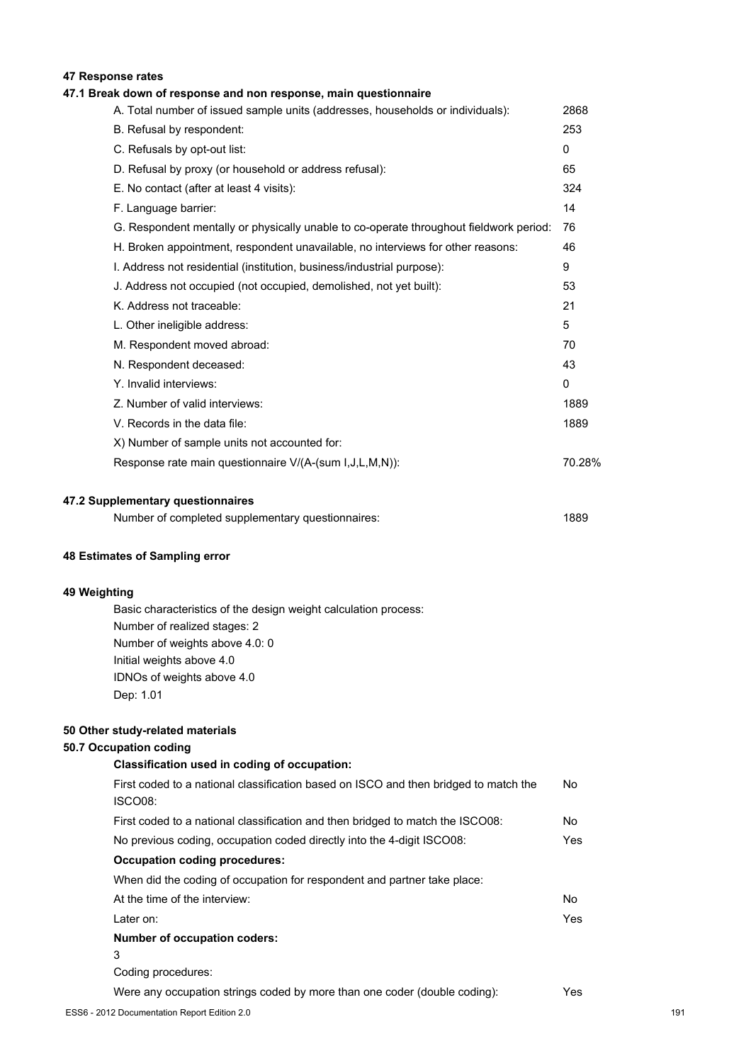## 47 Response rates

### 47.1 Break down of response and non response, main questionnaire

| | |
|---|---|
| A. Total number of issued sample units (addresses, households or individuals): | 2868 |
| B. Refusal by respondent: | 253 |
| C. Refusals by opt-out list: | 0 |
| D. Refusal by proxy (or household or address refusal): | 65 |
| E. No contact (after at least 4 visits): | 324 |
| F. Language barrier: | 14 |
| G. Respondent mentally or physically unable to co-operate throughout fieldwork period: | 76 |
| H. Broken appointment, respondent unavailable, no interviews for other reasons: | 46 |
| I. Address not residential (institution, business/industrial purpose): | 9 |
| J. Address not occupied (not occupied, demolished, not yet built): | 53 |
| K. Address not traceable: | 21 |
| L. Other ineligible address: | 5 |
| M. Respondent moved abroad: | 70 |
| N. Respondent deceased: | 43 |
| Y. Invalid interviews: | 0 |
| Z. Number of valid interviews: | 1889 |
| V. Records in the data file: | 1889 |
| X) Number of sample units not accounted for: | |
| Response rate main questionnaire V/(A-(sum I,J,L,M,N)): | 70.28% |

### 47.2 Supplementary questionnaires

| | |
|---|---|
| Number of completed supplementary questionnaires: | 1889 |

## 48 Estimates of Sampling error

## 49 Weighting

Basic characteristics of the design weight calculation process:
Number of realized stages: 2
Number of weights above 4.0: 0
Initial weights above 4.0
IDNOs of weights above 4.0
Dep: 1.01

## 50 Other study-related materials

### 50.7 Occupation coding

**Classification used in coding of occupation:**

| | |
|---|---|
| First coded to a national classification based on ISCO and then bridged to match the ISCO08: | No |
| First coded to a national classification and then bridged to match the ISCO08: | No |
| No previous coding, occupation coded directly into the 4-digit ISCO08: | Yes |

**Occupation coding procedures:**

When did the coding of occupation for respondent and partner take place:

| | |
|---|---|
| At the time of the interview: | No |
| Later on: | Yes |

**Number of occupation coders:**

3

Coding procedures:

| | |
|---|---|
| Were any occupation strings coded by more than one coder (double coding): | Yes |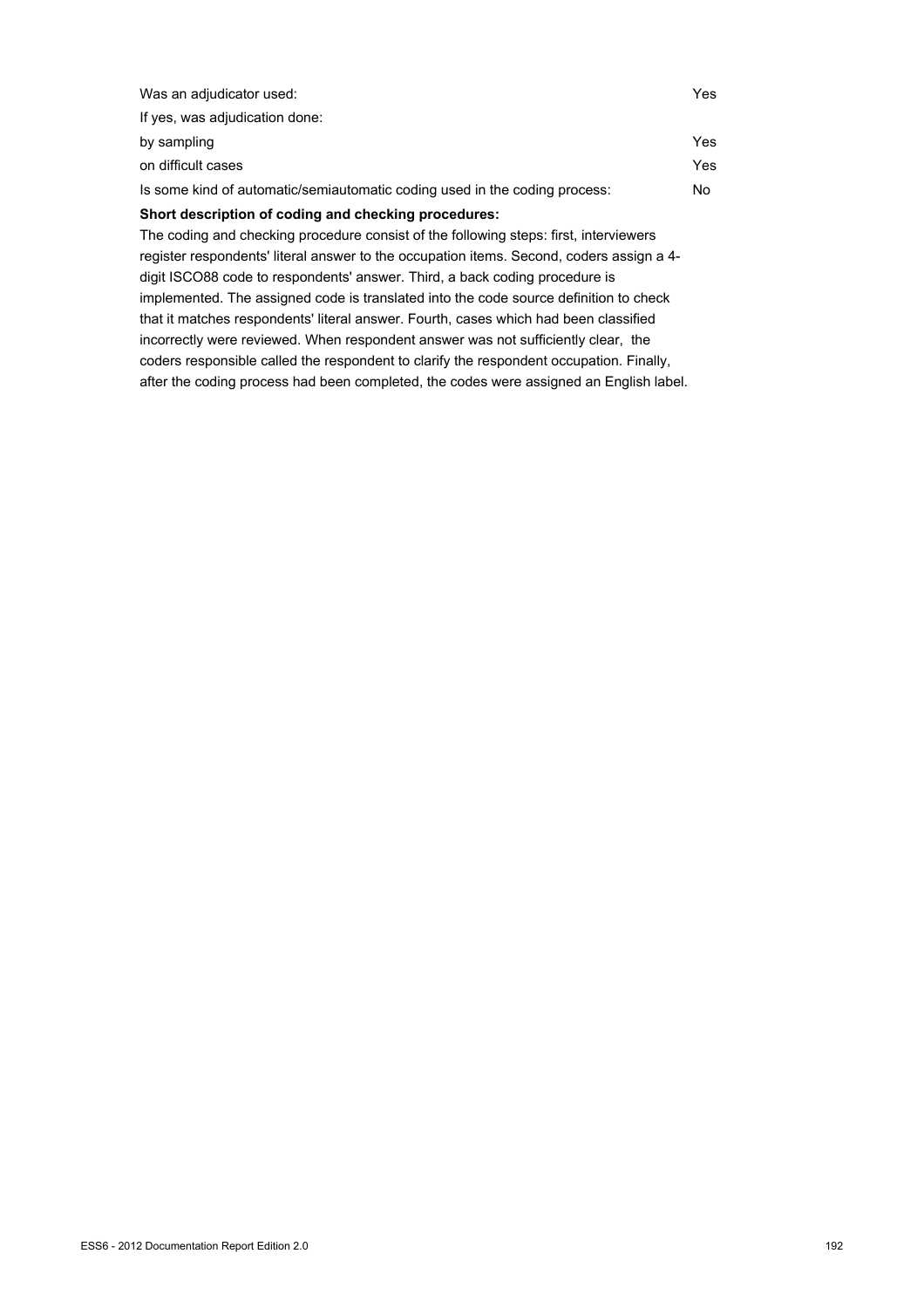| | |
|---|---|
| Was an adjudicator used: | Yes |
| If yes, was adjudication done: | |
| by sampling | Yes |
| on difficult cases | Yes |
| Is some kind of automatic/semiautomatic coding used in the coding process: | No |

**Short description of coding and checking procedures:**

The coding and checking procedure consist of the following steps: first, interviewers register respondents' literal answer to the occupation items. Second, coders assign a 4-digit ISCO88 code to respondents' answer. Third, a back coding procedure is implemented. The assigned code is translated into the code source definition to check that it matches respondents' literal answer. Fourth, cases which had been classified incorrectly were reviewed. When respondent answer was not sufficiently clear, the coders responsible called the respondent to clarify the respondent occupation. Finally, after the coding process had been completed, the codes were assigned an English label.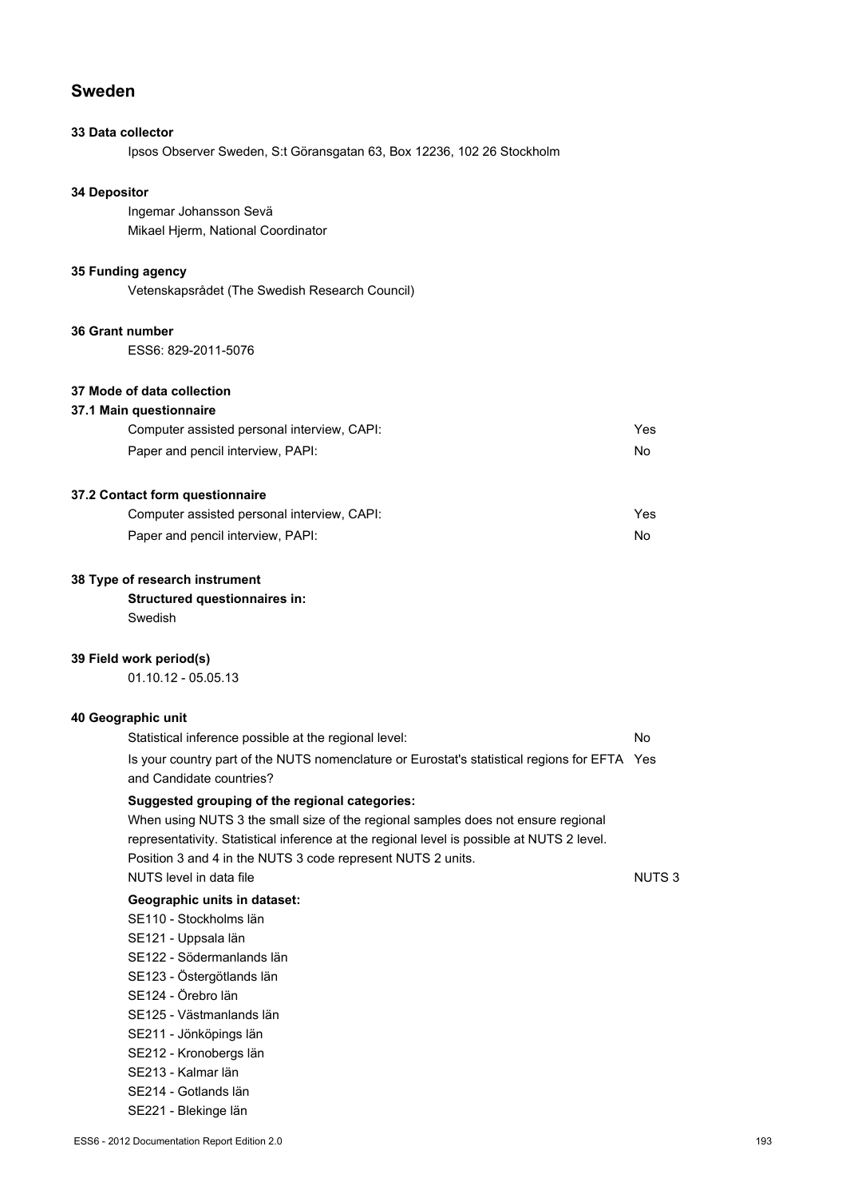# Sweden

## 33 Data collector

Ipsos Observer Sweden, S:t Göransgatan 63, Box 12236, 102 26 Stockholm

## 34 Depositor

Ingemar Johansson Sevä

Mikael Hjerm, National Coordinator

## 35 Funding agency

Vetenskapsrådet (The Swedish Research Council)

## 36 Grant number

ESS6: 829-2011-5076

## 37 Mode of data collection

### 37.1 Main questionnaire

| | |
|---|---|
| Computer assisted personal interview, CAPI: | Yes |
| Paper and pencil interview, PAPI: | No |

### 37.2 Contact form questionnaire

| | |
|---|---|
| Computer assisted personal interview, CAPI: | Yes |
| Paper and pencil interview, PAPI: | No |

## 38 Type of research instrument

**Structured questionnaires in:**

Swedish

## 39 Field work period(s)

01.10.12 - 05.05.13

## 40 Geographic unit

| | |
|---|---|
| Statistical inference possible at the regional level: | No |
| Is your country part of the NUTS nomenclature or Eurostat's statistical regions for EFTA and Candidate countries? | Yes |

**Suggested grouping of the regional categories:**

When using NUTS 3 the small size of the regional samples does not ensure regional representativity. Statistical inference at the regional level is possible at NUTS 2 level. Position 3 and 4 in the NUTS 3 code represent NUTS 2 units.

| | |
|---|---|
| NUTS level in data file | NUTS 3 |

**Geographic units in dataset:**

SE110 - Stockholms län
SE121 - Uppsala län
SE122 - Södermanlands län
SE123 - Östergötlands län
SE124 - Örebro län
SE125 - Västmanlands län
SE211 - Jönköpings län
SE212 - Kronobergs län
SE213 - Kalmar län
SE214 - Gotlands län
SE221 - Blekinge län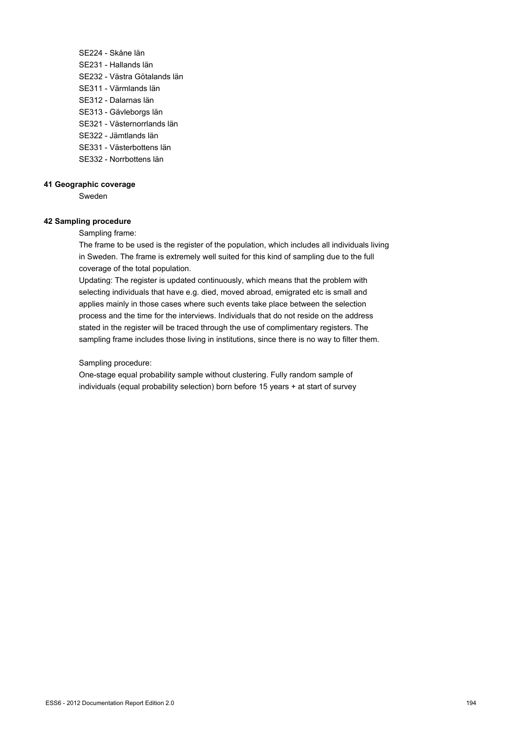SE224 - Skåne län
SE231 - Hallands län
SE232 - Västra Götalands län
SE311 - Värmlands län
SE312 - Dalarnas län
SE313 - Gävleborgs län
SE321 - Västernorrlands län
SE322 - Jämtlands län
SE331 - Västerbottens län
SE332 - Norrbottens län

**41 Geographic coverage**

Sweden

**42 Sampling procedure**

Sampling frame:
The frame to be used is the register of the population, which includes all individuals living in Sweden. The frame is extremely well suited for this kind of sampling due to the full coverage of the total population.
Updating: The register is updated continuously, which means that the problem with selecting individuals that have e.g. died, moved abroad, emigrated etc is small and applies mainly in those cases where such events take place between the selection process and the time for the interviews. Individuals that do not reside on the address stated in the register will be traced through the use of complimentary registers. The sampling frame includes those living in institutions, since there is no way to filter them.

Sampling procedure:
One-stage equal probability sample without clustering. Fully random sample of individuals (equal probability selection) born before 15 years + at start of survey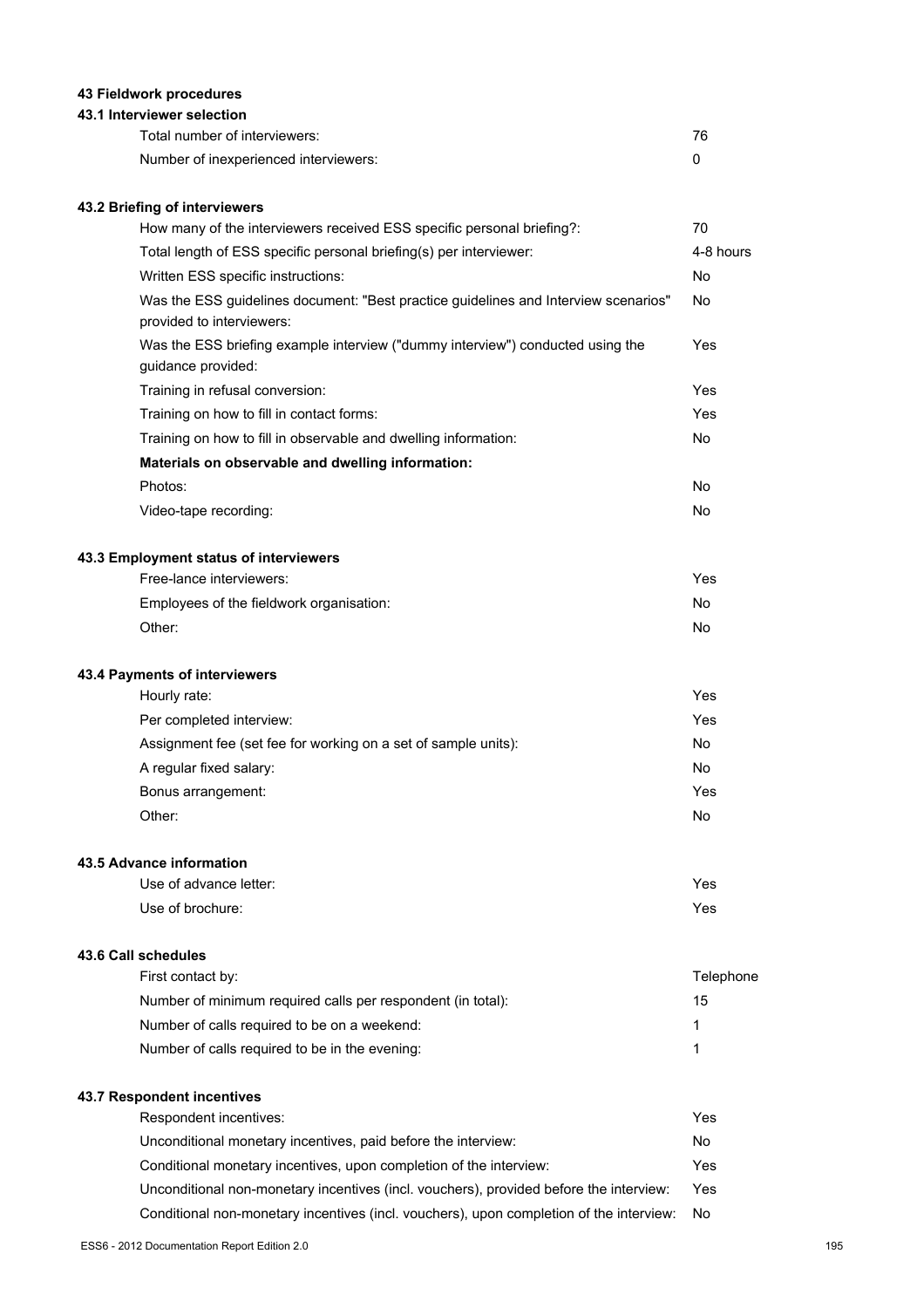## 43 Fieldwork procedures

### 43.1 Interviewer selection

| | |
|---|---|
| Total number of interviewers: | 76 |
| Number of inexperienced interviewers: | 0 |

### 43.2 Briefing of interviewers

| | |
|---|---|
| How many of the interviewers received ESS specific personal briefing?: | 70 |
| Total length of ESS specific personal briefing(s) per interviewer: | 4-8 hours |
| Written ESS specific instructions: | No |
| Was the ESS guidelines document: "Best practice guidelines and Interview scenarios" provided to interviewers: | No |
| Was the ESS briefing example interview ("dummy interview") conducted using the guidance provided: | Yes |
| Training in refusal conversion: | Yes |
| Training on how to fill in contact forms: | Yes |
| Training on how to fill in observable and dwelling information: | No |
| **Materials on observable and dwelling information:** | |
| Photos: | No |
| Video-tape recording: | No |

### 43.3 Employment status of interviewers

| | |
|---|---|
| Free-lance interviewers: | Yes |
| Employees of the fieldwork organisation: | No |
| Other: | No |

### 43.4 Payments of interviewers

| | |
|---|---|
| Hourly rate: | Yes |
| Per completed interview: | Yes |
| Assignment fee (set fee for working on a set of sample units): | No |
| A regular fixed salary: | No |
| Bonus arrangement: | Yes |
| Other: | No |

### 43.5 Advance information

| | |
|---|---|
| Use of advance letter: | Yes |
| Use of brochure: | Yes |

### 43.6 Call schedules

| | |
|---|---|
| First contact by: | Telephone |
| Number of minimum required calls per respondent (in total): | 15 |
| Number of calls required to be on a weekend: | 1 |
| Number of calls required to be in the evening: | 1 |

### 43.7 Respondent incentives

| | |
|---|---|
| Respondent incentives: | Yes |
| Unconditional monetary incentives, paid before the interview: | No |
| Conditional monetary incentives, upon completion of the interview: | Yes |
| Unconditional non-monetary incentives (incl. vouchers), provided before the interview: | Yes |
| Conditional non-monetary incentives (incl. vouchers), upon completion of the interview: | No |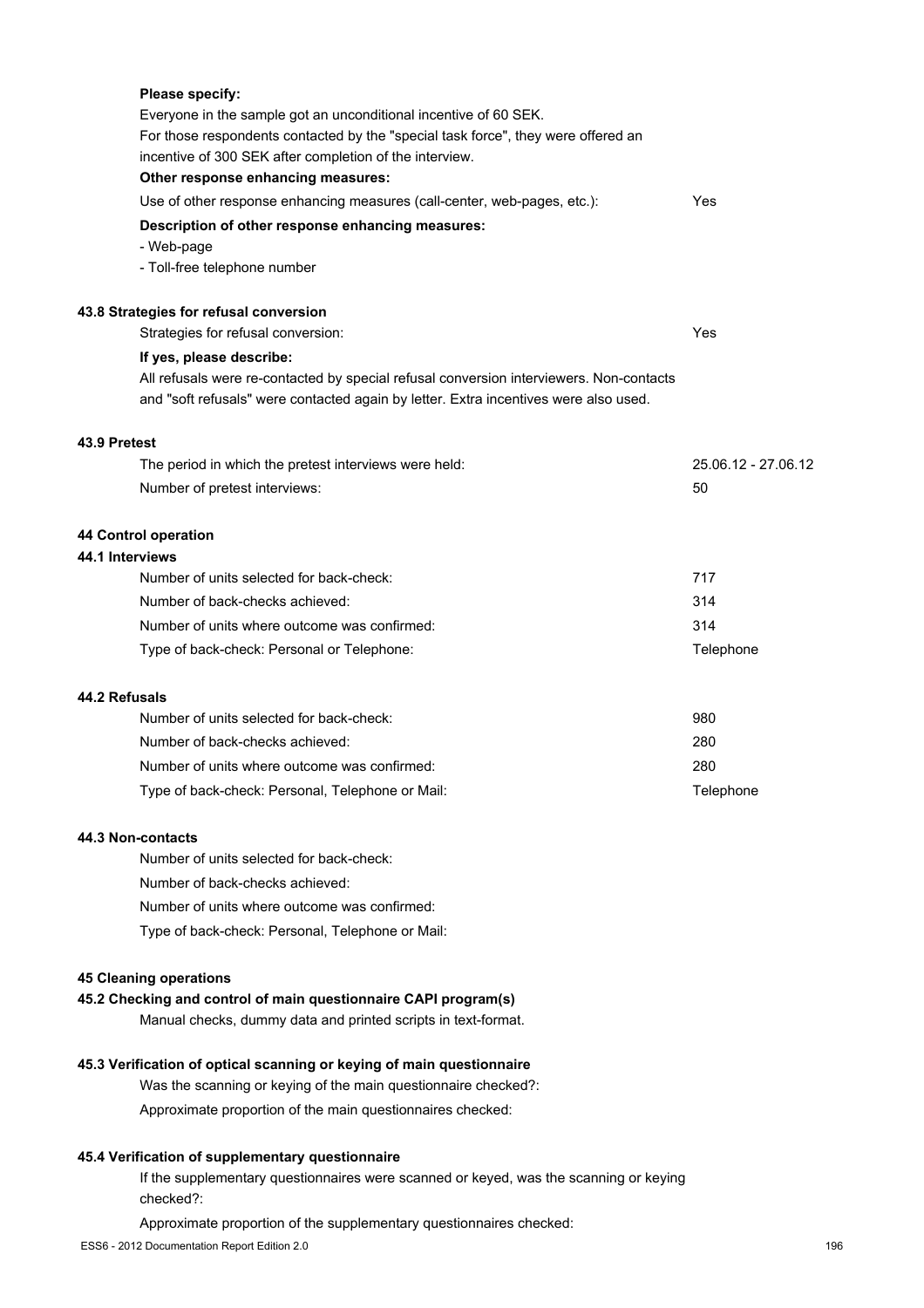**Please specify:**

Everyone in the sample got an unconditional incentive of 60 SEK.
For those respondents contacted by the "special task force", they were offered an incentive of 300 SEK after completion of the interview.

**Other response enhancing measures:**

| | |
|---|---|
| Use of other response enhancing measures (call-center, web-pages, etc.): | Yes |

**Description of other response enhancing measures:**

- Web-page
- Toll-free telephone number

### 43.8 Strategies for refusal conversion

| | |
|---|---|
| Strategies for refusal conversion: | Yes |

**If yes, please describe:**

All refusals were re-contacted by special refusal conversion interviewers. Non-contacts and "soft refusals" were contacted again by letter. Extra incentives were also used.

### 43.9 Pretest

| | |
|---|---|
| The period in which the pretest interviews were held: | 25.06.12 - 27.06.12 |
| Number of pretest interviews: | 50 |

## 44 Control operation

### 44.1 Interviews

| | |
|---|---|
| Number of units selected for back-check: | 717 |
| Number of back-checks achieved: | 314 |
| Number of units where outcome was confirmed: | 314 |
| Type of back-check: Personal or Telephone: | Telephone |

### 44.2 Refusals

| | |
|---|---|
| Number of units selected for back-check: | 980 |
| Number of back-checks achieved: | 280 |
| Number of units where outcome was confirmed: | 280 |
| Type of back-check: Personal, Telephone or Mail: | Telephone |

### 44.3 Non-contacts

Number of units selected for back-check:

Number of back-checks achieved:

Number of units where outcome was confirmed:

Type of back-check: Personal, Telephone or Mail:

## 45 Cleaning operations

### 45.2 Checking and control of main questionnaire CAPI program(s)

Manual checks, dummy data and printed scripts in text-format.

### 45.3 Verification of optical scanning or keying of main questionnaire

Was the scanning or keying of the main questionnaire checked?:

Approximate proportion of the main questionnaires checked:

### 45.4 Verification of supplementary questionnaire

If the supplementary questionnaires were scanned or keyed, was the scanning or keying checked?:

Approximate proportion of the supplementary questionnaires checked: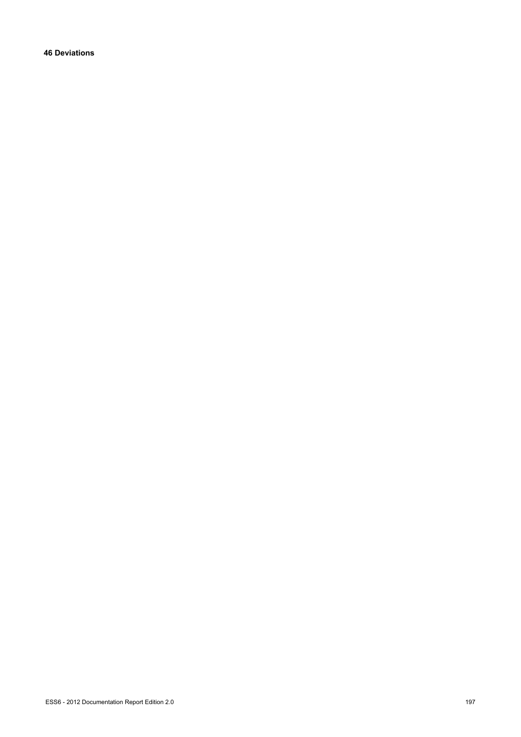**46 Deviations**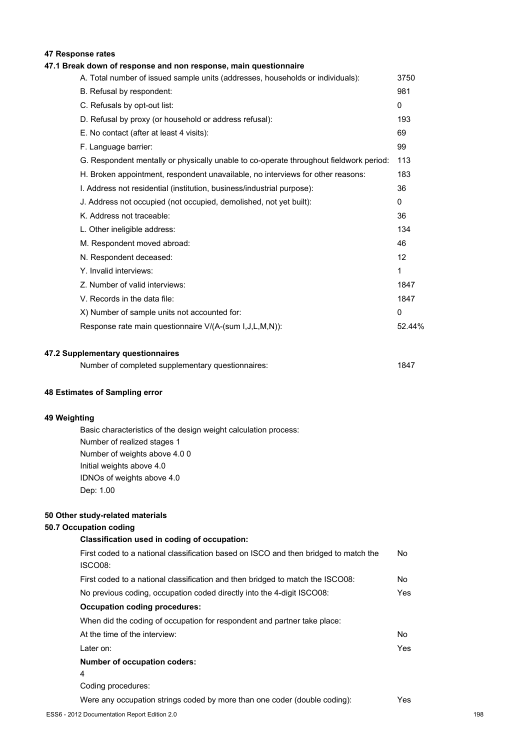## 47 Response rates

### 47.1 Break down of response and non response, main questionnaire

| | |
|---|---|
| A. Total number of issued sample units (addresses, households or individuals): | 3750 |
| B. Refusal by respondent: | 981 |
| C. Refusals by opt-out list: | 0 |
| D. Refusal by proxy (or household or address refusal): | 193 |
| E. No contact (after at least 4 visits): | 69 |
| F. Language barrier: | 99 |
| G. Respondent mentally or physically unable to co-operate throughout fieldwork period: | 113 |
| H. Broken appointment, respondent unavailable, no interviews for other reasons: | 183 |
| I. Address not residential (institution, business/industrial purpose): | 36 |
| J. Address not occupied (not occupied, demolished, not yet built): | 0 |
| K. Address not traceable: | 36 |
| L. Other ineligible address: | 134 |
| M. Respondent moved abroad: | 46 |
| N. Respondent deceased: | 12 |
| Y. Invalid interviews: | 1 |
| Z. Number of valid interviews: | 1847 |
| V. Records in the data file: | 1847 |
| X) Number of sample units not accounted for: | 0 |
| Response rate main questionnaire V/(A-(sum I,J,L,M,N)): | 52.44% |

### 47.2 Supplementary questionnaires

| | |
|---|---|
| Number of completed supplementary questionnaires: | 1847 |

## 48 Estimates of Sampling error

## 49 Weighting

Basic characteristics of the design weight calculation process:
Number of realized stages 1
Number of weights above 4.0 0
Initial weights above 4.0
IDNOs of weights above 4.0
Dep: 1.00

## 50 Other study-related materials

### 50.7 Occupation coding

**Classification used in coding of occupation:**

| | |
|---|---|
| First coded to a national classification based on ISCO and then bridged to match the ISCO08: | No |
| First coded to a national classification and then bridged to match the ISCO08: | No |
| No previous coding, occupation coded directly into the 4-digit ISCO08: | Yes |

**Occupation coding procedures:**

When did the coding of occupation for respondent and partner take place:

| | |
|---|---|
| At the time of the interview: | No |
| Later on: | Yes |

**Number of occupation coders:**

4

Coding procedures:

| | |
|---|---|
| Were any occupation strings coded by more than one coder (double coding): | Yes |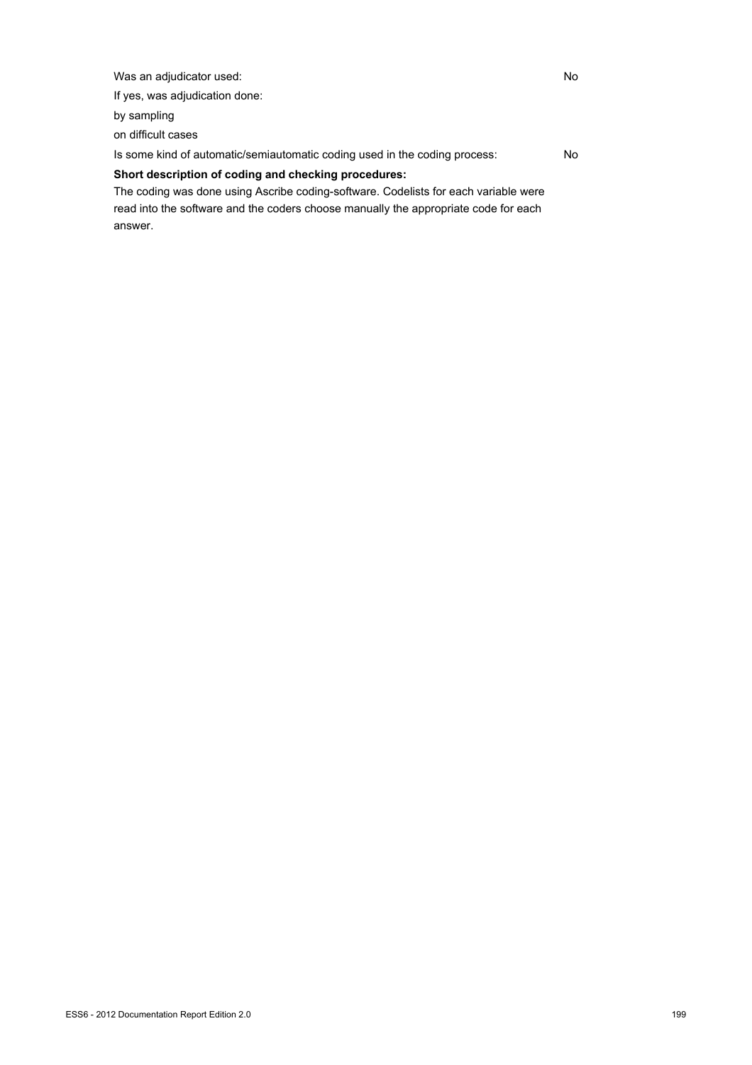Was an adjudicator used: No

If yes, was adjudication done:

by sampling

on difficult cases

Is some kind of automatic/semiautomatic coding used in the coding process: No

**Short description of coding and checking procedures:**

The coding was done using Ascribe coding-software. Codelists for each variable were read into the software and the coders choose manually the appropriate code for each answer.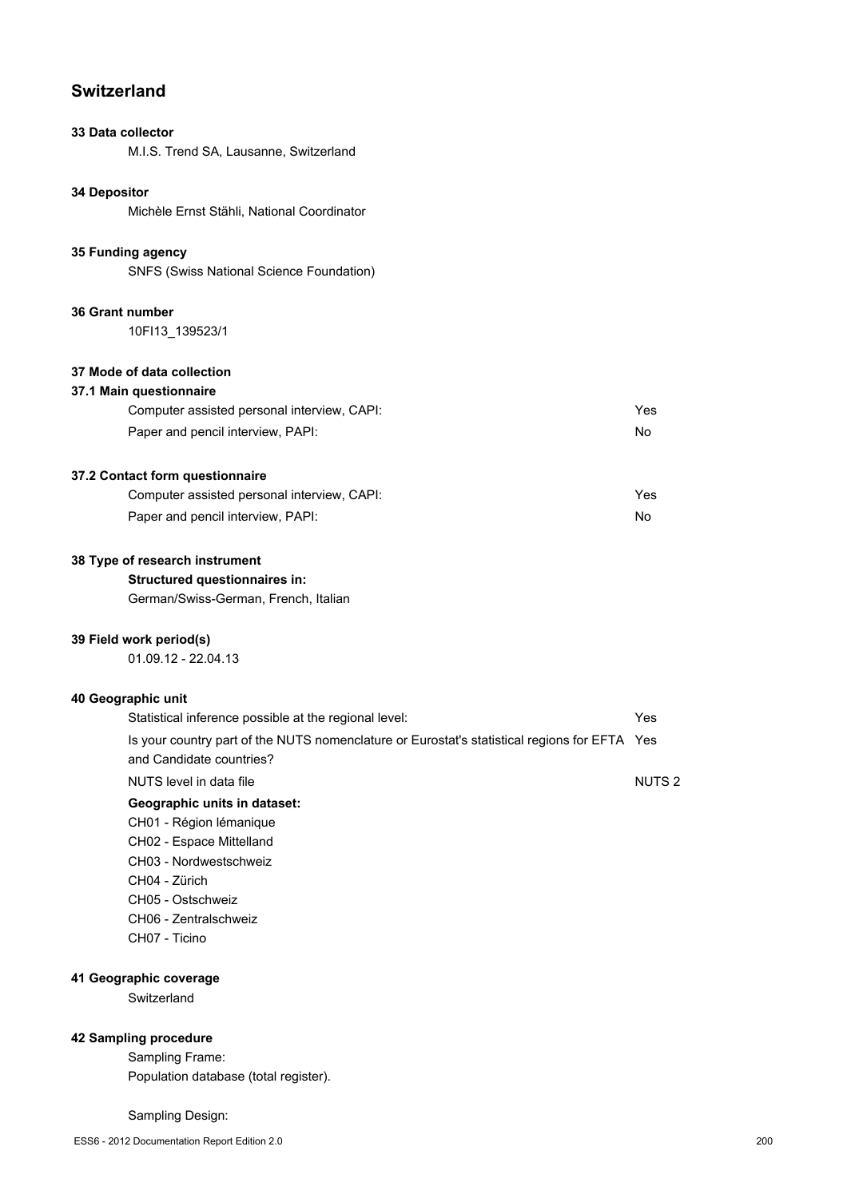# Switzerland

**33 Data collector**

M.I.S. Trend SA, Lausanne, Switzerland

**34 Depositor**

Michèle Ernst Stähli, National Coordinator

**35 Funding agency**

SNFS (Swiss National Science Foundation)

**36 Grant number**

10FI13_139523/1

**37 Mode of data collection**

**37.1 Main questionnaire**

| | |
|---|---|
| Computer assisted personal interview, CAPI: | Yes |
| Paper and pencil interview, PAPI: | No |

**37.2 Contact form questionnaire**

| | |
|---|---|
| Computer assisted personal interview, CAPI: | Yes |
| Paper and pencil interview, PAPI: | No |

**38 Type of research instrument**

**Structured questionnaires in:**

German/Swiss-German, French, Italian

**39 Field work period(s)**

01.09.12 - 22.04.13

**40 Geographic unit**

| | |
|---|---|
| Statistical inference possible at the regional level: | Yes |
| Is your country part of the NUTS nomenclature or Eurostat's statistical regions for EFTA and Candidate countries? | Yes |
| NUTS level in data file | NUTS 2 |

**Geographic units in dataset:**

CH01 - Région lémanique
CH02 - Espace Mittelland
CH03 - Nordwestschweiz
CH04 - Zürich
CH05 - Ostschweiz
CH06 - Zentralschweiz
CH07 - Ticino

**41 Geographic coverage**

Switzerland

**42 Sampling procedure**

Sampling Frame:
Population database (total register).

Sampling Design: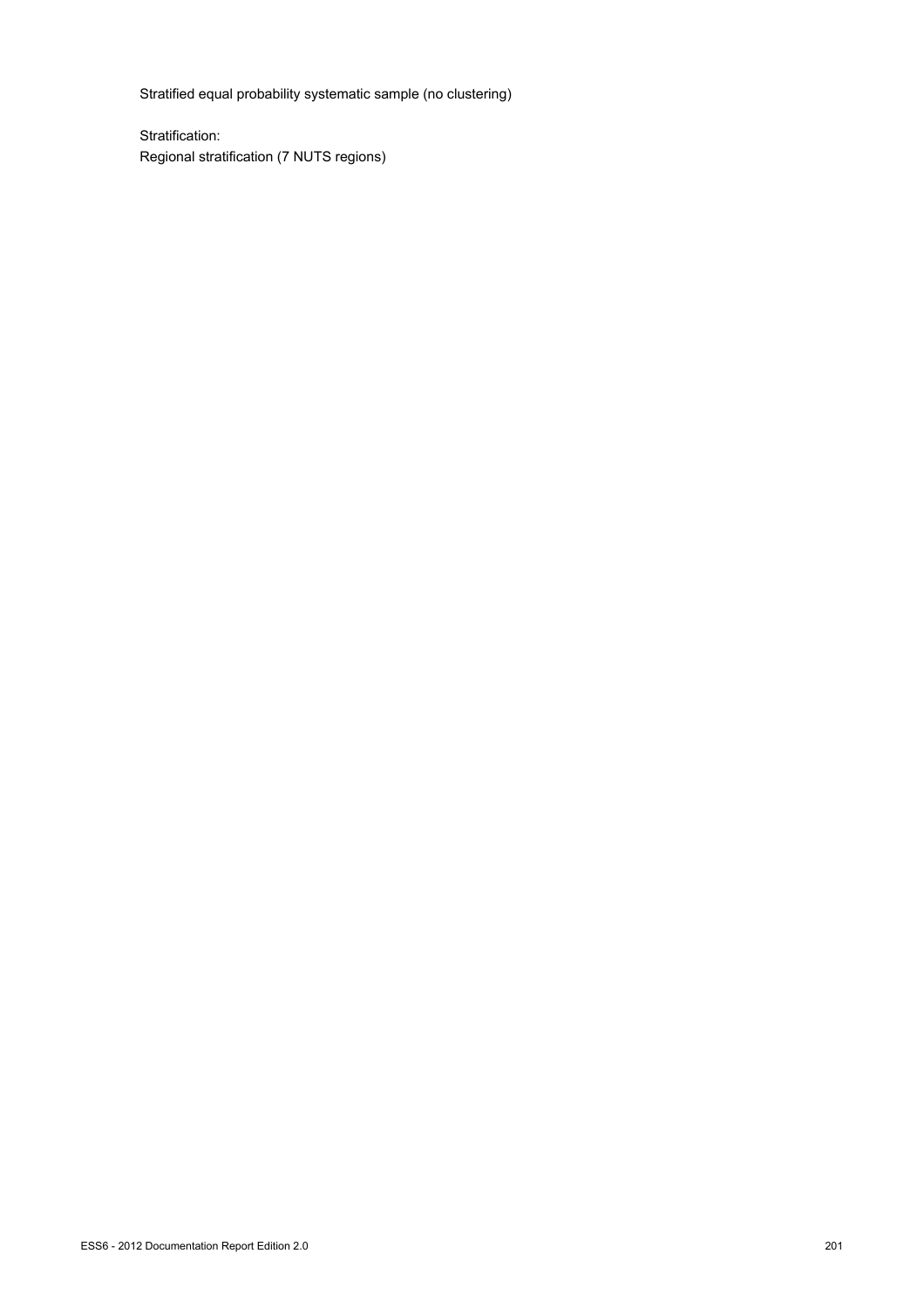Stratified equal probability systematic sample (no clustering)

Stratification:
Regional stratification (7 NUTS regions)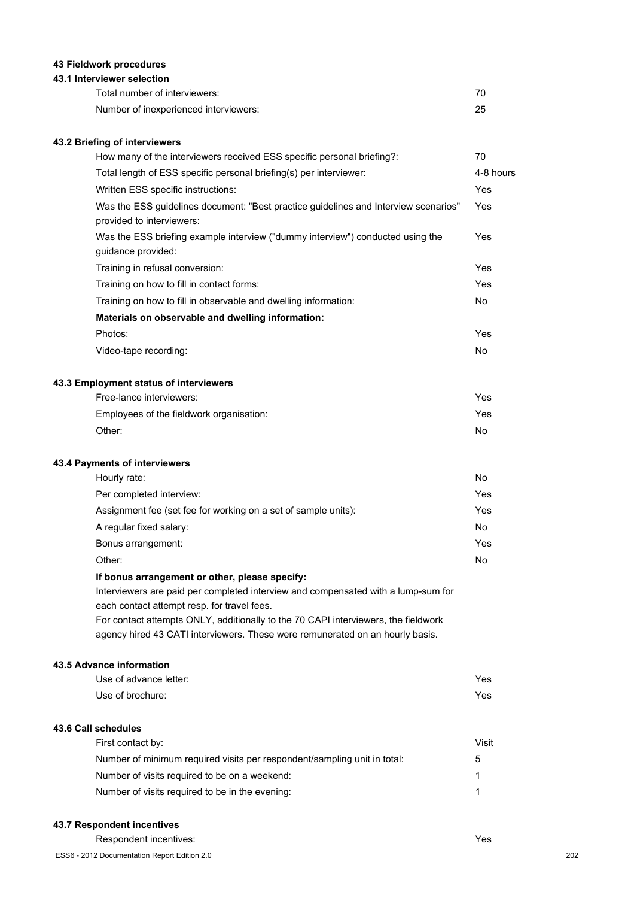### 43 Fieldwork procedures

#### 43.1 Interviewer selection

| | |
|---|---|
| Total number of interviewers: | 70 |
| Number of inexperienced interviewers: | 25 |

#### 43.2 Briefing of interviewers

| | |
|---|---|
| How many of the interviewers received ESS specific personal briefing?: | 70 |
| Total length of ESS specific personal briefing(s) per interviewer: | 4-8 hours |
| Written ESS specific instructions: | Yes |
| Was the ESS guidelines document: "Best practice guidelines and Interview scenarios" provided to interviewers: | Yes |
| Was the ESS briefing example interview ("dummy interview") conducted using the guidance provided: | Yes |
| Training in refusal conversion: | Yes |
| Training on how to fill in contact forms: | Yes |
| Training on how to fill in observable and dwelling information: | No |
| **Materials on observable and dwelling information:** | |
| Photos: | Yes |
| Video-tape recording: | No |

#### 43.3 Employment status of interviewers

| | |
|---|---|
| Free-lance interviewers: | Yes |
| Employees of the fieldwork organisation: | Yes |
| Other: | No |

#### 43.4 Payments of interviewers

| | |
|---|---|
| Hourly rate: | No |
| Per completed interview: | Yes |
| Assignment fee (set fee for working on a set of sample units): | Yes |
| A regular fixed salary: | No |
| Bonus arrangement: | Yes |
| Other: | No |

**If bonus arrangement or other, please specify:**

Interviewers are paid per completed interview and compensated with a lump-sum for each contact attempt resp. for travel fees.
For contact attempts ONLY, additionally to the 70 CAPI interviewers, the fieldwork agency hired 43 CATI interviewers. These were remunerated on an hourly basis.

#### 43.5 Advance information

| | |
|---|---|
| Use of advance letter: | Yes |
| Use of brochure: | Yes |

#### 43.6 Call schedules

| | |
|---|---|
| First contact by: | Visit |
| Number of minimum required visits per respondent/sampling unit in total: | 5 |
| Number of visits required to be on a weekend: | 1 |
| Number of visits required to be in the evening: | 1 |

#### 43.7 Respondent incentives

| | |
|---|---|
| Respondent incentives: | Yes |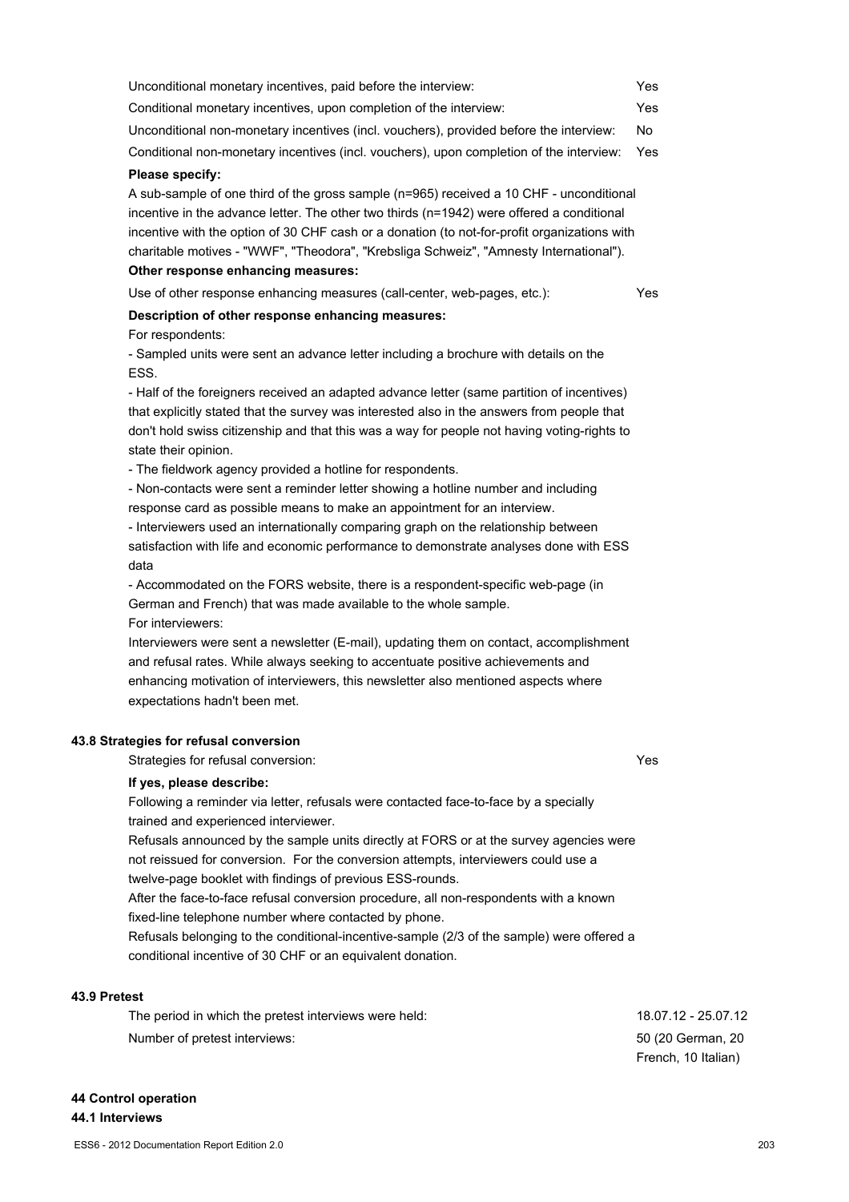| | |
|---|---|
| Unconditional monetary incentives, paid before the interview: | Yes |
| Conditional monetary incentives, upon completion of the interview: | Yes |
| Unconditional non-monetary incentives (incl. vouchers), provided before the interview: | No |
| Conditional non-monetary incentives (incl. vouchers), upon completion of the interview: | Yes |

**Please specify:**

A sub-sample of one third of the gross sample (n=965) received a 10 CHF - unconditional incentive in the advance letter. The other two thirds (n=1942) were offered a conditional incentive with the option of 30 CHF cash or a donation (to not-for-profit organizations with charitable motives - "WWF", "Theodora", "Krebsliga Schweiz", "Amnesty International").

**Other response enhancing measures:**

Use of other response enhancing measures (call-center, web-pages, etc.): Yes

**Description of other response enhancing measures:**

For respondents:

- Sampled units were sent an advance letter including a brochure with details on the ESS.
- Half of the foreigners received an adapted advance letter (same partition of incentives) that explicitly stated that the survey was interested also in the answers from people that don't hold swiss citizenship and that this was a way for people not having voting-rights to state their opinion.
- The fieldwork agency provided a hotline for respondents.
- Non-contacts were sent a reminder letter showing a hotline number and including response card as possible means to make an appointment for an interview.
- Interviewers used an internationally comparing graph on the relationship between satisfaction with life and economic performance to demonstrate analyses done with ESS data
- Accommodated on the FORS website, there is a respondent-specific web-page (in German and French) that was made available to the whole sample.

For interviewers:

Interviewers were sent a newsletter (E-mail), updating them on contact, accomplishment and refusal rates. While always seeking to accentuate positive achievements and enhancing motivation of interviewers, this newsletter also mentioned aspects where expectations hadn't been met.

### 43.8 Strategies for refusal conversion

Strategies for refusal conversion: Yes

**If yes, please describe:**

Following a reminder via letter, refusals were contacted face-to-face by a specially trained and experienced interviewer.

Refusals announced by the sample units directly at FORS or at the survey agencies were not reissued for conversion. For the conversion attempts, interviewers could use a twelve-page booklet with findings of previous ESS-rounds.

After the face-to-face refusal conversion procedure, all non-respondents with a known fixed-line telephone number where contacted by phone.

Refusals belonging to the conditional-incentive-sample (2/3 of the sample) were offered a conditional incentive of 30 CHF or an equivalent donation.

### 43.9 Pretest

| | |
|---|---|
| The period in which the pretest interviews were held: | 18.07.12 - 25.07.12 |
| Number of pretest interviews: | 50 (20 German, 20 French, 10 Italian) |

## 44 Control operation

### 44.1 Interviews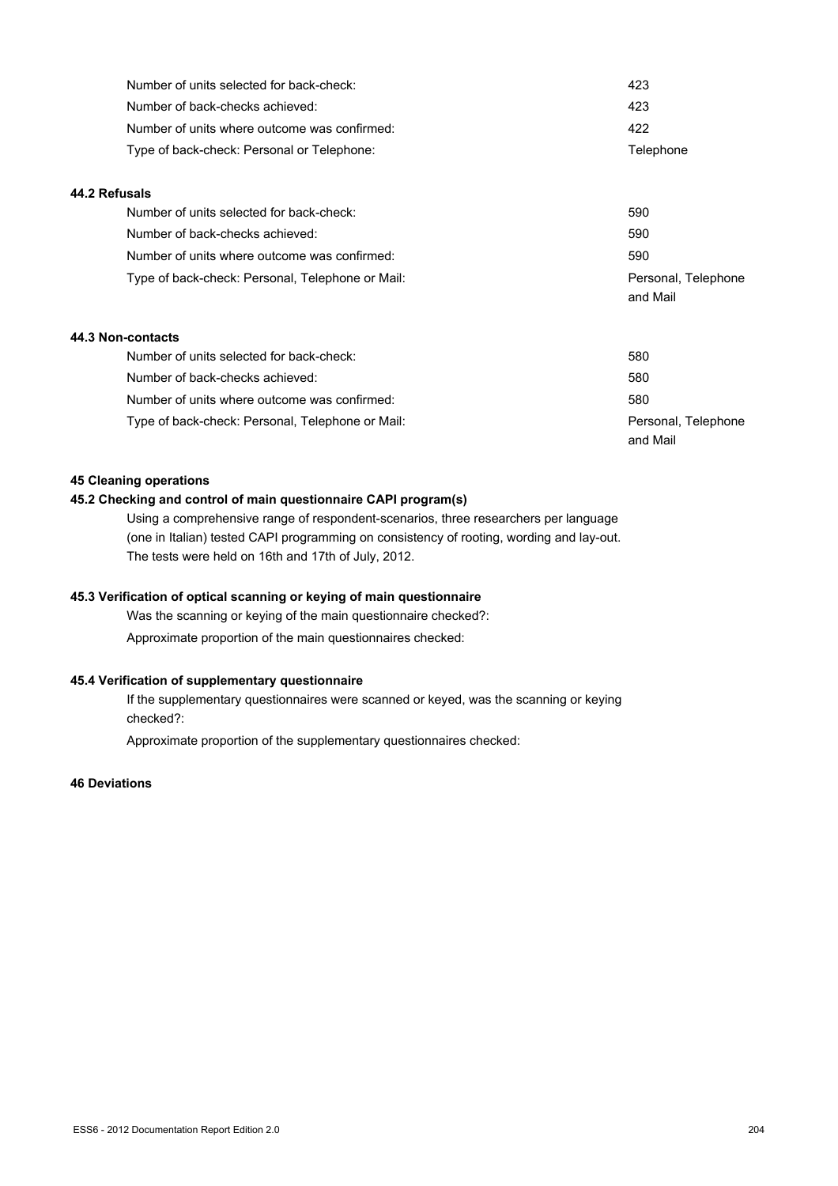| | |
|---|---|
| Number of units selected for back-check: | 423 |
| Number of back-checks achieved: | 423 |
| Number of units where outcome was confirmed: | 422 |
| Type of back-check: Personal or Telephone: | Telephone |

**44.2 Refusals**

| | |
|---|---|
| Number of units selected for back-check: | 590 |
| Number of back-checks achieved: | 590 |
| Number of units where outcome was confirmed: | 590 |
| Type of back-check: Personal, Telephone or Mail: | Personal, Telephone and Mail |

**44.3 Non-contacts**

| | |
|---|---|
| Number of units selected for back-check: | 580 |
| Number of back-checks achieved: | 580 |
| Number of units where outcome was confirmed: | 580 |
| Type of back-check: Personal, Telephone or Mail: | Personal, Telephone and Mail |

**45 Cleaning operations**

**45.2 Checking and control of main questionnaire CAPI program(s)**

Using a comprehensive range of respondent-scenarios, three researchers per language (one in Italian) tested CAPI programming on consistency of rooting, wording and lay-out. The tests were held on 16th and 17th of July, 2012.

**45.3 Verification of optical scanning or keying of main questionnaire**

Was the scanning or keying of the main questionnaire checked?:

Approximate proportion of the main questionnaires checked:

**45.4 Verification of supplementary questionnaire**

If the supplementary questionnaires were scanned or keyed, was the scanning or keying checked?:

Approximate proportion of the supplementary questionnaires checked:

**46 Deviations**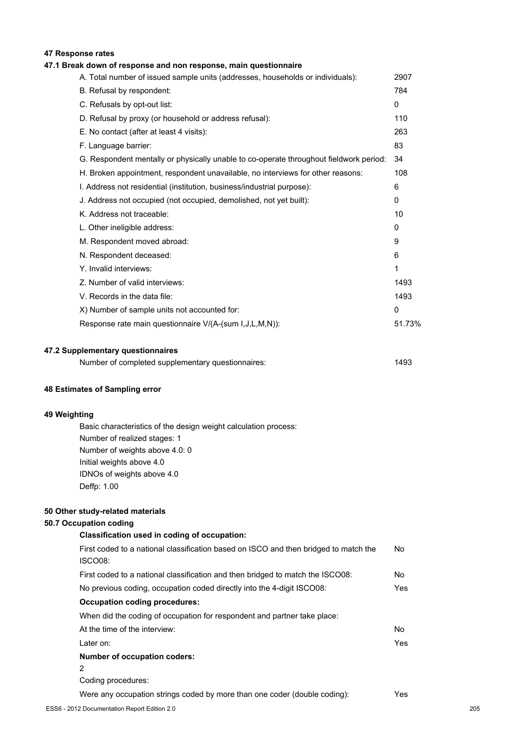## 47 Response rates

### 47.1 Break down of response and non response, main questionnaire

| | |
|---|---|
| A. Total number of issued sample units (addresses, households or individuals): | 2907 |
| B. Refusal by respondent: | 784 |
| C. Refusals by opt-out list: | 0 |
| D. Refusal by proxy (or household or address refusal): | 110 |
| E. No contact (after at least 4 visits): | 263 |
| F. Language barrier: | 83 |
| G. Respondent mentally or physically unable to co-operate throughout fieldwork period: | 34 |
| H. Broken appointment, respondent unavailable, no interviews for other reasons: | 108 |
| I. Address not residential (institution, business/industrial purpose): | 6 |
| J. Address not occupied (not occupied, demolished, not yet built): | 0 |
| K. Address not traceable: | 10 |
| L. Other ineligible address: | 0 |
| M. Respondent moved abroad: | 9 |
| N. Respondent deceased: | 6 |
| Y. Invalid interviews: | 1 |
| Z. Number of valid interviews: | 1493 |
| V. Records in the data file: | 1493 |
| X) Number of sample units not accounted for: | 0 |
| Response rate main questionnaire V/(A-(sum I,J,L,M,N)): | 51.73% |

### 47.2 Supplementary questionnaires

| | |
|---|---|
| Number of completed supplementary questionnaires: | 1493 |

## 48 Estimates of Sampling error

## 49 Weighting

Basic characteristics of the design weight calculation process:
Number of realized stages: 1
Number of weights above 4.0: 0
Initial weights above 4.0
IDNOs of weights above 4.0
Deffp: 1.00

## 50 Other study-related materials

### 50.7 Occupation coding

**Classification used in coding of occupation:**

| | |
|---|---|
| First coded to a national classification based on ISCO and then bridged to match the ISCO08: | No |
| First coded to a national classification and then bridged to match the ISCO08: | No |
| No previous coding, occupation coded directly into the 4-digit ISCO08: | Yes |

**Occupation coding procedures:**

When did the coding of occupation for respondent and partner take place:

| | |
|---|---|
| At the time of the interview: | No |
| Later on: | Yes |

**Number of occupation coders:**

2

Coding procedures:

| | |
|---|---|
| Were any occupation strings coded by more than one coder (double coding): | Yes |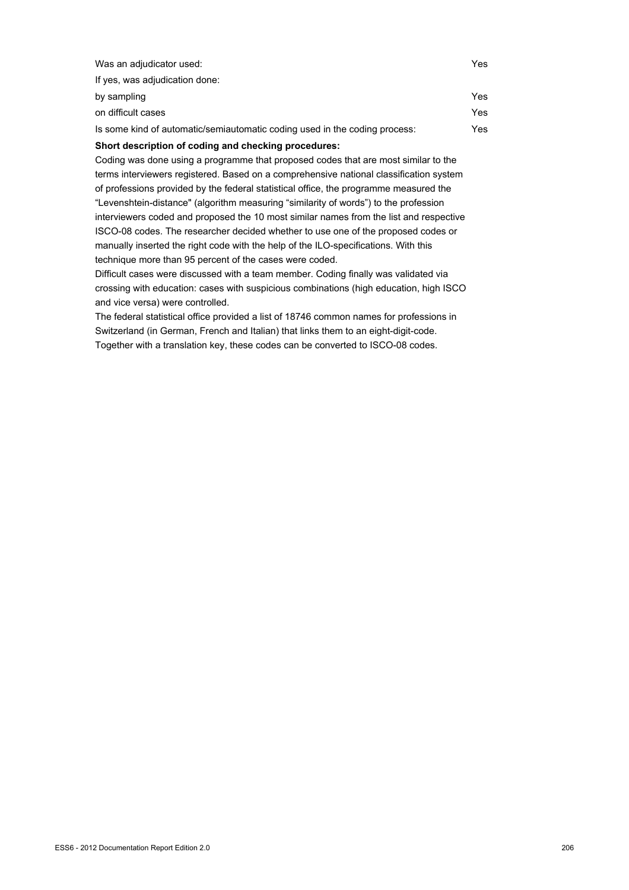| | |
|---|---|
| Was an adjudicator used: | Yes |
| If yes, was adjudication done: | |
| by sampling | Yes |
| on difficult cases | Yes |
| Is some kind of automatic/semiautomatic coding used in the coding process: | Yes |

**Short description of coding and checking procedures:**

Coding was done using a programme that proposed codes that are most similar to the terms interviewers registered. Based on a comprehensive national classification system of professions provided by the federal statistical office, the programme measured the “Levenshtein-distance" (algorithm measuring “similarity of words”) to the profession interviewers coded and proposed the 10 most similar names from the list and respective ISCO-08 codes. The researcher decided whether to use one of the proposed codes or manually inserted the right code with the help of the ILO-specifications. With this technique more than 95 percent of the cases were coded.

Difficult cases were discussed with a team member. Coding finally was validated via crossing with education: cases with suspicious combinations (high education, high ISCO and vice versa) were controlled.

The federal statistical office provided a list of 18746 common names for professions in Switzerland (in German, French and Italian) that links them to an eight-digit-code. Together with a translation key, these codes can be converted to ISCO-08 codes.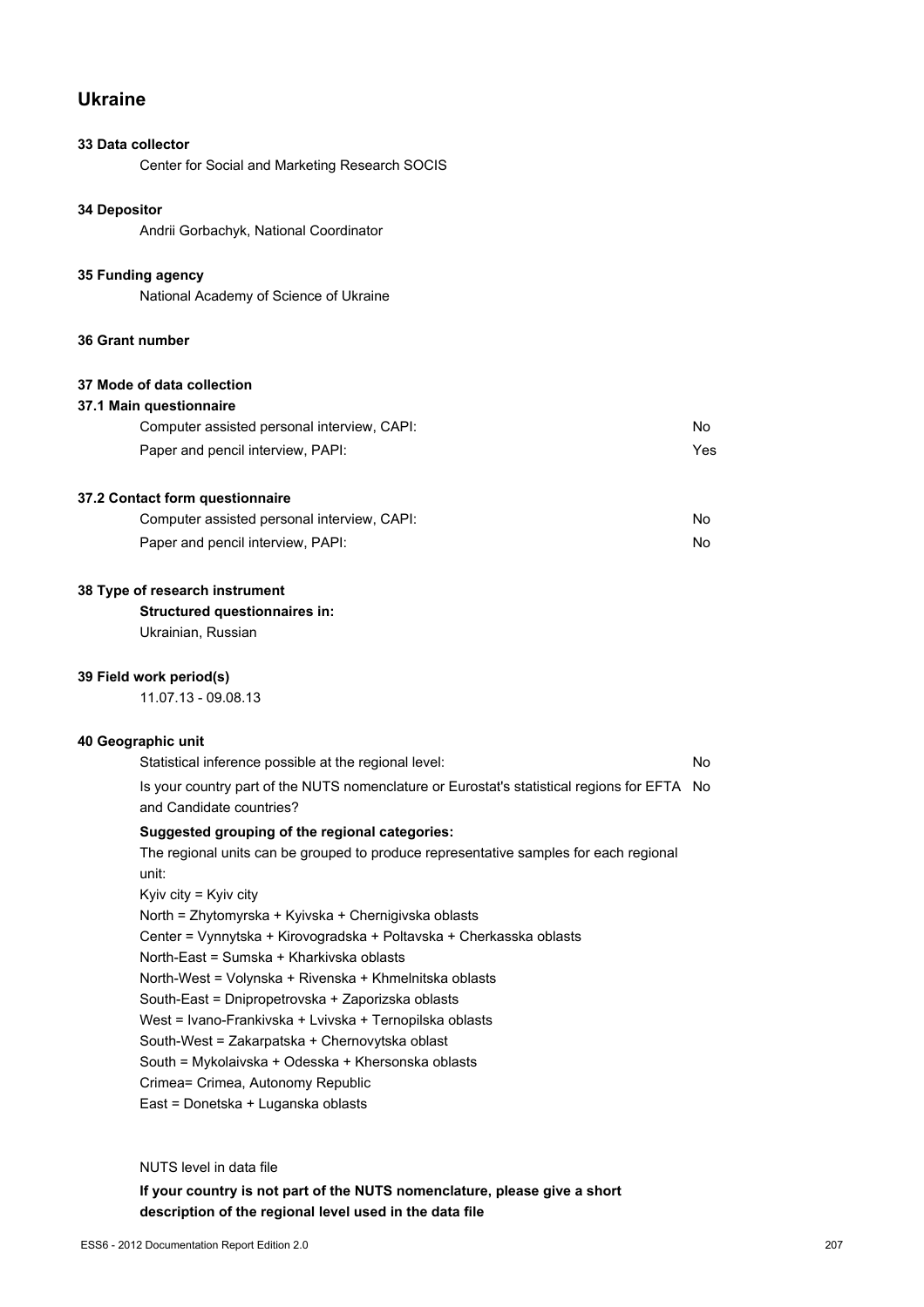# Ukraine

**33 Data collector**

Center for Social and Marketing Research SOCIS

**34 Depositor**

Andrii Gorbachyk, National Coordinator

**35 Funding agency**

National Academy of Science of Ukraine

**36 Grant number**

**37 Mode of data collection**

**37.1 Main questionnaire**

| | |
|---|---|
| Computer assisted personal interview, CAPI: | No |
| Paper and pencil interview, PAPI: | Yes |

**37.2 Contact form questionnaire**

| | |
|---|---|
| Computer assisted personal interview, CAPI: | No |
| Paper and pencil interview, PAPI: | No |

**38 Type of research instrument**

**Structured questionnaires in:**

Ukrainian, Russian

**39 Field work period(s)**

11.07.13 - 09.08.13

**40 Geographic unit**

| | |
|---|---|
| Statistical inference possible at the regional level: | No |
| Is your country part of the NUTS nomenclature or Eurostat's statistical regions for EFTA and Candidate countries? | No |

**Suggested grouping of the regional categories:**

The regional units can be grouped to produce representative samples for each regional unit:

Kyiv city = Kyiv city
North = Zhytomyrska + Kyivska + Chernigivska oblasts
Center = Vynnytska + Kirovogradska + Poltavska + Cherkasska oblasts
North-East = Sumska + Kharkivska oblasts
North-West = Volynska + Rivenska + Khmelnitska oblasts
South-East = Dnipropetrovska + Zaporizska oblasts
West = Ivano-Frankivska + Lvivska + Ternopilska oblasts
South-West = Zakarpatska + Chernovytska oblast
South = Mykolaivska + Odesska + Khersonska oblasts
Crimea= Crimea, Autonomy Republic
East = Donetska + Luganska oblasts

NUTS level in data file

**If your country is not part of the NUTS nomenclature, please give a short description of the regional level used in the data file**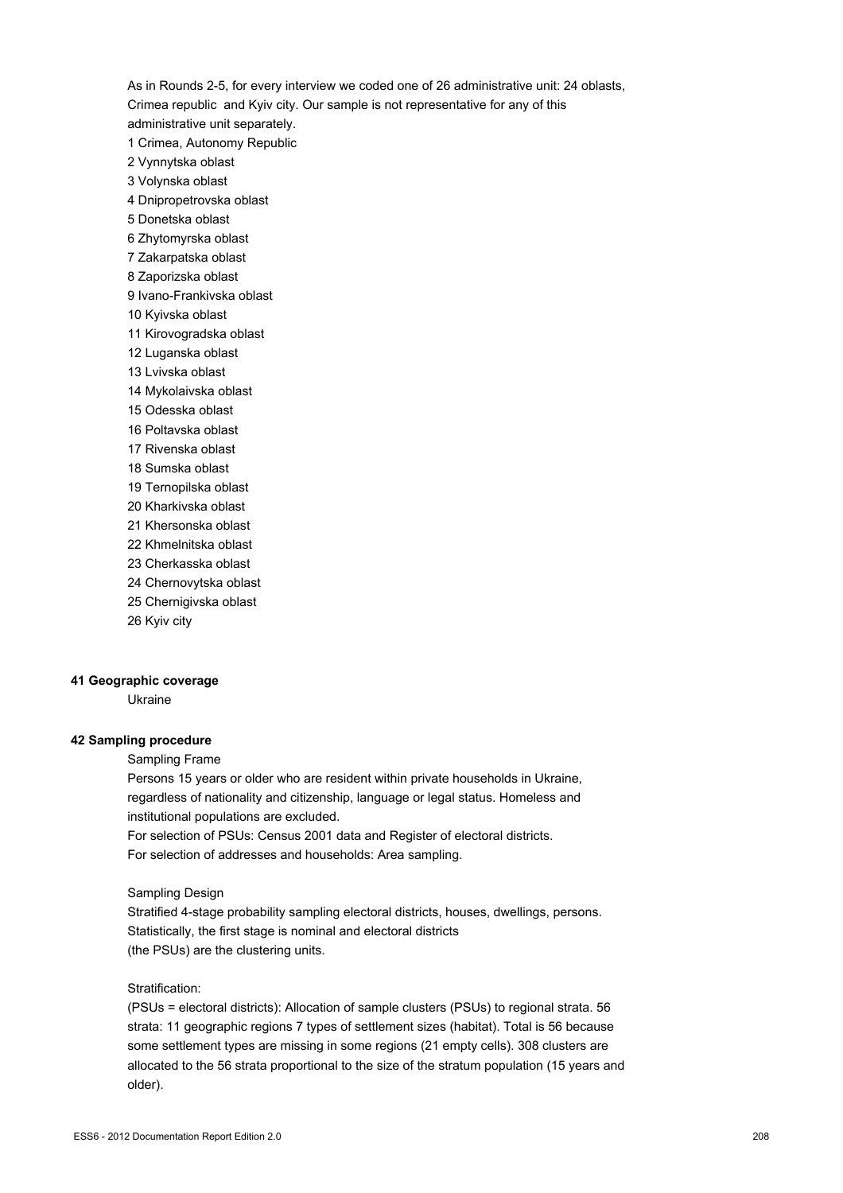As in Rounds 2-5, for every interview we coded one of 26 administrative unit: 24 oblasts, Crimea republic and Kyiv city. Our sample is not representative for any of this administrative unit separately.

1 Crimea, Autonomy Republic
2 Vynnytska oblast
3 Volynska oblast
4 Dnipropetrovska oblast
5 Donetska oblast
6 Zhytomyrska oblast
7 Zakarpatska oblast
8 Zaporizska oblast
9 Ivano-Frankivska oblast
10 Kyivska oblast
11 Kirovogradska oblast
12 Luganska oblast
13 Lvivska oblast
14 Mykolaivska oblast
15 Odesska oblast
16 Poltavska oblast
17 Rivenska oblast
18 Sumska oblast
19 Ternopilska oblast
20 Kharkivska oblast
21 Khersonska oblast
22 Khmelnitska oblast
23 Cherkasska oblast
24 Chernovytska oblast
25 Chernigivska oblast
26 Kyiv city

**41 Geographic coverage**

Ukraine

**42 Sampling procedure**

Sampling Frame

Persons 15 years or older who are resident within private households in Ukraine, regardless of nationality and citizenship, language or legal status. Homeless and institutional populations are excluded.

For selection of PSUs: Census 2001 data and Register of electoral districts.

For selection of addresses and households: Area sampling.

Sampling Design

Stratified 4-stage probability sampling electoral districts, houses, dwellings, persons. Statistically, the first stage is nominal and electoral districts (the PSUs) are the clustering units.

Stratification:

(PSUs = electoral districts): Allocation of sample clusters (PSUs) to regional strata. 56 strata: 11 geographic regions 7 types of settlement sizes (habitat). Total is 56 because some settlement types are missing in some regions (21 empty cells). 308 clusters are allocated to the 56 strata proportional to the size of the stratum population (15 years and older).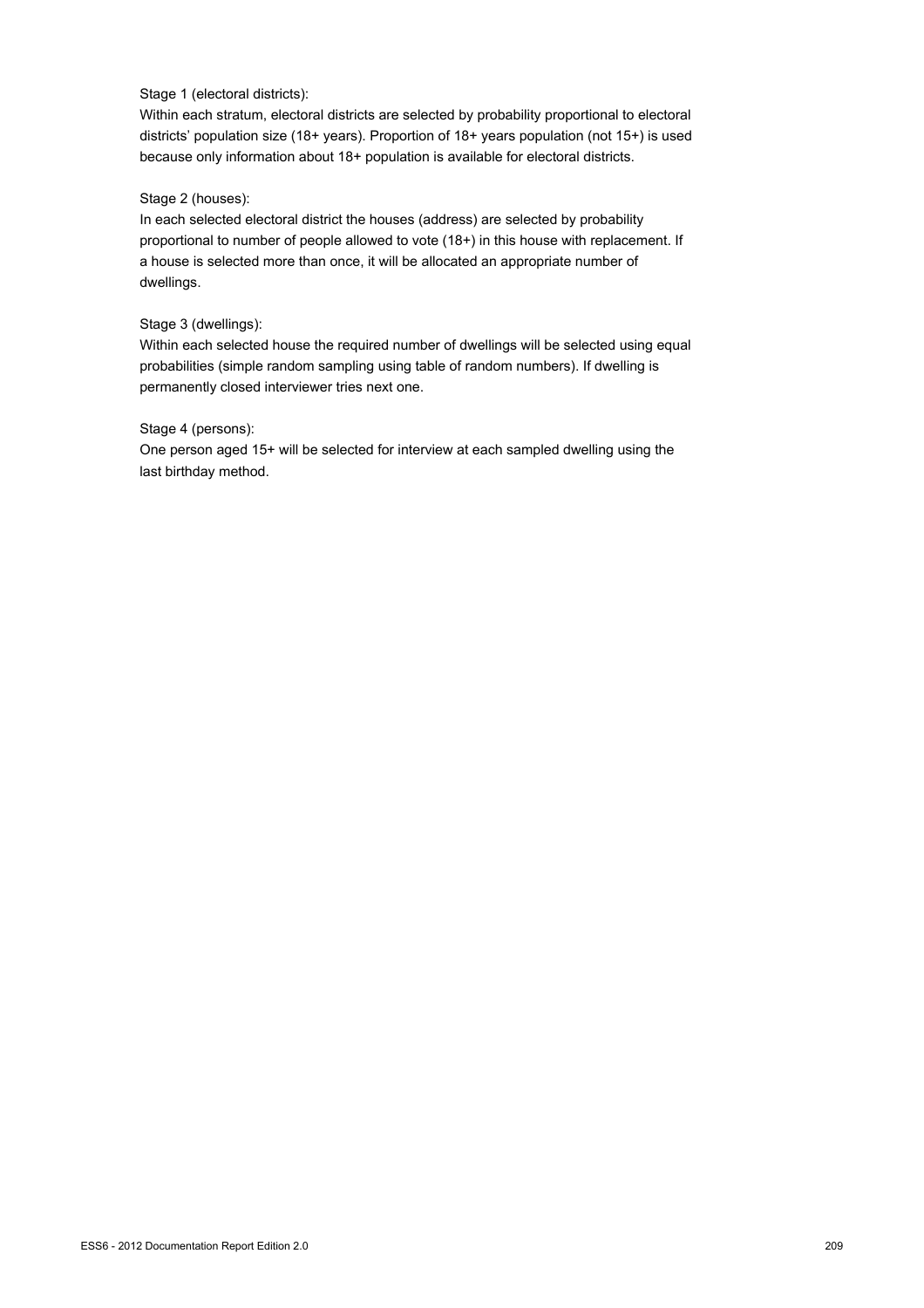Stage 1 (electoral districts):
Within each stratum, electoral districts are selected by probability proportional to electoral districts' population size (18+ years). Proportion of 18+ years population (not 15+) is used because only information about 18+ population is available for electoral districts.

Stage 2 (houses):
In each selected electoral district the houses (address) are selected by probability proportional to number of people allowed to vote (18+) in this house with replacement. If a house is selected more than once, it will be allocated an appropriate number of dwellings.

Stage 3 (dwellings):
Within each selected house the required number of dwellings will be selected using equal probabilities (simple random sampling using table of random numbers). If dwelling is permanently closed interviewer tries next one.

Stage 4 (persons):
One person aged 15+ will be selected for interview at each sampled dwelling using the last birthday method.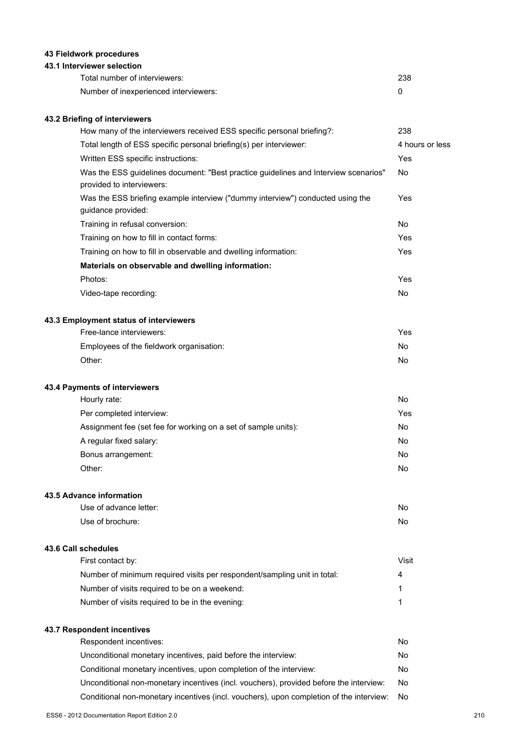## 43 Fieldwork procedures

### 43.1 Interviewer selection

| | |
|---|---|
| Total number of interviewers: | 238 |
| Number of inexperienced interviewers: | 0 |

### 43.2 Briefing of interviewers

| | |
|---|---|
| How many of the interviewers received ESS specific personal briefing?: | 238 |
| Total length of ESS specific personal briefing(s) per interviewer: | 4 hours or less |
| Written ESS specific instructions: | Yes |
| Was the ESS guidelines document: "Best practice guidelines and Interview scenarios" provided to interviewers: | No |
| Was the ESS briefing example interview ("dummy interview") conducted using the guidance provided: | Yes |
| Training in refusal conversion: | No |
| Training on how to fill in contact forms: | Yes |
| Training on how to fill in observable and dwelling information: | Yes |
| **Materials on observable and dwelling information:** | |
| Photos: | Yes |
| Video-tape recording: | No |

### 43.3 Employment status of interviewers

| | |
|---|---|
| Free-lance interviewers: | Yes |
| Employees of the fieldwork organisation: | No |
| Other: | No |

### 43.4 Payments of interviewers

| | |
|---|---|
| Hourly rate: | No |
| Per completed interview: | Yes |
| Assignment fee (set fee for working on a set of sample units): | No |
| A regular fixed salary: | No |
| Bonus arrangement: | No |
| Other: | No |

### 43.5 Advance information

| | |
|---|---|
| Use of advance letter: | No |
| Use of brochure: | No |

### 43.6 Call schedules

| | |
|---|---|
| First contact by: | Visit |
| Number of minimum required visits per respondent/sampling unit in total: | 4 |
| Number of visits required to be on a weekend: | 1 |
| Number of visits required to be in the evening: | 1 |

### 43.7 Respondent incentives

| | |
|---|---|
| Respondent incentives: | No |
| Unconditional monetary incentives, paid before the interview: | No |
| Conditional monetary incentives, upon completion of the interview: | No |
| Unconditional non-monetary incentives (incl. vouchers), provided before the interview: | No |
| Conditional non-monetary incentives (incl. vouchers), upon completion of the interview: | No |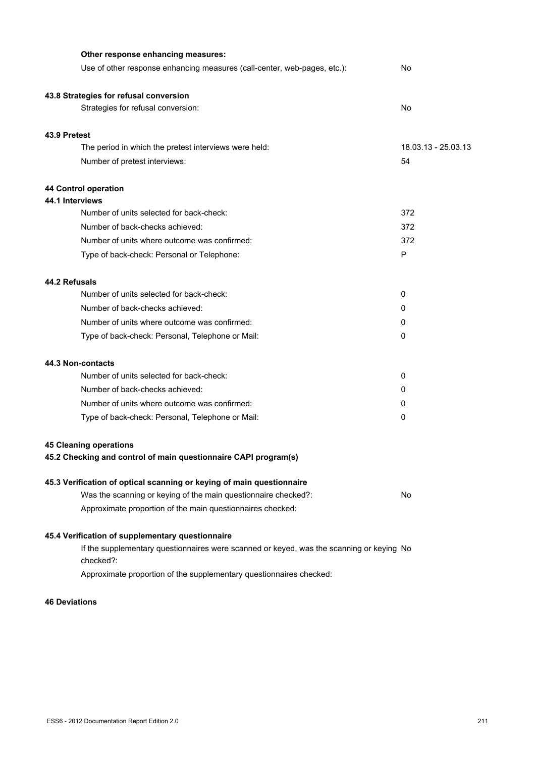**Other response enhancing measures:**

| | |
|---|---|
| Use of other response enhancing measures (call-center, web-pages, etc.): | No |

**43.8 Strategies for refusal conversion**

| | |
|---|---|
| Strategies for refusal conversion: | No |

**43.9 Pretest**

| | |
|---|---|
| The period in which the pretest interviews were held: | 18.03.13 - 25.03.13 |
| Number of pretest interviews: | 54 |

**44 Control operation**

**44.1 Interviews**

| | |
|---|---|
| Number of units selected for back-check: | 372 |
| Number of back-checks achieved: | 372 |
| Number of units where outcome was confirmed: | 372 |
| Type of back-check: Personal or Telephone: | P |

**44.2 Refusals**

| | |
|---|---|
| Number of units selected for back-check: | 0 |
| Number of back-checks achieved: | 0 |
| Number of units where outcome was confirmed: | 0 |
| Type of back-check: Personal, Telephone or Mail: | 0 |

**44.3 Non-contacts**

| | |
|---|---|
| Number of units selected for back-check: | 0 |
| Number of back-checks achieved: | 0 |
| Number of units where outcome was confirmed: | 0 |
| Type of back-check: Personal, Telephone or Mail: | 0 |

**45 Cleaning operations**

**45.2 Checking and control of main questionnaire CAPI program(s)**

**45.3 Verification of optical scanning or keying of main questionnaire**

| | |
|---|---|
| Was the scanning or keying of the main questionnaire checked?: | No |
| Approximate proportion of the main questionnaires checked: | |

**45.4 Verification of supplementary questionnaire**

| | |
|---|---|
| If the supplementary questionnaires were scanned or keyed, was the scanning or keying checked?: | No |
| Approximate proportion of the supplementary questionnaires checked: | |

**46 Deviations**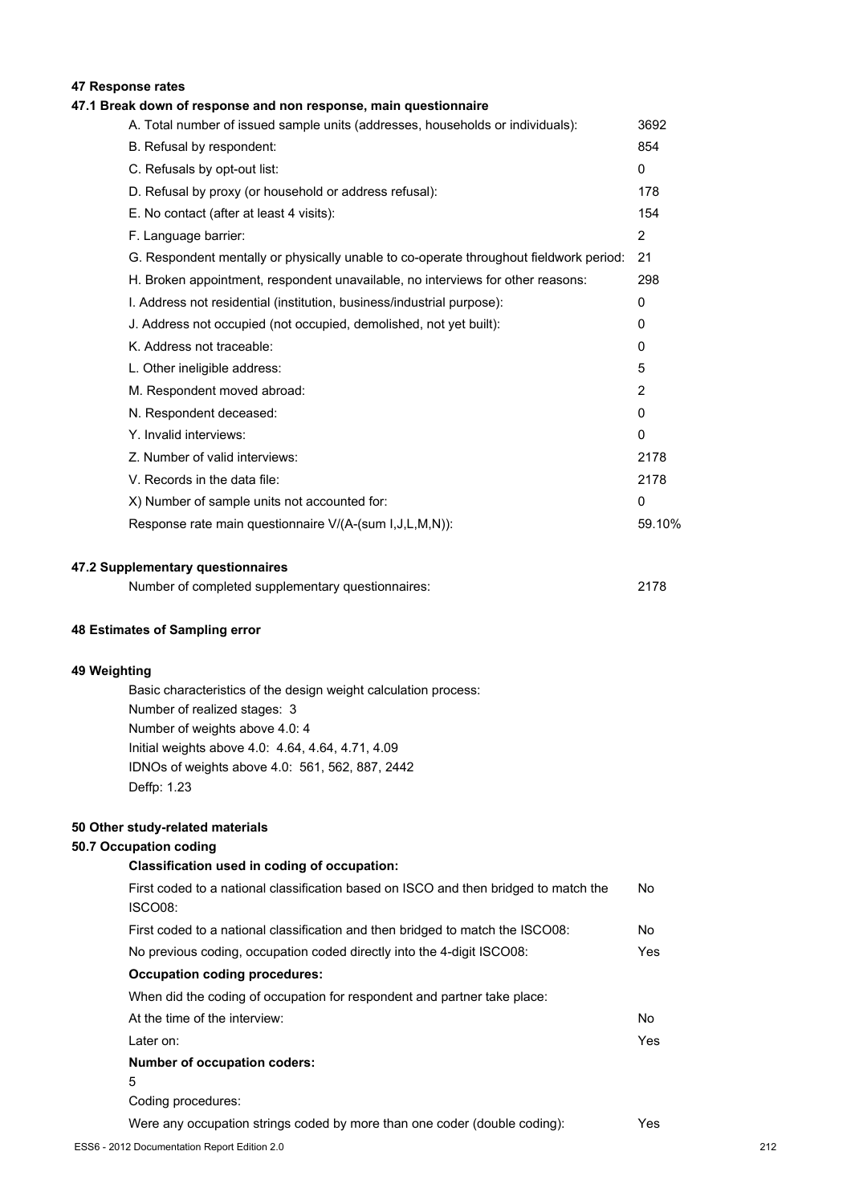## 47 Response rates

### 47.1 Break down of response and non response, main questionnaire

| | |
|---|---|
| A. Total number of issued sample units (addresses, households or individuals): | 3692 |
| B. Refusal by respondent: | 854 |
| C. Refusals by opt-out list: | 0 |
| D. Refusal by proxy (or household or address refusal): | 178 |
| E. No contact (after at least 4 visits): | 154 |
| F. Language barrier: | 2 |
| G. Respondent mentally or physically unable to co-operate throughout fieldwork period: | 21 |
| H. Broken appointment, respondent unavailable, no interviews for other reasons: | 298 |
| I. Address not residential (institution, business/industrial purpose): | 0 |
| J. Address not occupied (not occupied, demolished, not yet built): | 0 |
| K. Address not traceable: | 0 |
| L. Other ineligible address: | 5 |
| M. Respondent moved abroad: | 2 |
| N. Respondent deceased: | 0 |
| Y. Invalid interviews: | 0 |
| Z. Number of valid interviews: | 2178 |
| V. Records in the data file: | 2178 |
| X) Number of sample units not accounted for: | 0 |
| Response rate main questionnaire V/(A-(sum I,J,L,M,N)): | 59.10% |

### 47.2 Supplementary questionnaires

| | |
|---|---|
| Number of completed supplementary questionnaires: | 2178 |

## 48 Estimates of Sampling error

## 49 Weighting

Basic characteristics of the design weight calculation process:
Number of realized stages: 3
Number of weights above 4.0: 4
Initial weights above 4.0: 4.64, 4.64, 4.71, 4.09
IDNOs of weights above 4.0: 561, 562, 887, 2442
Deffp: 1.23

## 50 Other study-related materials

### 50.7 Occupation coding

**Classification used in coding of occupation:**

| | |
|---|---|
| First coded to a national classification based on ISCO and then bridged to match the ISCO08: | No |
| First coded to a national classification and then bridged to match the ISCO08: | No |
| No previous coding, occupation coded directly into the 4-digit ISCO08: | Yes |

**Occupation coding procedures:**

When did the coding of occupation for respondent and partner take place:

| | |
|---|---|
| At the time of the interview: | No |
| Later on: | Yes |

**Number of occupation coders:**

5

Coding procedures:

| | |
|---|---|
| Were any occupation strings coded by more than one coder (double coding): | Yes |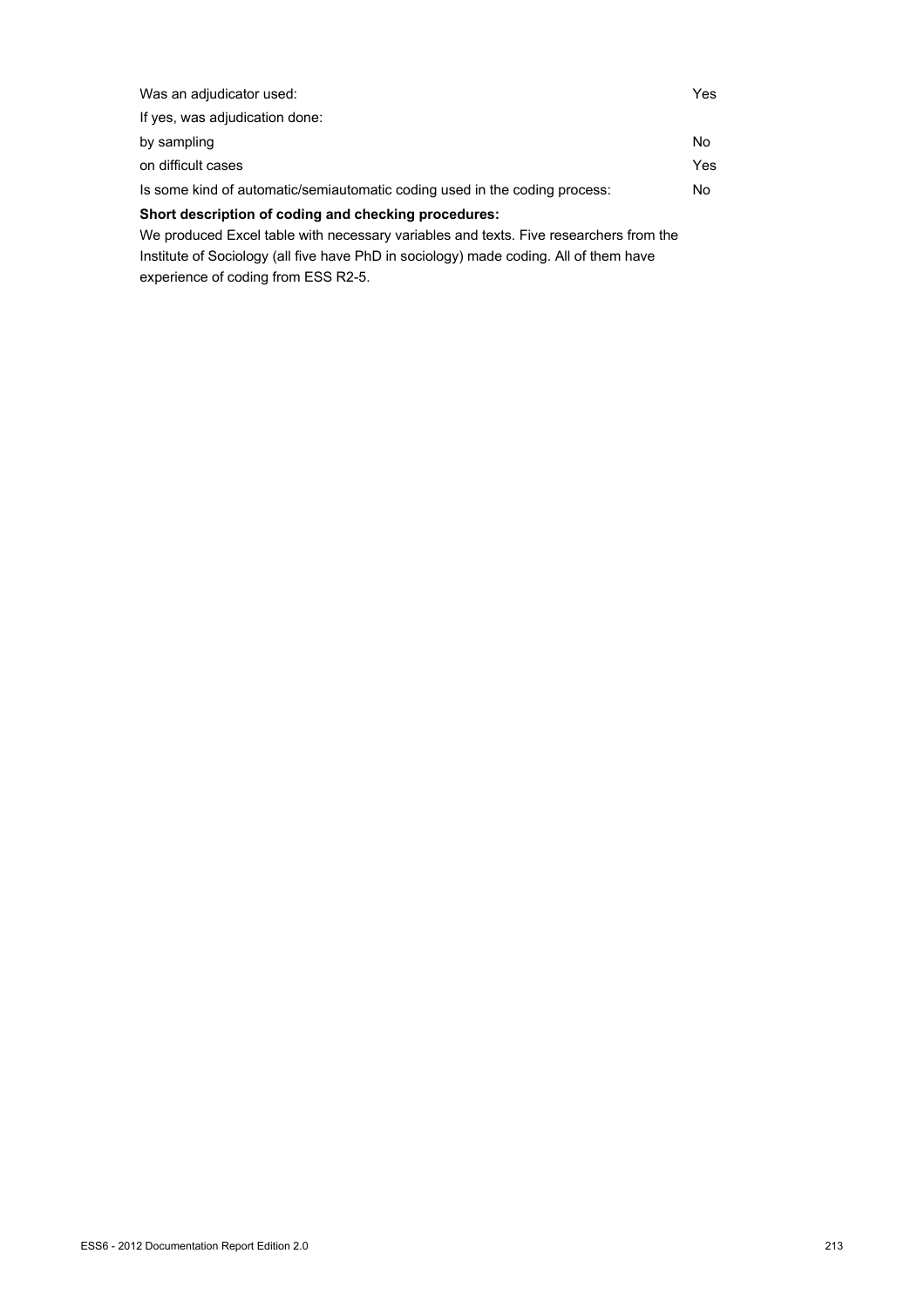| | |
|---|---|
| Was an adjudicator used: | Yes |
| If yes, was adjudication done: | |
| by sampling | No |
| on difficult cases | Yes |
| Is some kind of automatic/semiautomatic coding used in the coding process: | No |

**Short description of coding and checking procedures:**

We produced Excel table with necessary variables and texts. Five researchers from the Institute of Sociology (all five have PhD in sociology) made coding. All of them have experience of coding from ESS R2-5.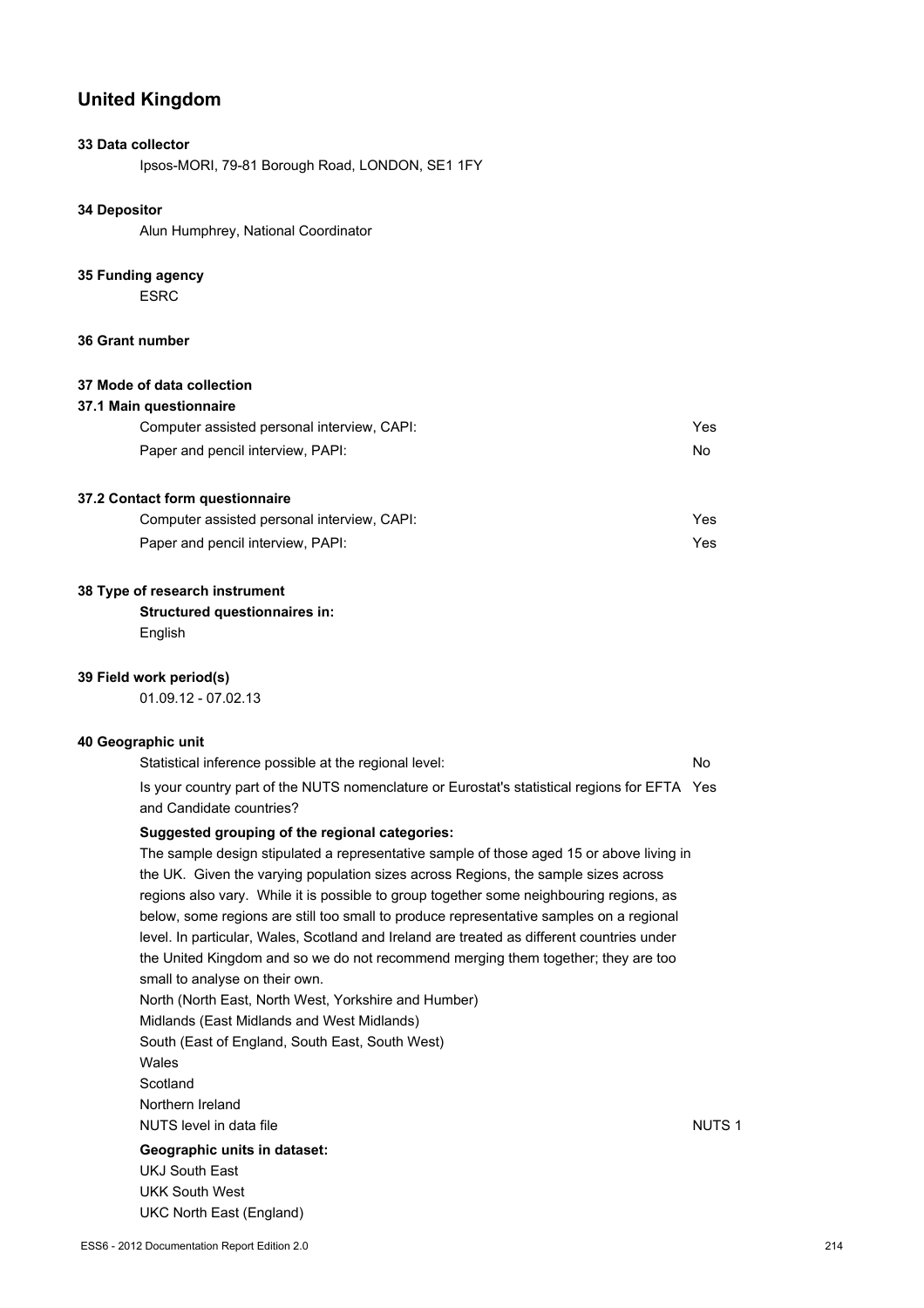## United Kingdom

**33 Data collector**

Ipsos-MORI, 79-81 Borough Road, LONDON, SE1 1FY

**34 Depositor**

Alun Humphrey, National Coordinator

**35 Funding agency**

ESRC

**36 Grant number**

**37 Mode of data collection**

**37.1 Main questionnaire**

| | |
|---|---|
| Computer assisted personal interview, CAPI: | Yes |
| Paper and pencil interview, PAPI: | No |

**37.2 Contact form questionnaire**

| | |
|---|---|
| Computer assisted personal interview, CAPI: | Yes |
| Paper and pencil interview, PAPI: | Yes |

**38 Type of research instrument**

**Structured questionnaires in:**

English

**39 Field work period(s)**

01.09.12 - 07.02.13

**40 Geographic unit**

| | |
|---|---|
| Statistical inference possible at the regional level: | No |
| Is your country part of the NUTS nomenclature or Eurostat's statistical regions for EFTA and Candidate countries? | Yes |

**Suggested grouping of the regional categories:**

The sample design stipulated a representative sample of those aged 15 or above living in the UK. Given the varying population sizes across Regions, the sample sizes across regions also vary. While it is possible to group together some neighbouring regions, as below, some regions are still too small to produce representative samples on a regional level. In particular, Wales, Scotland and Ireland are treated as different countries under the United Kingdom and so we do not recommend merging them together; they are too small to analyse on their own.

North (North East, North West, Yorkshire and Humber)
Midlands (East Midlands and West Midlands)
South (East of England, South East, South West)
Wales
Scotland
Northern Ireland

| | |
|---|---|
| NUTS level in data file | NUTS 1 |

**Geographic units in dataset:**

UKJ South East
UKK South West
UKC North East (England)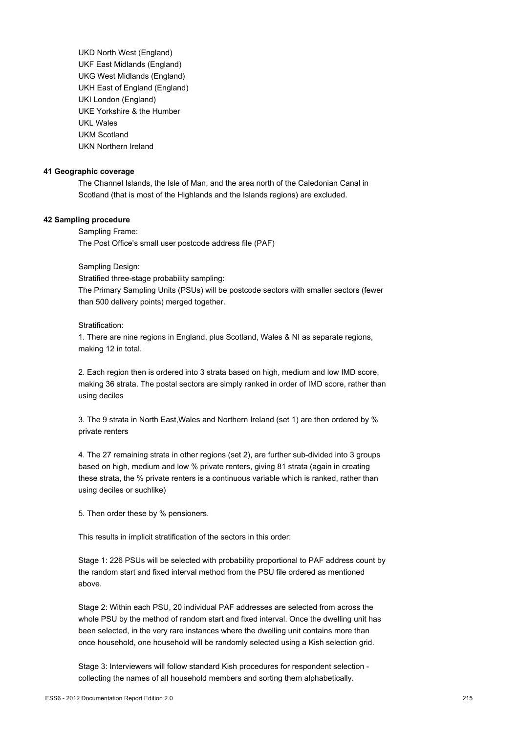UKD North West (England)
UKF East Midlands (England)
UKG West Midlands (England)
UKH East of England (England)
UKI London (England)
UKE Yorkshire & the Humber
UKL Wales
UKM Scotland
UKN Northern Ireland

**41 Geographic coverage**

The Channel Islands, the Isle of Man, and the area north of the Caledonian Canal in Scotland (that is most of the Highlands and the Islands regions) are excluded.

**42 Sampling procedure**

Sampling Frame:
The Post Office's small user postcode address file (PAF)

Sampling Design:
Stratified three-stage probability sampling:
The Primary Sampling Units (PSUs) will be postcode sectors with smaller sectors (fewer than 500 delivery points) merged together.

Stratification:
1. There are nine regions in England, plus Scotland, Wales & NI as separate regions, making 12 in total.

2. Each region then is ordered into 3 strata based on high, medium and low IMD score, making 36 strata. The postal sectors are simply ranked in order of IMD score, rather than using deciles

3. The 9 strata in North East,Wales and Northern Ireland (set 1) are then ordered by % private renters

4. The 27 remaining strata in other regions (set 2), are further sub-divided into 3 groups based on high, medium and low % private renters, giving 81 strata (again in creating these strata, the % private renters is a continuous variable which is ranked, rather than using deciles or suchlike)

5. Then order these by % pensioners.

This results in implicit stratification of the sectors in this order:

Stage 1: 226 PSUs will be selected with probability proportional to PAF address count by the random start and fixed interval method from the PSU file ordered as mentioned above.

Stage 2: Within each PSU, 20 individual PAF addresses are selected from across the whole PSU by the method of random start and fixed interval. Once the dwelling unit has been selected, in the very rare instances where the dwelling unit contains more than once household, one household will be randomly selected using a Kish selection grid.

Stage 3: Interviewers will follow standard Kish procedures for respondent selection - collecting the names of all household members and sorting them alphabetically.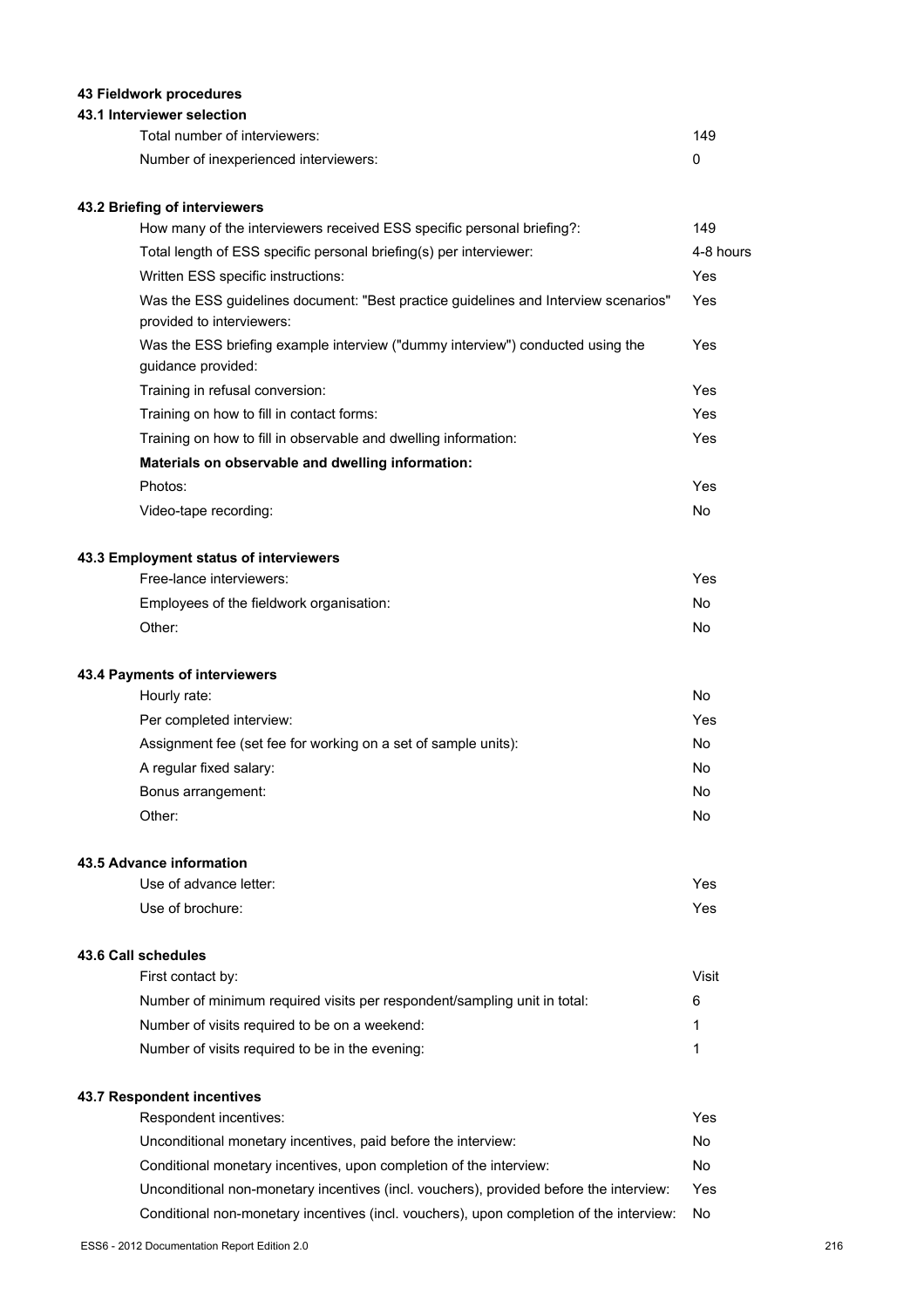## 43 Fieldwork procedures

### 43.1 Interviewer selection

| | |
|---|---|
| Total number of interviewers: | 149 |
| Number of inexperienced interviewers: | 0 |

### 43.2 Briefing of interviewers

| | |
|---|---|
| How many of the interviewers received ESS specific personal briefing?: | 149 |
| Total length of ESS specific personal briefing(s) per interviewer: | 4-8 hours |
| Written ESS specific instructions: | Yes |
| Was the ESS guidelines document: "Best practice guidelines and Interview scenarios" provided to interviewers: | Yes |
| Was the ESS briefing example interview ("dummy interview") conducted using the guidance provided: | Yes |
| Training in refusal conversion: | Yes |
| Training on how to fill in contact forms: | Yes |
| Training on how to fill in observable and dwelling information: | Yes |
| **Materials on observable and dwelling information:** | |
| Photos: | Yes |
| Video-tape recording: | No |

### 43.3 Employment status of interviewers

| | |
|---|---|
| Free-lance interviewers: | Yes |
| Employees of the fieldwork organisation: | No |
| Other: | No |

### 43.4 Payments of interviewers

| | |
|---|---|
| Hourly rate: | No |
| Per completed interview: | Yes |
| Assignment fee (set fee for working on a set of sample units): | No |
| A regular fixed salary: | No |
| Bonus arrangement: | No |
| Other: | No |

### 43.5 Advance information

| | |
|---|---|
| Use of advance letter: | Yes |
| Use of brochure: | Yes |

### 43.6 Call schedules

| | |
|---|---|
| First contact by: | Visit |
| Number of minimum required visits per respondent/sampling unit in total: | 6 |
| Number of visits required to be on a weekend: | 1 |
| Number of visits required to be in the evening: | 1 |

### 43.7 Respondent incentives

| | |
|---|---|
| Respondent incentives: | Yes |
| Unconditional monetary incentives, paid before the interview: | No |
| Conditional monetary incentives, upon completion of the interview: | No |
| Unconditional non-monetary incentives (incl. vouchers), provided before the interview: | Yes |
| Conditional non-monetary incentives (incl. vouchers), upon completion of the interview: | No |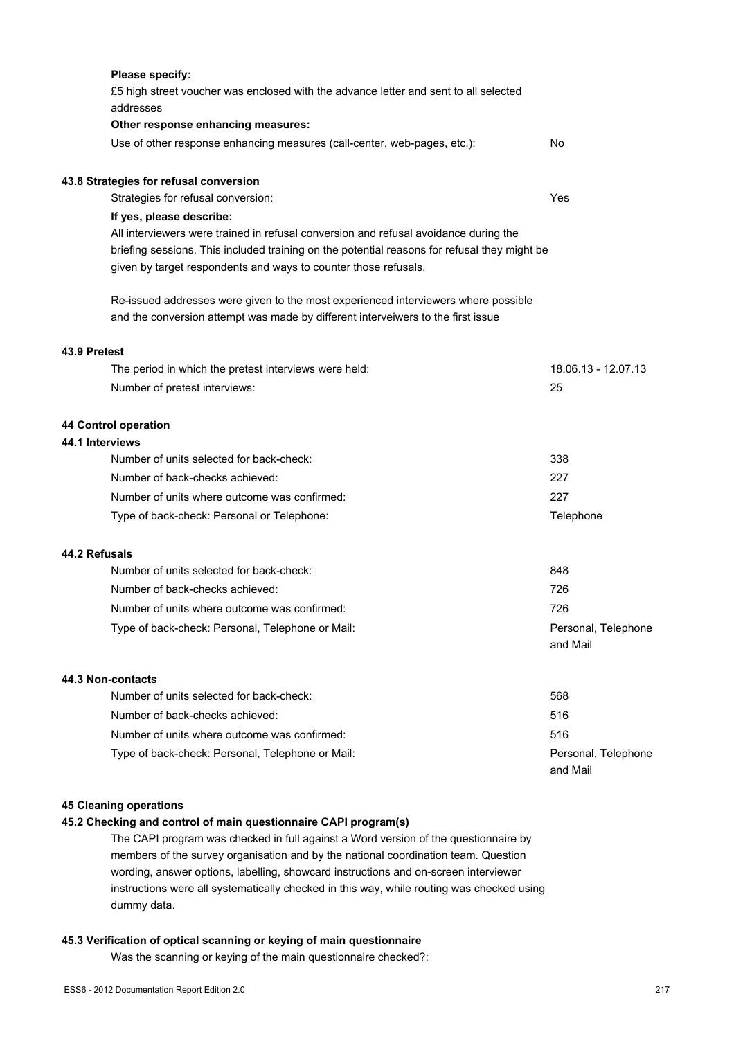**Please specify:**

£5 high street voucher was enclosed with the advance letter and sent to all selected addresses

**Other response enhancing measures:**

| | |
|---|---|
| Use of other response enhancing measures (call-center, web-pages, etc.): | No |

**43.8 Strategies for refusal conversion**

| | |
|---|---|
| Strategies for refusal conversion: | Yes |

**If yes, please describe:**

All interviewers were trained in refusal conversion and refusal avoidance during the briefing sessions. This included training on the potential reasons for refusal they might be given by target respondents and ways to counter those refusals.

Re-issued addresses were given to the most experienced interviewers where possible and the conversion attempt was made by different interveiwers to the first issue

**43.9 Pretest**

| | |
|---|---|
| The period in which the pretest interviews were held: | 18.06.13 - 12.07.13 |
| Number of pretest interviews: | 25 |

**44 Control operation**

**44.1 Interviews**

| | |
|---|---|
| Number of units selected for back-check: | 338 |
| Number of back-checks achieved: | 227 |
| Number of units where outcome was confirmed: | 227 |
| Type of back-check: Personal or Telephone: | Telephone |

**44.2 Refusals**

| | |
|---|---|
| Number of units selected for back-check: | 848 |
| Number of back-checks achieved: | 726 |
| Number of units where outcome was confirmed: | 726 |
| Type of back-check: Personal, Telephone or Mail: | Personal, Telephone and Mail |

**44.3 Non-contacts**

| | |
|---|---|
| Number of units selected for back-check: | 568 |
| Number of back-checks achieved: | 516 |
| Number of units where outcome was confirmed: | 516 |
| Type of back-check: Personal, Telephone or Mail: | Personal, Telephone and Mail |

**45 Cleaning operations**

**45.2 Checking and control of main questionnaire CAPI program(s)**

The CAPI program was checked in full against a Word version of the questionnaire by members of the survey organisation and by the national coordination team. Question wording, answer options, labelling, showcard instructions and on-screen interviewer instructions were all systematically checked in this way, while routing was checked using dummy data.

**45.3 Verification of optical scanning or keying of main questionnaire**

Was the scanning or keying of the main questionnaire checked?: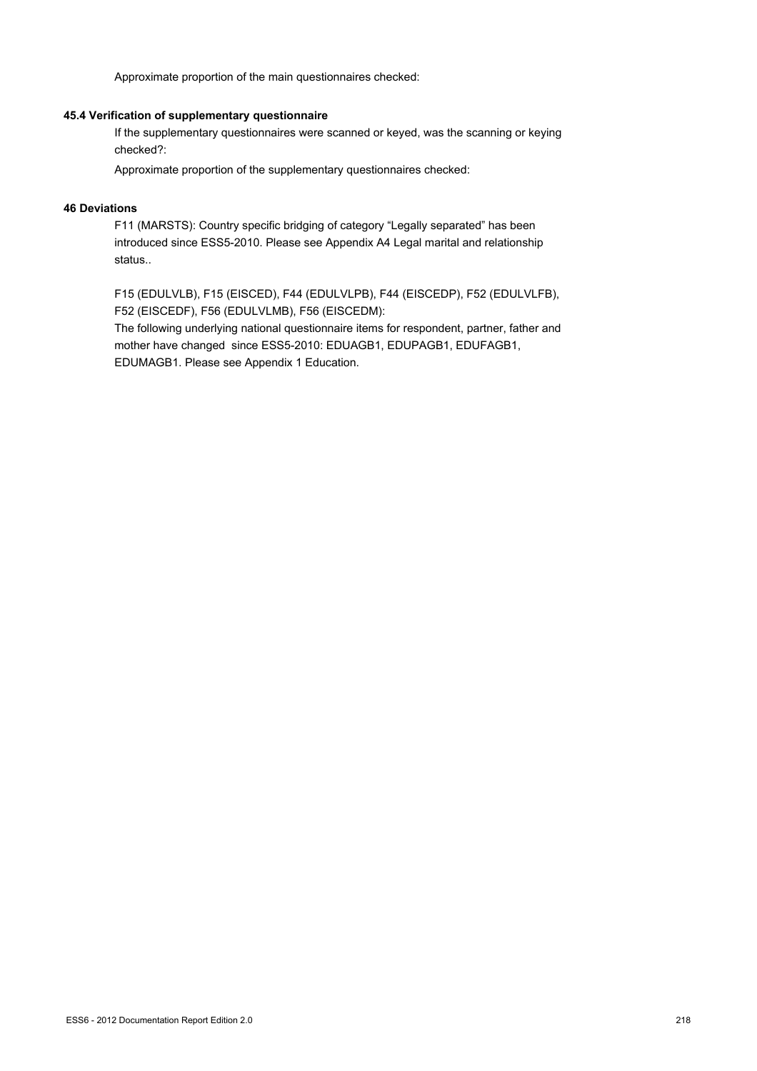Approximate proportion of the main questionnaires checked:

### 45.4 Verification of supplementary questionnaire

If the supplementary questionnaires were scanned or keyed, was the scanning or keying checked?:

Approximate proportion of the supplementary questionnaires checked:

### 46 Deviations

F11 (MARSTS): Country specific bridging of category “Legally separated” has been introduced since ESS5-2010. Please see Appendix A4 Legal marital and relationship status..

F15 (EDULVLB), F15 (EISCED), F44 (EDULVLPB), F44 (EISCEDP), F52 (EDULVLFB), F52 (EISCEDF), F56 (EDULVLMB), F56 (EISCEDM):
The following underlying national questionnaire items for respondent, partner, father and mother have changed since ESS5-2010: EDUAGB1, EDUPAGB1, EDUFAGB1, EDUMAGB1. Please see Appendix 1 Education.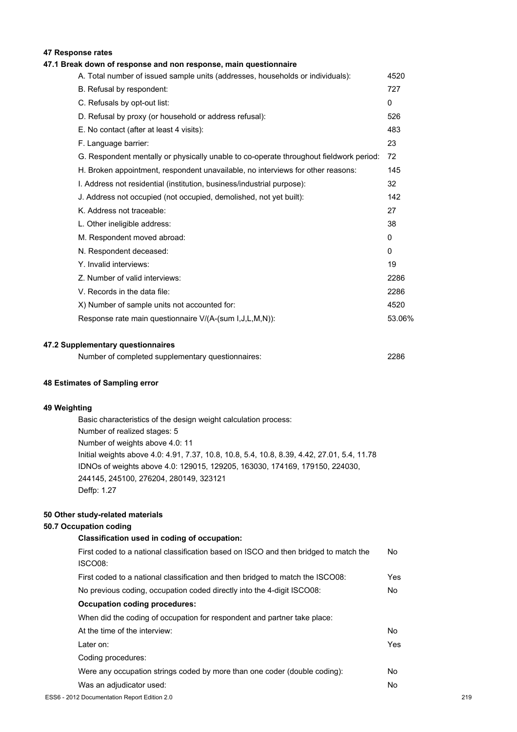## 47 Response rates

### 47.1 Break down of response and non response, main questionnaire

| | |
|---|---|
| A. Total number of issued sample units (addresses, households or individuals): | 4520 |
| B. Refusal by respondent: | 727 |
| C. Refusals by opt-out list: | 0 |
| D. Refusal by proxy (or household or address refusal): | 526 |
| E. No contact (after at least 4 visits): | 483 |
| F. Language barrier: | 23 |
| G. Respondent mentally or physically unable to co-operate throughout fieldwork period: | 72 |
| H. Broken appointment, respondent unavailable, no interviews for other reasons: | 145 |
| I. Address not residential (institution, business/industrial purpose): | 32 |
| J. Address not occupied (not occupied, demolished, not yet built): | 142 |
| K. Address not traceable: | 27 |
| L. Other ineligible address: | 38 |
| M. Respondent moved abroad: | 0 |
| N. Respondent deceased: | 0 |
| Y. Invalid interviews: | 19 |
| Z. Number of valid interviews: | 2286 |
| V. Records in the data file: | 2286 |
| X) Number of sample units not accounted for: | 4520 |
| Response rate main questionnaire V/(A-(sum I,J,L,M,N)): | 53.06% |

### 47.2 Supplementary questionnaires

| | |
|---|---|
| Number of completed supplementary questionnaires: | 2286 |

## 48 Estimates of Sampling error

## 49 Weighting

Basic characteristics of the design weight calculation process:
Number of realized stages: 5
Number of weights above 4.0: 11
Initial weights above 4.0: 4.91, 7.37, 10.8, 10.8, 5.4, 10.8, 8.39, 4.42, 27.01, 5.4, 11.78
IDNOs of weights above 4.0: 129015, 129205, 163030, 174169, 179150, 224030, 244145, 245100, 276204, 280149, 323121
Deffp: 1.27

## 50 Other study-related materials

### 50.7 Occupation coding

**Classification used in coding of occupation:**

| | |
|---|---|
| First coded to a national classification based on ISCO and then bridged to match the ISCO08: | No |
| First coded to a national classification and then bridged to match the ISCO08: | Yes |
| No previous coding, occupation coded directly into the 4-digit ISCO08: | No |

**Occupation coding procedures:**

When did the coding of occupation for respondent and partner take place:

| | |
|---|---|
| At the time of the interview: | No |
| Later on: | Yes |

Coding procedures:

| | |
|---|---|
| Were any occupation strings coded by more than one coder (double coding): | No |
| Was an adjudicator used: | No |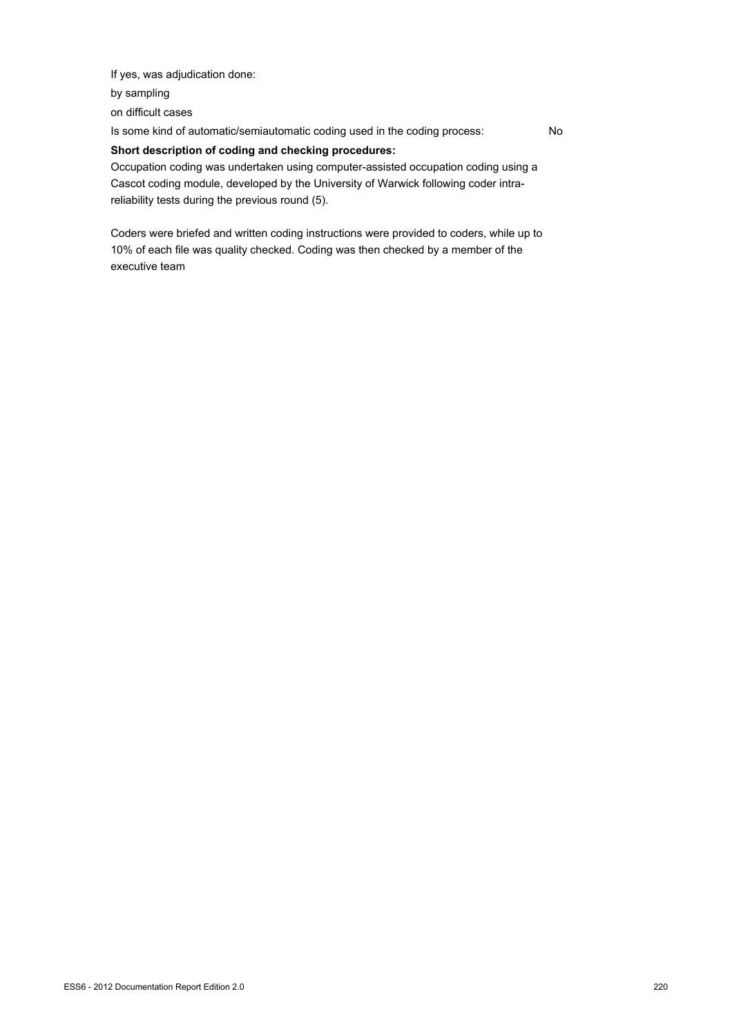If yes, was adjudication done:

by sampling

on difficult cases

Is some kind of automatic/semiautomatic coding used in the coding process: No

**Short description of coding and checking procedures:**

Occupation coding was undertaken using computer-assisted occupation coding using a Cascot coding module, developed by the University of Warwick following coder intra-reliability tests during the previous round (5).

Coders were briefed and written coding instructions were provided to coders, while up to 10% of each file was quality checked. Coding was then checked by a member of the executive team